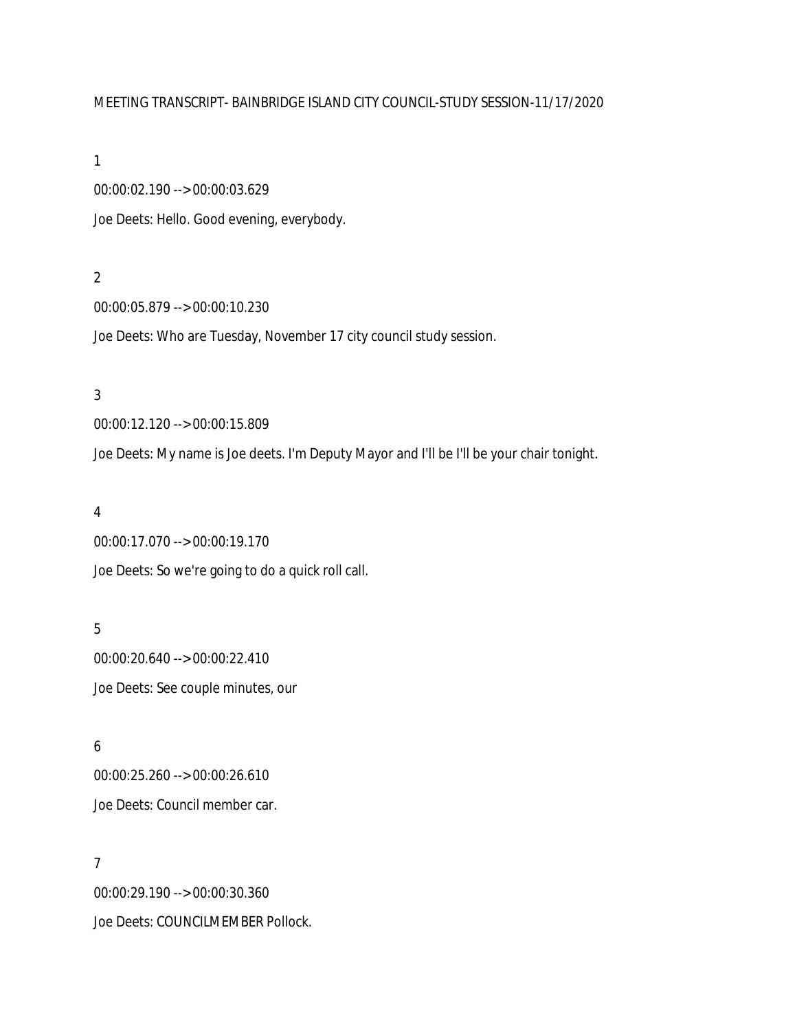MEETING TRANSCRIPT- BAINBRIDGE ISLAND CITY COUNCIL-STUDY SESSION-11/17/2020

1

00:00:02.190 --> 00:00:03.629

Joe Deets: Hello. Good evening, everybody.

2

00:00:05.879 --> 00:00:10.230

Joe Deets: Who are Tuesday, November 17 city council study session.

3

00:00:12.120 --> 00:00:15.809

Joe Deets: My name is Joe deets. I'm Deputy Mayor and I'll be I'll be your chair tonight.

4

00:00:17.070 --> 00:00:19.170

Joe Deets: So we're going to do a quick roll call.

5

00:00:20.640 --> 00:00:22.410

Joe Deets: See couple minutes, our

6

00:00:25.260 --> 00:00:26.610

Joe Deets: Council member car.

7

00:00:29.190 --> 00:00:30.360

Joe Deets: COUNCILMEMBER Pollock.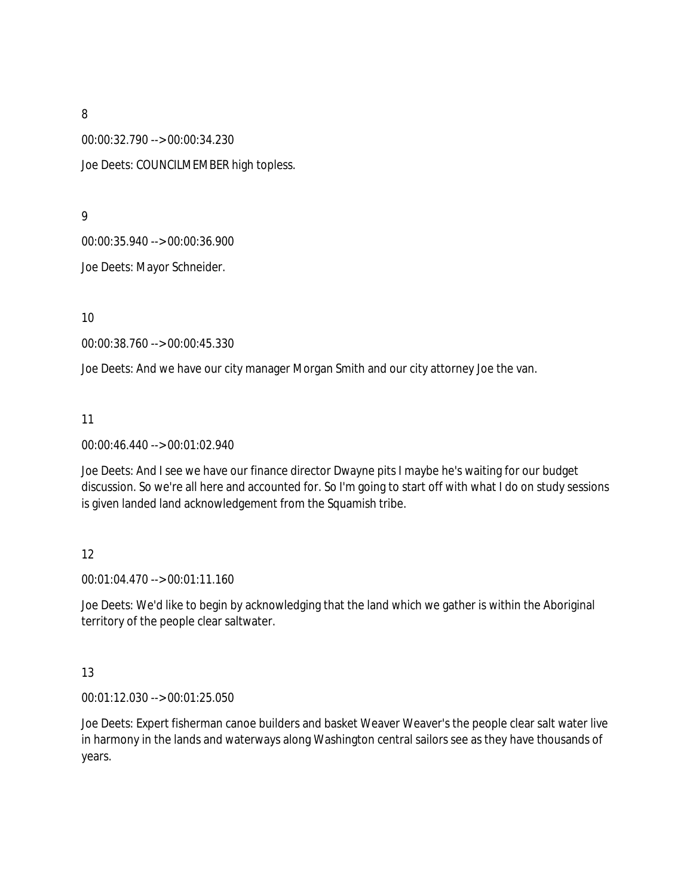8

00:00:32.790 --> 00:00:34.230

Joe Deets: COUNCILMEMBER high topless.

9

00:00:35.940 --> 00:00:36.900

Joe Deets: Mayor Schneider.

10

00:00:38.760 --> 00:00:45.330

Joe Deets: And we have our city manager Morgan Smith and our city attorney Joe the van.

11

00:00:46.440 --> 00:01:02.940

Joe Deets: And I see we have our finance director Dwayne pits I maybe he's waiting for our budget discussion. So we're all here and accounted for. So I'm going to start off with what I do on study sessions is given landed land acknowledgement from the Squamish tribe.

12

00:01:04.470 --> 00:01:11.160

Joe Deets: We'd like to begin by acknowledging that the land which we gather is within the Aboriginal territory of the people clear saltwater.

13

00:01:12.030 --> 00:01:25.050

Joe Deets: Expert fisherman canoe builders and basket Weaver Weaver's the people clear salt water live in harmony in the lands and waterways along Washington central sailors see as they have thousands of years.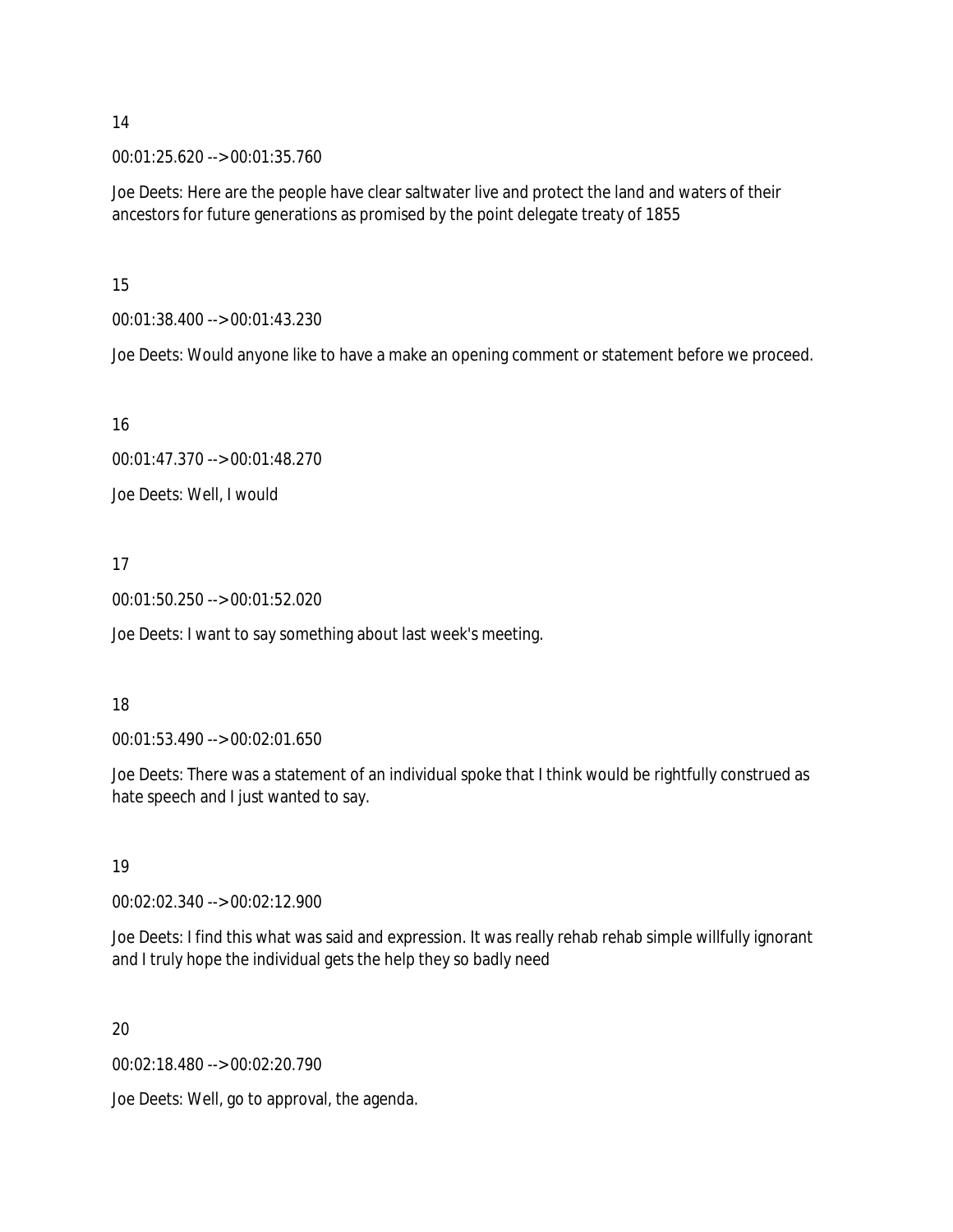14

00:01:25.620 --> 00:01:35.760

Joe Deets: Here are the people have clear saltwater live and protect the land and waters of their ancestors for future generations as promised by the point delegate treaty of 1855

15

00:01:38.400 --> 00:01:43.230

Joe Deets: Would anyone like to have a make an opening comment or statement before we proceed.

16

00:01:47.370 --> 00:01:48.270

Joe Deets: Well, I would

17

00:01:50.250 --> 00:01:52.020

Joe Deets: I want to say something about last week's meeting.

18

00:01:53.490 --> 00:02:01.650

Joe Deets: There was a statement of an individual spoke that I think would be rightfully construed as hate speech and I just wanted to say.

19

00:02:02.340 --> 00:02:12.900

Joe Deets: I find this what was said and expression. It was really rehab rehab simple willfully ignorant and I truly hope the individual gets the help they so badly need

20

00:02:18.480 --> 00:02:20.790

Joe Deets: Well, go to approval, the agenda.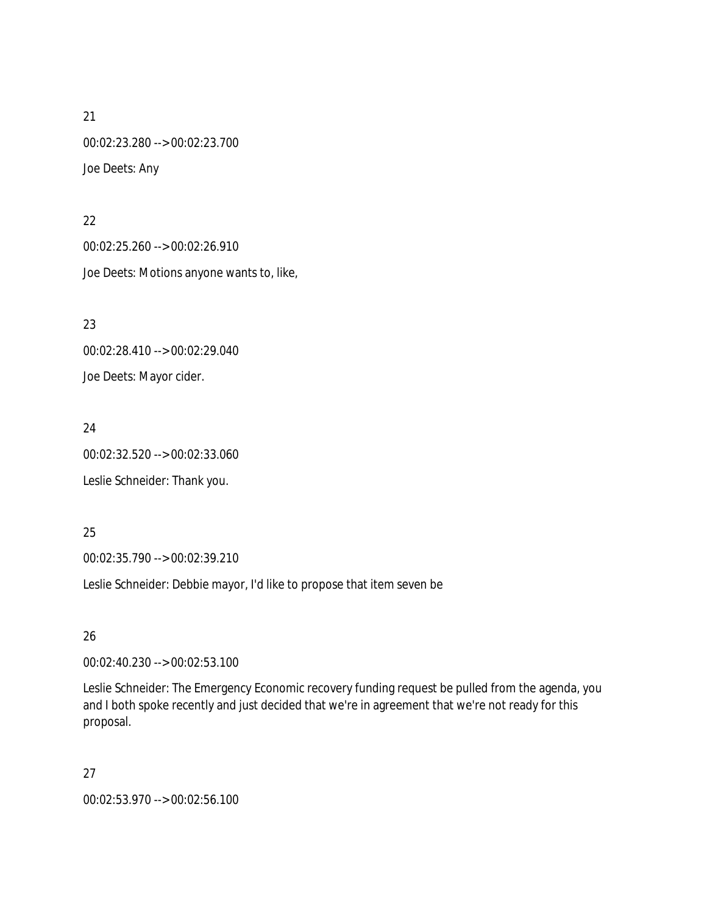21

00:02:23.280 --> 00:02:23.700

Joe Deets: Any

22

00:02:25.260 --> 00:02:26.910

Joe Deets: Motions anyone wants to, like,

23

00:02:28.410 --> 00:02:29.040

Joe Deets: Mayor cider.

24

00:02:32.520 --> 00:02:33.060

Leslie Schneider: Thank you.

25

00:02:35.790 --> 00:02:39.210

Leslie Schneider: Debbie mayor, I'd like to propose that item seven be

26

00:02:40.230 --> 00:02:53.100

Leslie Schneider: The Emergency Economic recovery funding request be pulled from the agenda, you and I both spoke recently and just decided that we're in agreement that we're not ready for this proposal.

27

00:02:53.970 --> 00:02:56.100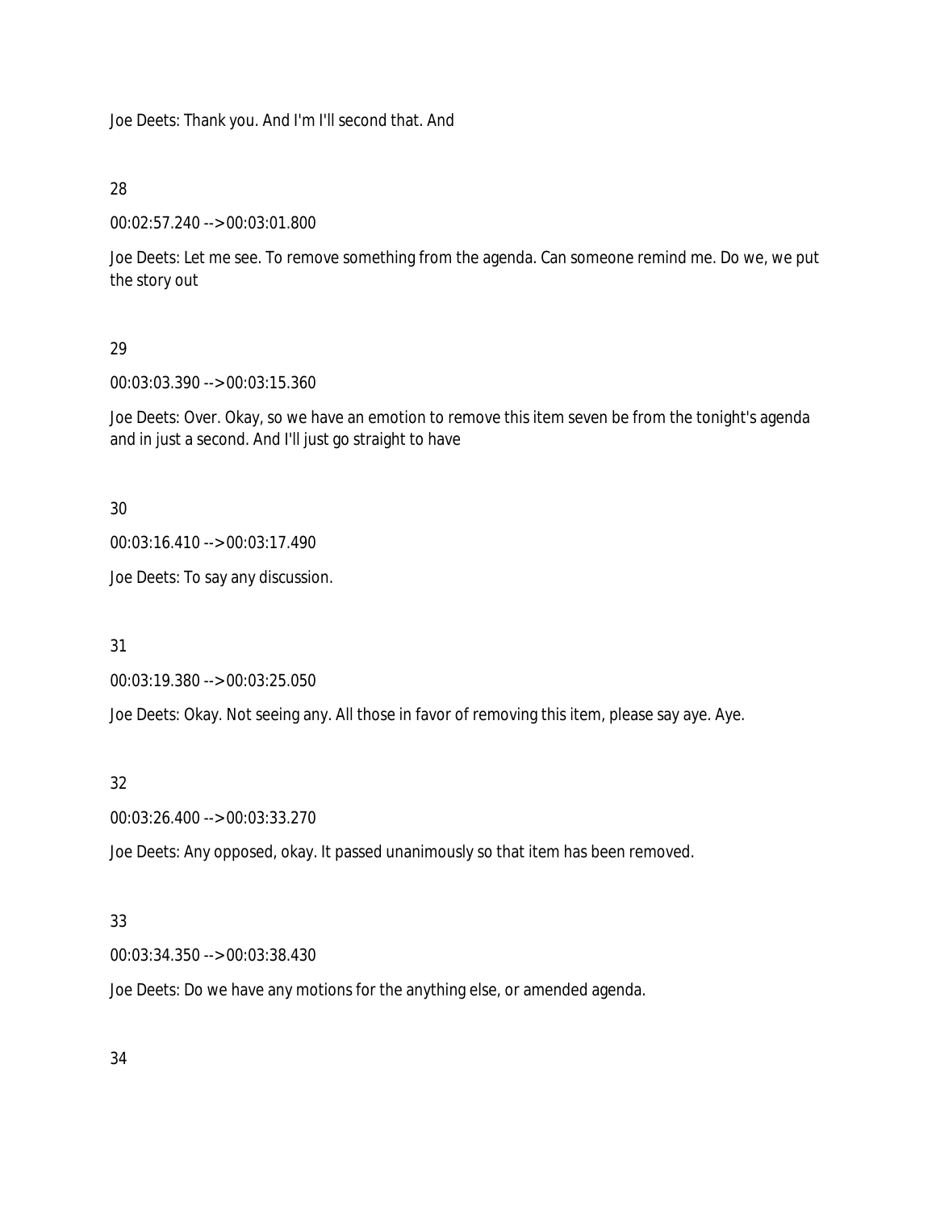Joe Deets: Thank you. And I'm I'll second that. And

28

00:02:57.240 --> 00:03:01.800

Joe Deets: Let me see. To remove something from the agenda. Can someone remind me. Do we, we put the story out

29

00:03:03.390 --> 00:03:15.360

Joe Deets: Over. Okay, so we have an emotion to remove this item seven be from the tonight's agenda and in just a second. And I'll just go straight to have

30

00:03:16.410 --> 00:03:17.490

Joe Deets: To say any discussion.

31

00:03:19.380 --> 00:03:25.050

Joe Deets: Okay. Not seeing any. All those in favor of removing this item, please say aye. Aye.

32

00:03:26.400 --> 00:03:33.270

Joe Deets: Any opposed, okay. It passed unanimously so that item has been removed.

33

00:03:34.350 --> 00:03:38.430

Joe Deets: Do we have any motions for the anything else, or amended agenda.

34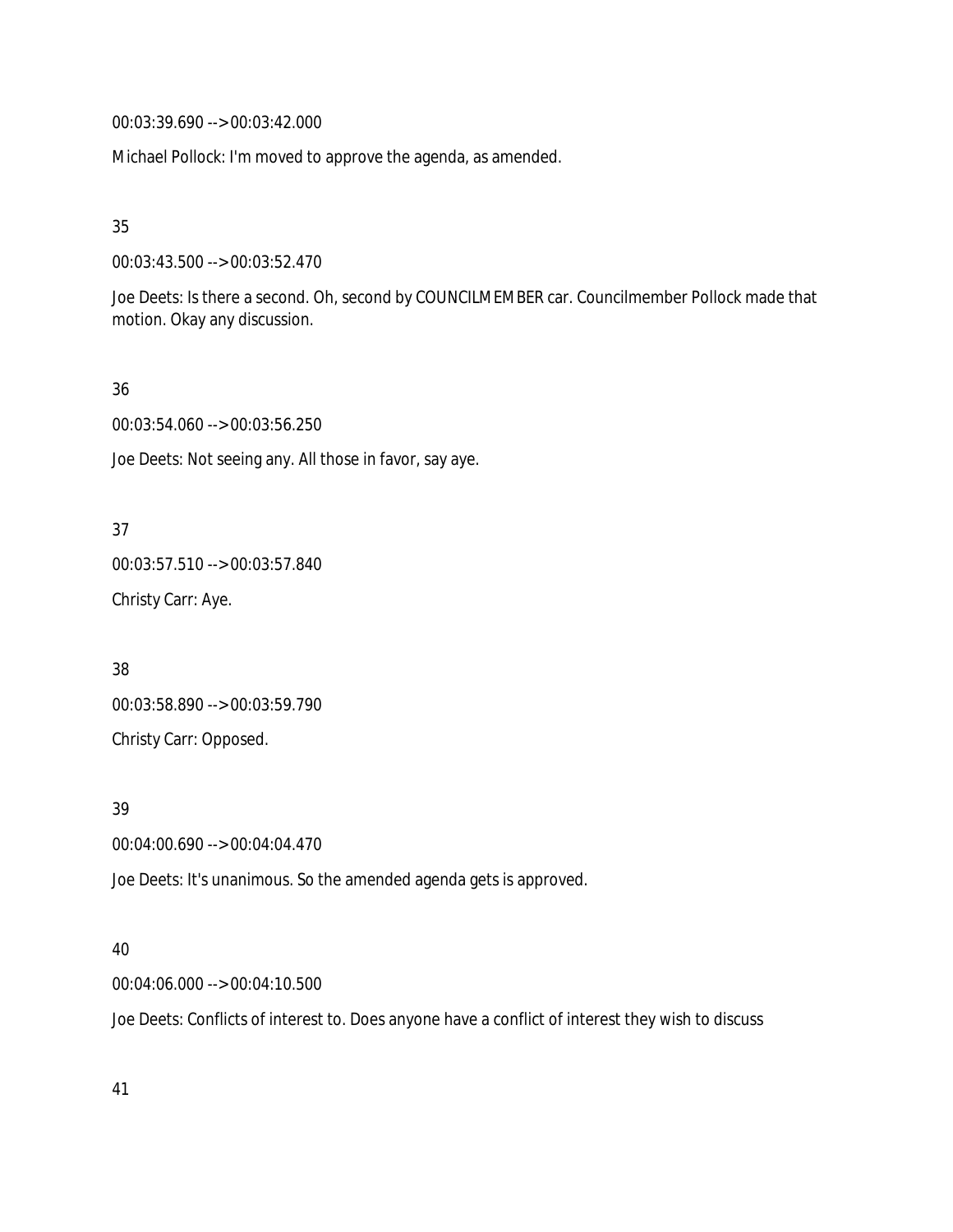00:03:39.690 --> 00:03:42.000

Michael Pollock: I'm moved to approve the agenda, as amended.

35

00:03:43.500 --> 00:03:52.470

Joe Deets: Is there a second. Oh, second by COUNCILMEMBER car. Councilmember Pollock made that motion. Okay any discussion.

36

00:03:54.060 --> 00:03:56.250

Joe Deets: Not seeing any. All those in favor, say aye.

37

00:03:57.510 --> 00:03:57.840

Christy Carr: Aye.

38

00:03:58.890 --> 00:03:59.790

Christy Carr: Opposed.

39

00:04:00.690 --> 00:04:04.470

Joe Deets: It's unanimous. So the amended agenda gets is approved.

40

00:04:06.000 --> 00:04:10.500

Joe Deets: Conflicts of interest to. Does anyone have a conflict of interest they wish to discuss

41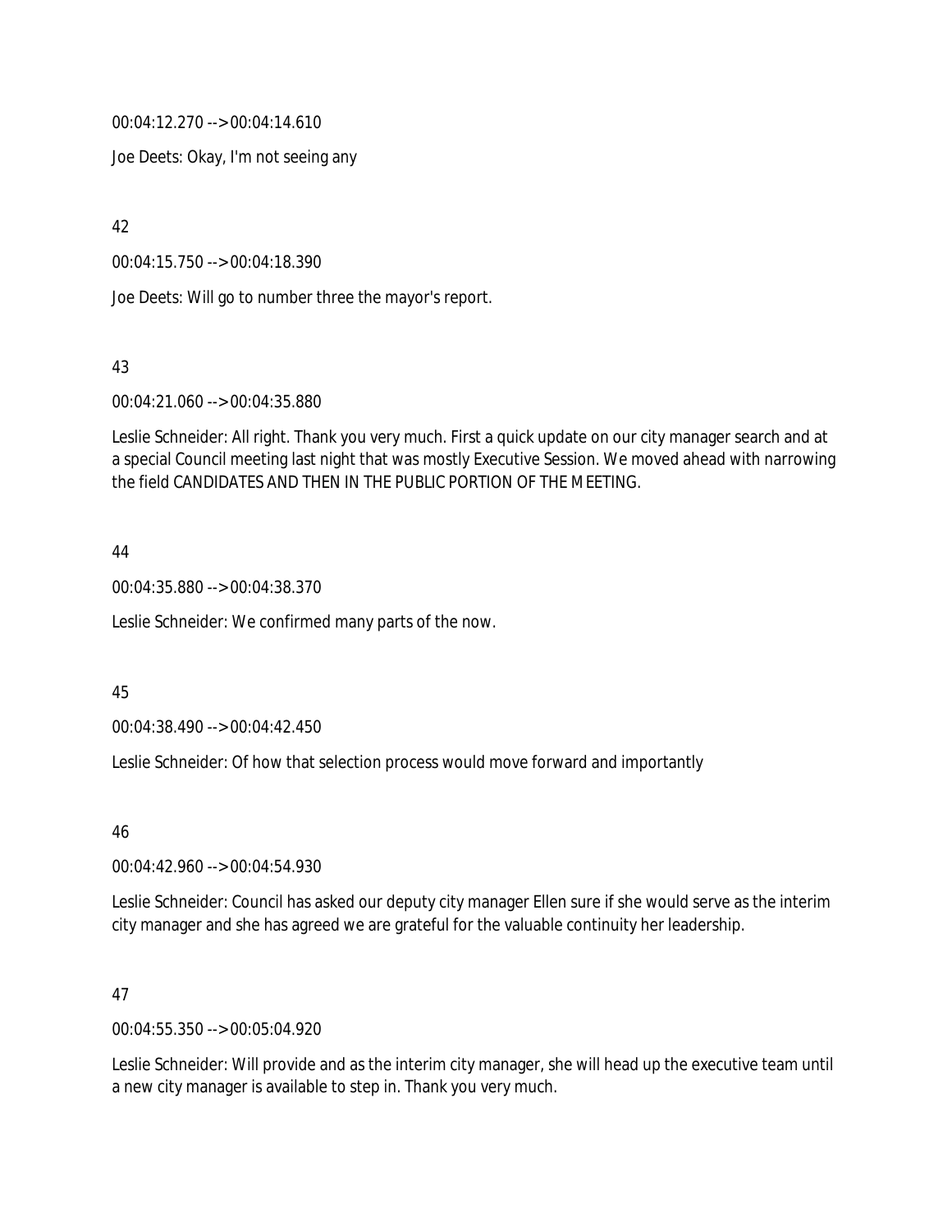00:04:12.270 --> 00:04:14.610

Joe Deets: Okay, I'm not seeing any

42

00:04:15.750 --> 00:04:18.390

Joe Deets: Will go to number three the mayor's report.

43

00:04:21.060 --> 00:04:35.880

Leslie Schneider: All right. Thank you very much. First a quick update on our city manager search and at a special Council meeting last night that was mostly Executive Session. We moved ahead with narrowing the field CANDIDATES AND THEN IN THE PUBLIC PORTION OF THE MEETING.

44

00:04:35.880 --> 00:04:38.370

Leslie Schneider: We confirmed many parts of the now.

45

00:04:38.490 --> 00:04:42.450

Leslie Schneider: Of how that selection process would move forward and importantly

46

00:04:42.960 --> 00:04:54.930

Leslie Schneider: Council has asked our deputy city manager Ellen sure if she would serve as the interim city manager and she has agreed we are grateful for the valuable continuity her leadership.

47

00:04:55.350 --> 00:05:04.920

Leslie Schneider: Will provide and as the interim city manager, she will head up the executive team until a new city manager is available to step in. Thank you very much.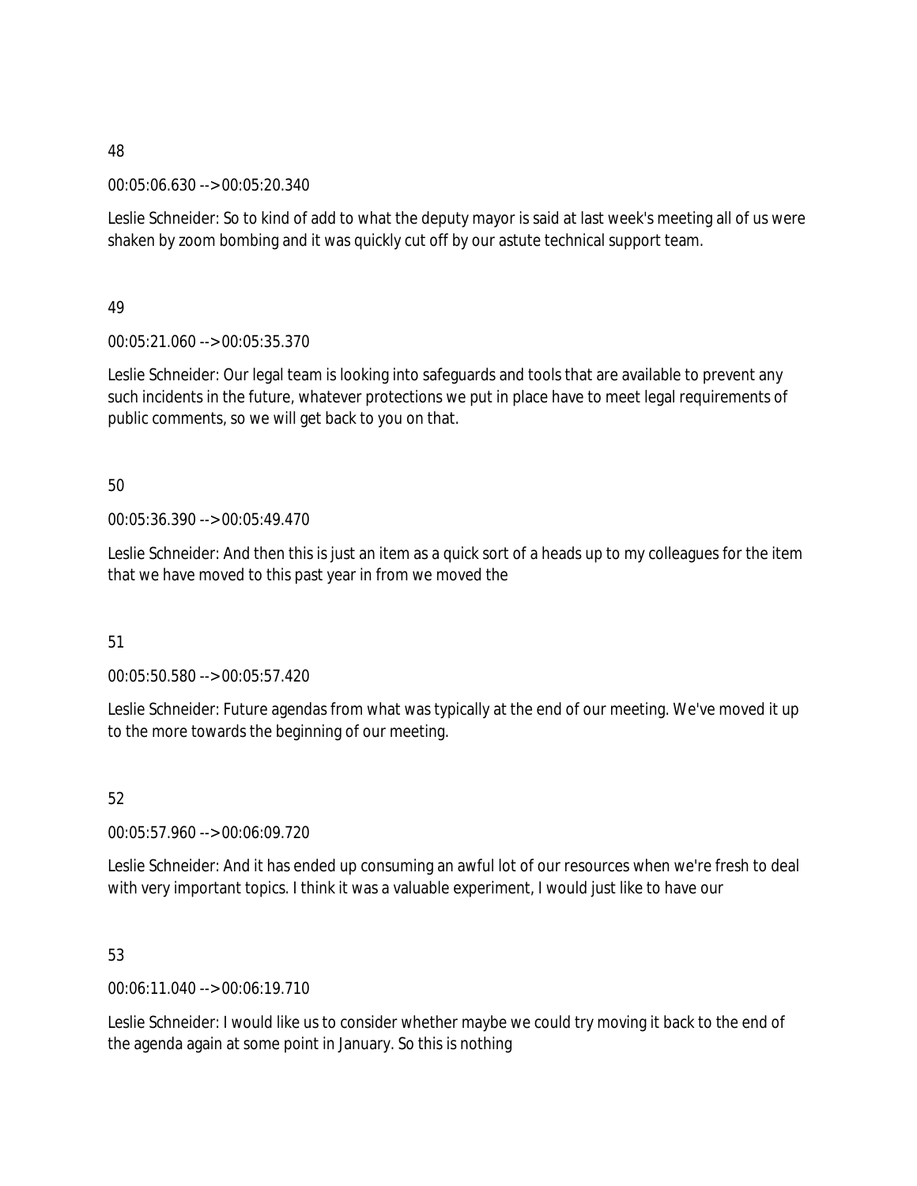48

00:05:06.630 --> 00:05:20.340

Leslie Schneider: So to kind of add to what the deputy mayor is said at last week's meeting all of us were shaken by zoom bombing and it was quickly cut off by our astute technical support team.

49

00:05:21.060 --> 00:05:35.370

Leslie Schneider: Our legal team is looking into safeguards and tools that are available to prevent any such incidents in the future, whatever protections we put in place have to meet legal requirements of public comments, so we will get back to you on that.

50

00:05:36.390 --> 00:05:49.470

Leslie Schneider: And then this is just an item as a quick sort of a heads up to my colleagues for the item that we have moved to this past year in from we moved the

51

00:05:50.580 --> 00:05:57.420

Leslie Schneider: Future agendas from what was typically at the end of our meeting. We've moved it up to the more towards the beginning of our meeting.

52

00:05:57.960 --> 00:06:09.720

Leslie Schneider: And it has ended up consuming an awful lot of our resources when we're fresh to deal with very important topics. I think it was a valuable experiment, I would just like to have our

53

00:06:11.040 --> 00:06:19.710

Leslie Schneider: I would like us to consider whether maybe we could try moving it back to the end of the agenda again at some point in January. So this is nothing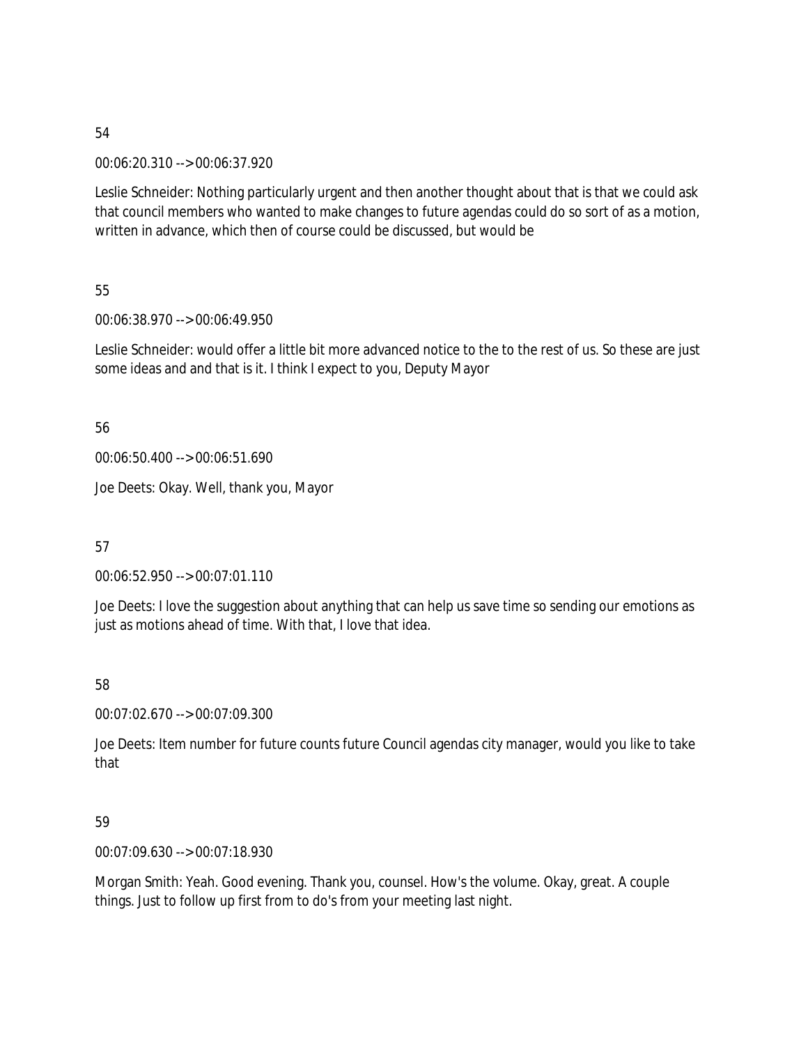54

00:06:20.310 --> 00:06:37.920

Leslie Schneider: Nothing particularly urgent and then another thought about that is that we could ask that council members who wanted to make changes to future agendas could do so sort of as a motion, written in advance, which then of course could be discussed, but would be

55

00:06:38.970 --> 00:06:49.950

Leslie Schneider: would offer a little bit more advanced notice to the to the rest of us. So these are just some ideas and and that is it. I think I expect to you, Deputy Mayor

56

00:06:50.400 --> 00:06:51.690

Joe Deets: Okay. Well, thank you, Mayor

57

00:06:52.950 --> 00:07:01.110

Joe Deets: I love the suggestion about anything that can help us save time so sending our emotions as just as motions ahead of time. With that, I love that idea.

58

00:07:02.670 --> 00:07:09.300

Joe Deets: Item number for future counts future Council agendas city manager, would you like to take that

59

00:07:09.630 --> 00:07:18.930

Morgan Smith: Yeah. Good evening. Thank you, counsel. How's the volume. Okay, great. A couple things. Just to follow up first from to do's from your meeting last night.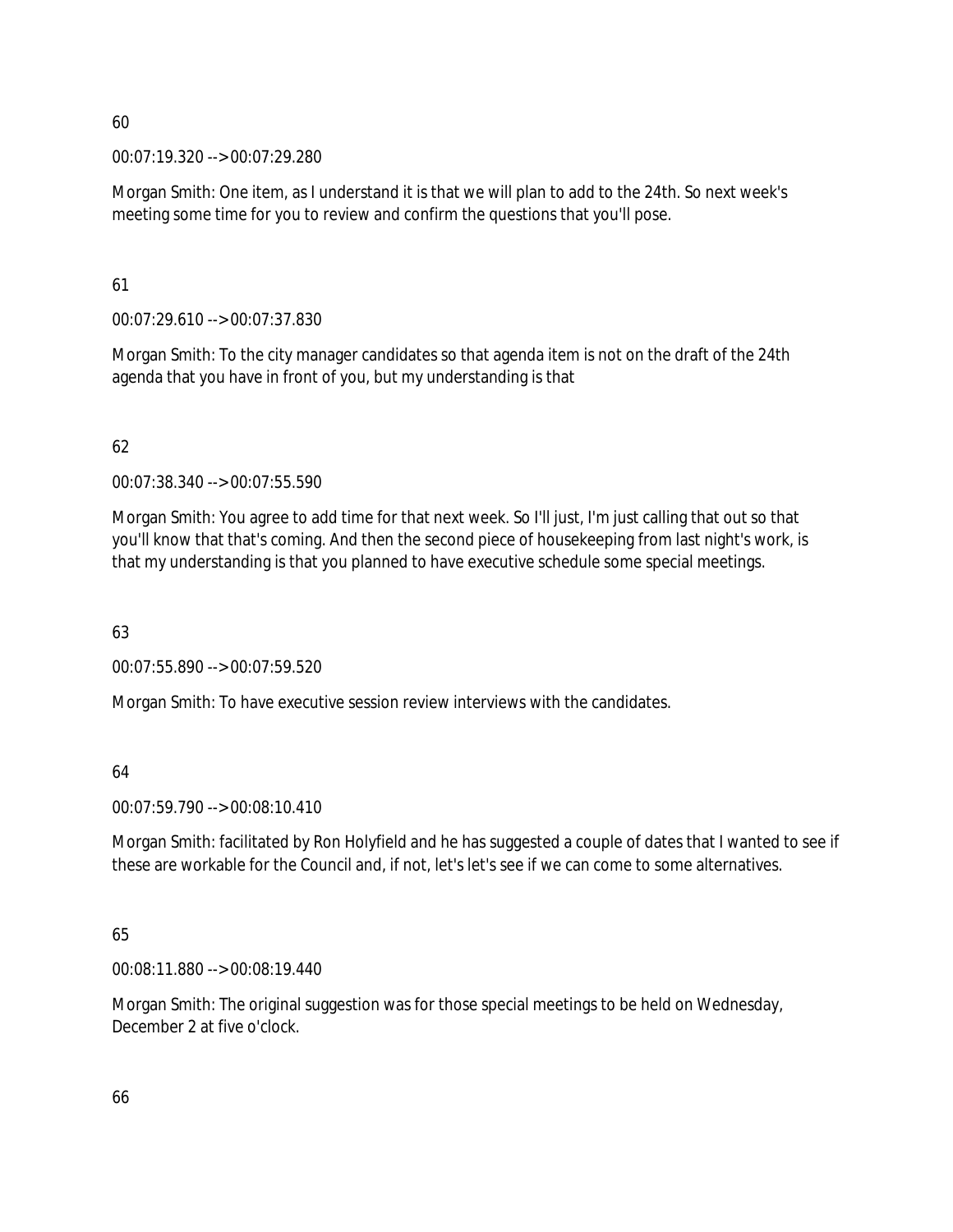60

00:07:19.320 --> 00:07:29.280

Morgan Smith: One item, as I understand it is that we will plan to add to the 24th. So next week's meeting some time for you to review and confirm the questions that you'll pose.

61

00:07:29.610 --> 00:07:37.830

Morgan Smith: To the city manager candidates so that agenda item is not on the draft of the 24th agenda that you have in front of you, but my understanding is that

62

00:07:38.340 --> 00:07:55.590

Morgan Smith: You agree to add time for that next week. So I'll just, I'm just calling that out so that you'll know that that's coming. And then the second piece of housekeeping from last night's work, is that my understanding is that you planned to have executive schedule some special meetings.

63

00:07:55.890 --> 00:07:59.520

Morgan Smith: To have executive session review interviews with the candidates.

64

00:07:59.790 --> 00:08:10.410

Morgan Smith: facilitated by Ron Holyfield and he has suggested a couple of dates that I wanted to see if these are workable for the Council and, if not, let's let's see if we can come to some alternatives.

65

00:08:11.880 --> 00:08:19.440

Morgan Smith: The original suggestion was for those special meetings to be held on Wednesday, December 2 at five o'clock.

66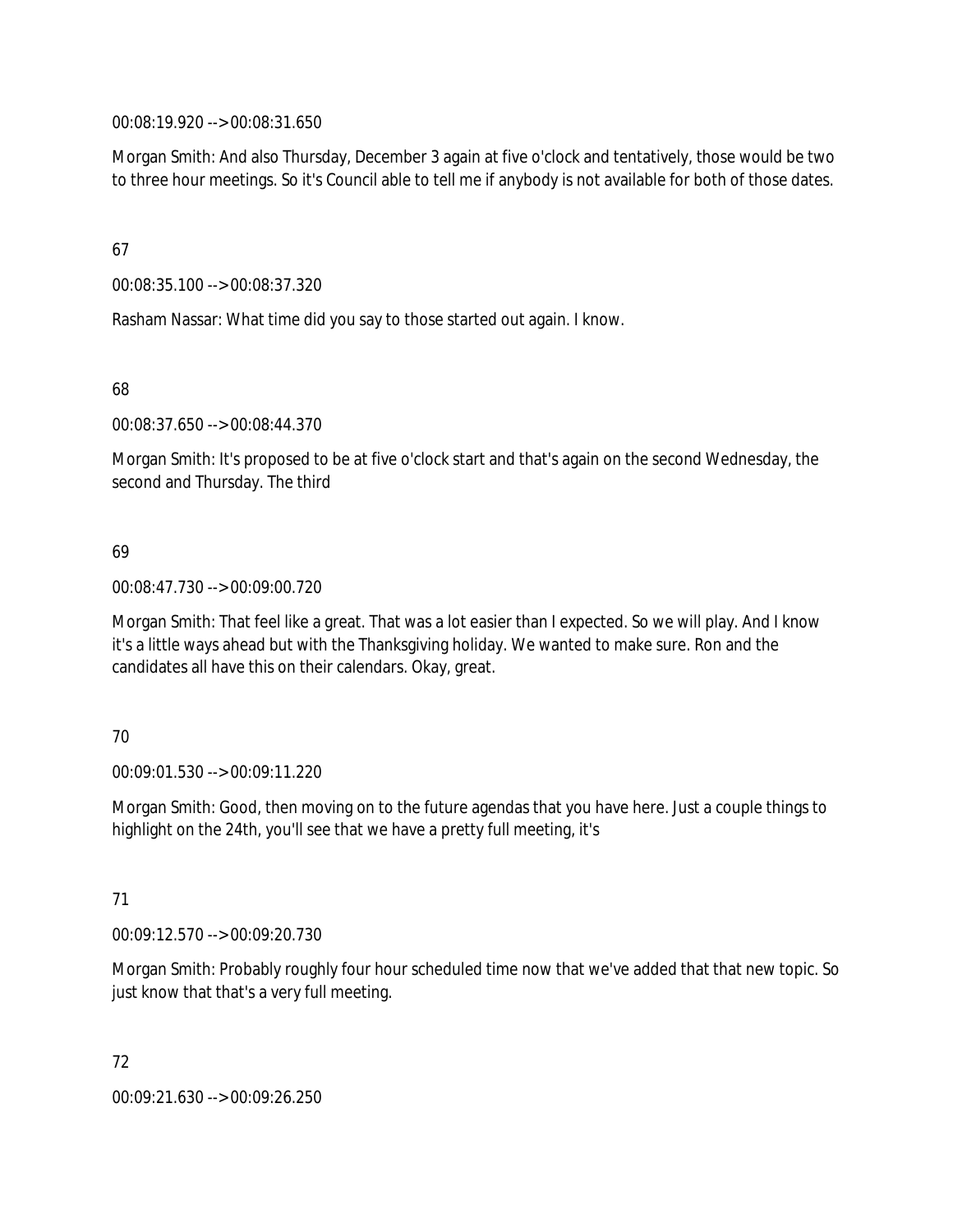00:08:19.920 --> 00:08:31.650

Morgan Smith: And also Thursday, December 3 again at five o'clock and tentatively, those would be two to three hour meetings. So it's Council able to tell me if anybody is not available for both of those dates.

67

00:08:35.100 --> 00:08:37.320

Rasham Nassar: What time did you say to those started out again. I know.

68

00:08:37.650 --> 00:08:44.370

Morgan Smith: It's proposed to be at five o'clock start and that's again on the second Wednesday, the second and Thursday. The third

69

00:08:47.730 --> 00:09:00.720

Morgan Smith: That feel like a great. That was a lot easier than I expected. So we will play. And I know it's a little ways ahead but with the Thanksgiving holiday. We wanted to make sure. Ron and the candidates all have this on their calendars. Okay, great.

70

00:09:01.530 --> 00:09:11.220

Morgan Smith: Good, then moving on to the future agendas that you have here. Just a couple things to highlight on the 24th, you'll see that we have a pretty full meeting, it's

71

00:09:12.570 --> 00:09:20.730

Morgan Smith: Probably roughly four hour scheduled time now that we've added that that new topic. So just know that that's a very full meeting.

72

00:09:21.630 --> 00:09:26.250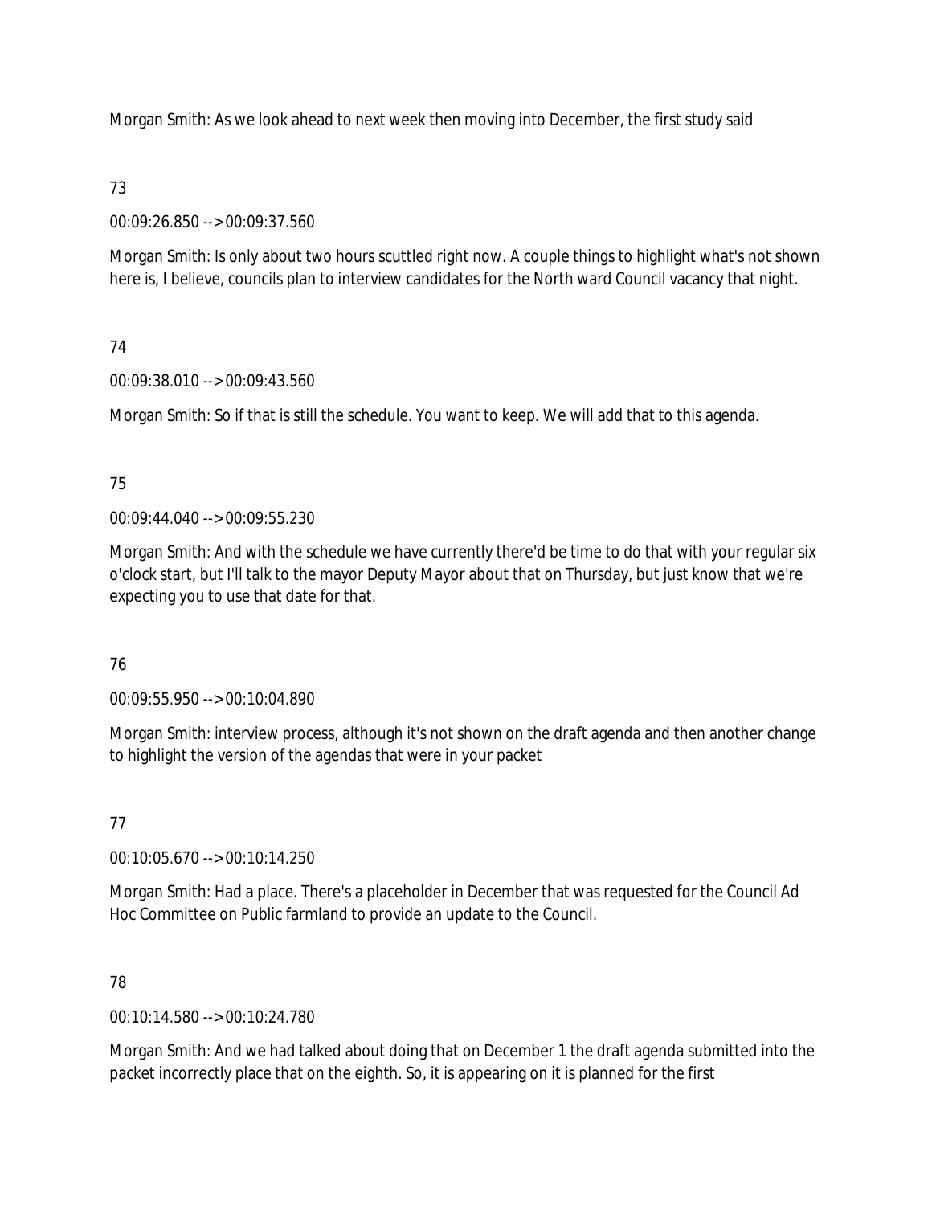Morgan Smith: As we look ahead to next week then moving into December, the first study said

73

00:09:26.850 --> 00:09:37.560

Morgan Smith: Is only about two hours scuttled right now. A couple things to highlight what's not shown here is, I believe, councils plan to interview candidates for the North ward Council vacancy that night.

74

00:09:38.010 --> 00:09:43.560

Morgan Smith: So if that is still the schedule. You want to keep. We will add that to this agenda.

75

00:09:44.040 --> 00:09:55.230

Morgan Smith: And with the schedule we have currently there'd be time to do that with your regular six o'clock start, but I'll talk to the mayor Deputy Mayor about that on Thursday, but just know that we're expecting you to use that date for that.

76

00:09:55.950 --> 00:10:04.890

Morgan Smith: interview process, although it's not shown on the draft agenda and then another change to highlight the version of the agendas that were in your packet

77

00:10:05.670 --> 00:10:14.250

Morgan Smith: Had a place. There's a placeholder in December that was requested for the Council Ad Hoc Committee on Public farmland to provide an update to the Council.

78

00:10:14.580 --> 00:10:24.780

Morgan Smith: And we had talked about doing that on December 1 the draft agenda submitted into the packet incorrectly place that on the eighth. So, it is appearing on it is planned for the first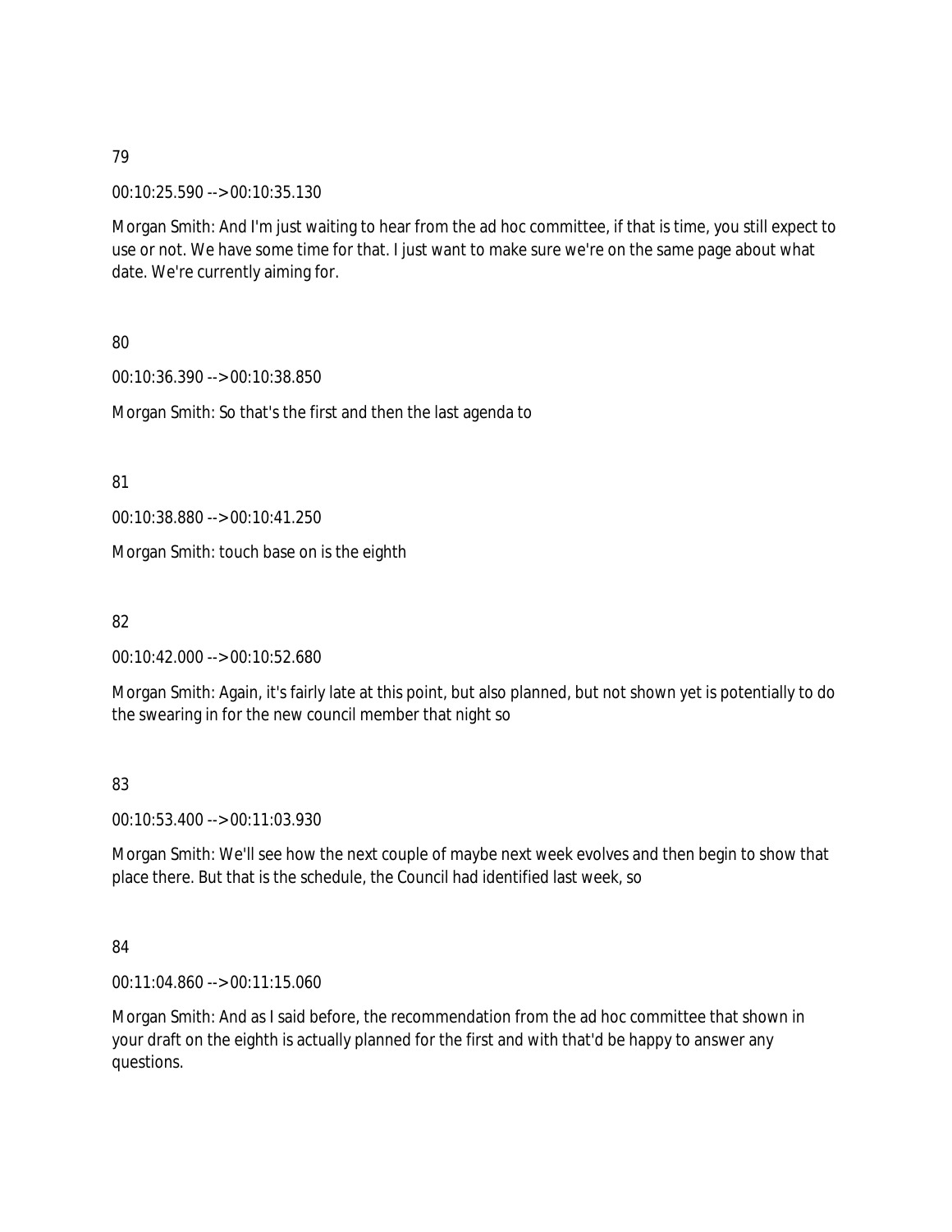79

00:10:25.590 --> 00:10:35.130

Morgan Smith: And I'm just waiting to hear from the ad hoc committee, if that is time, you still expect to use or not. We have some time for that. I just want to make sure we're on the same page about what date. We're currently aiming for.

80

00:10:36.390 --> 00:10:38.850

Morgan Smith: So that's the first and then the last agenda to

81

00:10:38.880 --> 00:10:41.250

Morgan Smith: touch base on is the eighth

82

00:10:42.000 --> 00:10:52.680

Morgan Smith: Again, it's fairly late at this point, but also planned, but not shown yet is potentially to do the swearing in for the new council member that night so

83

00:10:53.400 --> 00:11:03.930

Morgan Smith: We'll see how the next couple of maybe next week evolves and then begin to show that place there. But that is the schedule, the Council had identified last week, so

84

00:11:04.860 --> 00:11:15.060

Morgan Smith: And as I said before, the recommendation from the ad hoc committee that shown in your draft on the eighth is actually planned for the first and with that'd be happy to answer any questions.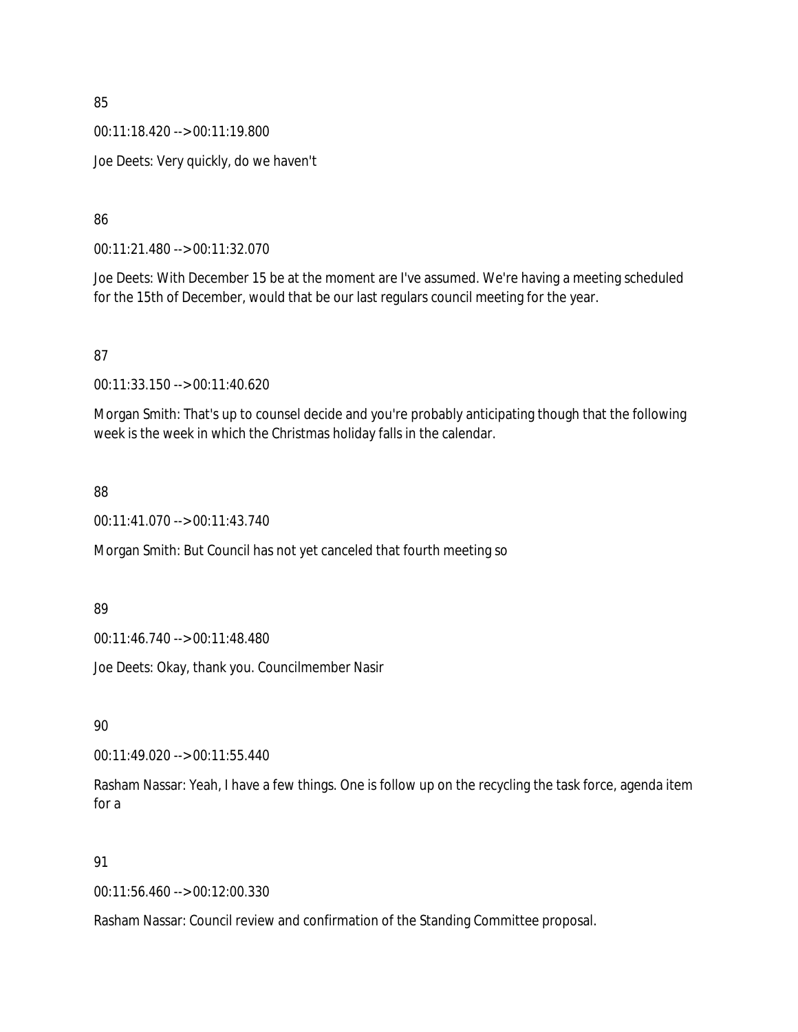85

00:11:18.420 --> 00:11:19.800

Joe Deets: Very quickly, do we haven't

86

00:11:21.480 --> 00:11:32.070

Joe Deets: With December 15 be at the moment are I've assumed. We're having a meeting scheduled for the 15th of December, would that be our last regulars council meeting for the year.

87

00:11:33.150 --> 00:11:40.620

Morgan Smith: That's up to counsel decide and you're probably anticipating though that the following week is the week in which the Christmas holiday falls in the calendar.

88

00:11:41.070 --> 00:11:43.740

Morgan Smith: But Council has not yet canceled that fourth meeting so

89

00:11:46.740 --> 00:11:48.480

Joe Deets: Okay, thank you. Councilmember Nasir

90

00:11:49.020 --> 00:11:55.440

Rasham Nassar: Yeah, I have a few things. One is follow up on the recycling the task force, agenda item for a

91

00:11:56.460 --> 00:12:00.330

Rasham Nassar: Council review and confirmation of the Standing Committee proposal.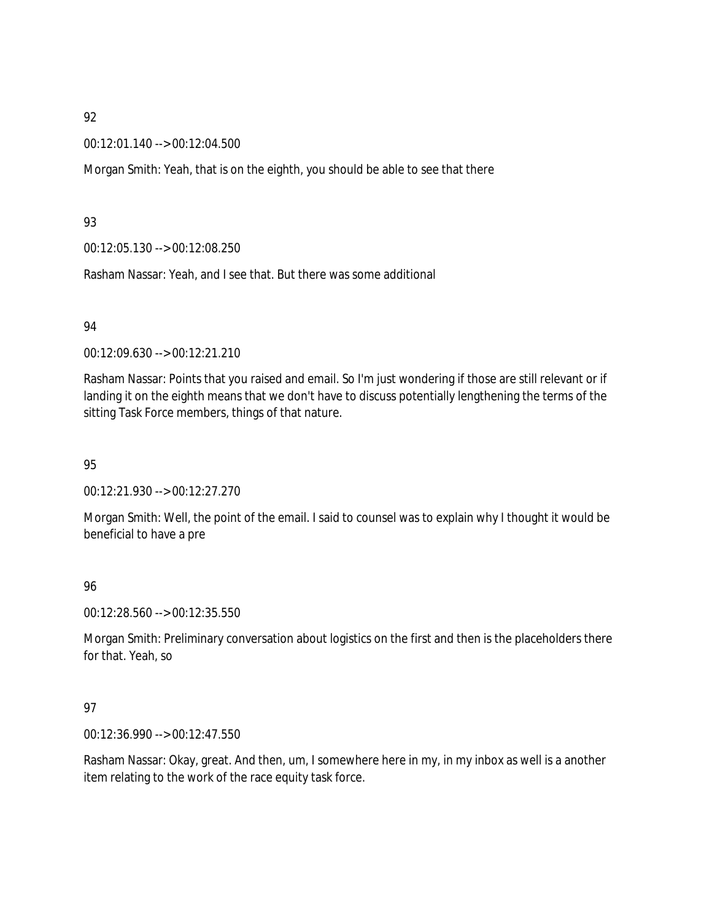92

00:12:01.140 --> 00:12:04.500

Morgan Smith: Yeah, that is on the eighth, you should be able to see that there

93

00:12:05.130 --> 00:12:08.250

Rasham Nassar: Yeah, and I see that. But there was some additional

94

00:12:09.630 --> 00:12:21.210

Rasham Nassar: Points that you raised and email. So I'm just wondering if those are still relevant or if landing it on the eighth means that we don't have to discuss potentially lengthening the terms of the sitting Task Force members, things of that nature.

95

00:12:21.930 --> 00:12:27.270

Morgan Smith: Well, the point of the email. I said to counsel was to explain why I thought it would be beneficial to have a pre

96

00:12:28.560 --> 00:12:35.550

Morgan Smith: Preliminary conversation about logistics on the first and then is the placeholders there for that. Yeah, so

97

00:12:36.990 --> 00:12:47.550

Rasham Nassar: Okay, great. And then, um, I somewhere here in my, in my inbox as well is a another item relating to the work of the race equity task force.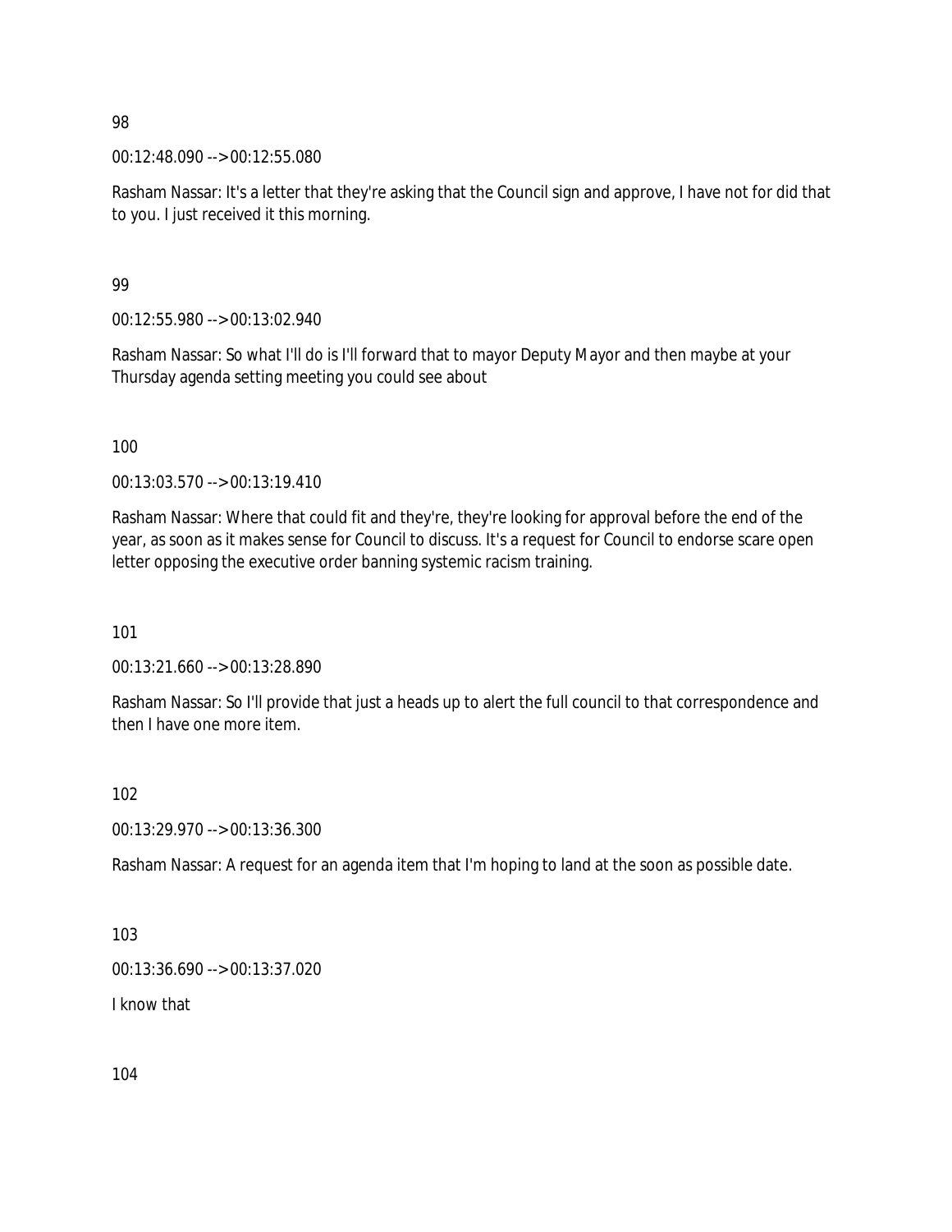98

00:12:48.090 --> 00:12:55.080

Rasham Nassar: It's a letter that they're asking that the Council sign and approve, I have not for did that to you. I just received it this morning.

99

00:12:55.980 --> 00:13:02.940

Rasham Nassar: So what I'll do is I'll forward that to mayor Deputy Mayor and then maybe at your Thursday agenda setting meeting you could see about

100

00:13:03.570 --> 00:13:19.410

Rasham Nassar: Where that could fit and they're, they're looking for approval before the end of the year, as soon as it makes sense for Council to discuss. It's a request for Council to endorse scare open letter opposing the executive order banning systemic racism training.

101

00:13:21.660 --> 00:13:28.890

Rasham Nassar: So I'll provide that just a heads up to alert the full council to that correspondence and then I have one more item.

102

00:13:29.970 --> 00:13:36.300

Rasham Nassar: A request for an agenda item that I'm hoping to land at the soon as possible date.

103

00:13:36.690 --> 00:13:37.020

I know that

104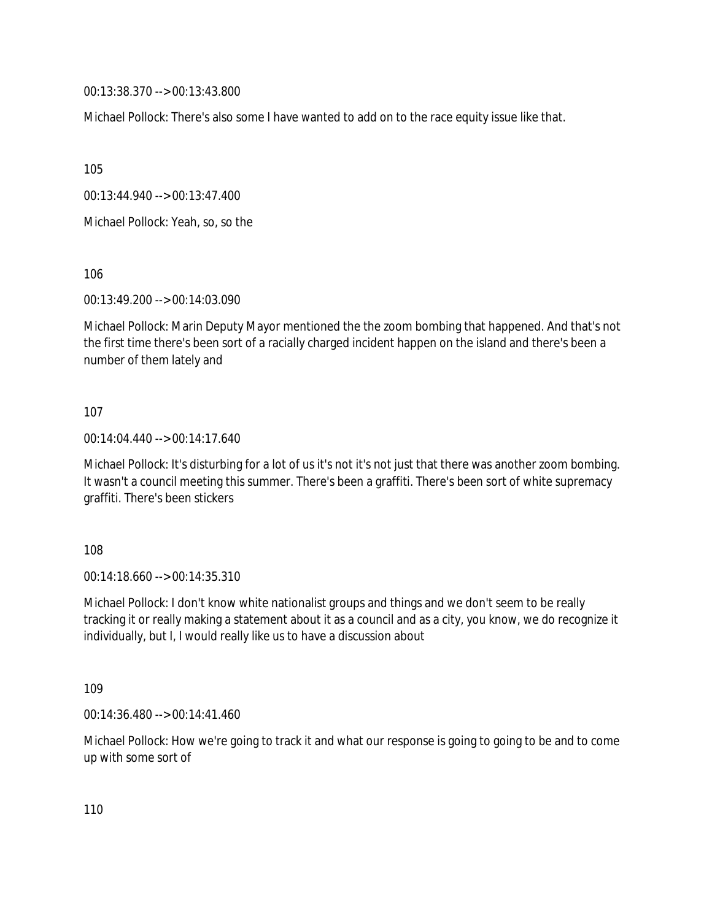00:13:38.370 --> 00:13:43.800

Michael Pollock: There's also some I have wanted to add on to the race equity issue like that.

105

00:13:44.940 --> 00:13:47.400

Michael Pollock: Yeah, so, so the

106

00:13:49.200 --> 00:14:03.090

Michael Pollock: Marin Deputy Mayor mentioned the the zoom bombing that happened. And that's not the first time there's been sort of a racially charged incident happen on the island and there's been a number of them lately and

107

00:14:04.440 --> 00:14:17.640

Michael Pollock: It's disturbing for a lot of us it's not it's not just that there was another zoom bombing. It wasn't a council meeting this summer. There's been a graffiti. There's been sort of white supremacy graffiti. There's been stickers

108

00:14:18.660 --> 00:14:35.310

Michael Pollock: I don't know white nationalist groups and things and we don't seem to be really tracking it or really making a statement about it as a council and as a city, you know, we do recognize it individually, but I, I would really like us to have a discussion about

109

00:14:36.480 --> 00:14:41.460

Michael Pollock: How we're going to track it and what our response is going to going to be and to come up with some sort of

110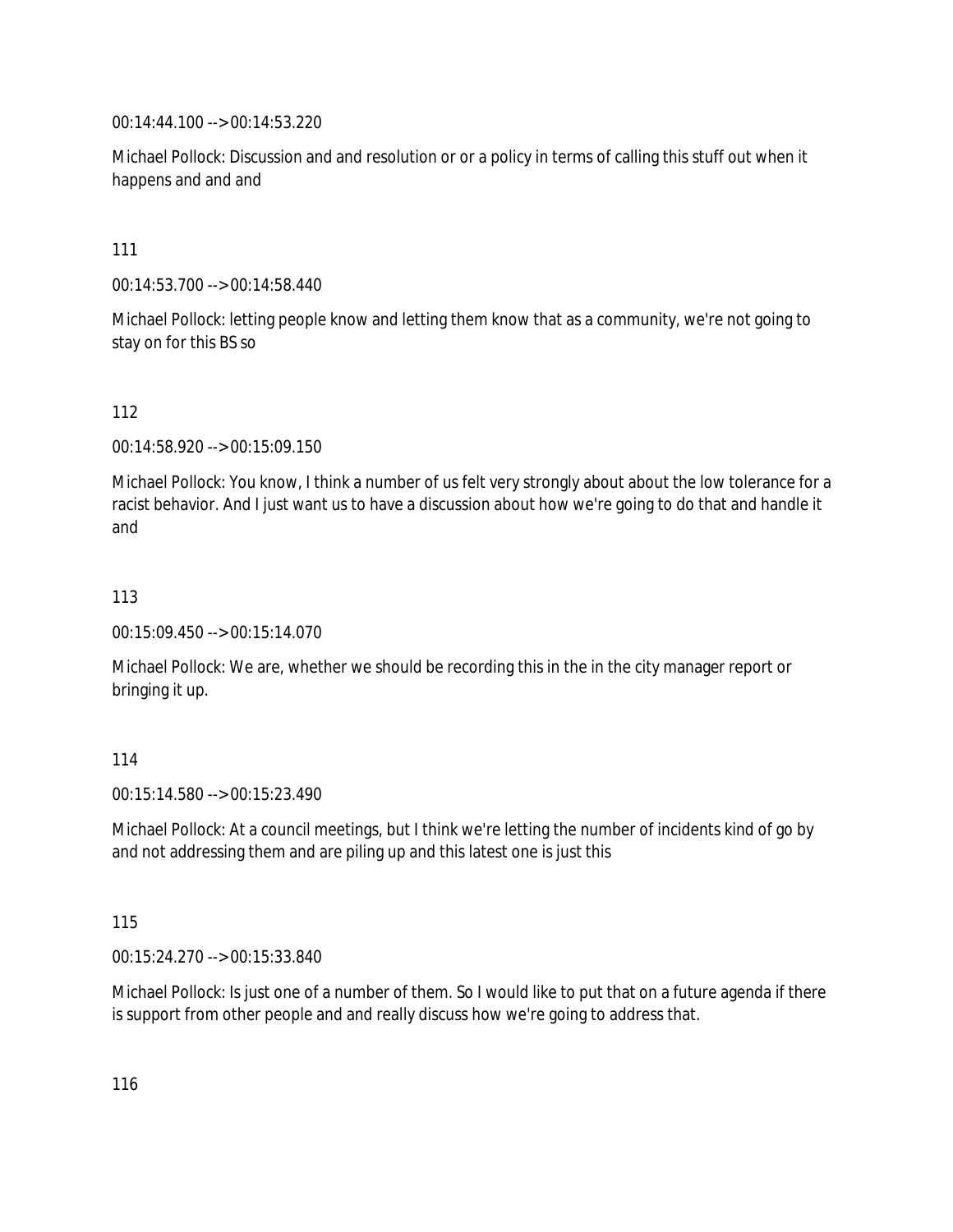00:14:44.100 --> 00:14:53.220

Michael Pollock: Discussion and and resolution or or a policy in terms of calling this stuff out when it happens and and and

111

00:14:53.700 --> 00:14:58.440

Michael Pollock: letting people know and letting them know that as a community, we're not going to stay on for this BS so

112

00:14:58.920 --> 00:15:09.150

Michael Pollock: You know, I think a number of us felt very strongly about about the low tolerance for a racist behavior. And I just want us to have a discussion about how we're going to do that and handle it and

113

00:15:09.450 --> 00:15:14.070

Michael Pollock: We are, whether we should be recording this in the in the city manager report or bringing it up.

114

00:15:14.580 --> 00:15:23.490

Michael Pollock: At a council meetings, but I think we're letting the number of incidents kind of go by and not addressing them and are piling up and this latest one is just this

115

00:15:24.270 --> 00:15:33.840

Michael Pollock: Is just one of a number of them. So I would like to put that on a future agenda if there is support from other people and and really discuss how we're going to address that.

116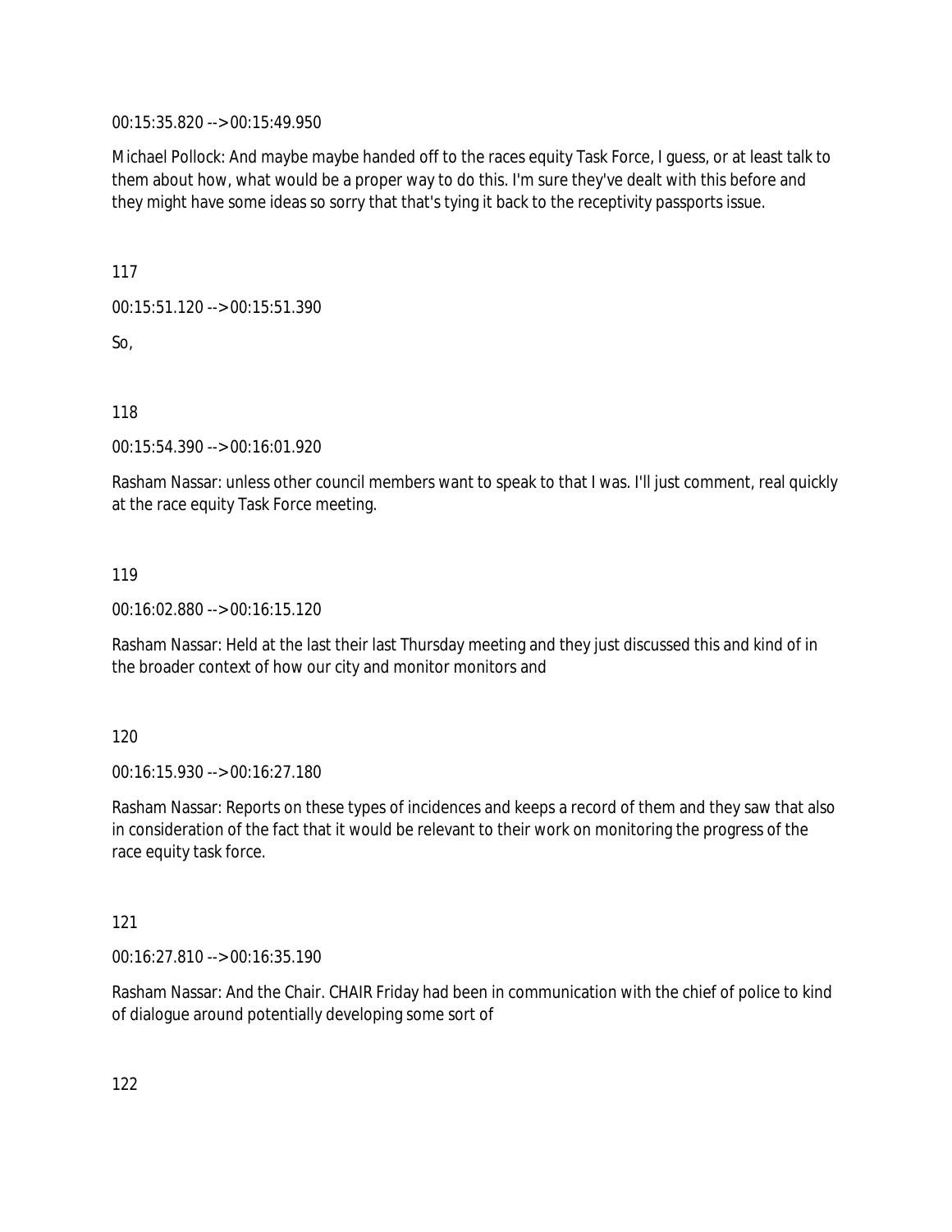00:15:35.820 --> 00:15:49.950

Michael Pollock: And maybe maybe handed off to the races equity Task Force, I guess, or at least talk to them about how, what would be a proper way to do this. I'm sure they've dealt with this before and they might have some ideas so sorry that that's tying it back to the receptivity passports issue.

117

00:15:51.120 --> 00:15:51.390

So,

118

00:15:54.390 --> 00:16:01.920

Rasham Nassar: unless other council members want to speak to that I was. I'll just comment, real quickly at the race equity Task Force meeting.

119

00:16:02.880 --> 00:16:15.120

Rasham Nassar: Held at the last their last Thursday meeting and they just discussed this and kind of in the broader context of how our city and monitor monitors and

120

00:16:15.930 --> 00:16:27.180

Rasham Nassar: Reports on these types of incidences and keeps a record of them and they saw that also in consideration of the fact that it would be relevant to their work on monitoring the progress of the race equity task force.

121

00:16:27.810 --> 00:16:35.190

Rasham Nassar: And the Chair. CHAIR Friday had been in communication with the chief of police to kind of dialogue around potentially developing some sort of

122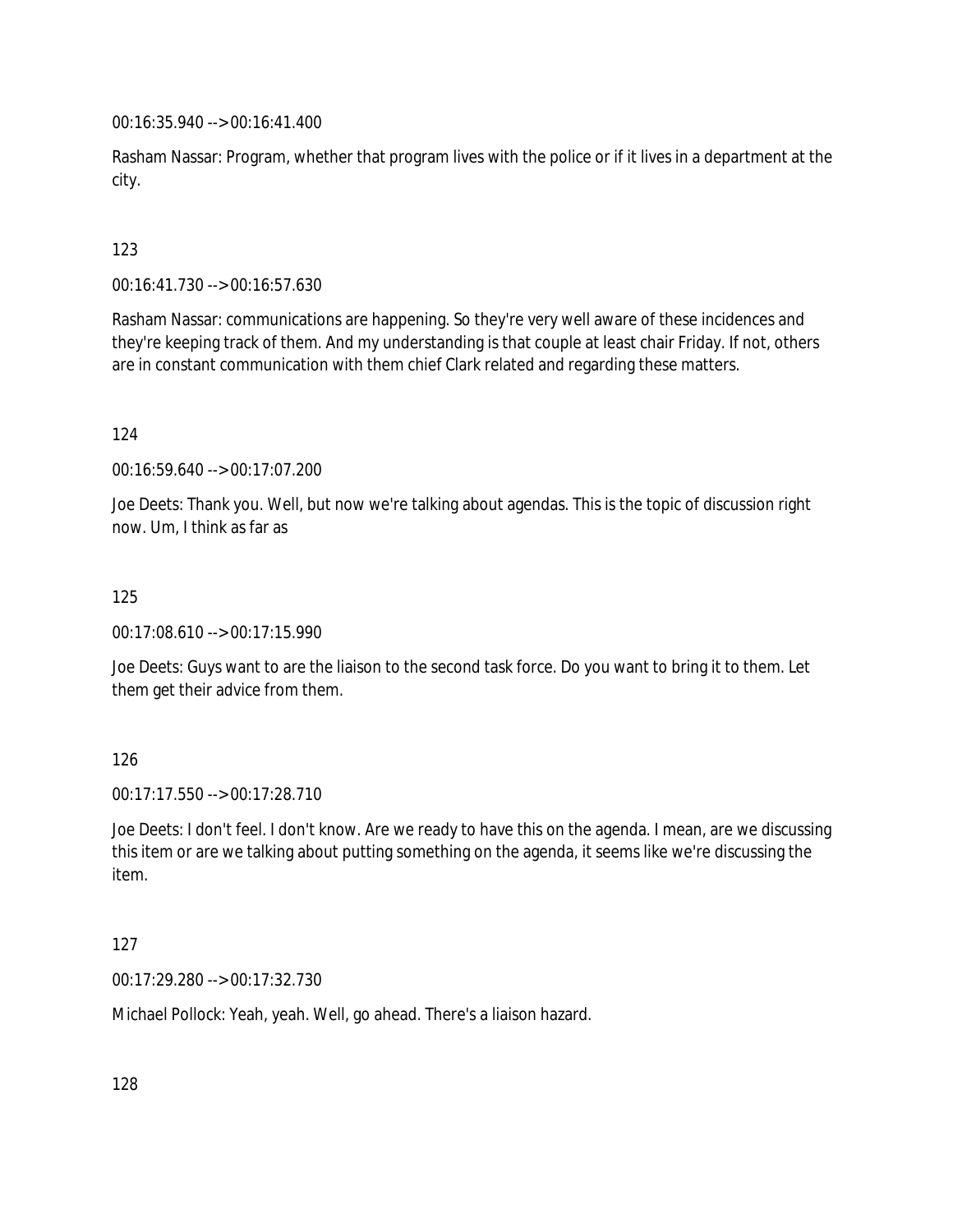00:16:35.940 --> 00:16:41.400

Rasham Nassar: Program, whether that program lives with the police or if it lives in a department at the city.

123

00:16:41.730 --> 00:16:57.630

Rasham Nassar: communications are happening. So they're very well aware of these incidences and they're keeping track of them. And my understanding is that couple at least chair Friday. If not, others are in constant communication with them chief Clark related and regarding these matters.

124

00:16:59.640 --> 00:17:07.200

Joe Deets: Thank you. Well, but now we're talking about agendas. This is the topic of discussion right now. Um, I think as far as

125

00:17:08.610 --> 00:17:15.990

Joe Deets: Guys want to are the liaison to the second task force. Do you want to bring it to them. Let them get their advice from them.

126

00:17:17.550 --> 00:17:28.710

Joe Deets: I don't feel. I don't know. Are we ready to have this on the agenda. I mean, are we discussing this item or are we talking about putting something on the agenda, it seems like we're discussing the item.

127

00:17:29.280 --> 00:17:32.730

Michael Pollock: Yeah, yeah. Well, go ahead. There's a liaison hazard.

128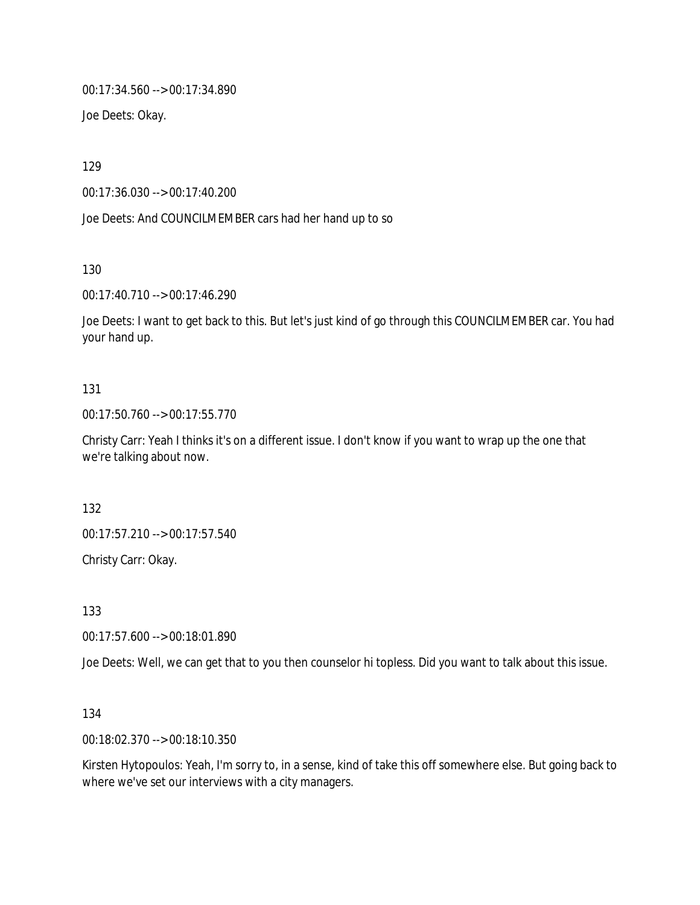00:17:34.560 --> 00:17:34.890

Joe Deets: Okay.

129

00:17:36.030 --> 00:17:40.200

Joe Deets: And COUNCILMEMBER cars had her hand up to so

130

00:17:40.710 --> 00:17:46.290

Joe Deets: I want to get back to this. But let's just kind of go through this COUNCILMEMBER car. You had your hand up.

131

00:17:50.760 --> 00:17:55.770

Christy Carr: Yeah I thinks it's on a different issue. I don't know if you want to wrap up the one that we're talking about now.

132

00:17:57.210 --> 00:17:57.540

Christy Carr: Okay.

133

00:17:57.600 --> 00:18:01.890

Joe Deets: Well, we can get that to you then counselor hi topless. Did you want to talk about this issue.

134

00:18:02.370 --> 00:18:10.350

Kirsten Hytopoulos: Yeah, I'm sorry to, in a sense, kind of take this off somewhere else. But going back to where we've set our interviews with a city managers.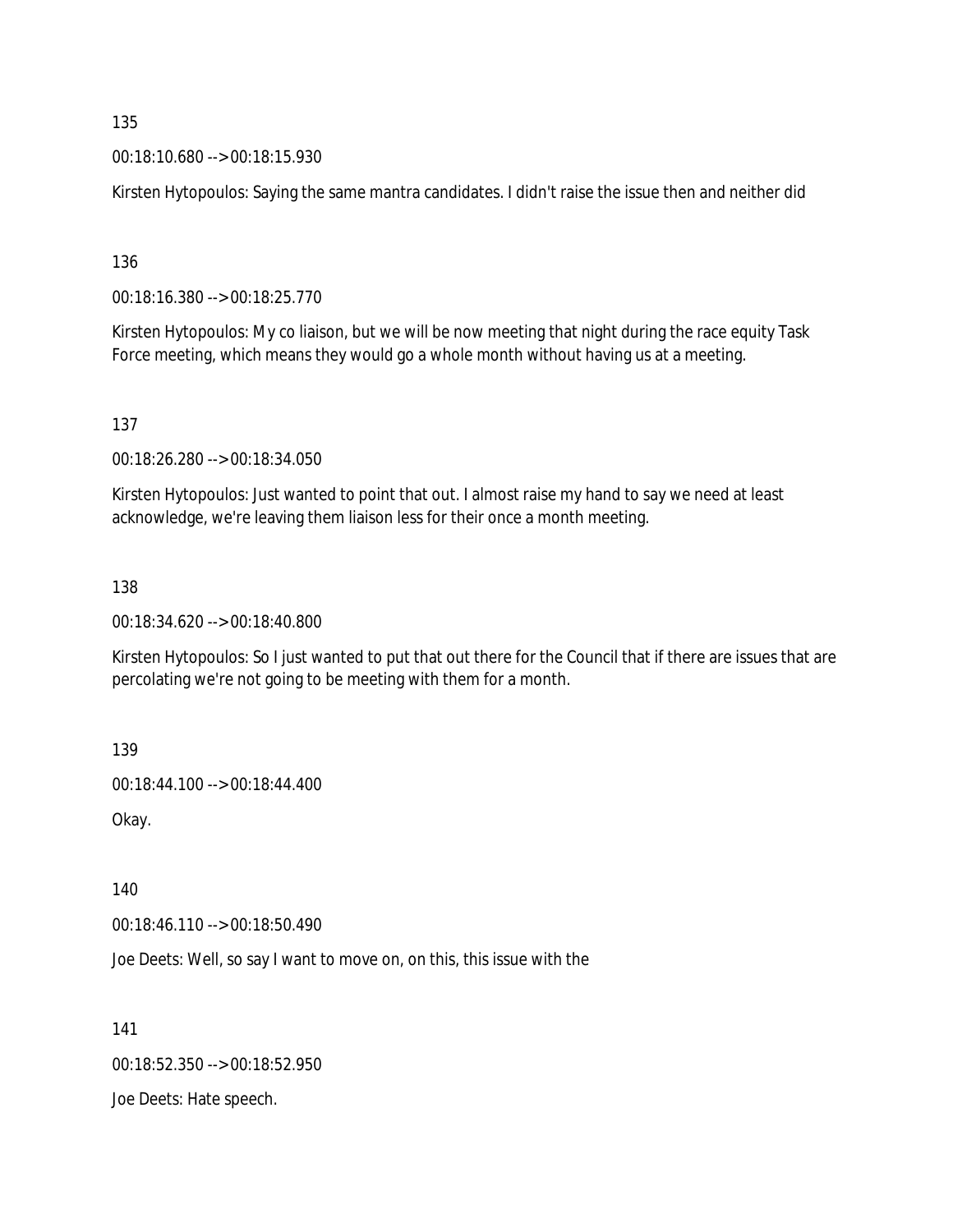135

00:18:10.680 --> 00:18:15.930

Kirsten Hytopoulos: Saying the same mantra candidates. I didn't raise the issue then and neither did

136

00:18:16.380 --> 00:18:25.770

Kirsten Hytopoulos: My co liaison, but we will be now meeting that night during the race equity Task Force meeting, which means they would go a whole month without having us at a meeting.

137

00:18:26.280 --> 00:18:34.050

Kirsten Hytopoulos: Just wanted to point that out. I almost raise my hand to say we need at least acknowledge, we're leaving them liaison less for their once a month meeting.

138

00:18:34.620 --> 00:18:40.800

Kirsten Hytopoulos: So I just wanted to put that out there for the Council that if there are issues that are percolating we're not going to be meeting with them for a month.

139

00:18:44.100 --> 00:18:44.400

Okay.

140

00:18:46.110 --> 00:18:50.490

Joe Deets: Well, so say I want to move on, on this, this issue with the

141

00:18:52.350 --> 00:18:52.950

Joe Deets: Hate speech.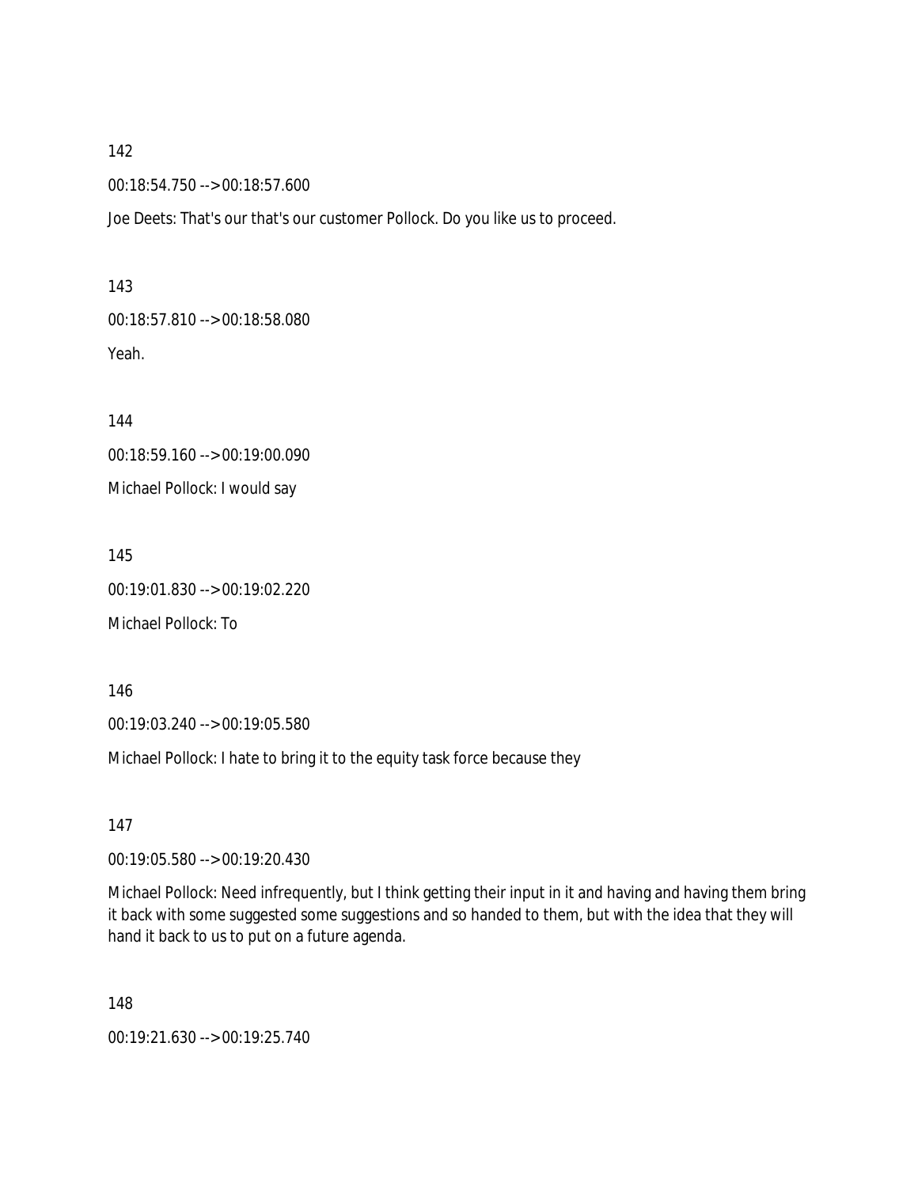142

00:18:54.750 --> 00:18:57.600

Joe Deets: That's our that's our customer Pollock. Do you like us to proceed.

143

00:18:57.810 --> 00:18:58.080

Yeah.

144

00:18:59.160 --> 00:19:00.090

Michael Pollock: I would say

145

00:19:01.830 --> 00:19:02.220

Michael Pollock: To

146

00:19:03.240 --> 00:19:05.580

Michael Pollock: I hate to bring it to the equity task force because they

147

00:19:05.580 --> 00:19:20.430

Michael Pollock: Need infrequently, but I think getting their input in it and having and having them bring it back with some suggested some suggestions and so handed to them, but with the idea that they will hand it back to us to put on a future agenda.

148

00:19:21.630 --> 00:19:25.740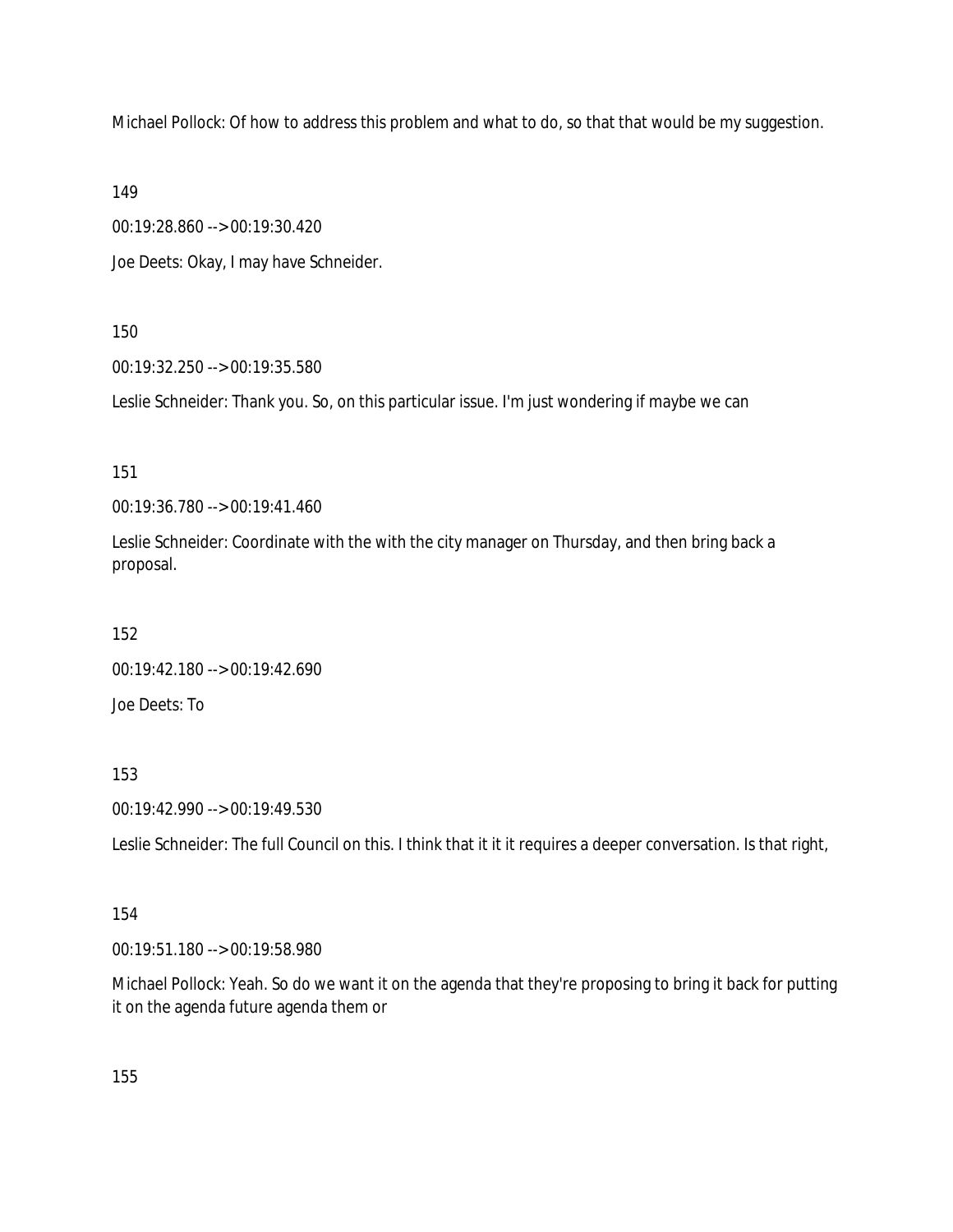Michael Pollock: Of how to address this problem and what to do, so that that would be my suggestion.

149

00:19:28.860 --> 00:19:30.420

Joe Deets: Okay, I may have Schneider.

150

00:19:32.250 --> 00:19:35.580

Leslie Schneider: Thank you. So, on this particular issue. I'm just wondering if maybe we can

151

00:19:36.780 --> 00:19:41.460

Leslie Schneider: Coordinate with the with the city manager on Thursday, and then bring back a proposal.

152

00:19:42.180 --> 00:19:42.690

Joe Deets: To

153

00:19:42.990 --> 00:19:49.530

Leslie Schneider: The full Council on this. I think that it it it requires a deeper conversation. Is that right,

154

00:19:51.180 --> 00:19:58.980

Michael Pollock: Yeah. So do we want it on the agenda that they're proposing to bring it back for putting it on the agenda future agenda them or

155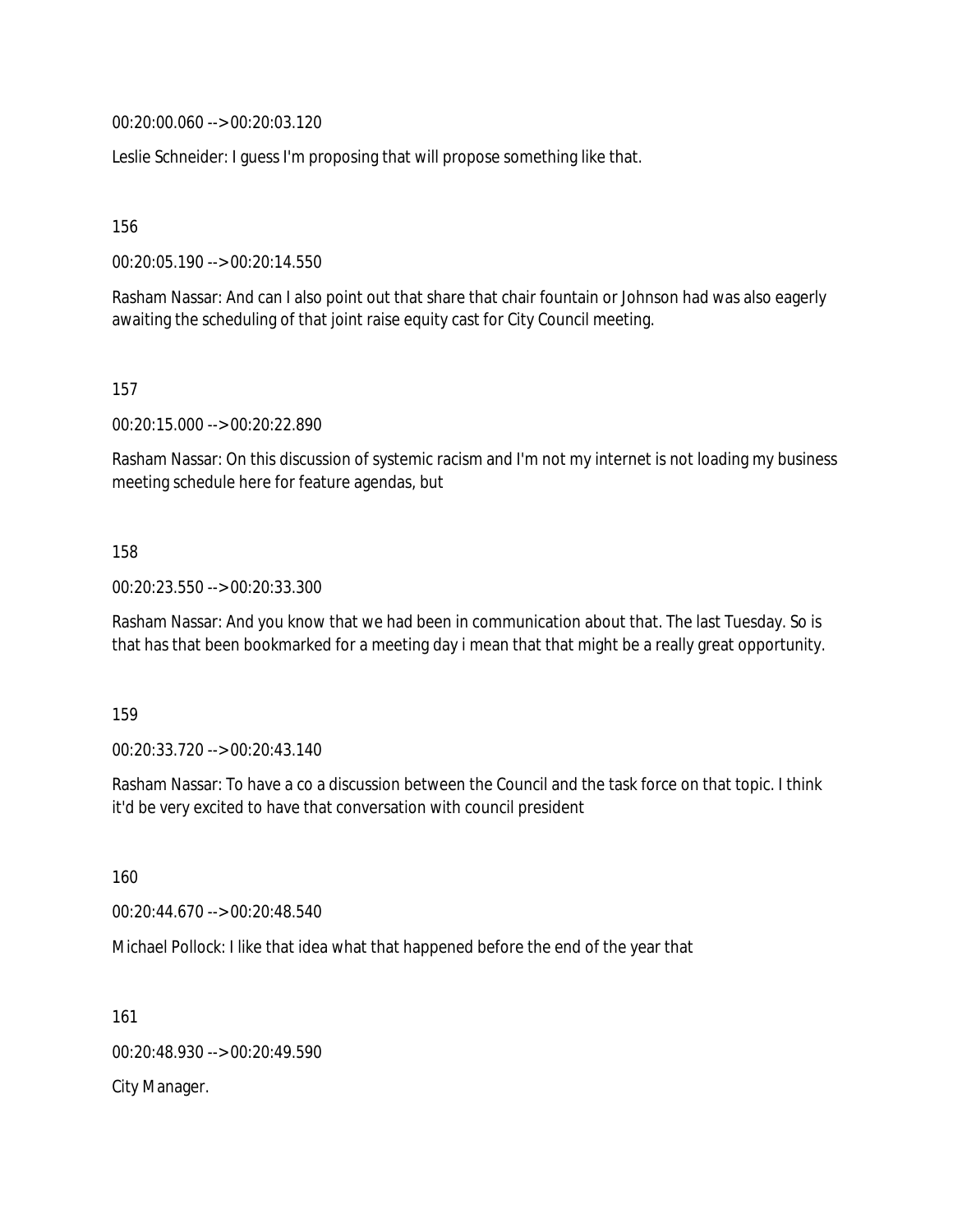00:20:00.060 --> 00:20:03.120

Leslie Schneider: I guess I'm proposing that will propose something like that.

156

00:20:05.190 --> 00:20:14.550

Rasham Nassar: And can I also point out that share that chair fountain or Johnson had was also eagerly awaiting the scheduling of that joint raise equity cast for City Council meeting.

157

00:20:15.000 --> 00:20:22.890

Rasham Nassar: On this discussion of systemic racism and I'm not my internet is not loading my business meeting schedule here for feature agendas, but

158

00:20:23.550 --> 00:20:33.300

Rasham Nassar: And you know that we had been in communication about that. The last Tuesday. So is that has that been bookmarked for a meeting day i mean that that might be a really great opportunity.

159

00:20:33.720 --> 00:20:43.140

Rasham Nassar: To have a co a discussion between the Council and the task force on that topic. I think it'd be very excited to have that conversation with council president

160

00:20:44.670 --> 00:20:48.540

Michael Pollock: I like that idea what that happened before the end of the year that

161

00:20:48.930 --> 00:20:49.590

City Manager.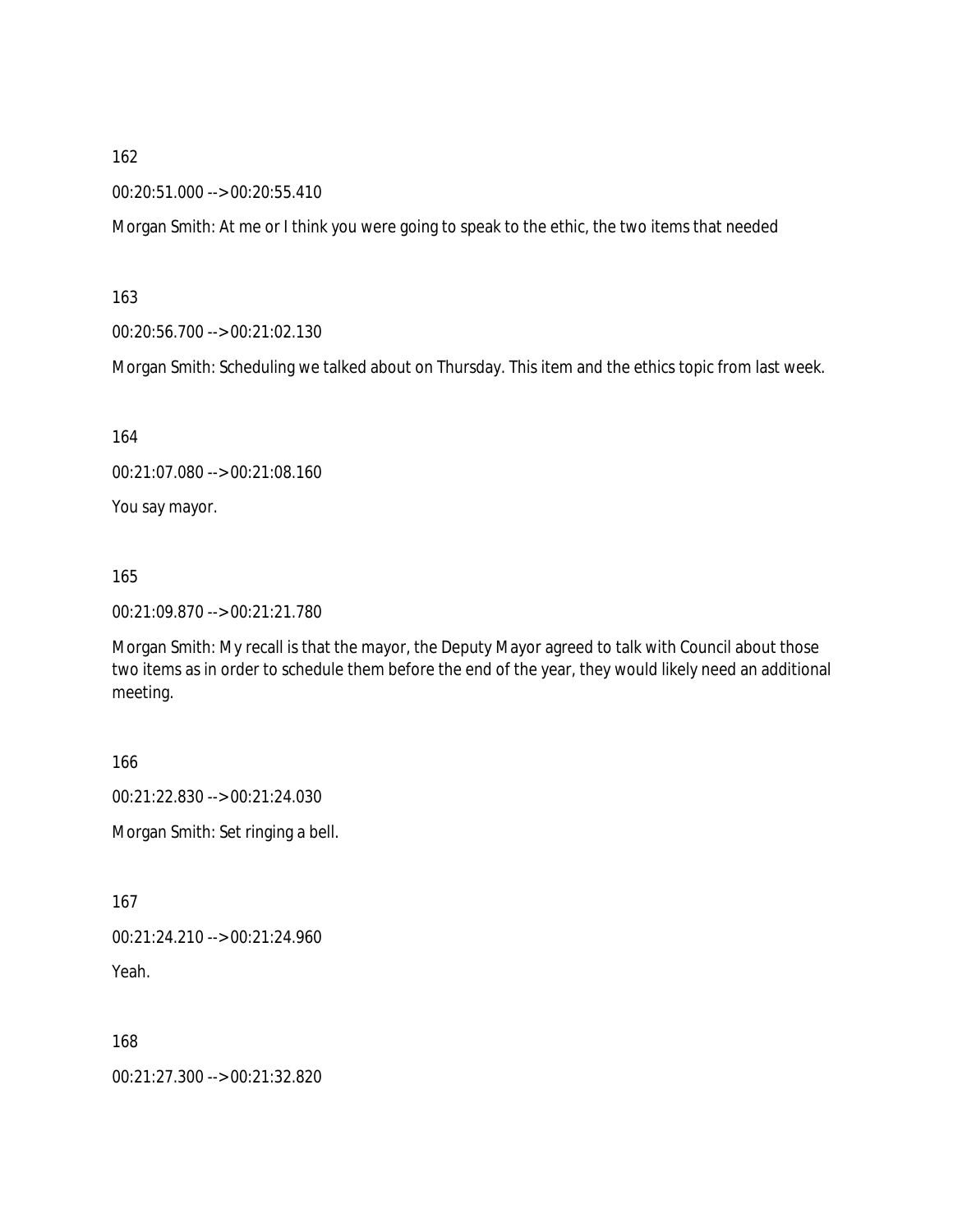162

00:20:51.000 --> 00:20:55.410

Morgan Smith: At me or I think you were going to speak to the ethic, the two items that needed

163

00:20:56.700 --> 00:21:02.130

Morgan Smith: Scheduling we talked about on Thursday. This item and the ethics topic from last week.

164

00:21:07.080 --> 00:21:08.160

You say mayor.

165

00:21:09.870 --> 00:21:21.780

Morgan Smith: My recall is that the mayor, the Deputy Mayor agreed to talk with Council about those two items as in order to schedule them before the end of the year, they would likely need an additional meeting.

166

00:21:22.830 --> 00:21:24.030

Morgan Smith: Set ringing a bell.

167

00:21:24.210 --> 00:21:24.960

Yeah.

168

00:21:27.300 --> 00:21:32.820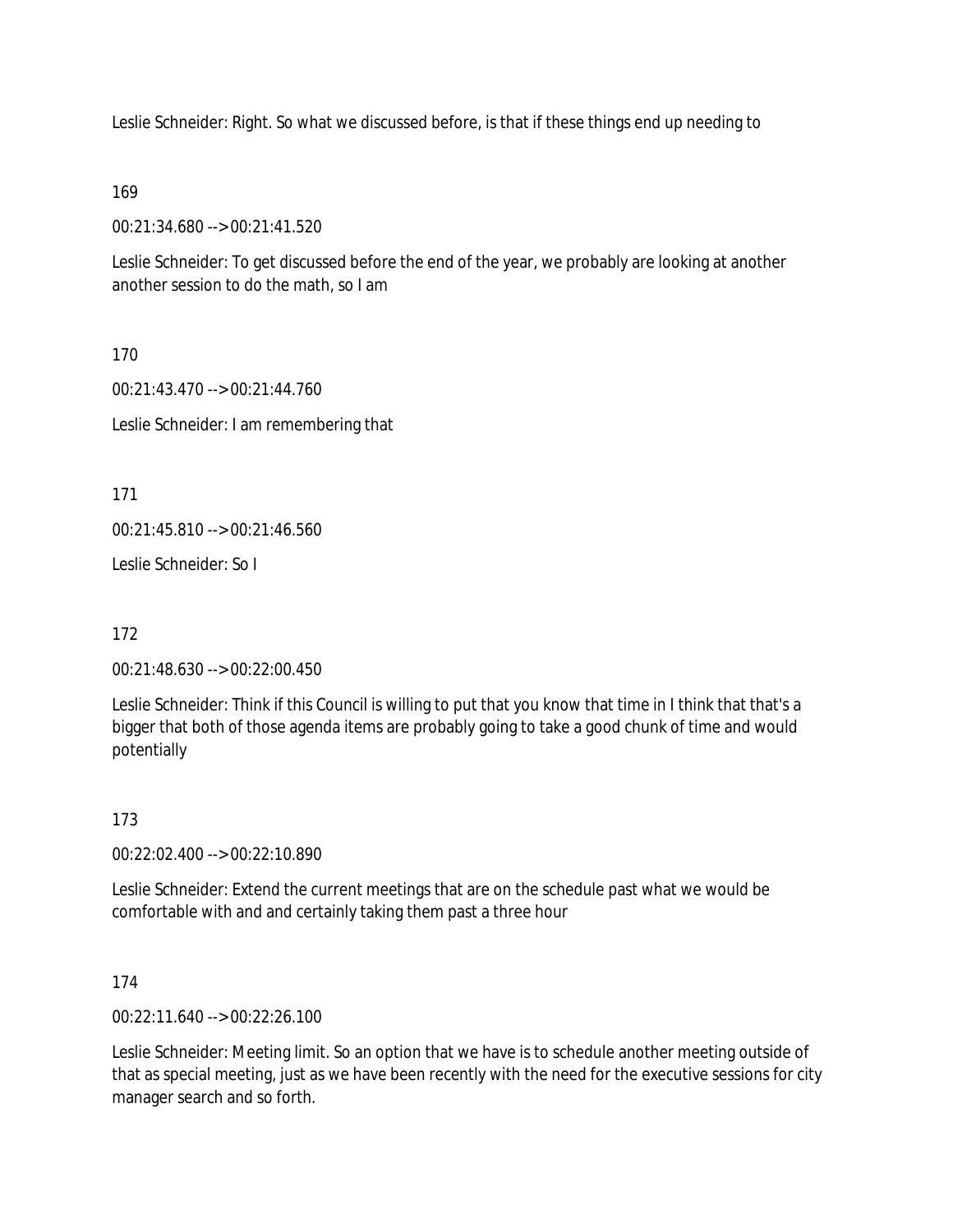Leslie Schneider: Right. So what we discussed before, is that if these things end up needing to

169

00:21:34.680 --> 00:21:41.520

Leslie Schneider: To get discussed before the end of the year, we probably are looking at another another session to do the math, so I am

170

00:21:43.470 --> 00:21:44.760

Leslie Schneider: I am remembering that

171

00:21:45.810 --> 00:21:46.560

Leslie Schneider: So I

172

00:21:48.630 --> 00:22:00.450

Leslie Schneider: Think if this Council is willing to put that you know that time in I think that that's a bigger that both of those agenda items are probably going to take a good chunk of time and would potentially

173

00:22:02.400 --> 00:22:10.890

Leslie Schneider: Extend the current meetings that are on the schedule past what we would be comfortable with and and certainly taking them past a three hour

174

00:22:11.640 --> 00:22:26.100

Leslie Schneider: Meeting limit. So an option that we have is to schedule another meeting outside of that as special meeting, just as we have been recently with the need for the executive sessions for city manager search and so forth.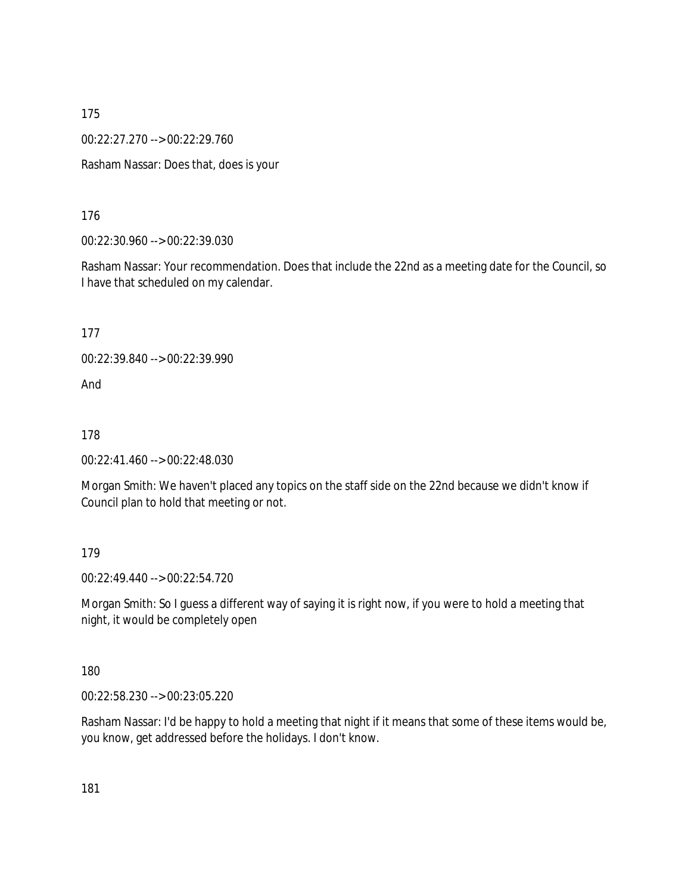175

00:22:27.270 --> 00:22:29.760

Rasham Nassar: Does that, does is your

176

00:22:30.960 --> 00:22:39.030

Rasham Nassar: Your recommendation. Does that include the 22nd as a meeting date for the Council, so I have that scheduled on my calendar.

177

00:22:39.840 --> 00:22:39.990

And

178

00:22:41.460 --> 00:22:48.030

Morgan Smith: We haven't placed any topics on the staff side on the 22nd because we didn't know if Council plan to hold that meeting or not.

179

00:22:49.440 --> 00:22:54.720

Morgan Smith: So I guess a different way of saying it is right now, if you were to hold a meeting that night, it would be completely open

180

00:22:58.230 --> 00:23:05.220

Rasham Nassar: I'd be happy to hold a meeting that night if it means that some of these items would be, you know, get addressed before the holidays. I don't know.

181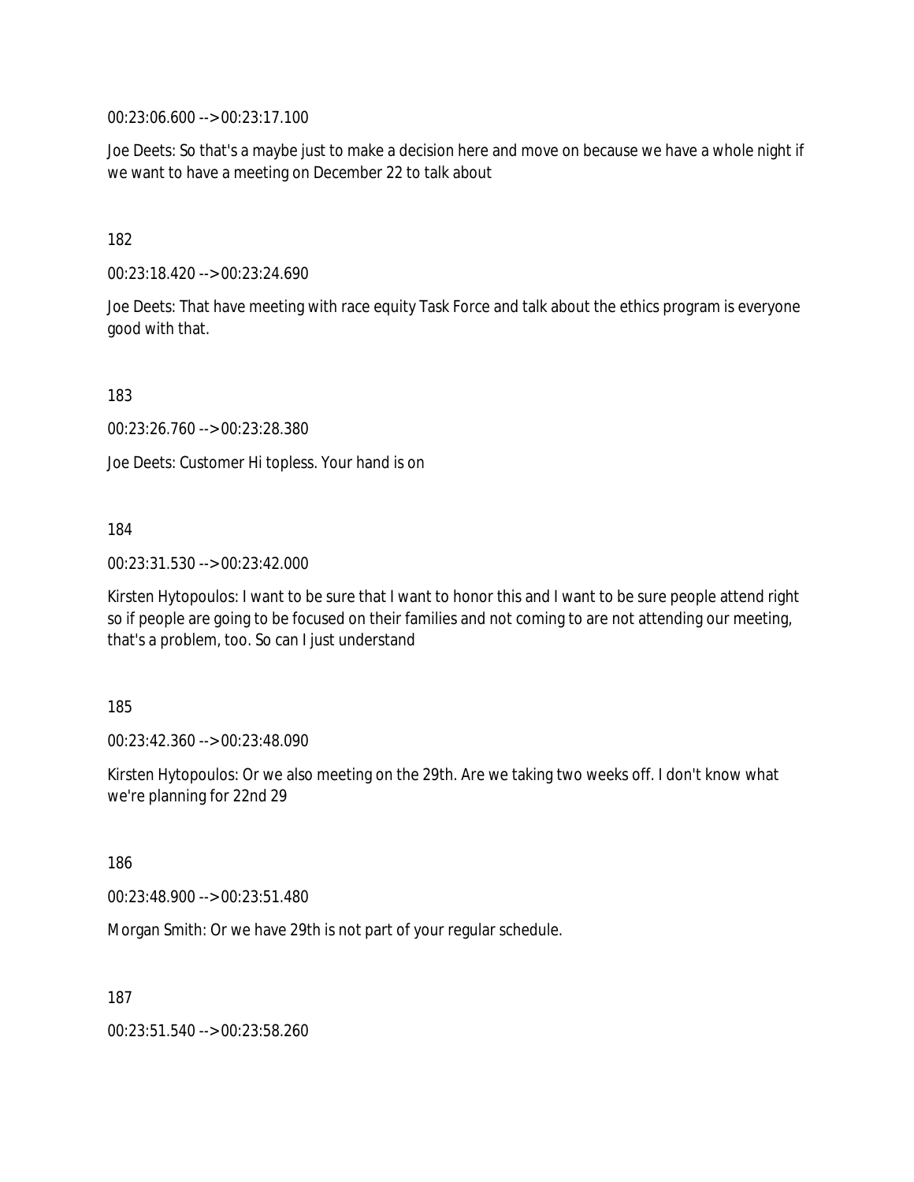00:23:06.600 --> 00:23:17.100

Joe Deets: So that's a maybe just to make a decision here and move on because we have a whole night if we want to have a meeting on December 22 to talk about

182

00:23:18.420 --> 00:23:24.690

Joe Deets: That have meeting with race equity Task Force and talk about the ethics program is everyone good with that.

183

00:23:26.760 --> 00:23:28.380

Joe Deets: Customer Hi topless. Your hand is on

184

00:23:31.530 --> 00:23:42.000

Kirsten Hytopoulos: I want to be sure that I want to honor this and I want to be sure people attend right so if people are going to be focused on their families and not coming to are not attending our meeting, that's a problem, too. So can I just understand

185

00:23:42.360 --> 00:23:48.090

Kirsten Hytopoulos: Or we also meeting on the 29th. Are we taking two weeks off. I don't know what we're planning for 22nd 29

186

00:23:48.900 --> 00:23:51.480

Morgan Smith: Or we have 29th is not part of your regular schedule.

187

00:23:51.540 --> 00:23:58.260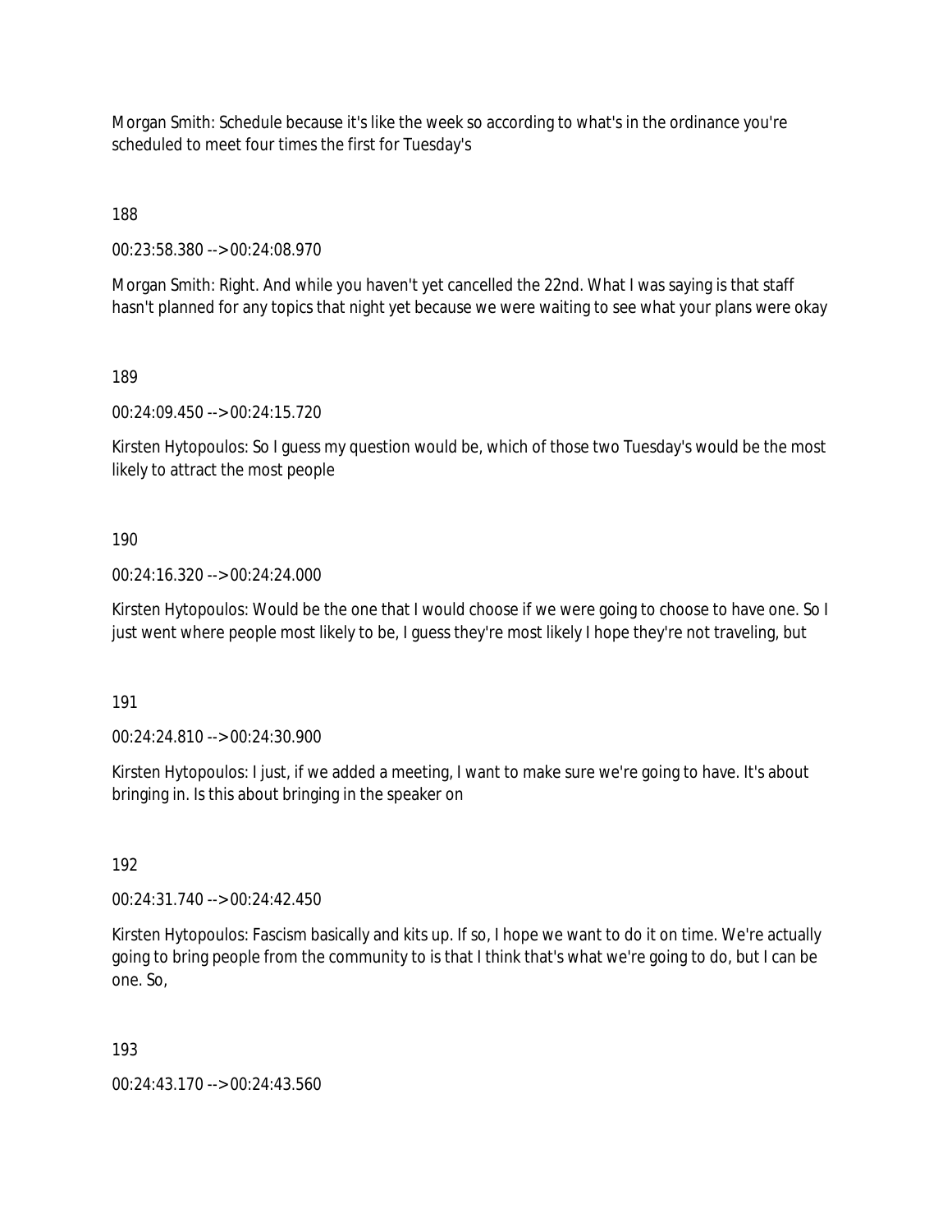Morgan Smith: Schedule because it's like the week so according to what's in the ordinance you're scheduled to meet four times the first for Tuesday's

188

00:23:58.380 --> 00:24:08.970

Morgan Smith: Right. And while you haven't yet cancelled the 22nd. What I was saying is that staff hasn't planned for any topics that night yet because we were waiting to see what your plans were okay

189

00:24:09.450 --> 00:24:15.720

Kirsten Hytopoulos: So I guess my question would be, which of those two Tuesday's would be the most likely to attract the most people

190

00:24:16.320 --> 00:24:24.000

Kirsten Hytopoulos: Would be the one that I would choose if we were going to choose to have one. So I just went where people most likely to be, I guess they're most likely I hope they're not traveling, but

191

00:24:24.810 --> 00:24:30.900

Kirsten Hytopoulos: I just, if we added a meeting, I want to make sure we're going to have. It's about bringing in. Is this about bringing in the speaker on

192

00:24:31.740 --> 00:24:42.450

Kirsten Hytopoulos: Fascism basically and kits up. If so, I hope we want to do it on time. We're actually going to bring people from the community to is that I think that's what we're going to do, but I can be one. So,

193

00:24:43.170 --> 00:24:43.560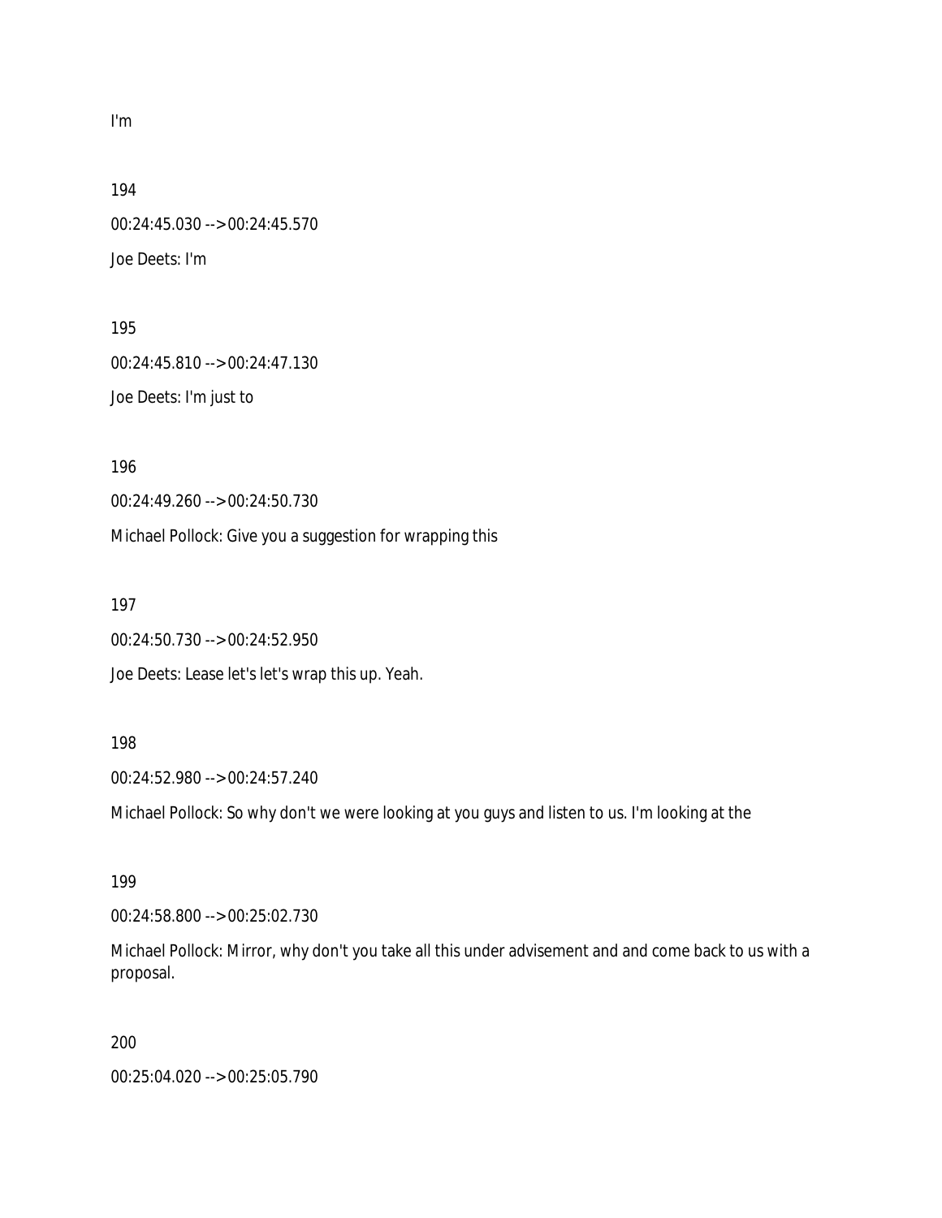I'm

194

00:24:45.030 --> 00:24:45.570

Joe Deets: I'm

195

00:24:45.810 --> 00:24:47.130

Joe Deets: I'm just to

196

00:24:49.260 --> 00:24:50.730

Michael Pollock: Give you a suggestion for wrapping this

197

00:24:50.730 --> 00:24:52.950

Joe Deets: Lease let's let's wrap this up. Yeah.

198

00:24:52.980 --> 00:24:57.240

Michael Pollock: So why don't we were looking at you guys and listen to us. I'm looking at the

199

00:24:58.800 --> 00:25:02.730

Michael Pollock: Mirror, why don't you take all this under advisement and and come back to us with a proposal.

200

00:25:04.020 --> 00:25:05.790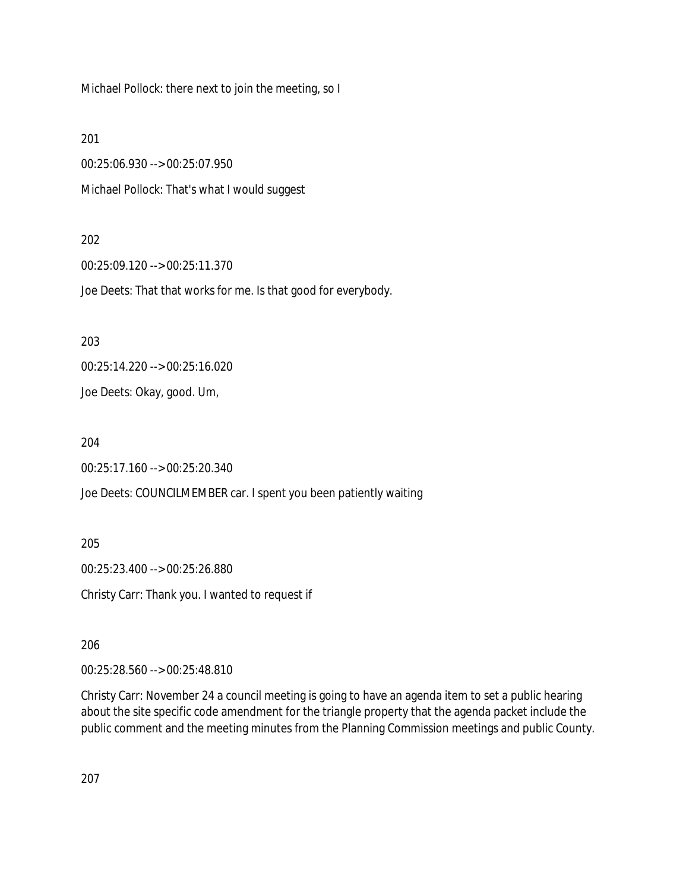Michael Pollock: there next to join the meeting, so I

201

00:25:06.930 --> 00:25:07.950

Michael Pollock: That's what I would suggest

202

00:25:09.120 --> 00:25:11.370

Joe Deets: That that works for me. Is that good for everybody.

203

00:25:14.220 --> 00:25:16.020

Joe Deets: Okay, good. Um,

204

00:25:17.160 --> 00:25:20.340

Joe Deets: COUNCILMEMBER car. I spent you been patiently waiting

205

00:25:23.400 --> 00:25:26.880

Christy Carr: Thank you. I wanted to request if

206

00:25:28.560 --> 00:25:48.810

Christy Carr: November 24 a council meeting is going to have an agenda item to set a public hearing about the site specific code amendment for the triangle property that the agenda packet include the public comment and the meeting minutes from the Planning Commission meetings and public County.

207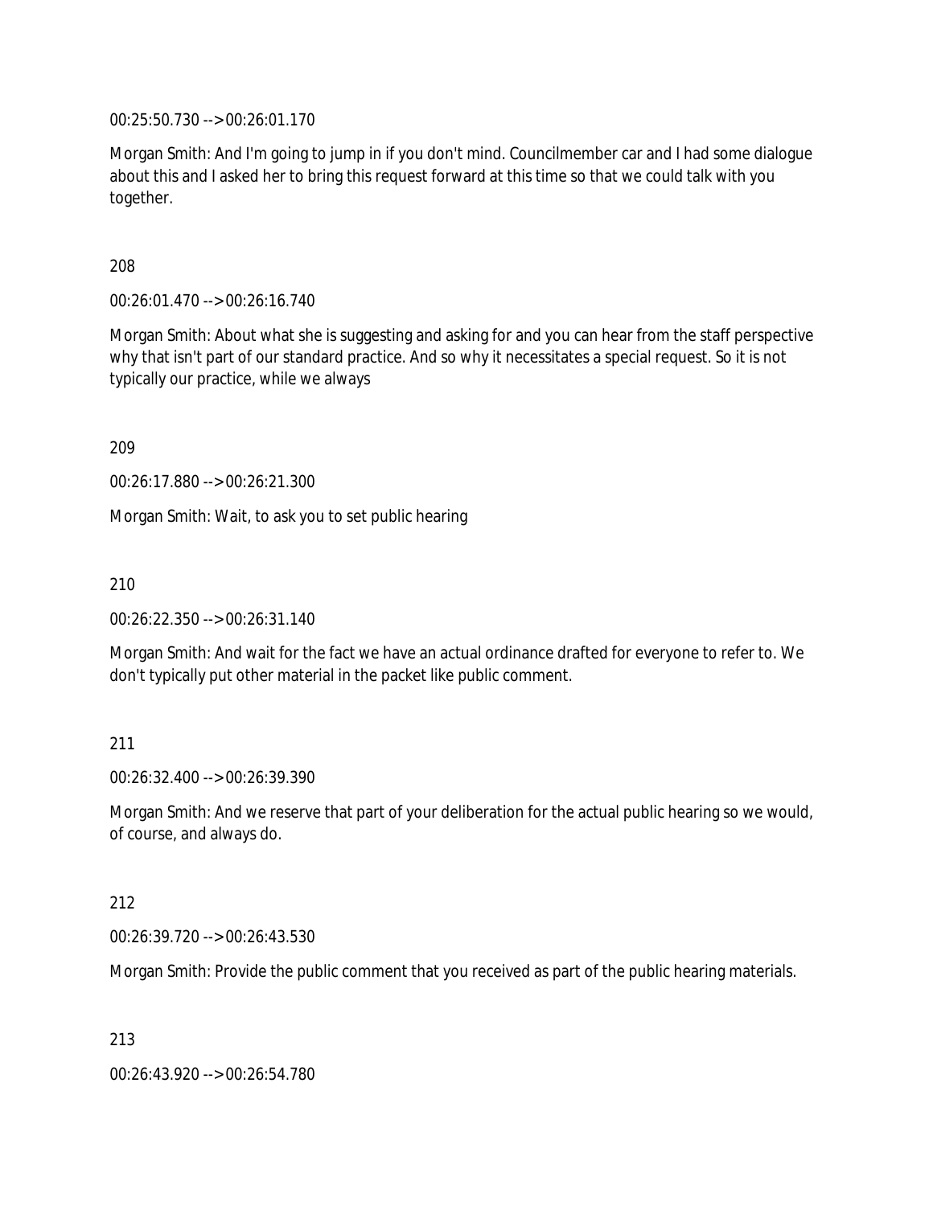00:25:50.730 --> 00:26:01.170

Morgan Smith: And I'm going to jump in if you don't mind. Councilmember car and I had some dialogue about this and I asked her to bring this request forward at this time so that we could talk with you together.

208

00:26:01.470 --> 00:26:16.740

Morgan Smith: About what she is suggesting and asking for and you can hear from the staff perspective why that isn't part of our standard practice. And so why it necessitates a special request. So it is not typically our practice, while we always

209

00:26:17.880 --> 00:26:21.300

Morgan Smith: Wait, to ask you to set public hearing

210

00:26:22.350 --> 00:26:31.140

Morgan Smith: And wait for the fact we have an actual ordinance drafted for everyone to refer to. We don't typically put other material in the packet like public comment.

211

00:26:32.400 --> 00:26:39.390

Morgan Smith: And we reserve that part of your deliberation for the actual public hearing so we would, of course, and always do.

212

00:26:39.720 --> 00:26:43.530

Morgan Smith: Provide the public comment that you received as part of the public hearing materials.

213

00:26:43.920 --> 00:26:54.780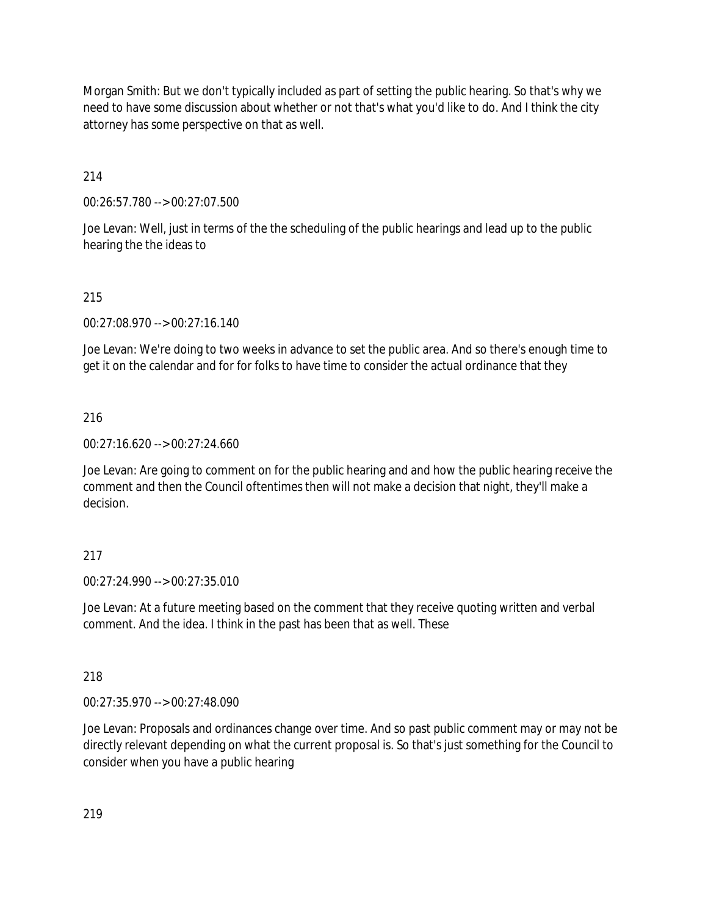Morgan Smith: But we don't typically included as part of setting the public hearing. So that's why we need to have some discussion about whether or not that's what you'd like to do. And I think the city attorney has some perspective on that as well.

214

00:26:57.780 --> 00:27:07.500

Joe Levan: Well, just in terms of the the scheduling of the public hearings and lead up to the public hearing the the ideas to

215

00:27:08.970 --> 00:27:16.140

Joe Levan: We're doing to two weeks in advance to set the public area. And so there's enough time to get it on the calendar and for for folks to have time to consider the actual ordinance that they

216

00:27:16.620 --> 00:27:24.660

Joe Levan: Are going to comment on for the public hearing and and how the public hearing receive the comment and then the Council oftentimes then will not make a decision that night, they'll make a decision.

217

00:27:24.990 --> 00:27:35.010

Joe Levan: At a future meeting based on the comment that they receive quoting written and verbal comment. And the idea. I think in the past has been that as well. These

218

00:27:35.970 --> 00:27:48.090

Joe Levan: Proposals and ordinances change over time. And so past public comment may or may not be directly relevant depending on what the current proposal is. So that's just something for the Council to consider when you have a public hearing

219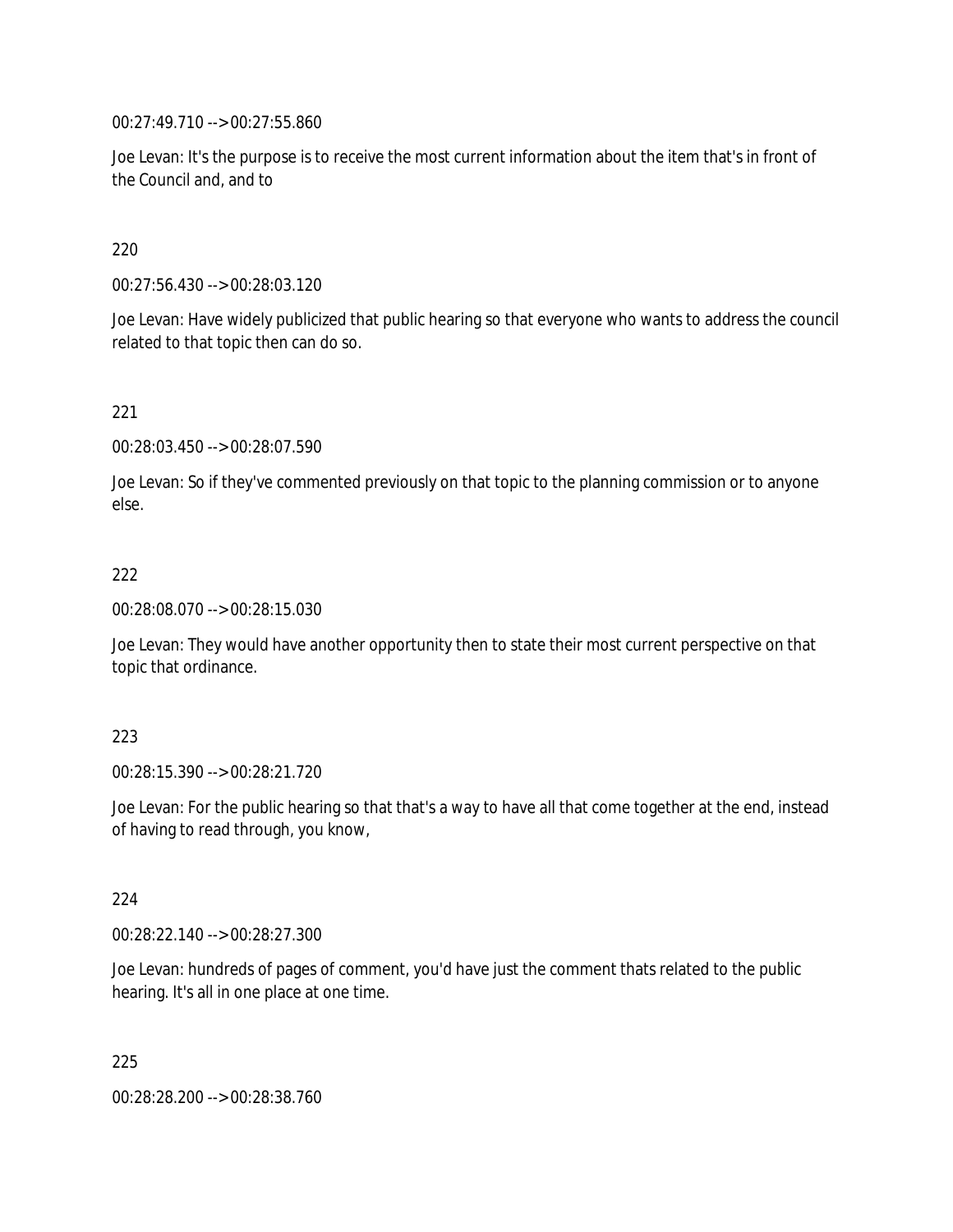00:27:49.710 --> 00:27:55.860

Joe Levan: It's the purpose is to receive the most current information about the item that's in front of the Council and, and to

220

00:27:56.430 --> 00:28:03.120

Joe Levan: Have widely publicized that public hearing so that everyone who wants to address the council related to that topic then can do so.

221

00:28:03.450 --> 00:28:07.590

Joe Levan: So if they've commented previously on that topic to the planning commission or to anyone else.

222

00:28:08.070 --> 00:28:15.030

Joe Levan: They would have another opportunity then to state their most current perspective on that topic that ordinance.

223

00:28:15.390 --> 00:28:21.720

Joe Levan: For the public hearing so that that's a way to have all that come together at the end, instead of having to read through, you know,

224

00:28:22.140 --> 00:28:27.300

Joe Levan: hundreds of pages of comment, you'd have just the comment thats related to the public hearing. It's all in one place at one time.

225

00:28:28.200 --> 00:28:38.760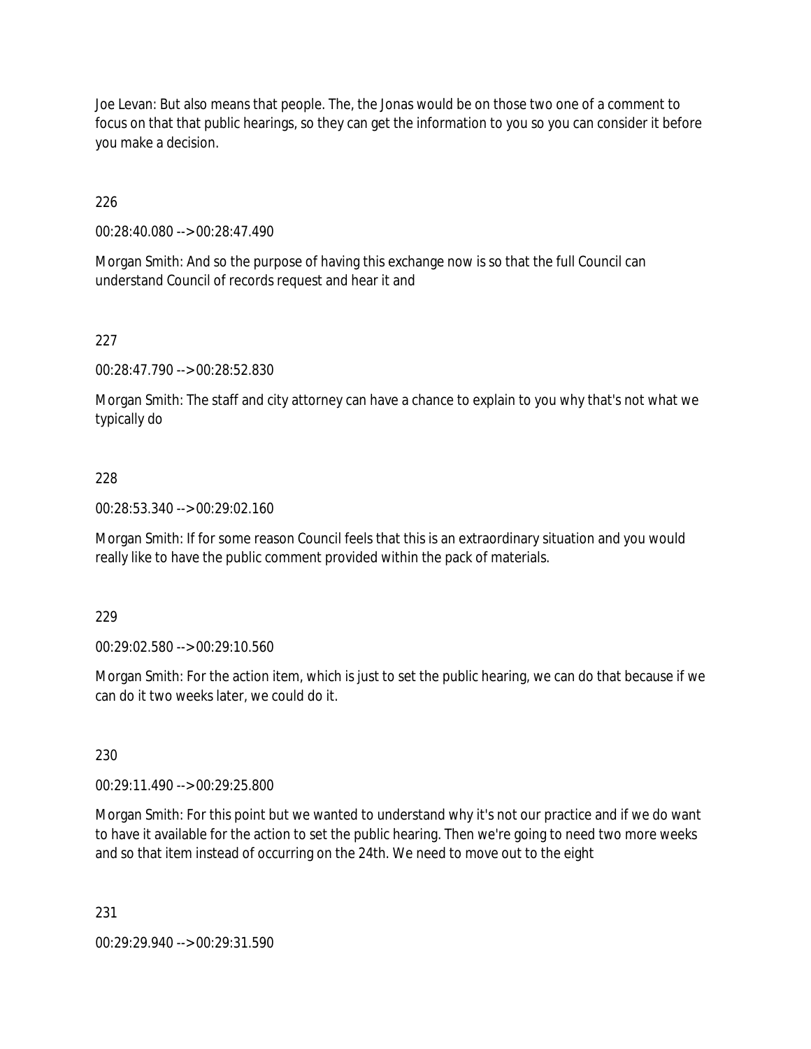Joe Levan: But also means that people. The, the Jonas would be on those two one of a comment to focus on that that public hearings, so they can get the information to you so you can consider it before you make a decision.

226

00:28:40.080 --> 00:28:47.490

Morgan Smith: And so the purpose of having this exchange now is so that the full Council can understand Council of records request and hear it and

227

00:28:47.790 --> 00:28:52.830

Morgan Smith: The staff and city attorney can have a chance to explain to you why that's not what we typically do

228

00:28:53.340 --> 00:29:02.160

Morgan Smith: If for some reason Council feels that this is an extraordinary situation and you would really like to have the public comment provided within the pack of materials.

229

00:29:02.580 --> 00:29:10.560

Morgan Smith: For the action item, which is just to set the public hearing, we can do that because if we can do it two weeks later, we could do it.

230

00:29:11.490 --> 00:29:25.800

Morgan Smith: For this point but we wanted to understand why it's not our practice and if we do want to have it available for the action to set the public hearing. Then we're going to need two more weeks and so that item instead of occurring on the 24th. We need to move out to the eight

231

00:29:29.940 --> 00:29:31.590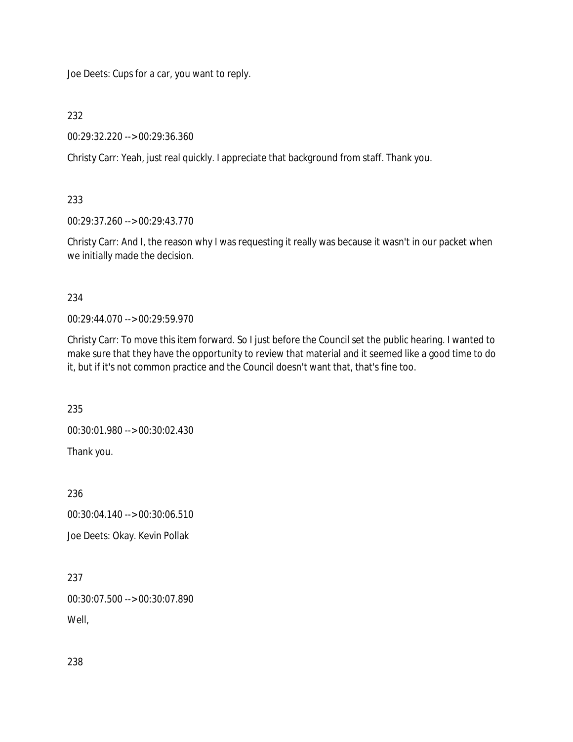Joe Deets: Cups for a car, you want to reply.

232

00:29:32.220 --> 00:29:36.360

Christy Carr: Yeah, just real quickly. I appreciate that background from staff. Thank you.

233

00:29:37.260 --> 00:29:43.770

Christy Carr: And I, the reason why I was requesting it really was because it wasn't in our packet when we initially made the decision.

234

00:29:44.070 --> 00:29:59.970

Christy Carr: To move this item forward. So I just before the Council set the public hearing. I wanted to make sure that they have the opportunity to review that material and it seemed like a good time to do it, but if it's not common practice and the Council doesn't want that, that's fine too.

235

00:30:01.980 --> 00:30:02.430

Thank you.

236

00:30:04.140 --> 00:30:06.510

Joe Deets: Okay. Kevin Pollak

237

00:30:07.500 --> 00:30:07.890

Well,

238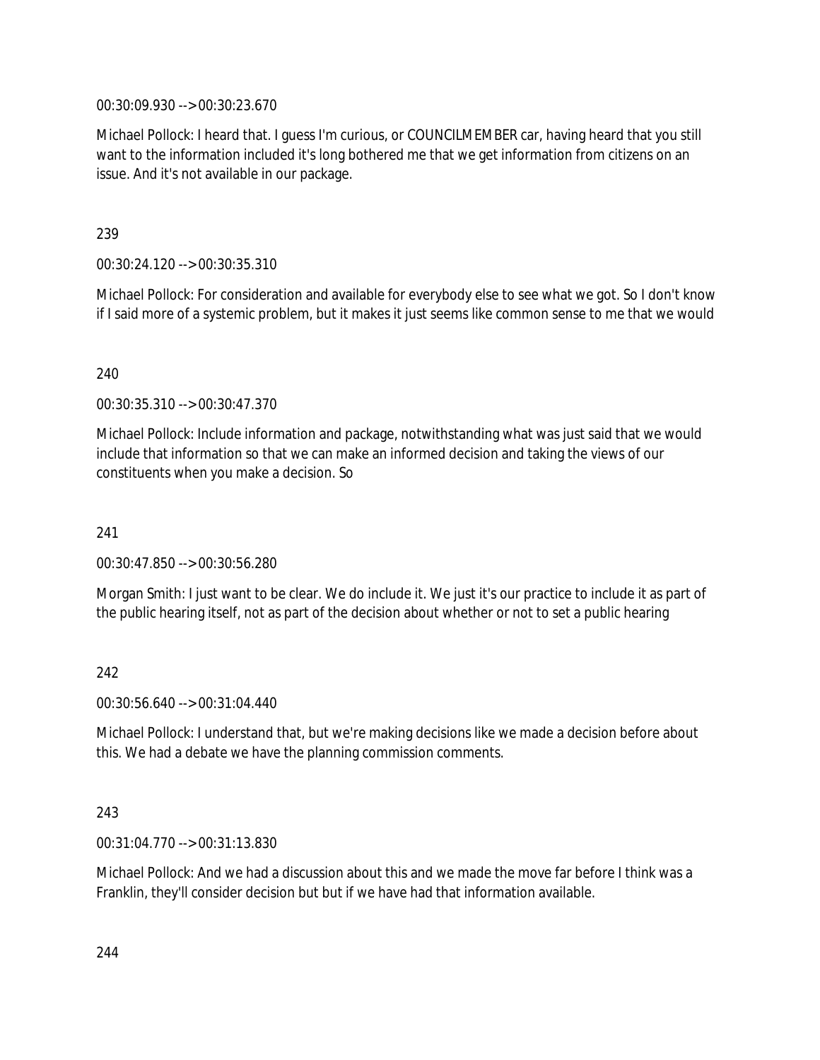00:30:09.930 --> 00:30:23.670

Michael Pollock: I heard that. I guess I'm curious, or COUNCILMEMBER car, having heard that you still want to the information included it's long bothered me that we get information from citizens on an issue. And it's not available in our package.

239

00:30:24.120 --> 00:30:35.310

Michael Pollock: For consideration and available for everybody else to see what we got. So I don't know if I said more of a systemic problem, but it makes it just seems like common sense to me that we would

240

00:30:35.310 --> 00:30:47.370

Michael Pollock: Include information and package, notwithstanding what was just said that we would include that information so that we can make an informed decision and taking the views of our constituents when you make a decision. So

241

00:30:47.850 --> 00:30:56.280

Morgan Smith: I just want to be clear. We do include it. We just it's our practice to include it as part of the public hearing itself, not as part of the decision about whether or not to set a public hearing

242

00:30:56.640 --> 00:31:04.440

Michael Pollock: I understand that, but we're making decisions like we made a decision before about this. We had a debate we have the planning commission comments.

243

00:31:04.770 --> 00:31:13.830

Michael Pollock: And we had a discussion about this and we made the move far before I think was a Franklin, they'll consider decision but but if we have had that information available.

244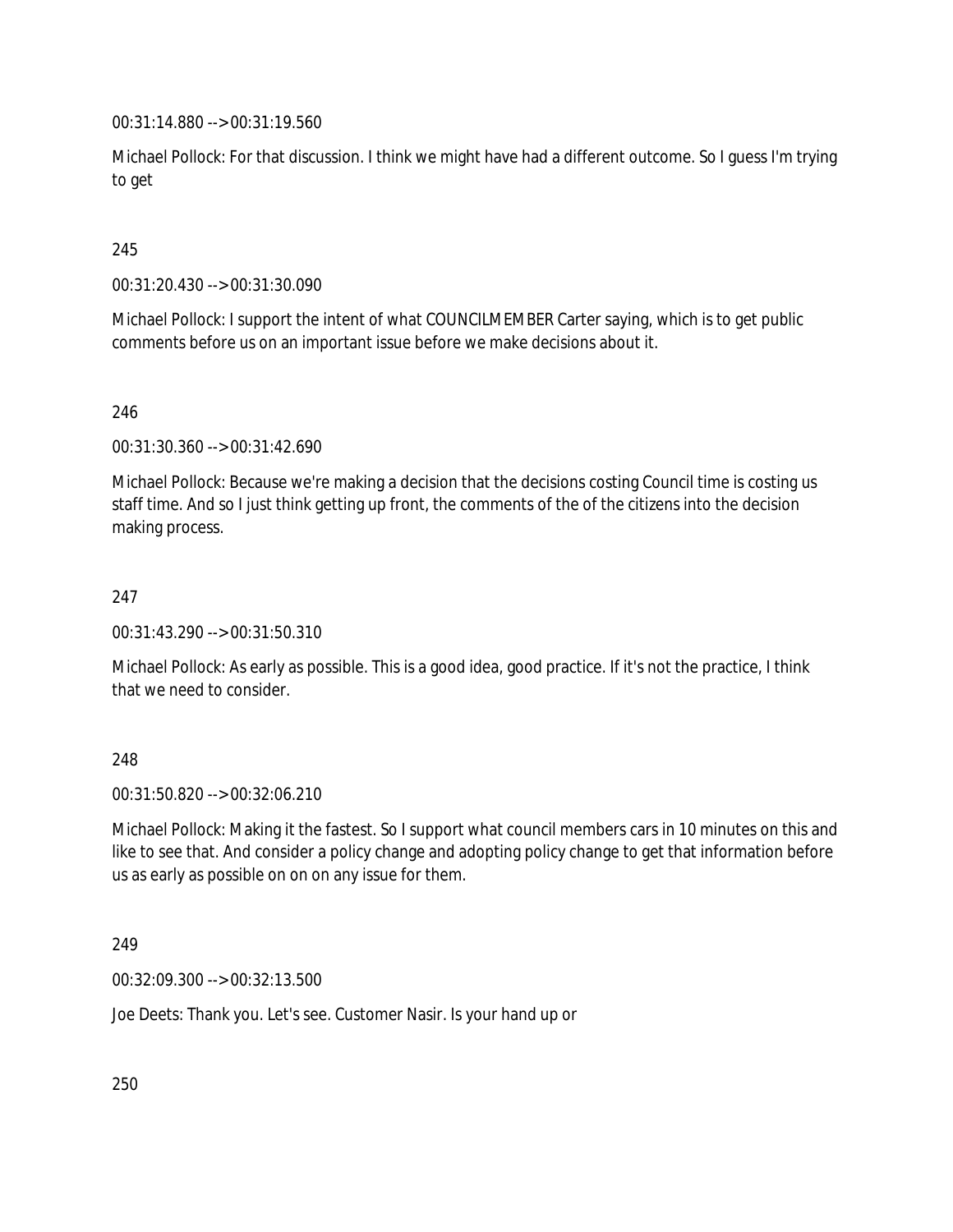00:31:14.880 --> 00:31:19.560

Michael Pollock: For that discussion. I think we might have had a different outcome. So I guess I'm trying to get

245

00:31:20.430 --> 00:31:30.090

Michael Pollock: I support the intent of what COUNCILMEMBER Carter saying, which is to get public comments before us on an important issue before we make decisions about it.

246

00:31:30.360 --> 00:31:42.690

Michael Pollock: Because we're making a decision that the decisions costing Council time is costing us staff time. And so I just think getting up front, the comments of the of the citizens into the decision making process.

247

00:31:43.290 --> 00:31:50.310

Michael Pollock: As early as possible. This is a good idea, good practice. If it's not the practice, I think that we need to consider.

248

00:31:50.820 --> 00:32:06.210

Michael Pollock: Making it the fastest. So I support what council members cars in 10 minutes on this and like to see that. And consider a policy change and adopting policy change to get that information before us as early as possible on on on any issue for them.

249

00:32:09.300 --> 00:32:13.500

Joe Deets: Thank you. Let's see. Customer Nasir. Is your hand up or

250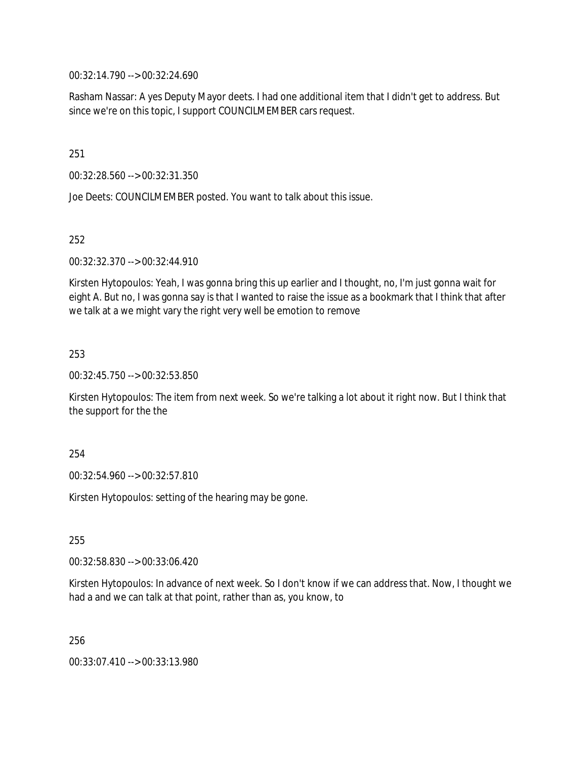00:32:14.790 --> 00:32:24.690

Rasham Nassar: A yes Deputy Mayor deets. I had one additional item that I didn't get to address. But since we're on this topic, I support COUNCILMEMBER cars request.

251

00:32:28.560 --> 00:32:31.350

Joe Deets: COUNCILMEMBER posted. You want to talk about this issue.

252

00:32:32.370 --> 00:32:44.910

Kirsten Hytopoulos: Yeah, I was gonna bring this up earlier and I thought, no, I'm just gonna wait for eight A. But no, I was gonna say is that I wanted to raise the issue as a bookmark that I think that after we talk at a we might vary the right very well be emotion to remove

253

00:32:45.750 --> 00:32:53.850

Kirsten Hytopoulos: The item from next week. So we're talking a lot about it right now. But I think that the support for the the

254

00:32:54.960 --> 00:32:57.810

Kirsten Hytopoulos: setting of the hearing may be gone.

255

00:32:58.830 --> 00:33:06.420

Kirsten Hytopoulos: In advance of next week. So I don't know if we can address that. Now, I thought we had a and we can talk at that point, rather than as, you know, to

256

00:33:07.410 --> 00:33:13.980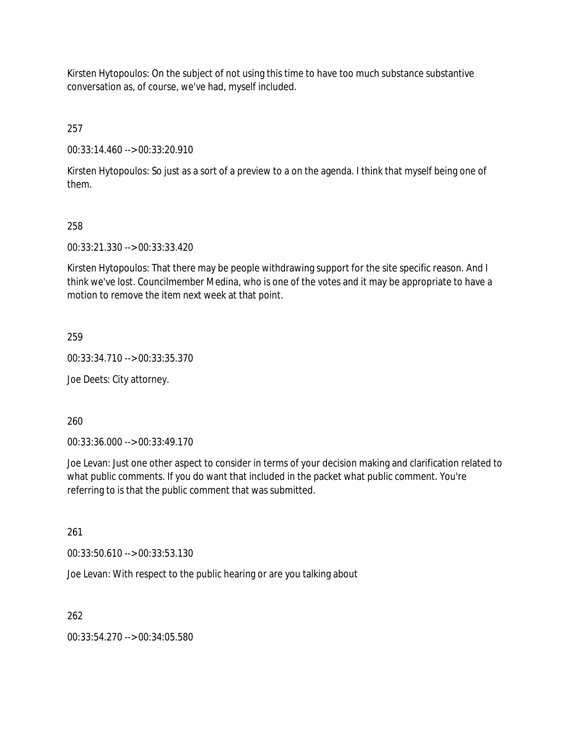Kirsten Hytopoulos: On the subject of not using this time to have too much substance substantive conversation as, of course, we've had, myself included.

257

00:33:14.460 --> 00:33:20.910

Kirsten Hytopoulos: So just as a sort of a preview to a on the agenda. I think that myself being one of them.

258

00:33:21.330 --> 00:33:33.420

Kirsten Hytopoulos: That there may be people withdrawing support for the site specific reason. And I think we've lost. Councilmember Medina, who is one of the votes and it may be appropriate to have a motion to remove the item next week at that point.

259

00:33:34.710 --> 00:33:35.370

Joe Deets: City attorney.

260

00:33:36.000 --> 00:33:49.170

Joe Levan: Just one other aspect to consider in terms of your decision making and clarification related to what public comments. If you do want that included in the packet what public comment. You're referring to is that the public comment that was submitted.

261

00:33:50.610 --> 00:33:53.130

Joe Levan: With respect to the public hearing or are you talking about

262

00:33:54.270 --> 00:34:05.580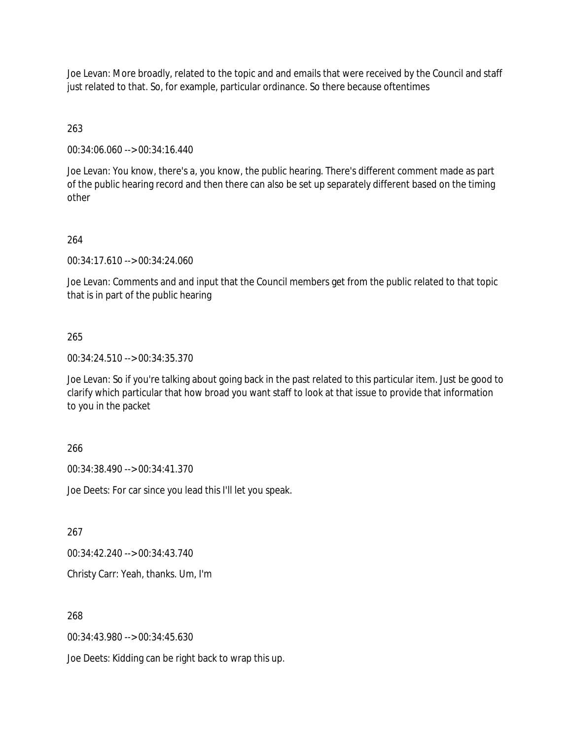Joe Levan: More broadly, related to the topic and and emails that were received by the Council and staff just related to that. So, for example, particular ordinance. So there because oftentimes

263

00:34:06.060 --> 00:34:16.440

Joe Levan: You know, there's a, you know, the public hearing. There's different comment made as part of the public hearing record and then there can also be set up separately different based on the timing other

264

00:34:17.610 --> 00:34:24.060

Joe Levan: Comments and and input that the Council members get from the public related to that topic that is in part of the public hearing

265

00:34:24.510 --> 00:34:35.370

Joe Levan: So if you're talking about going back in the past related to this particular item. Just be good to clarify which particular that how broad you want staff to look at that issue to provide that information to you in the packet

266

00:34:38.490 --> 00:34:41.370

Joe Deets: For car since you lead this I'll let you speak.

267

00:34:42.240 --> 00:34:43.740

Christy Carr: Yeah, thanks. Um, I'm

268

00:34:43.980 --> 00:34:45.630

Joe Deets: Kidding can be right back to wrap this up.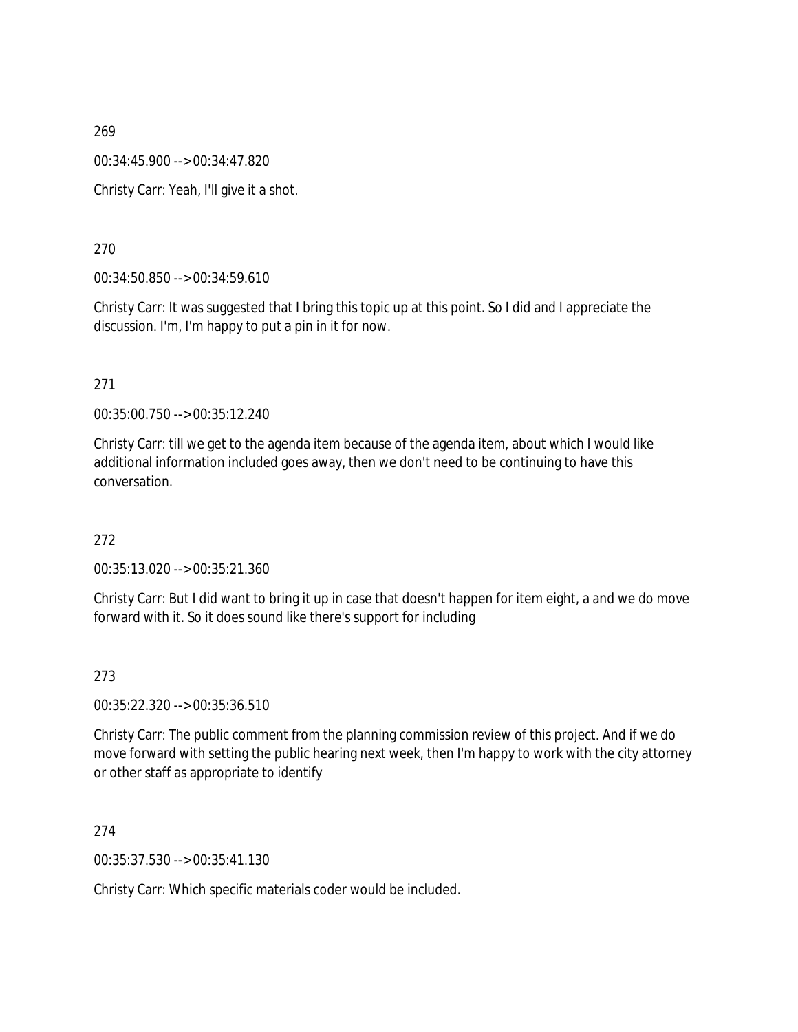269

00:34:45.900 --> 00:34:47.820

Christy Carr: Yeah, I'll give it a shot.

270

00:34:50.850 --> 00:34:59.610

Christy Carr: It was suggested that I bring this topic up at this point. So I did and I appreciate the discussion. I'm, I'm happy to put a pin in it for now.

271

00:35:00.750 --> 00:35:12.240

Christy Carr: till we get to the agenda item because of the agenda item, about which I would like additional information included goes away, then we don't need to be continuing to have this conversation.

272

00:35:13.020 --> 00:35:21.360

Christy Carr: But I did want to bring it up in case that doesn't happen for item eight, a and we do move forward with it. So it does sound like there's support for including

273

00:35:22.320 --> 00:35:36.510

Christy Carr: The public comment from the planning commission review of this project. And if we do move forward with setting the public hearing next week, then I'm happy to work with the city attorney or other staff as appropriate to identify

274

00:35:37.530 --> 00:35:41.130

Christy Carr: Which specific materials coder would be included.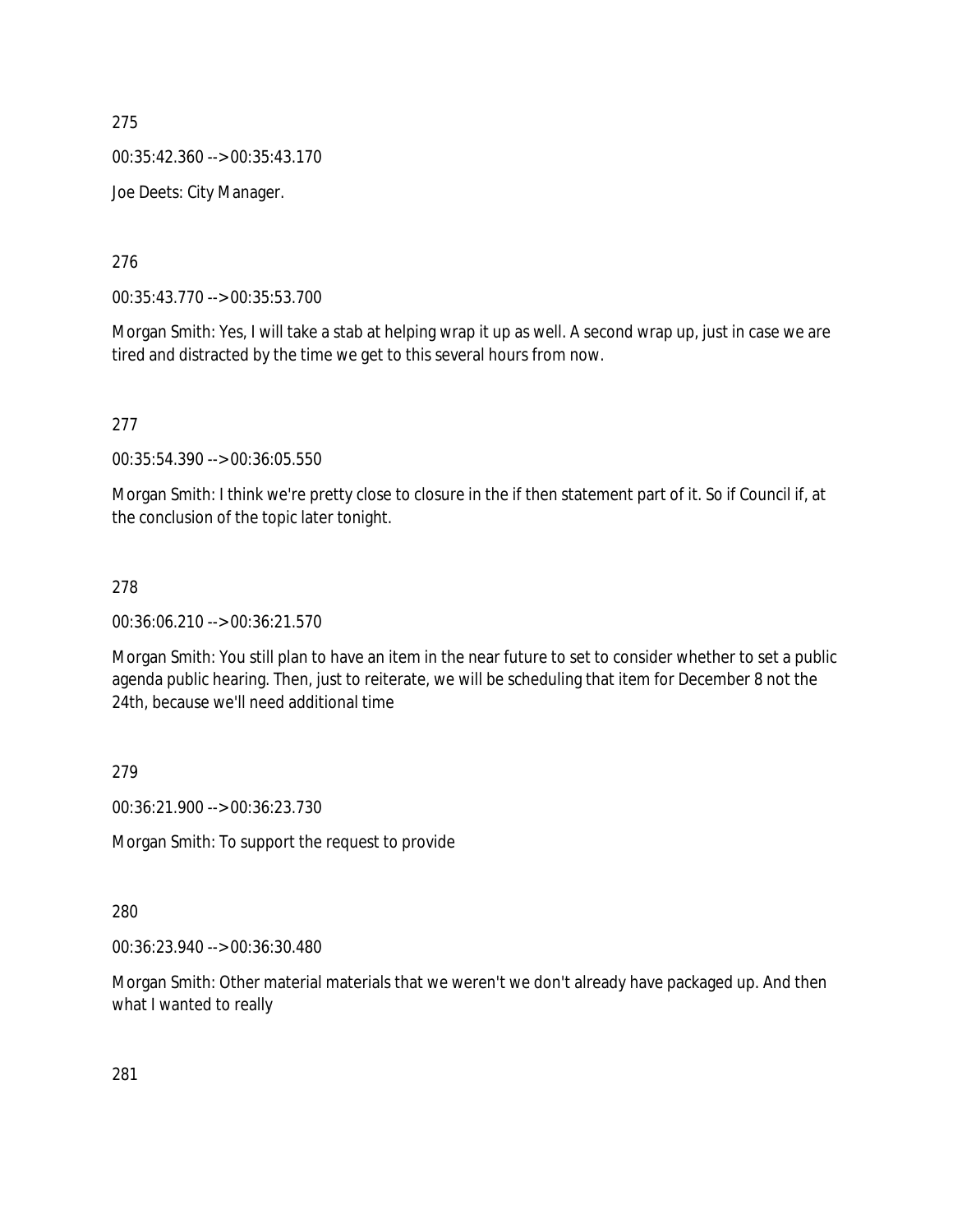275

00:35:42.360 --> 00:35:43.170

Joe Deets: City Manager.

276

00:35:43.770 --> 00:35:53.700

Morgan Smith: Yes, I will take a stab at helping wrap it up as well. A second wrap up, just in case we are tired and distracted by the time we get to this several hours from now.

277

00:35:54.390 --> 00:36:05.550

Morgan Smith: I think we're pretty close to closure in the if then statement part of it. So if Council if, at the conclusion of the topic later tonight.

278

00:36:06.210 --> 00:36:21.570

Morgan Smith: You still plan to have an item in the near future to set to consider whether to set a public agenda public hearing. Then, just to reiterate, we will be scheduling that item for December 8 not the 24th, because we'll need additional time

279

00:36:21.900 --> 00:36:23.730

Morgan Smith: To support the request to provide

280

00:36:23.940 --> 00:36:30.480

Morgan Smith: Other material materials that we weren't we don't already have packaged up. And then what I wanted to really

281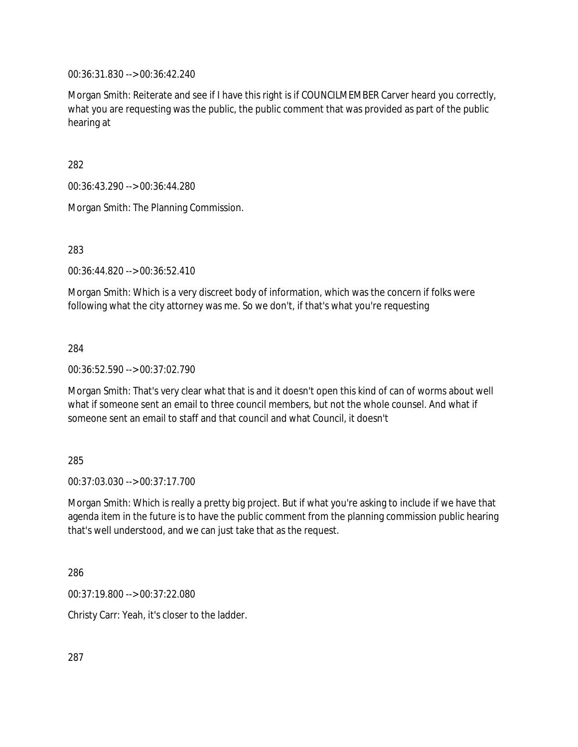00:36:31.830 --> 00:36:42.240

Morgan Smith: Reiterate and see if I have this right is if COUNCILMEMBER Carver heard you correctly, what you are requesting was the public, the public comment that was provided as part of the public hearing at

282

00:36:43.290 --> 00:36:44.280

Morgan Smith: The Planning Commission.

283

00:36:44.820 --> 00:36:52.410

Morgan Smith: Which is a very discreet body of information, which was the concern if folks were following what the city attorney was me. So we don't, if that's what you're requesting

284

00:36:52.590 --> 00:37:02.790

Morgan Smith: That's very clear what that is and it doesn't open this kind of can of worms about well what if someone sent an email to three council members, but not the whole counsel. And what if someone sent an email to staff and that council and what Council, it doesn't

285

00:37:03.030 --> 00:37:17.700

Morgan Smith: Which is really a pretty big project. But if what you're asking to include if we have that agenda item in the future is to have the public comment from the planning commission public hearing that's well understood, and we can just take that as the request.

286

00:37:19.800 --> 00:37:22.080

Christy Carr: Yeah, it's closer to the ladder.

287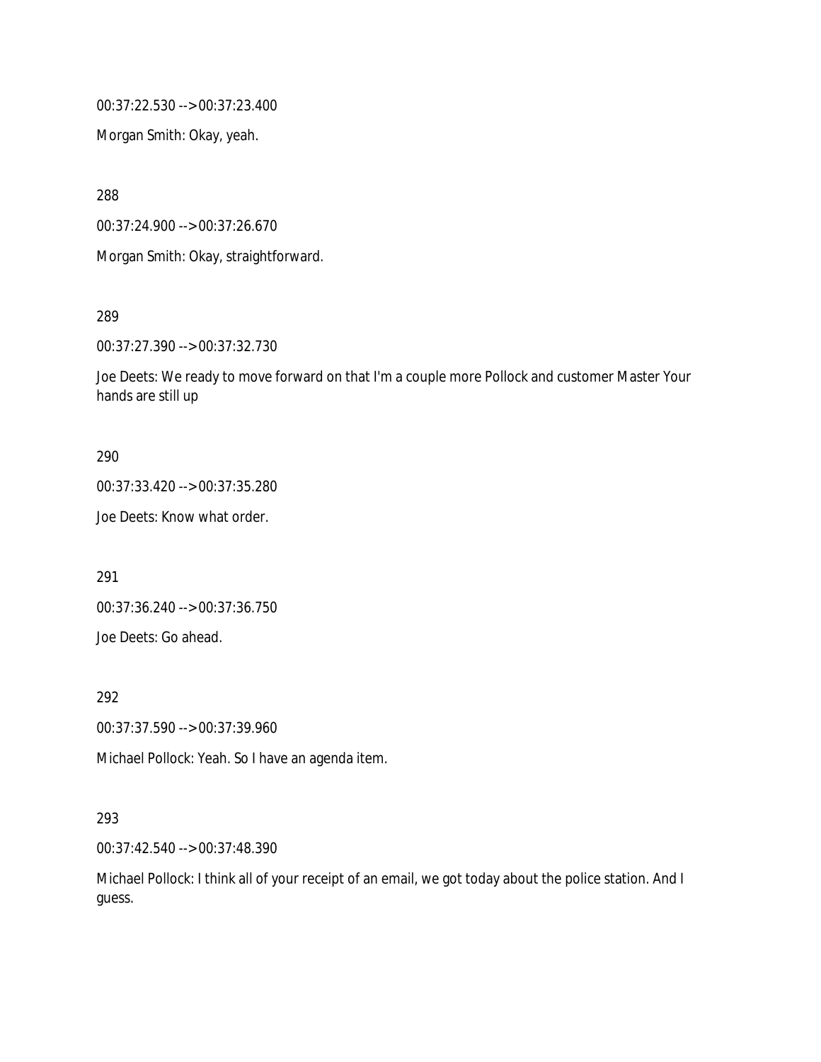00:37:22.530 --> 00:37:23.400

Morgan Smith: Okay, yeah.

288

00:37:24.900 --> 00:37:26.670

Morgan Smith: Okay, straightforward.

289

00:37:27.390 --> 00:37:32.730

Joe Deets: We ready to move forward on that I'm a couple more Pollock and customer Master Your hands are still up

290

00:37:33.420 --> 00:37:35.280

Joe Deets: Know what order.

291

00:37:36.240 --> 00:37:36.750

Joe Deets: Go ahead.

292

00:37:37.590 --> 00:37:39.960

Michael Pollock: Yeah. So I have an agenda item.

293

00:37:42.540 --> 00:37:48.390

Michael Pollock: I think all of your receipt of an email, we got today about the police station. And I guess.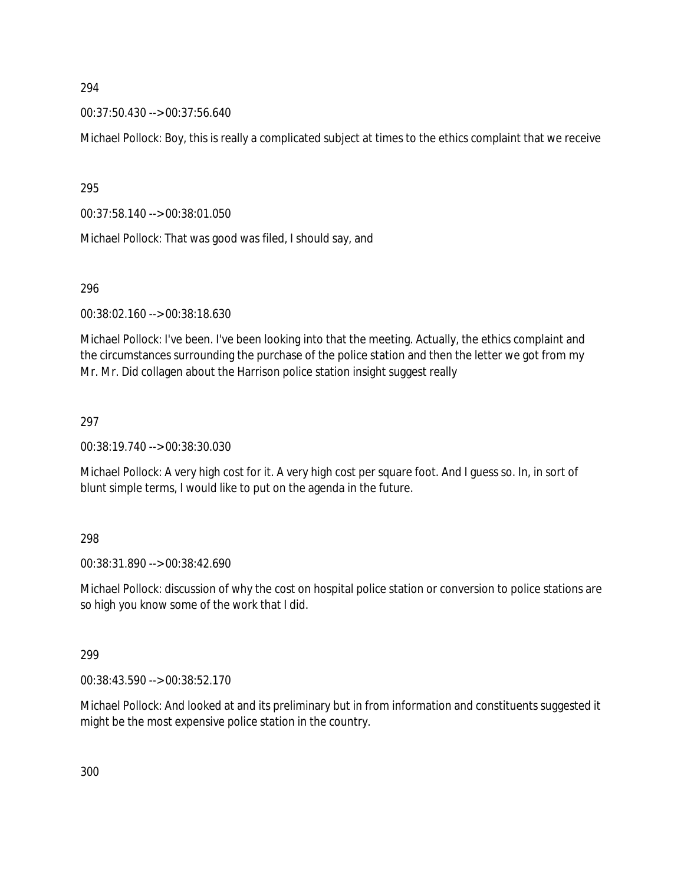294

00:37:50.430 --> 00:37:56.640

Michael Pollock: Boy, this is really a complicated subject at times to the ethics complaint that we receive

295

00:37:58.140 --> 00:38:01.050

Michael Pollock: That was good was filed, I should say, and

296

00:38:02.160 --> 00:38:18.630

Michael Pollock: I've been. I've been looking into that the meeting. Actually, the ethics complaint and the circumstances surrounding the purchase of the police station and then the letter we got from my Mr. Mr. Did collagen about the Harrison police station insight suggest really

297

00:38:19.740 --> 00:38:30.030

Michael Pollock: A very high cost for it. A very high cost per square foot. And I guess so. In, in sort of blunt simple terms, I would like to put on the agenda in the future.

298

00:38:31.890 --> 00:38:42.690

Michael Pollock: discussion of why the cost on hospital police station or conversion to police stations are so high you know some of the work that I did.

299

00:38:43.590 --> 00:38:52.170

Michael Pollock: And looked at and its preliminary but in from information and constituents suggested it might be the most expensive police station in the country.

300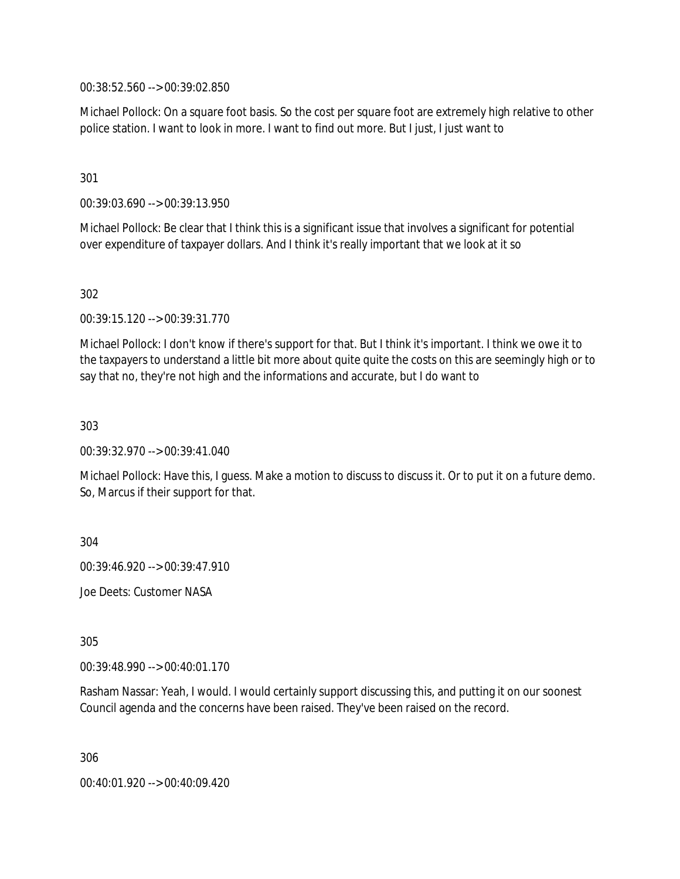00:38:52.560 --> 00:39:02.850

Michael Pollock: On a square foot basis. So the cost per square foot are extremely high relative to other police station. I want to look in more. I want to find out more. But I just, I just want to

301

00:39:03.690 --> 00:39:13.950

Michael Pollock: Be clear that I think this is a significant issue that involves a significant for potential over expenditure of taxpayer dollars. And I think it's really important that we look at it so

302

00:39:15.120 --> 00:39:31.770

Michael Pollock: I don't know if there's support for that. But I think it's important. I think we owe it to the taxpayers to understand a little bit more about quite quite the costs on this are seemingly high or to say that no, they're not high and the informations and accurate, but I do want to

303

00:39:32.970 --> 00:39:41.040

Michael Pollock: Have this, I guess. Make a motion to discuss to discuss it. Or to put it on a future demo. So, Marcus if their support for that.

304

00:39:46.920 --> 00:39:47.910

Joe Deets: Customer NASA

305

00:39:48.990 --> 00:40:01.170

Rasham Nassar: Yeah, I would. I would certainly support discussing this, and putting it on our soonest Council agenda and the concerns have been raised. They've been raised on the record.

306

00:40:01.920 --> 00:40:09.420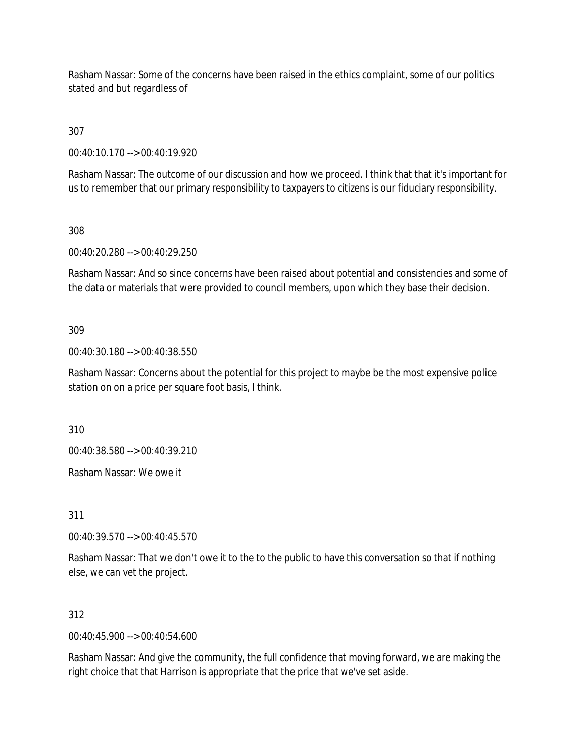Rasham Nassar: Some of the concerns have been raised in the ethics complaint, some of our politics stated and but regardless of

307

00:40:10.170 --> 00:40:19.920

Rasham Nassar: The outcome of our discussion and how we proceed. I think that that it's important for us to remember that our primary responsibility to taxpayers to citizens is our fiduciary responsibility.

308

00:40:20.280 --> 00:40:29.250

Rasham Nassar: And so since concerns have been raised about potential and consistencies and some of the data or materials that were provided to council members, upon which they base their decision.

309

00:40:30.180 --> 00:40:38.550

Rasham Nassar: Concerns about the potential for this project to maybe be the most expensive police station on on a price per square foot basis, I think.

310

00:40:38.580 --> 00:40:39.210

Rasham Nassar: We owe it

311

00:40:39.570 --> 00:40:45.570

Rasham Nassar: That we don't owe it to the to the to the public to have this conversation so that if nothing else, we can vet the project.

312

00:40:45.900 --> 00:40:54.600

Rasham Nassar: And give the community, the full confidence that moving forward, we are making the right choice that that Harrison is appropriate that the price that we've set aside.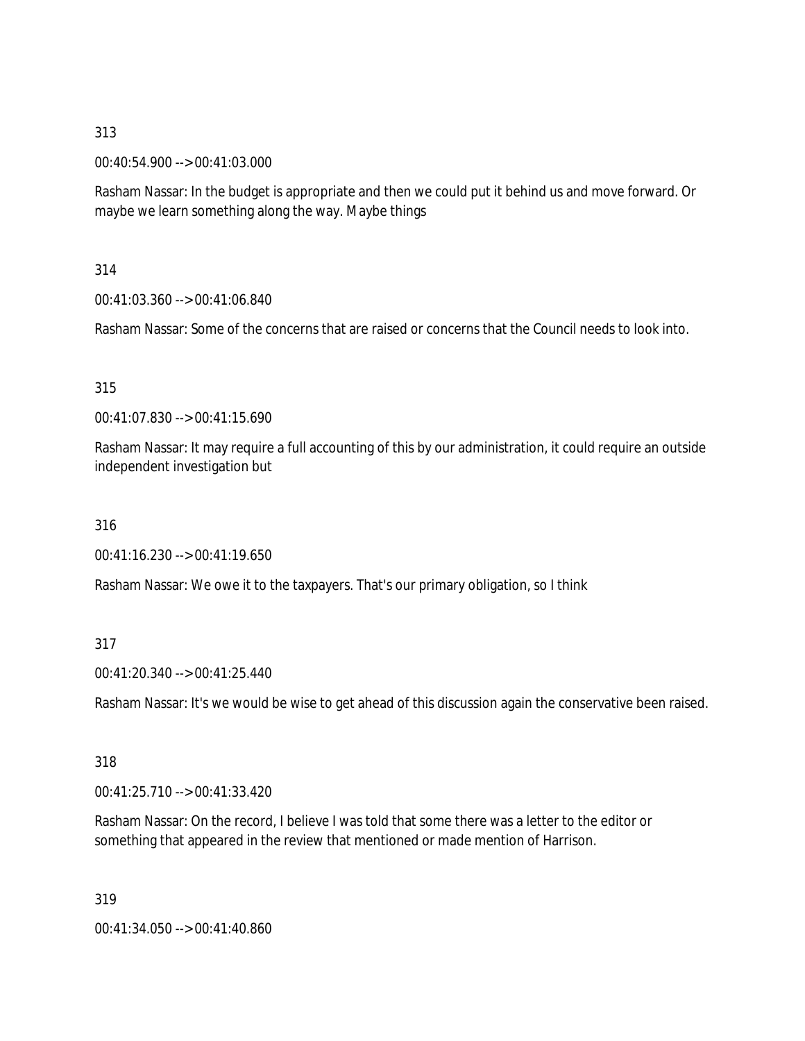313

00:40:54.900 --> 00:41:03.000

Rasham Nassar: In the budget is appropriate and then we could put it behind us and move forward. Or maybe we learn something along the way. Maybe things

314

00:41:03.360 --> 00:41:06.840

Rasham Nassar: Some of the concerns that are raised or concerns that the Council needs to look into.

315

00:41:07.830 --> 00:41:15.690

Rasham Nassar: It may require a full accounting of this by our administration, it could require an outside independent investigation but

316

00:41:16.230 --> 00:41:19.650

Rasham Nassar: We owe it to the taxpayers. That's our primary obligation, so I think

317

00:41:20.340 --> 00:41:25.440

Rasham Nassar: It's we would be wise to get ahead of this discussion again the conservative been raised.

318

00:41:25.710 --> 00:41:33.420

Rasham Nassar: On the record, I believe I was told that some there was a letter to the editor or something that appeared in the review that mentioned or made mention of Harrison.

319

00:41:34.050 --> 00:41:40.860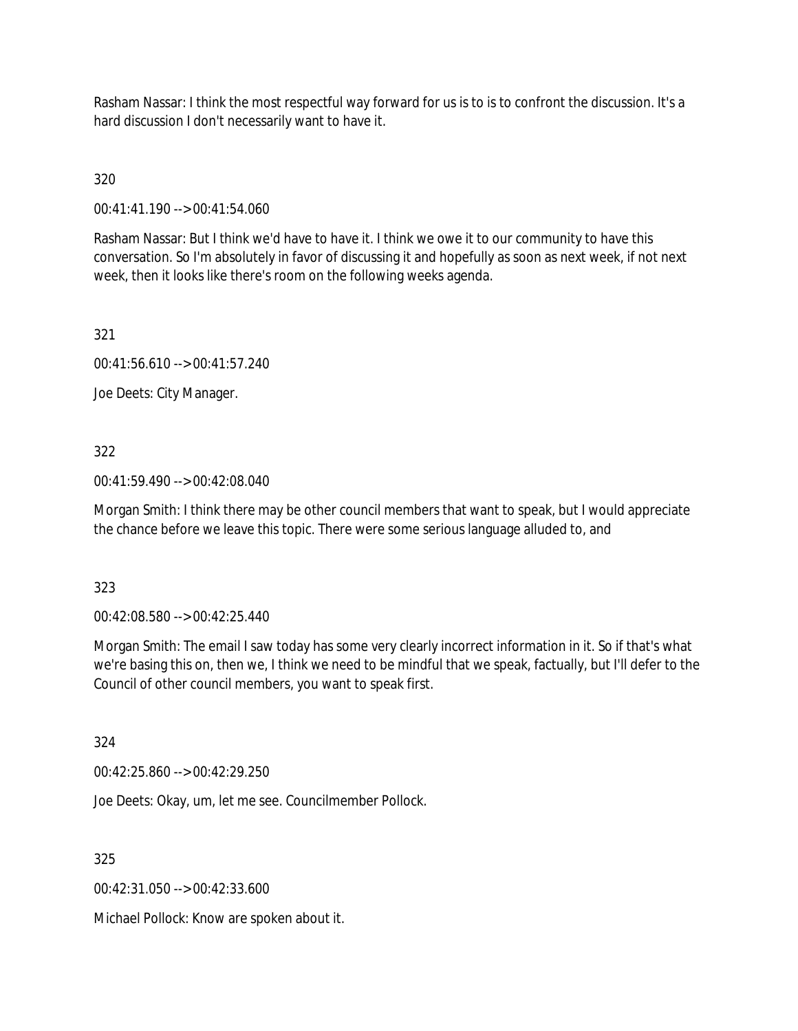Rasham Nassar: I think the most respectful way forward for us is to is to confront the discussion. It's a hard discussion I don't necessarily want to have it.

320

00:41:41.190 --> 00:41:54.060

Rasham Nassar: But I think we'd have to have it. I think we owe it to our community to have this conversation. So I'm absolutely in favor of discussing it and hopefully as soon as next week, if not next week, then it looks like there's room on the following weeks agenda.

321

00:41:56.610 --> 00:41:57.240

Joe Deets: City Manager.

322

00:41:59.490 --> 00:42:08.040

Morgan Smith: I think there may be other council members that want to speak, but I would appreciate the chance before we leave this topic. There were some serious language alluded to, and

323

00:42:08.580 --> 00:42:25.440

Morgan Smith: The email I saw today has some very clearly incorrect information in it. So if that's what we're basing this on, then we, I think we need to be mindful that we speak, factually, but I'll defer to the Council of other council members, you want to speak first.

324

00:42:25.860 --> 00:42:29.250

Joe Deets: Okay, um, let me see. Councilmember Pollock.

325

00:42:31.050 --> 00:42:33.600

Michael Pollock: Know are spoken about it.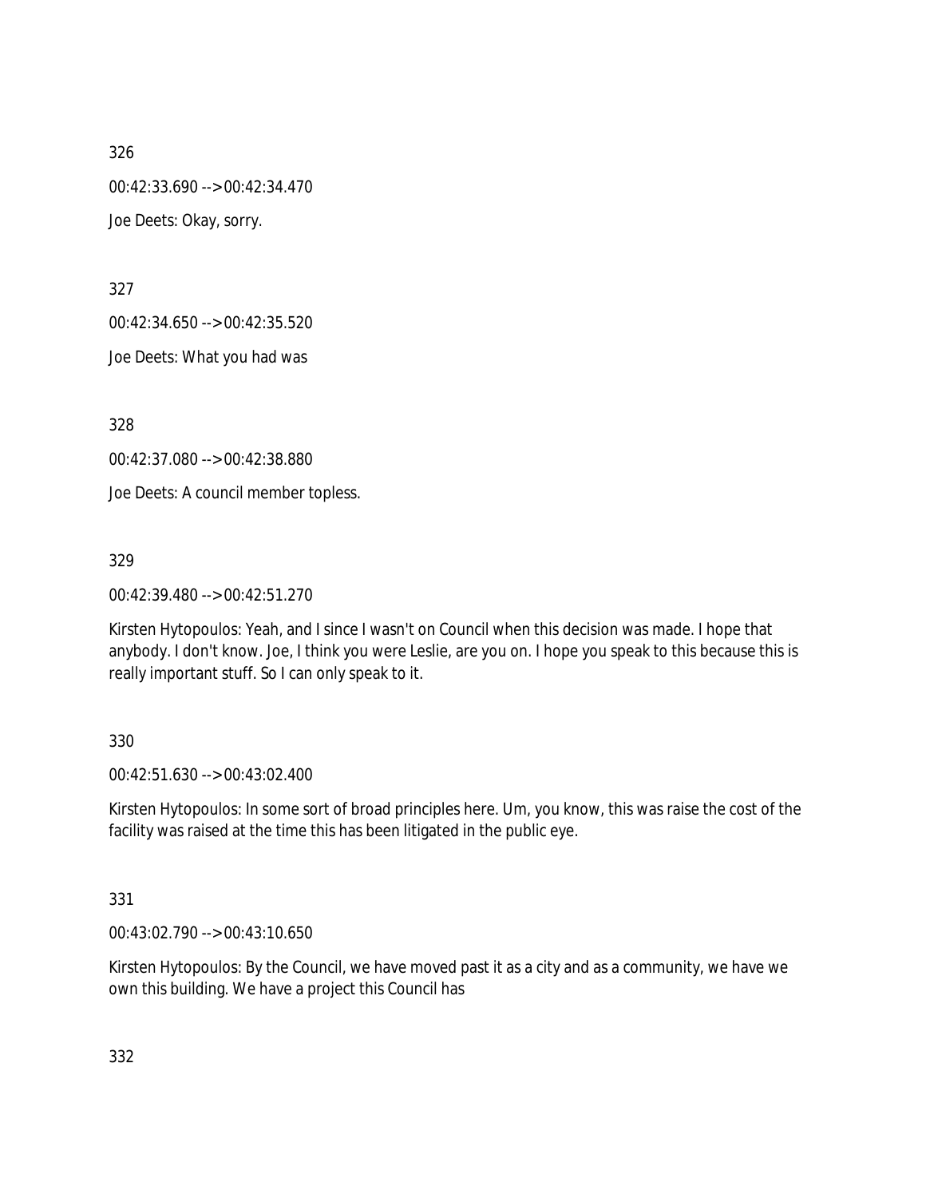326

00:42:33.690 --> 00:42:34.470

Joe Deets: Okay, sorry.

327

00:42:34.650 --> 00:42:35.520

Joe Deets: What you had was

328

00:42:37.080 --> 00:42:38.880

Joe Deets: A council member topless.

329

00:42:39.480 --> 00:42:51.270

Kirsten Hytopoulos: Yeah, and I since I wasn't on Council when this decision was made. I hope that anybody. I don't know. Joe, I think you were Leslie, are you on. I hope you speak to this because this is really important stuff. So I can only speak to it.

330

00:42:51.630 --> 00:43:02.400

Kirsten Hytopoulos: In some sort of broad principles here. Um, you know, this was raise the cost of the facility was raised at the time this has been litigated in the public eye.

331

00:43:02.790 --> 00:43:10.650

Kirsten Hytopoulos: By the Council, we have moved past it as a city and as a community, we have we own this building. We have a project this Council has

332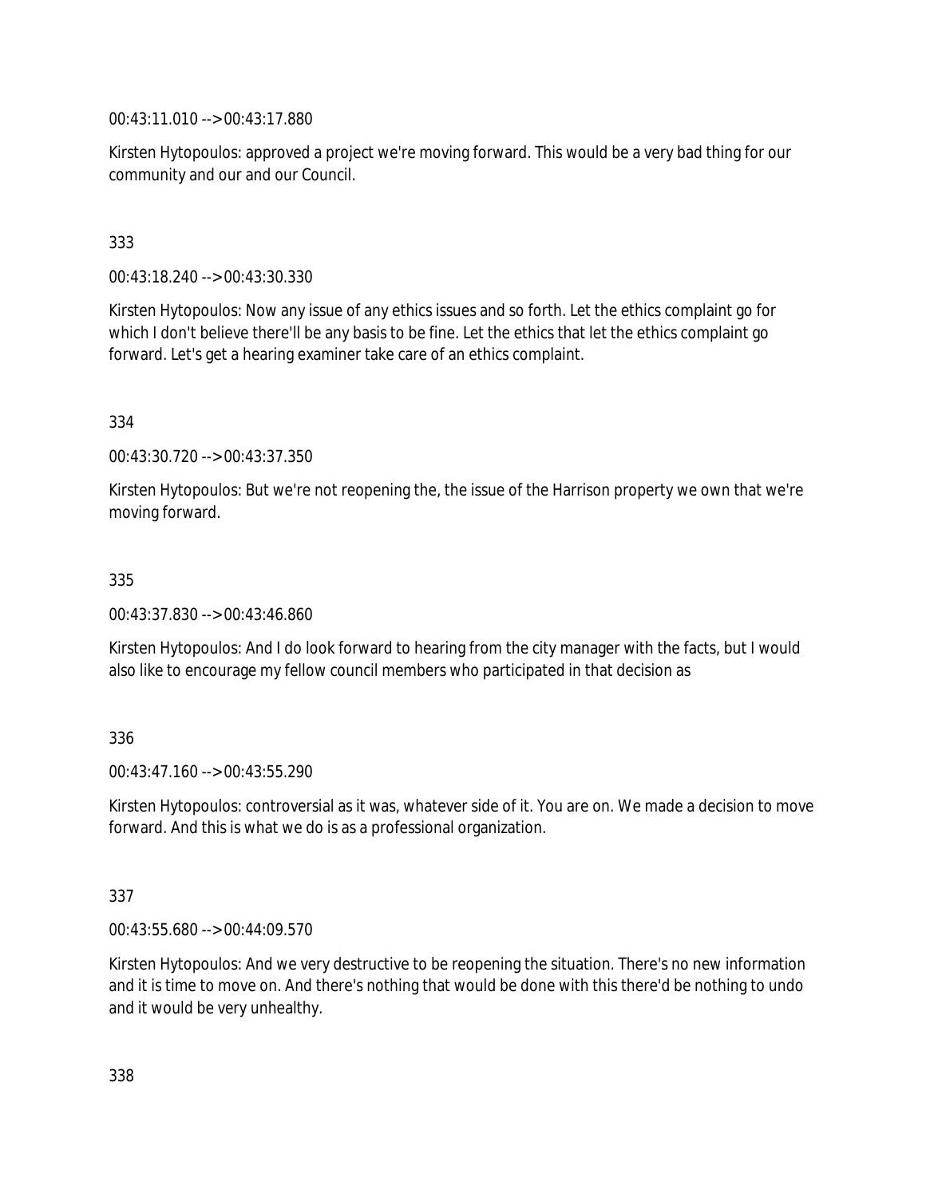00:43:11.010 --> 00:43:17.880

Kirsten Hytopoulos: approved a project we're moving forward. This would be a very bad thing for our community and our and our Council.

333

00:43:18.240 --> 00:43:30.330

Kirsten Hytopoulos: Now any issue of any ethics issues and so forth. Let the ethics complaint go for which I don't believe there'll be any basis to be fine. Let the ethics that let the ethics complaint go forward. Let's get a hearing examiner take care of an ethics complaint.

334

00:43:30.720 --> 00:43:37.350

Kirsten Hytopoulos: But we're not reopening the, the issue of the Harrison property we own that we're moving forward.

335

00:43:37.830 --> 00:43:46.860

Kirsten Hytopoulos: And I do look forward to hearing from the city manager with the facts, but I would also like to encourage my fellow council members who participated in that decision as

336

00:43:47.160 --> 00:43:55.290

Kirsten Hytopoulos: controversial as it was, whatever side of it. You are on. We made a decision to move forward. And this is what we do is as a professional organization.

337

00:43:55.680 --> 00:44:09.570

Kirsten Hytopoulos: And we very destructive to be reopening the situation. There's no new information and it is time to move on. And there's nothing that would be done with this there'd be nothing to undo and it would be very unhealthy.

338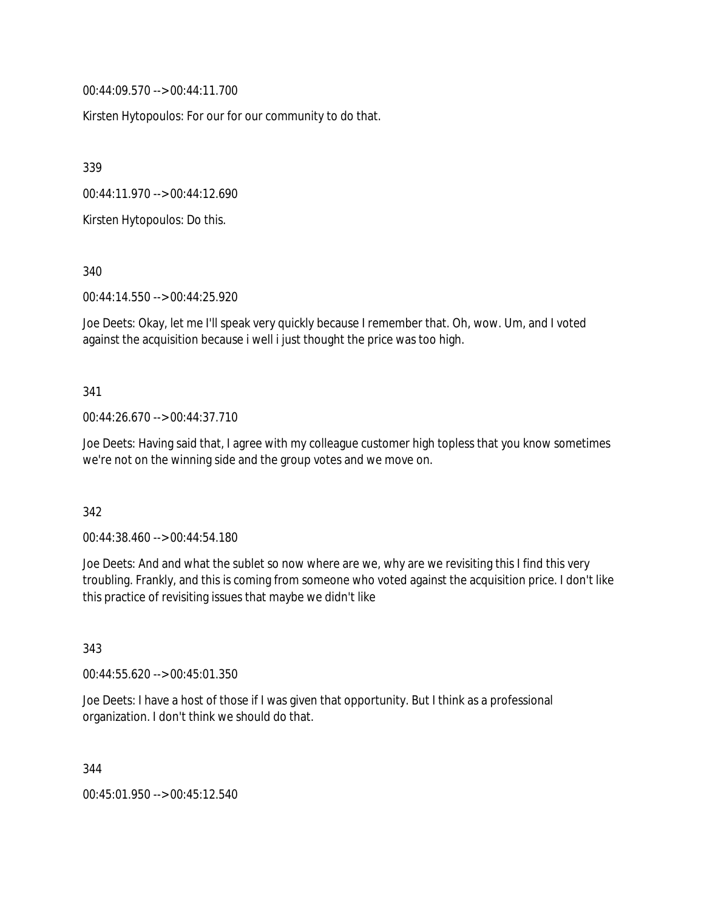00:44:09.570 --> 00:44:11.700

Kirsten Hytopoulos: For our for our community to do that.

339

00:44:11.970 --> 00:44:12.690

Kirsten Hytopoulos: Do this.

340

00:44:14.550 --> 00:44:25.920

Joe Deets: Okay, let me I'll speak very quickly because I remember that. Oh, wow. Um, and I voted against the acquisition because i well i just thought the price was too high.

341

00:44:26.670 --> 00:44:37.710

Joe Deets: Having said that, I agree with my colleague customer high topless that you know sometimes we're not on the winning side and the group votes and we move on.

342

00:44:38.460 --> 00:44:54.180

Joe Deets: And and what the sublet so now where are we, why are we revisiting this I find this very troubling. Frankly, and this is coming from someone who voted against the acquisition price. I don't like this practice of revisiting issues that maybe we didn't like

343

00:44:55.620 --> 00:45:01.350

Joe Deets: I have a host of those if I was given that opportunity. But I think as a professional organization. I don't think we should do that.

344

00:45:01.950 --> 00:45:12.540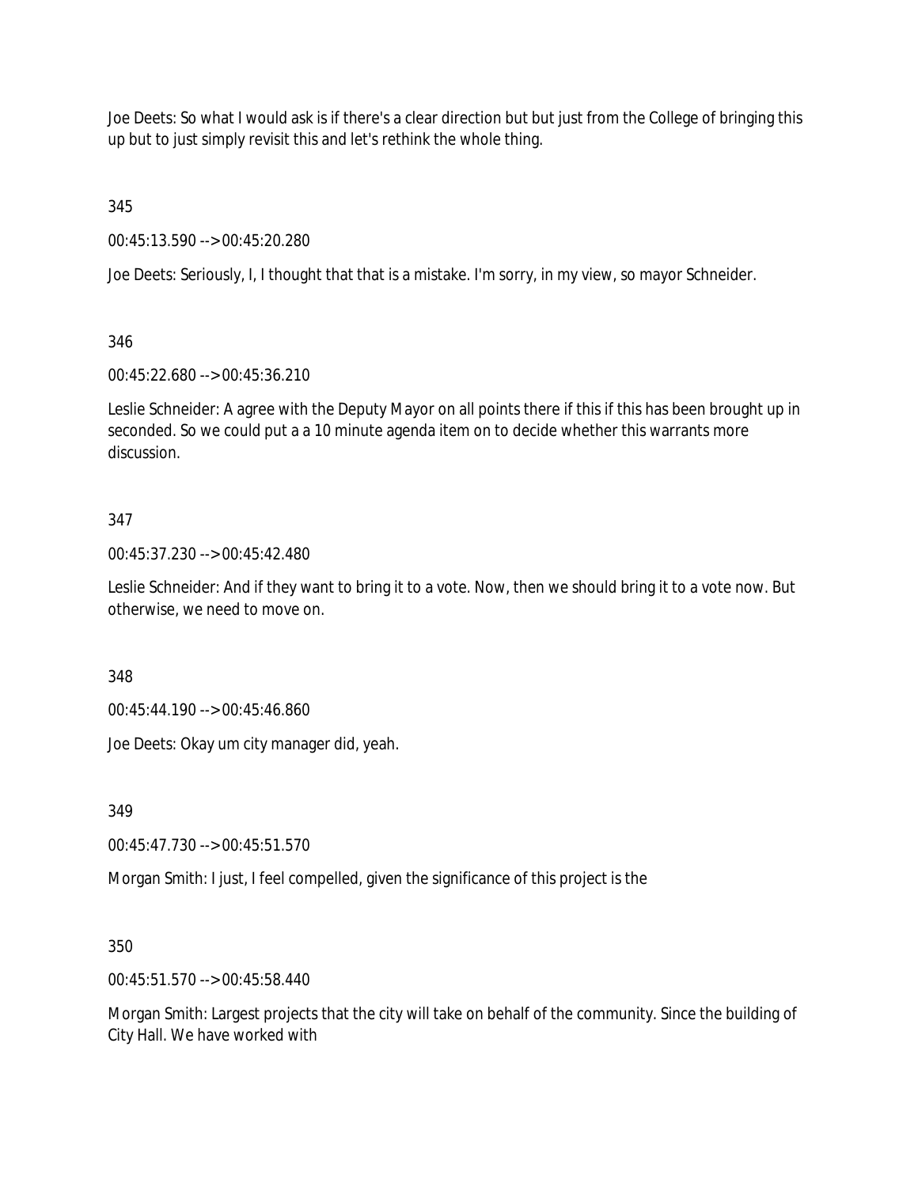Joe Deets: So what I would ask is if there's a clear direction but but just from the College of bringing this up but to just simply revisit this and let's rethink the whole thing.

345

00:45:13.590 --> 00:45:20.280

Joe Deets: Seriously, I, I thought that that is a mistake. I'm sorry, in my view, so mayor Schneider.

346

00:45:22.680 --> 00:45:36.210

Leslie Schneider: A agree with the Deputy Mayor on all points there if this if this has been brought up in seconded. So we could put a a 10 minute agenda item on to decide whether this warrants more discussion.

347

00:45:37.230 --> 00:45:42.480

Leslie Schneider: And if they want to bring it to a vote. Now, then we should bring it to a vote now. But otherwise, we need to move on.

348

00:45:44.190 --> 00:45:46.860

Joe Deets: Okay um city manager did, yeah.

349

00:45:47.730 --> 00:45:51.570

Morgan Smith: I just, I feel compelled, given the significance of this project is the

350

00:45:51.570 --> 00:45:58.440

Morgan Smith: Largest projects that the city will take on behalf of the community. Since the building of City Hall. We have worked with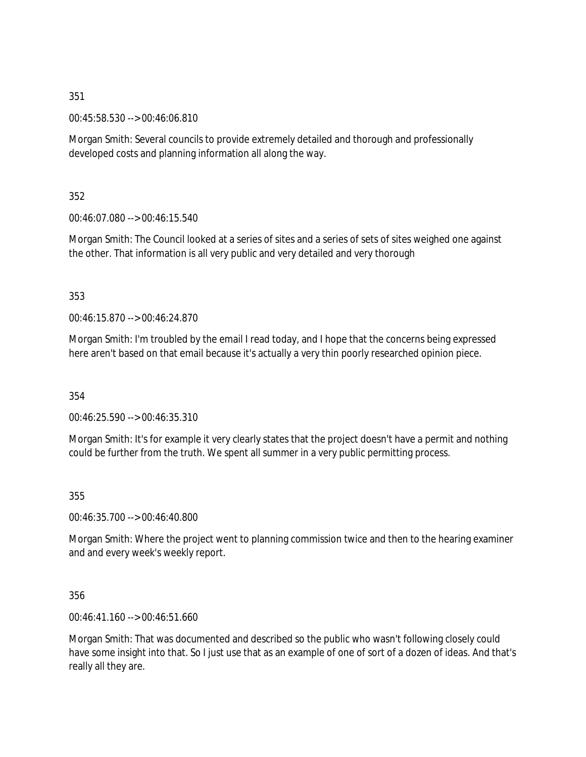351

00:45:58.530 --> 00:46:06.810

Morgan Smith: Several councils to provide extremely detailed and thorough and professionally developed costs and planning information all along the way.

352

00:46:07.080 --> 00:46:15.540

Morgan Smith: The Council looked at a series of sites and a series of sets of sites weighed one against the other. That information is all very public and very detailed and very thorough

353

00:46:15.870 --> 00:46:24.870

Morgan Smith: I'm troubled by the email I read today, and I hope that the concerns being expressed here aren't based on that email because it's actually a very thin poorly researched opinion piece.

354

00:46:25.590 --> 00:46:35.310

Morgan Smith: It's for example it very clearly states that the project doesn't have a permit and nothing could be further from the truth. We spent all summer in a very public permitting process.

355

00:46:35.700 --> 00:46:40.800

Morgan Smith: Where the project went to planning commission twice and then to the hearing examiner and and every week's weekly report.

356

00:46:41.160 --> 00:46:51.660

Morgan Smith: That was documented and described so the public who wasn't following closely could have some insight into that. So I just use that as an example of one of sort of a dozen of ideas. And that's really all they are.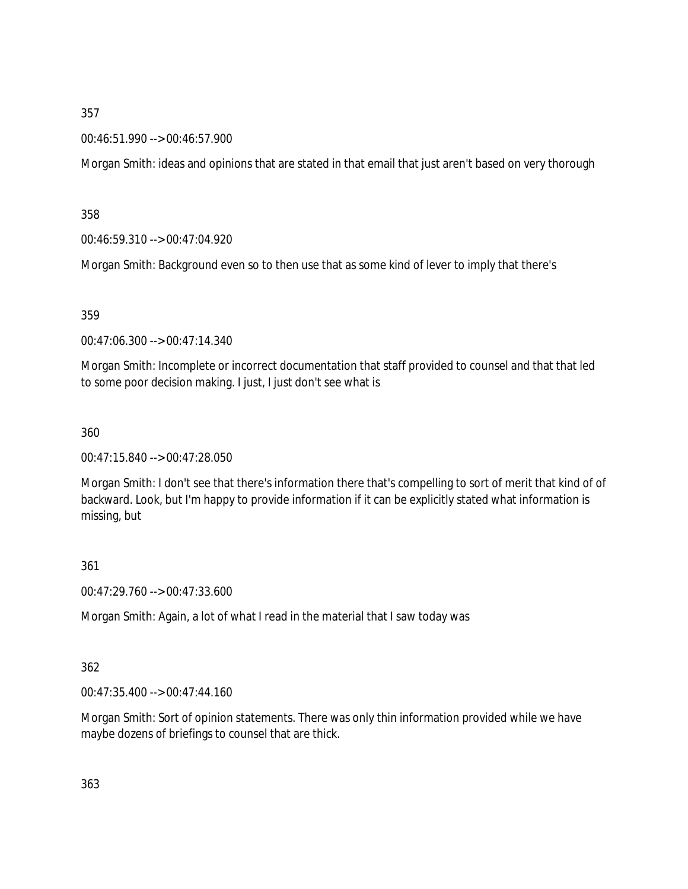357

00:46:51.990 --> 00:46:57.900

Morgan Smith: ideas and opinions that are stated in that email that just aren't based on very thorough

358

00:46:59.310 --> 00:47:04.920

Morgan Smith: Background even so to then use that as some kind of lever to imply that there's

359

00:47:06.300 --> 00:47:14.340

Morgan Smith: Incomplete or incorrect documentation that staff provided to counsel and that that led to some poor decision making. I just, I just don't see what is

360

00:47:15.840 --> 00:47:28.050

Morgan Smith: I don't see that there's information there that's compelling to sort of merit that kind of of backward. Look, but I'm happy to provide information if it can be explicitly stated what information is missing, but

361

00:47:29.760 --> 00:47:33.600

Morgan Smith: Again, a lot of what I read in the material that I saw today was

362

00:47:35.400 --> 00:47:44.160

Morgan Smith: Sort of opinion statements. There was only thin information provided while we have maybe dozens of briefings to counsel that are thick.

363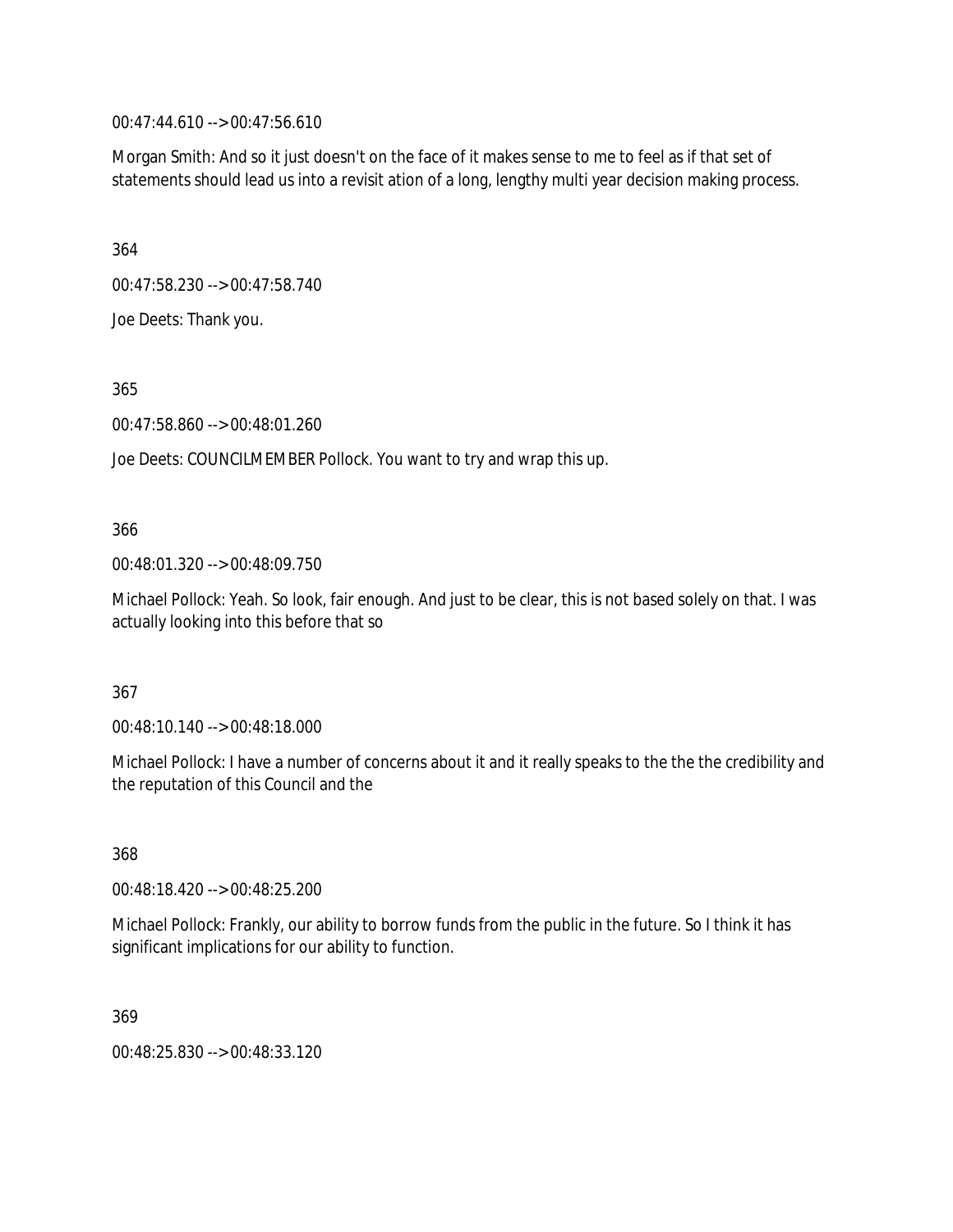00:47:44.610 --> 00:47:56.610

Morgan Smith: And so it just doesn't on the face of it makes sense to me to feel as if that set of statements should lead us into a revisit ation of a long, lengthy multi year decision making process.

364

00:47:58.230 --> 00:47:58.740

Joe Deets: Thank you.

365

00:47:58.860 --> 00:48:01.260

Joe Deets: COUNCILMEMBER Pollock. You want to try and wrap this up.

366

00:48:01.320 --> 00:48:09.750

Michael Pollock: Yeah. So look, fair enough. And just to be clear, this is not based solely on that. I was actually looking into this before that so

367

00:48:10.140 --> 00:48:18.000

Michael Pollock: I have a number of concerns about it and it really speaks to the the the credibility and the reputation of this Council and the

368

00:48:18.420 --> 00:48:25.200

Michael Pollock: Frankly, our ability to borrow funds from the public in the future. So I think it has significant implications for our ability to function.

369

00:48:25.830 --> 00:48:33.120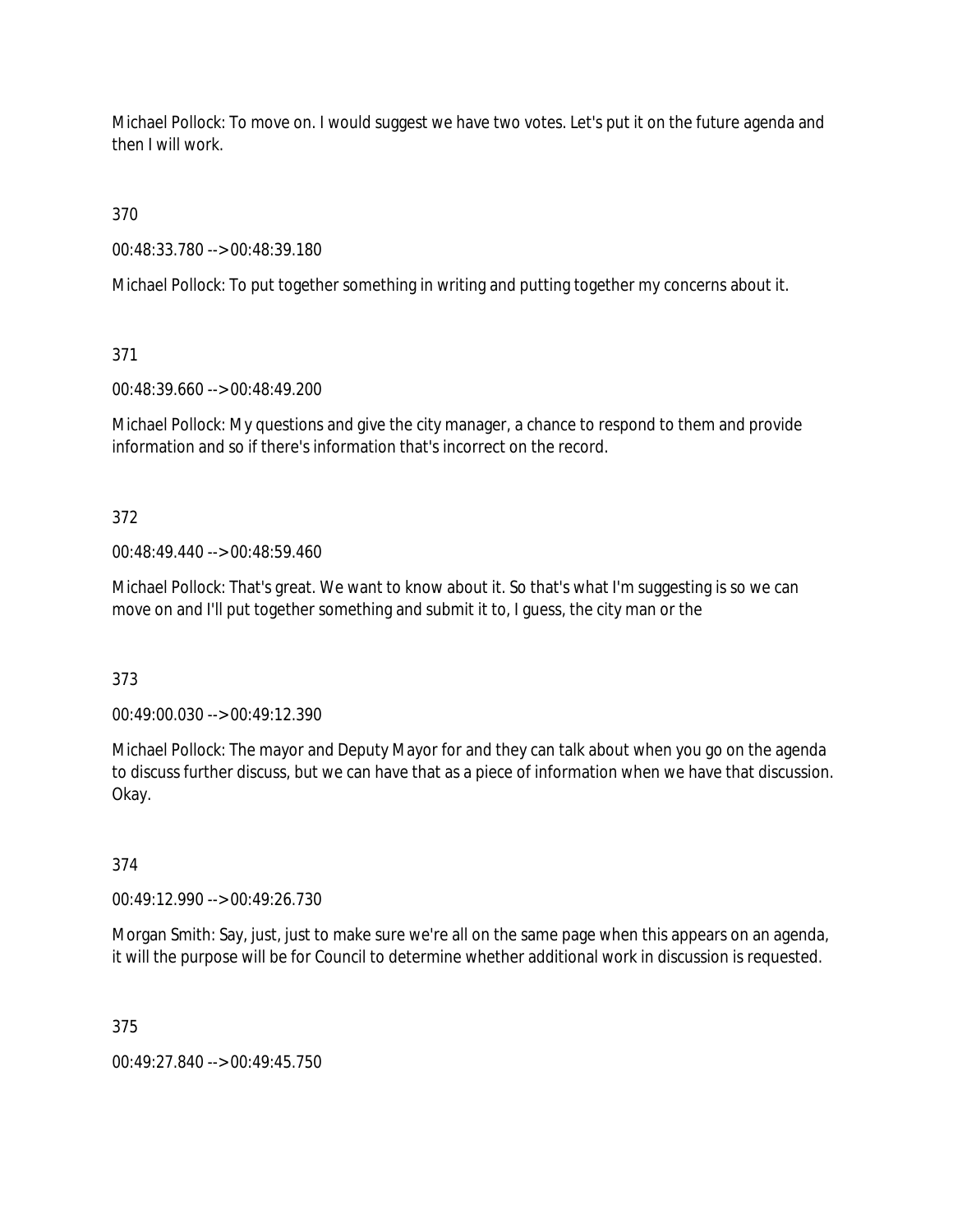Michael Pollock: To move on. I would suggest we have two votes. Let's put it on the future agenda and then I will work.

370

00:48:33.780 --> 00:48:39.180

Michael Pollock: To put together something in writing and putting together my concerns about it.

371

00:48:39.660 --> 00:48:49.200

Michael Pollock: My questions and give the city manager, a chance to respond to them and provide information and so if there's information that's incorrect on the record.

372

00:48:49.440 --> 00:48:59.460

Michael Pollock: That's great. We want to know about it. So that's what I'm suggesting is so we can move on and I'll put together something and submit it to, I guess, the city man or the

373

00:49:00.030 --> 00:49:12.390

Michael Pollock: The mayor and Deputy Mayor for and they can talk about when you go on the agenda to discuss further discuss, but we can have that as a piece of information when we have that discussion. Okay.

374

00:49:12.990 --> 00:49:26.730

Morgan Smith: Say, just, just to make sure we're all on the same page when this appears on an agenda, it will the purpose will be for Council to determine whether additional work in discussion is requested.

375

00:49:27.840 --> 00:49:45.750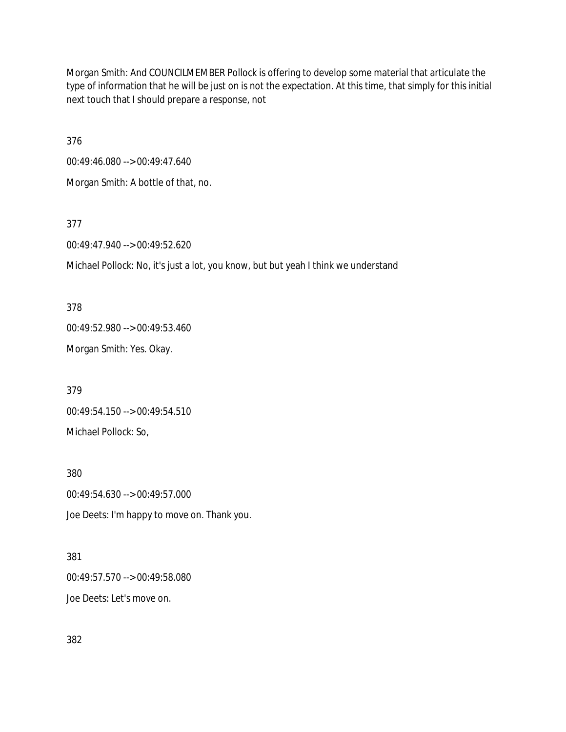Morgan Smith: And COUNCILMEMBER Pollock is offering to develop some material that articulate the type of information that he will be just on is not the expectation. At this time, that simply for this initial next touch that I should prepare a response, not

376

00:49:46.080 --> 00:49:47.640

Morgan Smith: A bottle of that, no.

377

00:49:47.940 --> 00:49:52.620

Michael Pollock: No, it's just a lot, you know, but but yeah I think we understand

378

00:49:52.980 --> 00:49:53.460

Morgan Smith: Yes. Okay.

379

00:49:54.150 --> 00:49:54.510

Michael Pollock: So,

380

00:49:54.630 --> 00:49:57.000

Joe Deets: I'm happy to move on. Thank you.

381

00:49:57.570 --> 00:49:58.080

Joe Deets: Let's move on.

382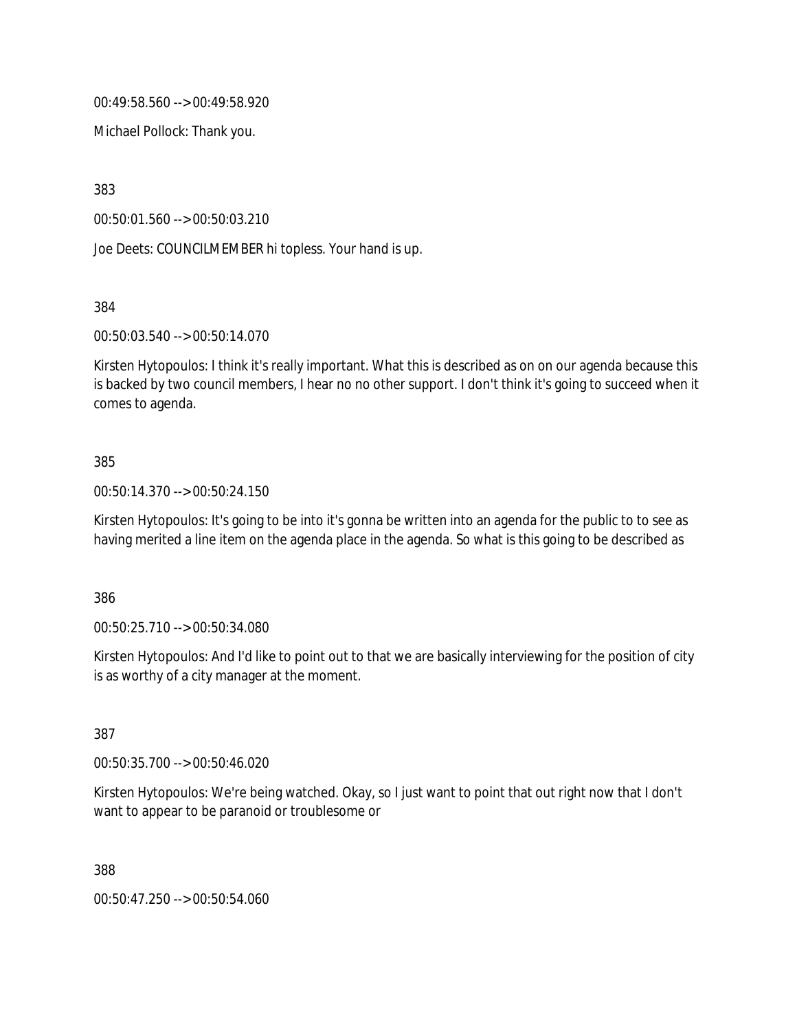00:49:58.560 --> 00:49:58.920

Michael Pollock: Thank you.

383

00:50:01.560 --> 00:50:03.210

Joe Deets: COUNCILMEMBER hi topless. Your hand is up.

384

00:50:03.540 --> 00:50:14.070

Kirsten Hytopoulos: I think it's really important. What this is described as on on our agenda because this is backed by two council members, I hear no no other support. I don't think it's going to succeed when it comes to agenda.

385

00:50:14.370 --> 00:50:24.150

Kirsten Hytopoulos: It's going to be into it's gonna be written into an agenda for the public to to see as having merited a line item on the agenda place in the agenda. So what is this going to be described as

386

00:50:25.710 --> 00:50:34.080

Kirsten Hytopoulos: And I'd like to point out to that we are basically interviewing for the position of city is as worthy of a city manager at the moment.

387

00:50:35.700 --> 00:50:46.020

Kirsten Hytopoulos: We're being watched. Okay, so I just want to point that out right now that I don't want to appear to be paranoid or troublesome or

388

00:50:47.250 --> 00:50:54.060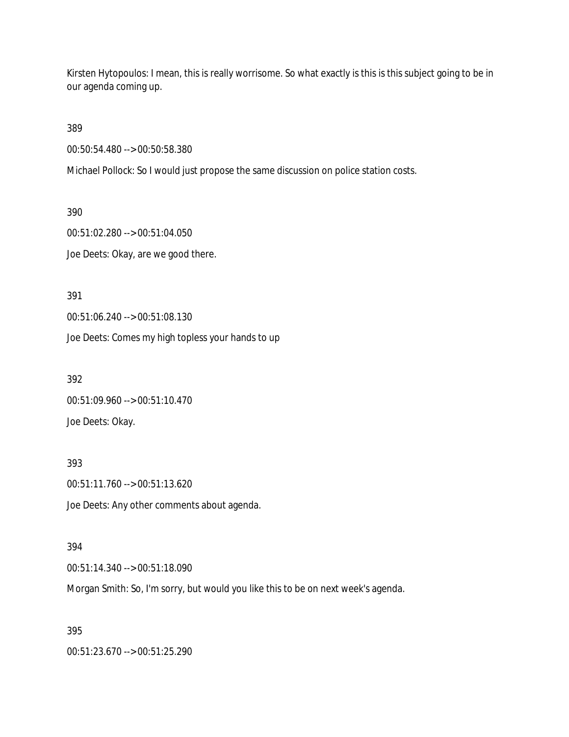Kirsten Hytopoulos: I mean, this is really worrisome. So what exactly is this is this subject going to be in our agenda coming up.

389

00:50:54.480 --> 00:50:58.380

Michael Pollock: So I would just propose the same discussion on police station costs.

390

00:51:02.280 --> 00:51:04.050

Joe Deets: Okay, are we good there.

391

00:51:06.240 --> 00:51:08.130

Joe Deets: Comes my high topless your hands to up

392

00:51:09.960 --> 00:51:10.470

Joe Deets: Okay.

393

00:51:11.760 --> 00:51:13.620

Joe Deets: Any other comments about agenda.

394

00:51:14.340 --> 00:51:18.090

Morgan Smith: So, I'm sorry, but would you like this to be on next week's agenda.

395

00:51:23.670 --> 00:51:25.290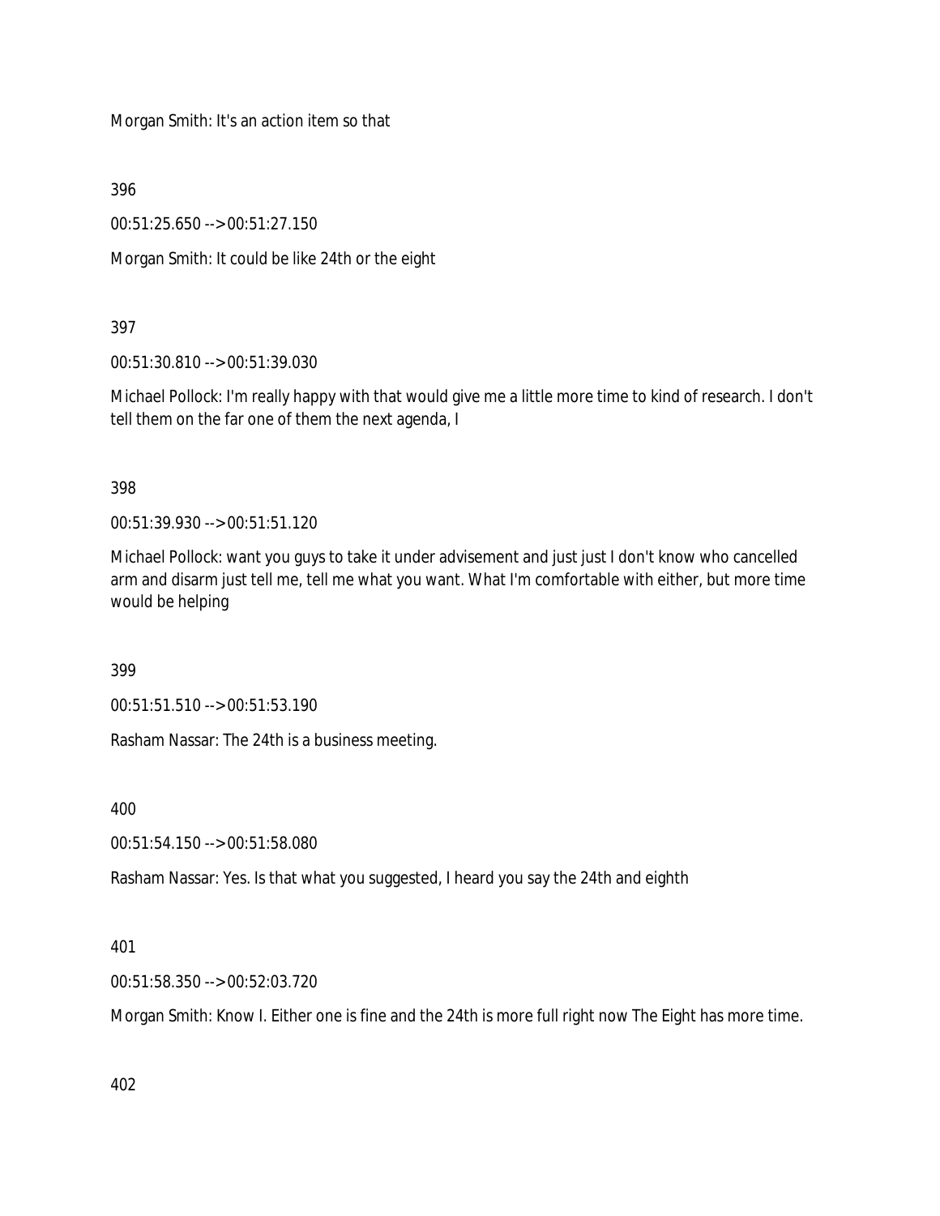Morgan Smith: It's an action item so that

396

00:51:25.650 --> 00:51:27.150

Morgan Smith: It could be like 24th or the eight

397

00:51:30.810 --> 00:51:39.030

Michael Pollock: I'm really happy with that would give me a little more time to kind of research. I don't tell them on the far one of them the next agenda, I

398

00:51:39.930 --> 00:51:51.120

Michael Pollock: want you guys to take it under advisement and just just I don't know who cancelled arm and disarm just tell me, tell me what you want. What I'm comfortable with either, but more time would be helping

399

00:51:51.510 --> 00:51:53.190

Rasham Nassar: The 24th is a business meeting.

400

00:51:54.150 --> 00:51:58.080

Rasham Nassar: Yes. Is that what you suggested, I heard you say the 24th and eighth

401

00:51:58.350 --> 00:52:03.720

Morgan Smith: Know I. Either one is fine and the 24th is more full right now The Eight has more time.

402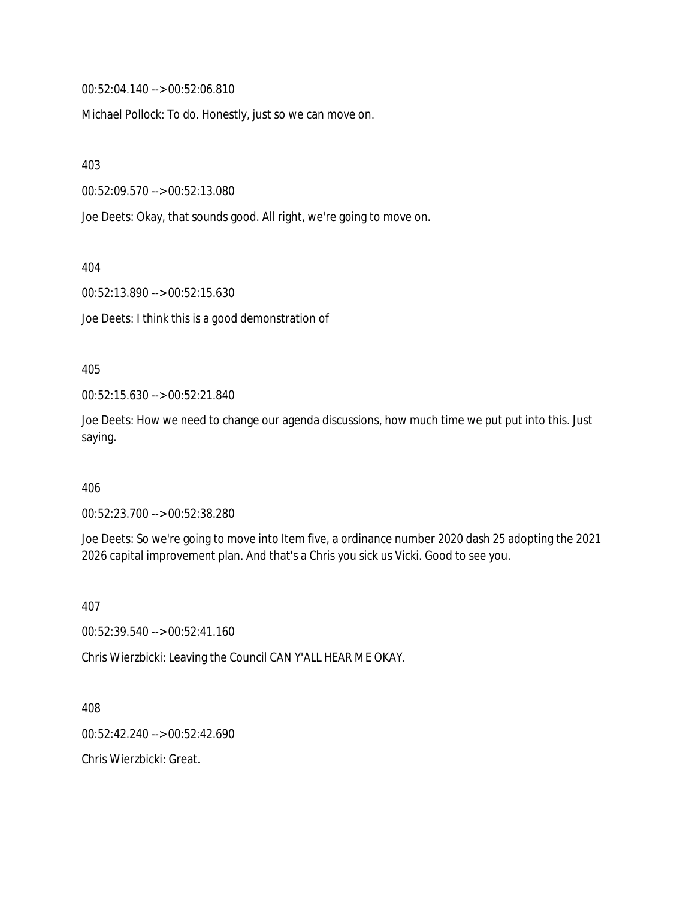00:52:04.140 --> 00:52:06.810

Michael Pollock: To do. Honestly, just so we can move on.

403

00:52:09.570 --> 00:52:13.080

Joe Deets: Okay, that sounds good. All right, we're going to move on.

404

00:52:13.890 --> 00:52:15.630

Joe Deets: I think this is a good demonstration of

405

00:52:15.630 --> 00:52:21.840

Joe Deets: How we need to change our agenda discussions, how much time we put put into this. Just saying.

406

00:52:23.700 --> 00:52:38.280

Joe Deets: So we're going to move into Item five, a ordinance number 2020 dash 25 adopting the 2021 2026 capital improvement plan. And that's a Chris you sick us Vicki. Good to see you.

407

00:52:39.540 --> 00:52:41.160

Chris Wierzbicki: Leaving the Council CAN Y'ALL HEAR ME OKAY.

408

00:52:42.240 --> 00:52:42.690

Chris Wierzbicki: Great.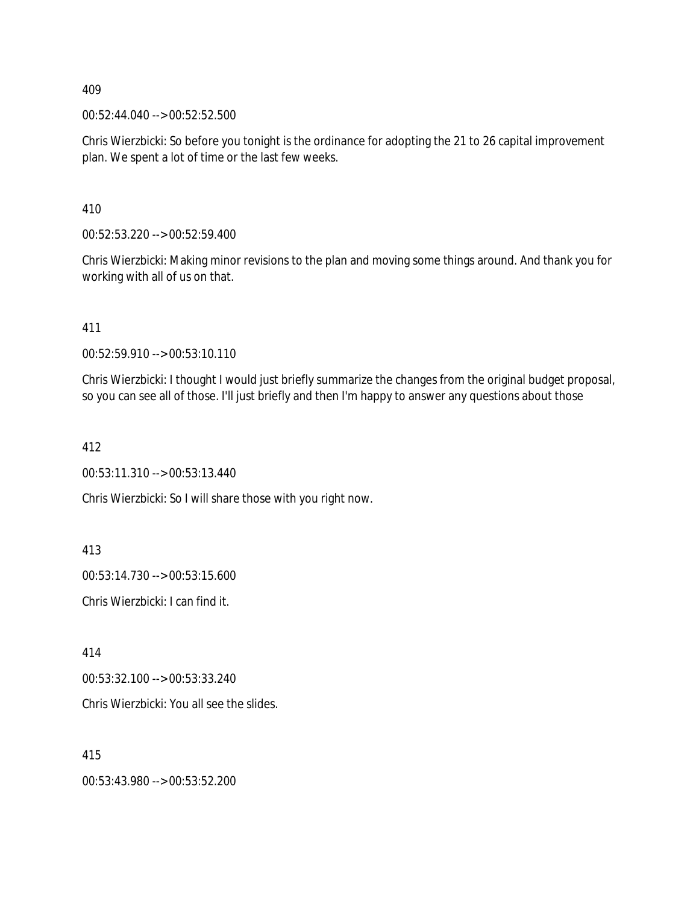409

00:52:44.040 --> 00:52:52.500

Chris Wierzbicki: So before you tonight is the ordinance for adopting the 21 to 26 capital improvement plan. We spent a lot of time or the last few weeks.

410

00:52:53.220 --> 00:52:59.400

Chris Wierzbicki: Making minor revisions to the plan and moving some things around. And thank you for working with all of us on that.

411

00:52:59.910 --> 00:53:10.110

Chris Wierzbicki: I thought I would just briefly summarize the changes from the original budget proposal, so you can see all of those. I'll just briefly and then I'm happy to answer any questions about those

412

00:53:11.310 --> 00:53:13.440

Chris Wierzbicki: So I will share those with you right now.

413

00:53:14.730 --> 00:53:15.600

Chris Wierzbicki: I can find it.

414

00:53:32.100 --> 00:53:33.240

Chris Wierzbicki: You all see the slides.

415

00:53:43.980 --> 00:53:52.200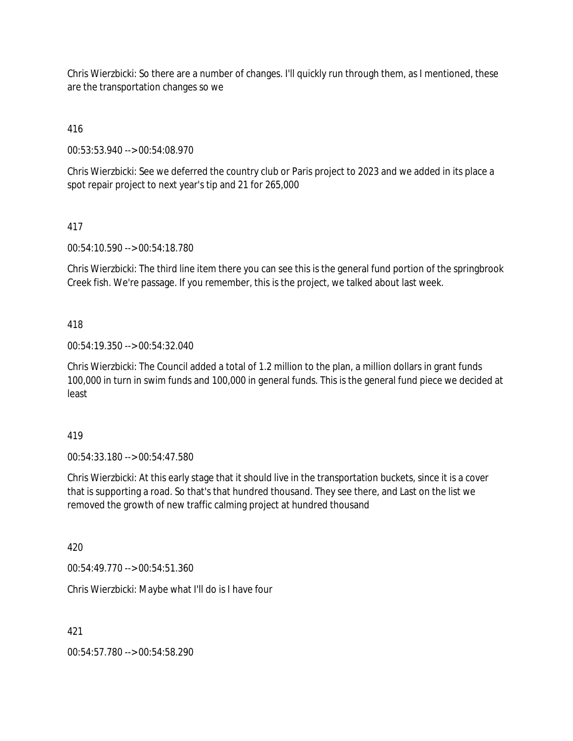Chris Wierzbicki: So there are a number of changes. I'll quickly run through them, as I mentioned, these are the transportation changes so we

416

00:53:53.940 --> 00:54:08.970

Chris Wierzbicki: See we deferred the country club or Paris project to 2023 and we added in its place a spot repair project to next year's tip and 21 for 265,000

417

00:54:10.590 --> 00:54:18.780

Chris Wierzbicki: The third line item there you can see this is the general fund portion of the springbrook Creek fish. We're passage. If you remember, this is the project, we talked about last week.

418

00:54:19.350 --> 00:54:32.040

Chris Wierzbicki: The Council added a total of 1.2 million to the plan, a million dollars in grant funds 100,000 in turn in swim funds and 100,000 in general funds. This is the general fund piece we decided at least

419

00:54:33.180 --> 00:54:47.580

Chris Wierzbicki: At this early stage that it should live in the transportation buckets, since it is a cover that is supporting a road. So that's that hundred thousand. They see there, and Last on the list we removed the growth of new traffic calming project at hundred thousand

420

00:54:49.770 --> 00:54:51.360

Chris Wierzbicki: Maybe what I'll do is I have four

421

00:54:57.780 --> 00:54:58.290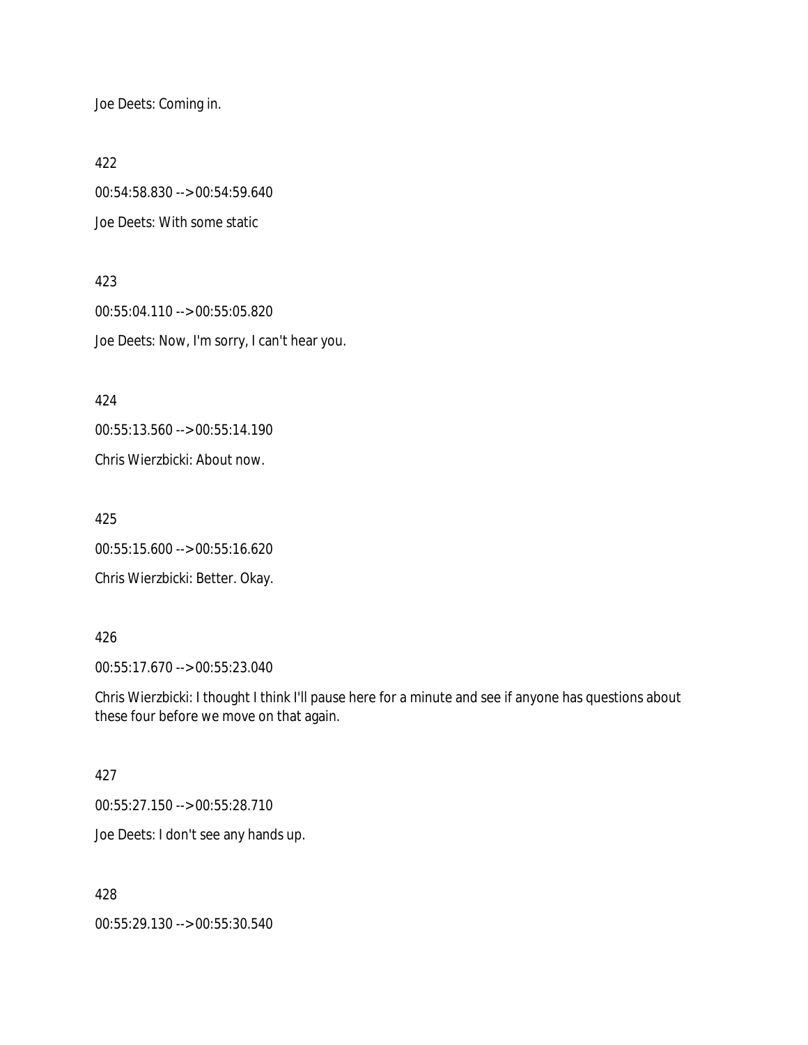Joe Deets: Coming in.

422

00:54:58.830 --> 00:54:59.640

Joe Deets: With some static

423

00:55:04.110 --> 00:55:05.820

Joe Deets: Now, I'm sorry, I can't hear you.

424

00:55:13.560 --> 00:55:14.190

Chris Wierzbicki: About now.

425

00:55:15.600 --> 00:55:16.620

Chris Wierzbicki: Better. Okay.

426

00:55:17.670 --> 00:55:23.040

Chris Wierzbicki: I thought I think I'll pause here for a minute and see if anyone has questions about these four before we move on that again.

427

00:55:27.150 --> 00:55:28.710

Joe Deets: I don't see any hands up.

428

00:55:29.130 --> 00:55:30.540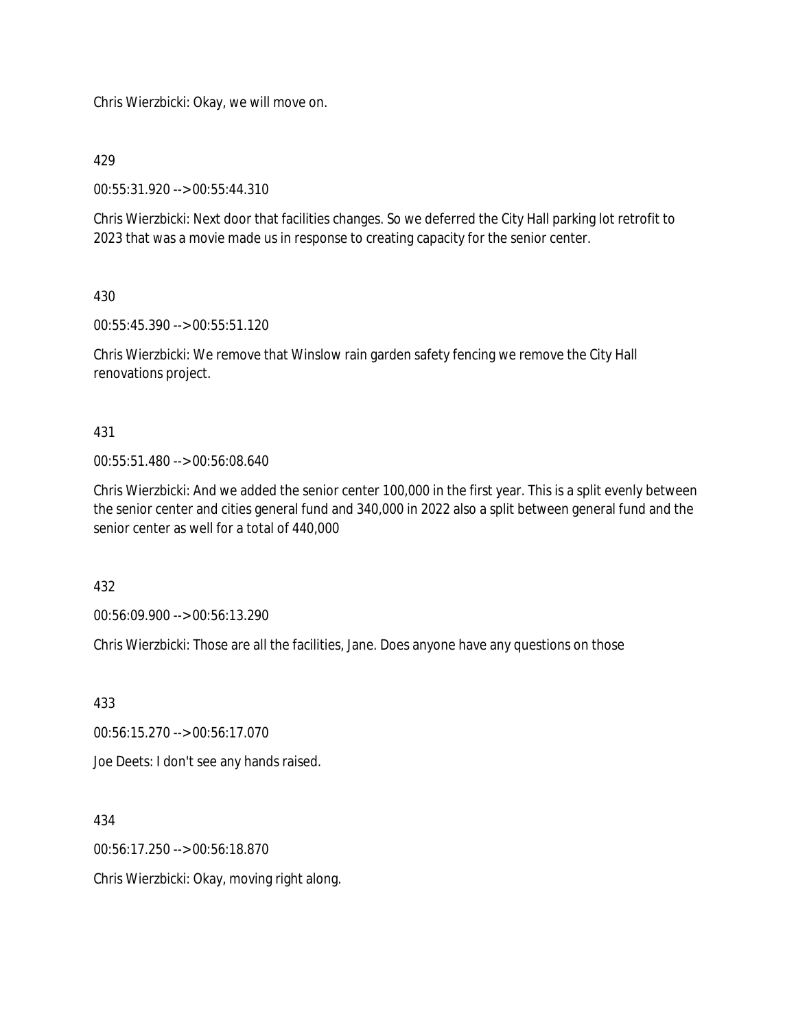Chris Wierzbicki: Okay, we will move on.

429

00:55:31.920 --> 00:55:44.310

Chris Wierzbicki: Next door that facilities changes. So we deferred the City Hall parking lot retrofit to 2023 that was a movie made us in response to creating capacity for the senior center.

430

00:55:45.390 --> 00:55:51.120

Chris Wierzbicki: We remove that Winslow rain garden safety fencing we remove the City Hall renovations project.

431

00:55:51.480 --> 00:56:08.640

Chris Wierzbicki: And we added the senior center 100,000 in the first year. This is a split evenly between the senior center and cities general fund and 340,000 in 2022 also a split between general fund and the senior center as well for a total of 440,000

432

00:56:09.900 --> 00:56:13.290

Chris Wierzbicki: Those are all the facilities, Jane. Does anyone have any questions on those

433

00:56:15.270 --> 00:56:17.070

Joe Deets: I don't see any hands raised.

434

00:56:17.250 --> 00:56:18.870

Chris Wierzbicki: Okay, moving right along.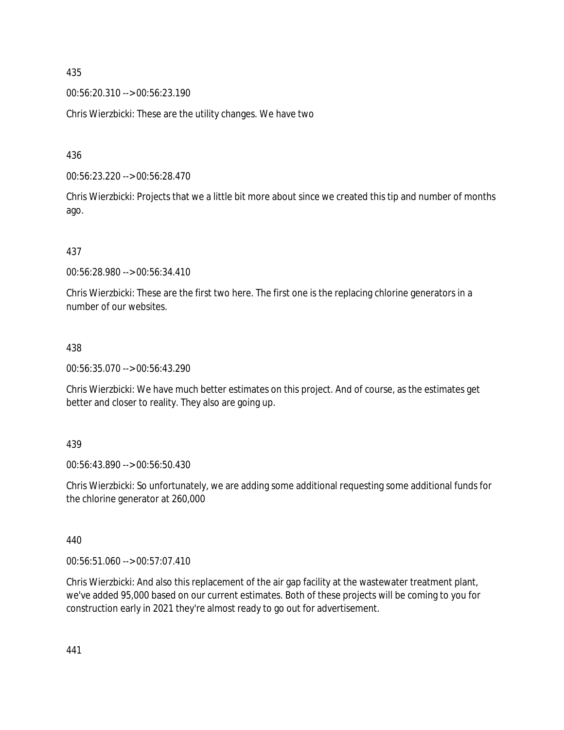435

00:56:20.310 --> 00:56:23.190

Chris Wierzbicki: These are the utility changes. We have two

436

00:56:23.220 --> 00:56:28.470

Chris Wierzbicki: Projects that we a little bit more about since we created this tip and number of months ago.

437

00:56:28.980 --> 00:56:34.410

Chris Wierzbicki: These are the first two here. The first one is the replacing chlorine generators in a number of our websites.

438

00:56:35.070 --> 00:56:43.290

Chris Wierzbicki: We have much better estimates on this project. And of course, as the estimates get better and closer to reality. They also are going up.

439

00:56:43.890 --> 00:56:50.430

Chris Wierzbicki: So unfortunately, we are adding some additional requesting some additional funds for the chlorine generator at 260,000

440

00:56:51.060 --> 00:57:07.410

Chris Wierzbicki: And also this replacement of the air gap facility at the wastewater treatment plant, we've added 95,000 based on our current estimates. Both of these projects will be coming to you for construction early in 2021 they're almost ready to go out for advertisement.

441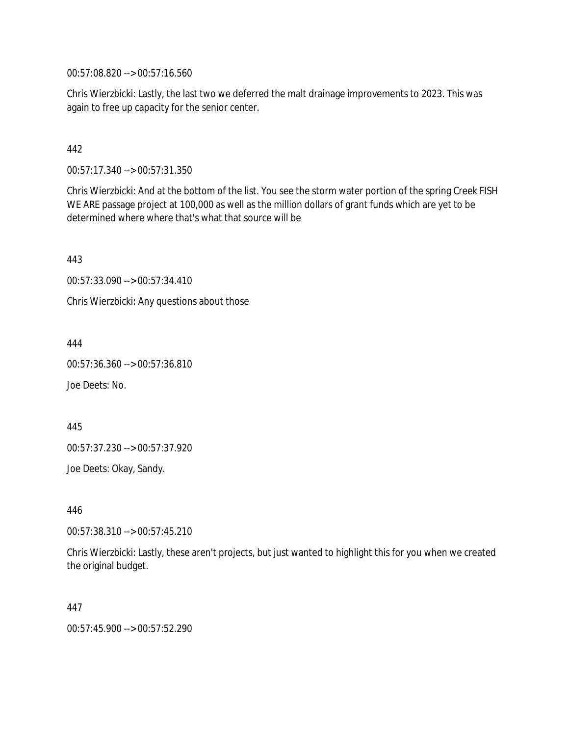00:57:08.820 --> 00:57:16.560

Chris Wierzbicki: Lastly, the last two we deferred the malt drainage improvements to 2023. This was again to free up capacity for the senior center.

442

00:57:17.340 --> 00:57:31.350

Chris Wierzbicki: And at the bottom of the list. You see the storm water portion of the spring Creek FISH WE ARE passage project at 100,000 as well as the million dollars of grant funds which are yet to be determined where where that's what that source will be

443

00:57:33.090 --> 00:57:34.410

Chris Wierzbicki: Any questions about those

444

00:57:36.360 --> 00:57:36.810

Joe Deets: No.

445

00:57:37.230 --> 00:57:37.920

Joe Deets: Okay, Sandy.

446

00:57:38.310 --> 00:57:45.210

Chris Wierzbicki: Lastly, these aren't projects, but just wanted to highlight this for you when we created the original budget.

447

00:57:45.900 --> 00:57:52.290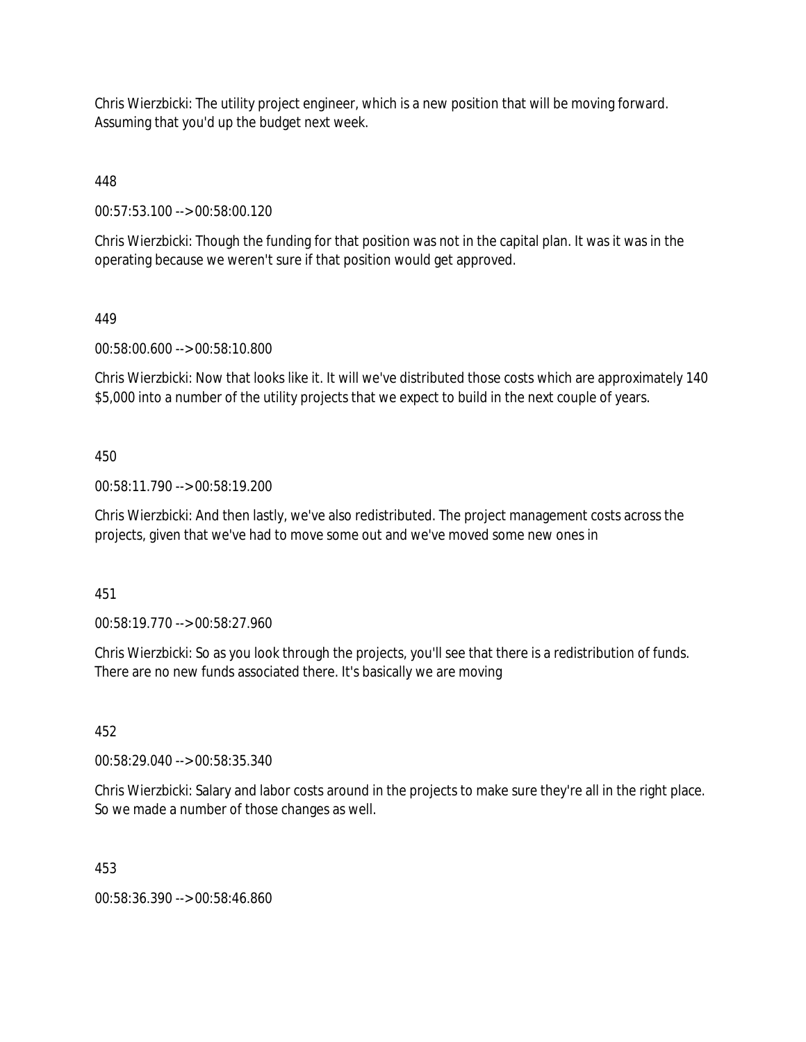Chris Wierzbicki: The utility project engineer, which is a new position that will be moving forward. Assuming that you'd up the budget next week.

448

00:57:53.100 --> 00:58:00.120

Chris Wierzbicki: Though the funding for that position was not in the capital plan. It was it was in the operating because we weren't sure if that position would get approved.

449

00:58:00.600 --> 00:58:10.800

Chris Wierzbicki: Now that looks like it. It will we've distributed those costs which are approximately 140 $5,000 into a number of the utility projects that we expect to build in the next couple of years.

450

00:58:11.790 --> 00:58:19.200

Chris Wierzbicki: And then lastly, we've also redistributed. The project management costs across the projects, given that we've had to move some out and we've moved some new ones in

451

00:58:19.770 --> 00:58:27.960

Chris Wierzbicki: So as you look through the projects, you'll see that there is a redistribution of funds. There are no new funds associated there. It's basically we are moving

452

00:58:29.040 --> 00:58:35.340

Chris Wierzbicki: Salary and labor costs around in the projects to make sure they're all in the right place. So we made a number of those changes as well.

453

00:58:36.390 --> 00:58:46.860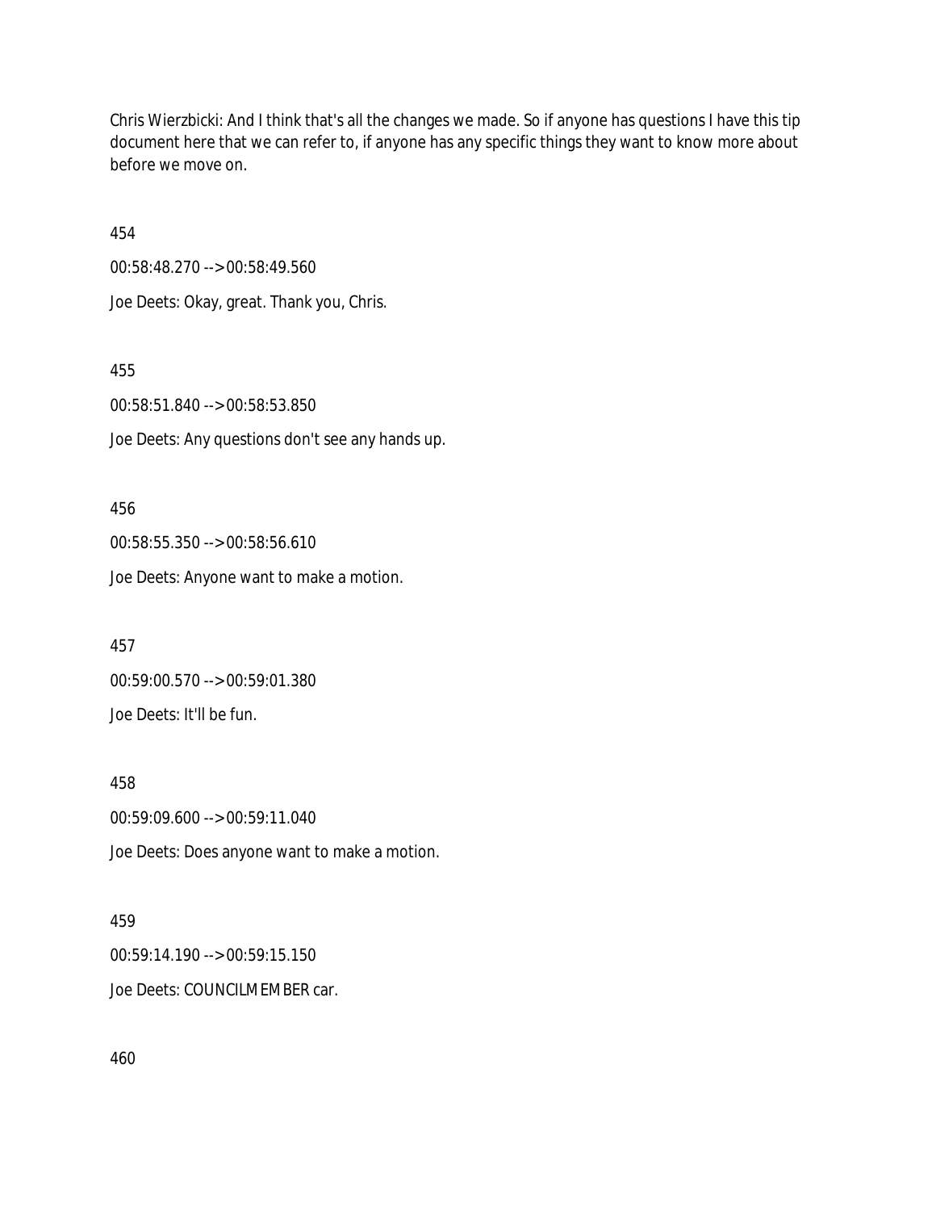Chris Wierzbicki: And I think that's all the changes we made. So if anyone has questions I have this tip document here that we can refer to, if anyone has any specific things they want to know more about before we move on.

454

00:58:48.270 --> 00:58:49.560

Joe Deets: Okay, great. Thank you, Chris.

455

00:58:51.840 --> 00:58:53.850

Joe Deets: Any questions don't see any hands up.

456

00:58:55.350 --> 00:58:56.610

Joe Deets: Anyone want to make a motion.

457

00:59:00.570 --> 00:59:01.380

Joe Deets: It'll be fun.

458

00:59:09.600 --> 00:59:11.040

Joe Deets: Does anyone want to make a motion.

459

00:59:14.190 --> 00:59:15.150

Joe Deets: COUNCILMEMBER car.

460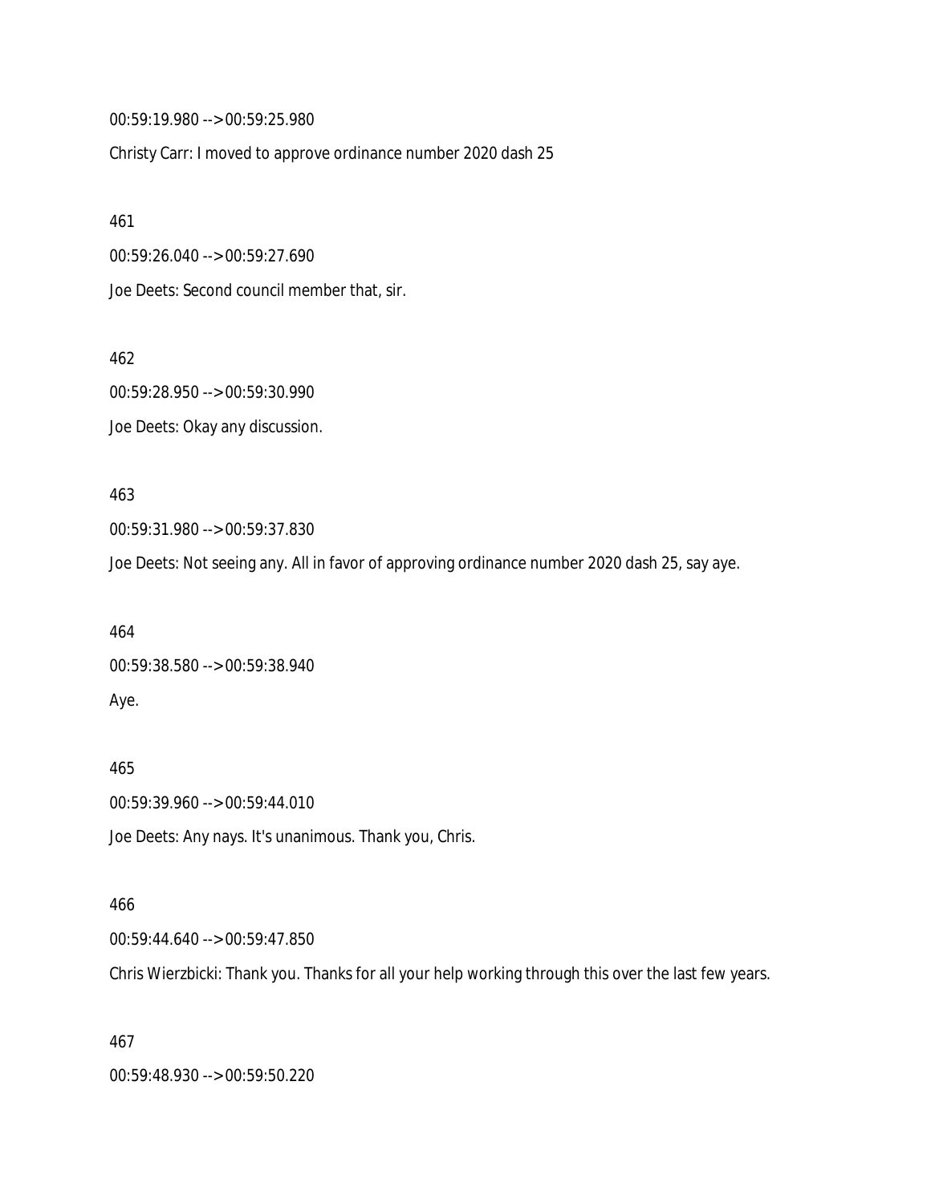00:59:19.980 --> 00:59:25.980

Christy Carr: I moved to approve ordinance number 2020 dash 25

461

00:59:26.040 --> 00:59:27.690

Joe Deets: Second council member that, sir.

462

00:59:28.950 --> 00:59:30.990

Joe Deets: Okay any discussion.

463

00:59:31.980 --> 00:59:37.830

Joe Deets: Not seeing any. All in favor of approving ordinance number 2020 dash 25, say aye.

464

00:59:38.580 --> 00:59:38.940

Aye.

465

00:59:39.960 --> 00:59:44.010

Joe Deets: Any nays. It's unanimous. Thank you, Chris.

466

00:59:44.640 --> 00:59:47.850

Chris Wierzbicki: Thank you. Thanks for all your help working through this over the last few years.

467

00:59:48.930 --> 00:59:50.220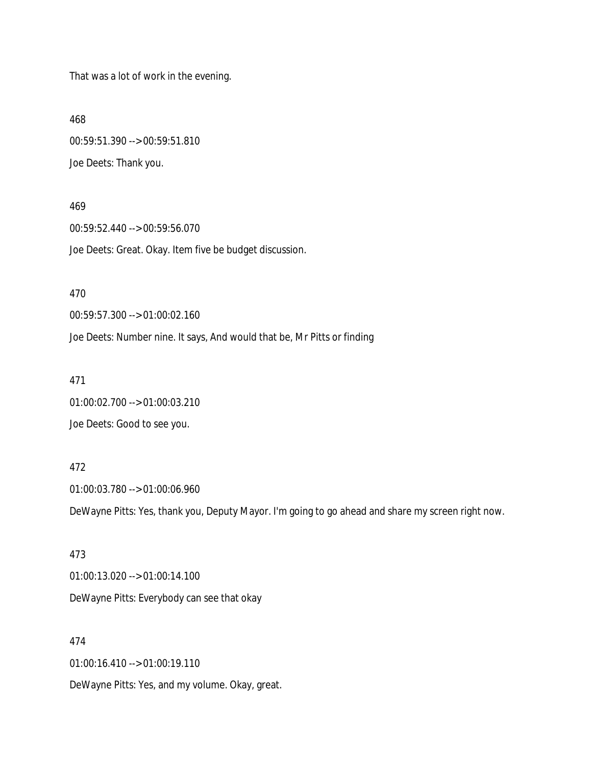That was a lot of work in the evening.

468

00:59:51.390 --> 00:59:51.810

Joe Deets: Thank you.

469

00:59:52.440 --> 00:59:56.070

Joe Deets: Great. Okay. Item five be budget discussion.

470

00:59:57.300 --> 01:00:02.160

Joe Deets: Number nine. It says, And would that be, Mr Pitts or finding

471

01:00:02.700 --> 01:00:03.210

Joe Deets: Good to see you.

472

01:00:03.780 --> 01:00:06.960

DeWayne Pitts: Yes, thank you, Deputy Mayor. I'm going to go ahead and share my screen right now.

473

01:00:13.020 --> 01:00:14.100

DeWayne Pitts: Everybody can see that okay

474

01:00:16.410 --> 01:00:19.110

DeWayne Pitts: Yes, and my volume. Okay, great.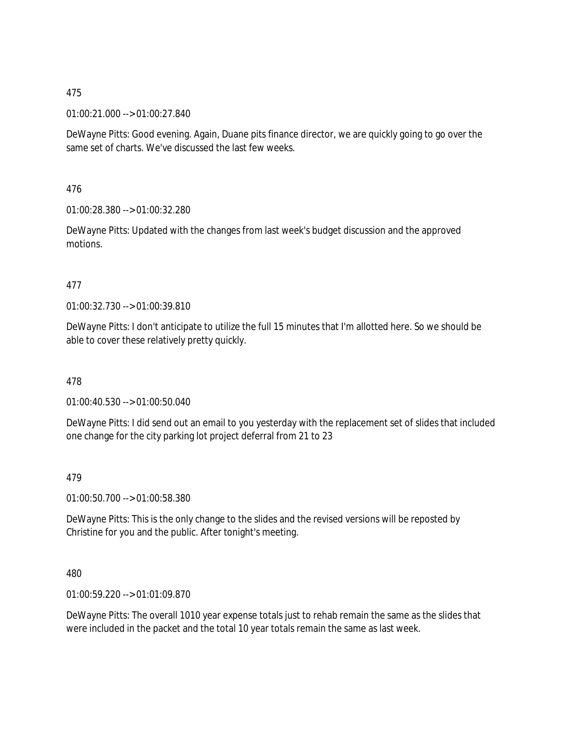475

01:00:21.000 --> 01:00:27.840

DeWayne Pitts: Good evening. Again, Duane pits finance director, we are quickly going to go over the same set of charts. We've discussed the last few weeks.

476

01:00:28.380 --> 01:00:32.280

DeWayne Pitts: Updated with the changes from last week's budget discussion and the approved motions.

477

01:00:32.730 --> 01:00:39.810

DeWayne Pitts: I don't anticipate to utilize the full 15 minutes that I'm allotted here. So we should be able to cover these relatively pretty quickly.

478

01:00:40.530 --> 01:00:50.040

DeWayne Pitts: I did send out an email to you yesterday with the replacement set of slides that included one change for the city parking lot project deferral from 21 to 23

479

01:00:50.700 --> 01:00:58.380

DeWayne Pitts: This is the only change to the slides and the revised versions will be reposted by Christine for you and the public. After tonight's meeting.

480

01:00:59.220 --> 01:01:09.870

DeWayne Pitts: The overall 1010 year expense totals just to rehab remain the same as the slides that were included in the packet and the total 10 year totals remain the same as last week.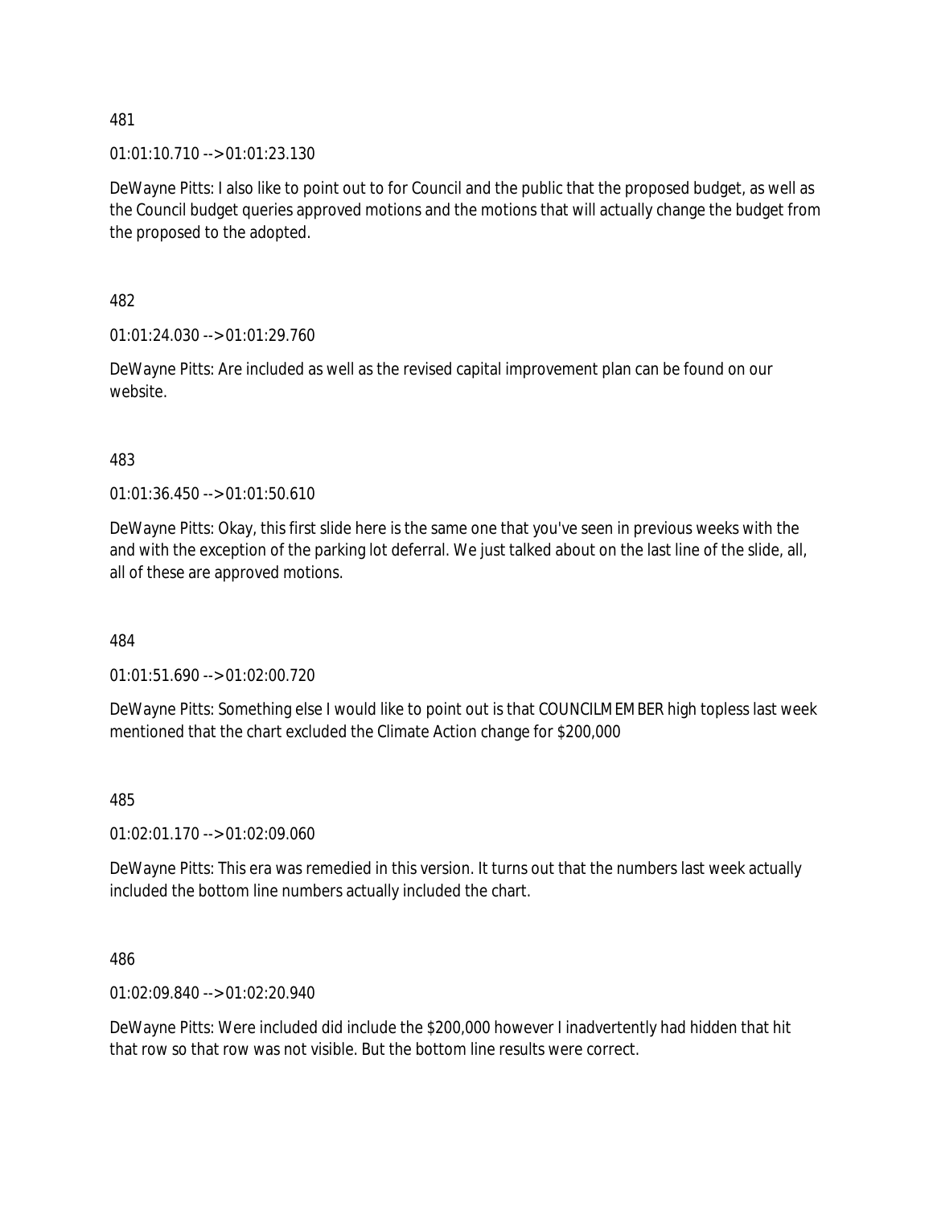481

01:01:10.710 --> 01:01:23.130

DeWayne Pitts: I also like to point out to for Council and the public that the proposed budget, as well as the Council budget queries approved motions and the motions that will actually change the budget from the proposed to the adopted.

482

01:01:24.030 --> 01:01:29.760

DeWayne Pitts: Are included as well as the revised capital improvement plan can be found on our website.

483

01:01:36.450 --> 01:01:50.610

DeWayne Pitts: Okay, this first slide here is the same one that you've seen in previous weeks with the and with the exception of the parking lot deferral. We just talked about on the last line of the slide, all, all of these are approved motions.

484

01:01:51.690 --> 01:02:00.720

DeWayne Pitts: Something else I would like to point out is that COUNCILMEMBER high topless last week mentioned that the chart excluded the Climate Action change for $200,000

485

01:02:01.170 --> 01:02:09.060

DeWayne Pitts: This era was remedied in this version. It turns out that the numbers last week actually included the bottom line numbers actually included the chart.

486

01:02:09.840 --> 01:02:20.940

DeWayne Pitts: Were included did include the $200,000 however I inadvertently had hidden that hit that row so that row was not visible. But the bottom line results were correct.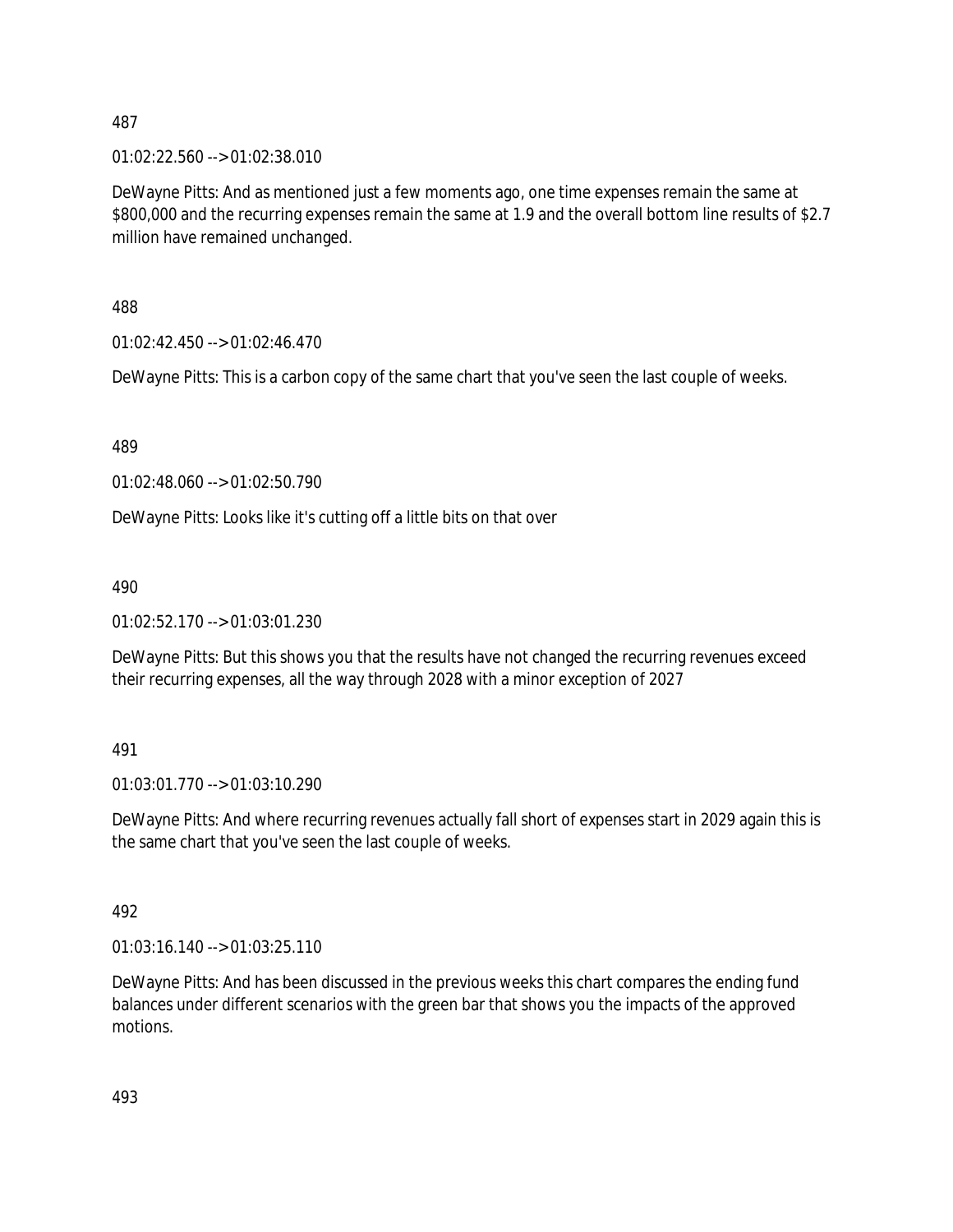487

01:02:22.560 --> 01:02:38.010

DeWayne Pitts: And as mentioned just a few moments ago, one time expenses remain the same at $800,000 and the recurring expenses remain the same at 1.9 and the overall bottom line results of $2.7 million have remained unchanged.

488

01:02:42.450 --> 01:02:46.470

DeWayne Pitts: This is a carbon copy of the same chart that you've seen the last couple of weeks.

489

01:02:48.060 --> 01:02:50.790

DeWayne Pitts: Looks like it's cutting off a little bits on that over

490

01:02:52.170 --> 01:03:01.230

DeWayne Pitts: But this shows you that the results have not changed the recurring revenues exceed their recurring expenses, all the way through 2028 with a minor exception of 2027

491

01:03:01.770 --> 01:03:10.290

DeWayne Pitts: And where recurring revenues actually fall short of expenses start in 2029 again this is the same chart that you've seen the last couple of weeks.

492

01:03:16.140 --> 01:03:25.110

DeWayne Pitts: And has been discussed in the previous weeks this chart compares the ending fund balances under different scenarios with the green bar that shows you the impacts of the approved motions.

493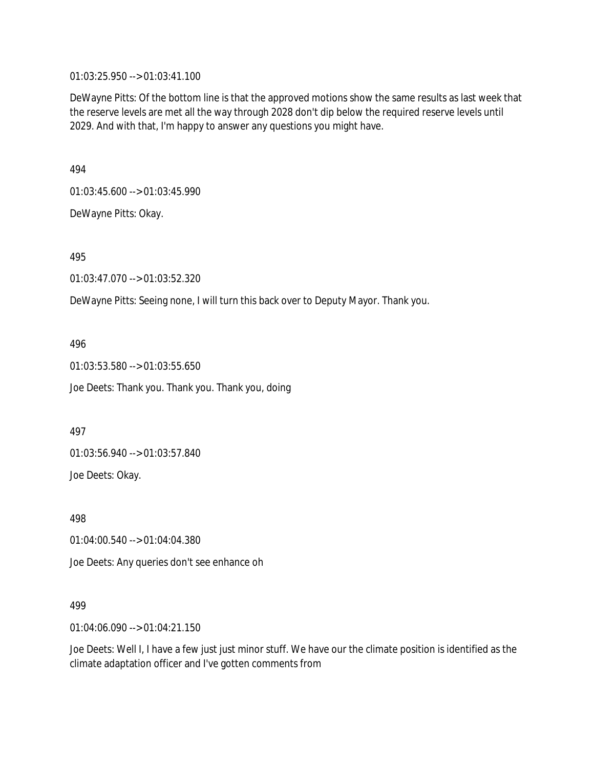01:03:25.950 --> 01:03:41.100

DeWayne Pitts: Of the bottom line is that the approved motions show the same results as last week that the reserve levels are met all the way through 2028 don't dip below the required reserve levels until 2029. And with that, I'm happy to answer any questions you might have.

494

01:03:45.600 --> 01:03:45.990

DeWayne Pitts: Okay.

495

01:03:47.070 --> 01:03:52.320

DeWayne Pitts: Seeing none, I will turn this back over to Deputy Mayor. Thank you.

496

01:03:53.580 --> 01:03:55.650

Joe Deets: Thank you. Thank you. Thank you, doing

497

01:03:56.940 --> 01:03:57.840

Joe Deets: Okay.

498

01:04:00.540 --> 01:04:04.380

Joe Deets: Any queries don't see enhance oh

499

01:04:06.090 --> 01:04:21.150

Joe Deets: Well I, I have a few just just minor stuff. We have our the climate position is identified as the climate adaptation officer and I've gotten comments from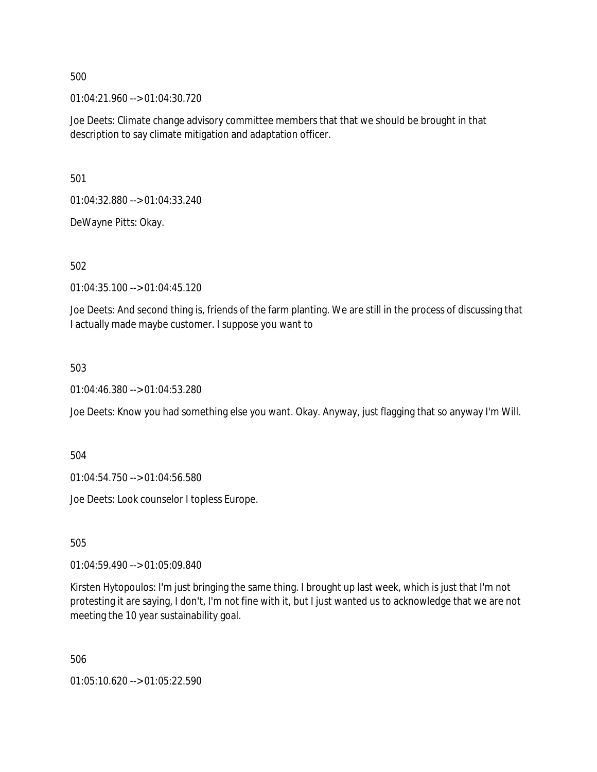500

01:04:21.960 --> 01:04:30.720

Joe Deets: Climate change advisory committee members that that we should be brought in that description to say climate mitigation and adaptation officer.

501

01:04:32.880 --> 01:04:33.240

DeWayne Pitts: Okay.

502

01:04:35.100 --> 01:04:45.120

Joe Deets: And second thing is, friends of the farm planting. We are still in the process of discussing that I actually made maybe customer. I suppose you want to

503

01:04:46.380 --> 01:04:53.280

Joe Deets: Know you had something else you want. Okay. Anyway, just flagging that so anyway I'm Will.

504

01:04:54.750 --> 01:04:56.580

Joe Deets: Look counselor I topless Europe.

505

01:04:59.490 --> 01:05:09.840

Kirsten Hytopoulos: I'm just bringing the same thing. I brought up last week, which is just that I'm not protesting it are saying, I don't, I'm not fine with it, but I just wanted us to acknowledge that we are not meeting the 10 year sustainability goal.

506

01:05:10.620 --> 01:05:22.590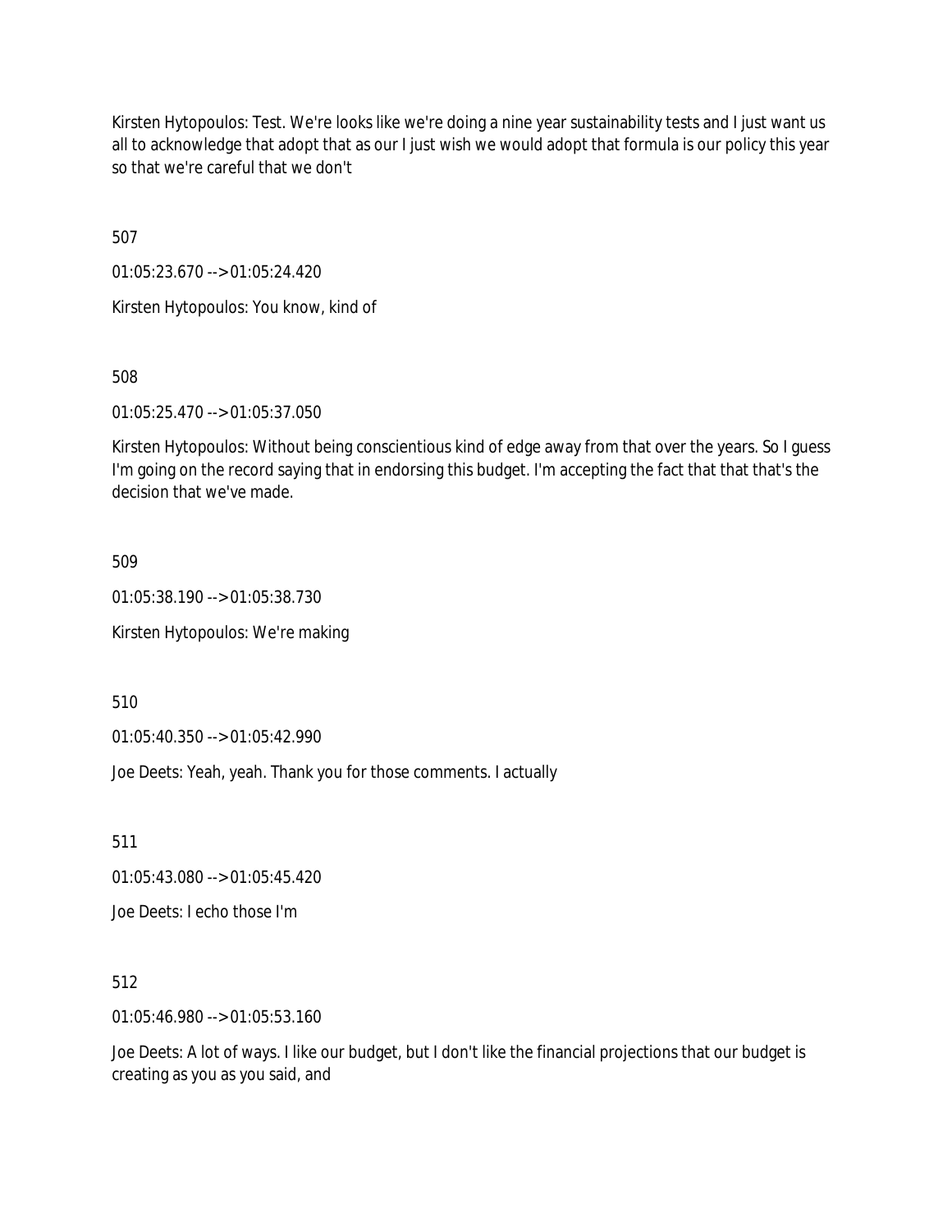Kirsten Hytopoulos: Test. We're looks like we're doing a nine year sustainability tests and I just want us all to acknowledge that adopt that as our I just wish we would adopt that formula is our policy this year so that we're careful that we don't

507

01:05:23.670 --> 01:05:24.420

Kirsten Hytopoulos: You know, kind of

508

01:05:25.470 --> 01:05:37.050

Kirsten Hytopoulos: Without being conscientious kind of edge away from that over the years. So I guess I'm going on the record saying that in endorsing this budget. I'm accepting the fact that that that's the decision that we've made.

509

01:05:38.190 --> 01:05:38.730

Kirsten Hytopoulos: We're making

510

01:05:40.350 --> 01:05:42.990

Joe Deets: Yeah, yeah. Thank you for those comments. I actually

511

01:05:43.080 --> 01:05:45.420

Joe Deets: I echo those I'm

512

01:05:46.980 --> 01:05:53.160

Joe Deets: A lot of ways. I like our budget, but I don't like the financial projections that our budget is creating as you as you said, and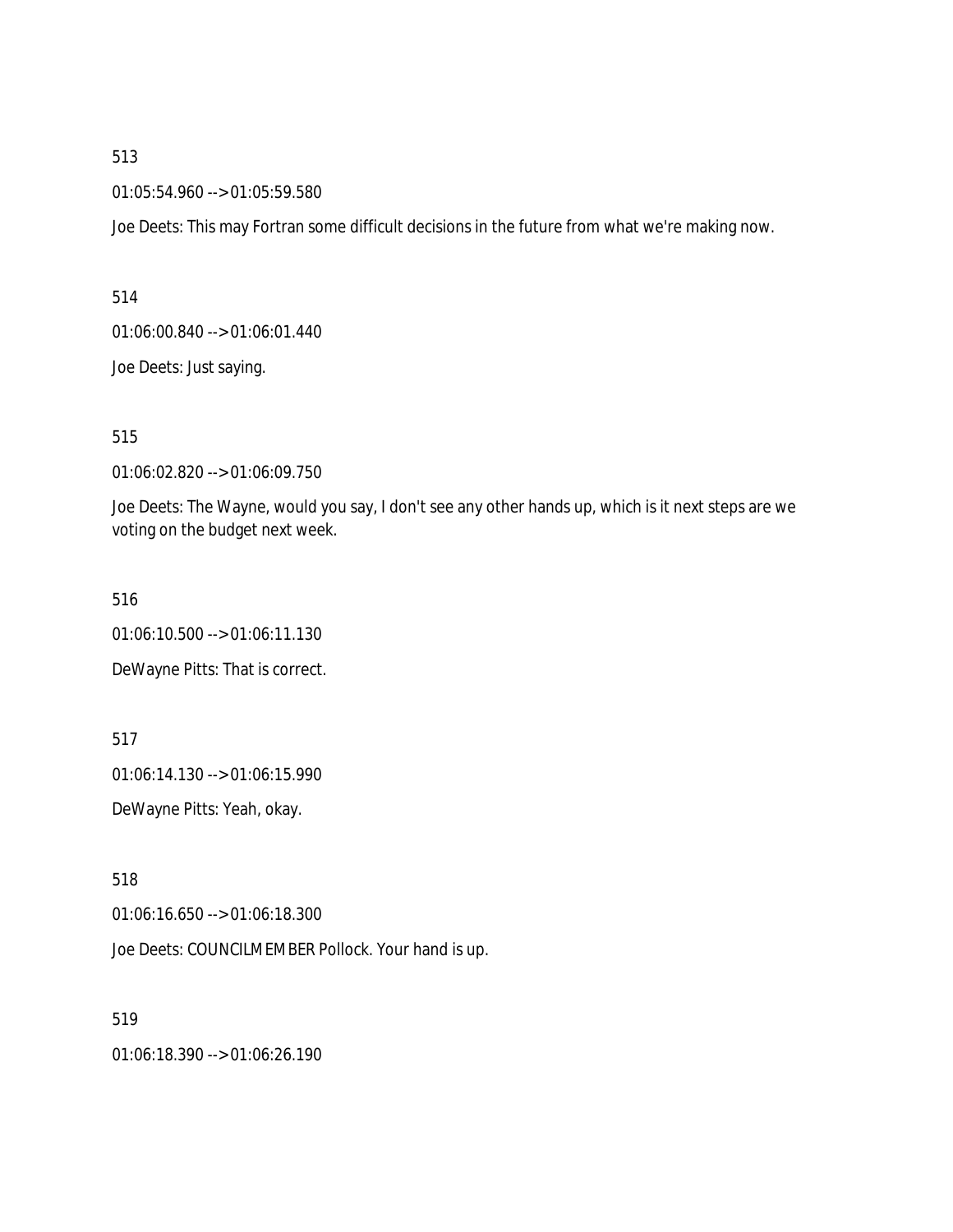513

01:05:54.960 --> 01:05:59.580

Joe Deets: This may Fortran some difficult decisions in the future from what we're making now.

514

01:06:00.840 --> 01:06:01.440

Joe Deets: Just saying.

515

01:06:02.820 --> 01:06:09.750

Joe Deets: The Wayne, would you say, I don't see any other hands up, which is it next steps are we voting on the budget next week.

516

01:06:10.500 --> 01:06:11.130

DeWayne Pitts: That is correct.

517

01:06:14.130 --> 01:06:15.990

DeWayne Pitts: Yeah, okay.

518

01:06:16.650 --> 01:06:18.300

Joe Deets: COUNCILMEMBER Pollock. Your hand is up.

519

01:06:18.390 --> 01:06:26.190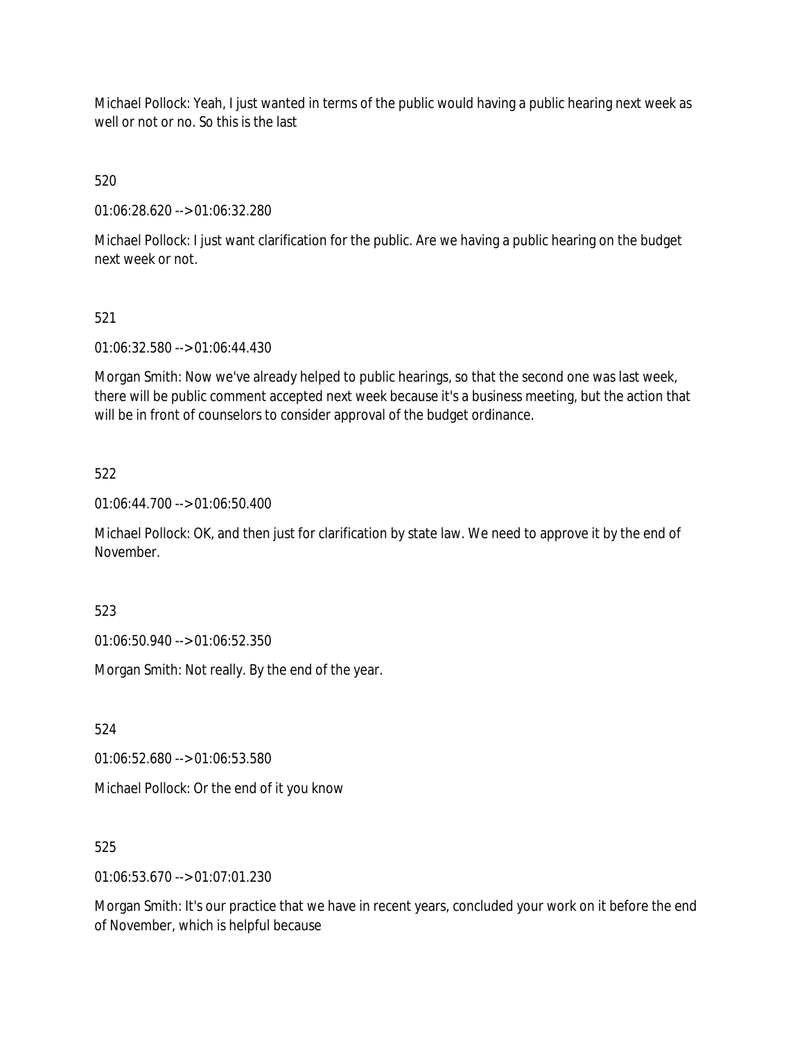Michael Pollock: Yeah, I just wanted in terms of the public would having a public hearing next week as well or not or no. So this is the last

520

01:06:28.620 --> 01:06:32.280

Michael Pollock: I just want clarification for the public. Are we having a public hearing on the budget next week or not.

521

01:06:32.580 --> 01:06:44.430

Morgan Smith: Now we've already helped to public hearings, so that the second one was last week, there will be public comment accepted next week because it's a business meeting, but the action that will be in front of counselors to consider approval of the budget ordinance.

522

01:06:44.700 --> 01:06:50.400

Michael Pollock: OK, and then just for clarification by state law. We need to approve it by the end of November.

523

01:06:50.940 --> 01:06:52.350

Morgan Smith: Not really. By the end of the year.

524

01:06:52.680 --> 01:06:53.580

Michael Pollock: Or the end of it you know

525

01:06:53.670 --> 01:07:01.230

Morgan Smith: It's our practice that we have in recent years, concluded your work on it before the end of November, which is helpful because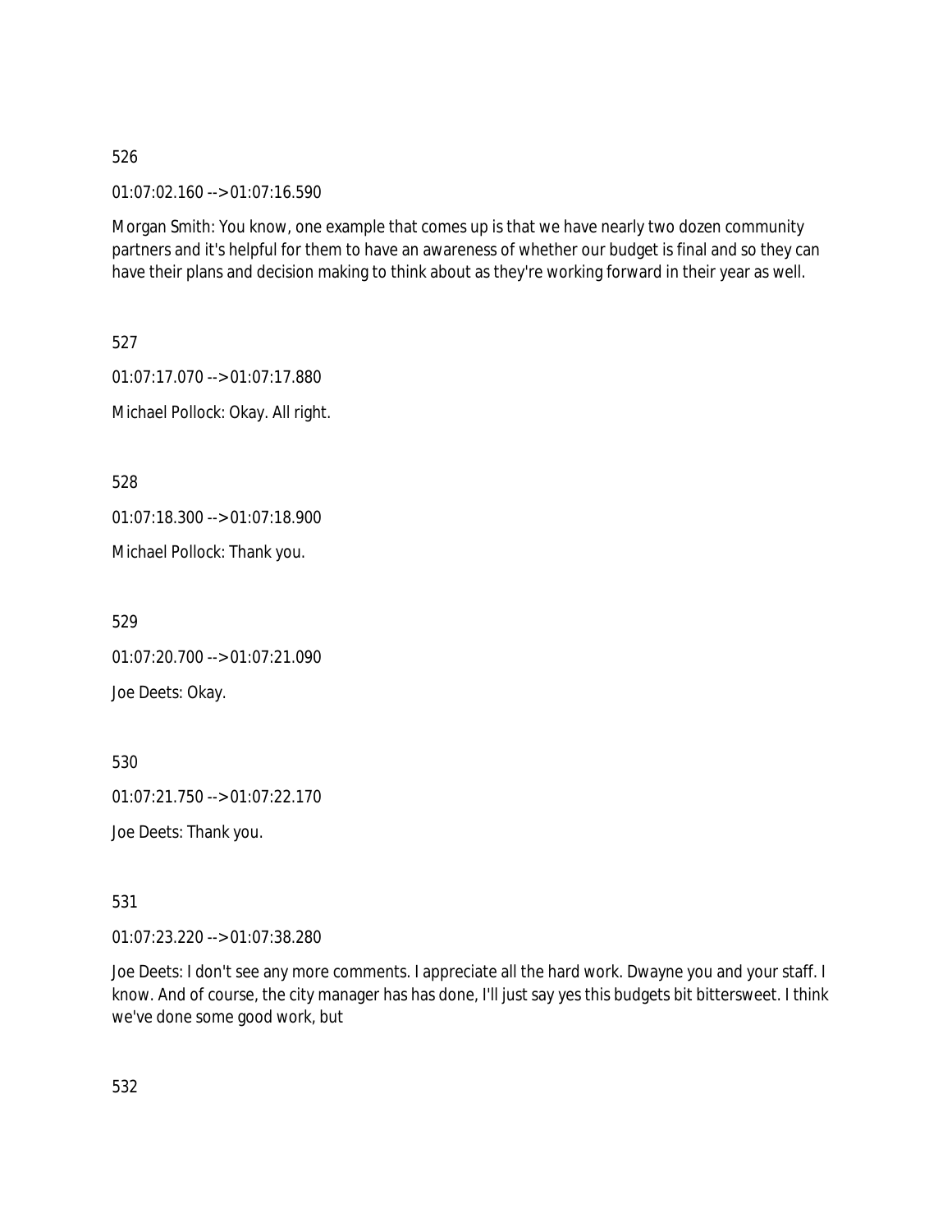526

01:07:02.160 --> 01:07:16.590

Morgan Smith: You know, one example that comes up is that we have nearly two dozen community partners and it's helpful for them to have an awareness of whether our budget is final and so they can have their plans and decision making to think about as they're working forward in their year as well.

527

01:07:17.070 --> 01:07:17.880

Michael Pollock: Okay. All right.

528

01:07:18.300 --> 01:07:18.900

Michael Pollock: Thank you.

529

01:07:20.700 --> 01:07:21.090

Joe Deets: Okay.

530

01:07:21.750 --> 01:07:22.170

Joe Deets: Thank you.

531

01:07:23.220 --> 01:07:38.280

Joe Deets: I don't see any more comments. I appreciate all the hard work. Dwayne you and your staff. I know. And of course, the city manager has has done, I'll just say yes this budgets bit bittersweet. I think we've done some good work, but

532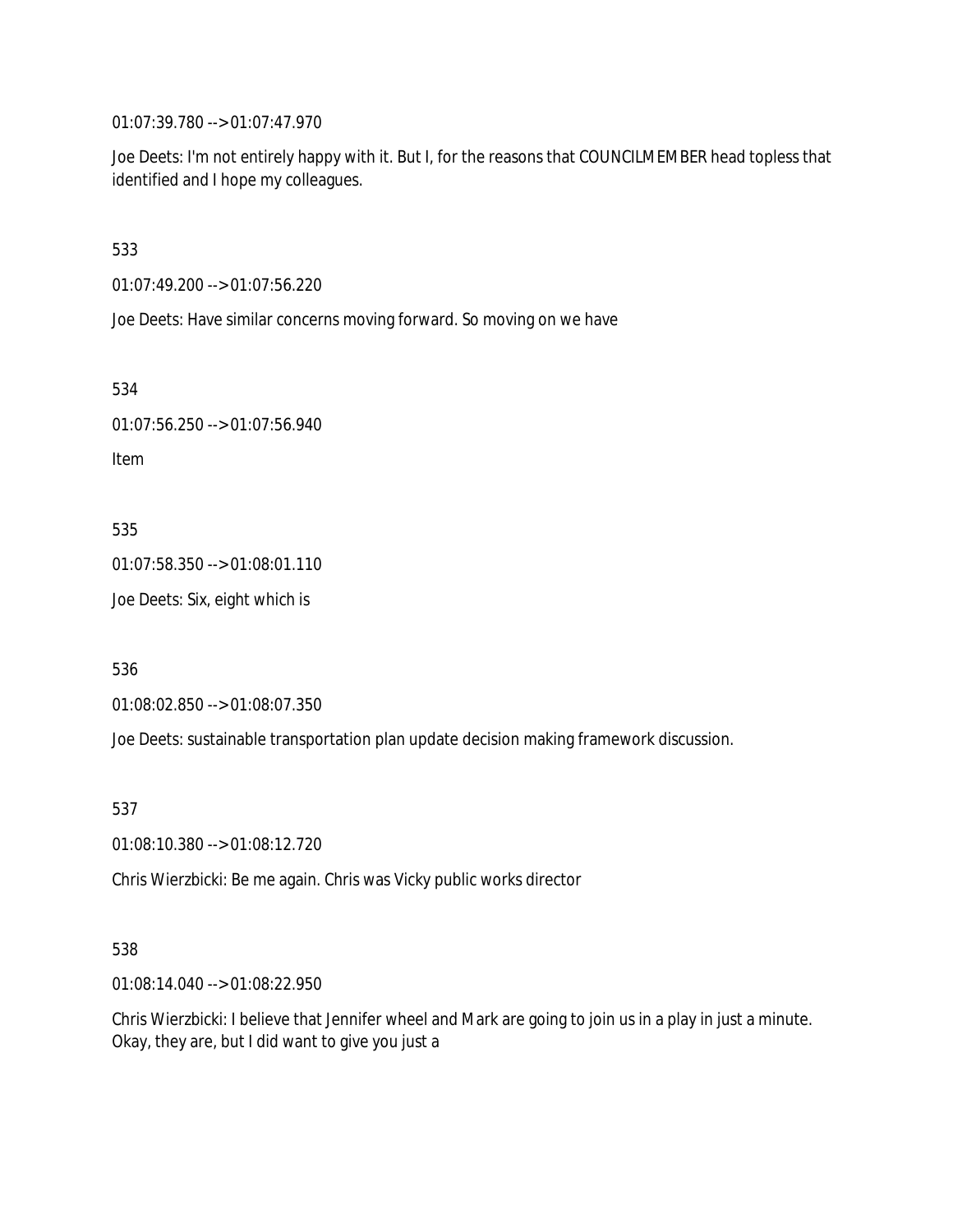01:07:39.780 --> 01:07:47.970

Joe Deets: I'm not entirely happy with it. But I, for the reasons that COUNCILMEMBER head topless that identified and I hope my colleagues.

533

01:07:49.200 --> 01:07:56.220

Joe Deets: Have similar concerns moving forward. So moving on we have

534

01:07:56.250 --> 01:07:56.940

Item

535

01:07:58.350 --> 01:08:01.110

Joe Deets: Six, eight which is

536

01:08:02.850 --> 01:08:07.350

Joe Deets: sustainable transportation plan update decision making framework discussion.

537

01:08:10.380 --> 01:08:12.720

Chris Wierzbicki: Be me again. Chris was Vicky public works director

538

01:08:14.040 --> 01:08:22.950

Chris Wierzbicki: I believe that Jennifer wheel and Mark are going to join us in a play in just a minute. Okay, they are, but I did want to give you just a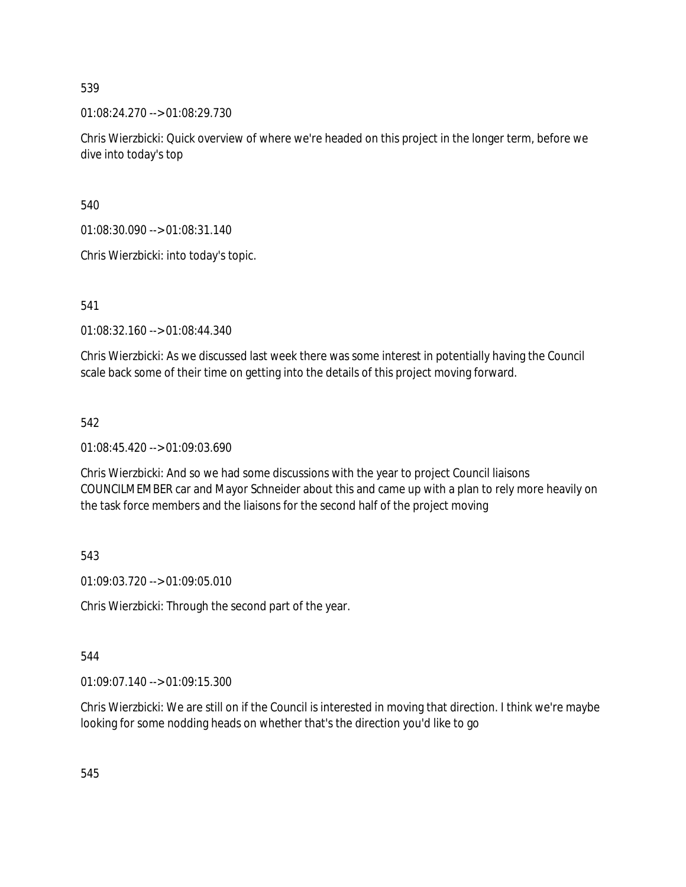539

01:08:24.270 --> 01:08:29.730

Chris Wierzbicki: Quick overview of where we're headed on this project in the longer term, before we dive into today's top

540

01:08:30.090 --> 01:08:31.140

Chris Wierzbicki: into today's topic.

541

01:08:32.160 --> 01:08:44.340

Chris Wierzbicki: As we discussed last week there was some interest in potentially having the Council scale back some of their time on getting into the details of this project moving forward.

542

01:08:45.420 --> 01:09:03.690

Chris Wierzbicki: And so we had some discussions with the year to project Council liaisons COUNCILMEMBER car and Mayor Schneider about this and came up with a plan to rely more heavily on the task force members and the liaisons for the second half of the project moving

543

01:09:03.720 --> 01:09:05.010

Chris Wierzbicki: Through the second part of the year.

544

01:09:07.140 --> 01:09:15.300

Chris Wierzbicki: We are still on if the Council is interested in moving that direction. I think we're maybe looking for some nodding heads on whether that's the direction you'd like to go

545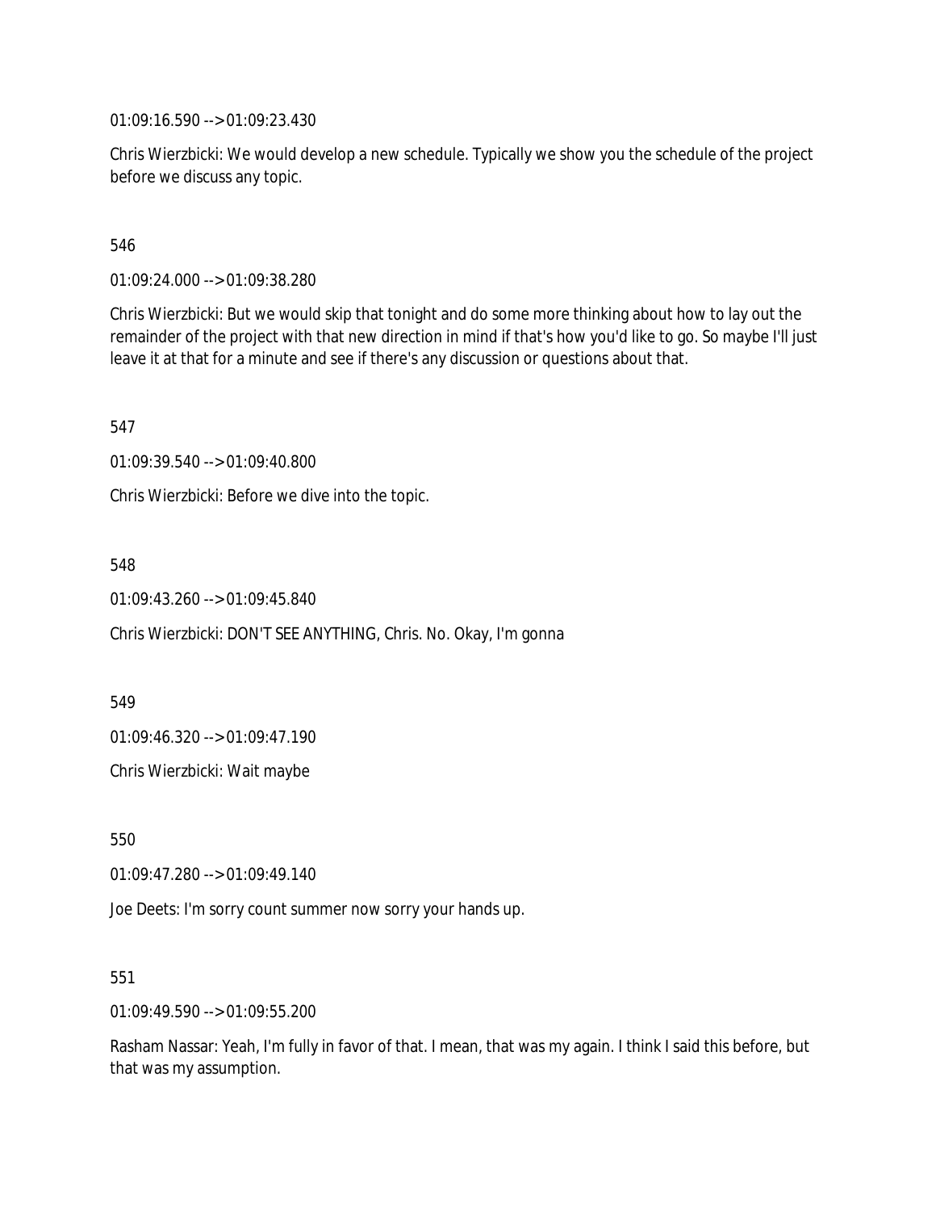01:09:16.590 --> 01:09:23.430

Chris Wierzbicki: We would develop a new schedule. Typically we show you the schedule of the project before we discuss any topic.

546

01:09:24.000 --> 01:09:38.280

Chris Wierzbicki: But we would skip that tonight and do some more thinking about how to lay out the remainder of the project with that new direction in mind if that's how you'd like to go. So maybe I'll just leave it at that for a minute and see if there's any discussion or questions about that.

547

01:09:39.540 --> 01:09:40.800

Chris Wierzbicki: Before we dive into the topic.

548

01:09:43.260 --> 01:09:45.840

Chris Wierzbicki: DON'T SEE ANYTHING, Chris. No. Okay, I'm gonna

549

01:09:46.320 --> 01:09:47.190

Chris Wierzbicki: Wait maybe

550

01:09:47.280 --> 01:09:49.140

Joe Deets: I'm sorry count summer now sorry your hands up.

551

01:09:49.590 --> 01:09:55.200

Rasham Nassar: Yeah, I'm fully in favor of that. I mean, that was my again. I think I said this before, but that was my assumption.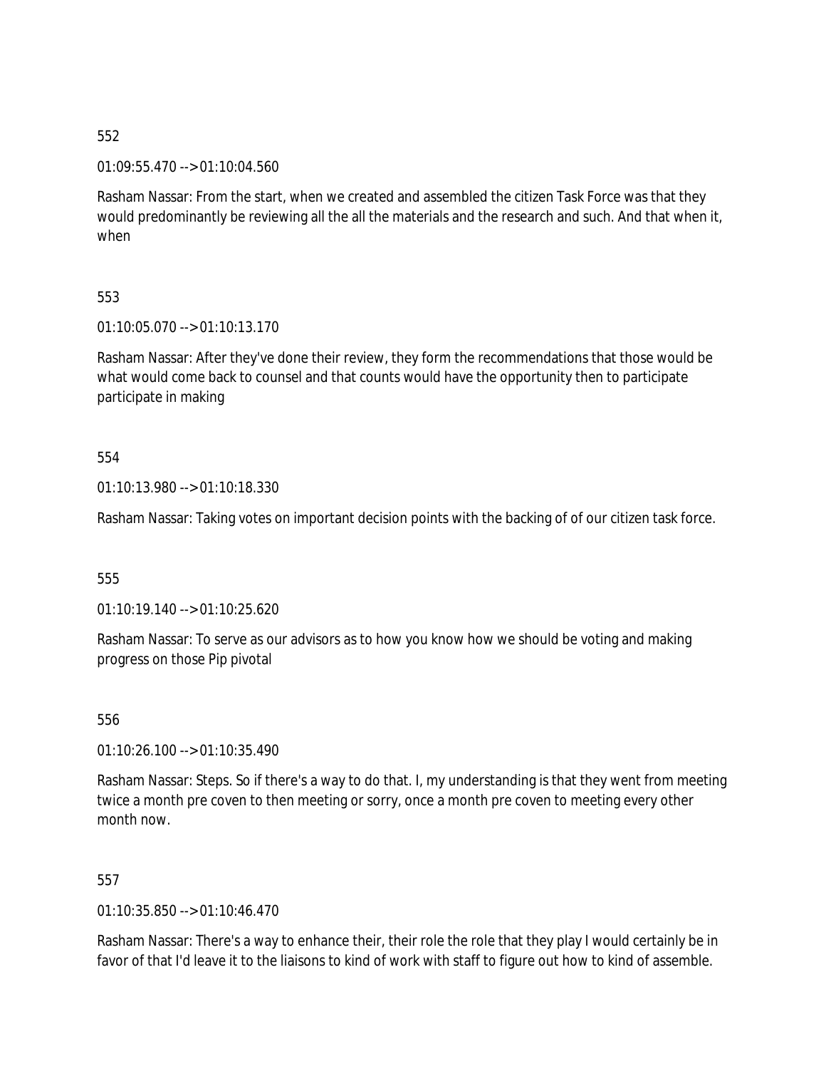552

01:09:55.470 --> 01:10:04.560

Rasham Nassar: From the start, when we created and assembled the citizen Task Force was that they would predominantly be reviewing all the all the materials and the research and such. And that when it, when

553

01:10:05.070 --> 01:10:13.170

Rasham Nassar: After they've done their review, they form the recommendations that those would be what would come back to counsel and that counts would have the opportunity then to participate participate in making

554

01:10:13.980 --> 01:10:18.330

Rasham Nassar: Taking votes on important decision points with the backing of of our citizen task force.

555

01:10:19.140 --> 01:10:25.620

Rasham Nassar: To serve as our advisors as to how you know how we should be voting and making progress on those Pip pivotal

556

01:10:26.100 --> 01:10:35.490

Rasham Nassar: Steps. So if there's a way to do that. I, my understanding is that they went from meeting twice a month pre coven to then meeting or sorry, once a month pre coven to meeting every other month now.

557

01:10:35.850 --> 01:10:46.470

Rasham Nassar: There's a way to enhance their, their role the role that they play I would certainly be in favor of that I'd leave it to the liaisons to kind of work with staff to figure out how to kind of assemble.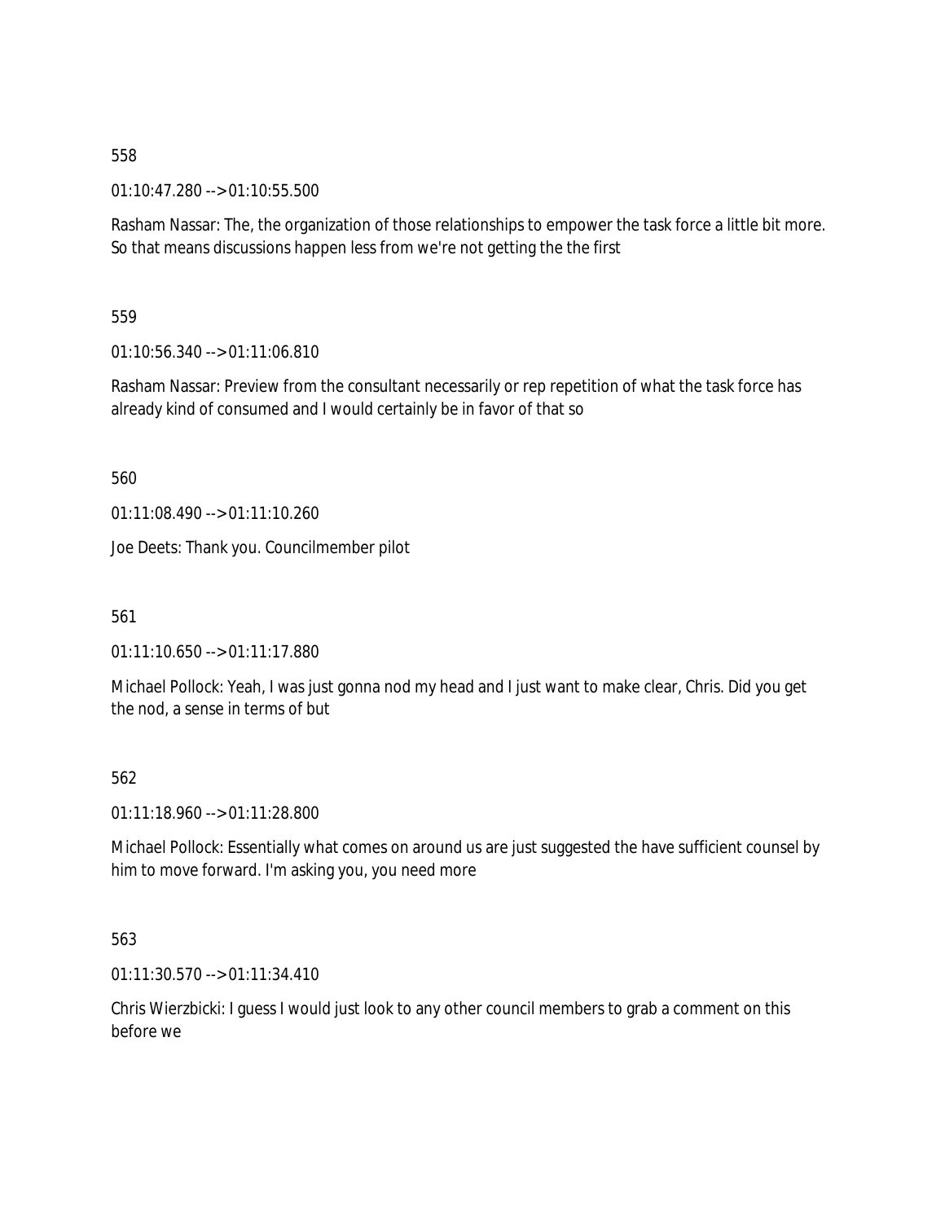558

01:10:47.280 --> 01:10:55.500

Rasham Nassar: The, the organization of those relationships to empower the task force a little bit more. So that means discussions happen less from we're not getting the the first

559

01:10:56.340 --> 01:11:06.810

Rasham Nassar: Preview from the consultant necessarily or rep repetition of what the task force has already kind of consumed and I would certainly be in favor of that so

560

01:11:08.490 --> 01:11:10.260

Joe Deets: Thank you. Councilmember pilot

561

01:11:10.650 --> 01:11:17.880

Michael Pollock: Yeah, I was just gonna nod my head and I just want to make clear, Chris. Did you get the nod, a sense in terms of but

562

01:11:18.960 --> 01:11:28.800

Michael Pollock: Essentially what comes on around us are just suggested the have sufficient counsel by him to move forward. I'm asking you, you need more

563

01:11:30.570 --> 01:11:34.410

Chris Wierzbicki: I guess I would just look to any other council members to grab a comment on this before we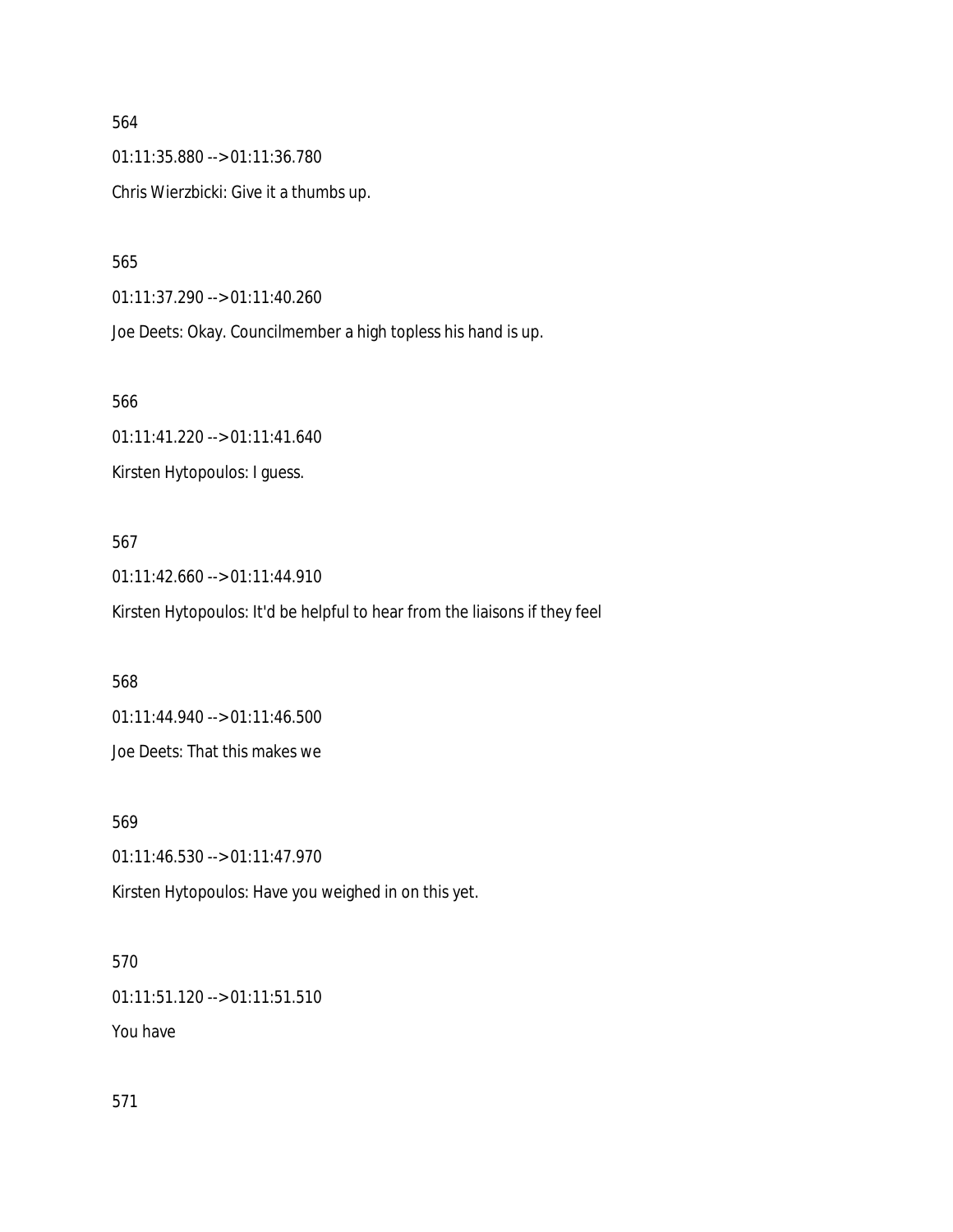564

01:11:35.880 --> 01:11:36.780

Chris Wierzbicki: Give it a thumbs up.

565

01:11:37.290 --> 01:11:40.260

Joe Deets: Okay. Councilmember a high topless his hand is up.

566

01:11:41.220 --> 01:11:41.640

Kirsten Hytopoulos: I guess.

567

01:11:42.660 --> 01:11:44.910

Kirsten Hytopoulos: It'd be helpful to hear from the liaisons if they feel

568

01:11:44.940 --> 01:11:46.500

Joe Deets: That this makes we

569

01:11:46.530 --> 01:11:47.970

Kirsten Hytopoulos: Have you weighed in on this yet.

570

01:11:51.120 --> 01:11:51.510

You have

571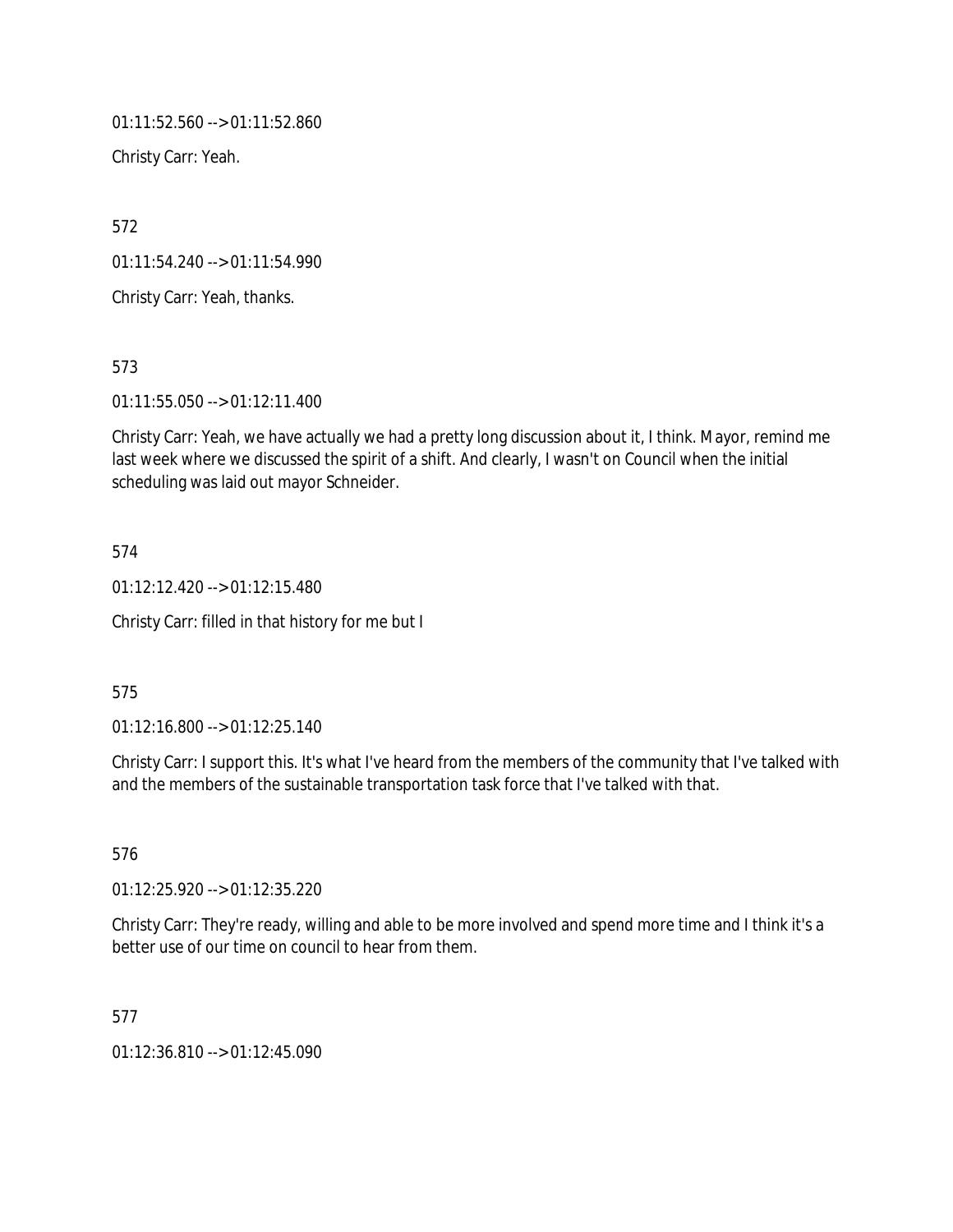01:11:52.560 --> 01:11:52.860

Christy Carr: Yeah.

572

01:11:54.240 --> 01:11:54.990

Christy Carr: Yeah, thanks.

573

01:11:55.050 --> 01:12:11.400

Christy Carr: Yeah, we have actually we had a pretty long discussion about it, I think. Mayor, remind me last week where we discussed the spirit of a shift. And clearly, I wasn't on Council when the initial scheduling was laid out mayor Schneider.

574

01:12:12.420 --> 01:12:15.480

Christy Carr: filled in that history for me but I

575

01:12:16.800 --> 01:12:25.140

Christy Carr: I support this. It's what I've heard from the members of the community that I've talked with and the members of the sustainable transportation task force that I've talked with that.

576

01:12:25.920 --> 01:12:35.220

Christy Carr: They're ready, willing and able to be more involved and spend more time and I think it's a better use of our time on council to hear from them.

577

01:12:36.810 --> 01:12:45.090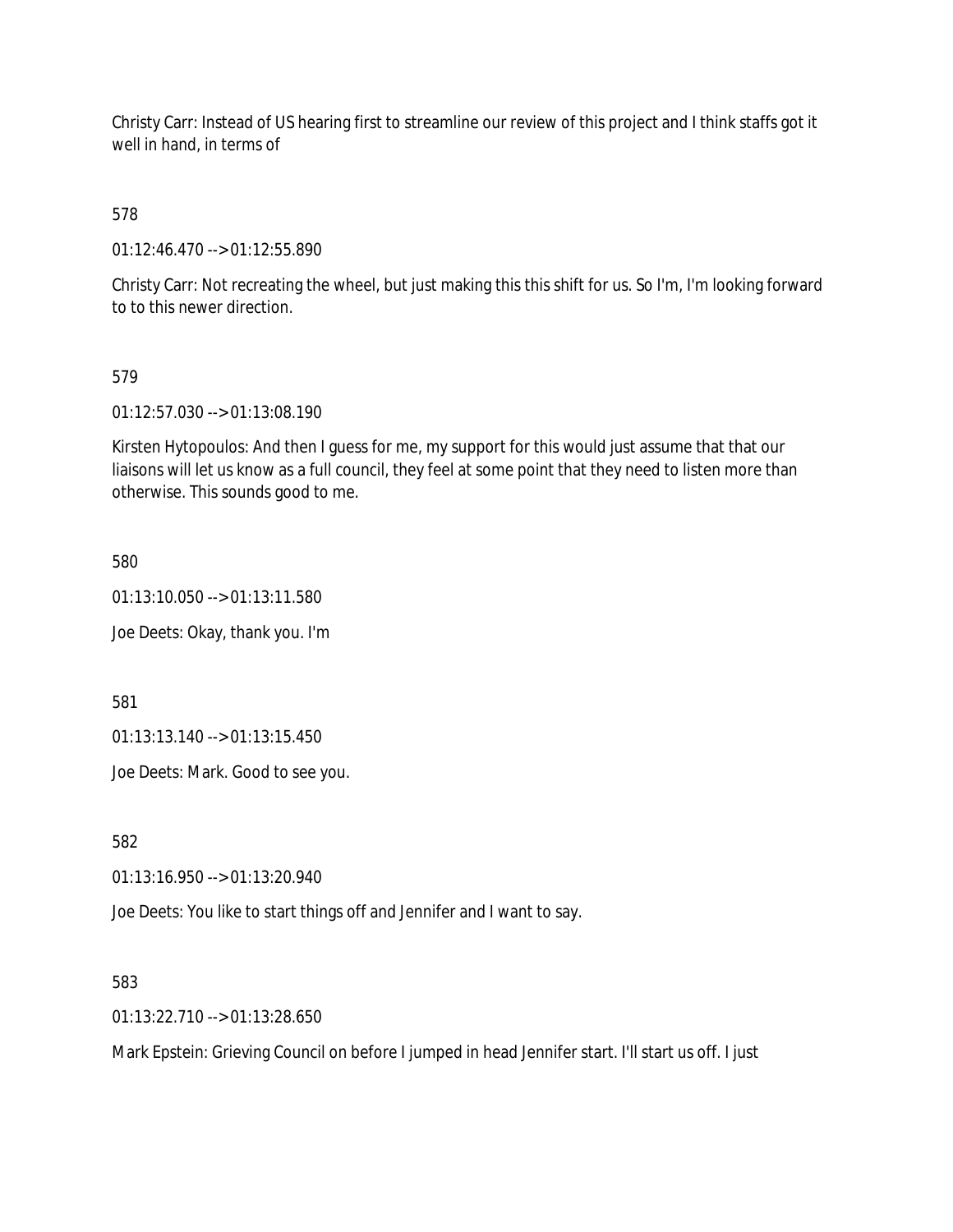Christy Carr: Instead of US hearing first to streamline our review of this project and I think staffs got it well in hand, in terms of

578

01:12:46.470 --> 01:12:55.890

Christy Carr: Not recreating the wheel, but just making this this shift for us. So I'm, I'm looking forward to to this newer direction.

579

01:12:57.030 --> 01:13:08.190

Kirsten Hytopoulos: And then I guess for me, my support for this would just assume that that our liaisons will let us know as a full council, they feel at some point that they need to listen more than otherwise. This sounds good to me.

580

01:13:10.050 --> 01:13:11.580

Joe Deets: Okay, thank you. I'm

581

01:13:13.140 --> 01:13:15.450

Joe Deets: Mark. Good to see you.

582

01:13:16.950 --> 01:13:20.940

Joe Deets: You like to start things off and Jennifer and I want to say.

583

01:13:22.710 --> 01:13:28.650

Mark Epstein: Grieving Council on before I jumped in head Jennifer start. I'll start us off. I just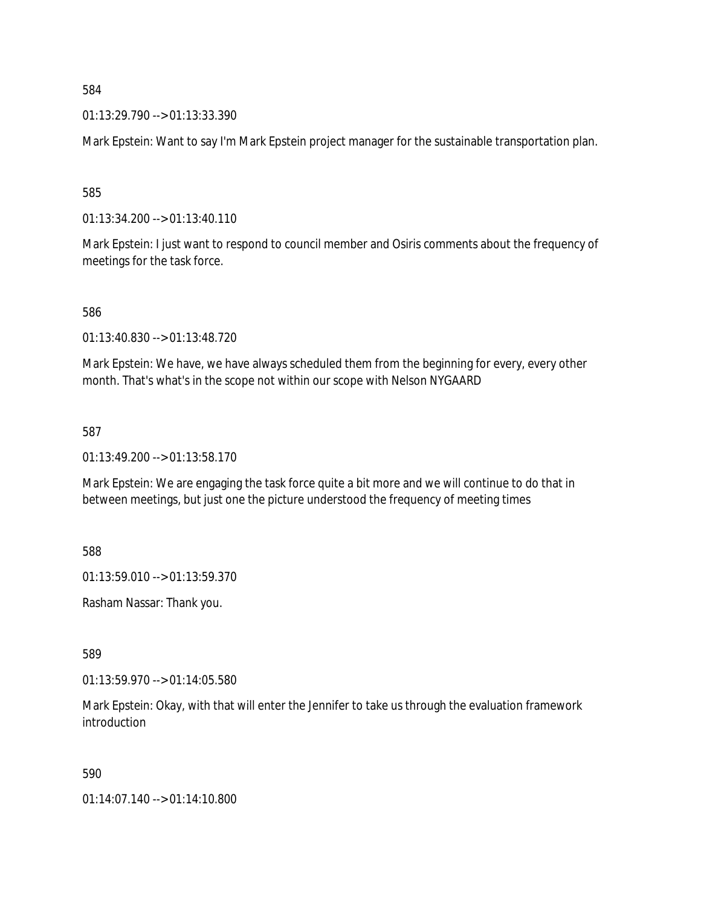584

01:13:29.790 --> 01:13:33.390

Mark Epstein: Want to say I'm Mark Epstein project manager for the sustainable transportation plan.

585

01:13:34.200 --> 01:13:40.110

Mark Epstein: I just want to respond to council member and Osiris comments about the frequency of meetings for the task force.

586

01:13:40.830 --> 01:13:48.720

Mark Epstein: We have, we have always scheduled them from the beginning for every, every other month. That's what's in the scope not within our scope with Nelson NYGAARD

587

01:13:49.200 --> 01:13:58.170

Mark Epstein: We are engaging the task force quite a bit more and we will continue to do that in between meetings, but just one the picture understood the frequency of meeting times

588

01:13:59.010 --> 01:13:59.370

Rasham Nassar: Thank you.

589

01:13:59.970 --> 01:14:05.580

Mark Epstein: Okay, with that will enter the Jennifer to take us through the evaluation framework introduction

590

01:14:07.140 --> 01:14:10.800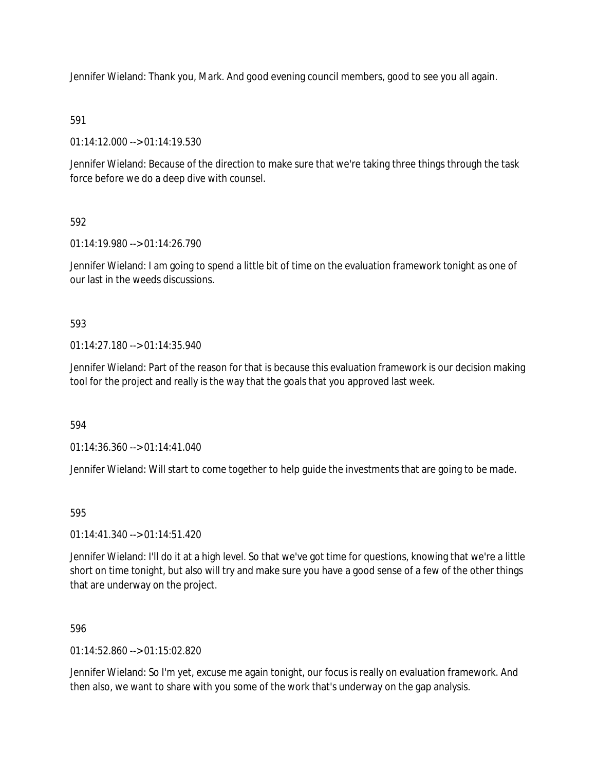Jennifer Wieland: Thank you, Mark. And good evening council members, good to see you all again.

591

01:14:12.000 --> 01:14:19.530

Jennifer Wieland: Because of the direction to make sure that we're taking three things through the task force before we do a deep dive with counsel.

592

01:14:19.980 --> 01:14:26.790

Jennifer Wieland: I am going to spend a little bit of time on the evaluation framework tonight as one of our last in the weeds discussions.

593

01:14:27.180 --> 01:14:35.940

Jennifer Wieland: Part of the reason for that is because this evaluation framework is our decision making tool for the project and really is the way that the goals that you approved last week.

594

01:14:36.360 --> 01:14:41.040

Jennifer Wieland: Will start to come together to help guide the investments that are going to be made.

595

01:14:41.340 --> 01:14:51.420

Jennifer Wieland: I'll do it at a high level. So that we've got time for questions, knowing that we're a little short on time tonight, but also will try and make sure you have a good sense of a few of the other things that are underway on the project.

596

01:14:52.860 --> 01:15:02.820

Jennifer Wieland: So I'm yet, excuse me again tonight, our focus is really on evaluation framework. And then also, we want to share with you some of the work that's underway on the gap analysis.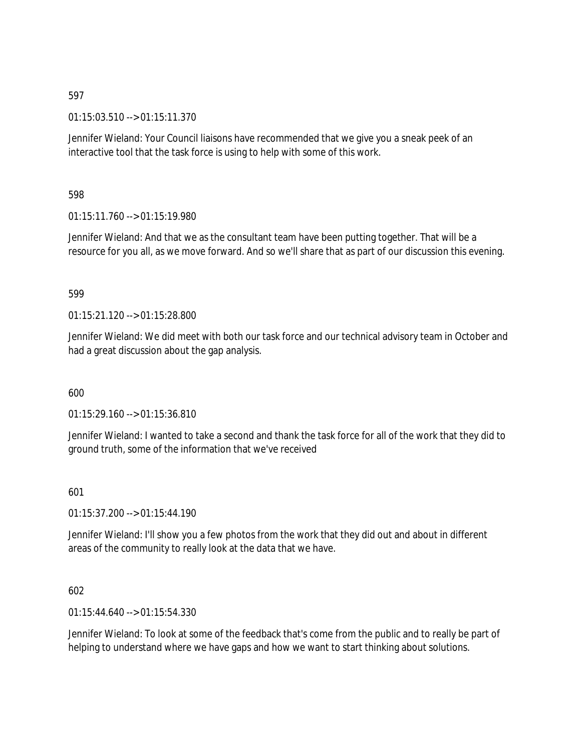597

01:15:03.510 --> 01:15:11.370

Jennifer Wieland: Your Council liaisons have recommended that we give you a sneak peek of an interactive tool that the task force is using to help with some of this work.

598

01:15:11.760 --> 01:15:19.980

Jennifer Wieland: And that we as the consultant team have been putting together. That will be a resource for you all, as we move forward. And so we'll share that as part of our discussion this evening.

599

01:15:21.120 --> 01:15:28.800

Jennifer Wieland: We did meet with both our task force and our technical advisory team in October and had a great discussion about the gap analysis.

600

01:15:29.160 --> 01:15:36.810

Jennifer Wieland: I wanted to take a second and thank the task force for all of the work that they did to ground truth, some of the information that we've received

601

01:15:37.200 --> 01:15:44.190

Jennifer Wieland: I'll show you a few photos from the work that they did out and about in different areas of the community to really look at the data that we have.

602

01:15:44.640 --> 01:15:54.330

Jennifer Wieland: To look at some of the feedback that's come from the public and to really be part of helping to understand where we have gaps and how we want to start thinking about solutions.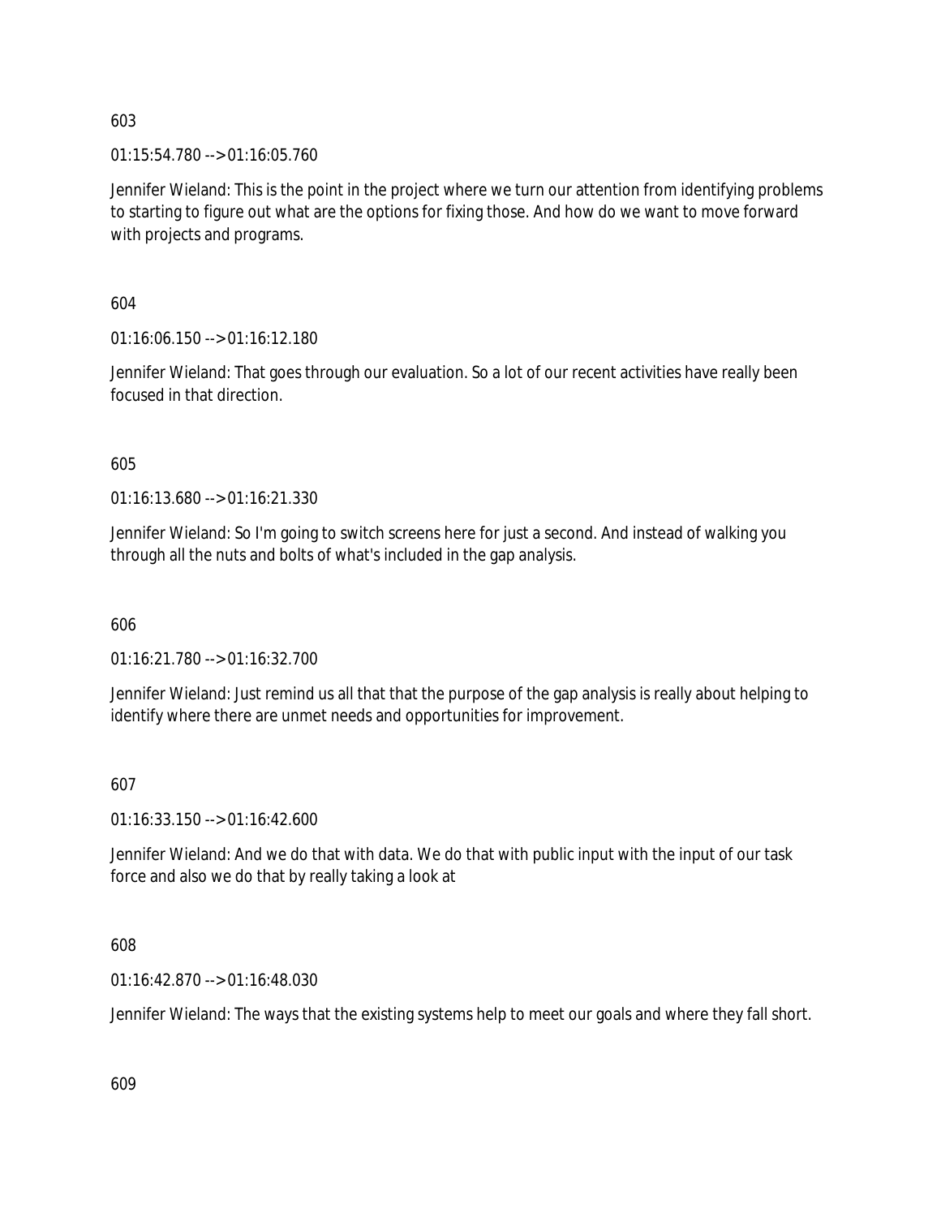603

01:15:54.780 --> 01:16:05.760

Jennifer Wieland: This is the point in the project where we turn our attention from identifying problems to starting to figure out what are the options for fixing those. And how do we want to move forward with projects and programs.

604

01:16:06.150 --> 01:16:12.180

Jennifer Wieland: That goes through our evaluation. So a lot of our recent activities have really been focused in that direction.

605

01:16:13.680 --> 01:16:21.330

Jennifer Wieland: So I'm going to switch screens here for just a second. And instead of walking you through all the nuts and bolts of what's included in the gap analysis.

606

01:16:21.780 --> 01:16:32.700

Jennifer Wieland: Just remind us all that that the purpose of the gap analysis is really about helping to identify where there are unmet needs and opportunities for improvement.

607

01:16:33.150 --> 01:16:42.600

Jennifer Wieland: And we do that with data. We do that with public input with the input of our task force and also we do that by really taking a look at

608

01:16:42.870 --> 01:16:48.030

Jennifer Wieland: The ways that the existing systems help to meet our goals and where they fall short.

609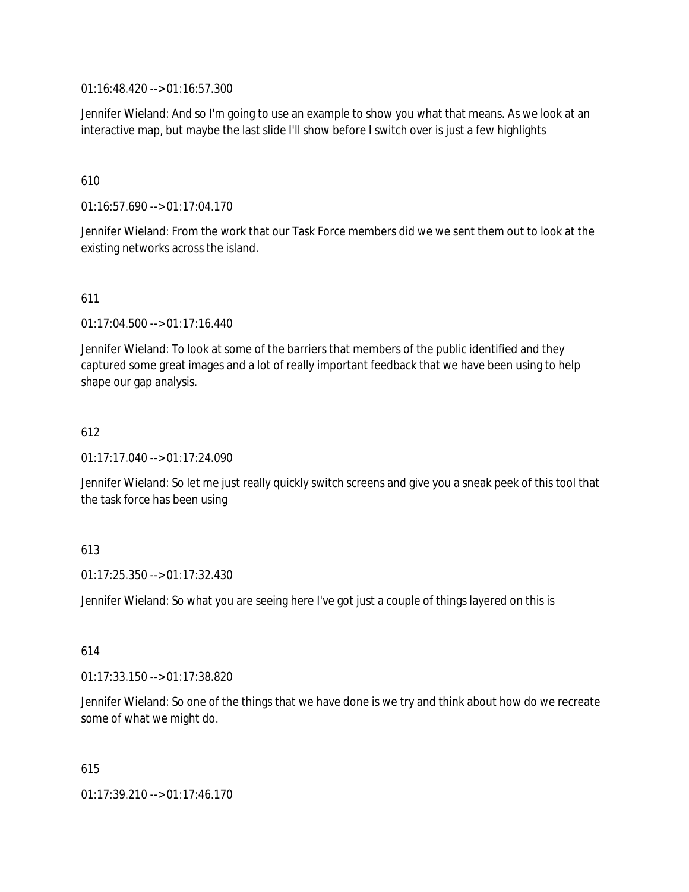01:16:48.420 --> 01:16:57.300

Jennifer Wieland: And so I'm going to use an example to show you what that means. As we look at an interactive map, but maybe the last slide I'll show before I switch over is just a few highlights

610

01:16:57.690 --> 01:17:04.170

Jennifer Wieland: From the work that our Task Force members did we we sent them out to look at the existing networks across the island.

611

01:17:04.500 --> 01:17:16.440

Jennifer Wieland: To look at some of the barriers that members of the public identified and they captured some great images and a lot of really important feedback that we have been using to help shape our gap analysis.

612

01:17:17.040 --> 01:17:24.090

Jennifer Wieland: So let me just really quickly switch screens and give you a sneak peek of this tool that the task force has been using

613

01:17:25.350 --> 01:17:32.430

Jennifer Wieland: So what you are seeing here I've got just a couple of things layered on this is

614

01:17:33.150 --> 01:17:38.820

Jennifer Wieland: So one of the things that we have done is we try and think about how do we recreate some of what we might do.

615

01:17:39.210 --> 01:17:46.170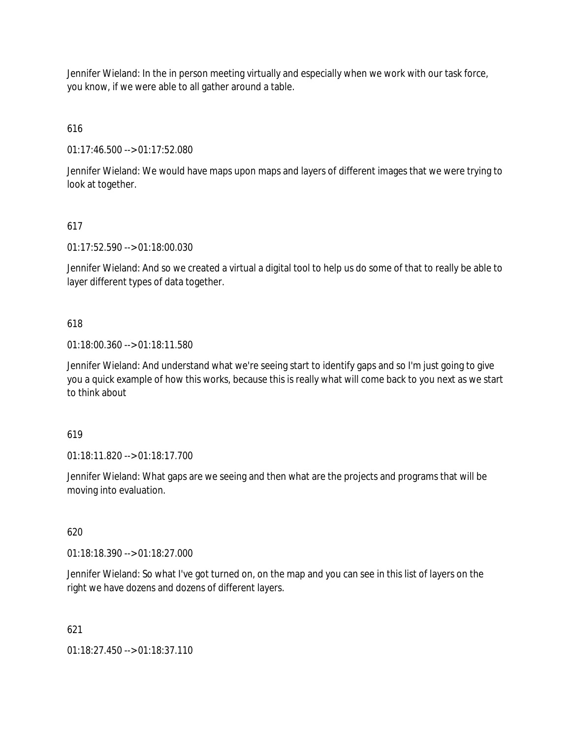Jennifer Wieland: In the in person meeting virtually and especially when we work with our task force, you know, if we were able to all gather around a table.

616

01:17:46.500 --> 01:17:52.080

Jennifer Wieland: We would have maps upon maps and layers of different images that we were trying to look at together.

617

01:17:52.590 --> 01:18:00.030

Jennifer Wieland: And so we created a virtual a digital tool to help us do some of that to really be able to layer different types of data together.

618

01:18:00.360 --> 01:18:11.580

Jennifer Wieland: And understand what we're seeing start to identify gaps and so I'm just going to give you a quick example of how this works, because this is really what will come back to you next as we start to think about

619

01:18:11.820 --> 01:18:17.700

Jennifer Wieland: What gaps are we seeing and then what are the projects and programs that will be moving into evaluation.

620

01:18:18.390 --> 01:18:27.000

Jennifer Wieland: So what I've got turned on, on the map and you can see in this list of layers on the right we have dozens and dozens of different layers.

621

01:18:27.450 --> 01:18:37.110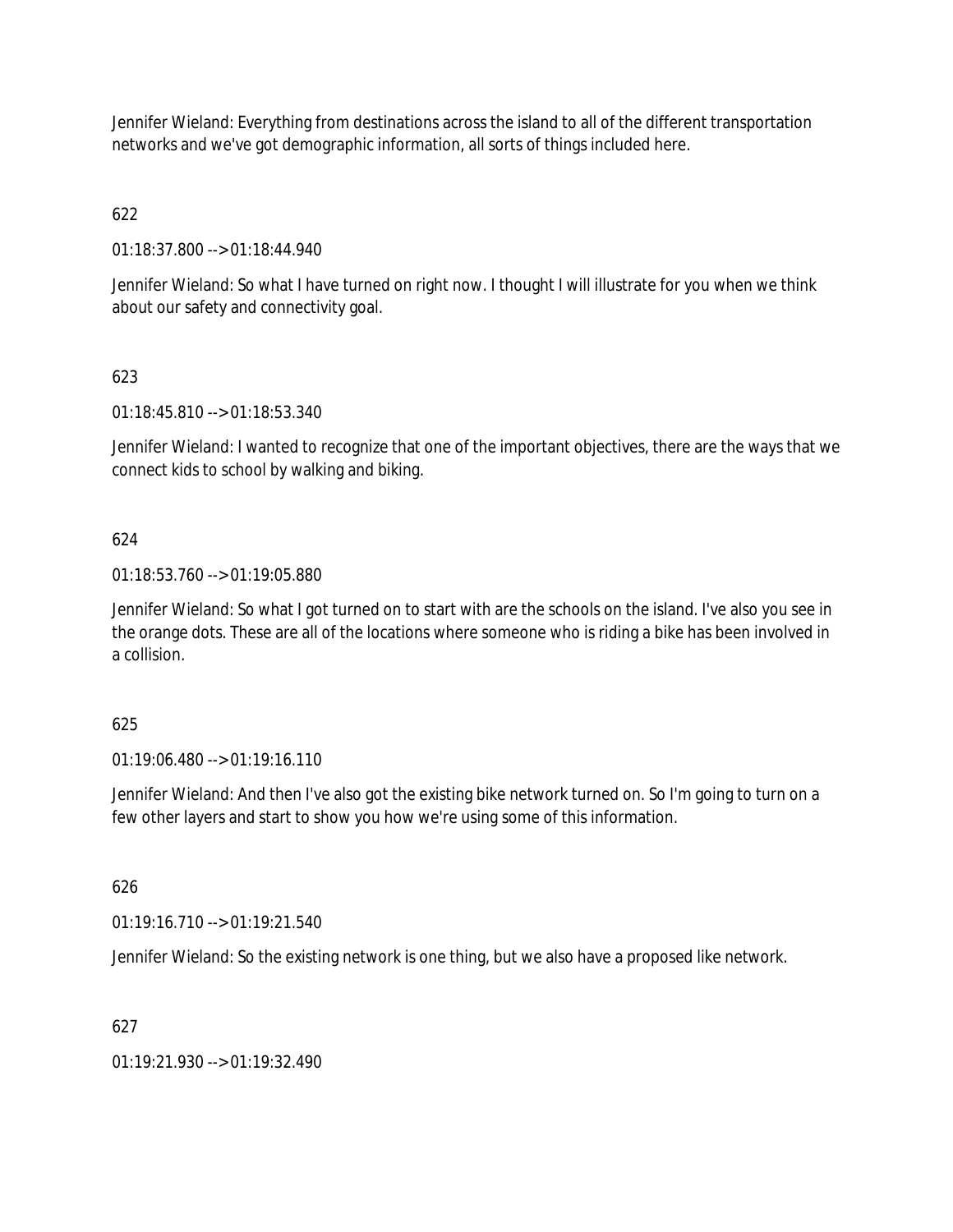Jennifer Wieland: Everything from destinations across the island to all of the different transportation networks and we've got demographic information, all sorts of things included here.

622

01:18:37.800 --> 01:18:44.940

Jennifer Wieland: So what I have turned on right now. I thought I will illustrate for you when we think about our safety and connectivity goal.

623

01:18:45.810 --> 01:18:53.340

Jennifer Wieland: I wanted to recognize that one of the important objectives, there are the ways that we connect kids to school by walking and biking.

624

01:18:53.760 --> 01:19:05.880

Jennifer Wieland: So what I got turned on to start with are the schools on the island. I've also you see in the orange dots. These are all of the locations where someone who is riding a bike has been involved in a collision.

625

01:19:06.480 --> 01:19:16.110

Jennifer Wieland: And then I've also got the existing bike network turned on. So I'm going to turn on a few other layers and start to show you how we're using some of this information.

626

01:19:16.710 --> 01:19:21.540

Jennifer Wieland: So the existing network is one thing, but we also have a proposed like network.

627

01:19:21.930 --> 01:19:32.490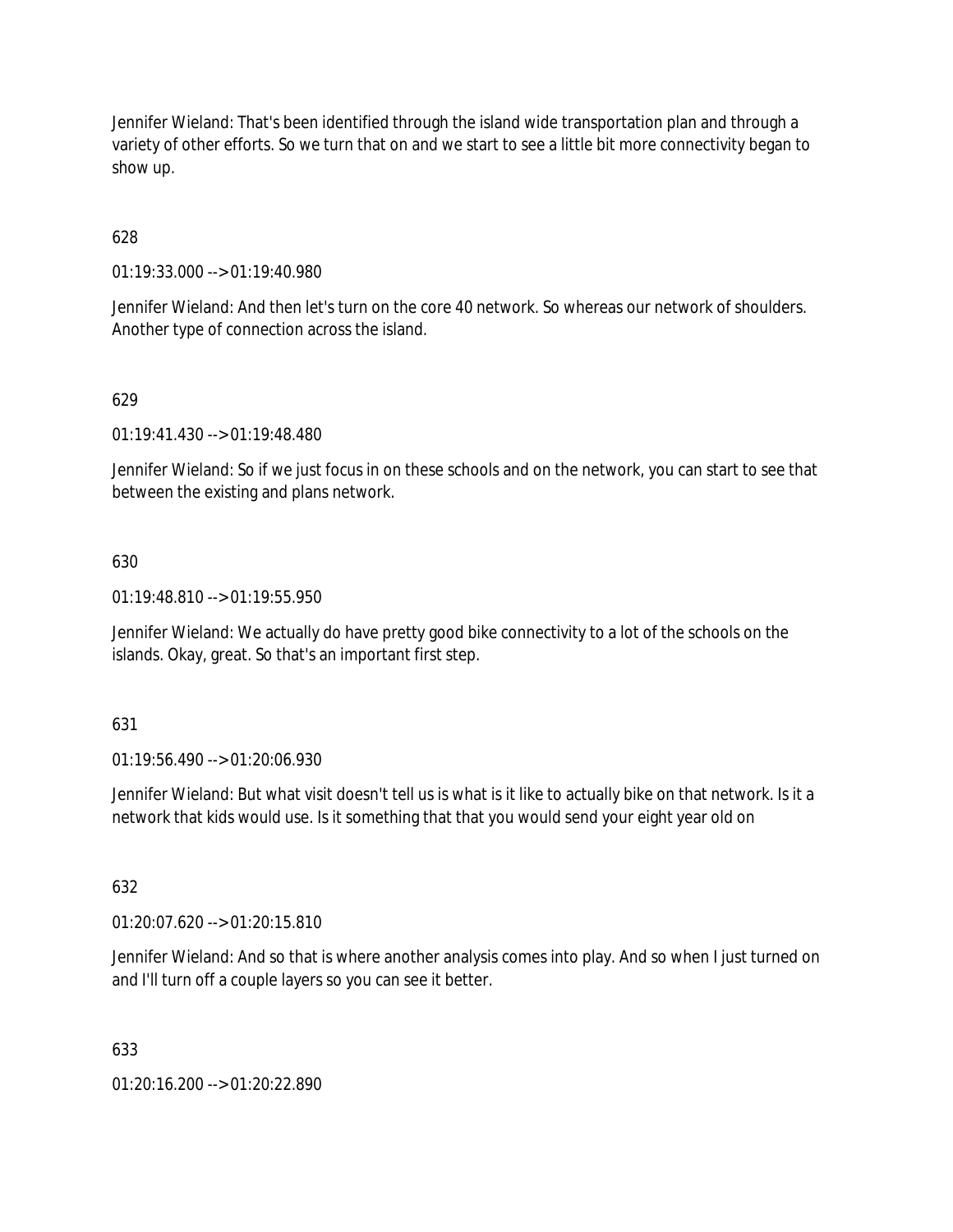Jennifer Wieland: That's been identified through the island wide transportation plan and through a variety of other efforts. So we turn that on and we start to see a little bit more connectivity began to show up.

628

01:19:33.000 --> 01:19:40.980

Jennifer Wieland: And then let's turn on the core 40 network. So whereas our network of shoulders. Another type of connection across the island.

629

01:19:41.430 --> 01:19:48.480

Jennifer Wieland: So if we just focus in on these schools and on the network, you can start to see that between the existing and plans network.

630

01:19:48.810 --> 01:19:55.950

Jennifer Wieland: We actually do have pretty good bike connectivity to a lot of the schools on the islands. Okay, great. So that's an important first step.

631

01:19:56.490 --> 01:20:06.930

Jennifer Wieland: But what visit doesn't tell us is what is it like to actually bike on that network. Is it a network that kids would use. Is it something that that you would send your eight year old on

632

01:20:07.620 --> 01:20:15.810

Jennifer Wieland: And so that is where another analysis comes into play. And so when I just turned on and I'll turn off a couple layers so you can see it better.

633

01:20:16.200 --> 01:20:22.890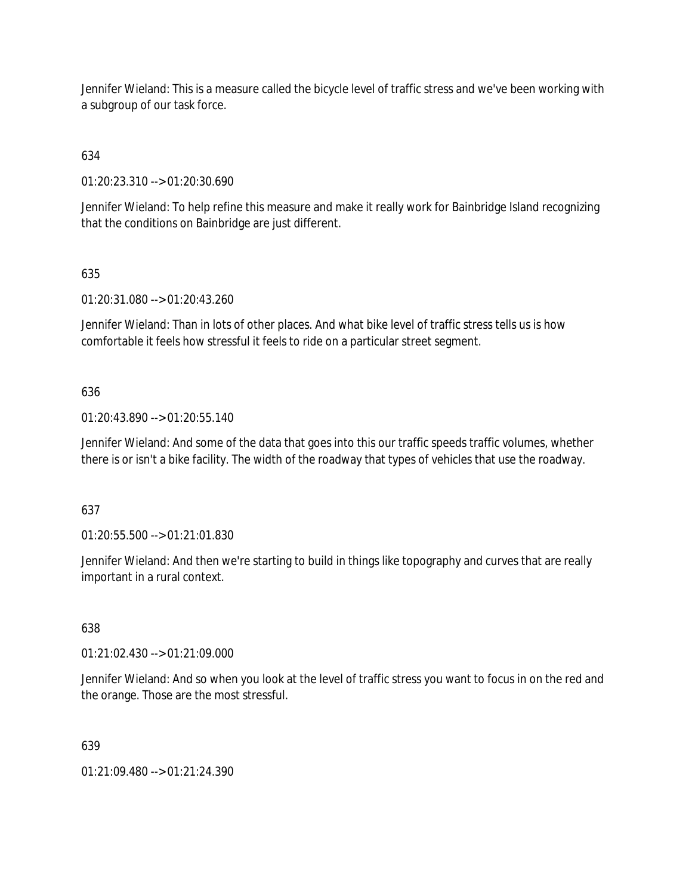Jennifer Wieland: This is a measure called the bicycle level of traffic stress and we've been working with a subgroup of our task force.

634

01:20:23.310 --> 01:20:30.690

Jennifer Wieland: To help refine this measure and make it really work for Bainbridge Island recognizing that the conditions on Bainbridge are just different.

635

01:20:31.080 --> 01:20:43.260

Jennifer Wieland: Than in lots of other places. And what bike level of traffic stress tells us is how comfortable it feels how stressful it feels to ride on a particular street segment.

636

01:20:43.890 --> 01:20:55.140

Jennifer Wieland: And some of the data that goes into this our traffic speeds traffic volumes, whether there is or isn't a bike facility. The width of the roadway that types of vehicles that use the roadway.

637

01:20:55.500 --> 01:21:01.830

Jennifer Wieland: And then we're starting to build in things like topography and curves that are really important in a rural context.

638

01:21:02.430 --> 01:21:09.000

Jennifer Wieland: And so when you look at the level of traffic stress you want to focus in on the red and the orange. Those are the most stressful.

639

01:21:09.480 --> 01:21:24.390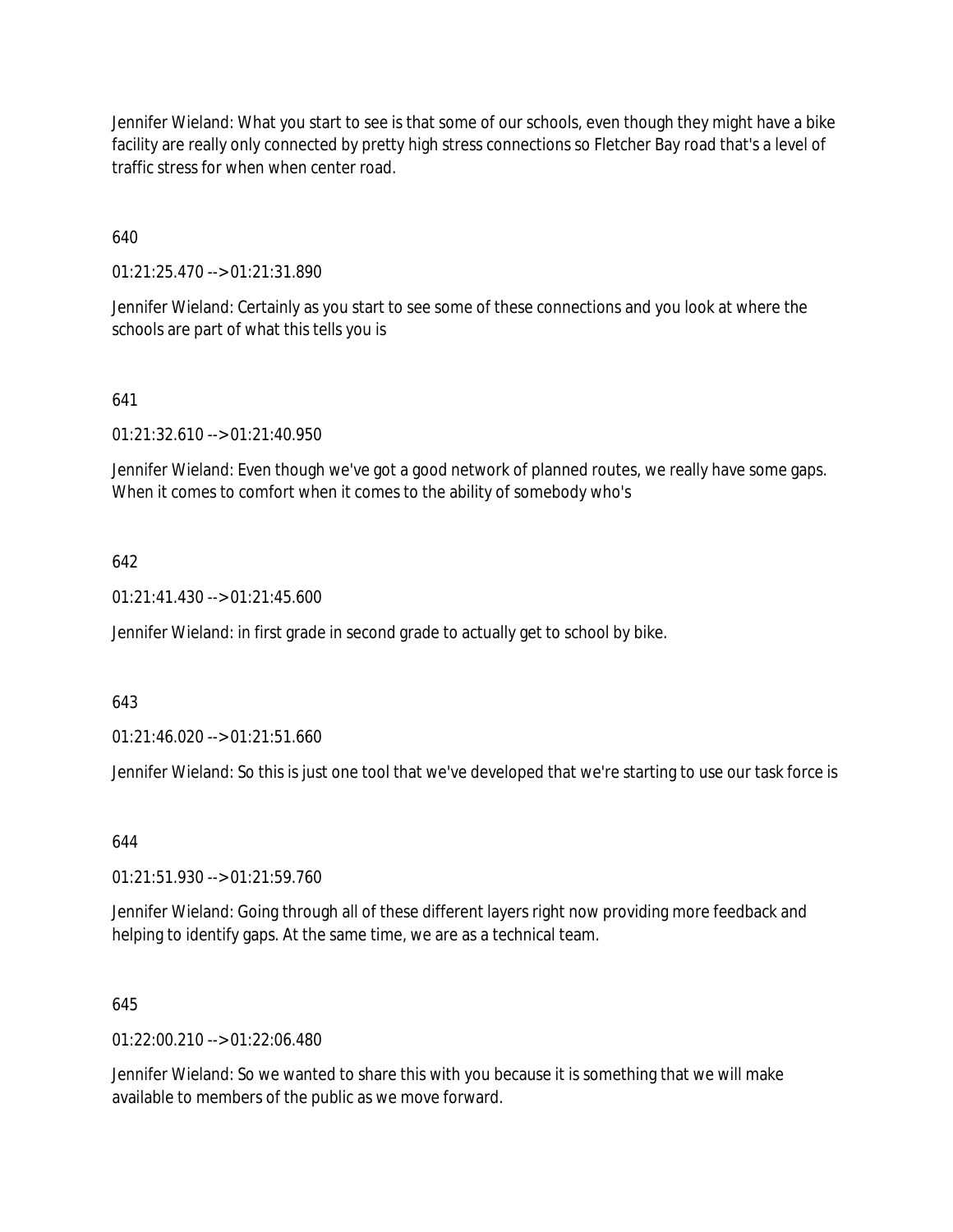Jennifer Wieland: What you start to see is that some of our schools, even though they might have a bike facility are really only connected by pretty high stress connections so Fletcher Bay road that's a level of traffic stress for when when center road.

640

01:21:25.470 --> 01:21:31.890

Jennifer Wieland: Certainly as you start to see some of these connections and you look at where the schools are part of what this tells you is

641

01:21:32.610 --> 01:21:40.950

Jennifer Wieland: Even though we've got a good network of planned routes, we really have some gaps. When it comes to comfort when it comes to the ability of somebody who's

642

01:21:41.430 --> 01:21:45.600

Jennifer Wieland: in first grade in second grade to actually get to school by bike.

643

01:21:46.020 --> 01:21:51.660

Jennifer Wieland: So this is just one tool that we've developed that we're starting to use our task force is

644

01:21:51.930 --> 01:21:59.760

Jennifer Wieland: Going through all of these different layers right now providing more feedback and helping to identify gaps. At the same time, we are as a technical team.

645

01:22:00.210 --> 01:22:06.480

Jennifer Wieland: So we wanted to share this with you because it is something that we will make available to members of the public as we move forward.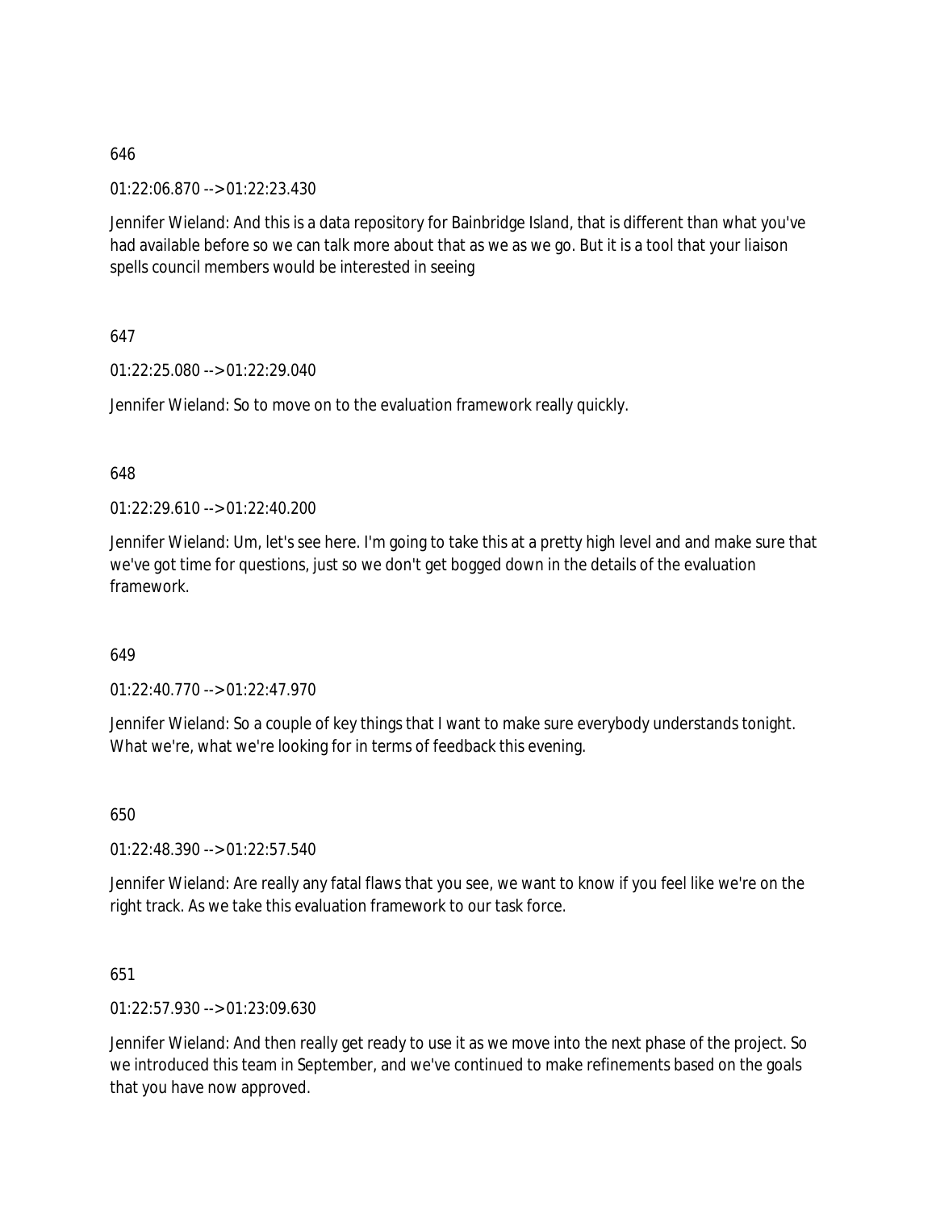646

01:22:06.870 --> 01:22:23.430

Jennifer Wieland: And this is a data repository for Bainbridge Island, that is different than what you've had available before so we can talk more about that as we as we go. But it is a tool that your liaison spells council members would be interested in seeing

647

01:22:25.080 --> 01:22:29.040

Jennifer Wieland: So to move on to the evaluation framework really quickly.

648

01:22:29.610 --> 01:22:40.200

Jennifer Wieland: Um, let's see here. I'm going to take this at a pretty high level and and make sure that we've got time for questions, just so we don't get bogged down in the details of the evaluation framework.

649

01:22:40.770 --> 01:22:47.970

Jennifer Wieland: So a couple of key things that I want to make sure everybody understands tonight. What we're, what we're looking for in terms of feedback this evening.

650

01:22:48.390 --> 01:22:57.540

Jennifer Wieland: Are really any fatal flaws that you see, we want to know if you feel like we're on the right track. As we take this evaluation framework to our task force.

651

01:22:57.930 --> 01:23:09.630

Jennifer Wieland: And then really get ready to use it as we move into the next phase of the project. So we introduced this team in September, and we've continued to make refinements based on the goals that you have now approved.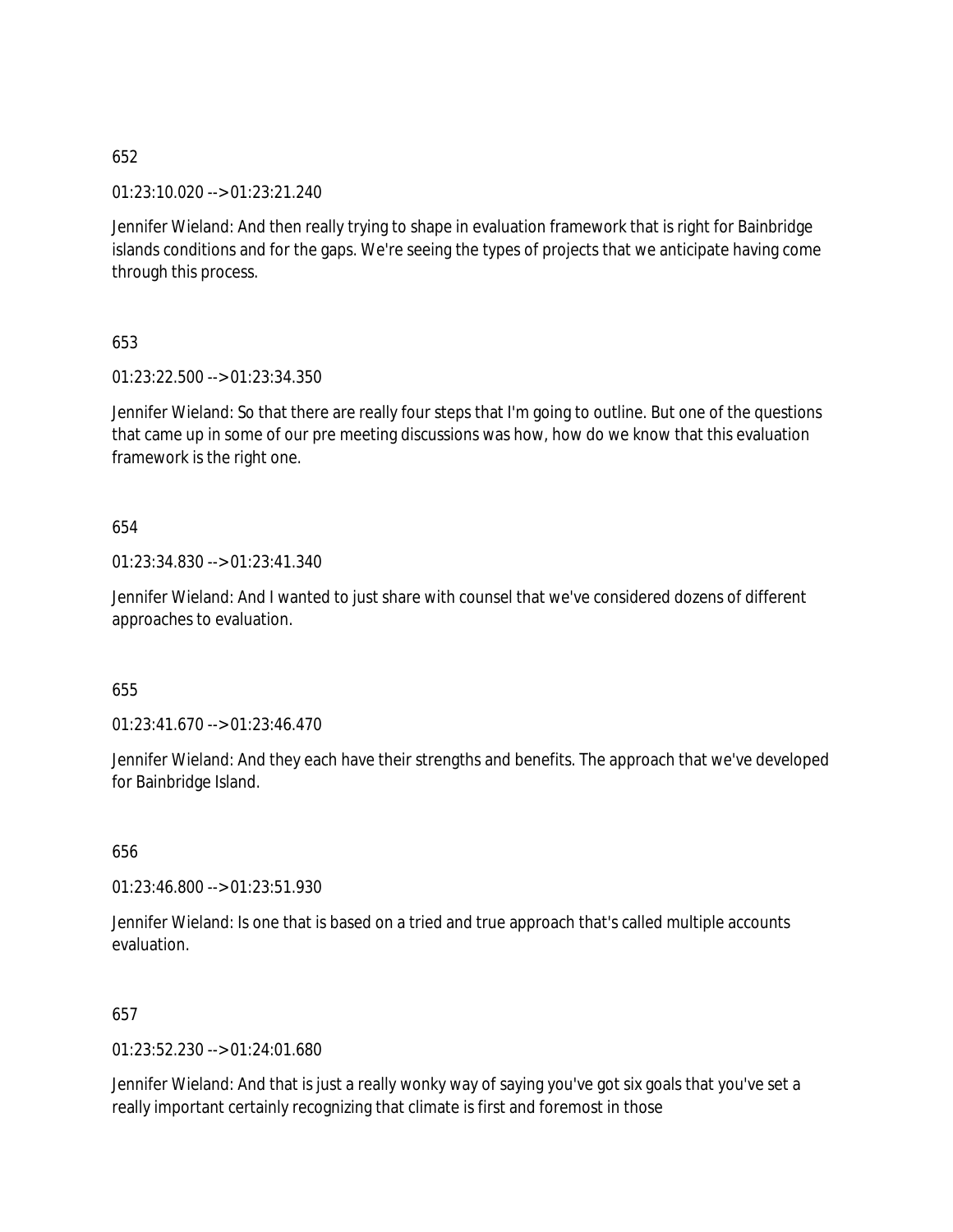652

01:23:10.020 --> 01:23:21.240

Jennifer Wieland: And then really trying to shape in evaluation framework that is right for Bainbridge islands conditions and for the gaps. We're seeing the types of projects that we anticipate having come through this process.

653

01:23:22.500 --> 01:23:34.350

Jennifer Wieland: So that there are really four steps that I'm going to outline. But one of the questions that came up in some of our pre meeting discussions was how, how do we know that this evaluation framework is the right one.

654

01:23:34.830 --> 01:23:41.340

Jennifer Wieland: And I wanted to just share with counsel that we've considered dozens of different approaches to evaluation.

655

01:23:41.670 --> 01:23:46.470

Jennifer Wieland: And they each have their strengths and benefits. The approach that we've developed for Bainbridge Island.

656

01:23:46.800 --> 01:23:51.930

Jennifer Wieland: Is one that is based on a tried and true approach that's called multiple accounts evaluation.

657

01:23:52.230 --> 01:24:01.680

Jennifer Wieland: And that is just a really wonky way of saying you've got six goals that you've set a really important certainly recognizing that climate is first and foremost in those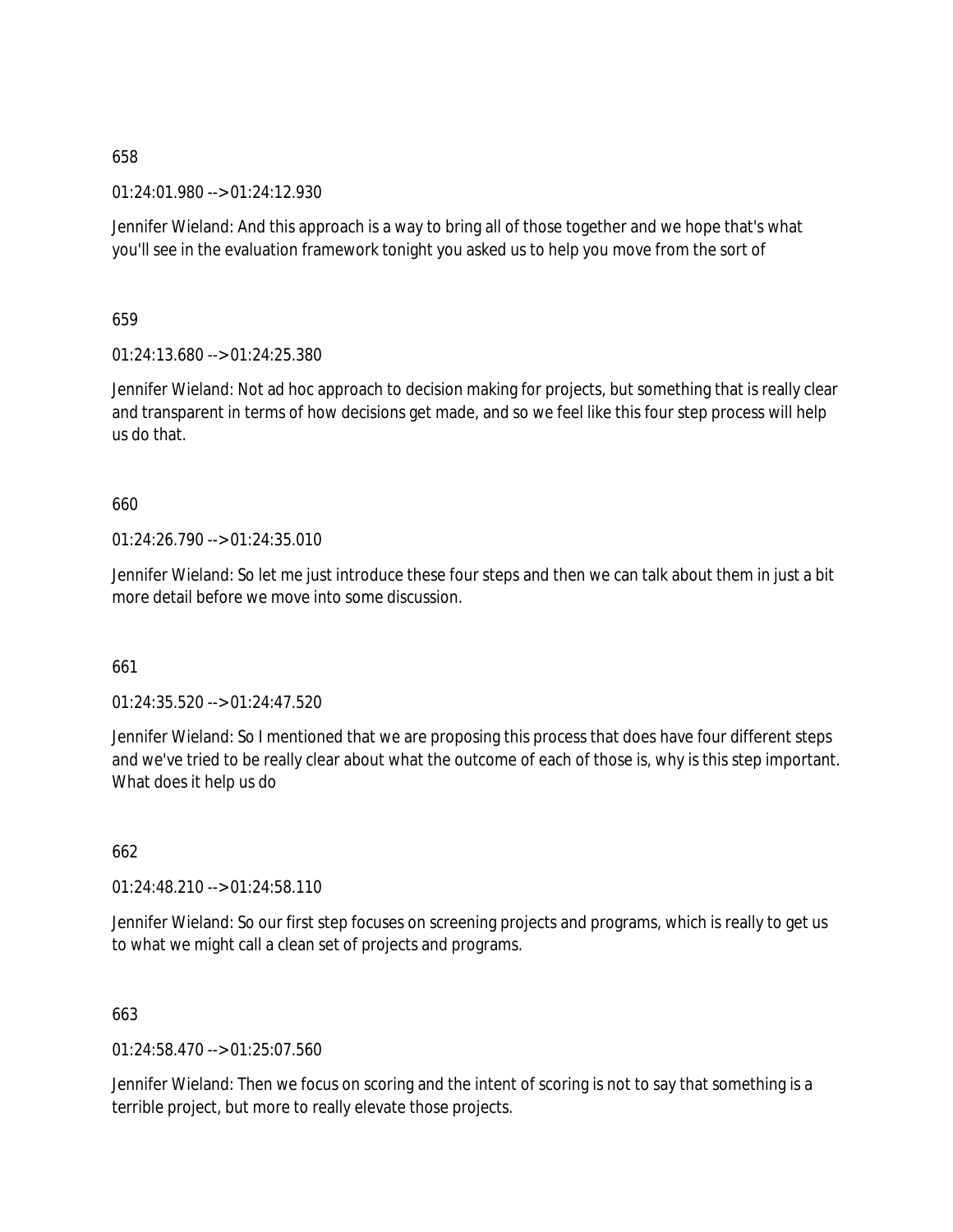658

01:24:01.980 --> 01:24:12.930

Jennifer Wieland: And this approach is a way to bring all of those together and we hope that's what you'll see in the evaluation framework tonight you asked us to help you move from the sort of

659

01:24:13.680 --> 01:24:25.380

Jennifer Wieland: Not ad hoc approach to decision making for projects, but something that is really clear and transparent in terms of how decisions get made, and so we feel like this four step process will help us do that.

660

01:24:26.790 --> 01:24:35.010

Jennifer Wieland: So let me just introduce these four steps and then we can talk about them in just a bit more detail before we move into some discussion.

661

01:24:35.520 --> 01:24:47.520

Jennifer Wieland: So I mentioned that we are proposing this process that does have four different steps and we've tried to be really clear about what the outcome of each of those is, why is this step important. What does it help us do

662

01:24:48.210 --> 01:24:58.110

Jennifer Wieland: So our first step focuses on screening projects and programs, which is really to get us to what we might call a clean set of projects and programs.

663

01:24:58.470 --> 01:25:07.560

Jennifer Wieland: Then we focus on scoring and the intent of scoring is not to say that something is a terrible project, but more to really elevate those projects.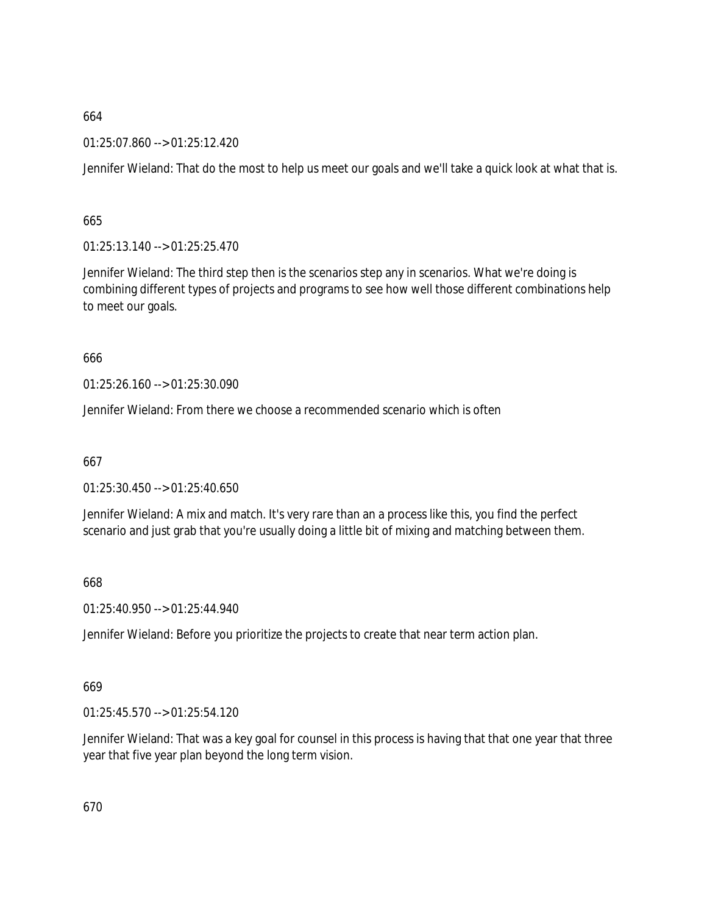664

01:25:07.860 --> 01:25:12.420

Jennifer Wieland: That do the most to help us meet our goals and we'll take a quick look at what that is.

665

01:25:13.140 --> 01:25:25.470

Jennifer Wieland: The third step then is the scenarios step any in scenarios. What we're doing is combining different types of projects and programs to see how well those different combinations help to meet our goals.

666

01:25:26.160 --> 01:25:30.090

Jennifer Wieland: From there we choose a recommended scenario which is often

667

01:25:30.450 --> 01:25:40.650

Jennifer Wieland: A mix and match. It's very rare than an a process like this, you find the perfect scenario and just grab that you're usually doing a little bit of mixing and matching between them.

668

01:25:40.950 --> 01:25:44.940

Jennifer Wieland: Before you prioritize the projects to create that near term action plan.

669

01:25:45.570 --> 01:25:54.120

Jennifer Wieland: That was a key goal for counsel in this process is having that that one year that three year that five year plan beyond the long term vision.

670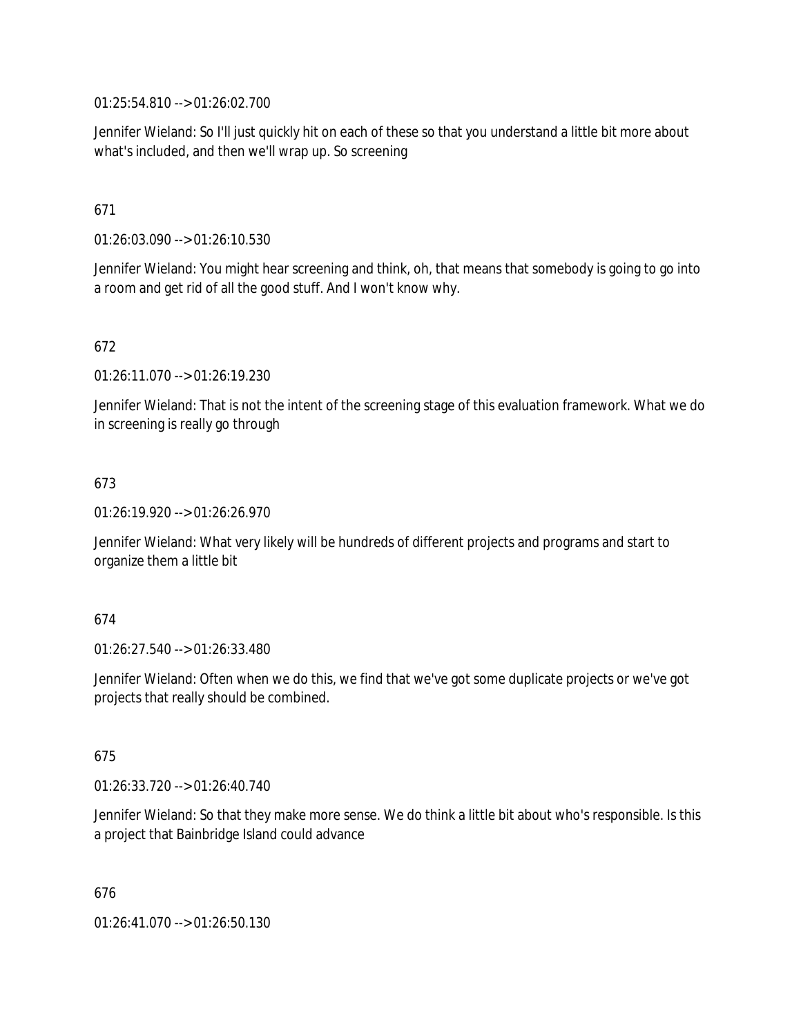01:25:54.810 --> 01:26:02.700

Jennifer Wieland: So I'll just quickly hit on each of these so that you understand a little bit more about what's included, and then we'll wrap up. So screening

671

01:26:03.090 --> 01:26:10.530

Jennifer Wieland: You might hear screening and think, oh, that means that somebody is going to go into a room and get rid of all the good stuff. And I won't know why.

672

01:26:11.070 --> 01:26:19.230

Jennifer Wieland: That is not the intent of the screening stage of this evaluation framework. What we do in screening is really go through

673

01:26:19.920 --> 01:26:26.970

Jennifer Wieland: What very likely will be hundreds of different projects and programs and start to organize them a little bit

674

01:26:27.540 --> 01:26:33.480

Jennifer Wieland: Often when we do this, we find that we've got some duplicate projects or we've got projects that really should be combined.

675

01:26:33.720 --> 01:26:40.740

Jennifer Wieland: So that they make more sense. We do think a little bit about who's responsible. Is this a project that Bainbridge Island could advance

676

01:26:41.070 --> 01:26:50.130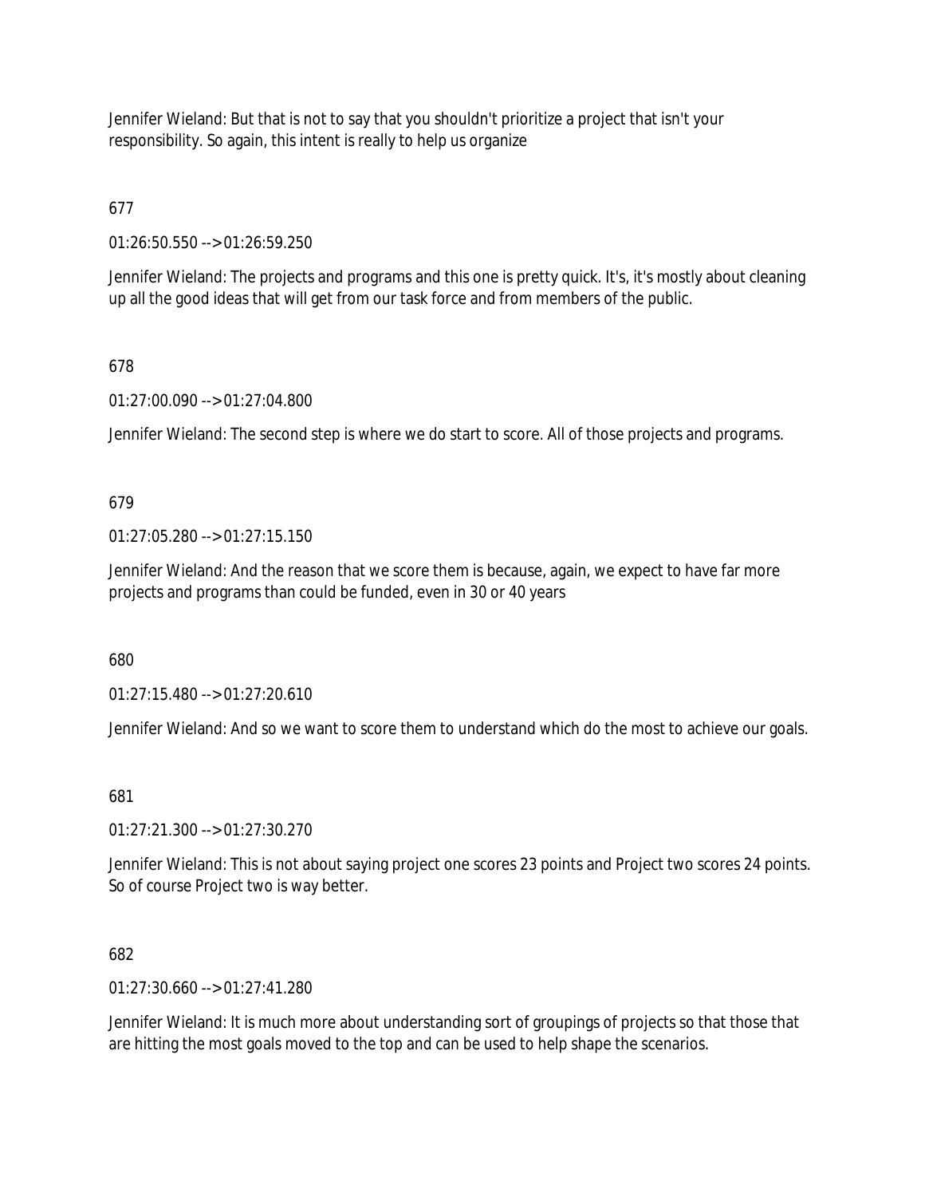Jennifer Wieland: But that is not to say that you shouldn't prioritize a project that isn't your responsibility. So again, this intent is really to help us organize

677

01:26:50.550 --> 01:26:59.250

Jennifer Wieland: The projects and programs and this one is pretty quick. It's, it's mostly about cleaning up all the good ideas that will get from our task force and from members of the public.

678

01:27:00.090 --> 01:27:04.800

Jennifer Wieland: The second step is where we do start to score. All of those projects and programs.

679

01:27:05.280 --> 01:27:15.150

Jennifer Wieland: And the reason that we score them is because, again, we expect to have far more projects and programs than could be funded, even in 30 or 40 years

680

01:27:15.480 --> 01:27:20.610

Jennifer Wieland: And so we want to score them to understand which do the most to achieve our goals.

681

01:27:21.300 --> 01:27:30.270

Jennifer Wieland: This is not about saying project one scores 23 points and Project two scores 24 points. So of course Project two is way better.

682

01:27:30.660 --> 01:27:41.280

Jennifer Wieland: It is much more about understanding sort of groupings of projects so that those that are hitting the most goals moved to the top and can be used to help shape the scenarios.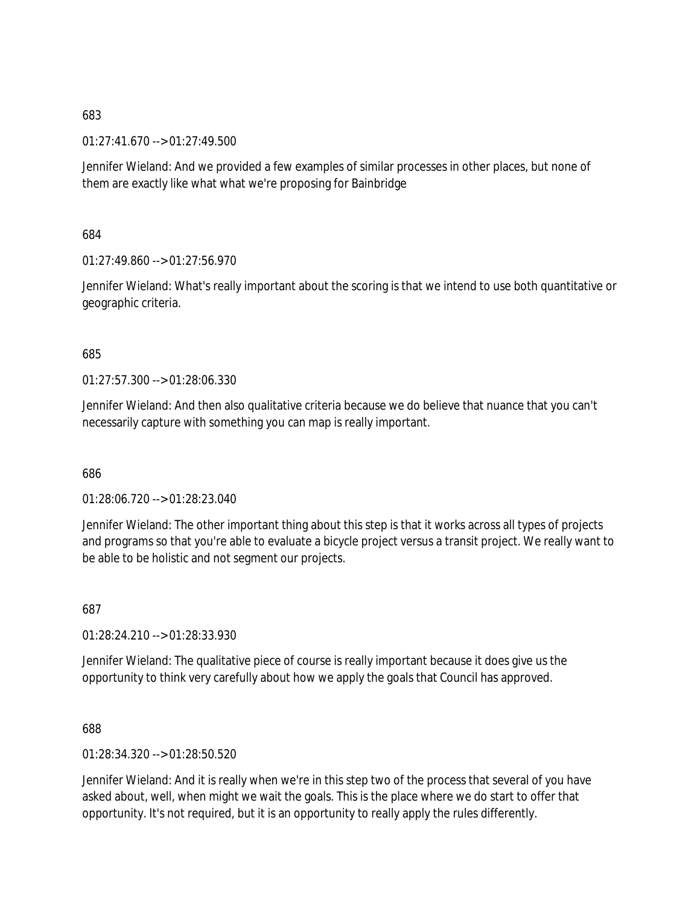683

01:27:41.670 --> 01:27:49.500

Jennifer Wieland: And we provided a few examples of similar processes in other places, but none of them are exactly like what what we're proposing for Bainbridge

684

01:27:49.860 --> 01:27:56.970

Jennifer Wieland: What's really important about the scoring is that we intend to use both quantitative or geographic criteria.

685

01:27:57.300 --> 01:28:06.330

Jennifer Wieland: And then also qualitative criteria because we do believe that nuance that you can't necessarily capture with something you can map is really important.

686

01:28:06.720 --> 01:28:23.040

Jennifer Wieland: The other important thing about this step is that it works across all types of projects and programs so that you're able to evaluate a bicycle project versus a transit project. We really want to be able to be holistic and not segment our projects.

687

01:28:24.210 --> 01:28:33.930

Jennifer Wieland: The qualitative piece of course is really important because it does give us the opportunity to think very carefully about how we apply the goals that Council has approved.

688

01:28:34.320 --> 01:28:50.520

Jennifer Wieland: And it is really when we're in this step two of the process that several of you have asked about, well, when might we wait the goals. This is the place where we do start to offer that opportunity. It's not required, but it is an opportunity to really apply the rules differently.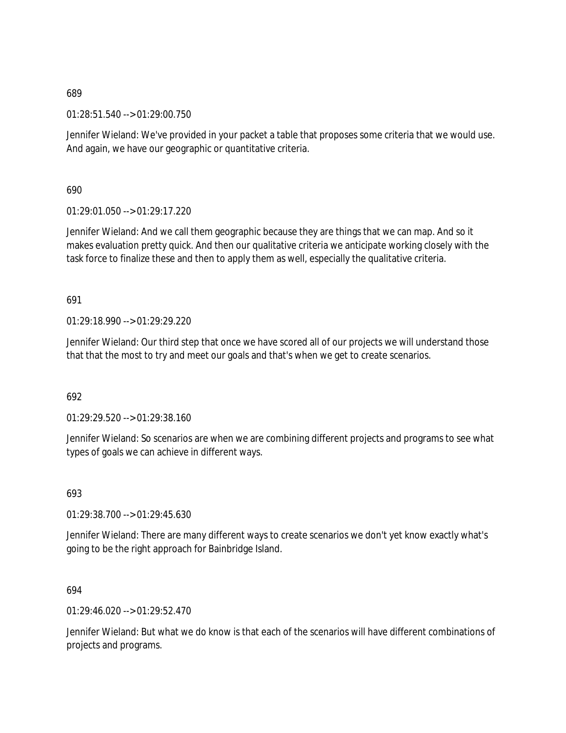689

01:28:51.540 --> 01:29:00.750

Jennifer Wieland: We've provided in your packet a table that proposes some criteria that we would use. And again, we have our geographic or quantitative criteria.

690

01:29:01.050 --> 01:29:17.220

Jennifer Wieland: And we call them geographic because they are things that we can map. And so it makes evaluation pretty quick. And then our qualitative criteria we anticipate working closely with the task force to finalize these and then to apply them as well, especially the qualitative criteria.

691

01:29:18.990 --> 01:29:29.220

Jennifer Wieland: Our third step that once we have scored all of our projects we will understand those that that the most to try and meet our goals and that's when we get to create scenarios.

692

01:29:29.520 --> 01:29:38.160

Jennifer Wieland: So scenarios are when we are combining different projects and programs to see what types of goals we can achieve in different ways.

693

01:29:38.700 --> 01:29:45.630

Jennifer Wieland: There are many different ways to create scenarios we don't yet know exactly what's going to be the right approach for Bainbridge Island.

694

01:29:46.020 --> 01:29:52.470

Jennifer Wieland: But what we do know is that each of the scenarios will have different combinations of projects and programs.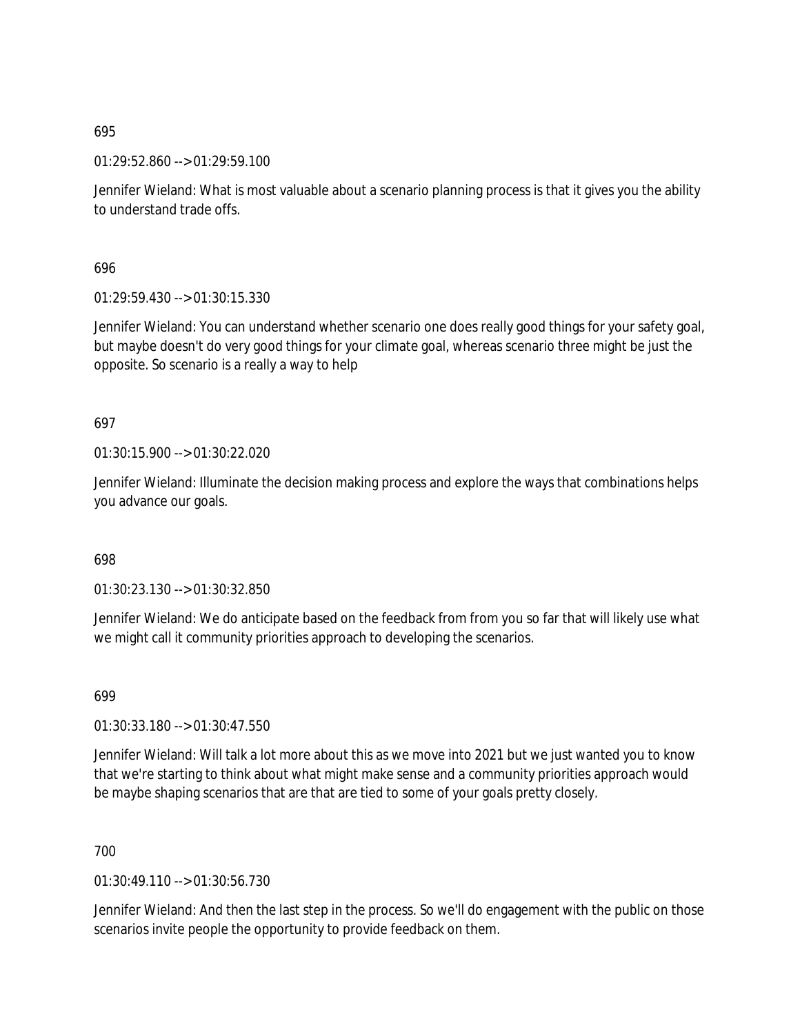695

01:29:52.860 --> 01:29:59.100

Jennifer Wieland: What is most valuable about a scenario planning process is that it gives you the ability to understand trade offs.

696

01:29:59.430 --> 01:30:15.330

Jennifer Wieland: You can understand whether scenario one does really good things for your safety goal, but maybe doesn't do very good things for your climate goal, whereas scenario three might be just the opposite. So scenario is a really a way to help

697

01:30:15.900 --> 01:30:22.020

Jennifer Wieland: Illuminate the decision making process and explore the ways that combinations helps you advance our goals.

698

01:30:23.130 --> 01:30:32.850

Jennifer Wieland: We do anticipate based on the feedback from from you so far that will likely use what we might call it community priorities approach to developing the scenarios.

699

01:30:33.180 --> 01:30:47.550

Jennifer Wieland: Will talk a lot more about this as we move into 2021 but we just wanted you to know that we're starting to think about what might make sense and a community priorities approach would be maybe shaping scenarios that are that are tied to some of your goals pretty closely.

700

01:30:49.110 --> 01:30:56.730

Jennifer Wieland: And then the last step in the process. So we'll do engagement with the public on those scenarios invite people the opportunity to provide feedback on them.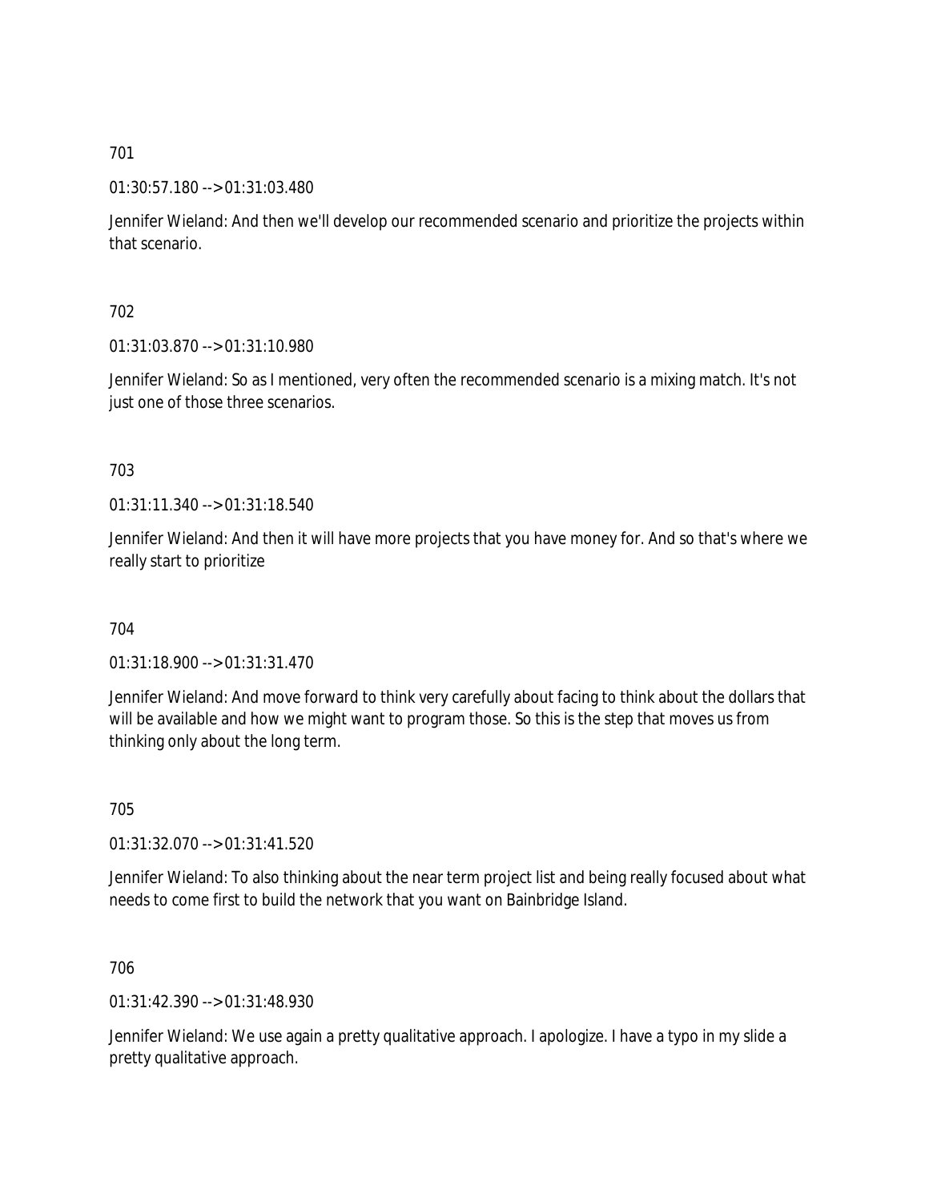701

01:30:57.180 --> 01:31:03.480

Jennifer Wieland: And then we'll develop our recommended scenario and prioritize the projects within that scenario.

702

01:31:03.870 --> 01:31:10.980

Jennifer Wieland: So as I mentioned, very often the recommended scenario is a mixing match. It's not just one of those three scenarios.

703

01:31:11.340 --> 01:31:18.540

Jennifer Wieland: And then it will have more projects that you have money for. And so that's where we really start to prioritize

704

01:31:18.900 --> 01:31:31.470

Jennifer Wieland: And move forward to think very carefully about facing to think about the dollars that will be available and how we might want to program those. So this is the step that moves us from thinking only about the long term.

705

01:31:32.070 --> 01:31:41.520

Jennifer Wieland: To also thinking about the near term project list and being really focused about what needs to come first to build the network that you want on Bainbridge Island.

706

01:31:42.390 --> 01:31:48.930

Jennifer Wieland: We use again a pretty qualitative approach. I apologize. I have a typo in my slide a pretty qualitative approach.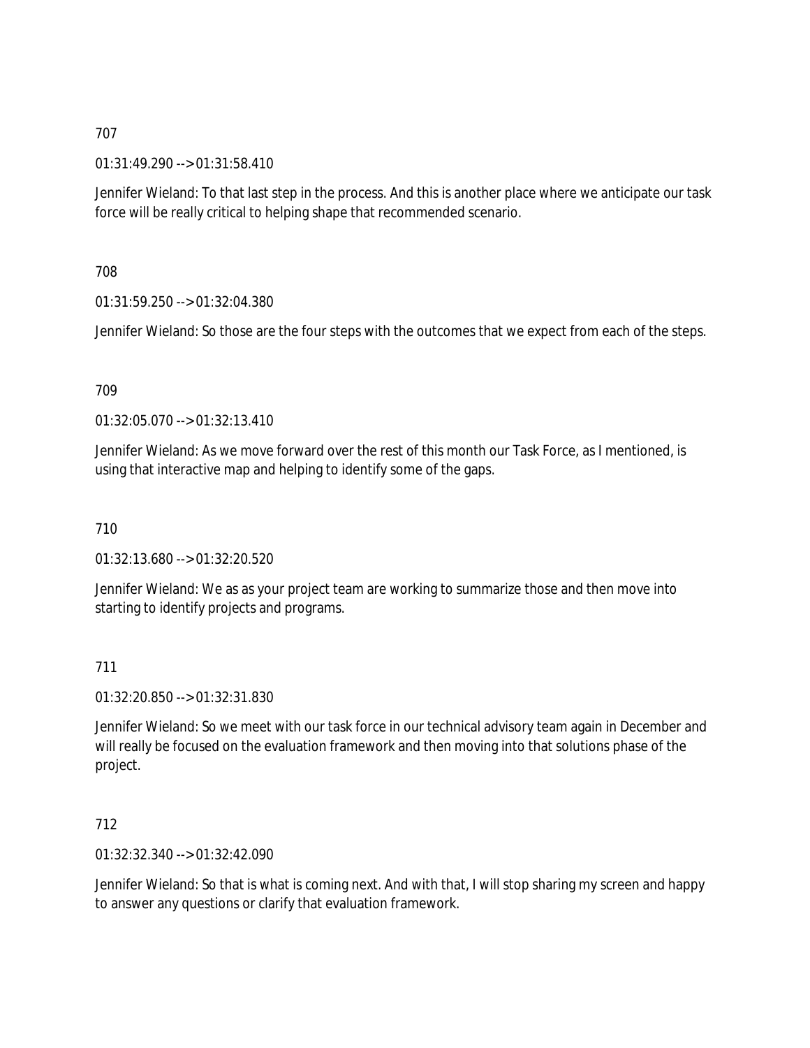707

01:31:49.290 --> 01:31:58.410

Jennifer Wieland: To that last step in the process. And this is another place where we anticipate our task force will be really critical to helping shape that recommended scenario.

708

01:31:59.250 --> 01:32:04.380

Jennifer Wieland: So those are the four steps with the outcomes that we expect from each of the steps.

709

01:32:05.070 --> 01:32:13.410

Jennifer Wieland: As we move forward over the rest of this month our Task Force, as I mentioned, is using that interactive map and helping to identify some of the gaps.

710

01:32:13.680 --> 01:32:20.520

Jennifer Wieland: We as as your project team are working to summarize those and then move into starting to identify projects and programs.

711

01:32:20.850 --> 01:32:31.830

Jennifer Wieland: So we meet with our task force in our technical advisory team again in December and will really be focused on the evaluation framework and then moving into that solutions phase of the project.

712

01:32:32.340 --> 01:32:42.090

Jennifer Wieland: So that is what is coming next. And with that, I will stop sharing my screen and happy to answer any questions or clarify that evaluation framework.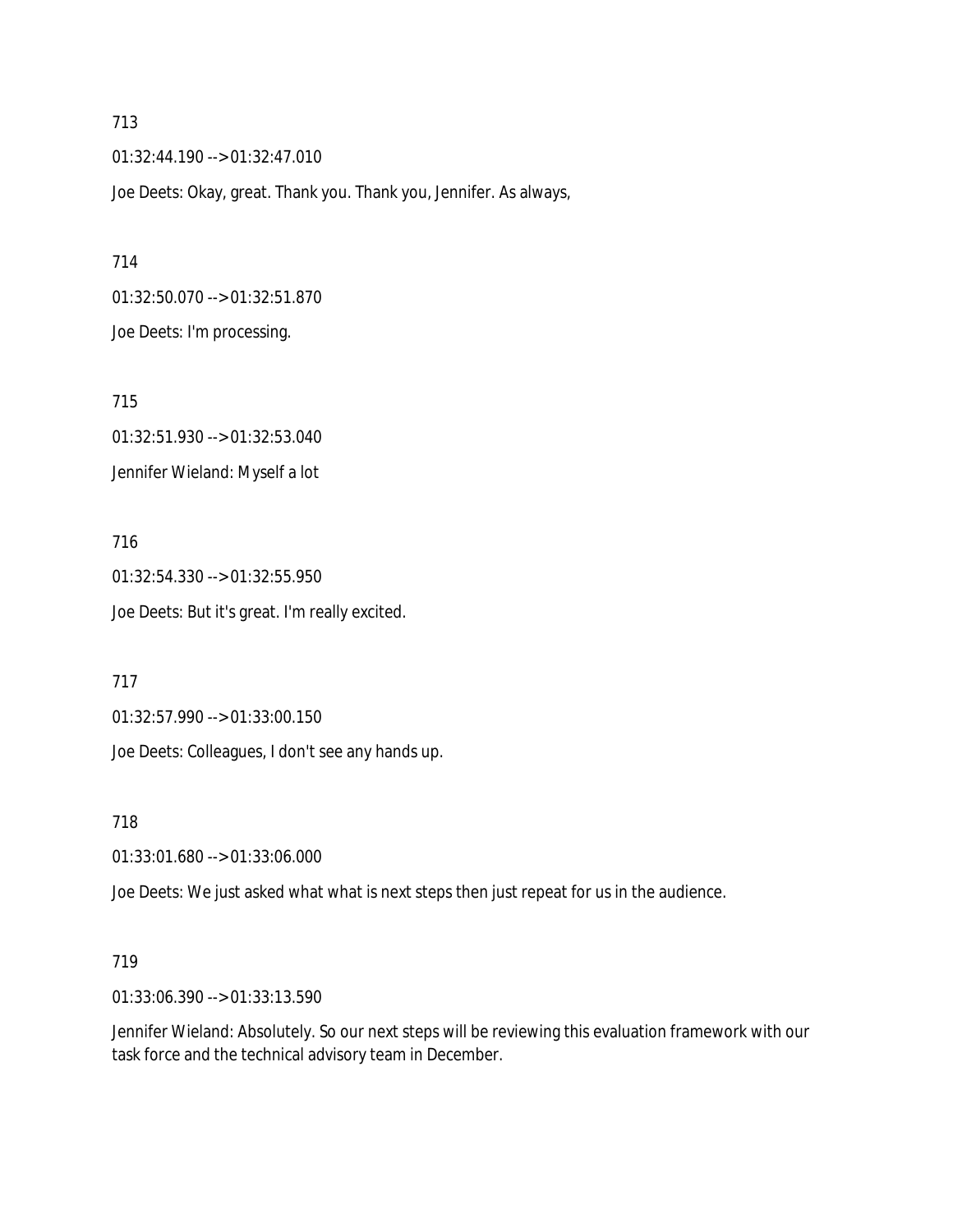713

01:32:44.190 --> 01:32:47.010

Joe Deets: Okay, great. Thank you. Thank you, Jennifer. As always,

714

01:32:50.070 --> 01:32:51.870

Joe Deets: I'm processing.

715

01:32:51.930 --> 01:32:53.040

Jennifer Wieland: Myself a lot

716

01:32:54.330 --> 01:32:55.950

Joe Deets: But it's great. I'm really excited.

717

01:32:57.990 --> 01:33:00.150

Joe Deets: Colleagues, I don't see any hands up.

718

01:33:01.680 --> 01:33:06.000

Joe Deets: We just asked what what is next steps then just repeat for us in the audience.

719

01:33:06.390 --> 01:33:13.590

Jennifer Wieland: Absolutely. So our next steps will be reviewing this evaluation framework with our task force and the technical advisory team in December.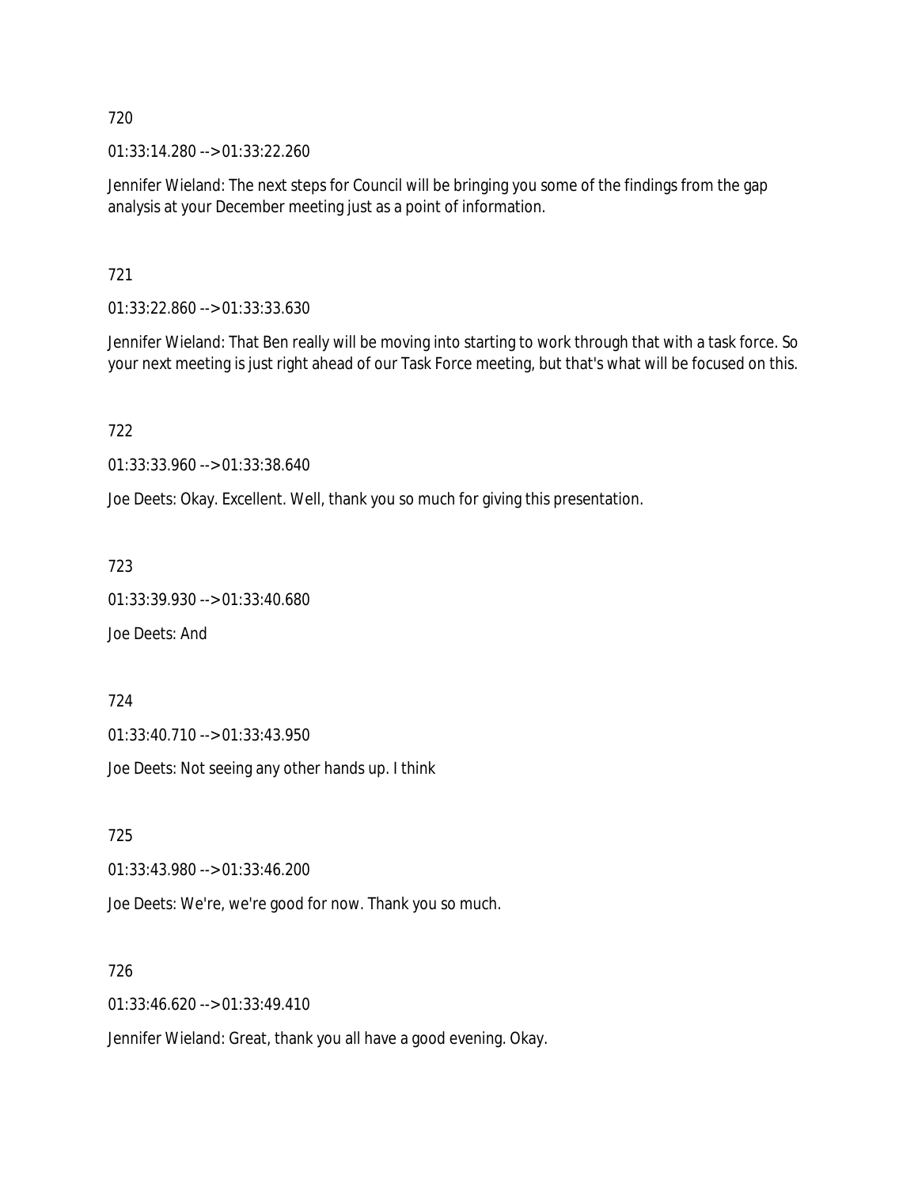720

01:33:14.280 --> 01:33:22.260

Jennifer Wieland: The next steps for Council will be bringing you some of the findings from the gap analysis at your December meeting just as a point of information.

721

01:33:22.860 --> 01:33:33.630

Jennifer Wieland: That Ben really will be moving into starting to work through that with a task force. So your next meeting is just right ahead of our Task Force meeting, but that's what will be focused on this.

722

01:33:33.960 --> 01:33:38.640

Joe Deets: Okay. Excellent. Well, thank you so much for giving this presentation.

723

01:33:39.930 --> 01:33:40.680

Joe Deets: And

724

01:33:40.710 --> 01:33:43.950

Joe Deets: Not seeing any other hands up. I think

725

01:33:43.980 --> 01:33:46.200

Joe Deets: We're, we're good for now. Thank you so much.

726

01:33:46.620 --> 01:33:49.410

Jennifer Wieland: Great, thank you all have a good evening. Okay.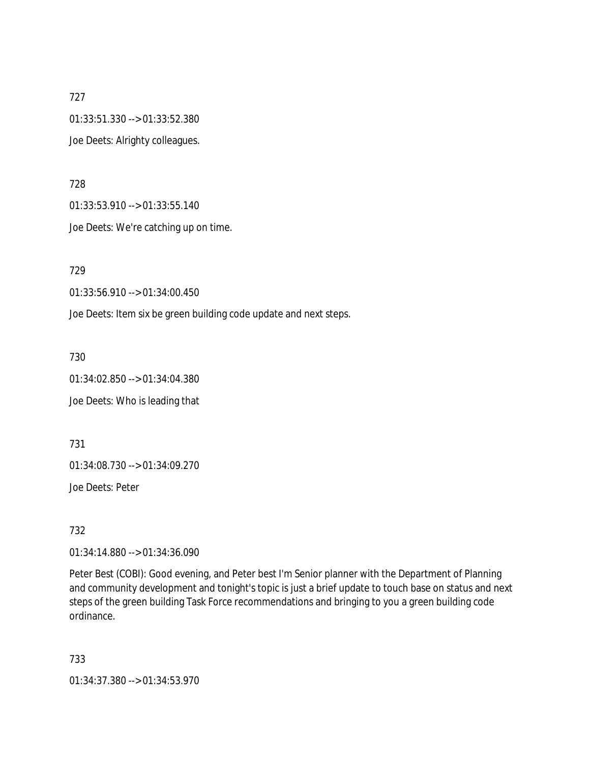727

01:33:51.330 --> 01:33:52.380

Joe Deets: Alrighty colleagues.

728

01:33:53.910 --> 01:33:55.140

Joe Deets: We're catching up on time.

729

01:33:56.910 --> 01:34:00.450

Joe Deets: Item six be green building code update and next steps.

730

01:34:02.850 --> 01:34:04.380

Joe Deets: Who is leading that

731

01:34:08.730 --> 01:34:09.270

Joe Deets: Peter

732

01:34:14.880 --> 01:34:36.090

Peter Best (COBI): Good evening, and Peter best I'm Senior planner with the Department of Planning and community development and tonight's topic is just a brief update to touch base on status and next steps of the green building Task Force recommendations and bringing to you a green building code ordinance.

733

01:34:37.380 --> 01:34:53.970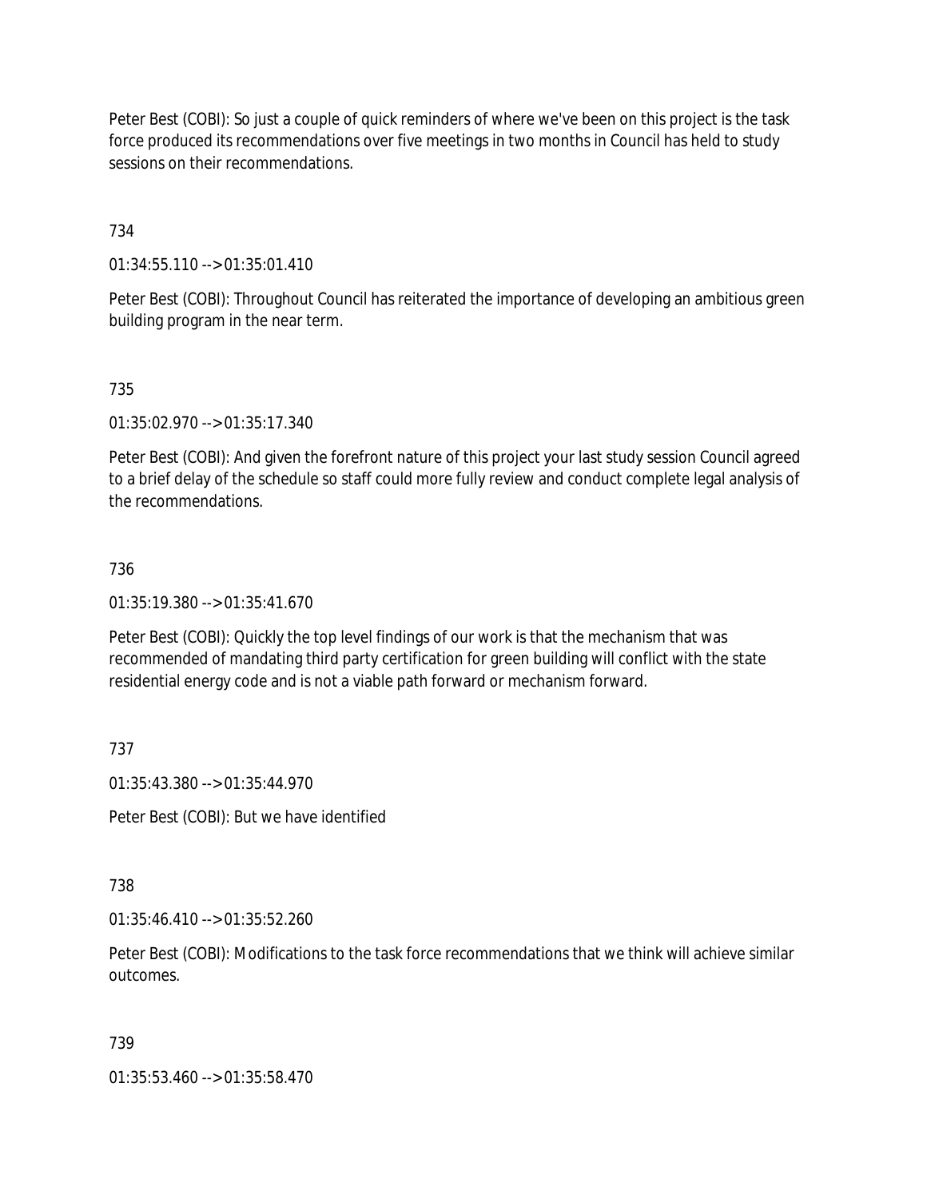Peter Best (COBI): So just a couple of quick reminders of where we've been on this project is the task force produced its recommendations over five meetings in two months in Council has held to study sessions on their recommendations.

734

01:34:55.110 --> 01:35:01.410

Peter Best (COBI): Throughout Council has reiterated the importance of developing an ambitious green building program in the near term.

735

01:35:02.970 --> 01:35:17.340

Peter Best (COBI): And given the forefront nature of this project your last study session Council agreed to a brief delay of the schedule so staff could more fully review and conduct complete legal analysis of the recommendations.

736

01:35:19.380 --> 01:35:41.670

Peter Best (COBI): Quickly the top level findings of our work is that the mechanism that was recommended of mandating third party certification for green building will conflict with the state residential energy code and is not a viable path forward or mechanism forward.

737

01:35:43.380 --> 01:35:44.970

Peter Best (COBI): But we have identified

738

01:35:46.410 --> 01:35:52.260

Peter Best (COBI): Modifications to the task force recommendations that we think will achieve similar outcomes.

739

01:35:53.460 --> 01:35:58.470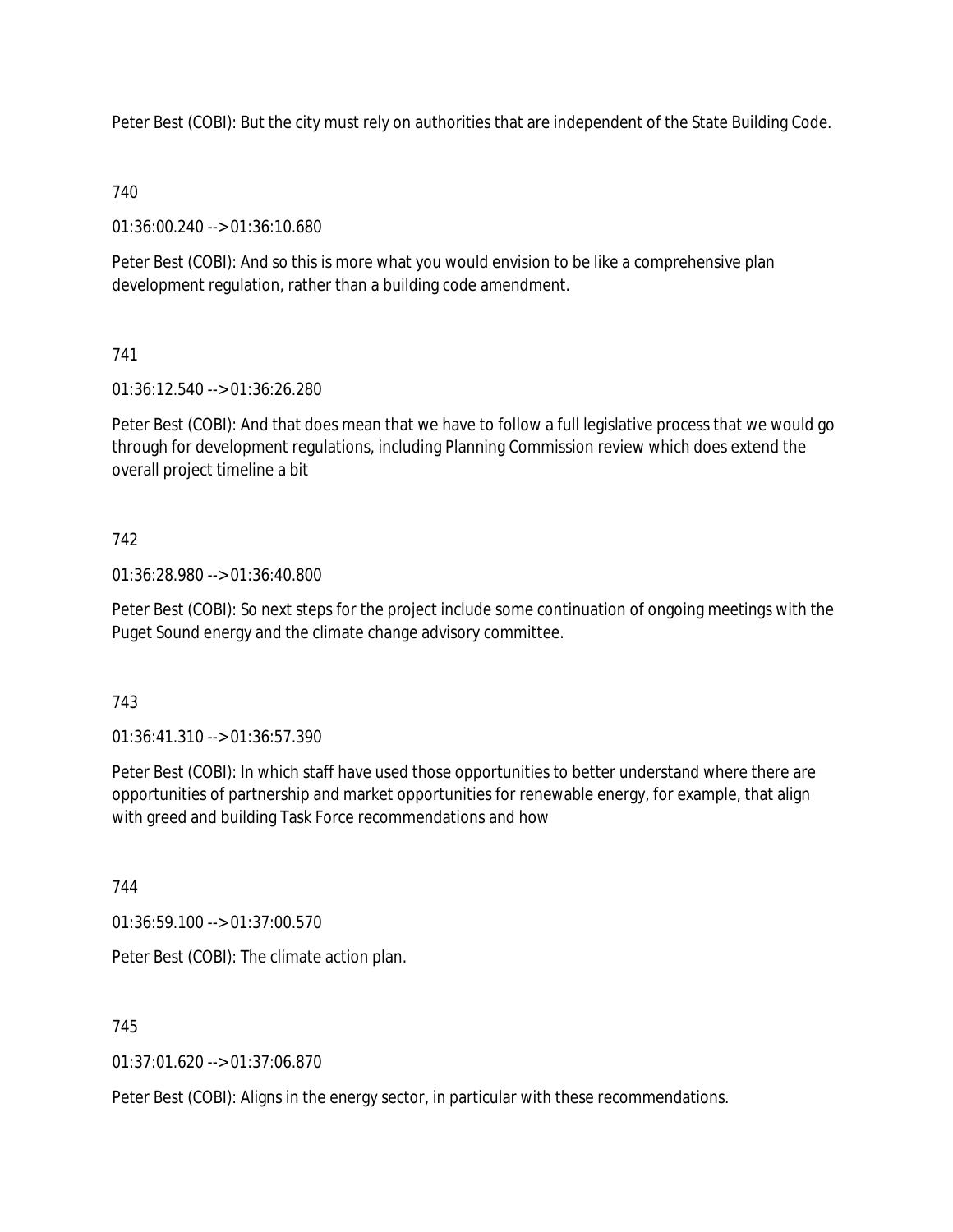Peter Best (COBI): But the city must rely on authorities that are independent of the State Building Code.

740

01:36:00.240 --> 01:36:10.680

Peter Best (COBI): And so this is more what you would envision to be like a comprehensive plan development regulation, rather than a building code amendment.

741

01:36:12.540 --> 01:36:26.280

Peter Best (COBI): And that does mean that we have to follow a full legislative process that we would go through for development regulations, including Planning Commission review which does extend the overall project timeline a bit

742

01:36:28.980 --> 01:36:40.800

Peter Best (COBI): So next steps for the project include some continuation of ongoing meetings with the Puget Sound energy and the climate change advisory committee.

743

01:36:41.310 --> 01:36:57.390

Peter Best (COBI): In which staff have used those opportunities to better understand where there are opportunities of partnership and market opportunities for renewable energy, for example, that align with greed and building Task Force recommendations and how

744

01:36:59.100 --> 01:37:00.570

Peter Best (COBI): The climate action plan.

745

01:37:01.620 --> 01:37:06.870

Peter Best (COBI): Aligns in the energy sector, in particular with these recommendations.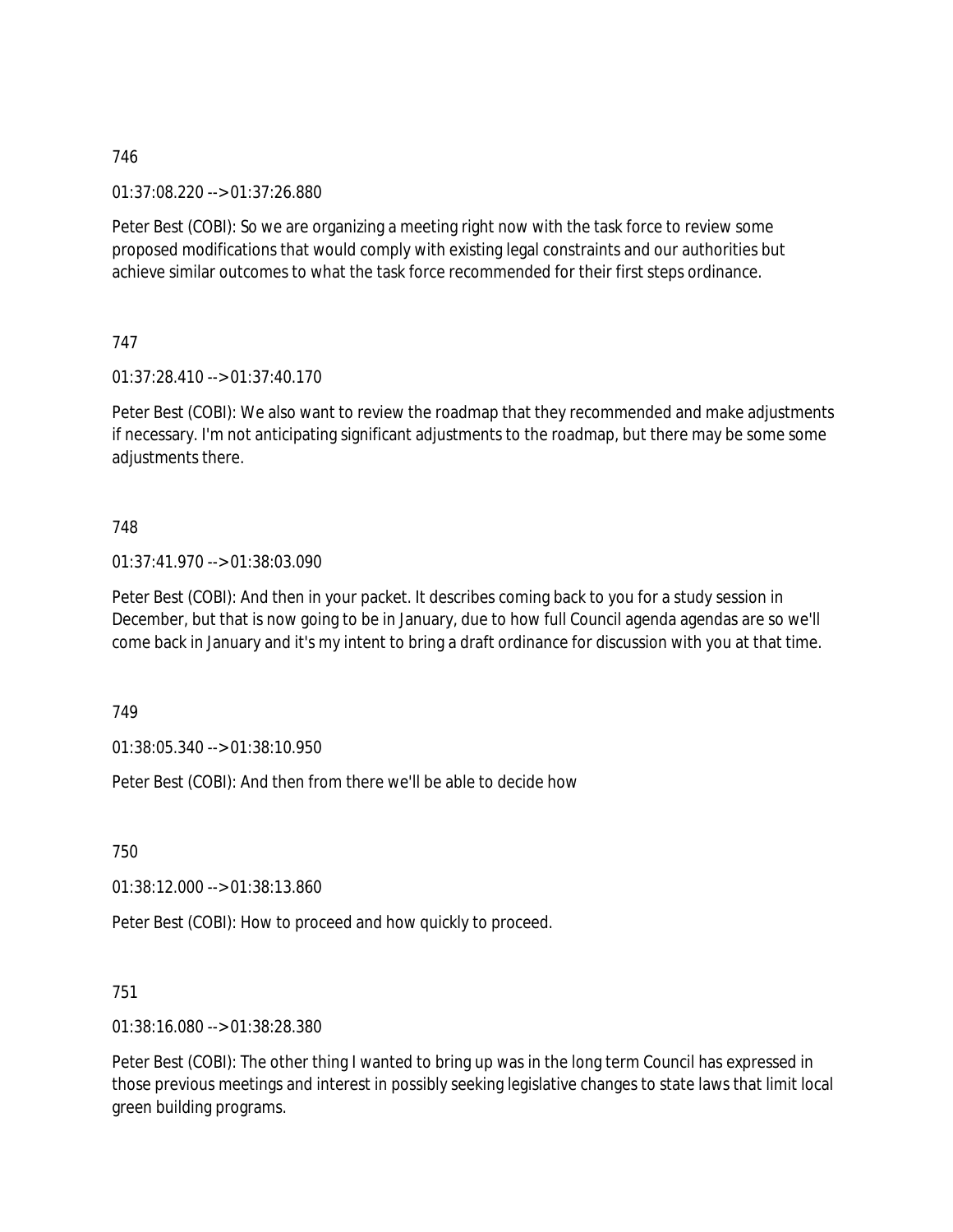746

01:37:08.220 --> 01:37:26.880

Peter Best (COBI): So we are organizing a meeting right now with the task force to review some proposed modifications that would comply with existing legal constraints and our authorities but achieve similar outcomes to what the task force recommended for their first steps ordinance.

747

01:37:28.410 --> 01:37:40.170

Peter Best (COBI): We also want to review the roadmap that they recommended and make adjustments if necessary. I'm not anticipating significant adjustments to the roadmap, but there may be some some adjustments there.

748

01:37:41.970 --> 01:38:03.090

Peter Best (COBI): And then in your packet. It describes coming back to you for a study session in December, but that is now going to be in January, due to how full Council agenda agendas are so we'll come back in January and it's my intent to bring a draft ordinance for discussion with you at that time.

749

01:38:05.340 --> 01:38:10.950

Peter Best (COBI): And then from there we'll be able to decide how

750

01:38:12.000 --> 01:38:13.860

Peter Best (COBI): How to proceed and how quickly to proceed.

751

01:38:16.080 --> 01:38:28.380

Peter Best (COBI): The other thing I wanted to bring up was in the long term Council has expressed in those previous meetings and interest in possibly seeking legislative changes to state laws that limit local green building programs.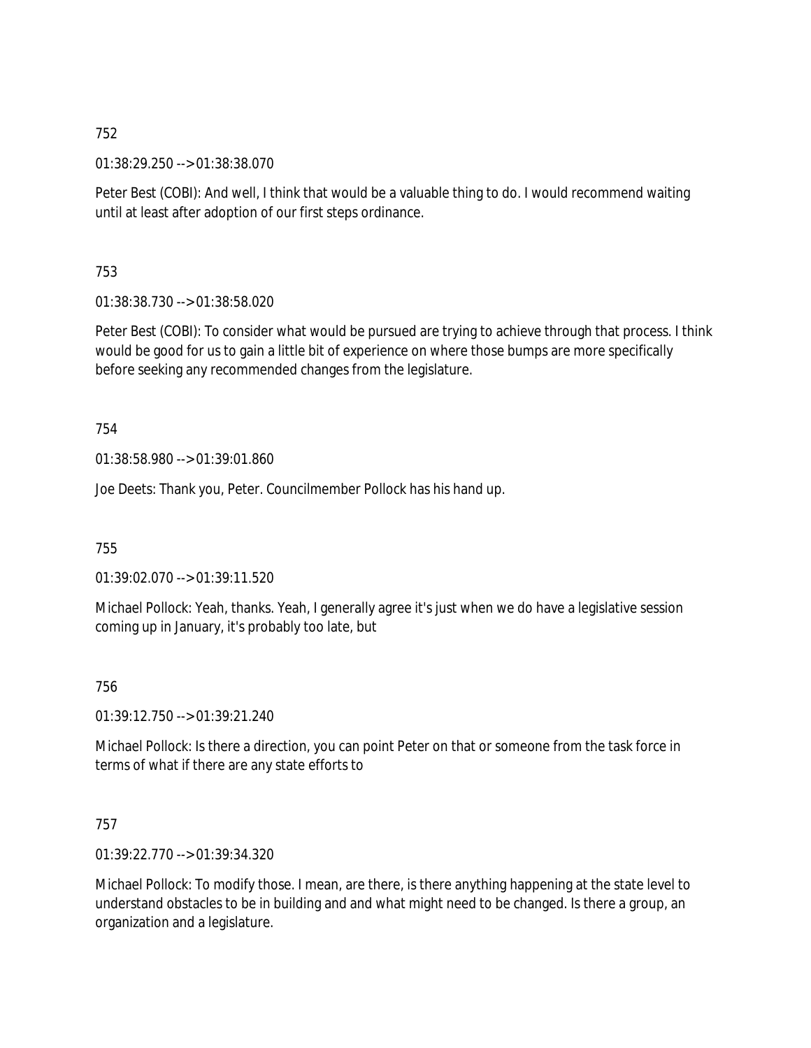752

01:38:29.250 --> 01:38:38.070

Peter Best (COBI): And well, I think that would be a valuable thing to do. I would recommend waiting until at least after adoption of our first steps ordinance.

753

01:38:38.730 --> 01:38:58.020

Peter Best (COBI): To consider what would be pursued are trying to achieve through that process. I think would be good for us to gain a little bit of experience on where those bumps are more specifically before seeking any recommended changes from the legislature.

754

01:38:58.980 --> 01:39:01.860

Joe Deets: Thank you, Peter. Councilmember Pollock has his hand up.

755

01:39:02.070 --> 01:39:11.520

Michael Pollock: Yeah, thanks. Yeah, I generally agree it's just when we do have a legislative session coming up in January, it's probably too late, but

756

01:39:12.750 --> 01:39:21.240

Michael Pollock: Is there a direction, you can point Peter on that or someone from the task force in terms of what if there are any state efforts to

757

01:39:22.770 --> 01:39:34.320

Michael Pollock: To modify those. I mean, are there, is there anything happening at the state level to understand obstacles to be in building and and what might need to be changed. Is there a group, an organization and a legislature.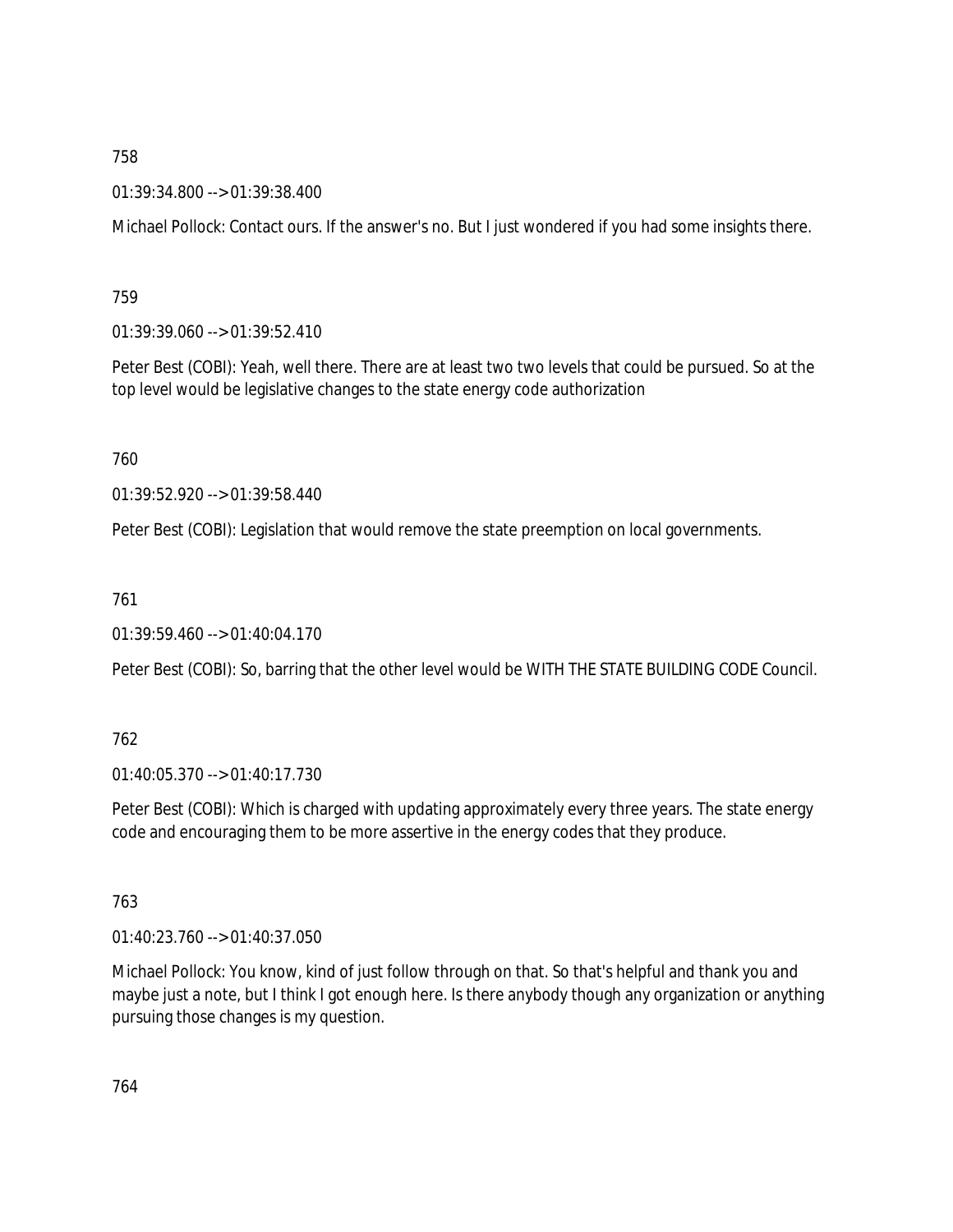758

01:39:34.800 --> 01:39:38.400

Michael Pollock: Contact ours. If the answer's no. But I just wondered if you had some insights there.

759

01:39:39.060 --> 01:39:52.410

Peter Best (COBI): Yeah, well there. There are at least two two levels that could be pursued. So at the top level would be legislative changes to the state energy code authorization

760

01:39:52.920 --> 01:39:58.440

Peter Best (COBI): Legislation that would remove the state preemption on local governments.

761

01:39:59.460 --> 01:40:04.170

Peter Best (COBI): So, barring that the other level would be WITH THE STATE BUILDING CODE Council.

762

01:40:05.370 --> 01:40:17.730

Peter Best (COBI): Which is charged with updating approximately every three years. The state energy code and encouraging them to be more assertive in the energy codes that they produce.

763

01:40:23.760 --> 01:40:37.050

Michael Pollock: You know, kind of just follow through on that. So that's helpful and thank you and maybe just a note, but I think I got enough here. Is there anybody though any organization or anything pursuing those changes is my question.

764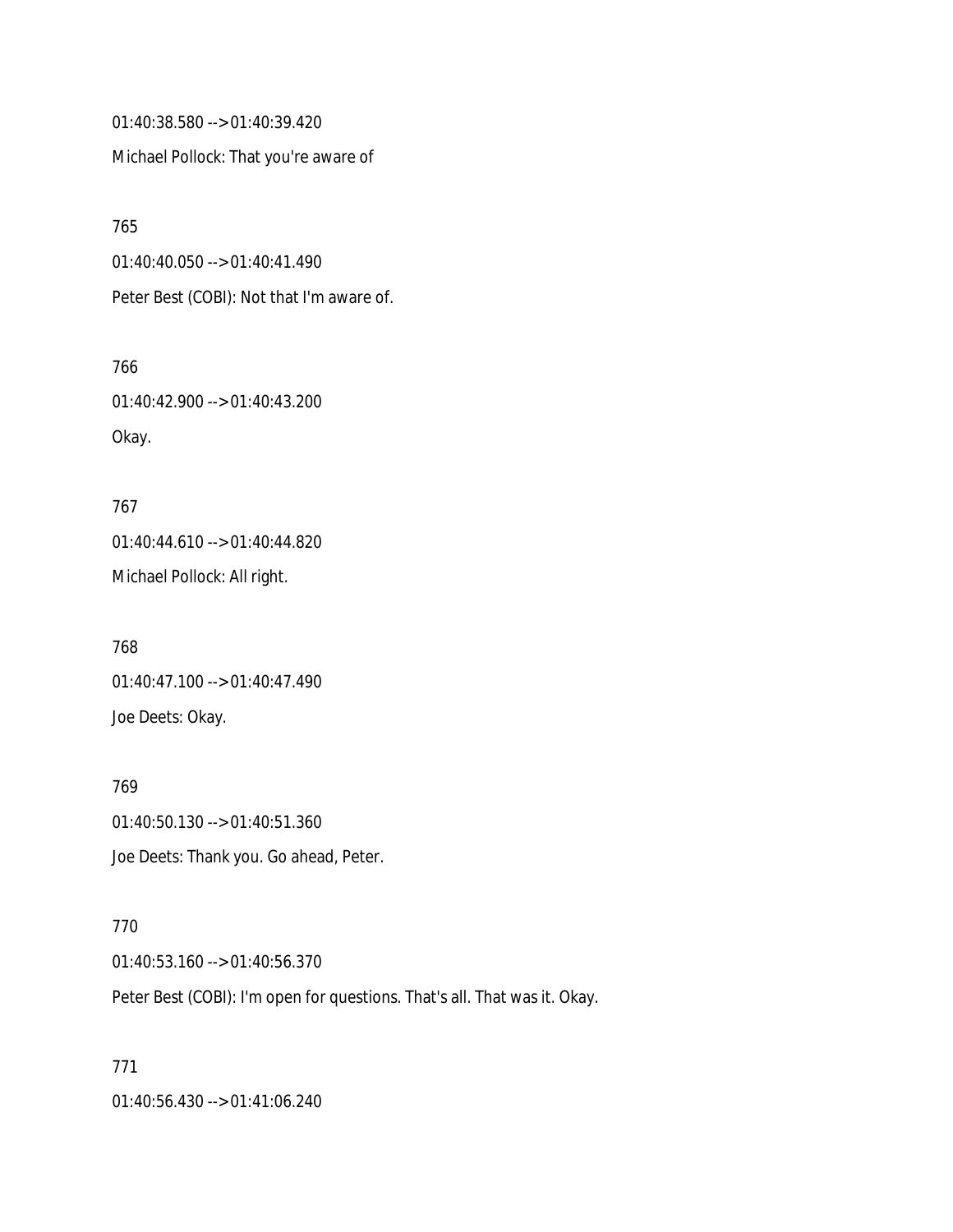01:40:38.580 --> 01:40:39.420

Michael Pollock: That you're aware of

765

01:40:40.050 --> 01:40:41.490

Peter Best (COBI): Not that I'm aware of.

766

01:40:42.900 --> 01:40:43.200

Okay.

767

01:40:44.610 --> 01:40:44.820

Michael Pollock: All right.

768

01:40:47.100 --> 01:40:47.490

Joe Deets: Okay.

769

01:40:50.130 --> 01:40:51.360

Joe Deets: Thank you. Go ahead, Peter.

770

01:40:53.160 --> 01:40:56.370

Peter Best (COBI): I'm open for questions. That's all. That was it. Okay.

771

01:40:56.430 --> 01:41:06.240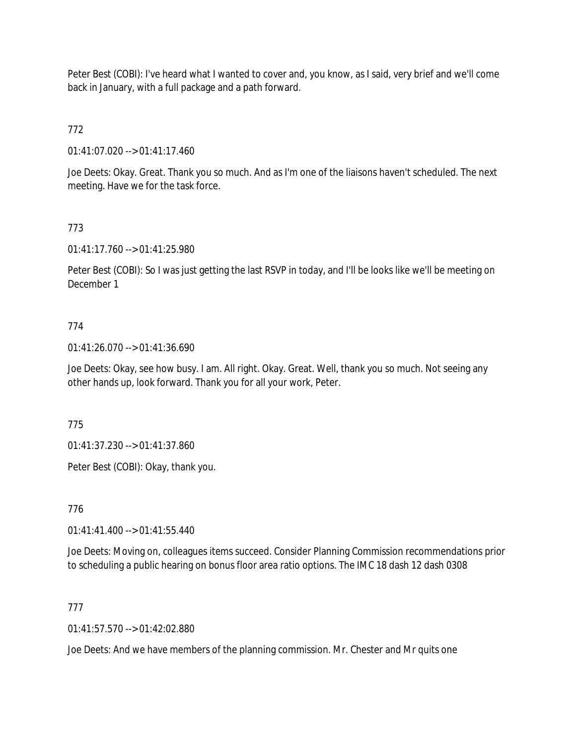Peter Best (COBI): I've heard what I wanted to cover and, you know, as I said, very brief and we'll come back in January, with a full package and a path forward.

772

01:41:07.020 --> 01:41:17.460

Joe Deets: Okay. Great. Thank you so much. And as I'm one of the liaisons haven't scheduled. The next meeting. Have we for the task force.

773

01:41:17.760 --> 01:41:25.980

Peter Best (COBI): So I was just getting the last RSVP in today, and I'll be looks like we'll be meeting on December 1

774

01:41:26.070 --> 01:41:36.690

Joe Deets: Okay, see how busy. I am. All right. Okay. Great. Well, thank you so much. Not seeing any other hands up, look forward. Thank you for all your work, Peter.

775

01:41:37.230 --> 01:41:37.860

Peter Best (COBI): Okay, thank you.

776

01:41:41.400 --> 01:41:55.440

Joe Deets: Moving on, colleagues items succeed. Consider Planning Commission recommendations prior to scheduling a public hearing on bonus floor area ratio options. The IMC 18 dash 12 dash 0308

777

01:41:57.570 --> 01:42:02.880

Joe Deets: And we have members of the planning commission. Mr. Chester and Mr quits one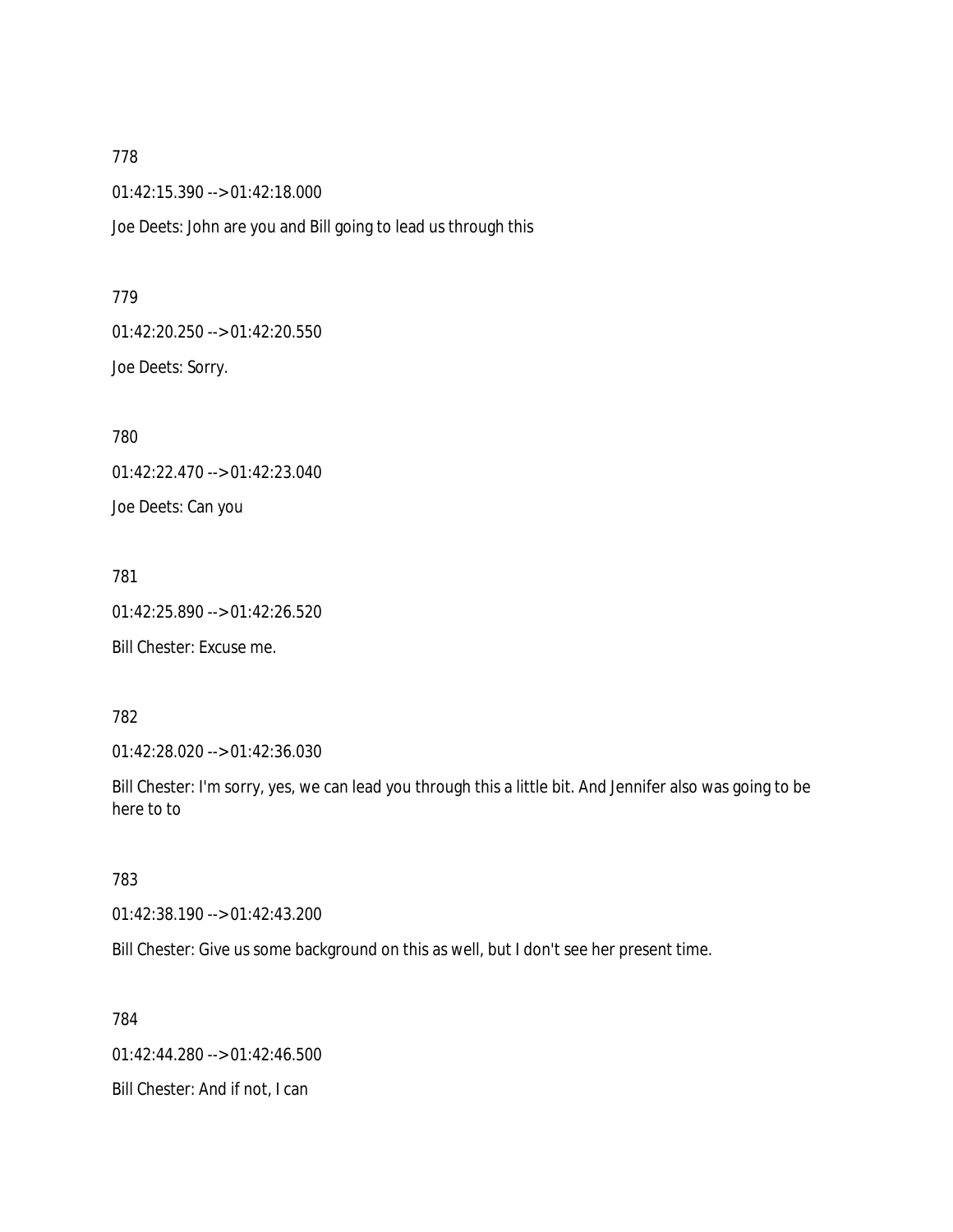778

01:42:15.390 --> 01:42:18.000

Joe Deets: John are you and Bill going to lead us through this

779

01:42:20.250 --> 01:42:20.550

Joe Deets: Sorry.

780

01:42:22.470 --> 01:42:23.040

Joe Deets: Can you

781

01:42:25.890 --> 01:42:26.520

Bill Chester: Excuse me.

782

01:42:28.020 --> 01:42:36.030

Bill Chester: I'm sorry, yes, we can lead you through this a little bit. And Jennifer also was going to be here to to

783

01:42:38.190 --> 01:42:43.200

Bill Chester: Give us some background on this as well, but I don't see her present time.

784

01:42:44.280 --> 01:42:46.500

Bill Chester: And if not, I can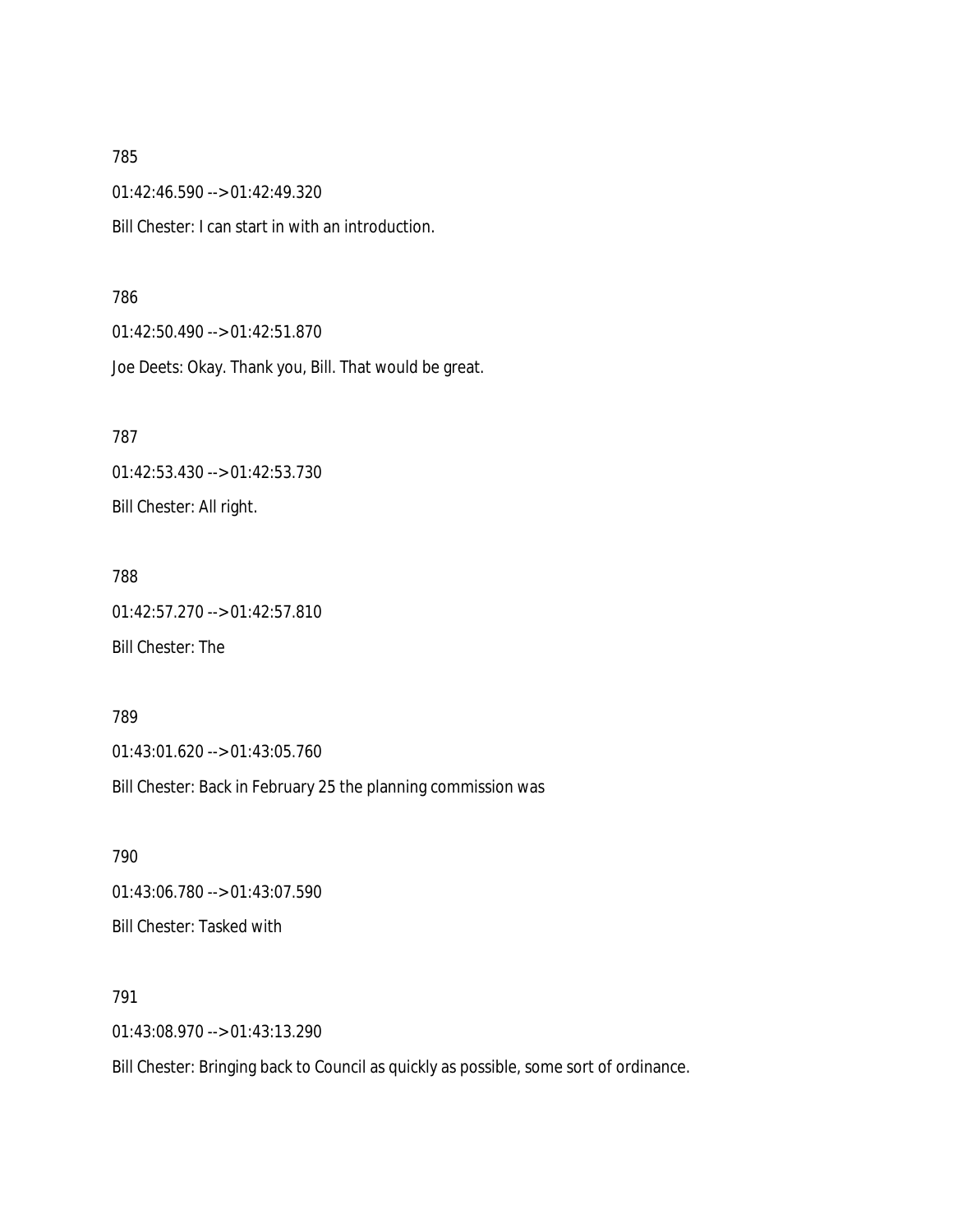785

01:42:46.590 --> 01:42:49.320

Bill Chester: I can start in with an introduction.

786

01:42:50.490 --> 01:42:51.870

Joe Deets: Okay. Thank you, Bill. That would be great.

787

01:42:53.430 --> 01:42:53.730

Bill Chester: All right.

788

01:42:57.270 --> 01:42:57.810

Bill Chester: The

789

01:43:01.620 --> 01:43:05.760

Bill Chester: Back in February 25 the planning commission was

790

01:43:06.780 --> 01:43:07.590

Bill Chester: Tasked with

791

01:43:08.970 --> 01:43:13.290

Bill Chester: Bringing back to Council as quickly as possible, some sort of ordinance.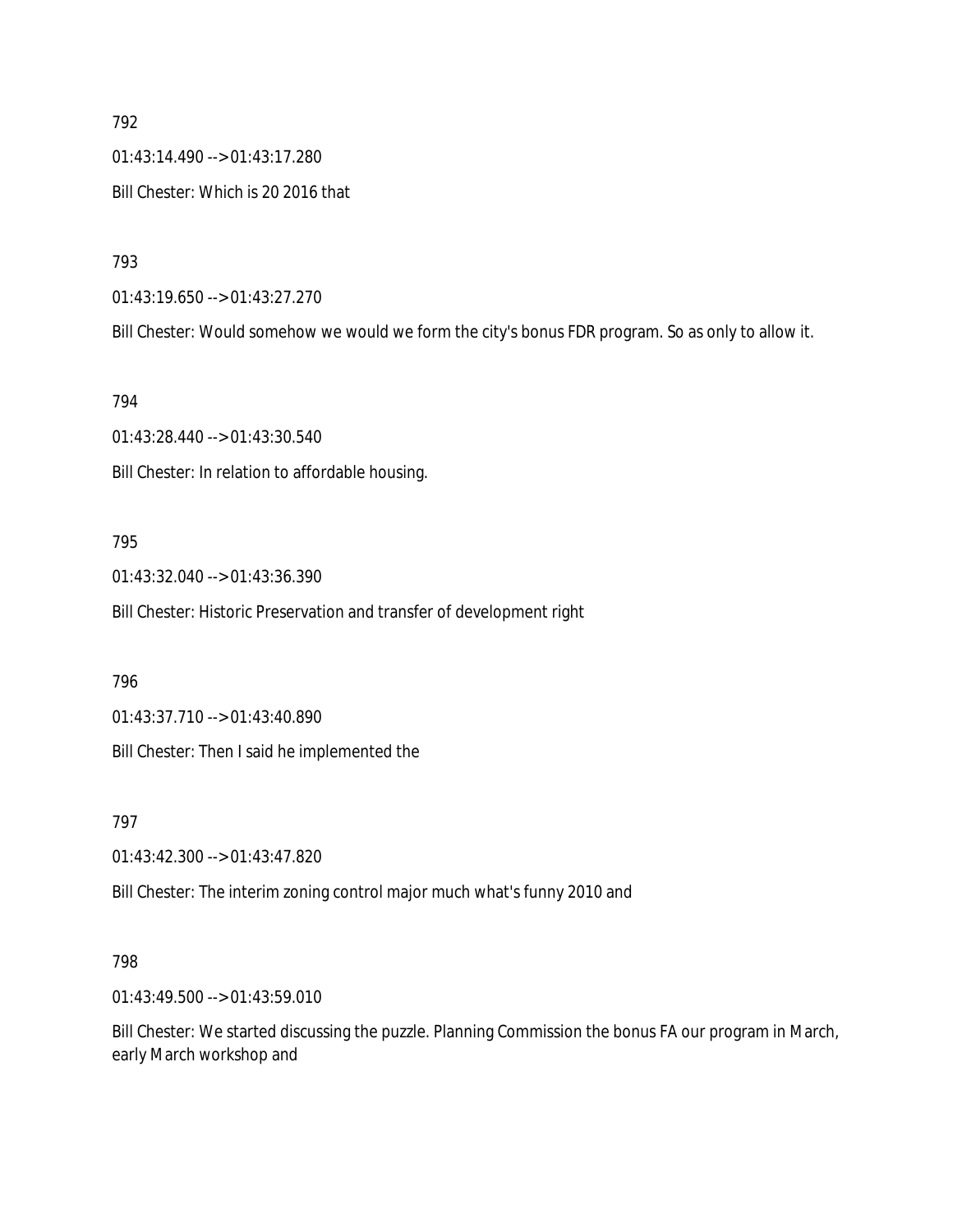792

01:43:14.490 --> 01:43:17.280

Bill Chester: Which is 20 2016 that

793

01:43:19.650 --> 01:43:27.270

Bill Chester: Would somehow we would we form the city's bonus FDR program. So as only to allow it.

794

01:43:28.440 --> 01:43:30.540

Bill Chester: In relation to affordable housing.

795

01:43:32.040 --> 01:43:36.390

Bill Chester: Historic Preservation and transfer of development right

796

01:43:37.710 --> 01:43:40.890

Bill Chester: Then I said he implemented the

797

01:43:42.300 --> 01:43:47.820

Bill Chester: The interim zoning control major much what's funny 2010 and

798

01:43:49.500 --> 01:43:59.010

Bill Chester: We started discussing the puzzle. Planning Commission the bonus FA our program in March, early March workshop and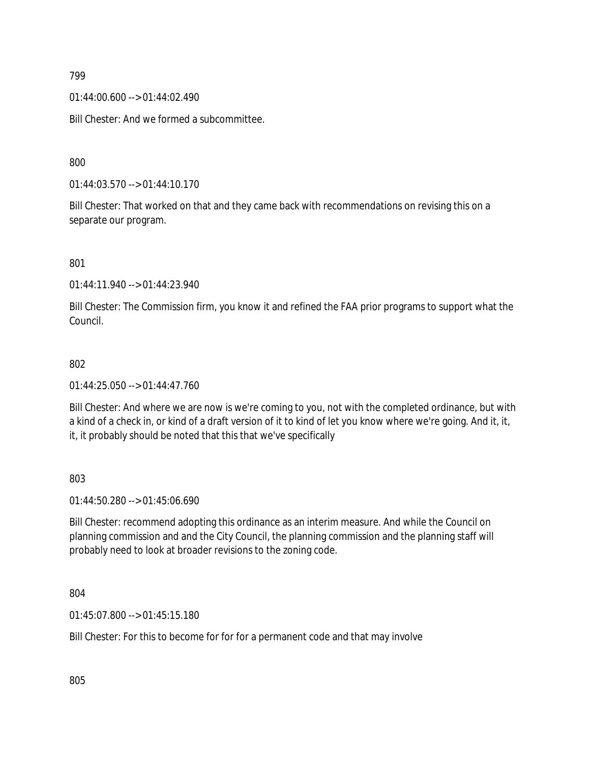799

01:44:00.600 --> 01:44:02.490

Bill Chester: And we formed a subcommittee.

800

01:44:03.570 --> 01:44:10.170

Bill Chester: That worked on that and they came back with recommendations on revising this on a separate our program.

801

01:44:11.940 --> 01:44:23.940

Bill Chester: The Commission firm, you know it and refined the FAA prior programs to support what the Council.

802

01:44:25.050 --> 01:44:47.760

Bill Chester: And where we are now is we're coming to you, not with the completed ordinance, but with a kind of a check in, or kind of a draft version of it to kind of let you know where we're going. And it, it, it, it probably should be noted that this that we've specifically

803

01:44:50.280 --> 01:45:06.690

Bill Chester: recommend adopting this ordinance as an interim measure. And while the Council on planning commission and and the City Council, the planning commission and the planning staff will probably need to look at broader revisions to the zoning code.

804

01:45:07.800 --> 01:45:15.180

Bill Chester: For this to become for for for a permanent code and that may involve

805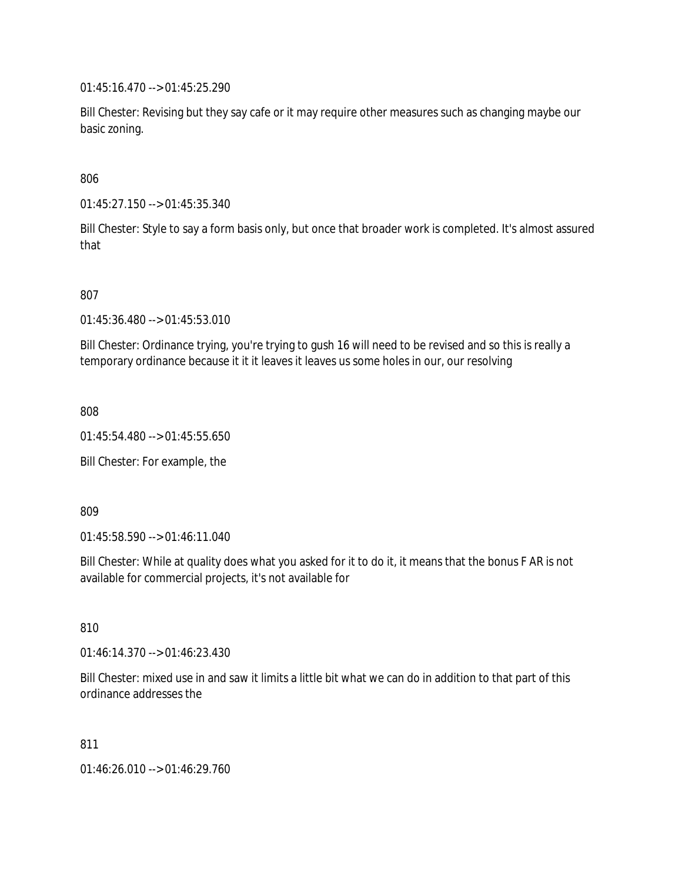01:45:16.470 --> 01:45:25.290

Bill Chester: Revising but they say cafe or it may require other measures such as changing maybe our basic zoning.

806

01:45:27.150 --> 01:45:35.340

Bill Chester: Style to say a form basis only, but once that broader work is completed. It's almost assured that

807

01:45:36.480 --> 01:45:53.010

Bill Chester: Ordinance trying, you're trying to gush 16 will need to be revised and so this is really a temporary ordinance because it it it leaves it leaves us some holes in our, our resolving

808

01:45:54.480 --> 01:45:55.650

Bill Chester: For example, the

809

01:45:58.590 --> 01:46:11.040

Bill Chester: While at quality does what you asked for it to do it, it means that the bonus F AR is not available for commercial projects, it's not available for

810

01:46:14.370 --> 01:46:23.430

Bill Chester: mixed use in and saw it limits a little bit what we can do in addition to that part of this ordinance addresses the

811

01:46:26.010 --> 01:46:29.760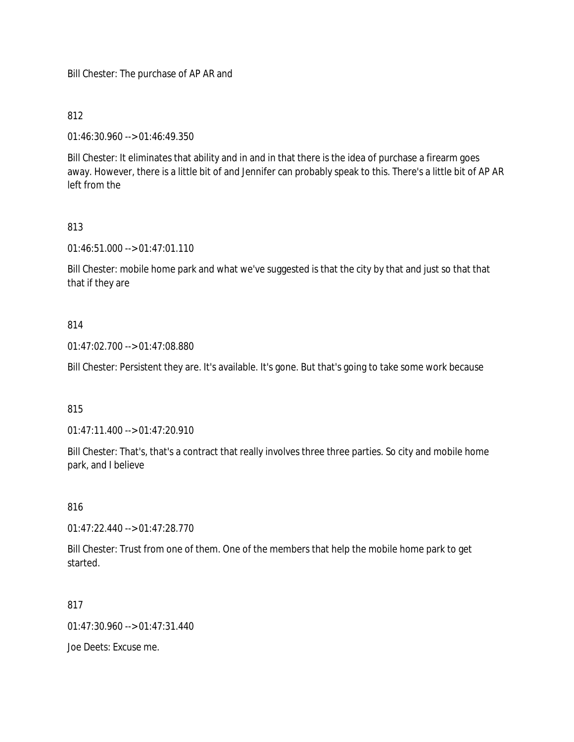Bill Chester: The purchase of AP AR and

812

01:46:30.960 --> 01:46:49.350

Bill Chester: It eliminates that ability and in and in that there is the idea of purchase a firearm goes away. However, there is a little bit of and Jennifer can probably speak to this. There's a little bit of AP AR left from the

813

01:46:51.000 --> 01:47:01.110

Bill Chester: mobile home park and what we've suggested is that the city by that and just so that that that if they are

814

01:47:02.700 --> 01:47:08.880

Bill Chester: Persistent they are. It's available. It's gone. But that's going to take some work because

815

01:47:11.400 --> 01:47:20.910

Bill Chester: That's, that's a contract that really involves three three parties. So city and mobile home park, and I believe

816

01:47:22.440 --> 01:47:28.770

Bill Chester: Trust from one of them. One of the members that help the mobile home park to get started.

817

01:47:30.960 --> 01:47:31.440

Joe Deets: Excuse me.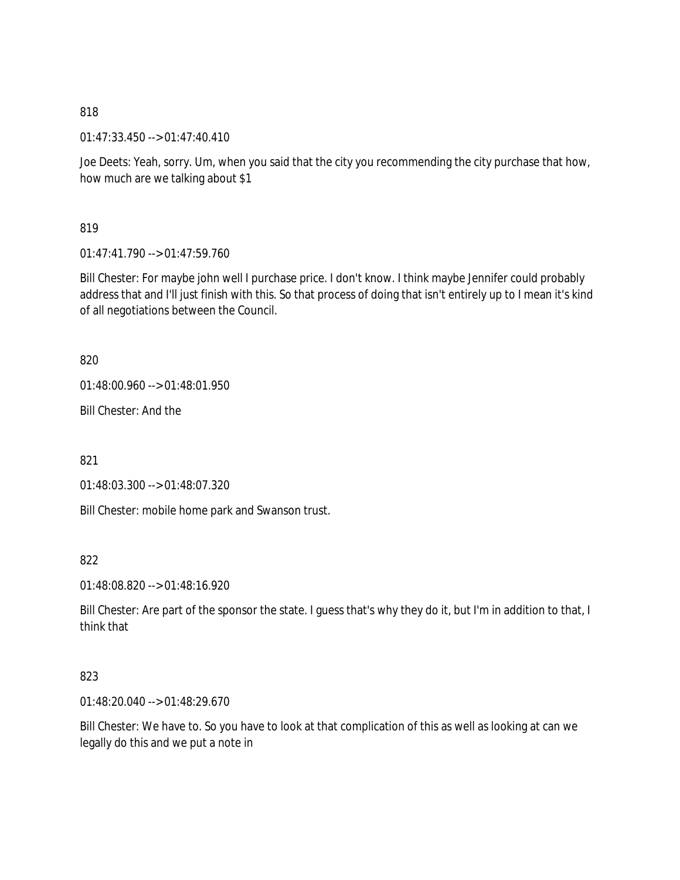818

01:47:33.450 --> 01:47:40.410

Joe Deets: Yeah, sorry. Um, when you said that the city you recommending the city purchase that how, how much are we talking about $1

819

01:47:41.790 --> 01:47:59.760

Bill Chester: For maybe john well I purchase price. I don't know. I think maybe Jennifer could probably address that and I'll just finish with this. So that process of doing that isn't entirely up to I mean it's kind of all negotiations between the Council.

820

01:48:00.960 --> 01:48:01.950

Bill Chester: And the

821

01:48:03.300 --> 01:48:07.320

Bill Chester: mobile home park and Swanson trust.

822

01:48:08.820 --> 01:48:16.920

Bill Chester: Are part of the sponsor the state. I guess that's why they do it, but I'm in addition to that, I think that

823

01:48:20.040 --> 01:48:29.670

Bill Chester: We have to. So you have to look at that complication of this as well as looking at can we legally do this and we put a note in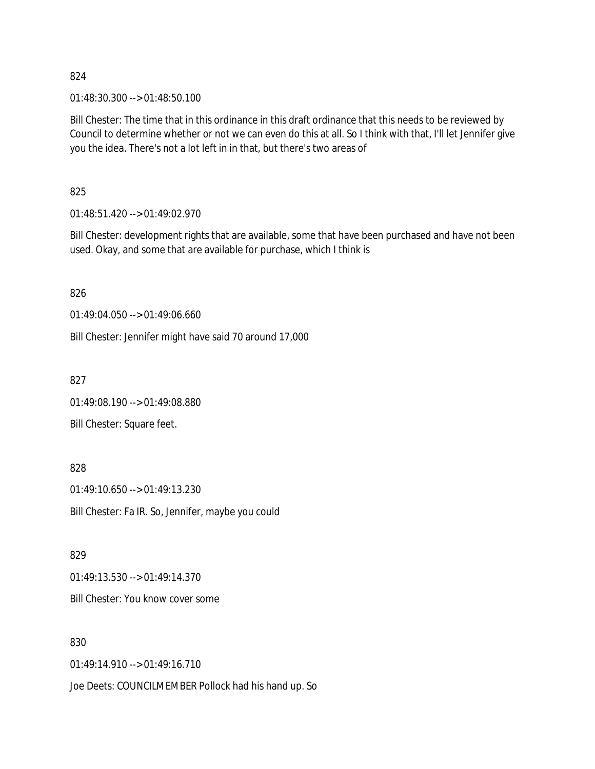824

01:48:30.300 --> 01:48:50.100

Bill Chester: The time that in this ordinance in this draft ordinance that this needs to be reviewed by Council to determine whether or not we can even do this at all. So I think with that, I'll let Jennifer give you the idea. There's not a lot left in in that, but there's two areas of

825

01:48:51.420 --> 01:49:02.970

Bill Chester: development rights that are available, some that have been purchased and have not been used. Okay, and some that are available for purchase, which I think is

826

01:49:04.050 --> 01:49:06.660

Bill Chester: Jennifer might have said 70 around 17,000

827

01:49:08.190 --> 01:49:08.880

Bill Chester: Square feet.

828

01:49:10.650 --> 01:49:13.230

Bill Chester: Fa IR. So, Jennifer, maybe you could

829

01:49:13.530 --> 01:49:14.370

Bill Chester: You know cover some

830

01:49:14.910 --> 01:49:16.710

Joe Deets: COUNCILMEMBER Pollock had his hand up. So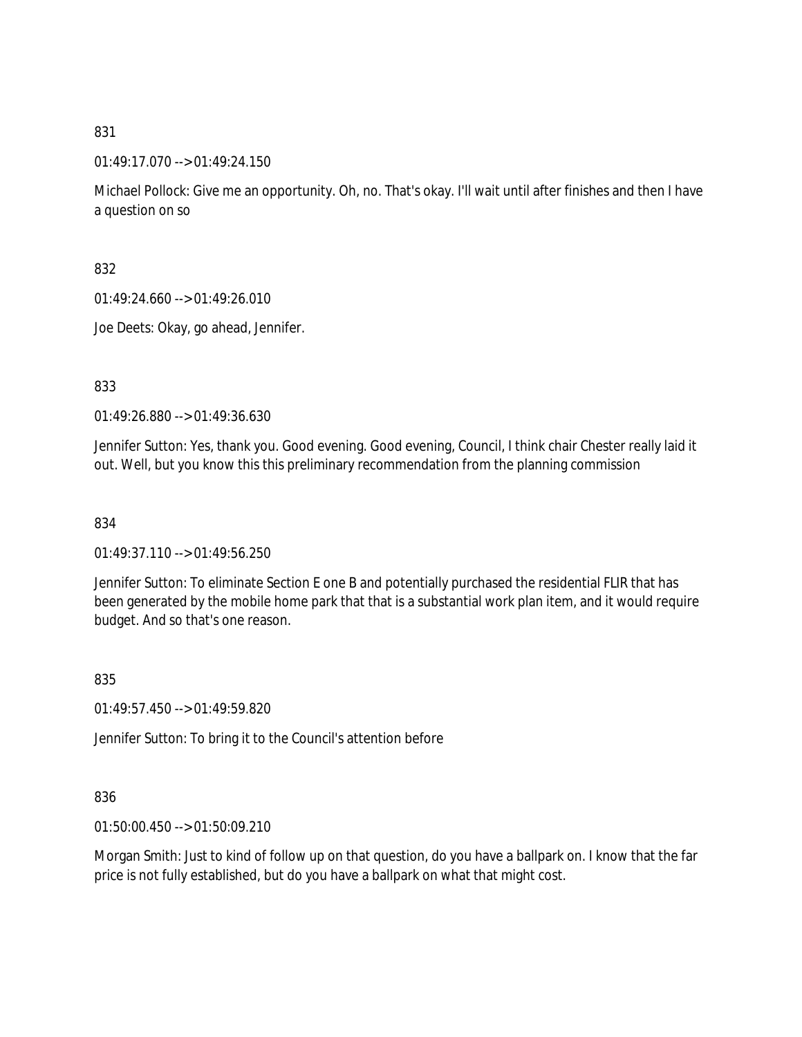831

01:49:17.070 --> 01:49:24.150

Michael Pollock: Give me an opportunity. Oh, no. That's okay. I'll wait until after finishes and then I have a question on so

832

01:49:24.660 --> 01:49:26.010

Joe Deets: Okay, go ahead, Jennifer.

833

01:49:26.880 --> 01:49:36.630

Jennifer Sutton: Yes, thank you. Good evening. Good evening, Council, I think chair Chester really laid it out. Well, but you know this this preliminary recommendation from the planning commission

834

01:49:37.110 --> 01:49:56.250

Jennifer Sutton: To eliminate Section E one B and potentially purchased the residential FLIR that has been generated by the mobile home park that that is a substantial work plan item, and it would require budget. And so that's one reason.

835

01:49:57.450 --> 01:49:59.820

Jennifer Sutton: To bring it to the Council's attention before

836

01:50:00.450 --> 01:50:09.210

Morgan Smith: Just to kind of follow up on that question, do you have a ballpark on. I know that the far price is not fully established, but do you have a ballpark on what that might cost.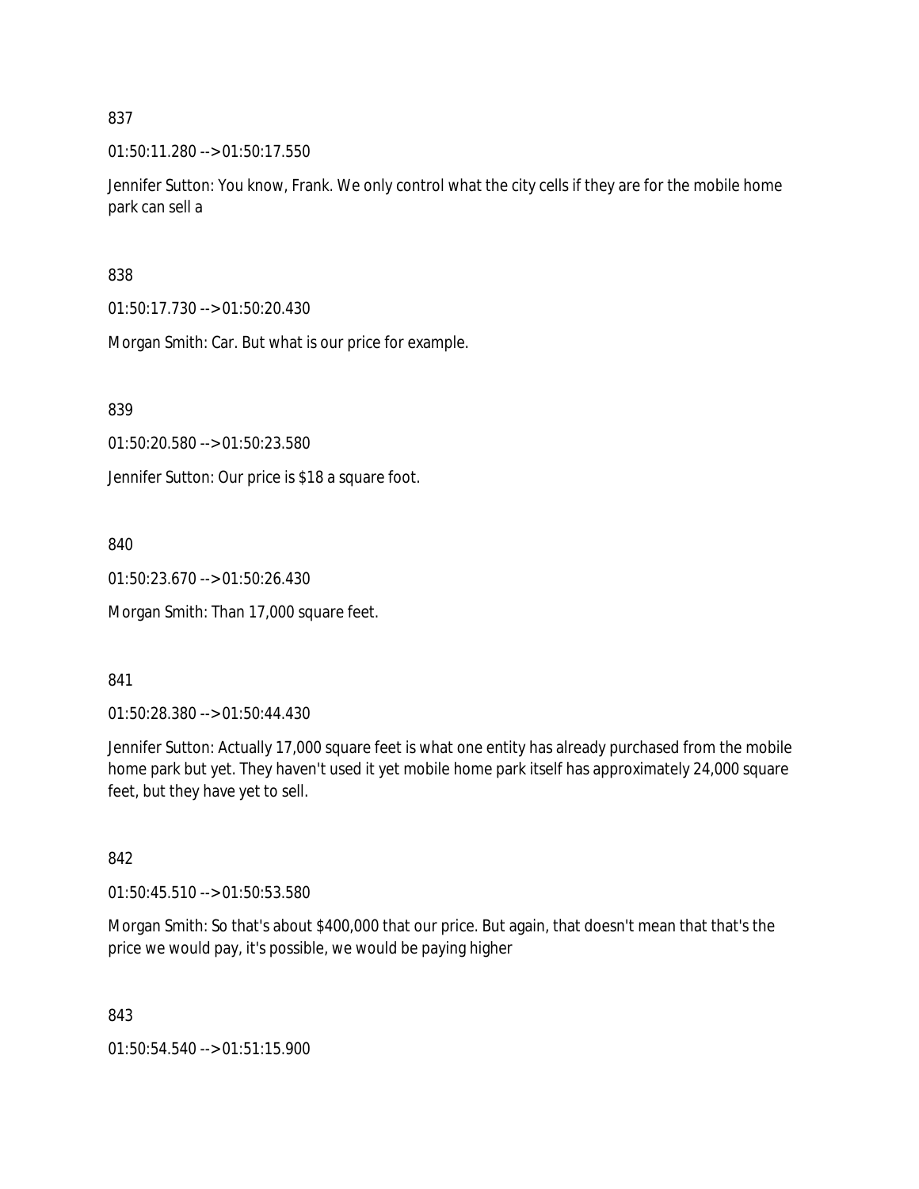837

01:50:11.280 --> 01:50:17.550

Jennifer Sutton: You know, Frank. We only control what the city cells if they are for the mobile home park can sell a

838

01:50:17.730 --> 01:50:20.430

Morgan Smith: Car. But what is our price for example.

839

01:50:20.580 --> 01:50:23.580

Jennifer Sutton: Our price is $18 a square foot.

840

01:50:23.670 --> 01:50:26.430

Morgan Smith: Than 17,000 square feet.

841

01:50:28.380 --> 01:50:44.430

Jennifer Sutton: Actually 17,000 square feet is what one entity has already purchased from the mobile home park but yet. They haven't used it yet mobile home park itself has approximately 24,000 square feet, but they have yet to sell.

842

01:50:45.510 --> 01:50:53.580

Morgan Smith: So that's about $400,000 that our price. But again, that doesn't mean that that's the price we would pay, it's possible, we would be paying higher

843

01:50:54.540 --> 01:51:15.900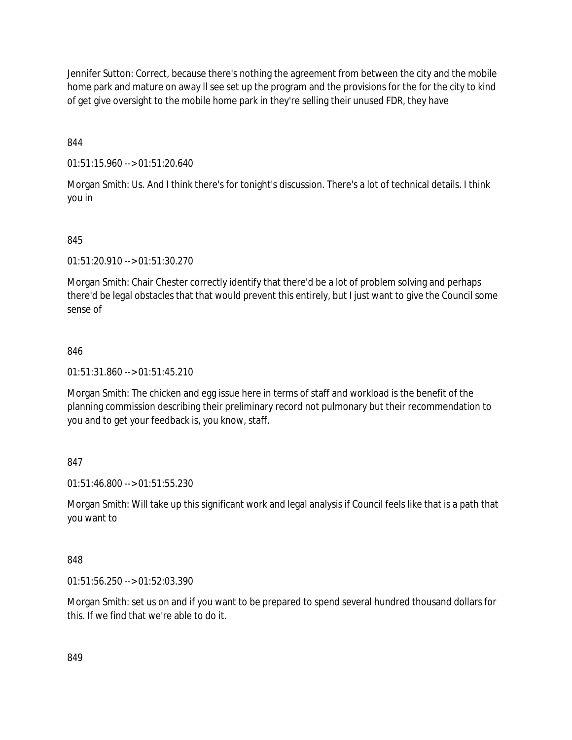Jennifer Sutton: Correct, because there's nothing the agreement from between the city and the mobile home park and mature on away ll see set up the program and the provisions for the for the city to kind of get give oversight to the mobile home park in they're selling their unused FDR, they have

844

01:51:15.960 --> 01:51:20.640

Morgan Smith: Us. And I think there's for tonight's discussion. There's a lot of technical details. I think you in

845

01:51:20.910 --> 01:51:30.270

Morgan Smith: Chair Chester correctly identify that there'd be a lot of problem solving and perhaps there'd be legal obstacles that that would prevent this entirely, but I just want to give the Council some sense of

846

01:51:31.860 --> 01:51:45.210

Morgan Smith: The chicken and egg issue here in terms of staff and workload is the benefit of the planning commission describing their preliminary record not pulmonary but their recommendation to you and to get your feedback is, you know, staff.

847

01:51:46.800 --> 01:51:55.230

Morgan Smith: Will take up this significant work and legal analysis if Council feels like that is a path that you want to

848

01:51:56.250 --> 01:52:03.390

Morgan Smith: set us on and if you want to be prepared to spend several hundred thousand dollars for this. If we find that we're able to do it.

849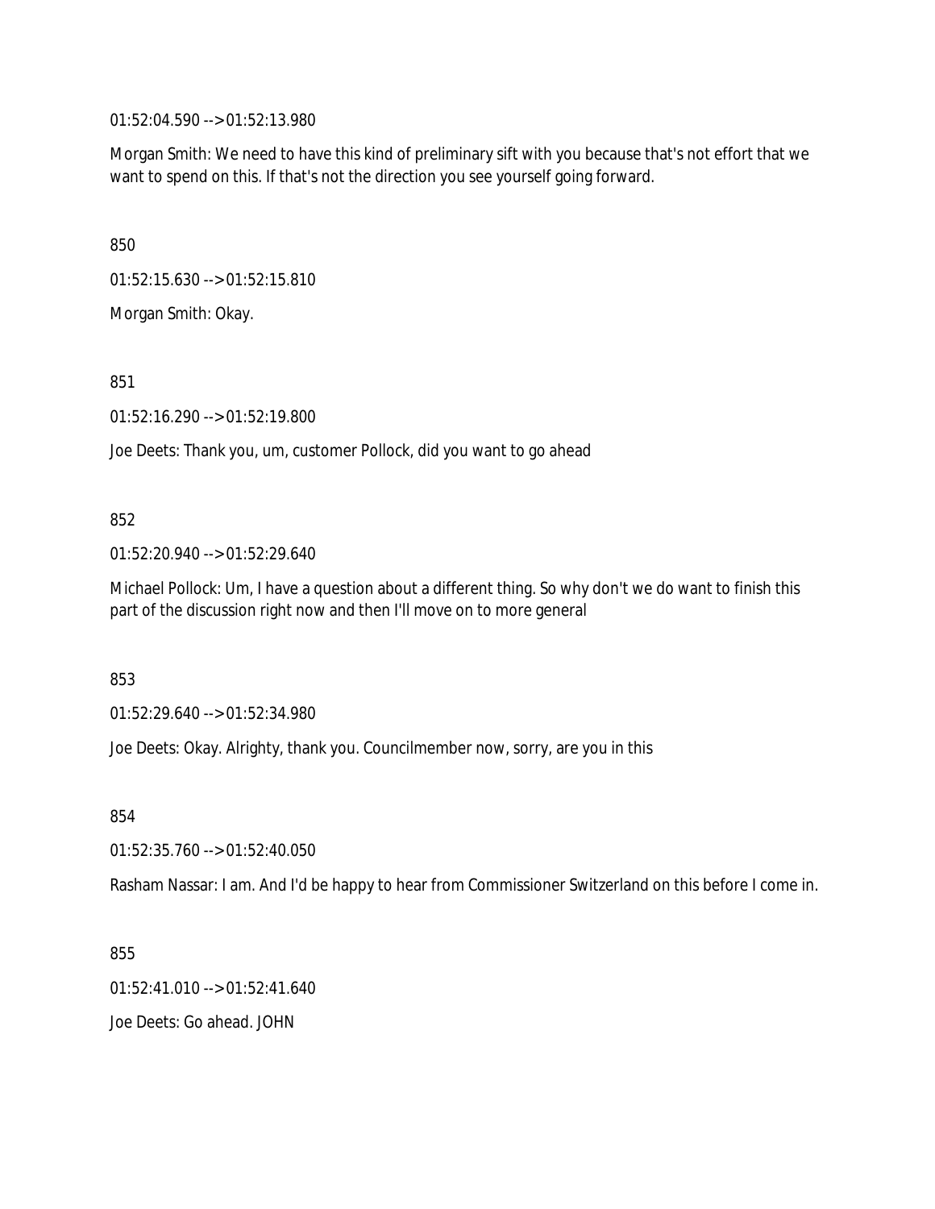01:52:04.590 --> 01:52:13.980

Morgan Smith: We need to have this kind of preliminary sift with you because that's not effort that we want to spend on this. If that's not the direction you see yourself going forward.

850

01:52:15.630 --> 01:52:15.810

Morgan Smith: Okay.

851

01:52:16.290 --> 01:52:19.800

Joe Deets: Thank you, um, customer Pollock, did you want to go ahead

852

01:52:20.940 --> 01:52:29.640

Michael Pollock: Um, I have a question about a different thing. So why don't we do want to finish this part of the discussion right now and then I'll move on to more general

853

01:52:29.640 --> 01:52:34.980

Joe Deets: Okay. Alrighty, thank you. Councilmember now, sorry, are you in this

854

01:52:35.760 --> 01:52:40.050

Rasham Nassar: I am. And I'd be happy to hear from Commissioner Switzerland on this before I come in.

855

01:52:41.010 --> 01:52:41.640

Joe Deets: Go ahead. JOHN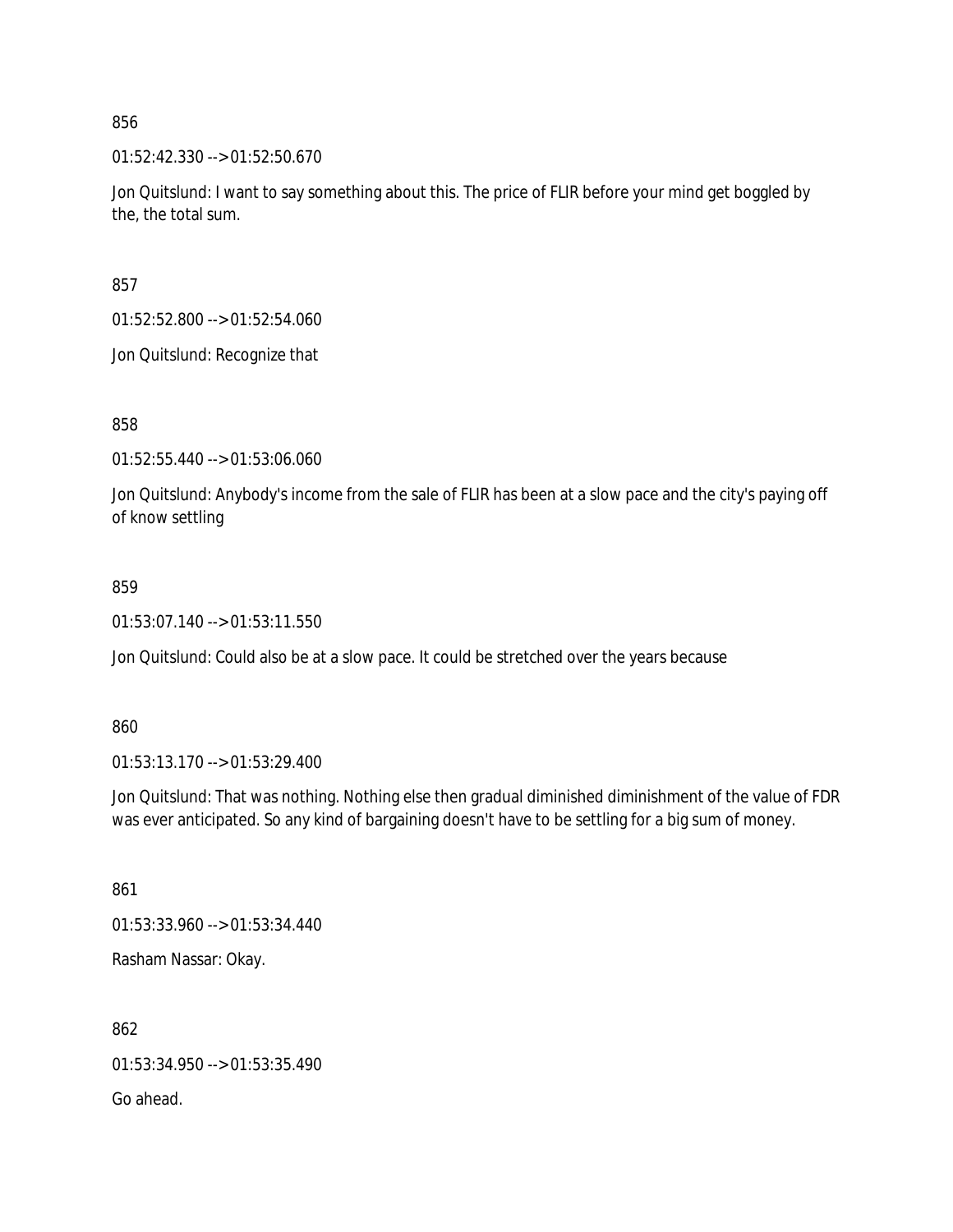856

01:52:42.330 --> 01:52:50.670

Jon Quitslund: I want to say something about this. The price of FLIR before your mind get boggled by the, the total sum.

857

01:52:52.800 --> 01:52:54.060

Jon Quitslund: Recognize that

858

01:52:55.440 --> 01:53:06.060

Jon Quitslund: Anybody's income from the sale of FLIR has been at a slow pace and the city's paying off of know settling

859

01:53:07.140 --> 01:53:11.550

Jon Quitslund: Could also be at a slow pace. It could be stretched over the years because

860

01:53:13.170 --> 01:53:29.400

Jon Quitslund: That was nothing. Nothing else then gradual diminished diminishment of the value of FDR was ever anticipated. So any kind of bargaining doesn't have to be settling for a big sum of money.

861

01:53:33.960 --> 01:53:34.440

Rasham Nassar: Okay.

862

01:53:34.950 --> 01:53:35.490

Go ahead.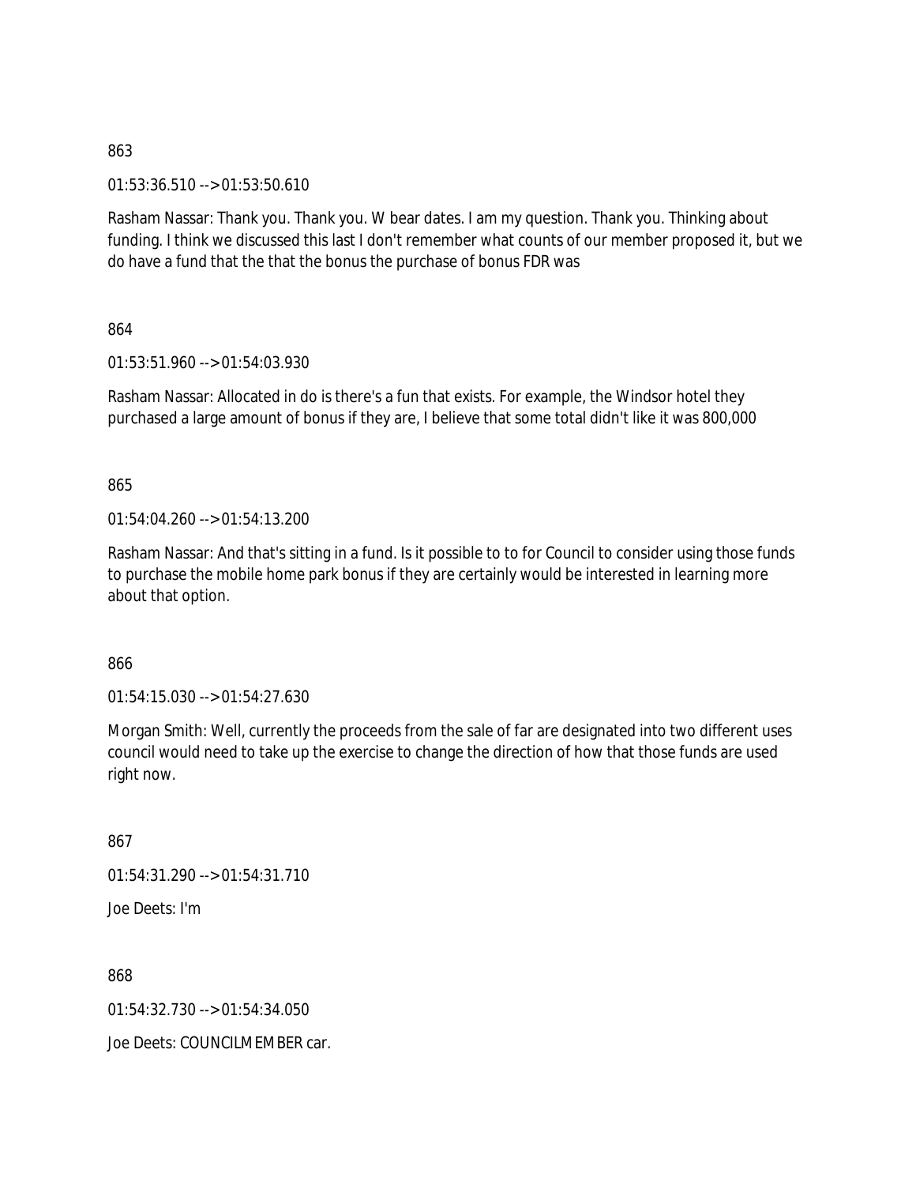863

01:53:36.510 --> 01:53:50.610

Rasham Nassar: Thank you. Thank you. W bear dates. I am my question. Thank you. Thinking about funding. I think we discussed this last I don't remember what counts of our member proposed it, but we do have a fund that the that the bonus the purchase of bonus FDR was

864

01:53:51.960 --> 01:54:03.930

Rasham Nassar: Allocated in do is there's a fun that exists. For example, the Windsor hotel they purchased a large amount of bonus if they are, I believe that some total didn't like it was 800,000

865

01:54:04.260 --> 01:54:13.200

Rasham Nassar: And that's sitting in a fund. Is it possible to to for Council to consider using those funds to purchase the mobile home park bonus if they are certainly would be interested in learning more about that option.

866

01:54:15.030 --> 01:54:27.630

Morgan Smith: Well, currently the proceeds from the sale of far are designated into two different uses council would need to take up the exercise to change the direction of how that those funds are used right now.

867

01:54:31.290 --> 01:54:31.710

Joe Deets: I'm

868

01:54:32.730 --> 01:54:34.050

Joe Deets: COUNCILMEMBER car.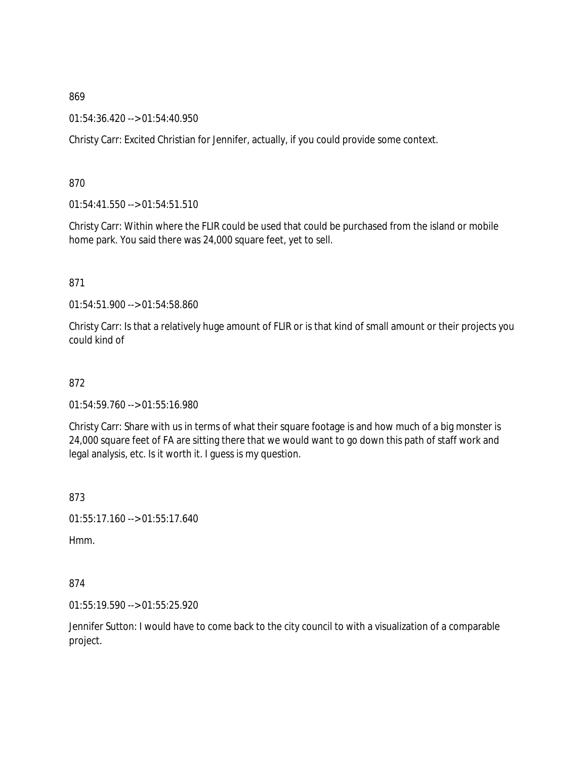869

01:54:36.420 --> 01:54:40.950

Christy Carr: Excited Christian for Jennifer, actually, if you could provide some context.

870

01:54:41.550 --> 01:54:51.510

Christy Carr: Within where the FLIR could be used that could be purchased from the island or mobile home park. You said there was 24,000 square feet, yet to sell.

871

01:54:51.900 --> 01:54:58.860

Christy Carr: Is that a relatively huge amount of FLIR or is that kind of small amount or their projects you could kind of

872

01:54:59.760 --> 01:55:16.980

Christy Carr: Share with us in terms of what their square footage is and how much of a big monster is 24,000 square feet of FA are sitting there that we would want to go down this path of staff work and legal analysis, etc. Is it worth it. I guess is my question.

873

01:55:17.160 --> 01:55:17.640

Hmm.

874

01:55:19.590 --> 01:55:25.920

Jennifer Sutton: I would have to come back to the city council to with a visualization of a comparable project.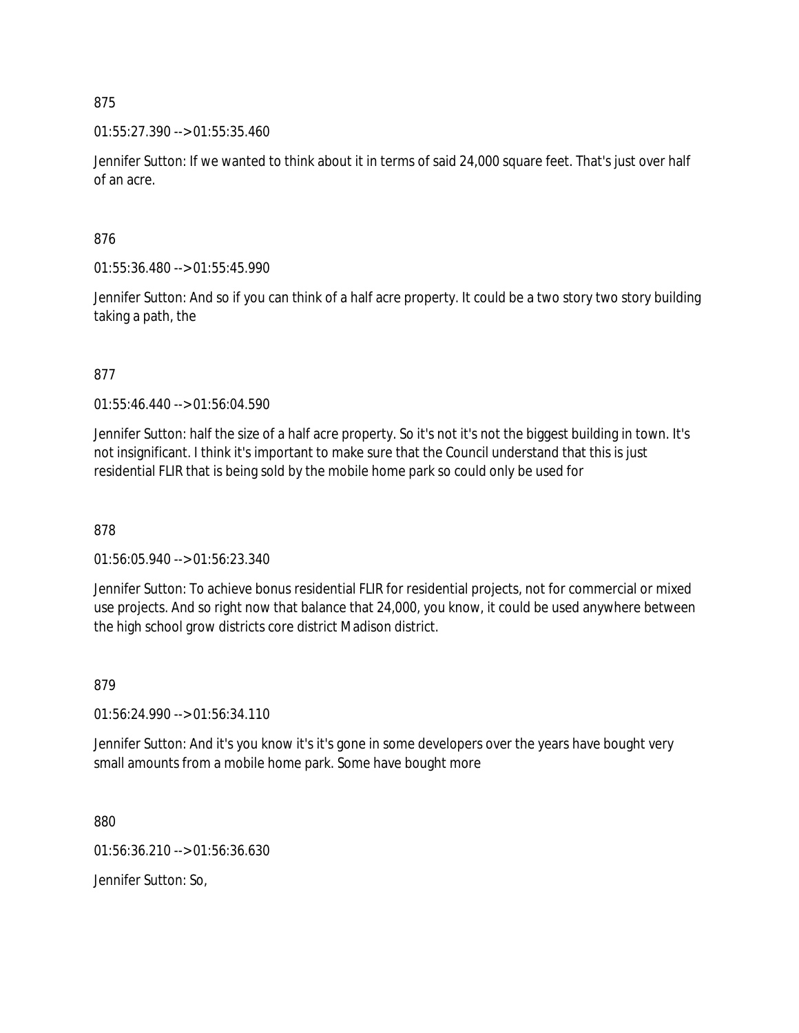875

01:55:27.390 --> 01:55:35.460

Jennifer Sutton: If we wanted to think about it in terms of said 24,000 square feet. That's just over half of an acre.

876

01:55:36.480 --> 01:55:45.990

Jennifer Sutton: And so if you can think of a half acre property. It could be a two story two story building taking a path, the

877

01:55:46.440 --> 01:56:04.590

Jennifer Sutton: half the size of a half acre property. So it's not it's not the biggest building in town. It's not insignificant. I think it's important to make sure that the Council understand that this is just residential FLIR that is being sold by the mobile home park so could only be used for

878

01:56:05.940 --> 01:56:23.340

Jennifer Sutton: To achieve bonus residential FLIR for residential projects, not for commercial or mixed use projects. And so right now that balance that 24,000, you know, it could be used anywhere between the high school grow districts core district Madison district.

879

01:56:24.990 --> 01:56:34.110

Jennifer Sutton: And it's you know it's it's gone in some developers over the years have bought very small amounts from a mobile home park. Some have bought more

880

01:56:36.210 --> 01:56:36.630

Jennifer Sutton: So,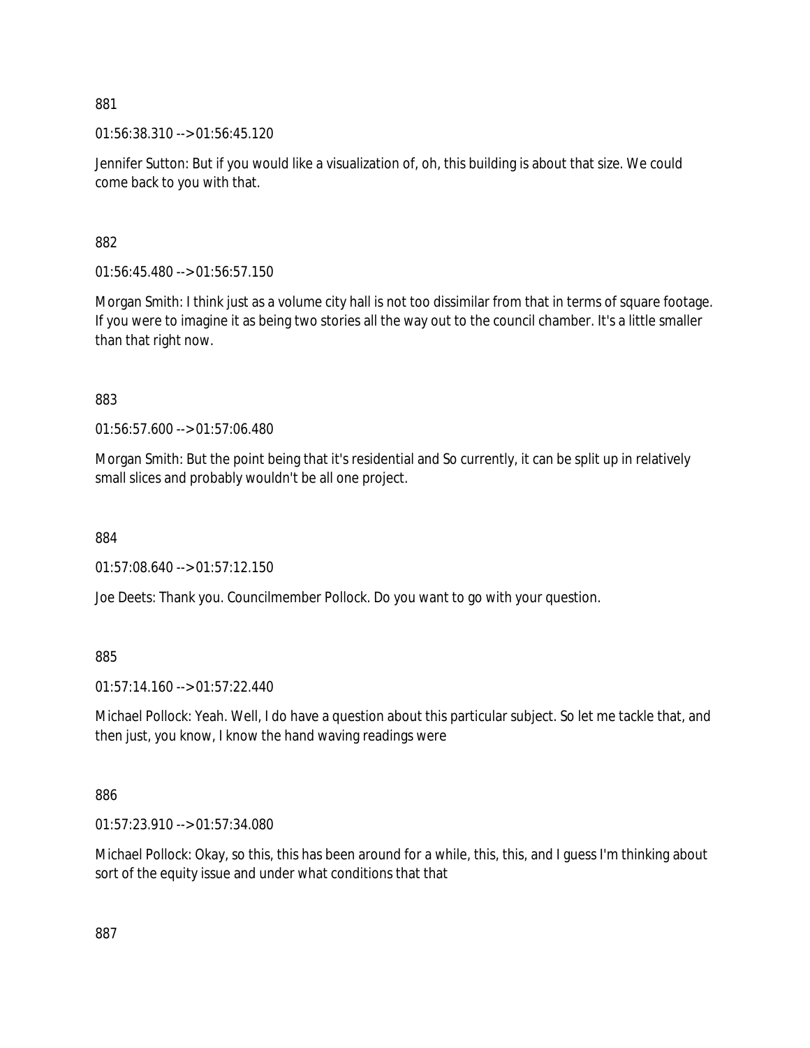881

01:56:38.310 --> 01:56:45.120

Jennifer Sutton: But if you would like a visualization of, oh, this building is about that size. We could come back to you with that.

882

01:56:45.480 --> 01:56:57.150

Morgan Smith: I think just as a volume city hall is not too dissimilar from that in terms of square footage. If you were to imagine it as being two stories all the way out to the council chamber. It's a little smaller than that right now.

883

01:56:57.600 --> 01:57:06.480

Morgan Smith: But the point being that it's residential and So currently, it can be split up in relatively small slices and probably wouldn't be all one project.

884

01:57:08.640 --> 01:57:12.150

Joe Deets: Thank you. Councilmember Pollock. Do you want to go with your question.

885

01:57:14.160 --> 01:57:22.440

Michael Pollock: Yeah. Well, I do have a question about this particular subject. So let me tackle that, and then just, you know, I know the hand waving readings were

886

01:57:23.910 --> 01:57:34.080

Michael Pollock: Okay, so this, this has been around for a while, this, this, and I guess I'm thinking about sort of the equity issue and under what conditions that that

887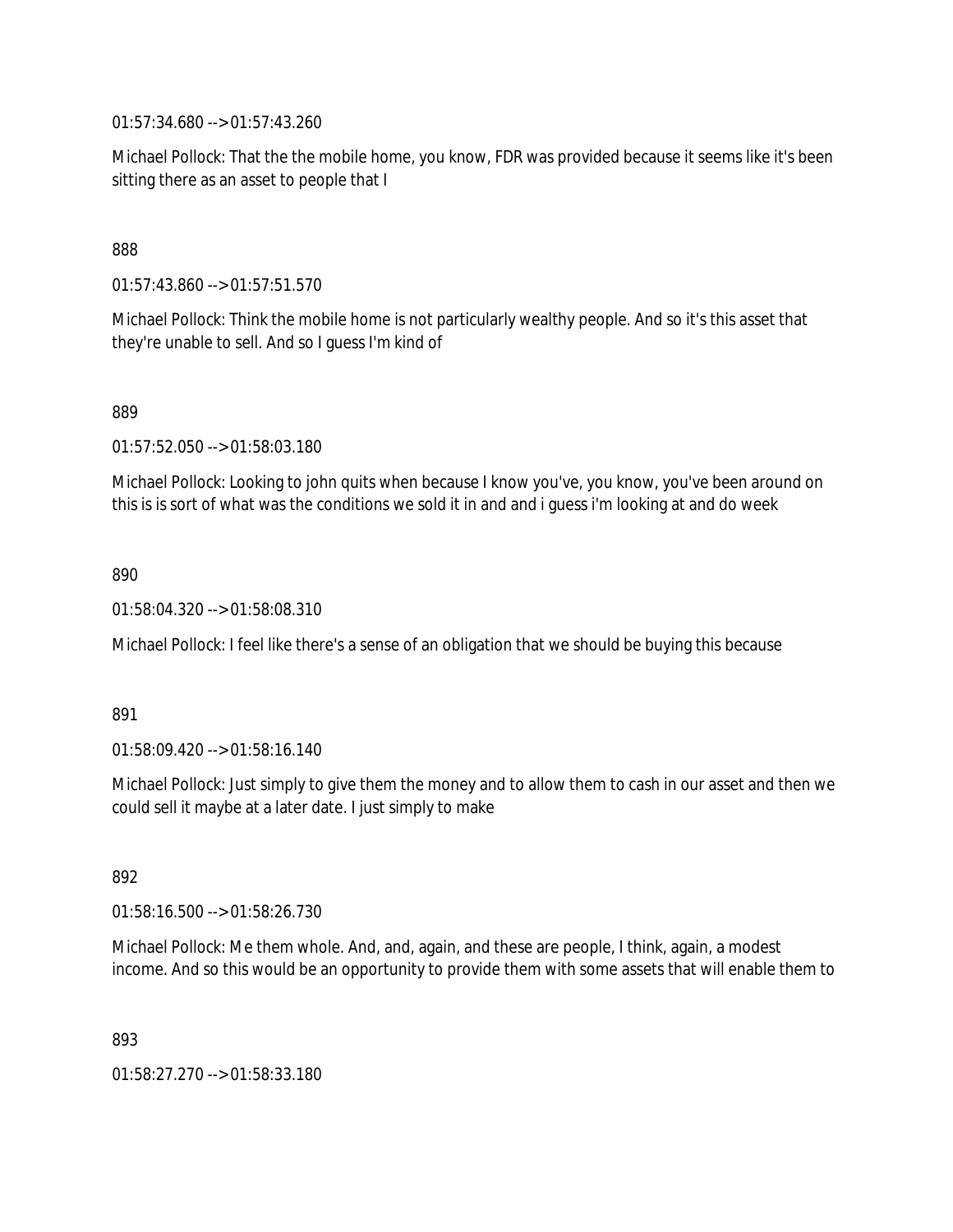01:57:34.680 --> 01:57:43.260

Michael Pollock: That the the mobile home, you know, FDR was provided because it seems like it's been sitting there as an asset to people that I

888

01:57:43.860 --> 01:57:51.570

Michael Pollock: Think the mobile home is not particularly wealthy people. And so it's this asset that they're unable to sell. And so I guess I'm kind of

889

01:57:52.050 --> 01:58:03.180

Michael Pollock: Looking to john quits when because I know you've, you know, you've been around on this is is sort of what was the conditions we sold it in and and i guess i'm looking at and do week

890

01:58:04.320 --> 01:58:08.310

Michael Pollock: I feel like there's a sense of an obligation that we should be buying this because

891

01:58:09.420 --> 01:58:16.140

Michael Pollock: Just simply to give them the money and to allow them to cash in our asset and then we could sell it maybe at a later date. I just simply to make

892

01:58:16.500 --> 01:58:26.730

Michael Pollock: Me them whole. And, and, again, and these are people, I think, again, a modest income. And so this would be an opportunity to provide them with some assets that will enable them to

893

01:58:27.270 --> 01:58:33.180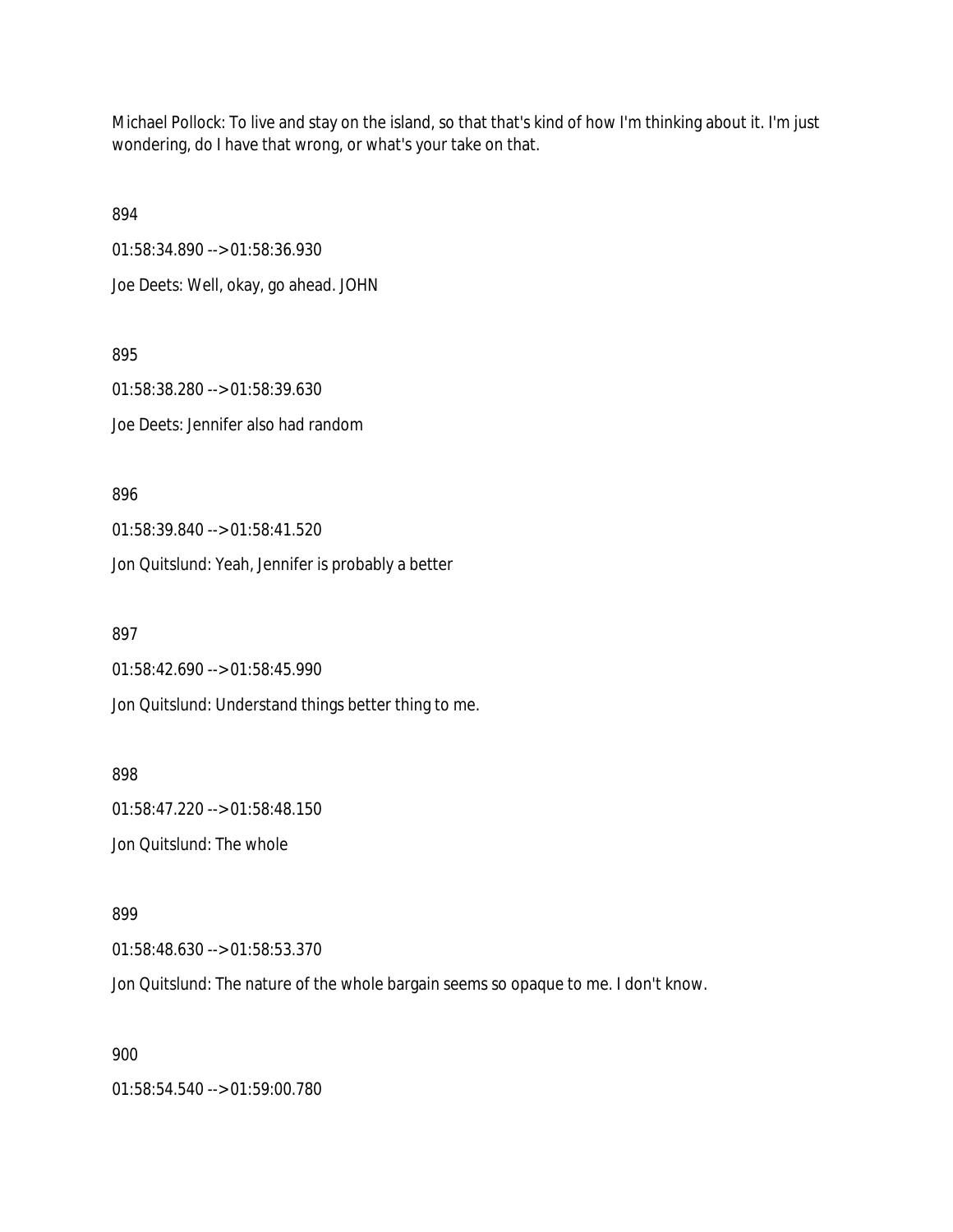Michael Pollock: To live and stay on the island, so that that's kind of how I'm thinking about it. I'm just wondering, do I have that wrong, or what's your take on that.

894

01:58:34.890 --> 01:58:36.930

Joe Deets: Well, okay, go ahead. JOHN

895

01:58:38.280 --> 01:58:39.630

Joe Deets: Jennifer also had random

896

01:58:39.840 --> 01:58:41.520

Jon Quitslund: Yeah, Jennifer is probably a better

897

01:58:42.690 --> 01:58:45.990

Jon Quitslund: Understand things better thing to me.

898

01:58:47.220 --> 01:58:48.150

Jon Quitslund: The whole

899

01:58:48.630 --> 01:58:53.370

Jon Quitslund: The nature of the whole bargain seems so opaque to me. I don't know.

900

01:58:54.540 --> 01:59:00.780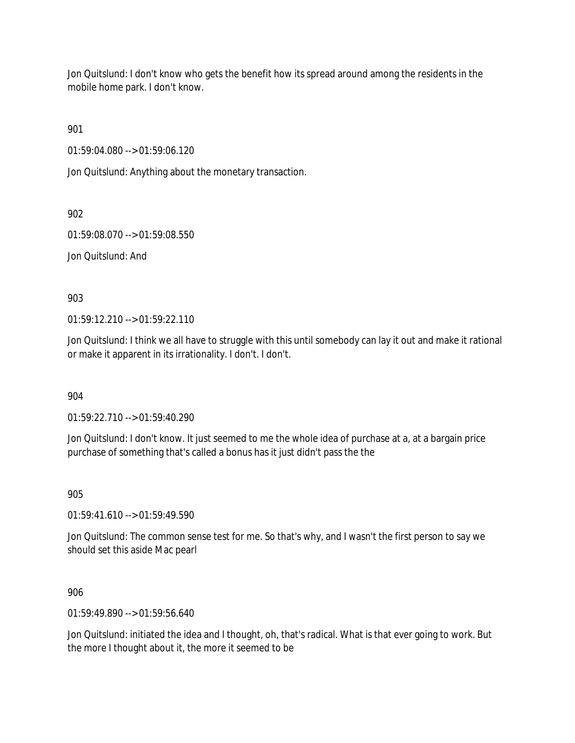Jon Quitslund: I don't know who gets the benefit how its spread around among the residents in the mobile home park. I don't know.

901

01:59:04.080 --> 01:59:06.120

Jon Quitslund: Anything about the monetary transaction.

902

01:59:08.070 --> 01:59:08.550

Jon Quitslund: And

903

01:59:12.210 --> 01:59:22.110

Jon Quitslund: I think we all have to struggle with this until somebody can lay it out and make it rational or make it apparent in its irrationality. I don't. I don't.

904

01:59:22.710 --> 01:59:40.290

Jon Quitslund: I don't know. It just seemed to me the whole idea of purchase at a, at a bargain price purchase of something that's called a bonus has it just didn't pass the the

905

01:59:41.610 --> 01:59:49.590

Jon Quitslund: The common sense test for me. So that's why, and I wasn't the first person to say we should set this aside Mac pearl

906

01:59:49.890 --> 01:59:56.640

Jon Quitslund: initiated the idea and I thought, oh, that's radical. What is that ever going to work. But the more I thought about it, the more it seemed to be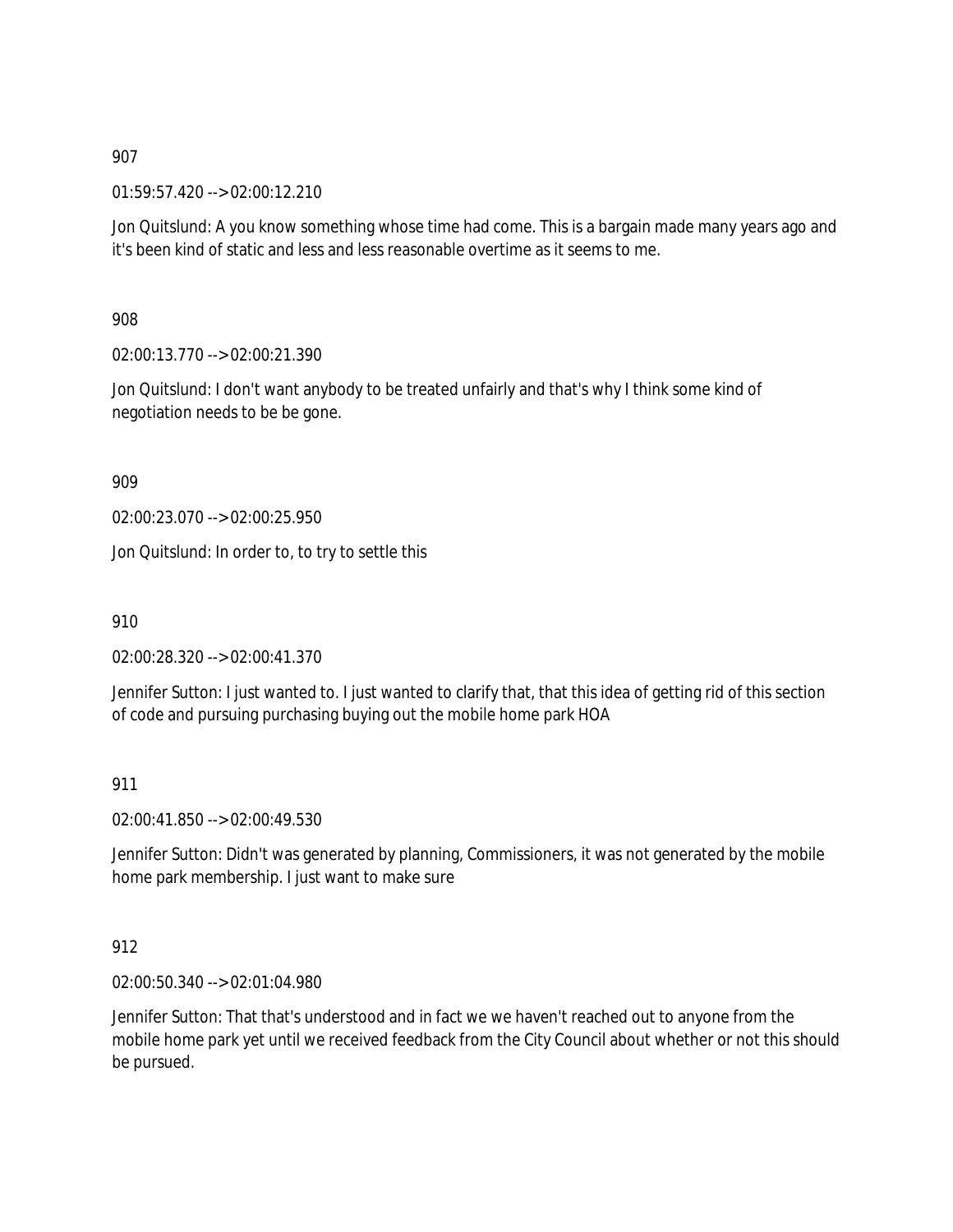907

01:59:57.420 --> 02:00:12.210

Jon Quitslund: A you know something whose time had come. This is a bargain made many years ago and it's been kind of static and less and less reasonable overtime as it seems to me.

908

02:00:13.770 --> 02:00:21.390

Jon Quitslund: I don't want anybody to be treated unfairly and that's why I think some kind of negotiation needs to be be gone.

909

02:00:23.070 --> 02:00:25.950

Jon Quitslund: In order to, to try to settle this

910

02:00:28.320 --> 02:00:41.370

Jennifer Sutton: I just wanted to. I just wanted to clarify that, that this idea of getting rid of this section of code and pursuing purchasing buying out the mobile home park HOA

911

02:00:41.850 --> 02:00:49.530

Jennifer Sutton: Didn't was generated by planning, Commissioners, it was not generated by the mobile home park membership. I just want to make sure

912

02:00:50.340 --> 02:01:04.980

Jennifer Sutton: That that's understood and in fact we we haven't reached out to anyone from the mobile home park yet until we received feedback from the City Council about whether or not this should be pursued.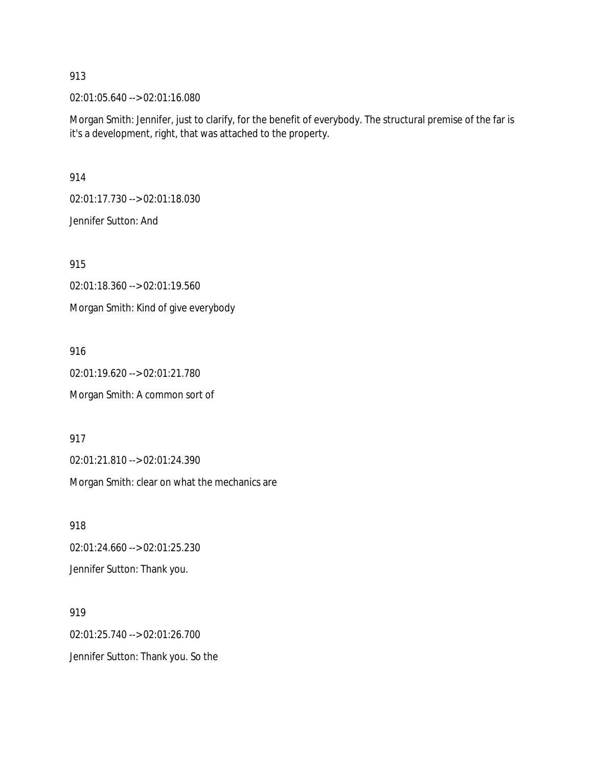913

02:01:05.640 --> 02:01:16.080

Morgan Smith: Jennifer, just to clarify, for the benefit of everybody. The structural premise of the far is it's a development, right, that was attached to the property.

914

02:01:17.730 --> 02:01:18.030

Jennifer Sutton: And

915

02:01:18.360 --> 02:01:19.560

Morgan Smith: Kind of give everybody

916

02:01:19.620 --> 02:01:21.780

Morgan Smith: A common sort of

917

02:01:21.810 --> 02:01:24.390

Morgan Smith: clear on what the mechanics are

918

02:01:24.660 --> 02:01:25.230

Jennifer Sutton: Thank you.

919

02:01:25.740 --> 02:01:26.700

Jennifer Sutton: Thank you. So the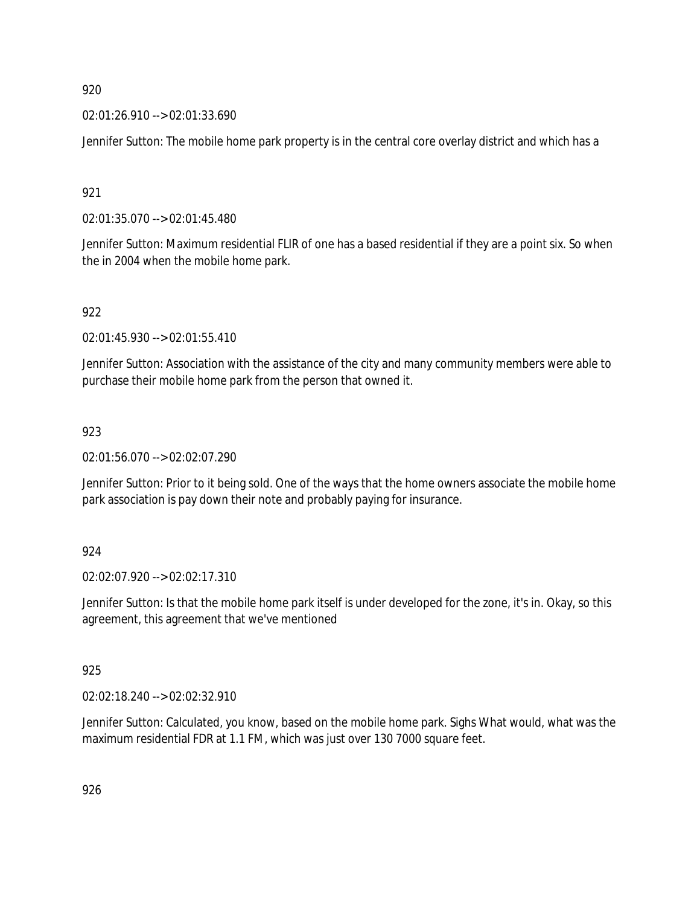920

02:01:26.910 --> 02:01:33.690

Jennifer Sutton: The mobile home park property is in the central core overlay district and which has a

921

02:01:35.070 --> 02:01:45.480

Jennifer Sutton: Maximum residential FLIR of one has a based residential if they are a point six. So when the in 2004 when the mobile home park.

922

02:01:45.930 --> 02:01:55.410

Jennifer Sutton: Association with the assistance of the city and many community members were able to purchase their mobile home park from the person that owned it.

923

02:01:56.070 --> 02:02:07.290

Jennifer Sutton: Prior to it being sold. One of the ways that the home owners associate the mobile home park association is pay down their note and probably paying for insurance.

924

02:02:07.920 --> 02:02:17.310

Jennifer Sutton: Is that the mobile home park itself is under developed for the zone, it's in. Okay, so this agreement, this agreement that we've mentioned

925

02:02:18.240 --> 02:02:32.910

Jennifer Sutton: Calculated, you know, based on the mobile home park. Sighs What would, what was the maximum residential FDR at 1.1 FM, which was just over 130 7000 square feet.

926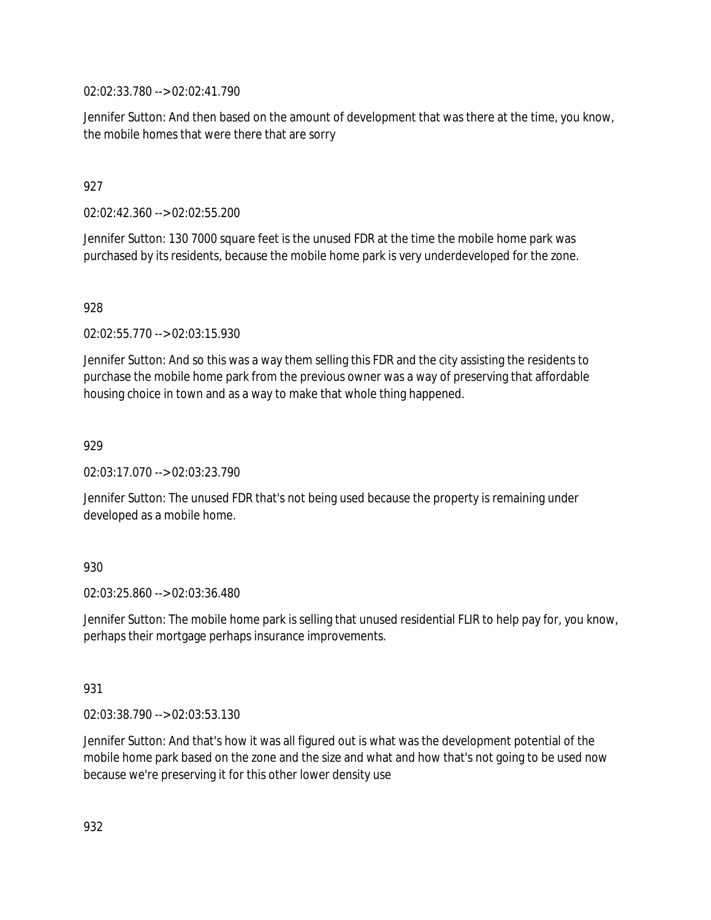02:02:33.780 --> 02:02:41.790

Jennifer Sutton: And then based on the amount of development that was there at the time, you know, the mobile homes that were there that are sorry

927

02:02:42.360 --> 02:02:55.200

Jennifer Sutton: 130 7000 square feet is the unused FDR at the time the mobile home park was purchased by its residents, because the mobile home park is very underdeveloped for the zone.

928

02:02:55.770 --> 02:03:15.930

Jennifer Sutton: And so this was a way them selling this FDR and the city assisting the residents to purchase the mobile home park from the previous owner was a way of preserving that affordable housing choice in town and as a way to make that whole thing happened.

929

02:03:17.070 --> 02:03:23.790

Jennifer Sutton: The unused FDR that's not being used because the property is remaining under developed as a mobile home.

930

02:03:25.860 --> 02:03:36.480

Jennifer Sutton: The mobile home park is selling that unused residential FLIR to help pay for, you know, perhaps their mortgage perhaps insurance improvements.

931

02:03:38.790 --> 02:03:53.130

Jennifer Sutton: And that's how it was all figured out is what was the development potential of the mobile home park based on the zone and the size and what and how that's not going to be used now because we're preserving it for this other lower density use

932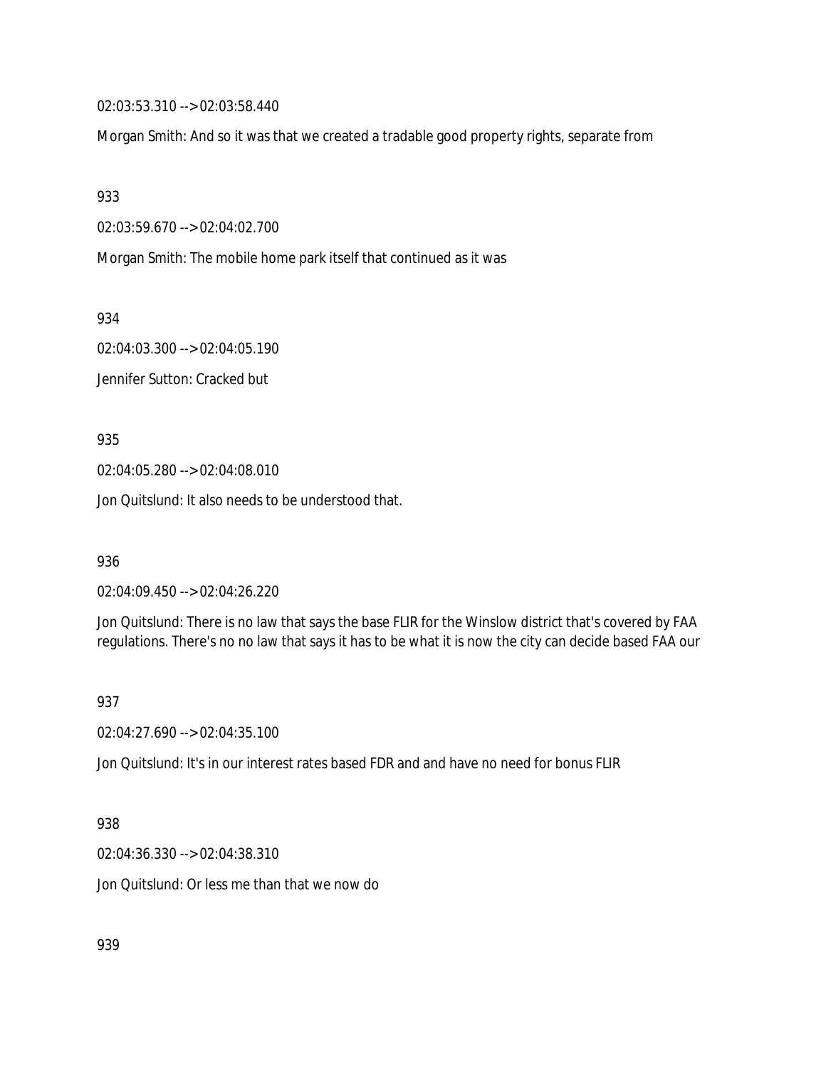02:03:53.310 --> 02:03:58.440

Morgan Smith: And so it was that we created a tradable good property rights, separate from

933

02:03:59.670 --> 02:04:02.700

Morgan Smith: The mobile home park itself that continued as it was

934

02:04:03.300 --> 02:04:05.190

Jennifer Sutton: Cracked but

935

02:04:05.280 --> 02:04:08.010

Jon Quitslund: It also needs to be understood that.

936

02:04:09.450 --> 02:04:26.220

Jon Quitslund: There is no law that says the base FLIR for the Winslow district that's covered by FAA regulations. There's no no law that says it has to be what it is now the city can decide based FAA our

937

02:04:27.690 --> 02:04:35.100

Jon Quitslund: It's in our interest rates based FDR and and have no need for bonus FLIR

938

02:04:36.330 --> 02:04:38.310

Jon Quitslund: Or less me than that we now do

939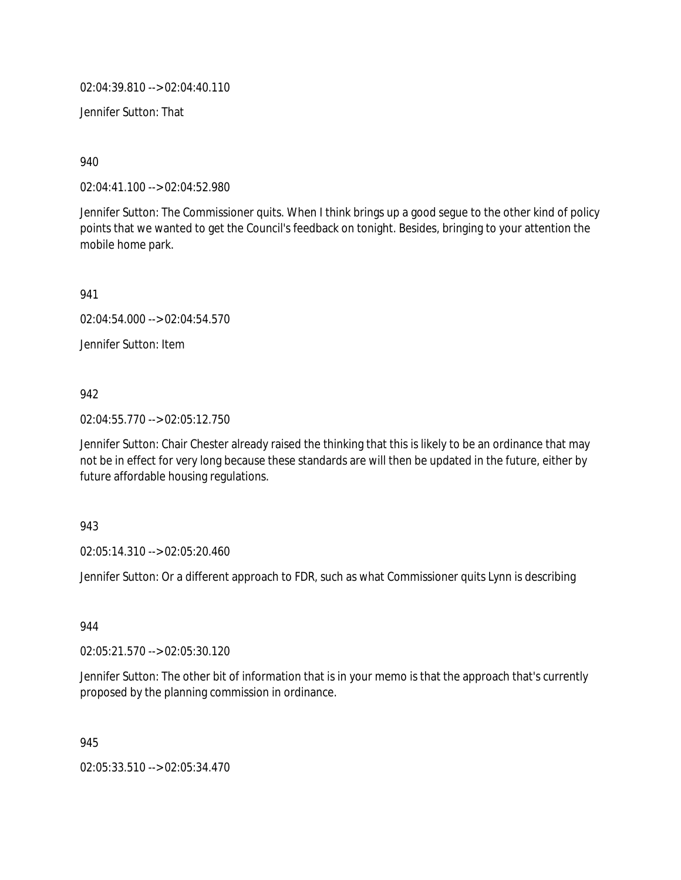02:04:39.810 --> 02:04:40.110

Jennifer Sutton: That

940

02:04:41.100 --> 02:04:52.980

Jennifer Sutton: The Commissioner quits. When I think brings up a good segue to the other kind of policy points that we wanted to get the Council's feedback on tonight. Besides, bringing to your attention the mobile home park.

941

02:04:54.000 --> 02:04:54.570

Jennifer Sutton: Item

942

02:04:55.770 --> 02:05:12.750

Jennifer Sutton: Chair Chester already raised the thinking that this is likely to be an ordinance that may not be in effect for very long because these standards are will then be updated in the future, either by future affordable housing regulations.

943

02:05:14.310 --> 02:05:20.460

Jennifer Sutton: Or a different approach to FDR, such as what Commissioner quits Lynn is describing

944

02:05:21.570 --> 02:05:30.120

Jennifer Sutton: The other bit of information that is in your memo is that the approach that's currently proposed by the planning commission in ordinance.

945

02:05:33.510 --> 02:05:34.470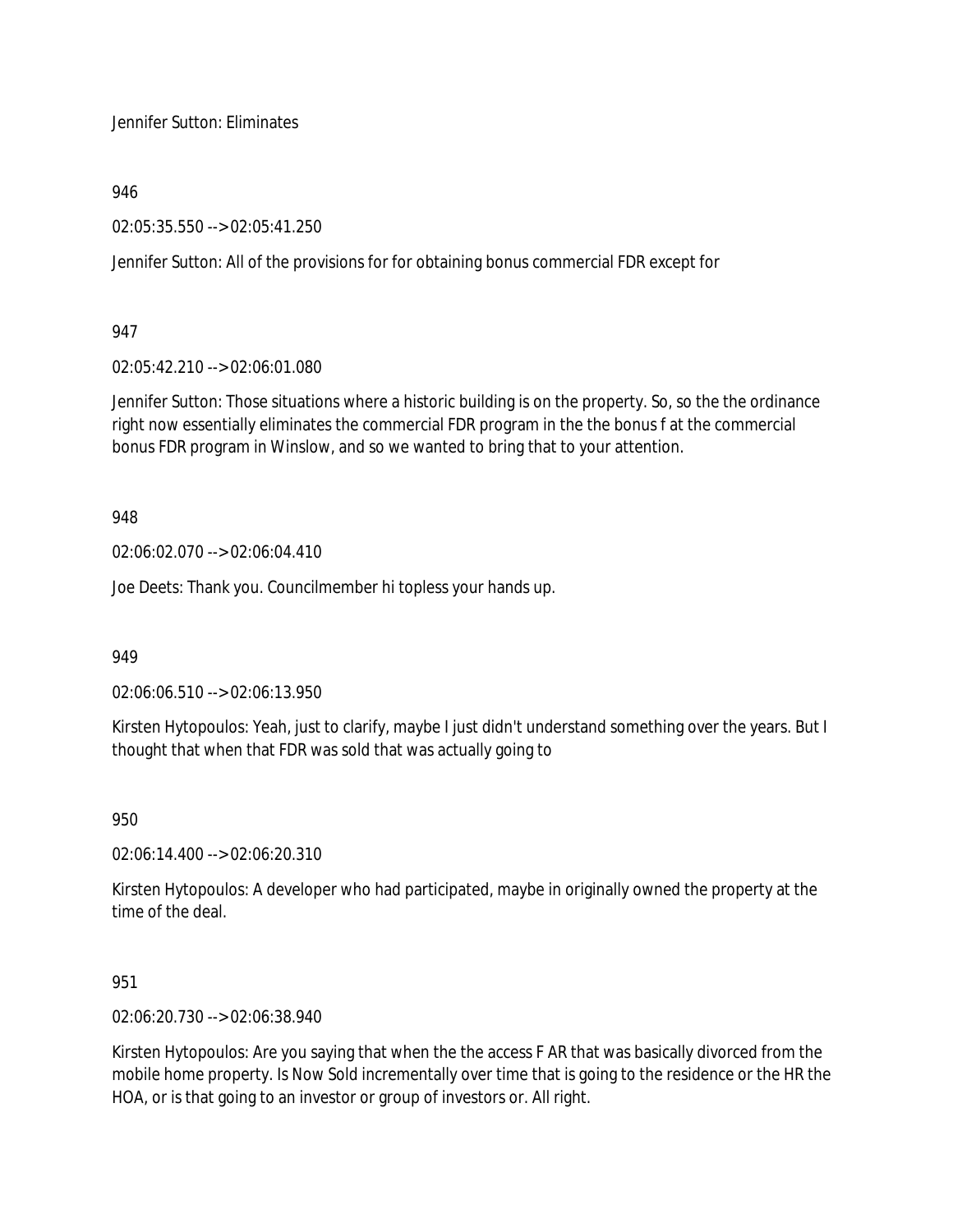Jennifer Sutton: Eliminates

946

02:05:35.550 --> 02:05:41.250

Jennifer Sutton: All of the provisions for for obtaining bonus commercial FDR except for

947

02:05:42.210 --> 02:06:01.080

Jennifer Sutton: Those situations where a historic building is on the property. So, so the the ordinance right now essentially eliminates the commercial FDR program in the the bonus f at the commercial bonus FDR program in Winslow, and so we wanted to bring that to your attention.

948

02:06:02.070 --> 02:06:04.410

Joe Deets: Thank you. Councilmember hi topless your hands up.

949

02:06:06.510 --> 02:06:13.950

Kirsten Hytopoulos: Yeah, just to clarify, maybe I just didn't understand something over the years. But I thought that when that FDR was sold that was actually going to

950

02:06:14.400 --> 02:06:20.310

Kirsten Hytopoulos: A developer who had participated, maybe in originally owned the property at the time of the deal.

951

02:06:20.730 --> 02:06:38.940

Kirsten Hytopoulos: Are you saying that when the the access F AR that was basically divorced from the mobile home property. Is Now Sold incrementally over time that is going to the residence or the HR the HOA, or is that going to an investor or group of investors or. All right.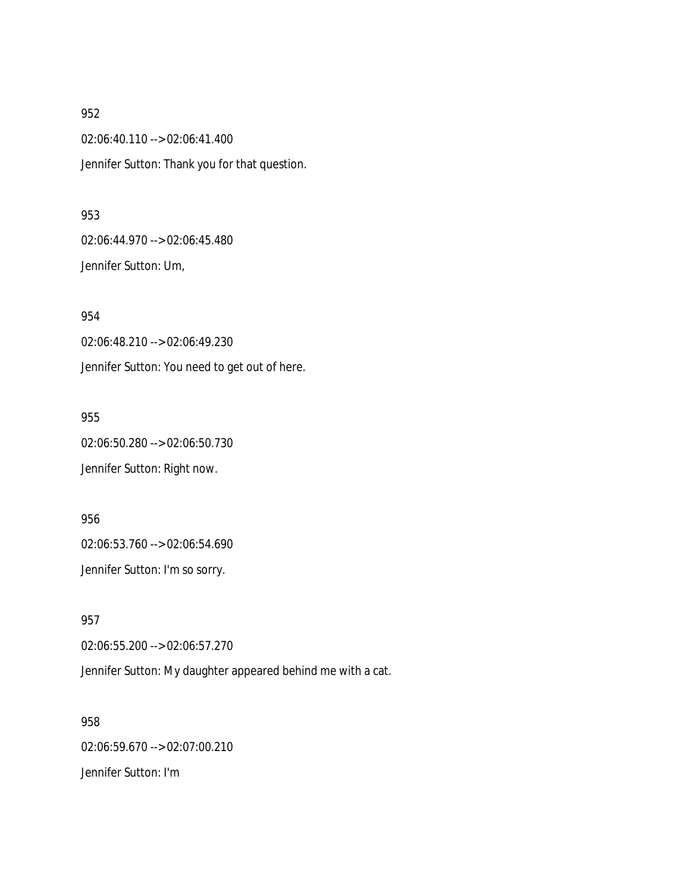952

02:06:40.110 --> 02:06:41.400

Jennifer Sutton: Thank you for that question.

953

02:06:44.970 --> 02:06:45.480

Jennifer Sutton: Um,

954

02:06:48.210 --> 02:06:49.230

Jennifer Sutton: You need to get out of here.

955

02:06:50.280 --> 02:06:50.730

Jennifer Sutton: Right now.

956

02:06:53.760 --> 02:06:54.690

Jennifer Sutton: I'm so sorry.

957

02:06:55.200 --> 02:06:57.270

Jennifer Sutton: My daughter appeared behind me with a cat.

958

02:06:59.670 --> 02:07:00.210

Jennifer Sutton: I'm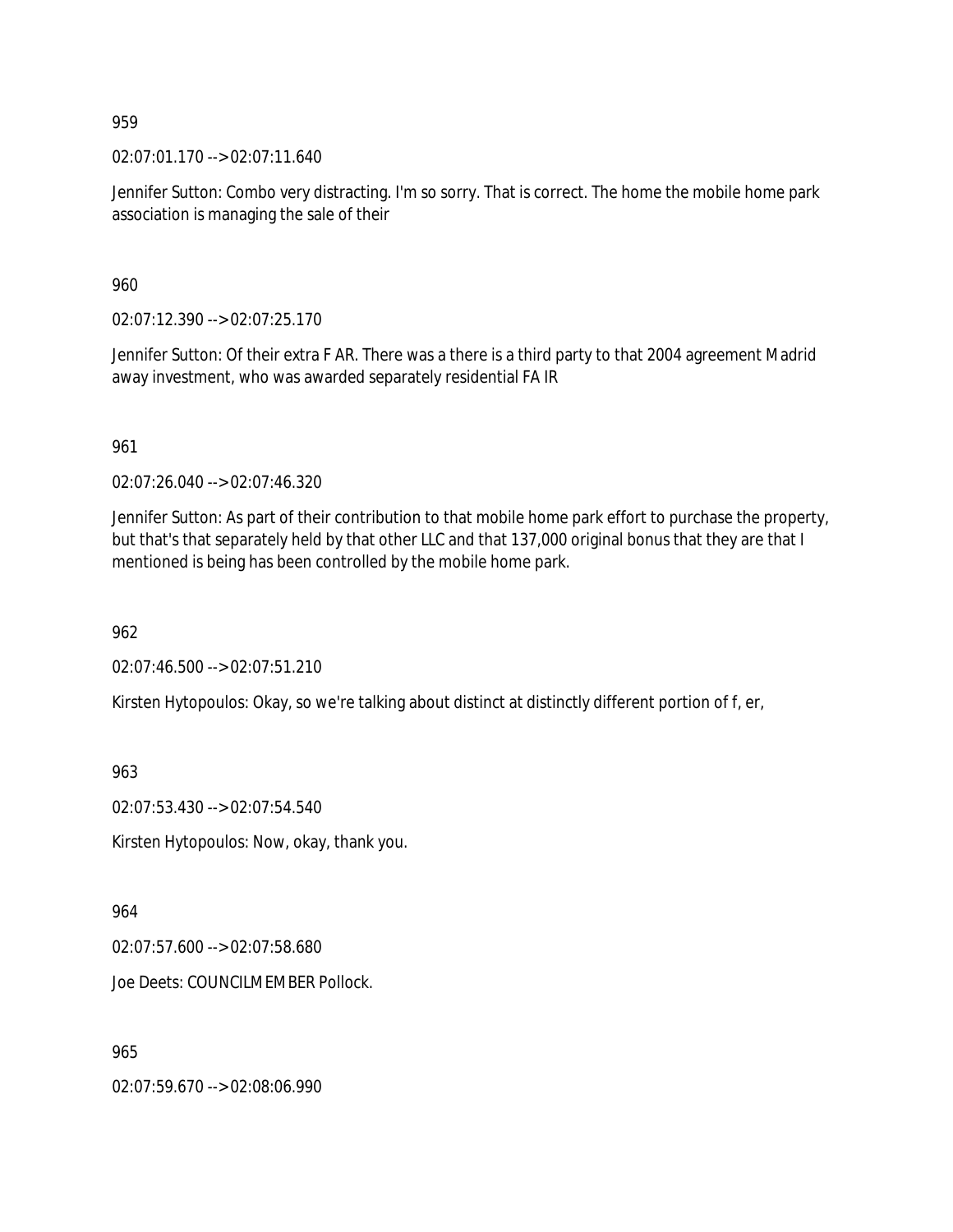959

02:07:01.170 --> 02:07:11.640

Jennifer Sutton: Combo very distracting. I'm so sorry. That is correct. The home the mobile home park association is managing the sale of their

960

02:07:12.390 --> 02:07:25.170

Jennifer Sutton: Of their extra F AR. There was a there is a third party to that 2004 agreement Madrid away investment, who was awarded separately residential FA IR

961

02:07:26.040 --> 02:07:46.320

Jennifer Sutton: As part of their contribution to that mobile home park effort to purchase the property, but that's that separately held by that other LLC and that 137,000 original bonus that they are that I mentioned is being has been controlled by the mobile home park.

962

02:07:46.500 --> 02:07:51.210

Kirsten Hytopoulos: Okay, so we're talking about distinct at distinctly different portion of f, er,

963

02:07:53.430 --> 02:07:54.540

Kirsten Hytopoulos: Now, okay, thank you.

964

02:07:57.600 --> 02:07:58.680

Joe Deets: COUNCILMEMBER Pollock.

965

02:07:59.670 --> 02:08:06.990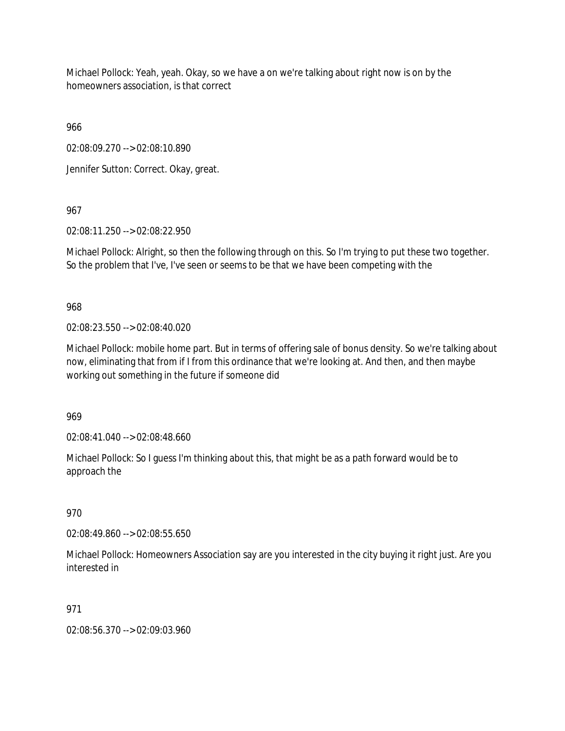Michael Pollock: Yeah, yeah. Okay, so we have a on we're talking about right now is on by the homeowners association, is that correct

966

02:08:09.270 --> 02:08:10.890

Jennifer Sutton: Correct. Okay, great.

967

02:08:11.250 --> 02:08:22.950

Michael Pollock: Alright, so then the following through on this. So I'm trying to put these two together. So the problem that I've, I've seen or seems to be that we have been competing with the

968

02:08:23.550 --> 02:08:40.020

Michael Pollock: mobile home part. But in terms of offering sale of bonus density. So we're talking about now, eliminating that from if I from this ordinance that we're looking at. And then, and then maybe working out something in the future if someone did

969

02:08:41.040 --> 02:08:48.660

Michael Pollock: So I guess I'm thinking about this, that might be as a path forward would be to approach the

970

02:08:49.860 --> 02:08:55.650

Michael Pollock: Homeowners Association say are you interested in the city buying it right just. Are you interested in

971

02:08:56.370 --> 02:09:03.960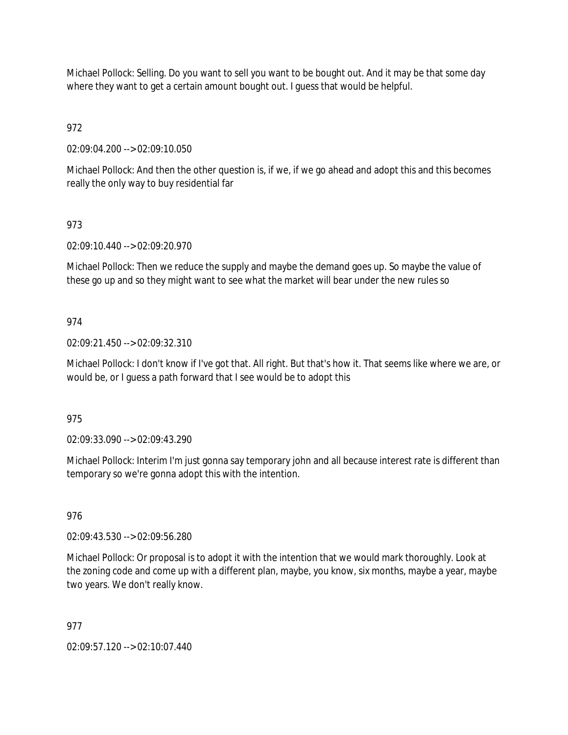Michael Pollock: Selling. Do you want to sell you want to be bought out. And it may be that some day where they want to get a certain amount bought out. I guess that would be helpful.

972

02:09:04.200 --> 02:09:10.050

Michael Pollock: And then the other question is, if we, if we go ahead and adopt this and this becomes really the only way to buy residential far

973

02:09:10.440 --> 02:09:20.970

Michael Pollock: Then we reduce the supply and maybe the demand goes up. So maybe the value of these go up and so they might want to see what the market will bear under the new rules so

974

02:09:21.450 --> 02:09:32.310

Michael Pollock: I don't know if I've got that. All right. But that's how it. That seems like where we are, or would be, or I guess a path forward that I see would be to adopt this

975

02:09:33.090 --> 02:09:43.290

Michael Pollock: Interim I'm just gonna say temporary john and all because interest rate is different than temporary so we're gonna adopt this with the intention.

976

02:09:43.530 --> 02:09:56.280

Michael Pollock: Or proposal is to adopt it with the intention that we would mark thoroughly. Look at the zoning code and come up with a different plan, maybe, you know, six months, maybe a year, maybe two years. We don't really know.

977

02:09:57.120 --> 02:10:07.440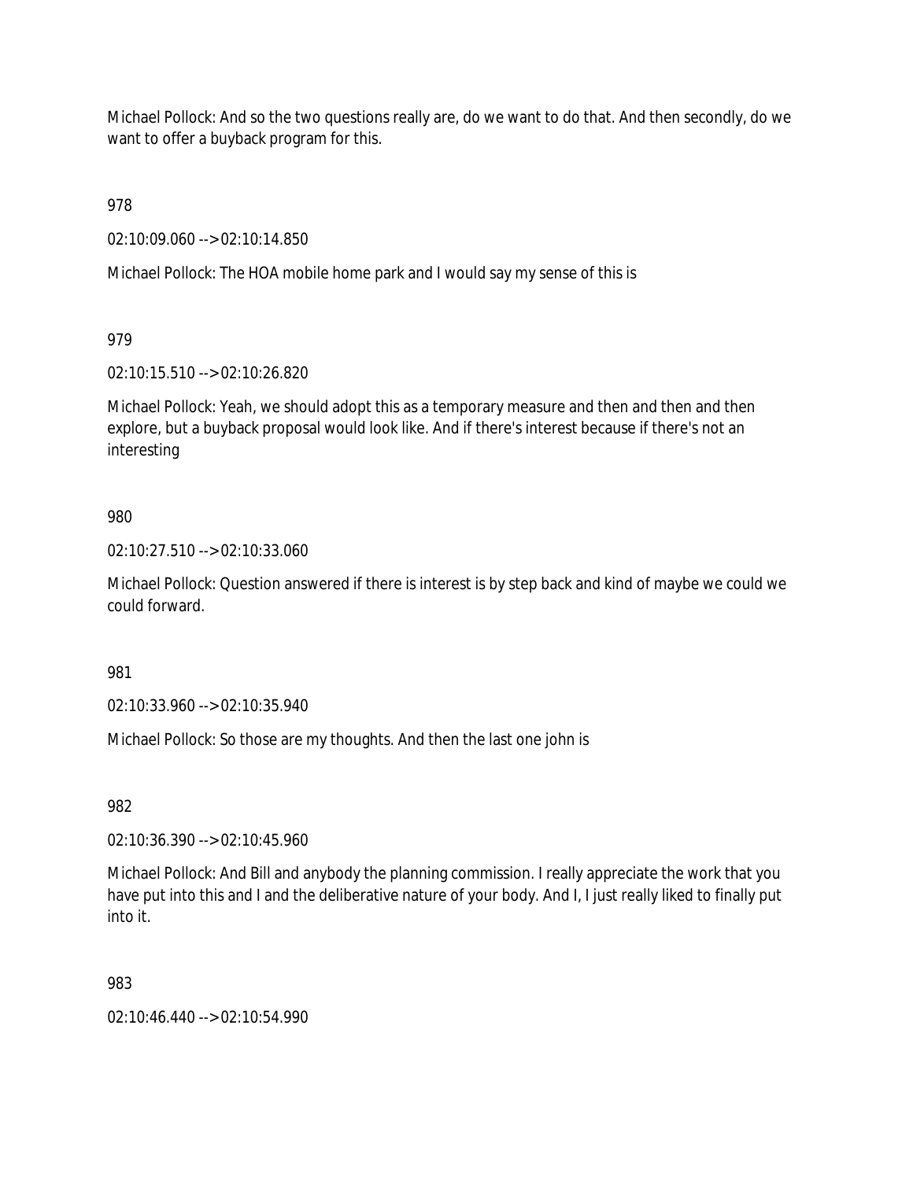Michael Pollock: And so the two questions really are, do we want to do that. And then secondly, do we want to offer a buyback program for this.

978

02:10:09.060 --> 02:10:14.850

Michael Pollock: The HOA mobile home park and I would say my sense of this is

979

02:10:15.510 --> 02:10:26.820

Michael Pollock: Yeah, we should adopt this as a temporary measure and then and then and then explore, but a buyback proposal would look like. And if there's interest because if there's not an interesting

980

02:10:27.510 --> 02:10:33.060

Michael Pollock: Question answered if there is interest is by step back and kind of maybe we could we could forward.

981

02:10:33.960 --> 02:10:35.940

Michael Pollock: So those are my thoughts. And then the last one john is

982

02:10:36.390 --> 02:10:45.960

Michael Pollock: And Bill and anybody the planning commission. I really appreciate the work that you have put into this and I and the deliberative nature of your body. And I, I just really liked to finally put into it.

983

02:10:46.440 --> 02:10:54.990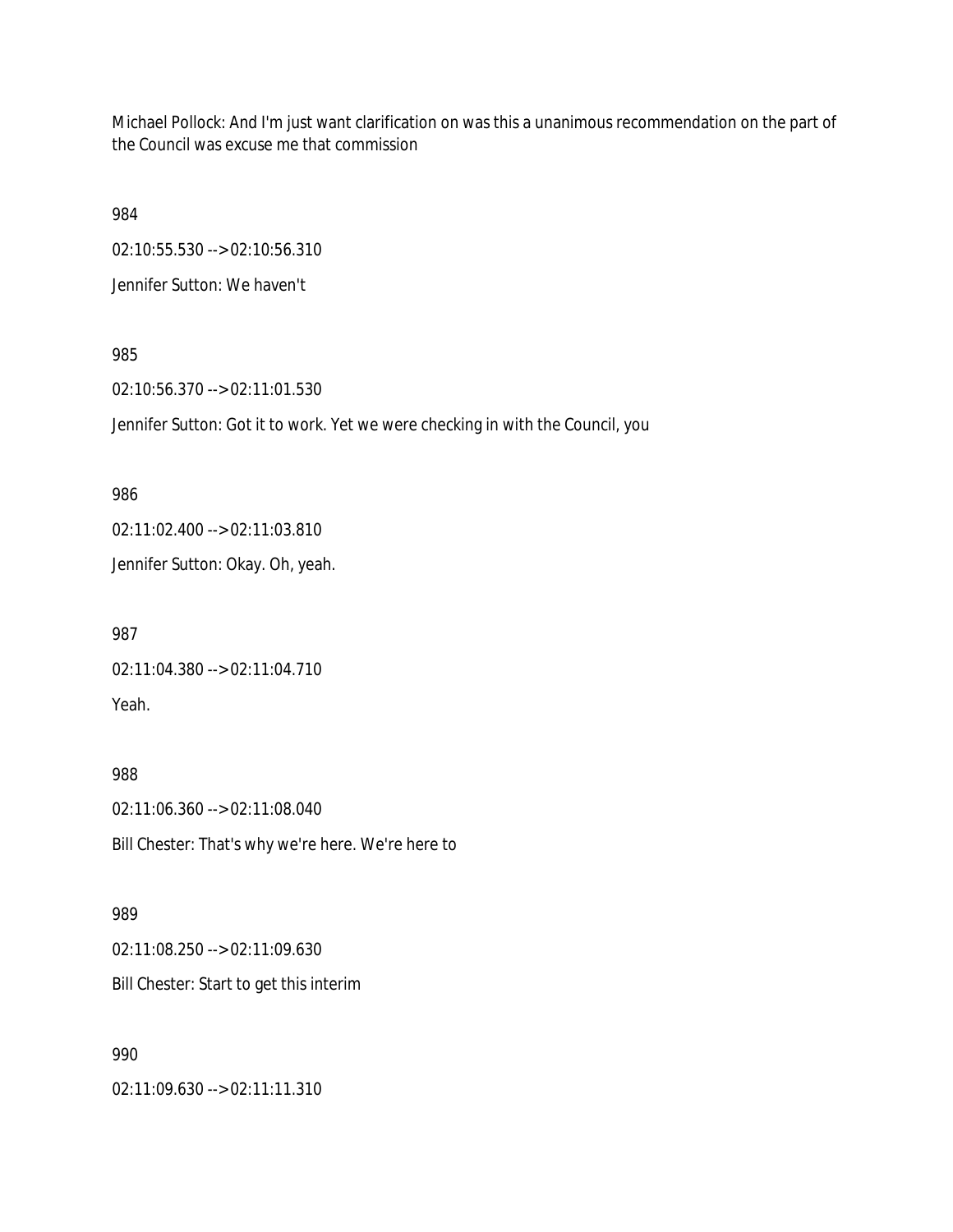Michael Pollock: And I'm just want clarification on was this a unanimous recommendation on the part of the Council was excuse me that commission

984

02:10:55.530 --> 02:10:56.310

Jennifer Sutton: We haven't

985

02:10:56.370 --> 02:11:01.530

Jennifer Sutton: Got it to work. Yet we were checking in with the Council, you

986

02:11:02.400 --> 02:11:03.810

Jennifer Sutton: Okay. Oh, yeah.

987

02:11:04.380 --> 02:11:04.710

Yeah.

988

02:11:06.360 --> 02:11:08.040

Bill Chester: That's why we're here. We're here to

989

02:11:08.250 --> 02:11:09.630

Bill Chester: Start to get this interim

990

02:11:09.630 --> 02:11:11.310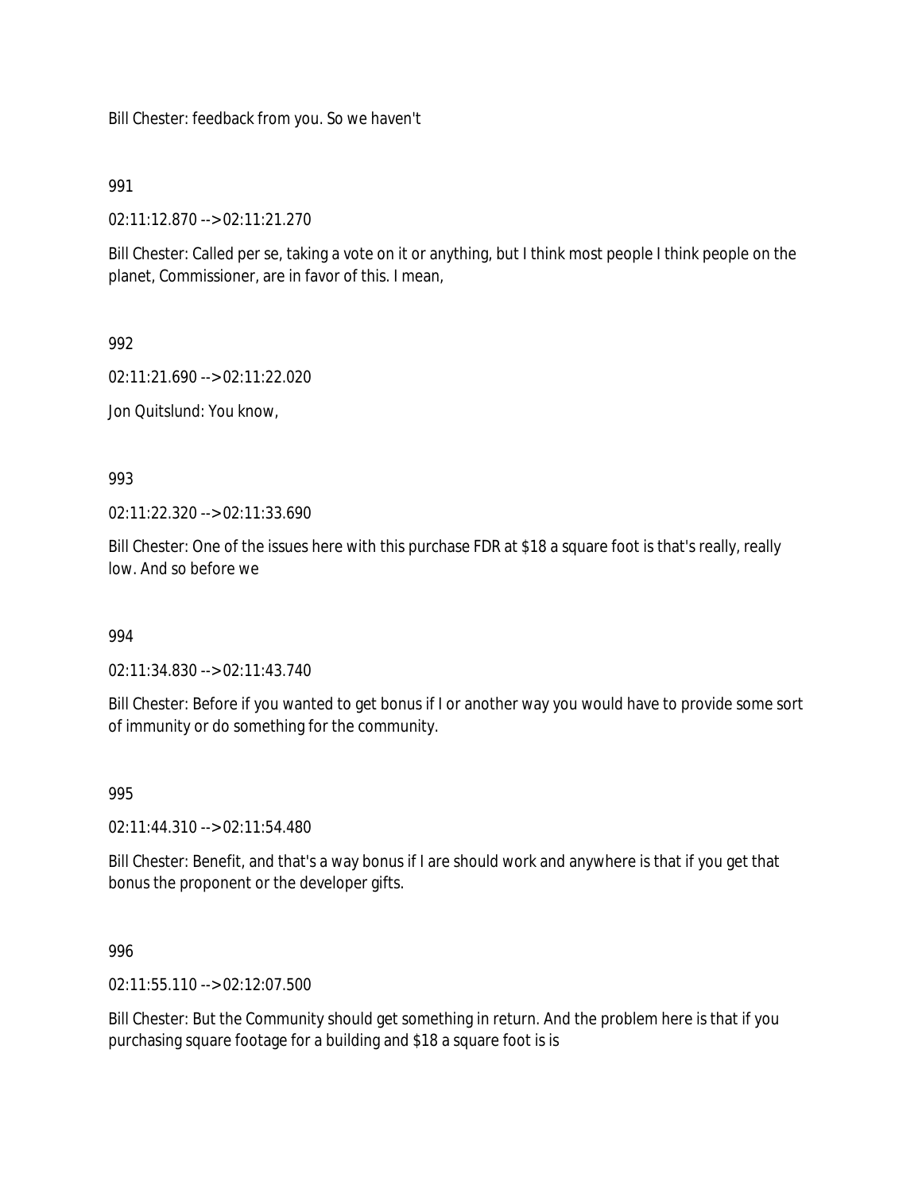Bill Chester: feedback from you. So we haven't

991

02:11:12.870 --> 02:11:21.270

Bill Chester: Called per se, taking a vote on it or anything, but I think most people I think people on the planet, Commissioner, are in favor of this. I mean,

992

02:11:21.690 --> 02:11:22.020

Jon Quitslund: You know,

993

02:11:22.320 --> 02:11:33.690

Bill Chester: One of the issues here with this purchase FDR at $18 a square foot is that's really, really low. And so before we

994

02:11:34.830 --> 02:11:43.740

Bill Chester: Before if you wanted to get bonus if I or another way you would have to provide some sort of immunity or do something for the community.

995

02:11:44.310 --> 02:11:54.480

Bill Chester: Benefit, and that's a way bonus if I are should work and anywhere is that if you get that bonus the proponent or the developer gifts.

996

02:11:55.110 --> 02:12:07.500

Bill Chester: But the Community should get something in return. And the problem here is that if you purchasing square footage for a building and $18 a square foot is is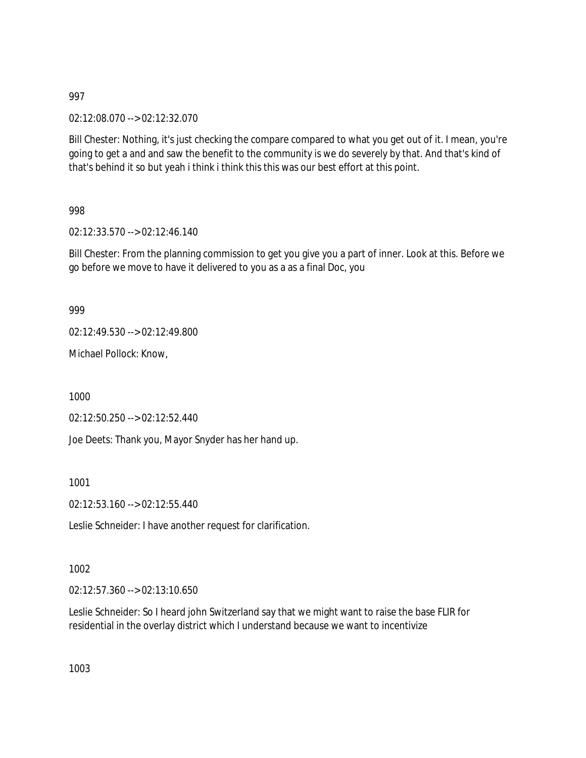997

02:12:08.070 --> 02:12:32.070

Bill Chester: Nothing, it's just checking the compare compared to what you get out of it. I mean, you're going to get a and and saw the benefit to the community is we do severely by that. And that's kind of that's behind it so but yeah i think i think this this was our best effort at this point.

998

02:12:33.570 --> 02:12:46.140

Bill Chester: From the planning commission to get you give you a part of inner. Look at this. Before we go before we move to have it delivered to you as a as a final Doc, you

999

02:12:49.530 --> 02:12:49.800

Michael Pollock: Know,

1000

02:12:50.250 --> 02:12:52.440

Joe Deets: Thank you, Mayor Snyder has her hand up.

1001

02:12:53.160 --> 02:12:55.440

Leslie Schneider: I have another request for clarification.

1002

02:12:57.360 --> 02:13:10.650

Leslie Schneider: So I heard john Switzerland say that we might want to raise the base FLIR for residential in the overlay district which I understand because we want to incentivize

1003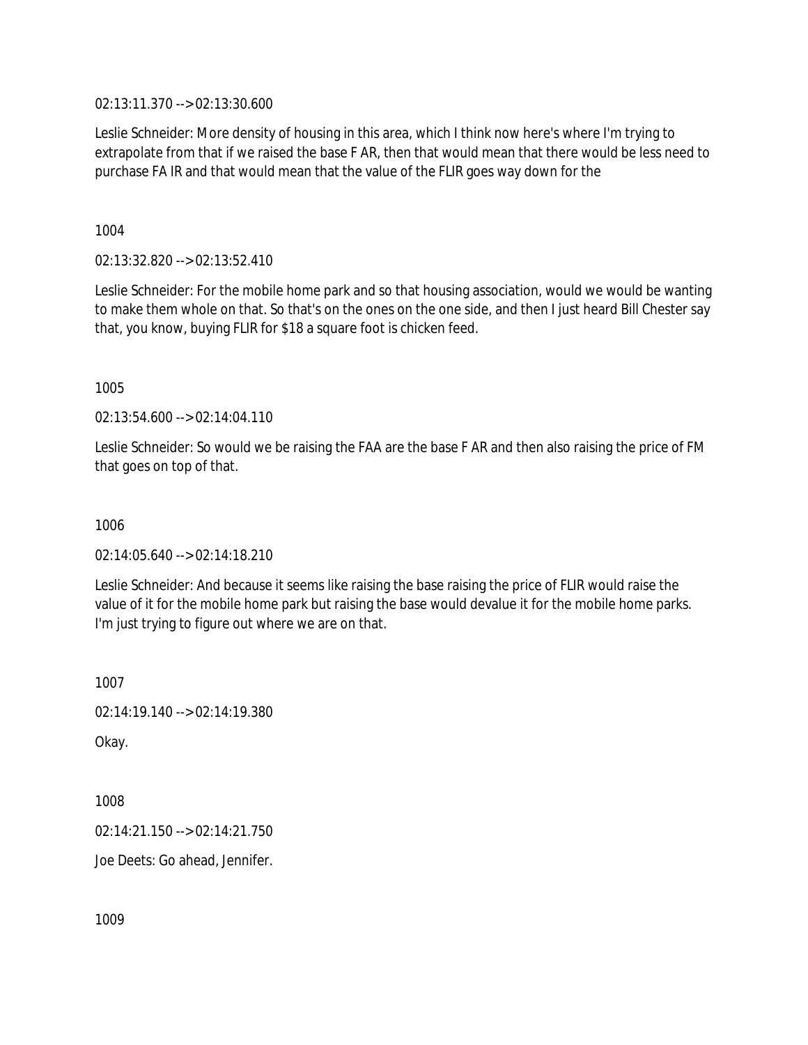02:13:11.370 --> 02:13:30.600

Leslie Schneider: More density of housing in this area, which I think now here's where I'm trying to extrapolate from that if we raised the base F AR, then that would mean that there would be less need to purchase FA IR and that would mean that the value of the FLIR goes way down for the

1004

02:13:32.820 --> 02:13:52.410

Leslie Schneider: For the mobile home park and so that housing association, would we would be wanting to make them whole on that. So that's on the ones on the one side, and then I just heard Bill Chester say that, you know, buying FLIR for $18 a square foot is chicken feed.

1005

02:13:54.600 --> 02:14:04.110

Leslie Schneider: So would we be raising the FAA are the base F AR and then also raising the price of FM that goes on top of that.

1006

02:14:05.640 --> 02:14:18.210

Leslie Schneider: And because it seems like raising the base raising the price of FLIR would raise the value of it for the mobile home park but raising the base would devalue it for the mobile home parks. I'm just trying to figure out where we are on that.

1007

02:14:19.140 --> 02:14:19.380

Okay.

1008

02:14:21.150 --> 02:14:21.750

Joe Deets: Go ahead, Jennifer.

1009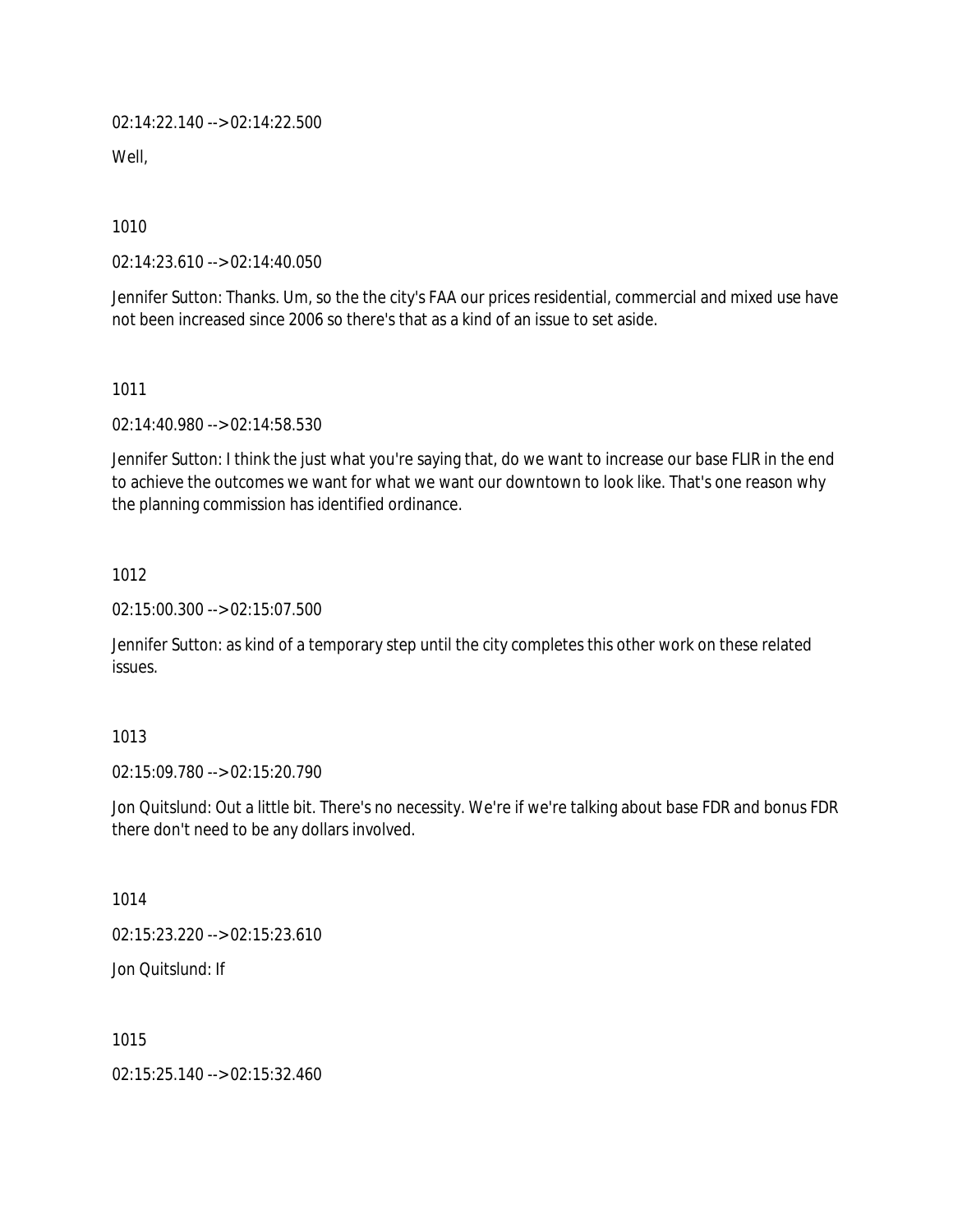02:14:22.140 --> 02:14:22.500

Well,

1010

02:14:23.610 --> 02:14:40.050

Jennifer Sutton: Thanks. Um, so the the city's FAA our prices residential, commercial and mixed use have not been increased since 2006 so there's that as a kind of an issue to set aside.

1011

02:14:40.980 --> 02:14:58.530

Jennifer Sutton: I think the just what you're saying that, do we want to increase our base FLIR in the end to achieve the outcomes we want for what we want our downtown to look like. That's one reason why the planning commission has identified ordinance.

1012

02:15:00.300 --> 02:15:07.500

Jennifer Sutton: as kind of a temporary step until the city completes this other work on these related issues.

1013

02:15:09.780 --> 02:15:20.790

Jon Quitslund: Out a little bit. There's no necessity. We're if we're talking about base FDR and bonus FDR there don't need to be any dollars involved.

1014

02:15:23.220 --> 02:15:23.610

Jon Quitslund: If

1015

02:15:25.140 --> 02:15:32.460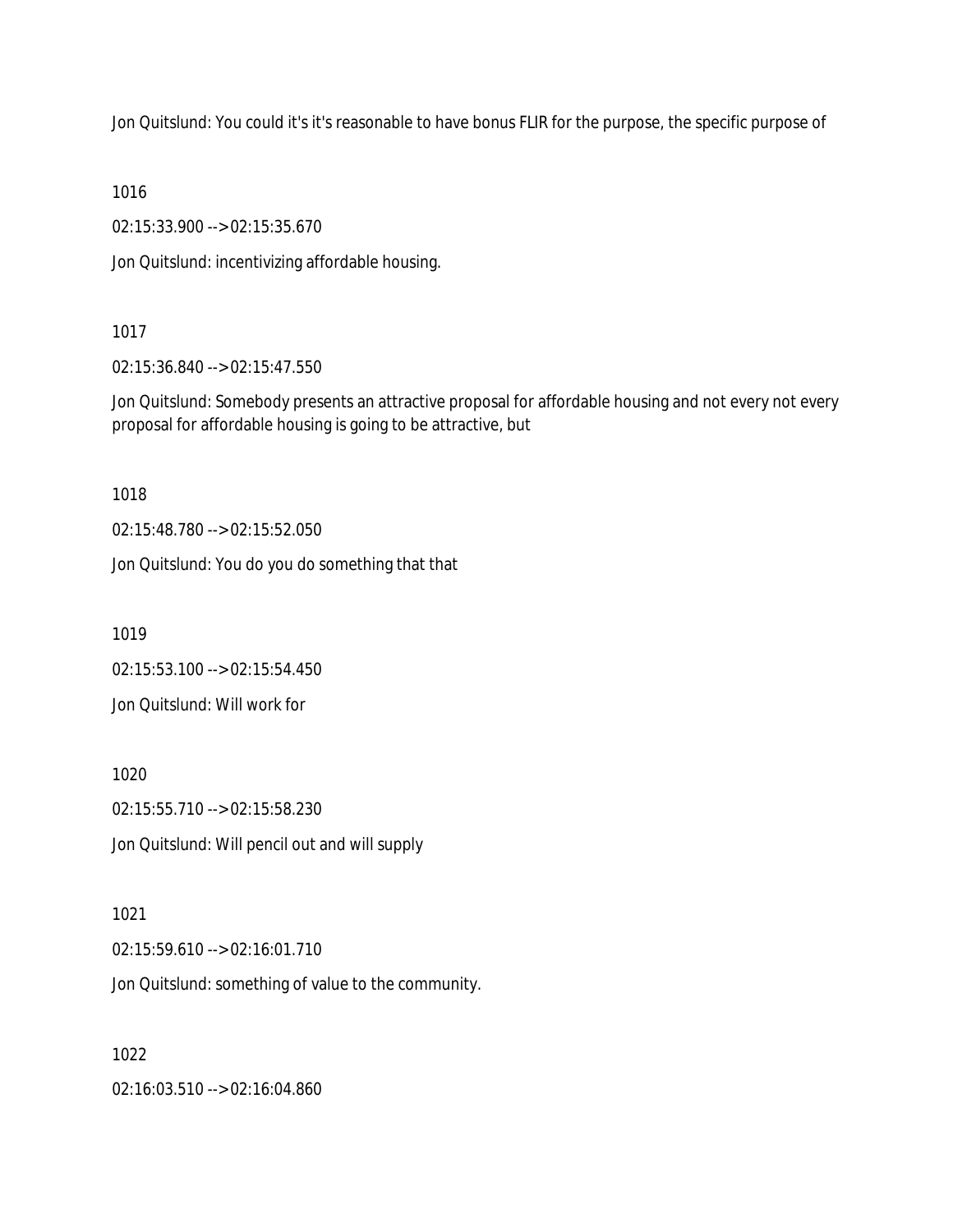Jon Quitslund: You could it's it's reasonable to have bonus FLIR for the purpose, the specific purpose of

1016

02:15:33.900 --> 02:15:35.670

Jon Quitslund: incentivizing affordable housing.

1017

02:15:36.840 --> 02:15:47.550

Jon Quitslund: Somebody presents an attractive proposal for affordable housing and not every not every proposal for affordable housing is going to be attractive, but

1018

02:15:48.780 --> 02:15:52.050

Jon Quitslund: You do you do something that that

1019

02:15:53.100 --> 02:15:54.450

Jon Quitslund: Will work for

1020

02:15:55.710 --> 02:15:58.230

Jon Quitslund: Will pencil out and will supply

1021

02:15:59.610 --> 02:16:01.710

Jon Quitslund: something of value to the community.

1022

02:16:03.510 --> 02:16:04.860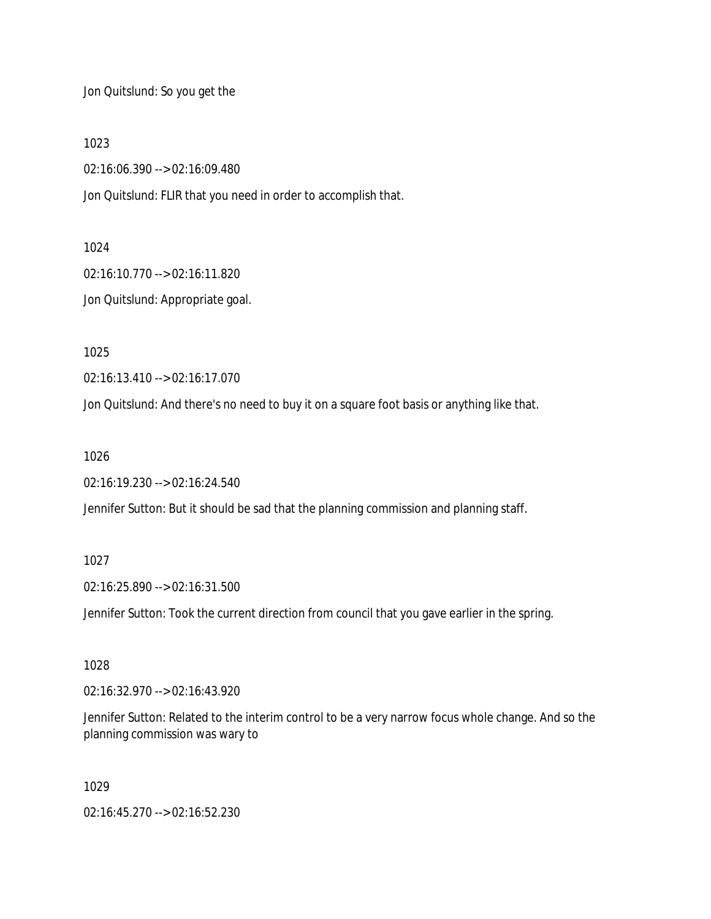Jon Quitslund: So you get the

1023

02:16:06.390 --> 02:16:09.480

Jon Quitslund: FLIR that you need in order to accomplish that.

1024

02:16:10.770 --> 02:16:11.820

Jon Quitslund: Appropriate goal.

1025

02:16:13.410 --> 02:16:17.070

Jon Quitslund: And there's no need to buy it on a square foot basis or anything like that.

1026

02:16:19.230 --> 02:16:24.540

Jennifer Sutton: But it should be sad that the planning commission and planning staff.

1027

02:16:25.890 --> 02:16:31.500

Jennifer Sutton: Took the current direction from council that you gave earlier in the spring.

1028

02:16:32.970 --> 02:16:43.920

Jennifer Sutton: Related to the interim control to be a very narrow focus whole change. And so the planning commission was wary to

1029

02:16:45.270 --> 02:16:52.230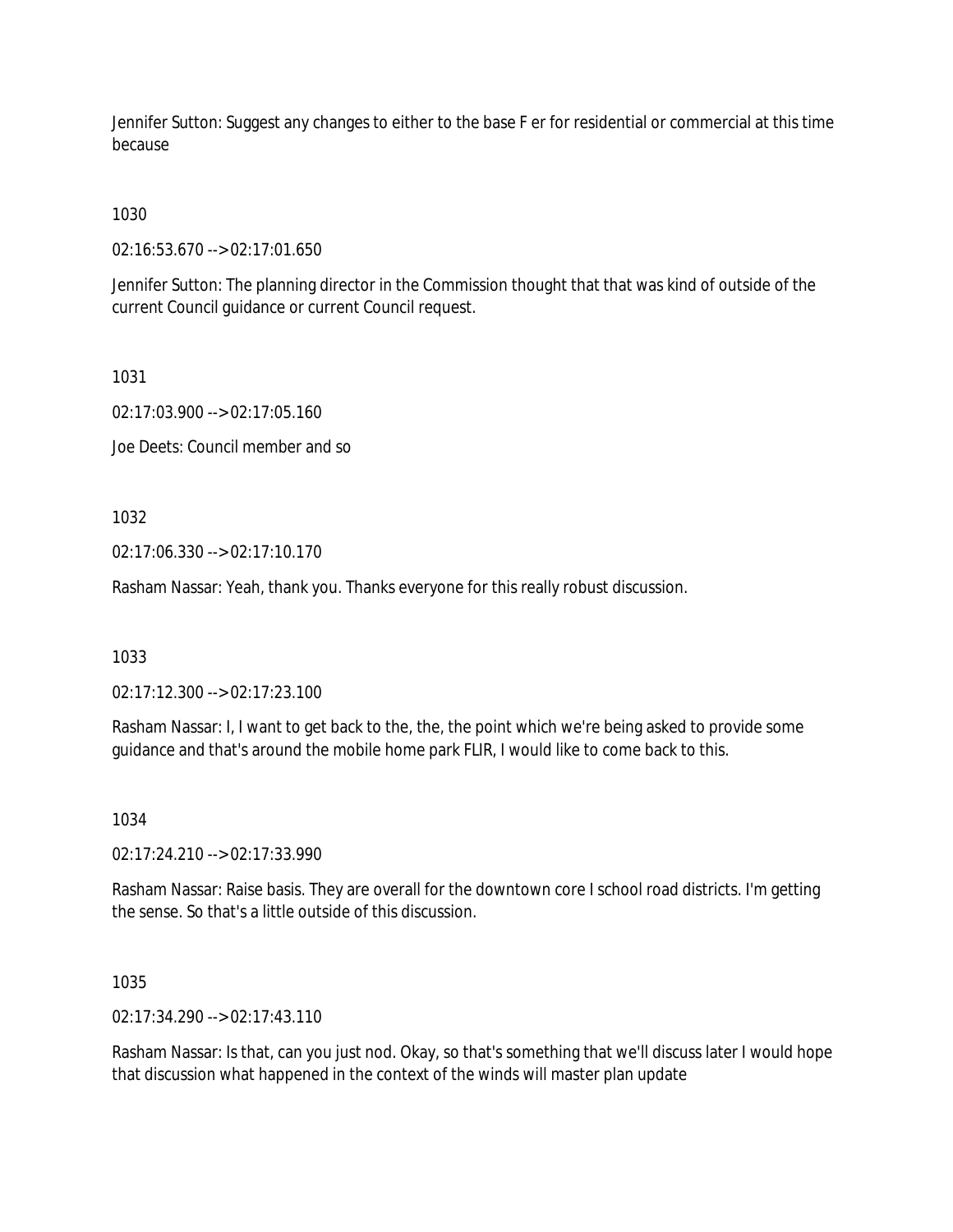Jennifer Sutton: Suggest any changes to either to the base F er for residential or commercial at this time because

1030

02:16:53.670 --> 02:17:01.650

Jennifer Sutton: The planning director in the Commission thought that that was kind of outside of the current Council guidance or current Council request.

1031

02:17:03.900 --> 02:17:05.160

Joe Deets: Council member and so

1032

02:17:06.330 --> 02:17:10.170

Rasham Nassar: Yeah, thank you. Thanks everyone for this really robust discussion.

1033

02:17:12.300 --> 02:17:23.100

Rasham Nassar: I, I want to get back to the, the, the point which we're being asked to provide some guidance and that's around the mobile home park FLIR, I would like to come back to this.

1034

02:17:24.210 --> 02:17:33.990

Rasham Nassar: Raise basis. They are overall for the downtown core I school road districts. I'm getting the sense. So that's a little outside of this discussion.

1035

02:17:34.290 --> 02:17:43.110

Rasham Nassar: Is that, can you just nod. Okay, so that's something that we'll discuss later I would hope that discussion what happened in the context of the winds will master plan update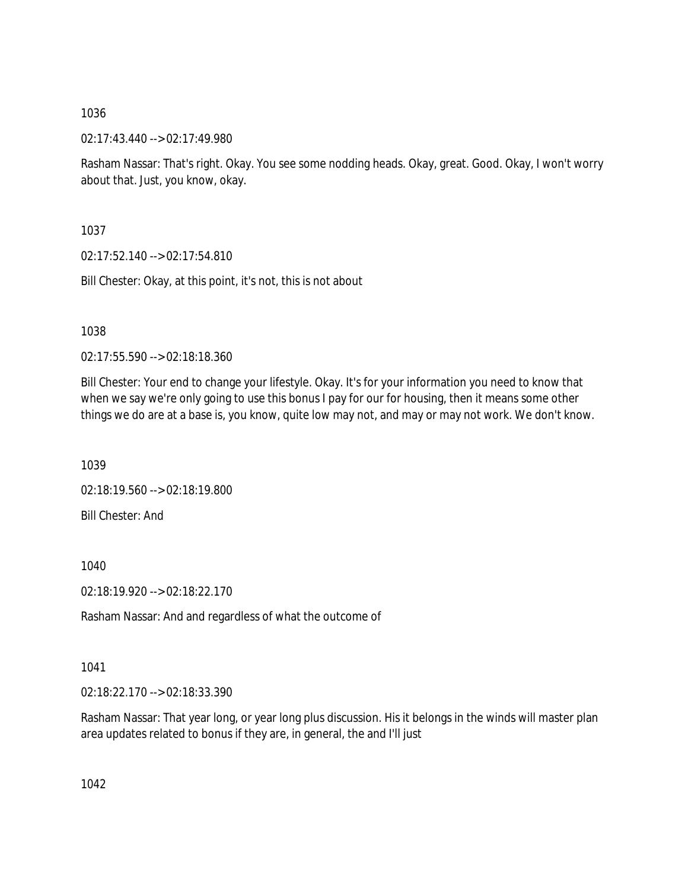1036

02:17:43.440 --> 02:17:49.980

Rasham Nassar: That's right. Okay. You see some nodding heads. Okay, great. Good. Okay, I won't worry about that. Just, you know, okay.

1037

02:17:52.140 --> 02:17:54.810

Bill Chester: Okay, at this point, it's not, this is not about

1038

02:17:55.590 --> 02:18:18.360

Bill Chester: Your end to change your lifestyle. Okay. It's for your information you need to know that when we say we're only going to use this bonus I pay for our for housing, then it means some other things we do are at a base is, you know, quite low may not, and may or may not work. We don't know.

1039

02:18:19.560 --> 02:18:19.800

Bill Chester: And

1040

02:18:19.920 --> 02:18:22.170

Rasham Nassar: And and regardless of what the outcome of

1041

02:18:22.170 --> 02:18:33.390

Rasham Nassar: That year long, or year long plus discussion. His it belongs in the winds will master plan area updates related to bonus if they are, in general, the and I'll just

1042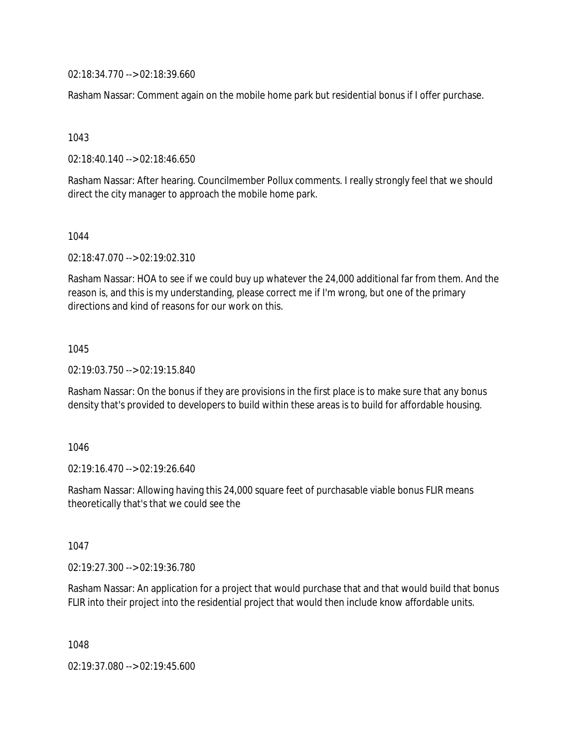02:18:34.770 --> 02:18:39.660

Rasham Nassar: Comment again on the mobile home park but residential bonus if I offer purchase.

1043

02:18:40.140 --> 02:18:46.650

Rasham Nassar: After hearing. Councilmember Pollux comments. I really strongly feel that we should direct the city manager to approach the mobile home park.

1044

02:18:47.070 --> 02:19:02.310

Rasham Nassar: HOA to see if we could buy up whatever the 24,000 additional far from them. And the reason is, and this is my understanding, please correct me if I'm wrong, but one of the primary directions and kind of reasons for our work on this.

1045

02:19:03.750 --> 02:19:15.840

Rasham Nassar: On the bonus if they are provisions in the first place is to make sure that any bonus density that's provided to developers to build within these areas is to build for affordable housing.

1046

02:19:16.470 --> 02:19:26.640

Rasham Nassar: Allowing having this 24,000 square feet of purchasable viable bonus FLIR means theoretically that's that we could see the

1047

02:19:27.300 --> 02:19:36.780

Rasham Nassar: An application for a project that would purchase that and that would build that bonus FLIR into their project into the residential project that would then include know affordable units.

1048

02:19:37.080 --> 02:19:45.600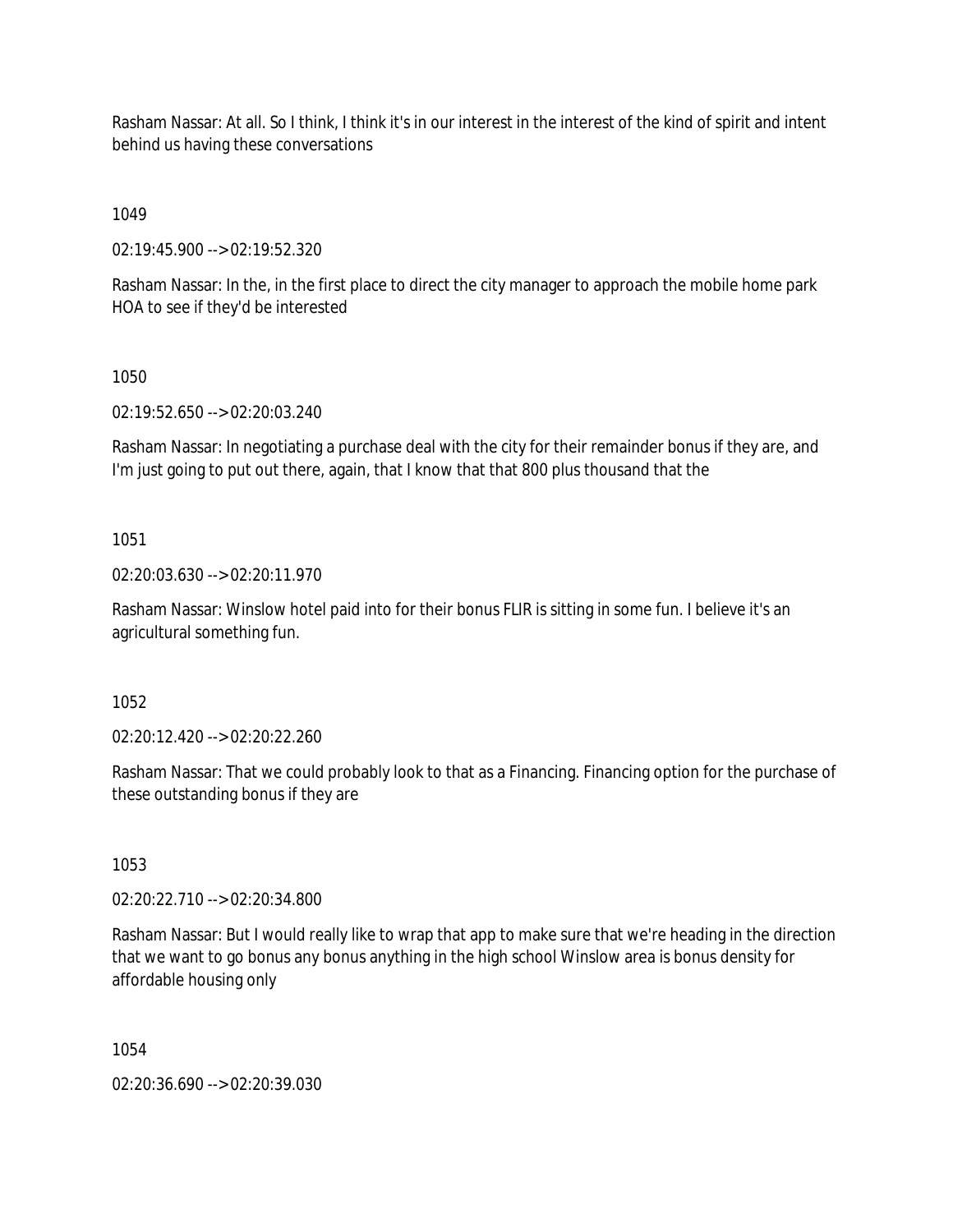Rasham Nassar: At all. So I think, I think it's in our interest in the interest of the kind of spirit and intent behind us having these conversations

1049

02:19:45.900 --> 02:19:52.320

Rasham Nassar: In the, in the first place to direct the city manager to approach the mobile home park HOA to see if they'd be interested

1050

02:19:52.650 --> 02:20:03.240

Rasham Nassar: In negotiating a purchase deal with the city for their remainder bonus if they are, and I'm just going to put out there, again, that I know that that 800 plus thousand that the

1051

02:20:03.630 --> 02:20:11.970

Rasham Nassar: Winslow hotel paid into for their bonus FLIR is sitting in some fun. I believe it's an agricultural something fun.

1052

02:20:12.420 --> 02:20:22.260

Rasham Nassar: That we could probably look to that as a Financing. Financing option for the purchase of these outstanding bonus if they are

1053

02:20:22.710 --> 02:20:34.800

Rasham Nassar: But I would really like to wrap that app to make sure that we're heading in the direction that we want to go bonus any bonus anything in the high school Winslow area is bonus density for affordable housing only

1054

02:20:36.690 --> 02:20:39.030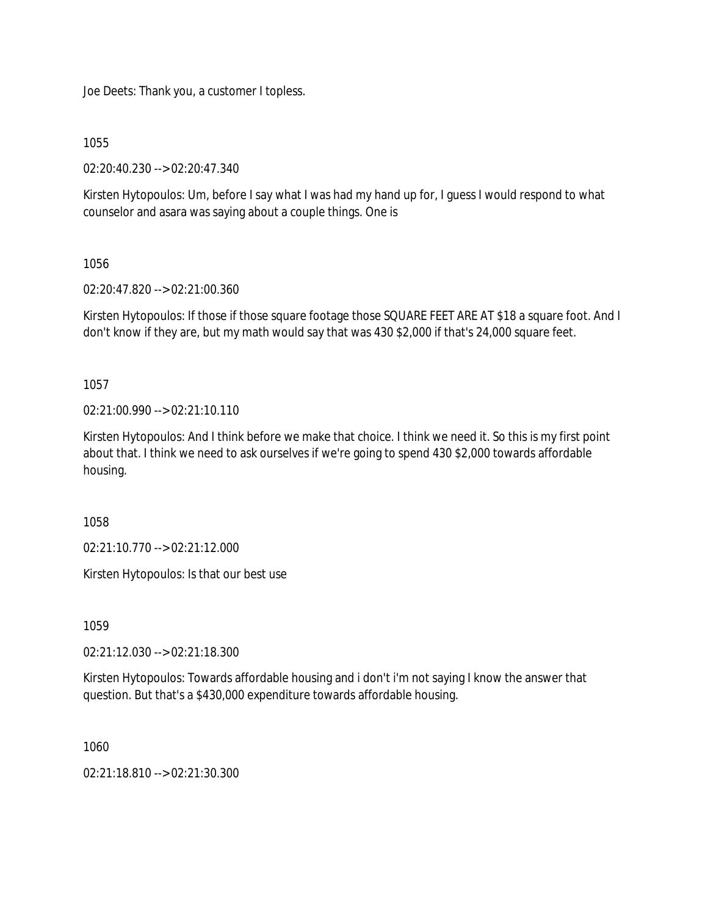Joe Deets: Thank you, a customer I topless.

1055

02:20:40.230 --> 02:20:47.340

Kirsten Hytopoulos: Um, before I say what I was had my hand up for, I guess I would respond to what counselor and asara was saying about a couple things. One is

1056

02:20:47.820 --> 02:21:00.360

Kirsten Hytopoulos: If those if those square footage those SQUARE FEET ARE AT $18 a square foot. And I don't know if they are, but my math would say that was 430 $2,000 if that's 24,000 square feet.

1057

02:21:00.990 --> 02:21:10.110

Kirsten Hytopoulos: And I think before we make that choice. I think we need it. So this is my first point about that. I think we need to ask ourselves if we're going to spend 430 $2,000 towards affordable housing.

1058

02:21:10.770 --> 02:21:12.000

Kirsten Hytopoulos: Is that our best use

1059

02:21:12.030 --> 02:21:18.300

Kirsten Hytopoulos: Towards affordable housing and i don't i'm not saying I know the answer that question. But that's a $430,000 expenditure towards affordable housing.

1060

02:21:18.810 --> 02:21:30.300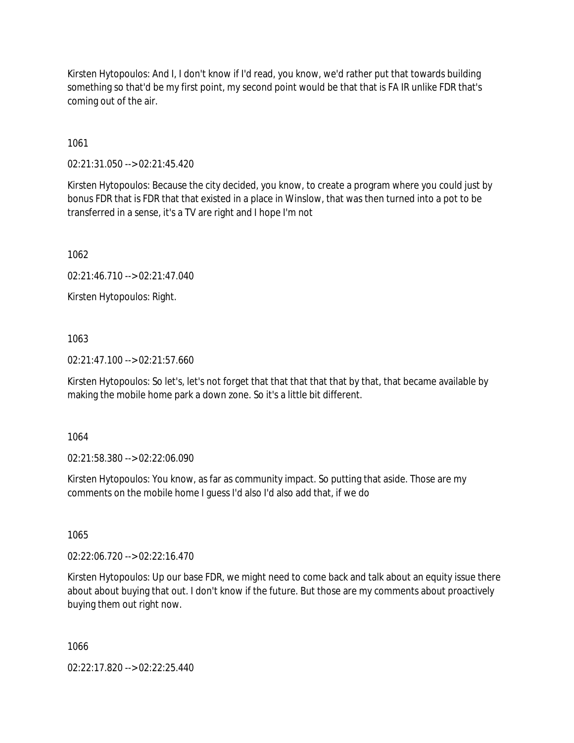Kirsten Hytopoulos: And I, I don't know if I'd read, you know, we'd rather put that towards building something so that'd be my first point, my second point would be that that is FA IR unlike FDR that's coming out of the air.

1061

02:21:31.050 --> 02:21:45.420

Kirsten Hytopoulos: Because the city decided, you know, to create a program where you could just by bonus FDR that is FDR that that existed in a place in Winslow, that was then turned into a pot to be transferred in a sense, it's a TV are right and I hope I'm not

1062

02:21:46.710 --> 02:21:47.040

Kirsten Hytopoulos: Right.

1063

02:21:47.100 --> 02:21:57.660

Kirsten Hytopoulos: So let's, let's not forget that that that that that by that, that became available by making the mobile home park a down zone. So it's a little bit different.

1064

02:21:58.380 --> 02:22:06.090

Kirsten Hytopoulos: You know, as far as community impact. So putting that aside. Those are my comments on the mobile home I guess I'd also I'd also add that, if we do

1065

02:22:06.720 --> 02:22:16.470

Kirsten Hytopoulos: Up our base FDR, we might need to come back and talk about an equity issue there about about buying that out. I don't know if the future. But those are my comments about proactively buying them out right now.

1066

02:22:17.820 --> 02:22:25.440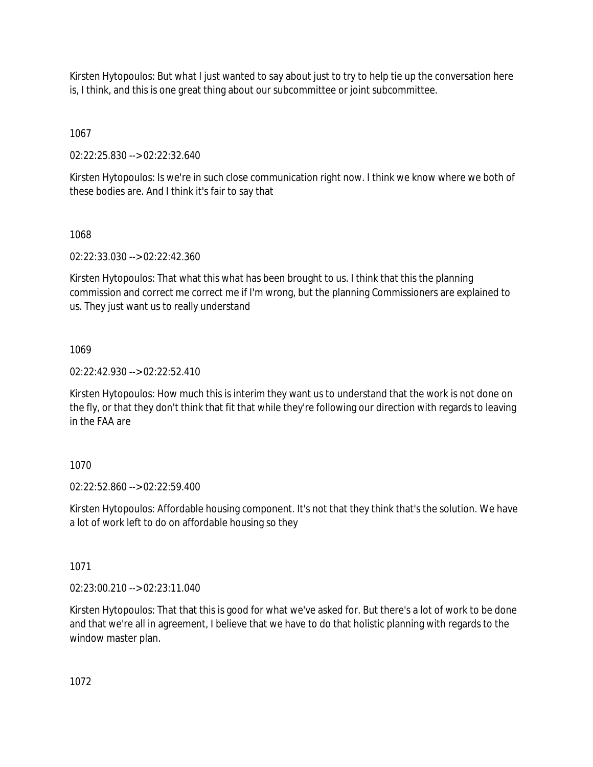Kirsten Hytopoulos: But what I just wanted to say about just to try to help tie up the conversation here is, I think, and this is one great thing about our subcommittee or joint subcommittee.

1067

02:22:25.830 --> 02:22:32.640

Kirsten Hytopoulos: Is we're in such close communication right now. I think we know where we both of these bodies are. And I think it's fair to say that

1068

02:22:33.030 --> 02:22:42.360

Kirsten Hytopoulos: That what this what has been brought to us. I think that this the planning commission and correct me correct me if I'm wrong, but the planning Commissioners are explained to us. They just want us to really understand

1069

02:22:42.930 --> 02:22:52.410

Kirsten Hytopoulos: How much this is interim they want us to understand that the work is not done on the fly, or that they don't think that fit that while they're following our direction with regards to leaving in the FAA are

1070

02:22:52.860 --> 02:22:59.400

Kirsten Hytopoulos: Affordable housing component. It's not that they think that's the solution. We have a lot of work left to do on affordable housing so they

1071

02:23:00.210 --> 02:23:11.040

Kirsten Hytopoulos: That that this is good for what we've asked for. But there's a lot of work to be done and that we're all in agreement, I believe that we have to do that holistic planning with regards to the window master plan.

1072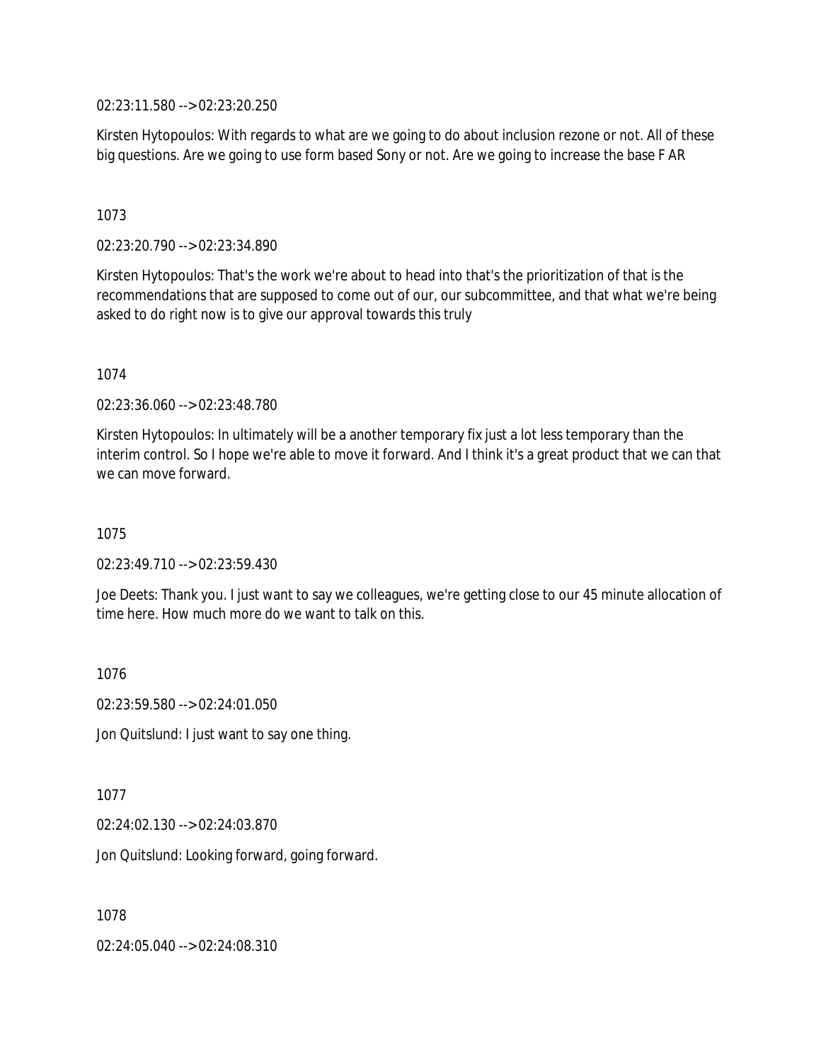02:23:11.580 --> 02:23:20.250

Kirsten Hytopoulos: With regards to what are we going to do about inclusion rezone or not. All of these big questions. Are we going to use form based Sony or not. Are we going to increase the base F AR

1073

02:23:20.790 --> 02:23:34.890

Kirsten Hytopoulos: That's the work we're about to head into that's the prioritization of that is the recommendations that are supposed to come out of our, our subcommittee, and that what we're being asked to do right now is to give our approval towards this truly

1074

02:23:36.060 --> 02:23:48.780

Kirsten Hytopoulos: In ultimately will be a another temporary fix just a lot less temporary than the interim control. So I hope we're able to move it forward. And I think it's a great product that we can that we can move forward.

1075

02:23:49.710 --> 02:23:59.430

Joe Deets: Thank you. I just want to say we colleagues, we're getting close to our 45 minute allocation of time here. How much more do we want to talk on this.

1076

02:23:59.580 --> 02:24:01.050

Jon Quitslund: I just want to say one thing.

1077

02:24:02.130 --> 02:24:03.870

Jon Quitslund: Looking forward, going forward.

1078

02:24:05.040 --> 02:24:08.310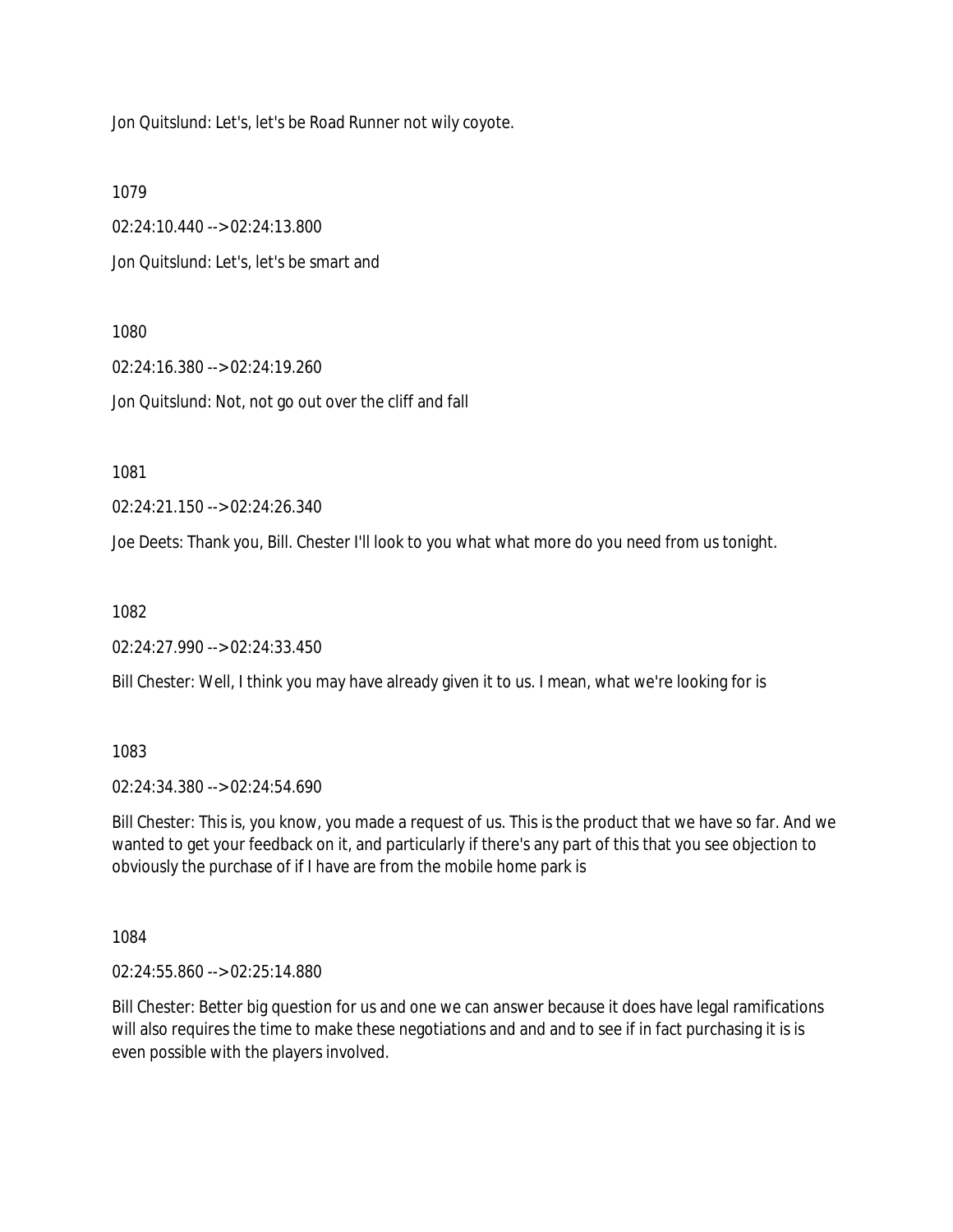Jon Quitslund: Let's, let's be Road Runner not wily coyote.

1079

02:24:10.440 --> 02:24:13.800

Jon Quitslund: Let's, let's be smart and

1080

02:24:16.380 --> 02:24:19.260

Jon Quitslund: Not, not go out over the cliff and fall

1081

02:24:21.150 --> 02:24:26.340

Joe Deets: Thank you, Bill. Chester I'll look to you what what more do you need from us tonight.

1082

02:24:27.990 --> 02:24:33.450

Bill Chester: Well, I think you may have already given it to us. I mean, what we're looking for is

1083

02:24:34.380 --> 02:24:54.690

Bill Chester: This is, you know, you made a request of us. This is the product that we have so far. And we wanted to get your feedback on it, and particularly if there's any part of this that you see objection to obviously the purchase of if I have are from the mobile home park is

1084

02:24:55.860 --> 02:25:14.880

Bill Chester: Better big question for us and one we can answer because it does have legal ramifications will also requires the time to make these negotiations and and and to see if in fact purchasing it is is even possible with the players involved.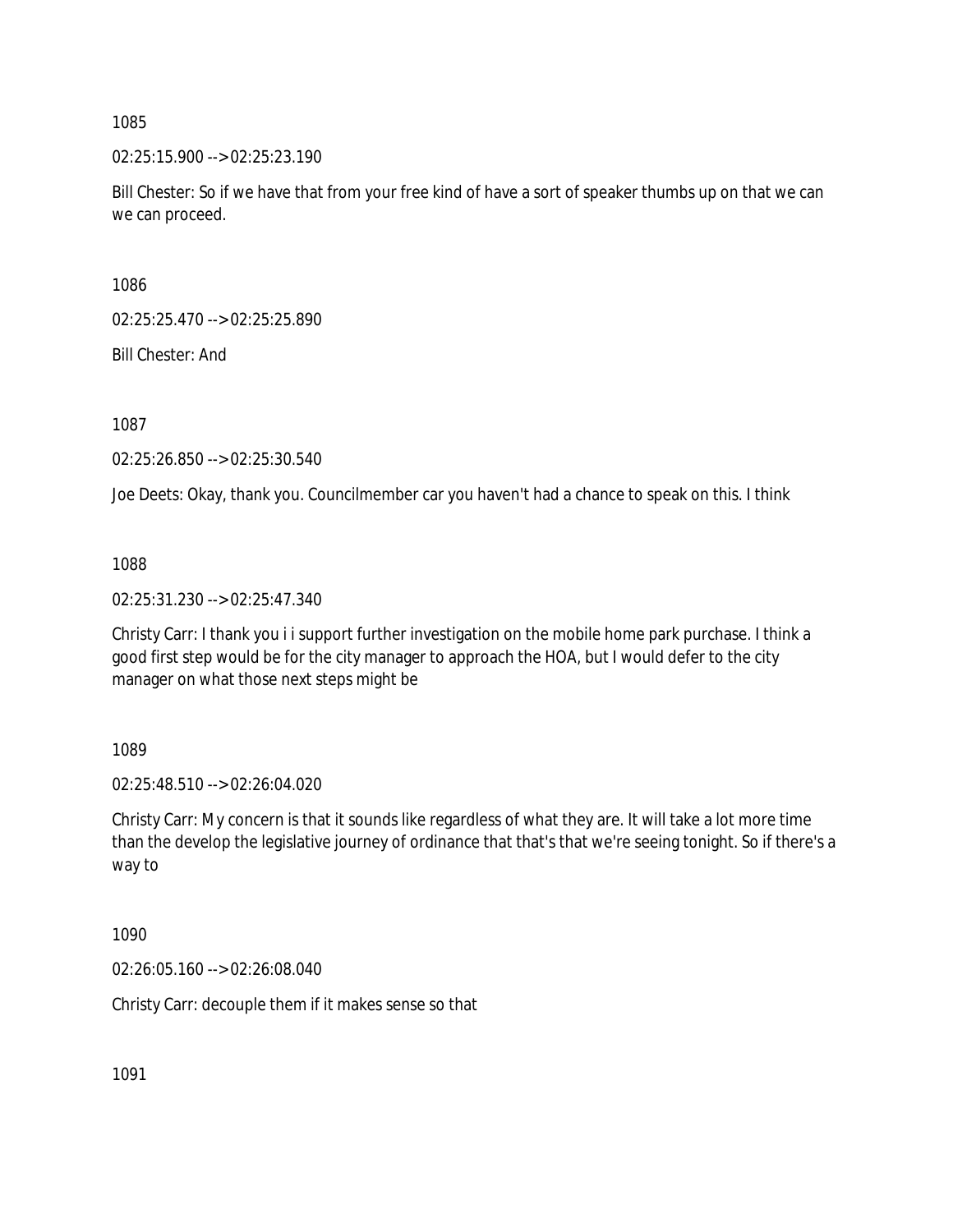1085

02:25:15.900 --> 02:25:23.190

Bill Chester: So if we have that from your free kind of have a sort of speaker thumbs up on that we can we can proceed.

1086

02:25:25.470 --> 02:25:25.890

Bill Chester: And

1087

02:25:26.850 --> 02:25:30.540

Joe Deets: Okay, thank you. Councilmember car you haven't had a chance to speak on this. I think

1088

02:25:31.230 --> 02:25:47.340

Christy Carr: I thank you i i support further investigation on the mobile home park purchase. I think a good first step would be for the city manager to approach the HOA, but I would defer to the city manager on what those next steps might be

1089

02:25:48.510 --> 02:26:04.020

Christy Carr: My concern is that it sounds like regardless of what they are. It will take a lot more time than the develop the legislative journey of ordinance that that's that we're seeing tonight. So if there's a way to

1090

02:26:05.160 --> 02:26:08.040

Christy Carr: decouple them if it makes sense so that

1091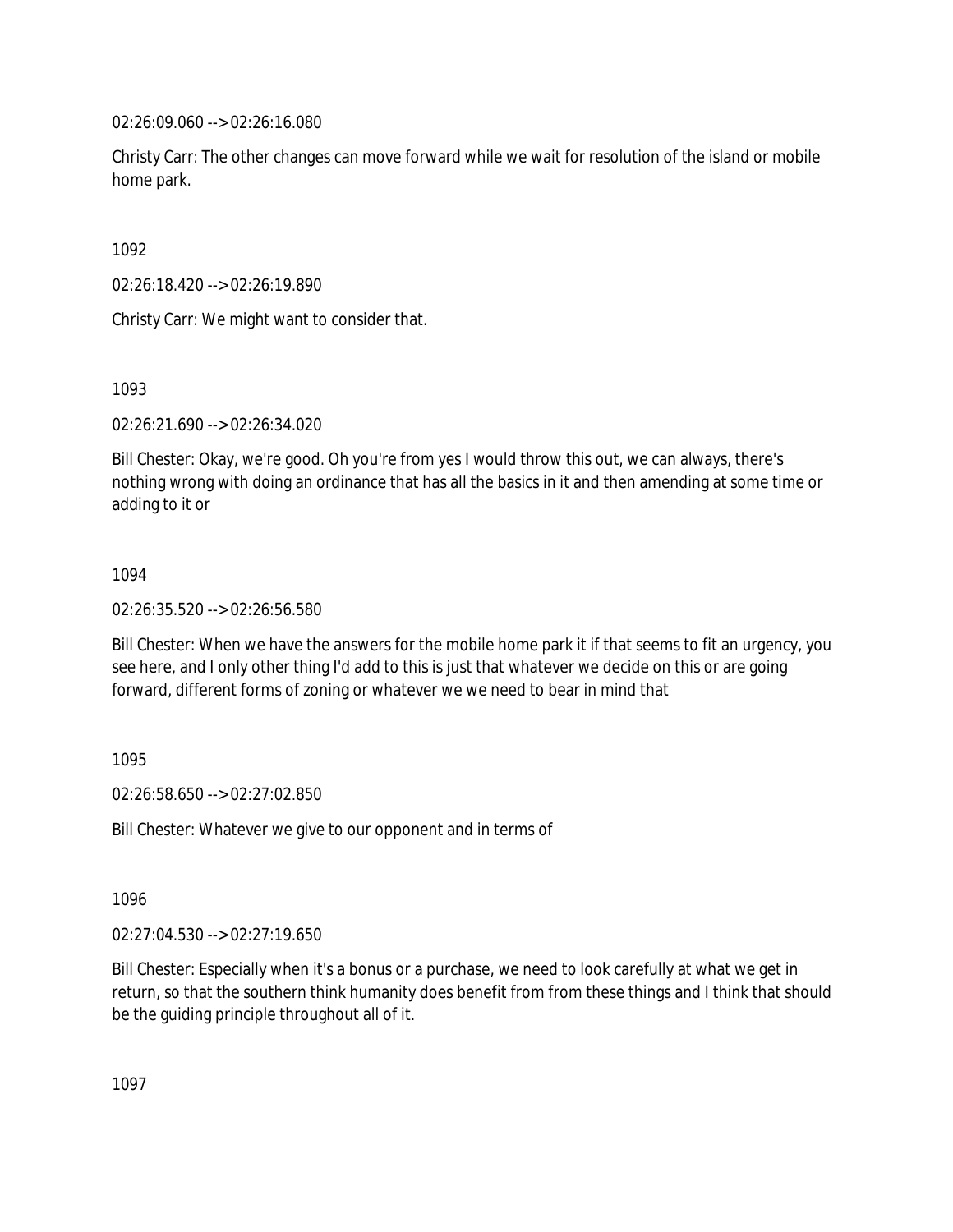02:26:09.060 --> 02:26:16.080

Christy Carr: The other changes can move forward while we wait for resolution of the island or mobile home park.

1092

02:26:18.420 --> 02:26:19.890

Christy Carr: We might want to consider that.

1093

02:26:21.690 --> 02:26:34.020

Bill Chester: Okay, we're good. Oh you're from yes I would throw this out, we can always, there's nothing wrong with doing an ordinance that has all the basics in it and then amending at some time or adding to it or

1094

02:26:35.520 --> 02:26:56.580

Bill Chester: When we have the answers for the mobile home park it if that seems to fit an urgency, you see here, and I only other thing I'd add to this is just that whatever we decide on this or are going forward, different forms of zoning or whatever we we need to bear in mind that

1095

02:26:58.650 --> 02:27:02.850

Bill Chester: Whatever we give to our opponent and in terms of

1096

02:27:04.530 --> 02:27:19.650

Bill Chester: Especially when it's a bonus or a purchase, we need to look carefully at what we get in return, so that the southern think humanity does benefit from from these things and I think that should be the guiding principle throughout all of it.

1097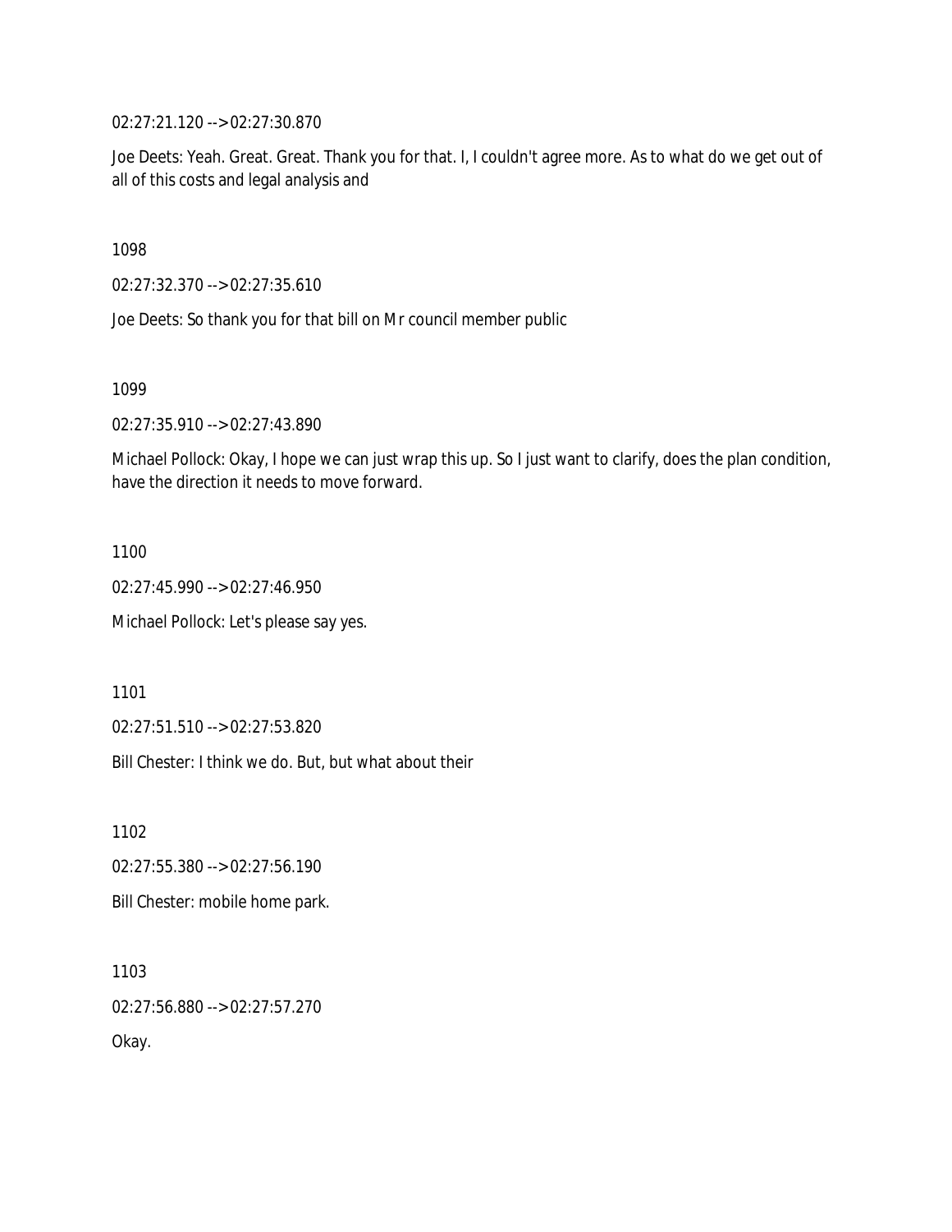02:27:21.120 --> 02:27:30.870

Joe Deets: Yeah. Great. Great. Thank you for that. I, I couldn't agree more. As to what do we get out of all of this costs and legal analysis and

1098

02:27:32.370 --> 02:27:35.610

Joe Deets: So thank you for that bill on Mr council member public

1099

02:27:35.910 --> 02:27:43.890

Michael Pollock: Okay, I hope we can just wrap this up. So I just want to clarify, does the plan condition, have the direction it needs to move forward.

1100

02:27:45.990 --> 02:27:46.950

Michael Pollock: Let's please say yes.

1101

02:27:51.510 --> 02:27:53.820

Bill Chester: I think we do. But, but what about their

1102

02:27:55.380 --> 02:27:56.190

Bill Chester: mobile home park.

1103

02:27:56.880 --> 02:27:57.270

Okay.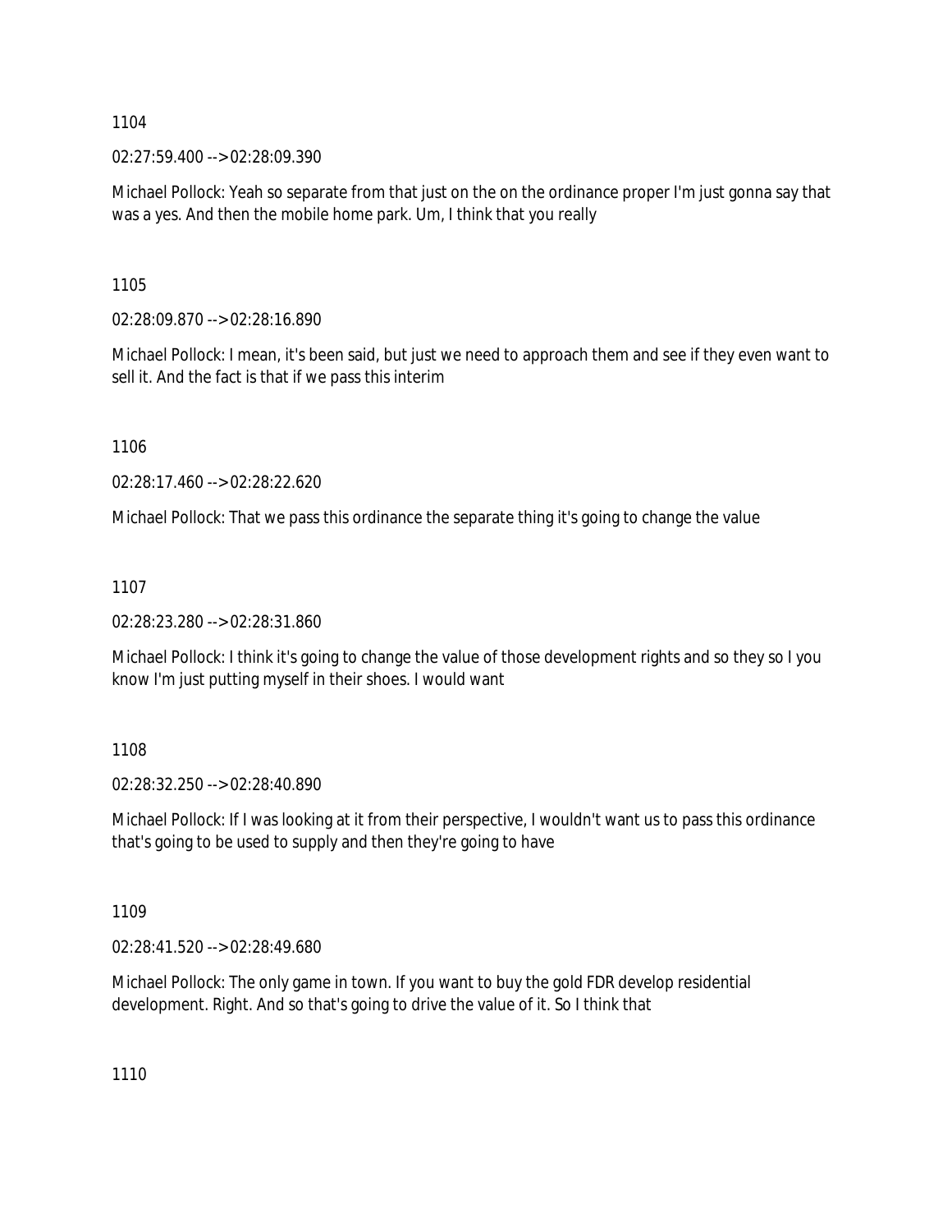1104

02:27:59.400 --> 02:28:09.390

Michael Pollock: Yeah so separate from that just on the on the ordinance proper I'm just gonna say that was a yes. And then the mobile home park. Um, I think that you really

1105

02:28:09.870 --> 02:28:16.890

Michael Pollock: I mean, it's been said, but just we need to approach them and see if they even want to sell it. And the fact is that if we pass this interim

1106

02:28:17.460 --> 02:28:22.620

Michael Pollock: That we pass this ordinance the separate thing it's going to change the value

1107

02:28:23.280 --> 02:28:31.860

Michael Pollock: I think it's going to change the value of those development rights and so they so I you know I'm just putting myself in their shoes. I would want

1108

02:28:32.250 --> 02:28:40.890

Michael Pollock: If I was looking at it from their perspective, I wouldn't want us to pass this ordinance that's going to be used to supply and then they're going to have

1109

02:28:41.520 --> 02:28:49.680

Michael Pollock: The only game in town. If you want to buy the gold FDR develop residential development. Right. And so that's going to drive the value of it. So I think that

1110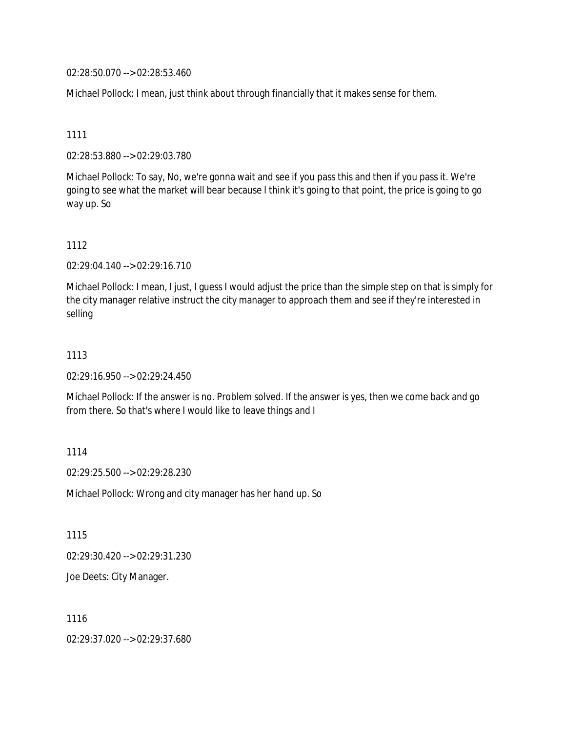02:28:50.070 --> 02:28:53.460

Michael Pollock: I mean, just think about through financially that it makes sense for them.

1111

02:28:53.880 --> 02:29:03.780

Michael Pollock: To say, No, we're gonna wait and see if you pass this and then if you pass it. We're going to see what the market will bear because I think it's going to that point, the price is going to go way up. So

1112

02:29:04.140 --> 02:29:16.710

Michael Pollock: I mean, I just, I guess I would adjust the price than the simple step on that is simply for the city manager relative instruct the city manager to approach them and see if they're interested in selling

1113

02:29:16.950 --> 02:29:24.450

Michael Pollock: If the answer is no. Problem solved. If the answer is yes, then we come back and go from there. So that's where I would like to leave things and I

1114

02:29:25.500 --> 02:29:28.230

Michael Pollock: Wrong and city manager has her hand up. So

1115

02:29:30.420 --> 02:29:31.230

Joe Deets: City Manager.

1116

02:29:37.020 --> 02:29:37.680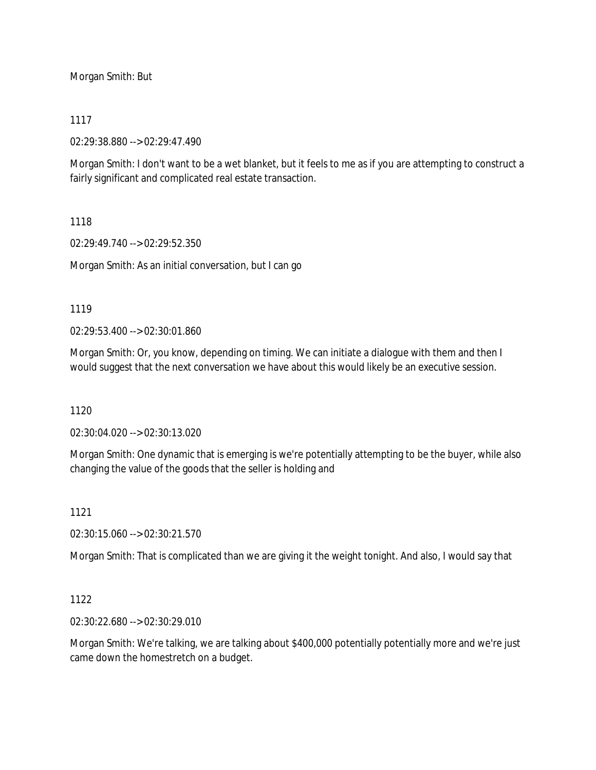Morgan Smith: But

1117

02:29:38.880 --> 02:29:47.490

Morgan Smith: I don't want to be a wet blanket, but it feels to me as if you are attempting to construct a fairly significant and complicated real estate transaction.

1118

02:29:49.740 --> 02:29:52.350

Morgan Smith: As an initial conversation, but I can go

1119

02:29:53.400 --> 02:30:01.860

Morgan Smith: Or, you know, depending on timing. We can initiate a dialogue with them and then I would suggest that the next conversation we have about this would likely be an executive session.

1120

02:30:04.020 --> 02:30:13.020

Morgan Smith: One dynamic that is emerging is we're potentially attempting to be the buyer, while also changing the value of the goods that the seller is holding and

1121

02:30:15.060 --> 02:30:21.570

Morgan Smith: That is complicated than we are giving it the weight tonight. And also, I would say that

1122

02:30:22.680 --> 02:30:29.010

Morgan Smith: We're talking, we are talking about $400,000 potentially potentially more and we're just came down the homestretch on a budget.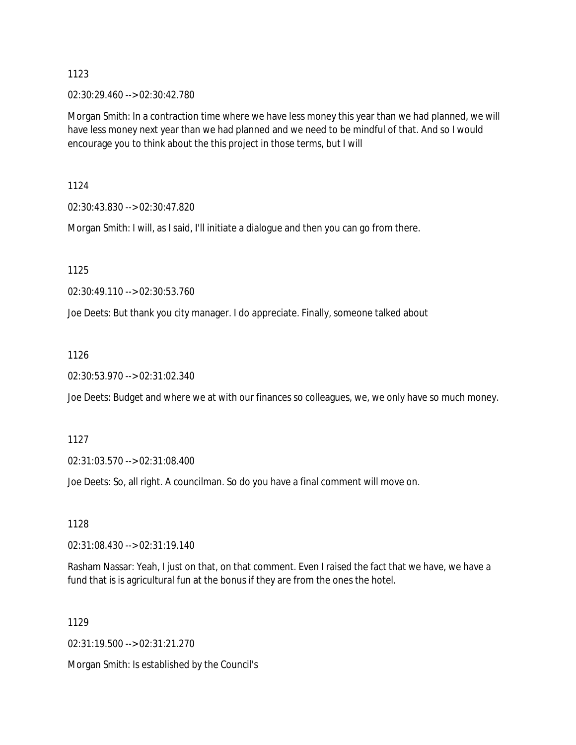1123

02:30:29.460 --> 02:30:42.780

Morgan Smith: In a contraction time where we have less money this year than we had planned, we will have less money next year than we had planned and we need to be mindful of that. And so I would encourage you to think about the this project in those terms, but I will

1124

02:30:43.830 --> 02:30:47.820

Morgan Smith: I will, as I said, I'll initiate a dialogue and then you can go from there.

1125

02:30:49.110 --> 02:30:53.760

Joe Deets: But thank you city manager. I do appreciate. Finally, someone talked about

1126

02:30:53.970 --> 02:31:02.340

Joe Deets: Budget and where we at with our finances so colleagues, we, we only have so much money.

1127

02:31:03.570 --> 02:31:08.400

Joe Deets: So, all right. A councilman. So do you have a final comment will move on.

1128

02:31:08.430 --> 02:31:19.140

Rasham Nassar: Yeah, I just on that, on that comment. Even I raised the fact that we have, we have a fund that is is agricultural fun at the bonus if they are from the ones the hotel.

1129

02:31:19.500 --> 02:31:21.270

Morgan Smith: Is established by the Council's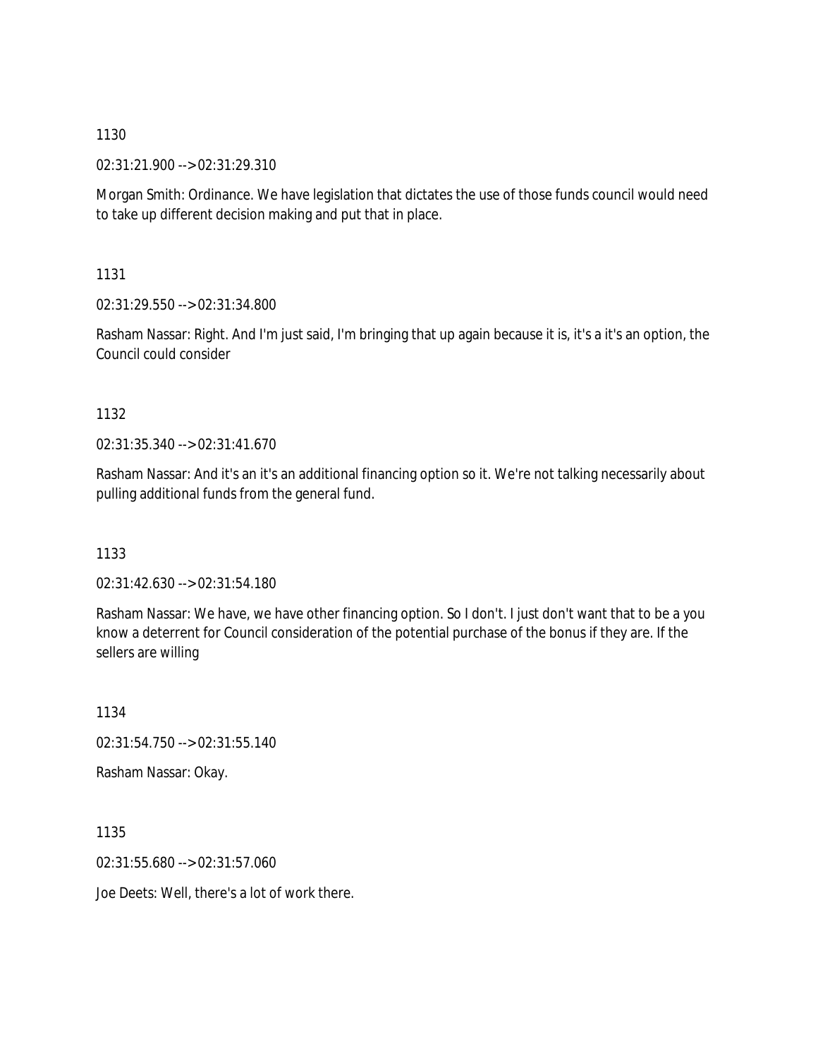1130

02:31:21.900 --> 02:31:29.310

Morgan Smith: Ordinance. We have legislation that dictates the use of those funds council would need to take up different decision making and put that in place.

1131

02:31:29.550 --> 02:31:34.800

Rasham Nassar: Right. And I'm just said, I'm bringing that up again because it is, it's a it's an option, the Council could consider

1132

02:31:35.340 --> 02:31:41.670

Rasham Nassar: And it's an it's an additional financing option so it. We're not talking necessarily about pulling additional funds from the general fund.

1133

02:31:42.630 --> 02:31:54.180

Rasham Nassar: We have, we have other financing option. So I don't. I just don't want that to be a you know a deterrent for Council consideration of the potential purchase of the bonus if they are. If the sellers are willing

1134

02:31:54.750 --> 02:31:55.140

Rasham Nassar: Okay.

1135

02:31:55.680 --> 02:31:57.060

Joe Deets: Well, there's a lot of work there.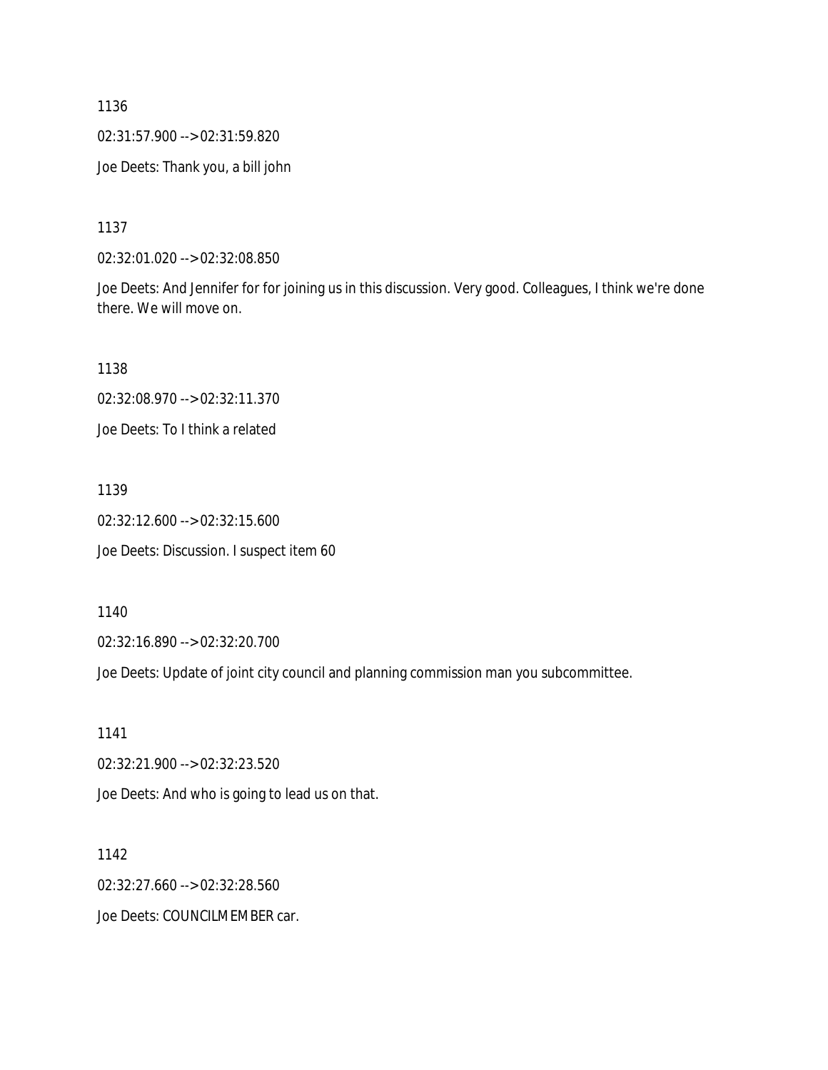1136

02:31:57.900 --> 02:31:59.820

Joe Deets: Thank you, a bill john

1137

02:32:01.020 --> 02:32:08.850

Joe Deets: And Jennifer for for joining us in this discussion. Very good. Colleagues, I think we're done there. We will move on.

1138

02:32:08.970 --> 02:32:11.370

Joe Deets: To I think a related

1139

02:32:12.600 --> 02:32:15.600

Joe Deets: Discussion. I suspect item 60

1140

02:32:16.890 --> 02:32:20.700

Joe Deets: Update of joint city council and planning commission man you subcommittee.

1141

02:32:21.900 --> 02:32:23.520

Joe Deets: And who is going to lead us on that.

1142

02:32:27.660 --> 02:32:28.560

Joe Deets: COUNCILMEMBER car.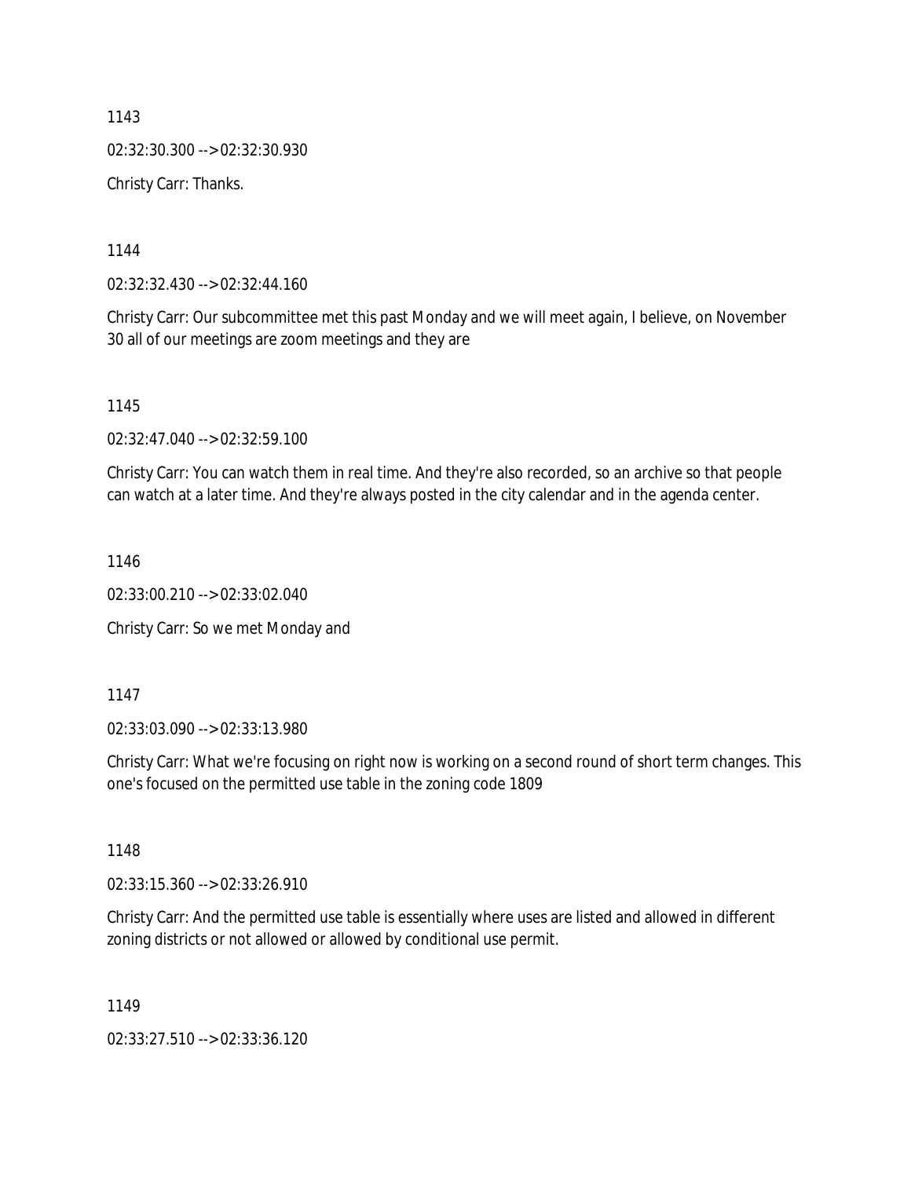1143

02:32:30.300 --> 02:32:30.930

Christy Carr: Thanks.

1144

02:32:32.430 --> 02:32:44.160

Christy Carr: Our subcommittee met this past Monday and we will meet again, I believe, on November 30 all of our meetings are zoom meetings and they are

1145

02:32:47.040 --> 02:32:59.100

Christy Carr: You can watch them in real time. And they're also recorded, so an archive so that people can watch at a later time. And they're always posted in the city calendar and in the agenda center.

1146

02:33:00.210 --> 02:33:02.040

Christy Carr: So we met Monday and

1147

02:33:03.090 --> 02:33:13.980

Christy Carr: What we're focusing on right now is working on a second round of short term changes. This one's focused on the permitted use table in the zoning code 1809

1148

02:33:15.360 --> 02:33:26.910

Christy Carr: And the permitted use table is essentially where uses are listed and allowed in different zoning districts or not allowed or allowed by conditional use permit.

1149

02:33:27.510 --> 02:33:36.120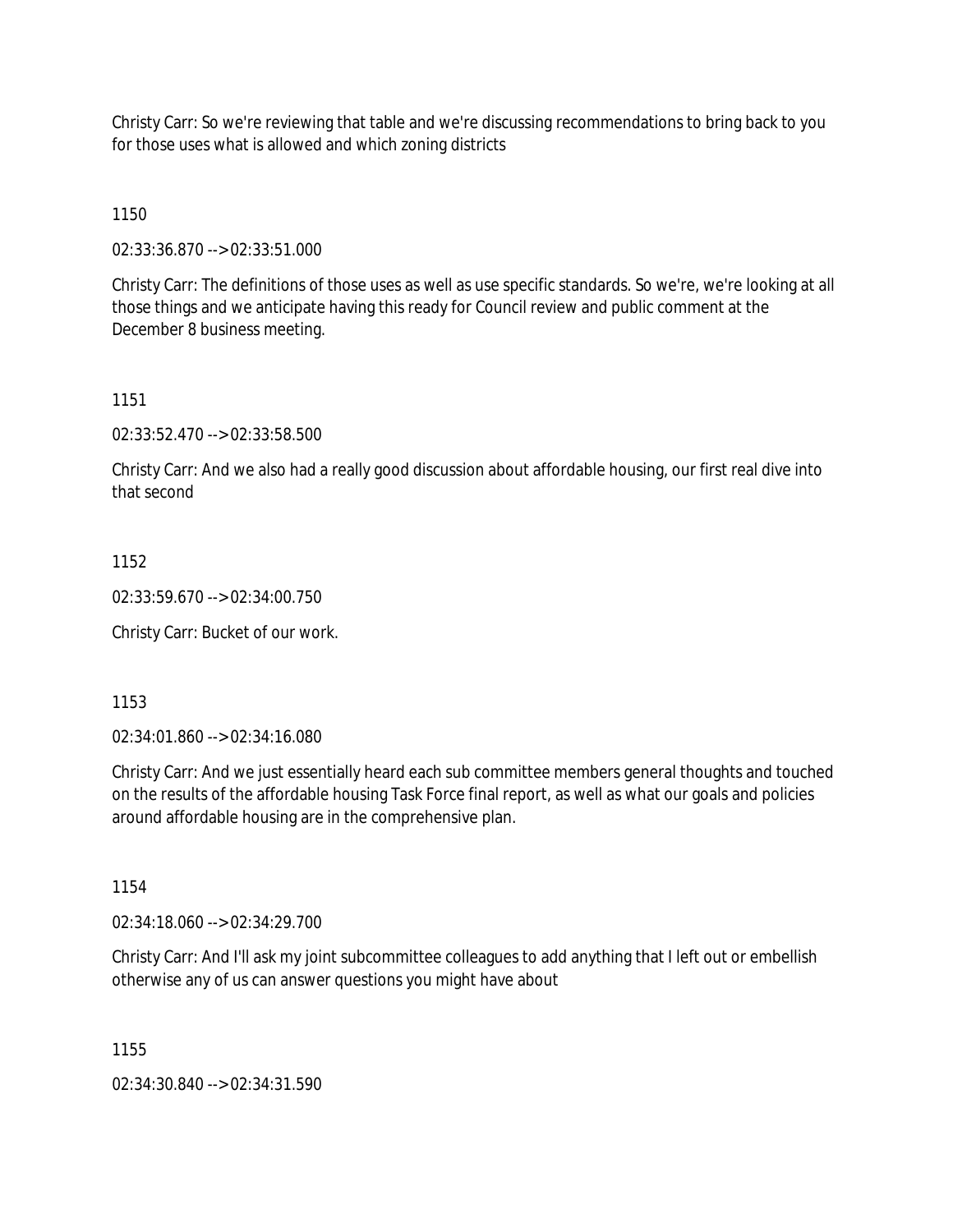Christy Carr: So we're reviewing that table and we're discussing recommendations to bring back to you for those uses what is allowed and which zoning districts

1150

02:33:36.870 --> 02:33:51.000

Christy Carr: The definitions of those uses as well as use specific standards. So we're, we're looking at all those things and we anticipate having this ready for Council review and public comment at the December 8 business meeting.

1151

02:33:52.470 --> 02:33:58.500

Christy Carr: And we also had a really good discussion about affordable housing, our first real dive into that second

1152

02:33:59.670 --> 02:34:00.750

Christy Carr: Bucket of our work.

1153

02:34:01.860 --> 02:34:16.080

Christy Carr: And we just essentially heard each sub committee members general thoughts and touched on the results of the affordable housing Task Force final report, as well as what our goals and policies around affordable housing are in the comprehensive plan.

1154

02:34:18.060 --> 02:34:29.700

Christy Carr: And I'll ask my joint subcommittee colleagues to add anything that I left out or embellish otherwise any of us can answer questions you might have about

1155

02:34:30.840 --> 02:34:31.590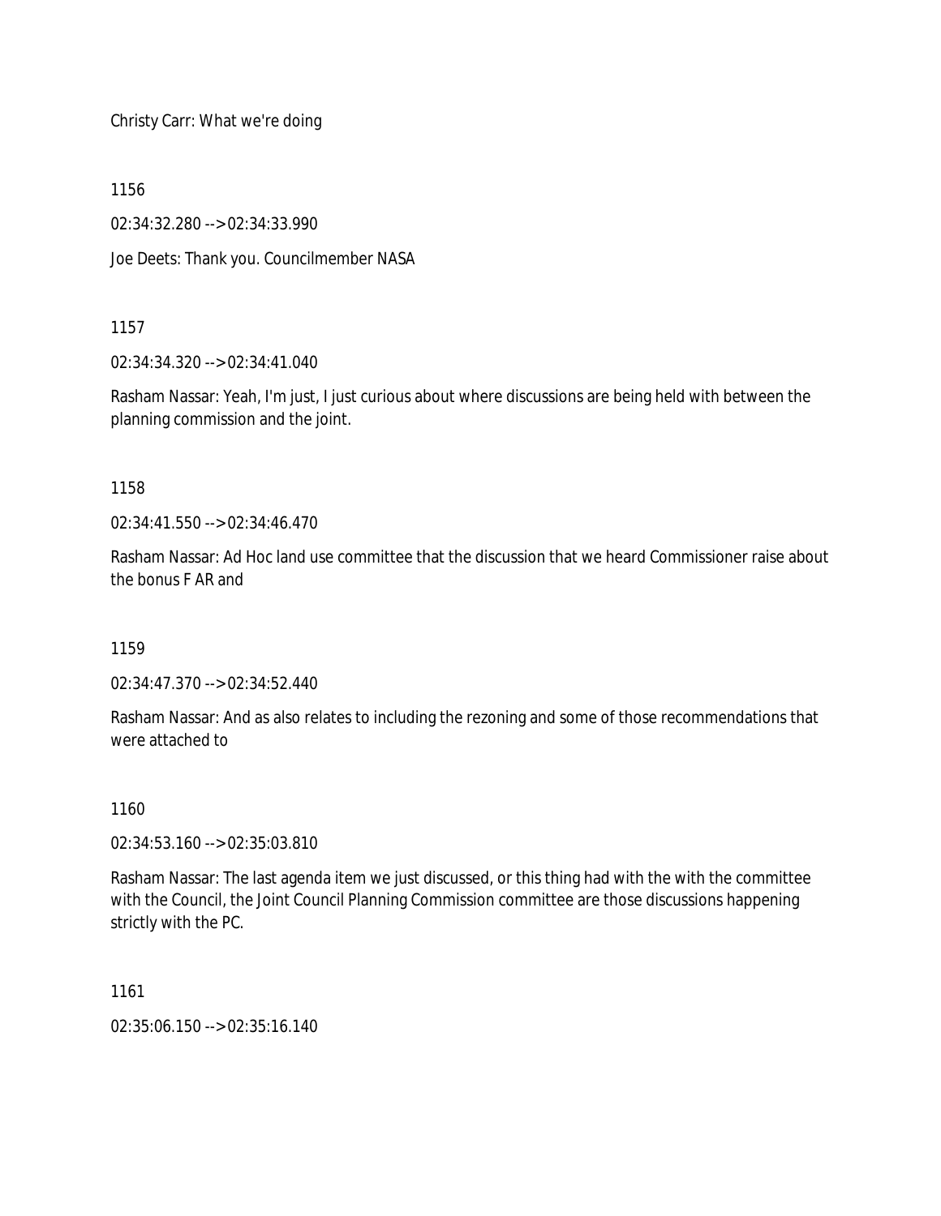Christy Carr: What we're doing

1156

02:34:32.280 --> 02:34:33.990

Joe Deets: Thank you. Councilmember NASA

1157

02:34:34.320 --> 02:34:41.040

Rasham Nassar: Yeah, I'm just, I just curious about where discussions are being held with between the planning commission and the joint.

1158

02:34:41.550 --> 02:34:46.470

Rasham Nassar: Ad Hoc land use committee that the discussion that we heard Commissioner raise about the bonus F AR and

1159

02:34:47.370 --> 02:34:52.440

Rasham Nassar: And as also relates to including the rezoning and some of those recommendations that were attached to

1160

02:34:53.160 --> 02:35:03.810

Rasham Nassar: The last agenda item we just discussed, or this thing had with the with the committee with the Council, the Joint Council Planning Commission committee are those discussions happening strictly with the PC.

1161

02:35:06.150 --> 02:35:16.140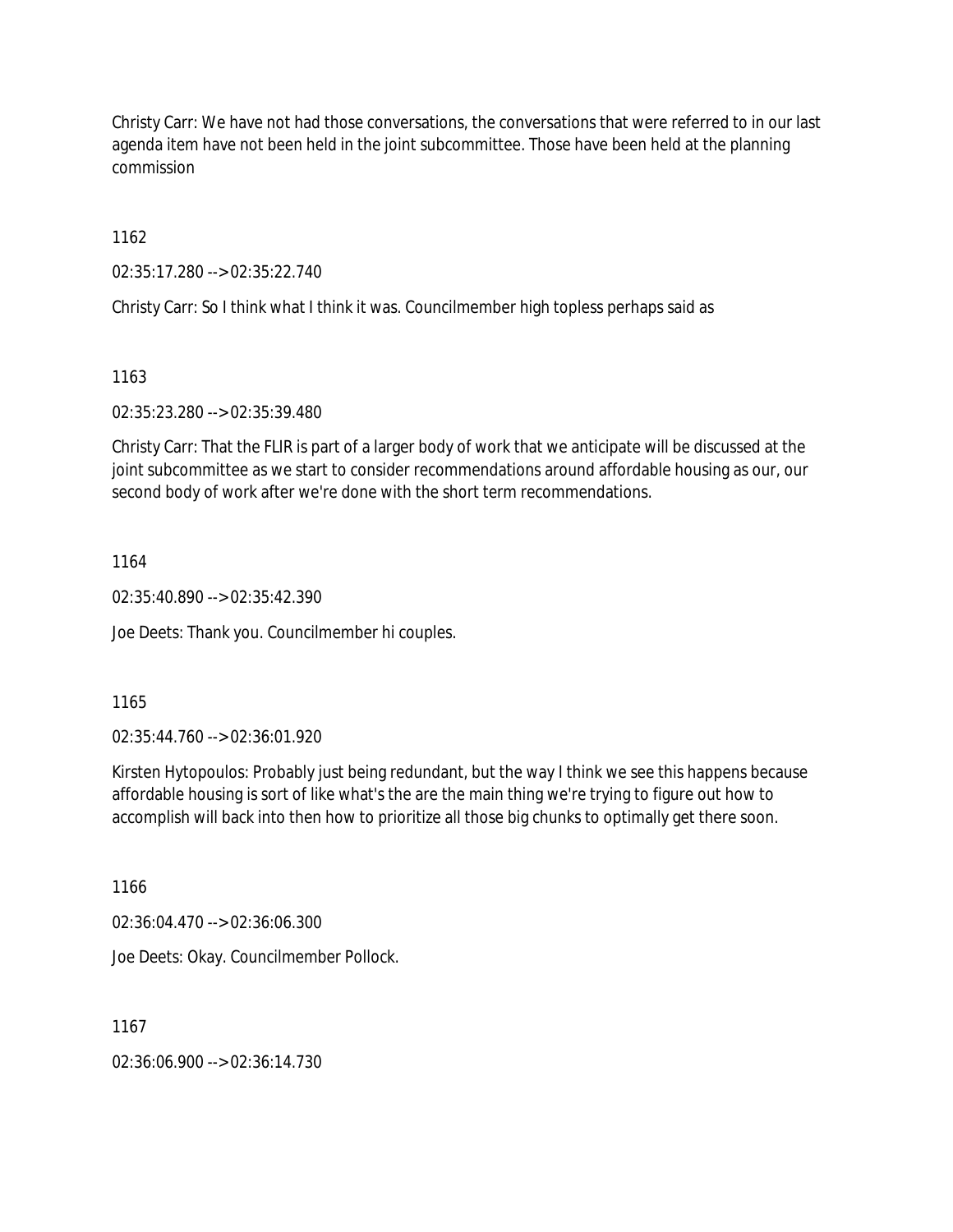Christy Carr: We have not had those conversations, the conversations that were referred to in our last agenda item have not been held in the joint subcommittee. Those have been held at the planning commission

1162

02:35:17.280 --> 02:35:22.740

Christy Carr: So I think what I think it was. Councilmember high topless perhaps said as

1163

02:35:23.280 --> 02:35:39.480

Christy Carr: That the FLIR is part of a larger body of work that we anticipate will be discussed at the joint subcommittee as we start to consider recommendations around affordable housing as our, our second body of work after we're done with the short term recommendations.

1164

02:35:40.890 --> 02:35:42.390

Joe Deets: Thank you. Councilmember hi couples.

1165

02:35:44.760 --> 02:36:01.920

Kirsten Hytopoulos: Probably just being redundant, but the way I think we see this happens because affordable housing is sort of like what's the are the main thing we're trying to figure out how to accomplish will back into then how to prioritize all those big chunks to optimally get there soon.

1166

02:36:04.470 --> 02:36:06.300

Joe Deets: Okay. Councilmember Pollock.

1167

02:36:06.900 --> 02:36:14.730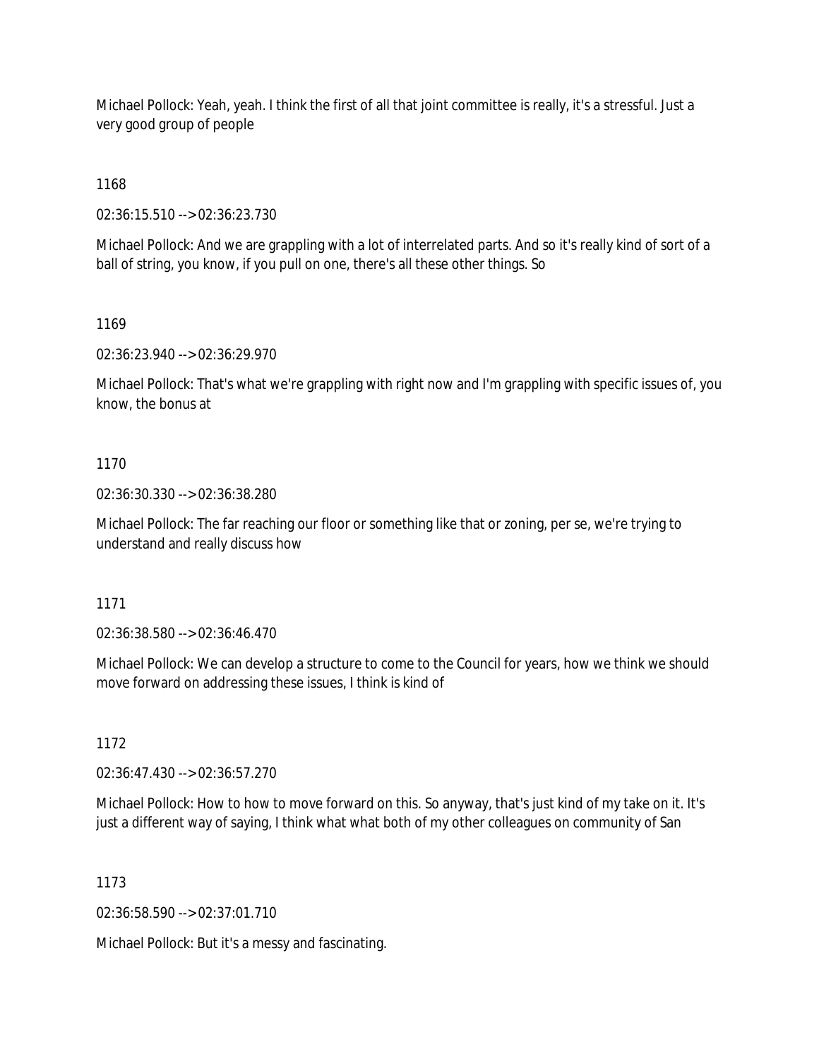Michael Pollock: Yeah, yeah. I think the first of all that joint committee is really, it's a stressful. Just a very good group of people

1168

02:36:15.510 --> 02:36:23.730

Michael Pollock: And we are grappling with a lot of interrelated parts. And so it's really kind of sort of a ball of string, you know, if you pull on one, there's all these other things. So

1169

02:36:23.940 --> 02:36:29.970

Michael Pollock: That's what we're grappling with right now and I'm grappling with specific issues of, you know, the bonus at

1170

02:36:30.330 --> 02:36:38.280

Michael Pollock: The far reaching our floor or something like that or zoning, per se, we're trying to understand and really discuss how

1171

02:36:38.580 --> 02:36:46.470

Michael Pollock: We can develop a structure to come to the Council for years, how we think we should move forward on addressing these issues, I think is kind of

1172

02:36:47.430 --> 02:36:57.270

Michael Pollock: How to how to move forward on this. So anyway, that's just kind of my take on it. It's just a different way of saying, I think what what both of my other colleagues on community of San

1173

02:36:58.590 --> 02:37:01.710

Michael Pollock: But it's a messy and fascinating.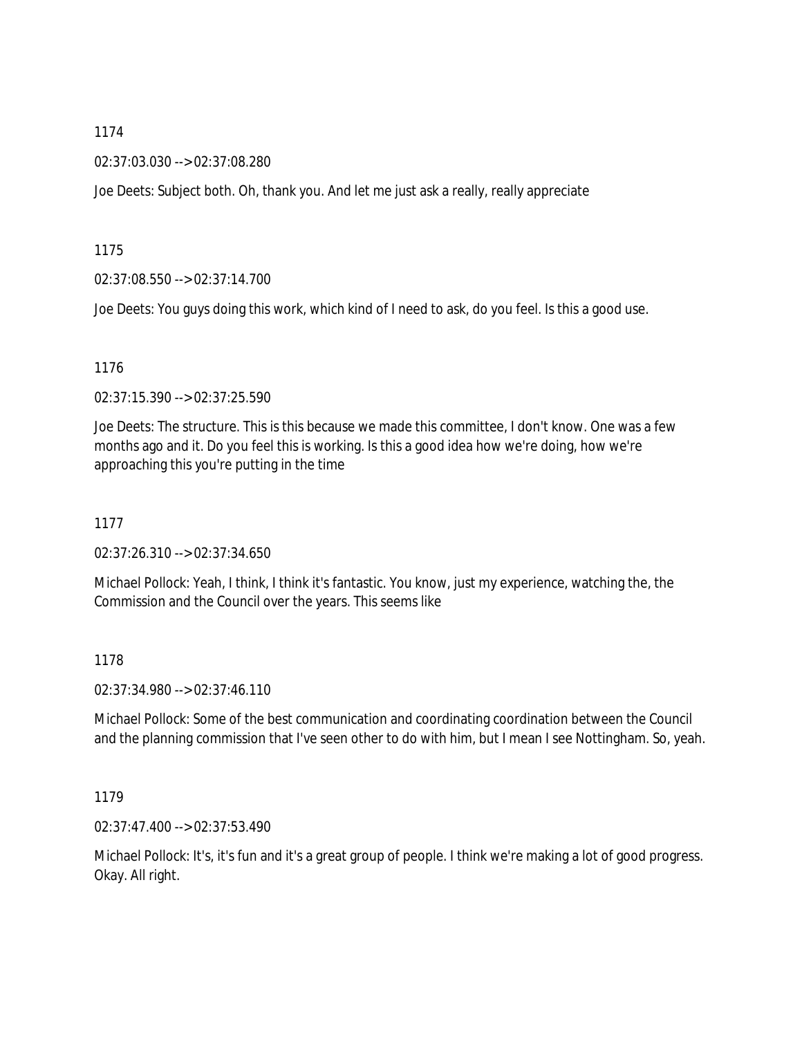1174

02:37:03.030 --> 02:37:08.280

Joe Deets: Subject both. Oh, thank you. And let me just ask a really, really appreciate

1175

02:37:08.550 --> 02:37:14.700

Joe Deets: You guys doing this work, which kind of I need to ask, do you feel. Is this a good use.

1176

02:37:15.390 --> 02:37:25.590

Joe Deets: The structure. This is this because we made this committee, I don't know. One was a few months ago and it. Do you feel this is working. Is this a good idea how we're doing, how we're approaching this you're putting in the time

1177

02:37:26.310 --> 02:37:34.650

Michael Pollock: Yeah, I think, I think it's fantastic. You know, just my experience, watching the, the Commission and the Council over the years. This seems like

1178

02:37:34.980 --> 02:37:46.110

Michael Pollock: Some of the best communication and coordinating coordination between the Council and the planning commission that I've seen other to do with him, but I mean I see Nottingham. So, yeah.

1179

02:37:47.400 --> 02:37:53.490

Michael Pollock: It's, it's fun and it's a great group of people. I think we're making a lot of good progress. Okay. All right.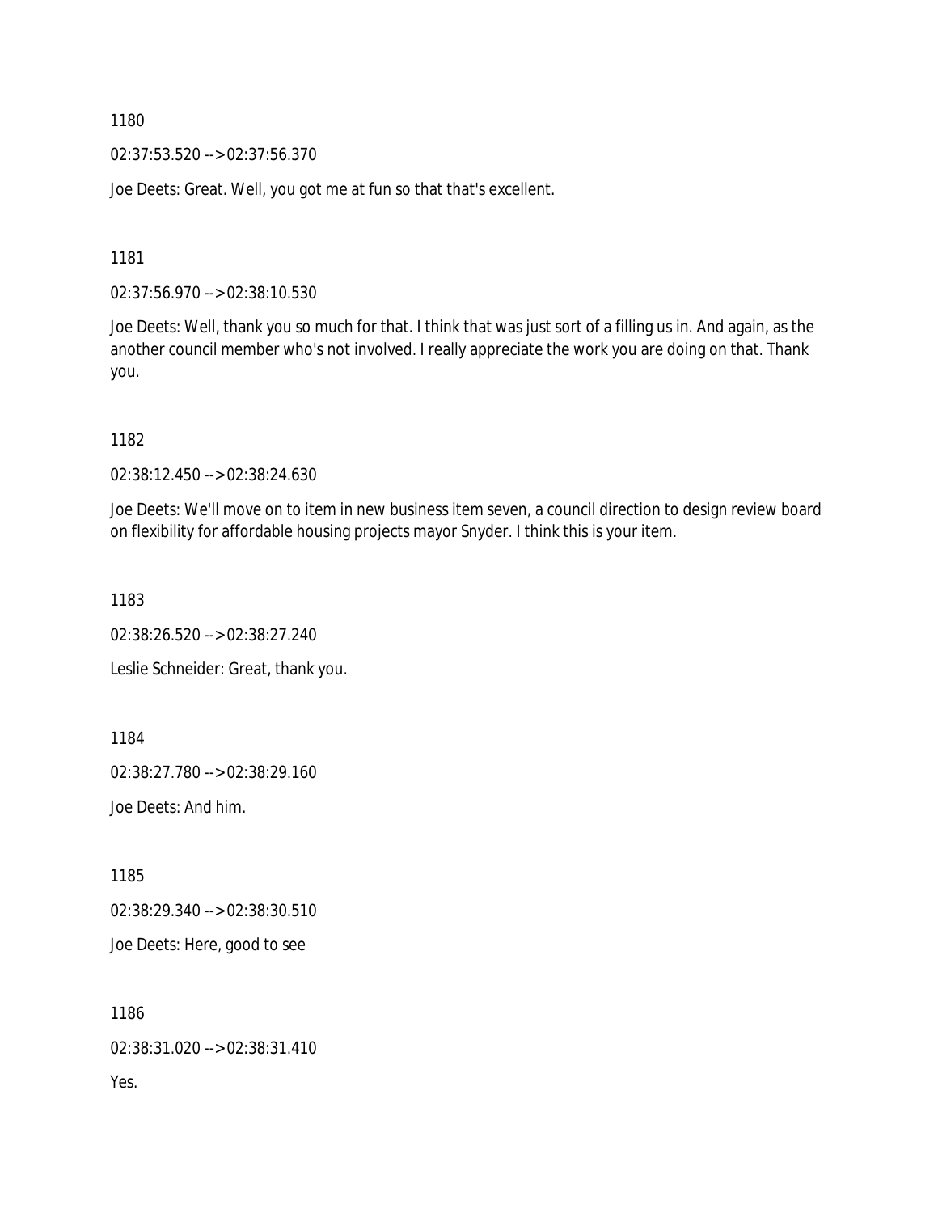1180

02:37:53.520 --> 02:37:56.370

Joe Deets: Great. Well, you got me at fun so that that's excellent.

1181

02:37:56.970 --> 02:38:10.530

Joe Deets: Well, thank you so much for that. I think that was just sort of a filling us in. And again, as the another council member who's not involved. I really appreciate the work you are doing on that. Thank you.

1182

02:38:12.450 --> 02:38:24.630

Joe Deets: We'll move on to item in new business item seven, a council direction to design review board on flexibility for affordable housing projects mayor Snyder. I think this is your item.

1183

02:38:26.520 --> 02:38:27.240

Leslie Schneider: Great, thank you.

1184

02:38:27.780 --> 02:38:29.160

Joe Deets: And him.

1185

02:38:29.340 --> 02:38:30.510

Joe Deets: Here, good to see

1186

02:38:31.020 --> 02:38:31.410

Yes.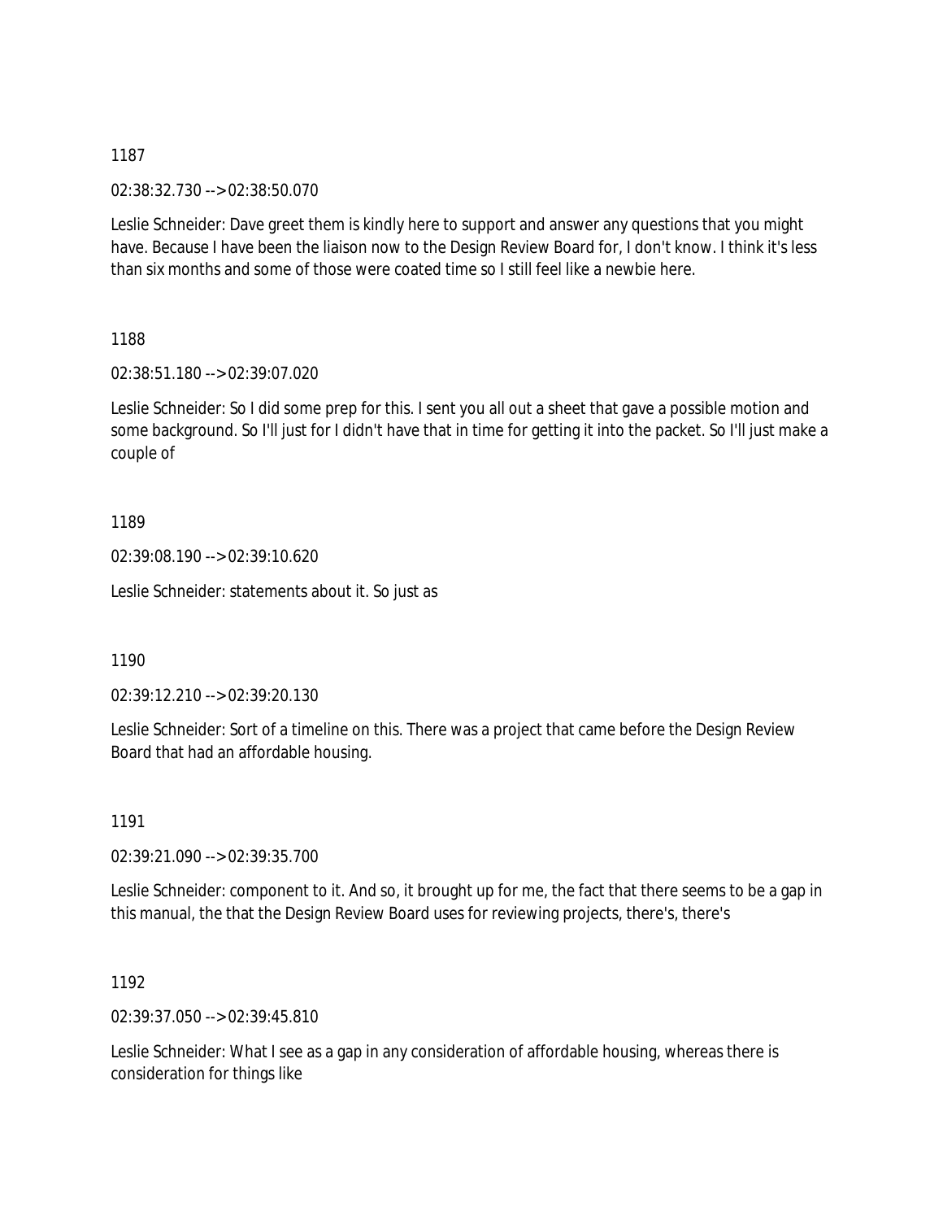1187

02:38:32.730 --> 02:38:50.070

Leslie Schneider: Dave greet them is kindly here to support and answer any questions that you might have. Because I have been the liaison now to the Design Review Board for, I don't know. I think it's less than six months and some of those were coated time so I still feel like a newbie here.

1188

02:38:51.180 --> 02:39:07.020

Leslie Schneider: So I did some prep for this. I sent you all out a sheet that gave a possible motion and some background. So I'll just for I didn't have that in time for getting it into the packet. So I'll just make a couple of

1189

02:39:08.190 --> 02:39:10.620

Leslie Schneider: statements about it. So just as

1190

02:39:12.210 --> 02:39:20.130

Leslie Schneider: Sort of a timeline on this. There was a project that came before the Design Review Board that had an affordable housing.

1191

02:39:21.090 --> 02:39:35.700

Leslie Schneider: component to it. And so, it brought up for me, the fact that there seems to be a gap in this manual, the that the Design Review Board uses for reviewing projects, there's, there's

1192

02:39:37.050 --> 02:39:45.810

Leslie Schneider: What I see as a gap in any consideration of affordable housing, whereas there is consideration for things like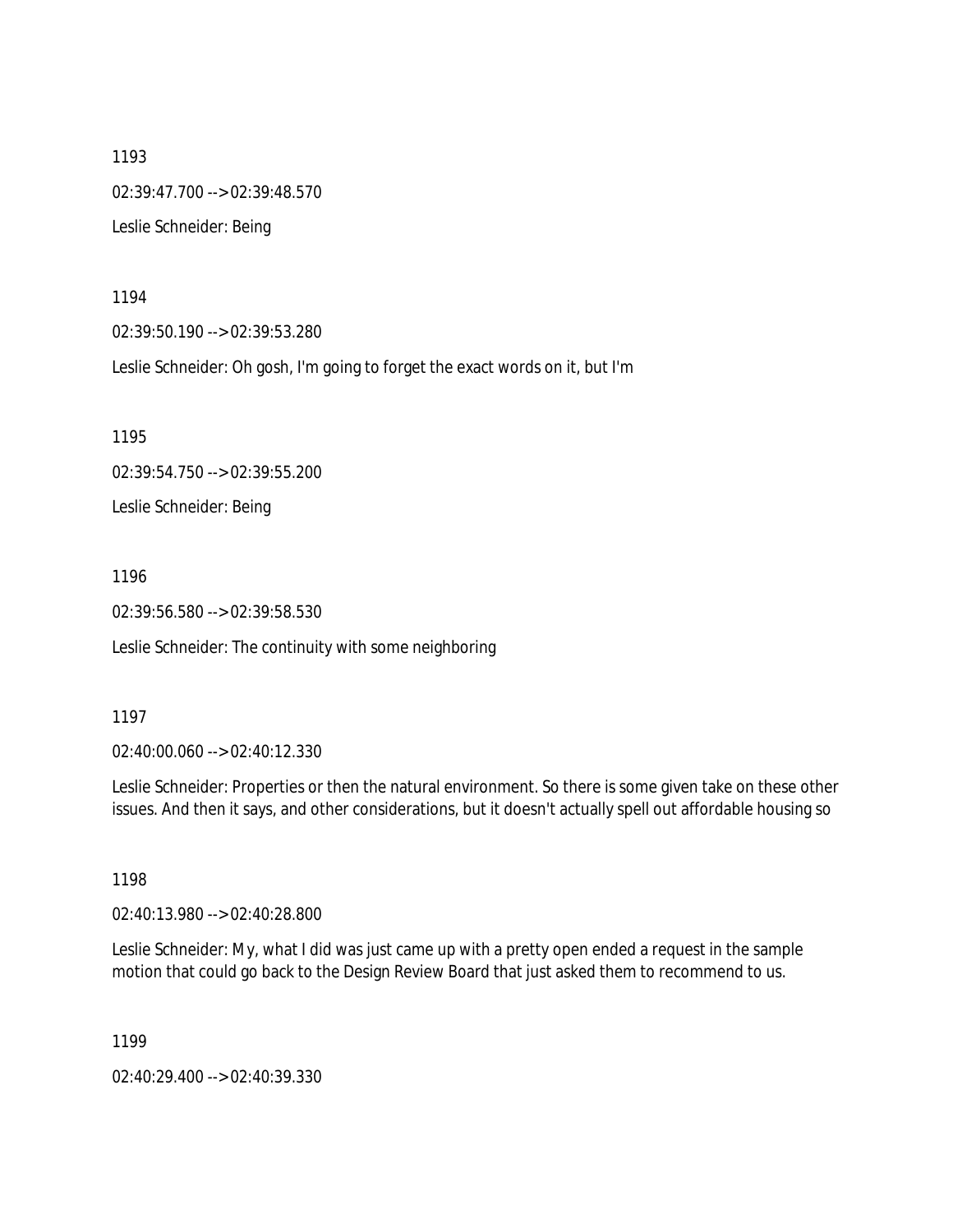1193

02:39:47.700 --> 02:39:48.570

Leslie Schneider: Being

1194

02:39:50.190 --> 02:39:53.280

Leslie Schneider: Oh gosh, I'm going to forget the exact words on it, but I'm

1195

02:39:54.750 --> 02:39:55.200

Leslie Schneider: Being

1196

02:39:56.580 --> 02:39:58.530

Leslie Schneider: The continuity with some neighboring

1197

02:40:00.060 --> 02:40:12.330

Leslie Schneider: Properties or then the natural environment. So there is some given take on these other issues. And then it says, and other considerations, but it doesn't actually spell out affordable housing so

1198

02:40:13.980 --> 02:40:28.800

Leslie Schneider: My, what I did was just came up with a pretty open ended a request in the sample motion that could go back to the Design Review Board that just asked them to recommend to us.

1199

02:40:29.400 --> 02:40:39.330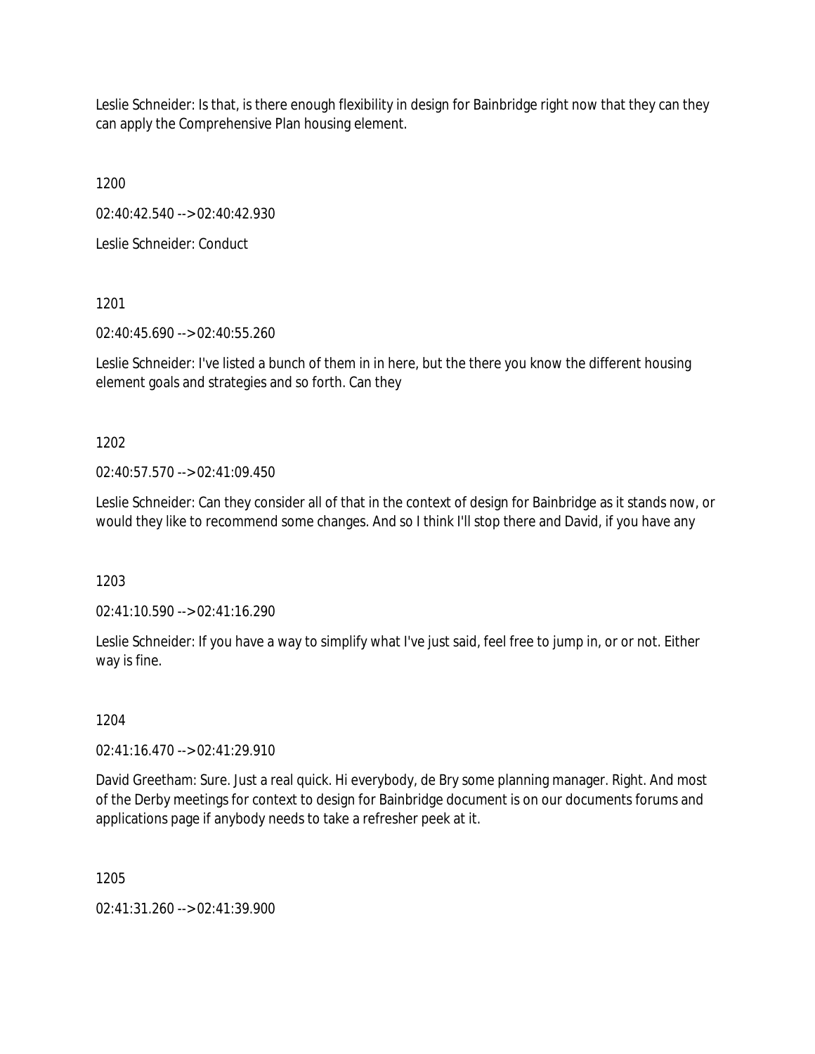Leslie Schneider: Is that, is there enough flexibility in design for Bainbridge right now that they can they can apply the Comprehensive Plan housing element.

1200

02:40:42.540 --> 02:40:42.930

Leslie Schneider: Conduct

1201

02:40:45.690 --> 02:40:55.260

Leslie Schneider: I've listed a bunch of them in in here, but the there you know the different housing element goals and strategies and so forth. Can they

1202

02:40:57.570 --> 02:41:09.450

Leslie Schneider: Can they consider all of that in the context of design for Bainbridge as it stands now, or would they like to recommend some changes. And so I think I'll stop there and David, if you have any

1203

02:41:10.590 --> 02:41:16.290

Leslie Schneider: If you have a way to simplify what I've just said, feel free to jump in, or or not. Either way is fine.

1204

02:41:16.470 --> 02:41:29.910

David Greetham: Sure. Just a real quick. Hi everybody, de Bry some planning manager. Right. And most of the Derby meetings for context to design for Bainbridge document is on our documents forums and applications page if anybody needs to take a refresher peek at it.

1205

02:41:31.260 --> 02:41:39.900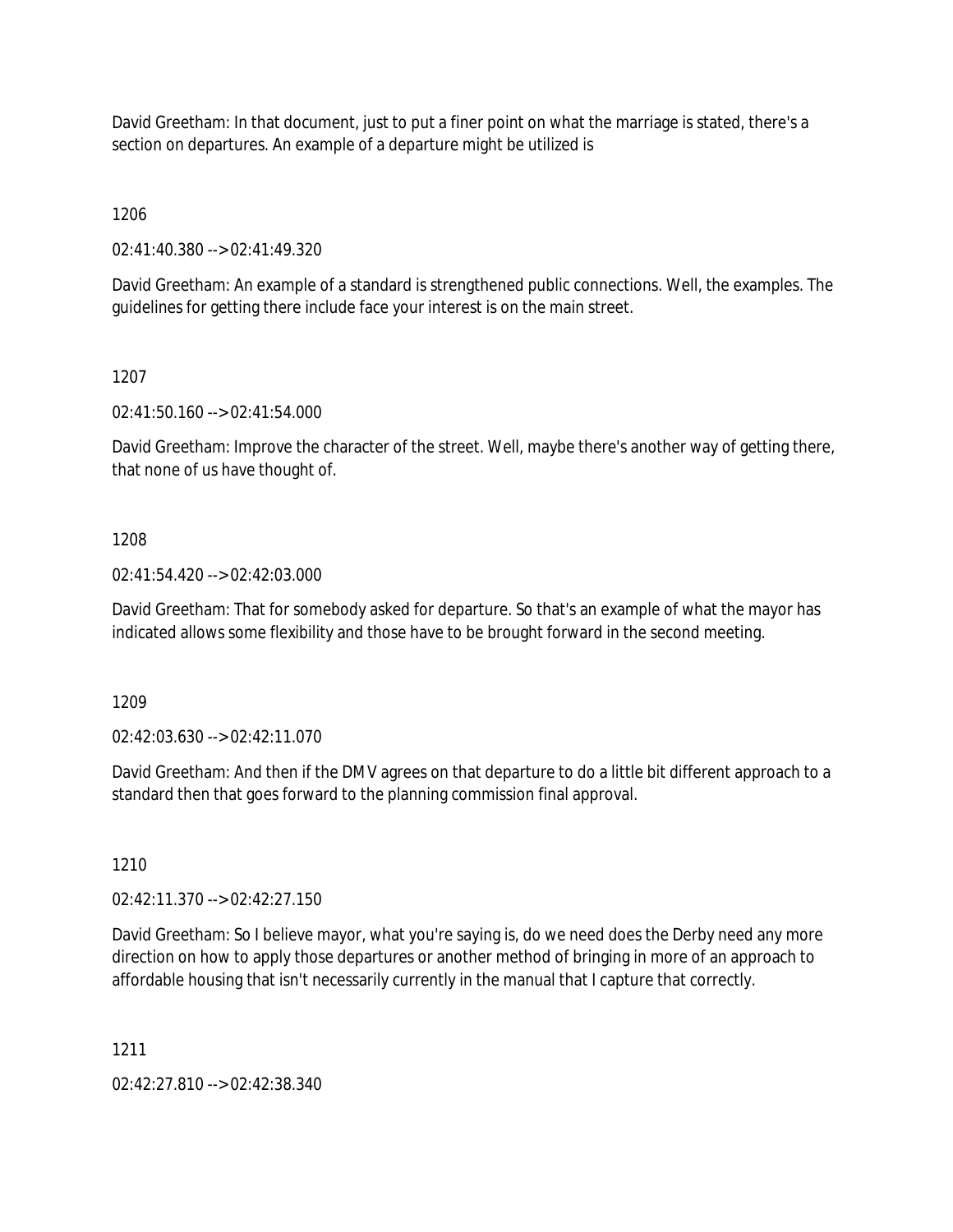David Greetham: In that document, just to put a finer point on what the marriage is stated, there's a section on departures. An example of a departure might be utilized is

1206

02:41:40.380 --> 02:41:49.320

David Greetham: An example of a standard is strengthened public connections. Well, the examples. The guidelines for getting there include face your interest is on the main street.

1207

02:41:50.160 --> 02:41:54.000

David Greetham: Improve the character of the street. Well, maybe there's another way of getting there, that none of us have thought of.

1208

02:41:54.420 --> 02:42:03.000

David Greetham: That for somebody asked for departure. So that's an example of what the mayor has indicated allows some flexibility and those have to be brought forward in the second meeting.

1209

02:42:03.630 --> 02:42:11.070

David Greetham: And then if the DMV agrees on that departure to do a little bit different approach to a standard then that goes forward to the planning commission final approval.

1210

02:42:11.370 --> 02:42:27.150

David Greetham: So I believe mayor, what you're saying is, do we need does the Derby need any more direction on how to apply those departures or another method of bringing in more of an approach to affordable housing that isn't necessarily currently in the manual that I capture that correctly.

1211

02:42:27.810 --> 02:42:38.340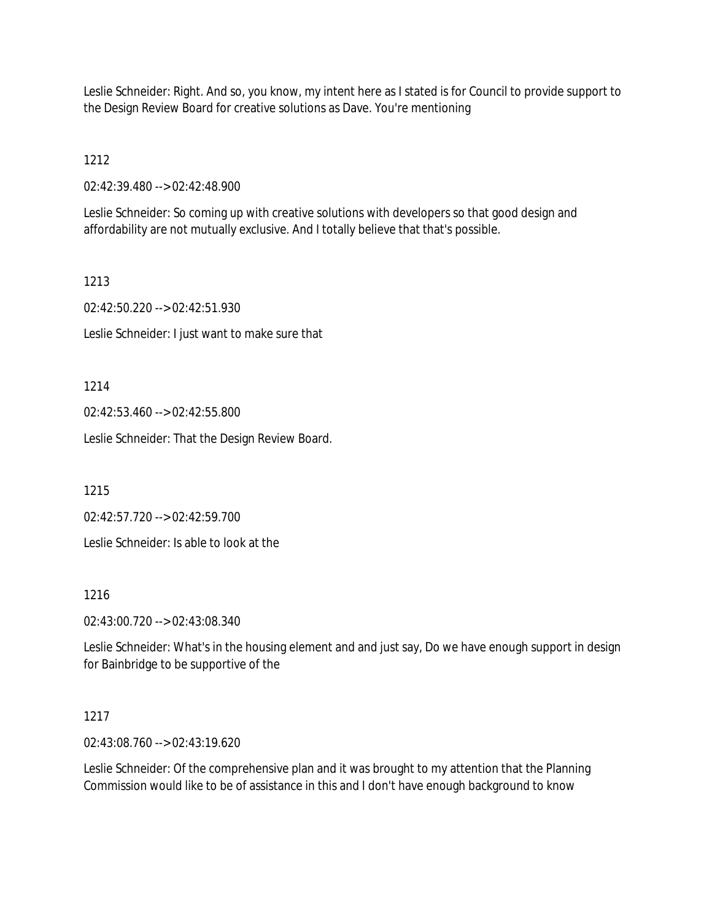Leslie Schneider: Right. And so, you know, my intent here as I stated is for Council to provide support to the Design Review Board for creative solutions as Dave. You're mentioning

1212

02:42:39.480 --> 02:42:48.900

Leslie Schneider: So coming up with creative solutions with developers so that good design and affordability are not mutually exclusive. And I totally believe that that's possible.

1213

02:42:50.220 --> 02:42:51.930

Leslie Schneider: I just want to make sure that

1214

02:42:53.460 --> 02:42:55.800

Leslie Schneider: That the Design Review Board.

1215

02:42:57.720 --> 02:42:59.700

Leslie Schneider: Is able to look at the

1216

02:43:00.720 --> 02:43:08.340

Leslie Schneider: What's in the housing element and and just say, Do we have enough support in design for Bainbridge to be supportive of the

1217

02:43:08.760 --> 02:43:19.620

Leslie Schneider: Of the comprehensive plan and it was brought to my attention that the Planning Commission would like to be of assistance in this and I don't have enough background to know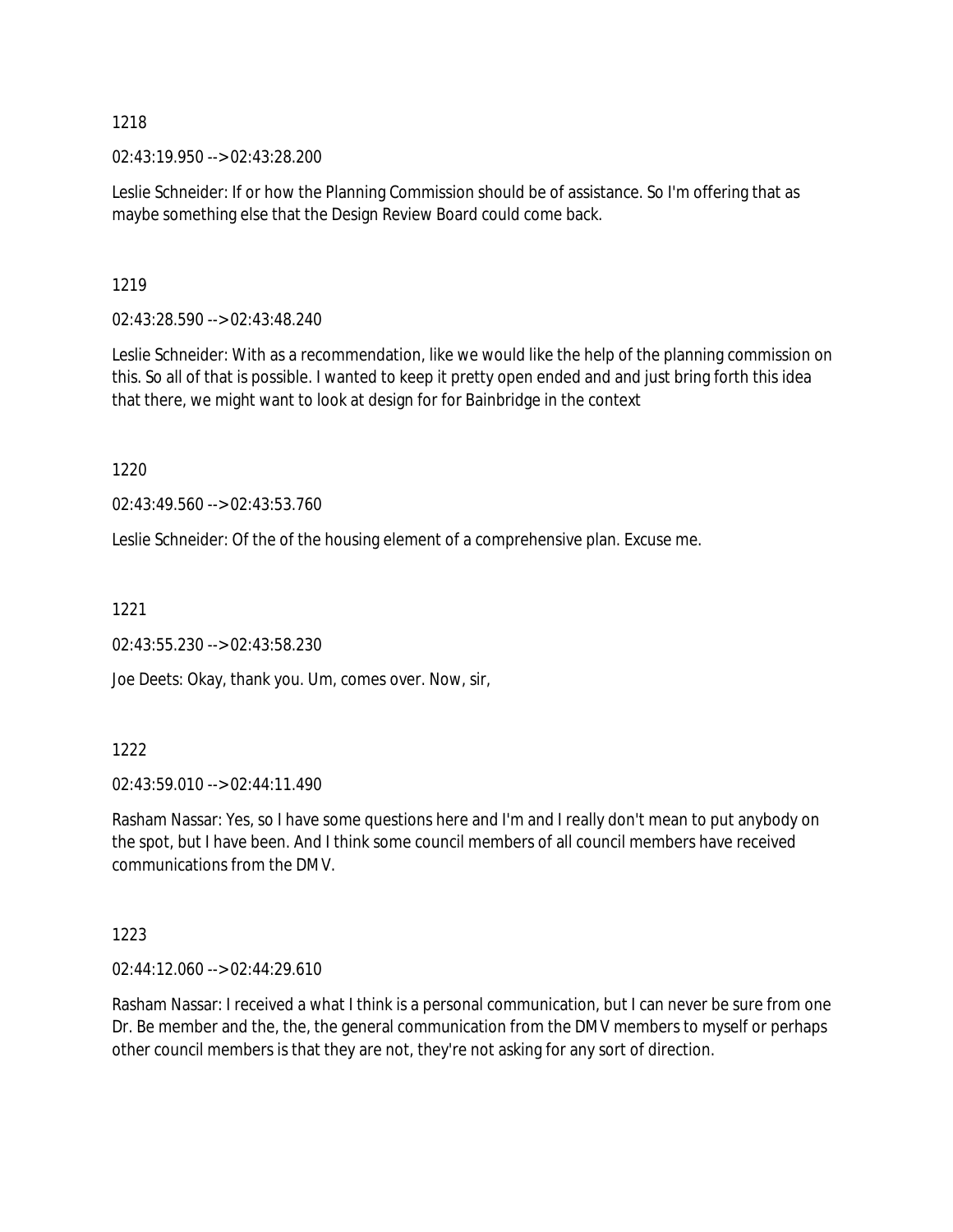1218

02:43:19.950 --> 02:43:28.200

Leslie Schneider: If or how the Planning Commission should be of assistance. So I'm offering that as maybe something else that the Design Review Board could come back.

1219

02:43:28.590 --> 02:43:48.240

Leslie Schneider: With as a recommendation, like we would like the help of the planning commission on this. So all of that is possible. I wanted to keep it pretty open ended and and just bring forth this idea that there, we might want to look at design for for Bainbridge in the context

1220

02:43:49.560 --> 02:43:53.760

Leslie Schneider: Of the of the housing element of a comprehensive plan. Excuse me.

1221

02:43:55.230 --> 02:43:58.230

Joe Deets: Okay, thank you. Um, comes over. Now, sir,

1222

02:43:59.010 --> 02:44:11.490

Rasham Nassar: Yes, so I have some questions here and I'm and I really don't mean to put anybody on the spot, but I have been. And I think some council members of all council members have received communications from the DMV.

1223

02:44:12.060 --> 02:44:29.610

Rasham Nassar: I received a what I think is a personal communication, but I can never be sure from one Dr. Be member and the, the, the general communication from the DMV members to myself or perhaps other council members is that they are not, they're not asking for any sort of direction.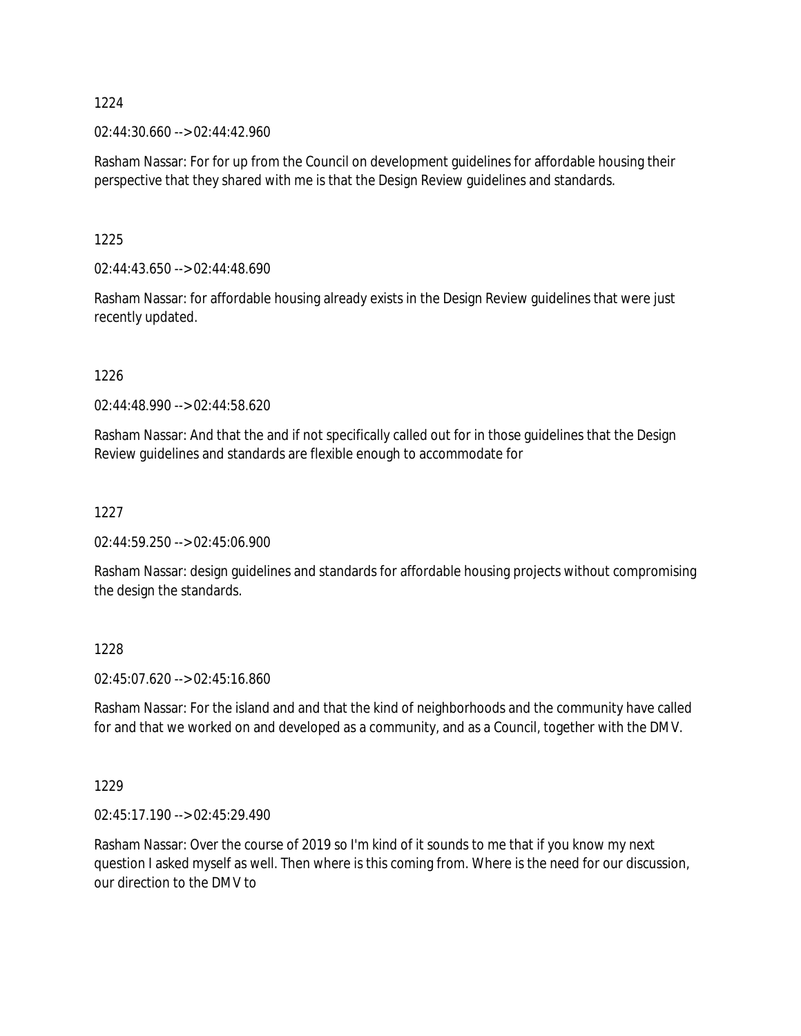1224

02:44:30.660 --> 02:44:42.960

Rasham Nassar: For for up from the Council on development guidelines for affordable housing their perspective that they shared with me is that the Design Review guidelines and standards.

1225

02:44:43.650 --> 02:44:48.690

Rasham Nassar: for affordable housing already exists in the Design Review guidelines that were just recently updated.

1226

02:44:48.990 --> 02:44:58.620

Rasham Nassar: And that the and if not specifically called out for in those guidelines that the Design Review guidelines and standards are flexible enough to accommodate for

1227

02:44:59.250 --> 02:45:06.900

Rasham Nassar: design guidelines and standards for affordable housing projects without compromising the design the standards.

1228

02:45:07.620 --> 02:45:16.860

Rasham Nassar: For the island and and that the kind of neighborhoods and the community have called for and that we worked on and developed as a community, and as a Council, together with the DMV.

1229

02:45:17.190 --> 02:45:29.490

Rasham Nassar: Over the course of 2019 so I'm kind of it sounds to me that if you know my next question I asked myself as well. Then where is this coming from. Where is the need for our discussion, our direction to the DMV to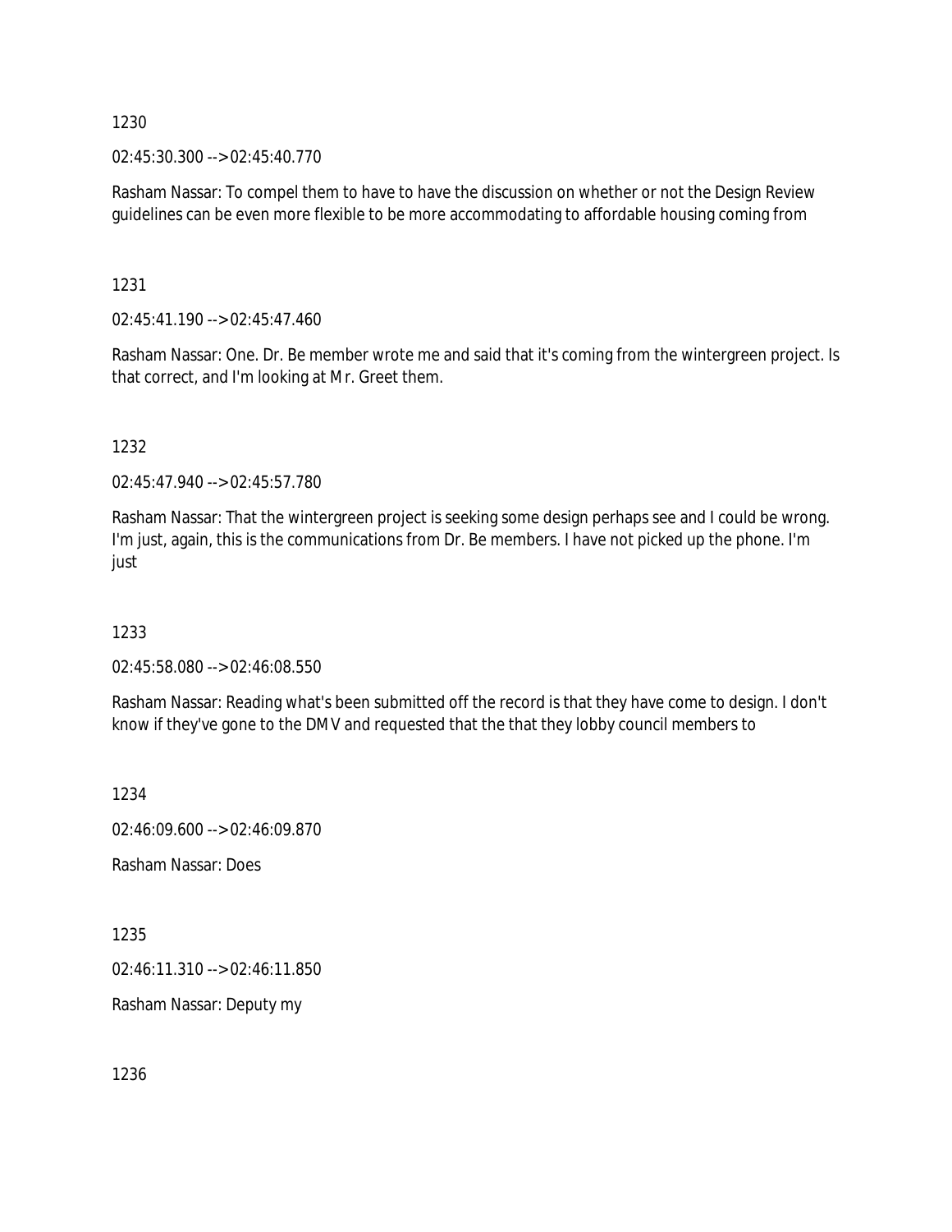1230

02:45:30.300 --> 02:45:40.770

Rasham Nassar: To compel them to have to have the discussion on whether or not the Design Review guidelines can be even more flexible to be more accommodating to affordable housing coming from

1231

02:45:41.190 --> 02:45:47.460

Rasham Nassar: One. Dr. Be member wrote me and said that it's coming from the wintergreen project. Is that correct, and I'm looking at Mr. Greet them.

1232

02:45:47.940 --> 02:45:57.780

Rasham Nassar: That the wintergreen project is seeking some design perhaps see and I could be wrong. I'm just, again, this is the communications from Dr. Be members. I have not picked up the phone. I'm just

1233

02:45:58.080 --> 02:46:08.550

Rasham Nassar: Reading what's been submitted off the record is that they have come to design. I don't know if they've gone to the DMV and requested that the that they lobby council members to

1234

02:46:09.600 --> 02:46:09.870

Rasham Nassar: Does

1235

02:46:11.310 --> 02:46:11.850

Rasham Nassar: Deputy my

1236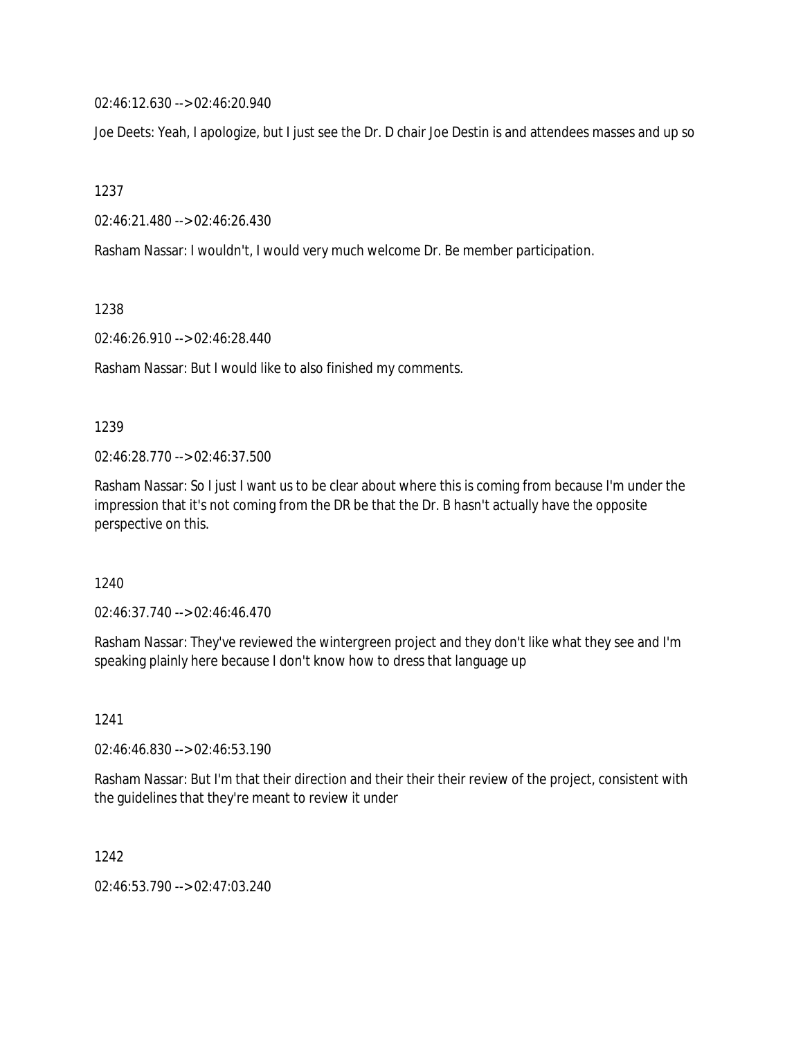02:46:12.630 --> 02:46:20.940

Joe Deets: Yeah, I apologize, but I just see the Dr. D chair Joe Destin is and attendees masses and up so

1237

02:46:21.480 --> 02:46:26.430

Rasham Nassar: I wouldn't, I would very much welcome Dr. Be member participation.

1238

02:46:26.910 --> 02:46:28.440

Rasham Nassar: But I would like to also finished my comments.

1239

02:46:28.770 --> 02:46:37.500

Rasham Nassar: So I just I want us to be clear about where this is coming from because I'm under the impression that it's not coming from the DR be that the Dr. B hasn't actually have the opposite perspective on this.

1240

02:46:37.740 --> 02:46:46.470

Rasham Nassar: They've reviewed the wintergreen project and they don't like what they see and I'm speaking plainly here because I don't know how to dress that language up

1241

02:46:46.830 --> 02:46:53.190

Rasham Nassar: But I'm that their direction and their their their review of the project, consistent with the guidelines that they're meant to review it under

1242

02:46:53.790 --> 02:47:03.240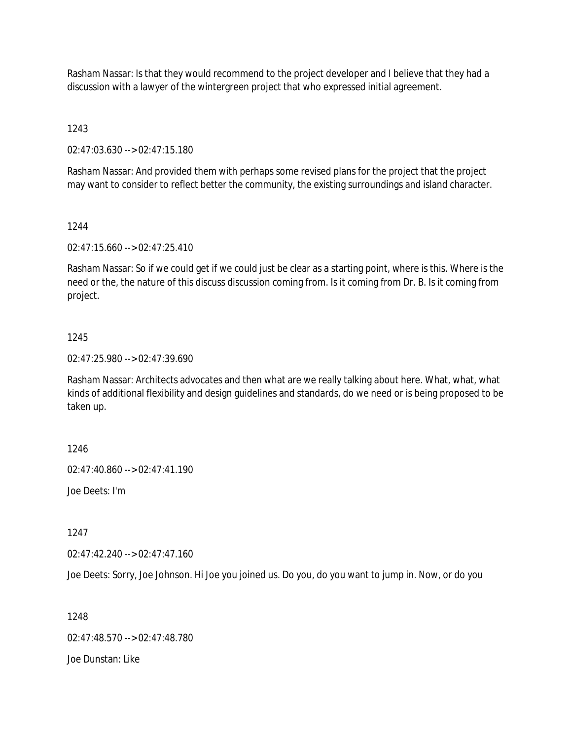Rasham Nassar: Is that they would recommend to the project developer and I believe that they had a discussion with a lawyer of the wintergreen project that who expressed initial agreement.

1243

02:47:03.630 --> 02:47:15.180

Rasham Nassar: And provided them with perhaps some revised plans for the project that the project may want to consider to reflect better the community, the existing surroundings and island character.

1244

02:47:15.660 --> 02:47:25.410

Rasham Nassar: So if we could get if we could just be clear as a starting point, where is this. Where is the need or the, the nature of this discuss discussion coming from. Is it coming from Dr. B. Is it coming from project.

1245

02:47:25.980 --> 02:47:39.690

Rasham Nassar: Architects advocates and then what are we really talking about here. What, what, what kinds of additional flexibility and design guidelines and standards, do we need or is being proposed to be taken up.

1246

02:47:40.860 --> 02:47:41.190

Joe Deets: I'm

1247

02:47:42.240 --> 02:47:47.160

Joe Deets: Sorry, Joe Johnson. Hi Joe you joined us. Do you, do you want to jump in. Now, or do you

1248

02:47:48.570 --> 02:47:48.780

Joe Dunstan: Like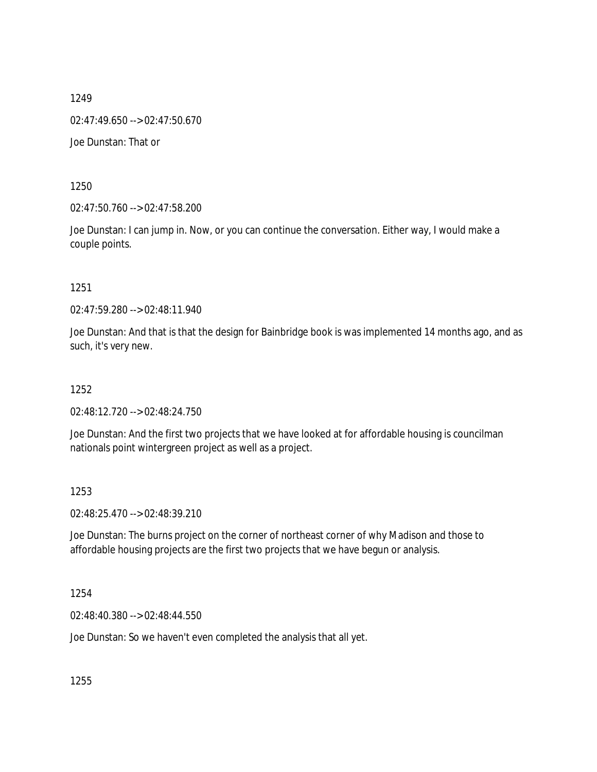1249

02:47:49.650 --> 02:47:50.670

Joe Dunstan: That or

1250

02:47:50.760 --> 02:47:58.200

Joe Dunstan: I can jump in. Now, or you can continue the conversation. Either way, I would make a couple points.

1251

02:47:59.280 --> 02:48:11.940

Joe Dunstan: And that is that the design for Bainbridge book is was implemented 14 months ago, and as such, it's very new.

1252

02:48:12.720 --> 02:48:24.750

Joe Dunstan: And the first two projects that we have looked at for affordable housing is councilman nationals point wintergreen project as well as a project.

1253

02:48:25.470 --> 02:48:39.210

Joe Dunstan: The burns project on the corner of northeast corner of why Madison and those to affordable housing projects are the first two projects that we have begun or analysis.

1254

02:48:40.380 --> 02:48:44.550

Joe Dunstan: So we haven't even completed the analysis that all yet.

1255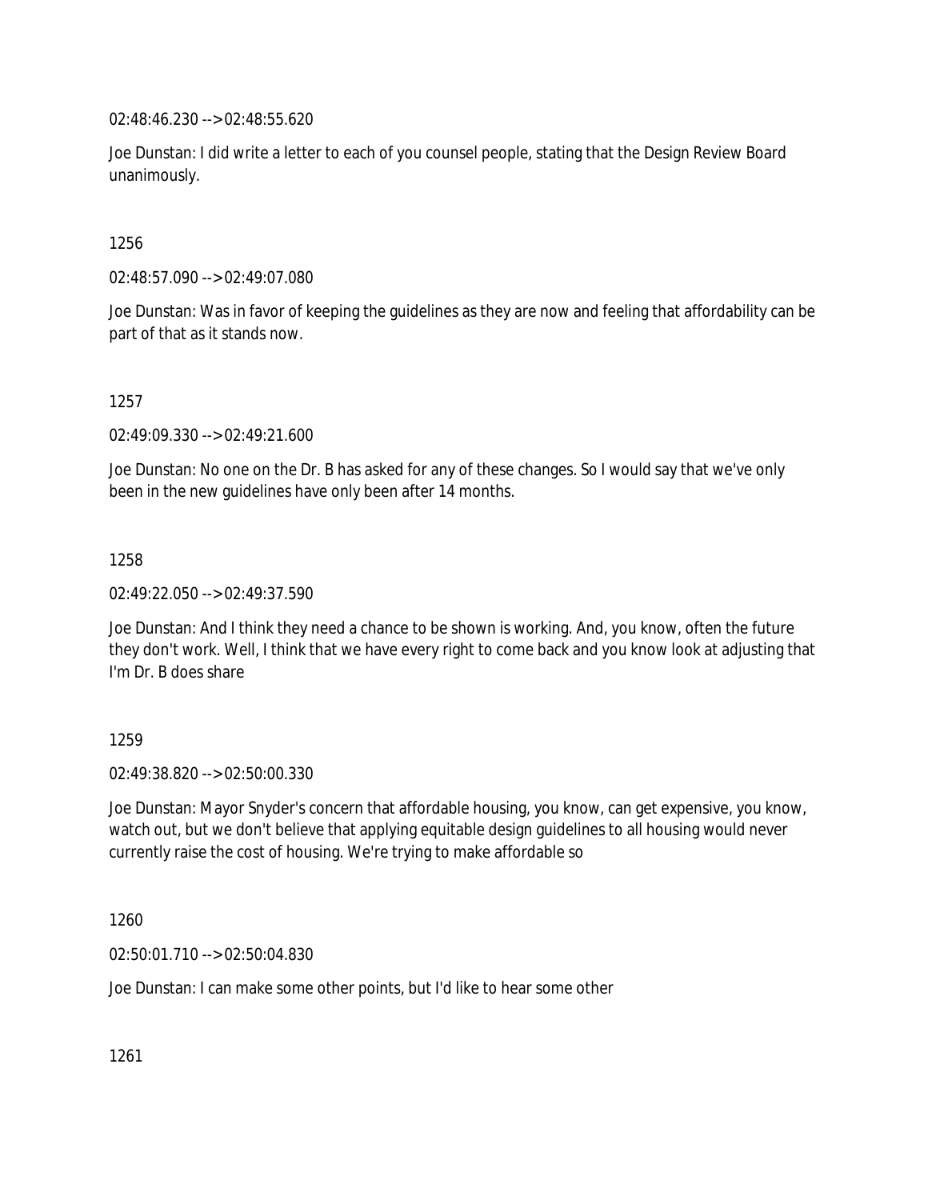02:48:46.230 --> 02:48:55.620

Joe Dunstan: I did write a letter to each of you counsel people, stating that the Design Review Board unanimously.

1256

02:48:57.090 --> 02:49:07.080

Joe Dunstan: Was in favor of keeping the guidelines as they are now and feeling that affordability can be part of that as it stands now.

1257

02:49:09.330 --> 02:49:21.600

Joe Dunstan: No one on the Dr. B has asked for any of these changes. So I would say that we've only been in the new guidelines have only been after 14 months.

1258

02:49:22.050 --> 02:49:37.590

Joe Dunstan: And I think they need a chance to be shown is working. And, you know, often the future they don't work. Well, I think that we have every right to come back and you know look at adjusting that I'm Dr. B does share

1259

02:49:38.820 --> 02:50:00.330

Joe Dunstan: Mayor Snyder's concern that affordable housing, you know, can get expensive, you know, watch out, but we don't believe that applying equitable design guidelines to all housing would never currently raise the cost of housing. We're trying to make affordable so

1260

02:50:01.710 --> 02:50:04.830

Joe Dunstan: I can make some other points, but I'd like to hear some other

1261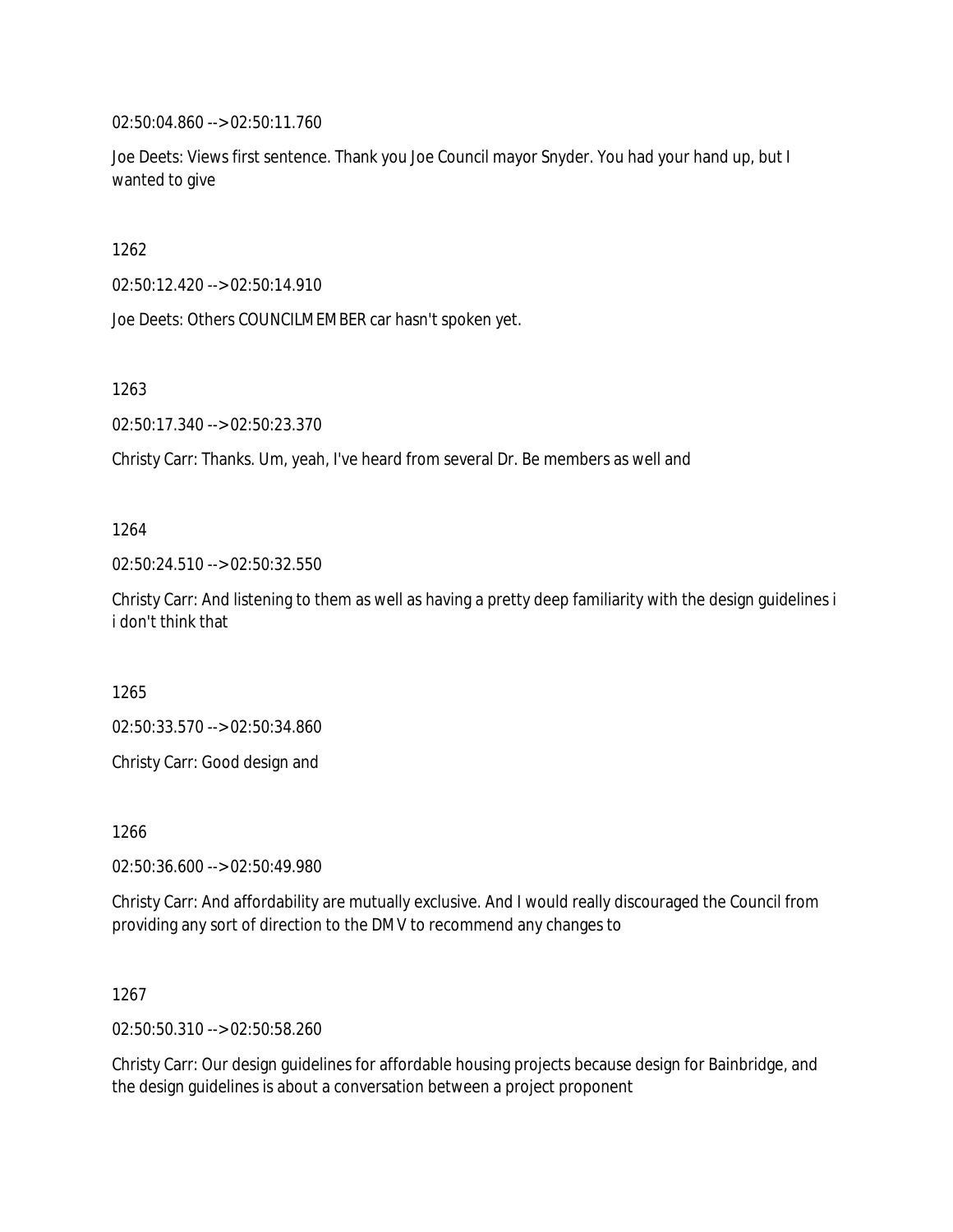02:50:04.860 --> 02:50:11.760

Joe Deets: Views first sentence. Thank you Joe Council mayor Snyder. You had your hand up, but I wanted to give

1262

02:50:12.420 --> 02:50:14.910

Joe Deets: Others COUNCILMEMBER car hasn't spoken yet.

1263

02:50:17.340 --> 02:50:23.370

Christy Carr: Thanks. Um, yeah, I've heard from several Dr. Be members as well and

1264

02:50:24.510 --> 02:50:32.550

Christy Carr: And listening to them as well as having a pretty deep familiarity with the design guidelines i i don't think that

1265

02:50:33.570 --> 02:50:34.860

Christy Carr: Good design and

1266

02:50:36.600 --> 02:50:49.980

Christy Carr: And affordability are mutually exclusive. And I would really discouraged the Council from providing any sort of direction to the DMV to recommend any changes to

1267

02:50:50.310 --> 02:50:58.260

Christy Carr: Our design guidelines for affordable housing projects because design for Bainbridge, and the design guidelines is about a conversation between a project proponent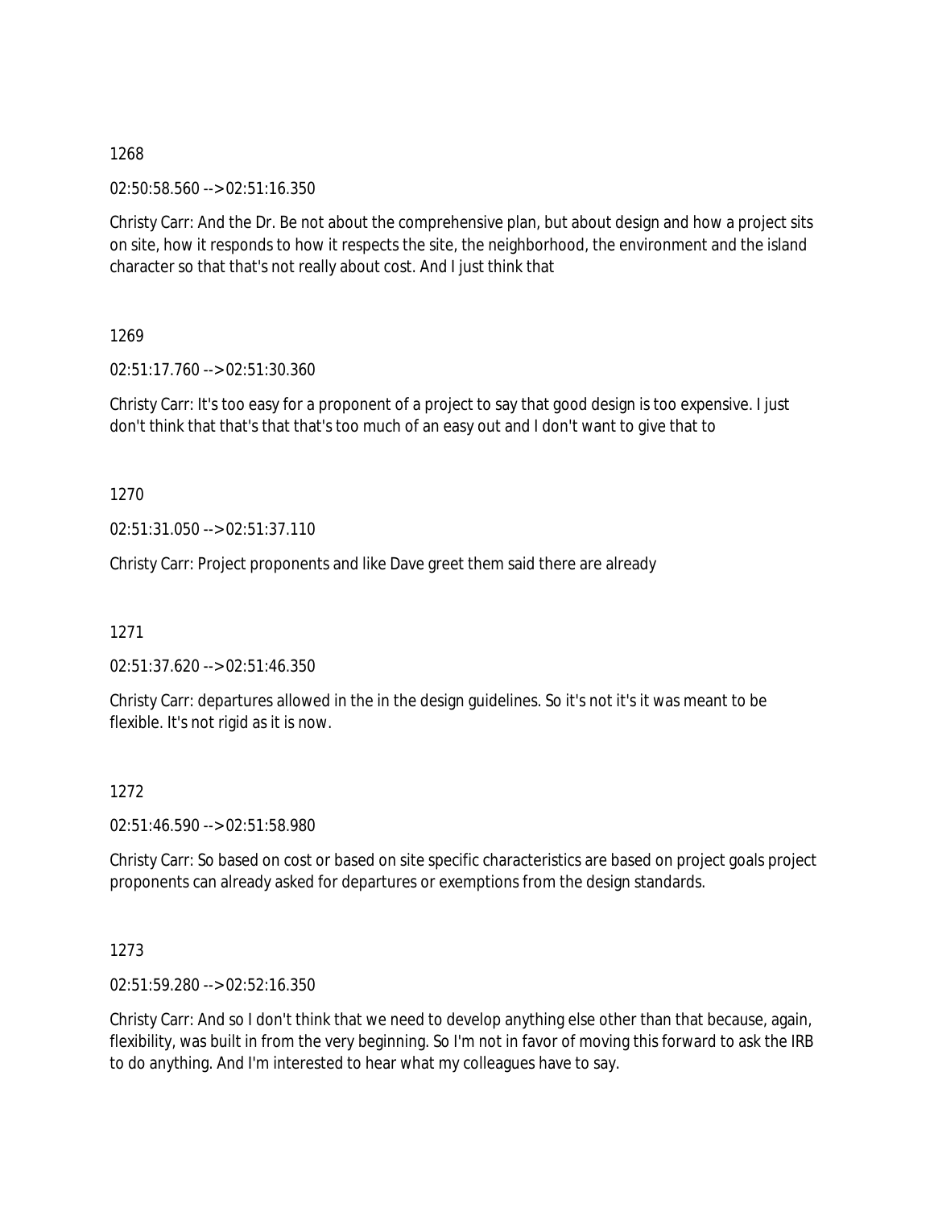1268

02:50:58.560 --> 02:51:16.350

Christy Carr: And the Dr. Be not about the comprehensive plan, but about design and how a project sits on site, how it responds to how it respects the site, the neighborhood, the environment and the island character so that that's not really about cost. And I just think that

1269

02:51:17.760 --> 02:51:30.360

Christy Carr: It's too easy for a proponent of a project to say that good design is too expensive. I just don't think that that's that that's too much of an easy out and I don't want to give that to

1270

02:51:31.050 --> 02:51:37.110

Christy Carr: Project proponents and like Dave greet them said there are already

1271

02:51:37.620 --> 02:51:46.350

Christy Carr: departures allowed in the in the design guidelines. So it's not it's it was meant to be flexible. It's not rigid as it is now.

1272

02:51:46.590 --> 02:51:58.980

Christy Carr: So based on cost or based on site specific characteristics are based on project goals project proponents can already asked for departures or exemptions from the design standards.

1273

02:51:59.280 --> 02:52:16.350

Christy Carr: And so I don't think that we need to develop anything else other than that because, again, flexibility, was built in from the very beginning. So I'm not in favor of moving this forward to ask the IRB to do anything. And I'm interested to hear what my colleagues have to say.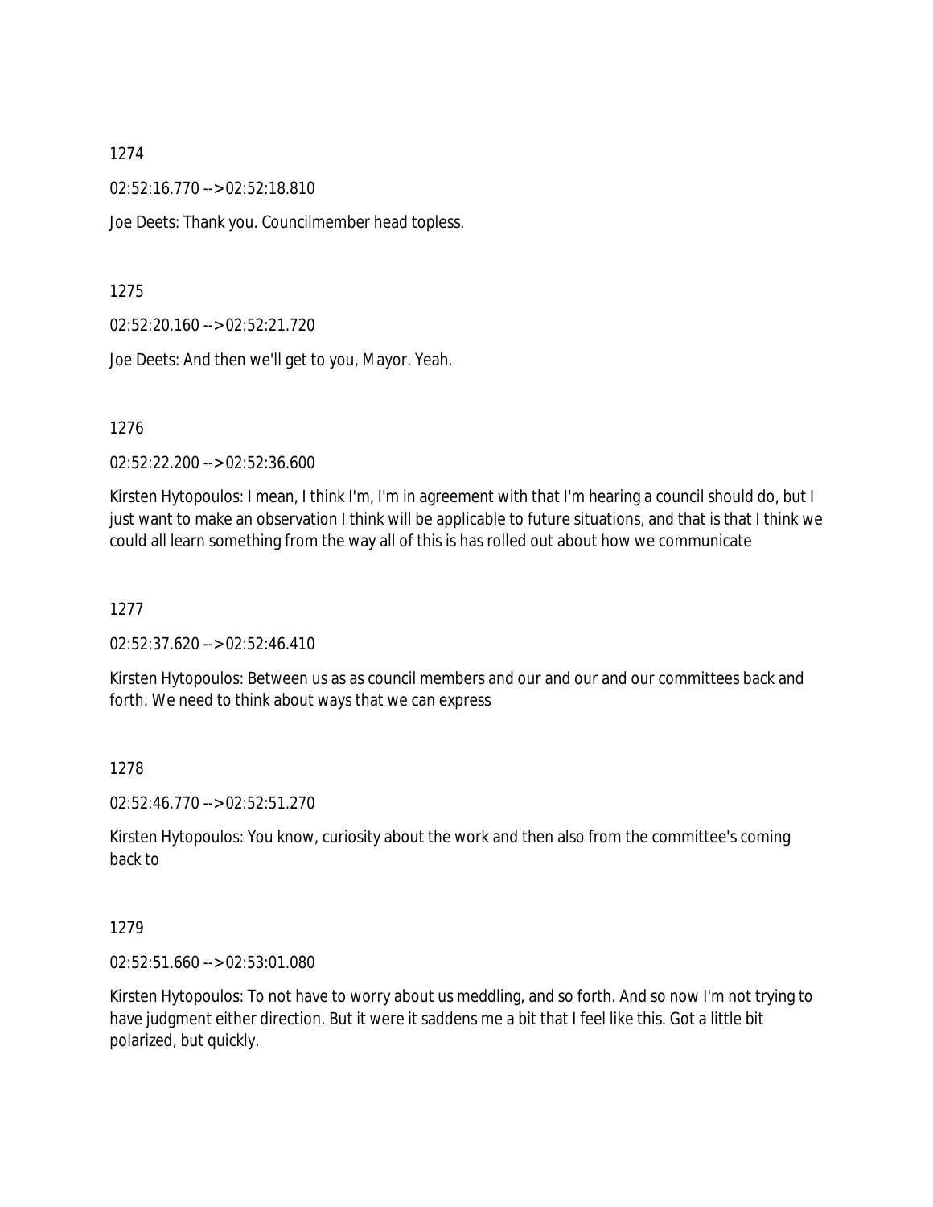1274

02:52:16.770 --> 02:52:18.810

Joe Deets: Thank you. Councilmember head topless.

1275

02:52:20.160 --> 02:52:21.720

Joe Deets: And then we'll get to you, Mayor. Yeah.

1276

02:52:22.200 --> 02:52:36.600

Kirsten Hytopoulos: I mean, I think I'm, I'm in agreement with that I'm hearing a council should do, but I just want to make an observation I think will be applicable to future situations, and that is that I think we could all learn something from the way all of this is has rolled out about how we communicate

1277

02:52:37.620 --> 02:52:46.410

Kirsten Hytopoulos: Between us as as council members and our and our and our committees back and forth. We need to think about ways that we can express

1278

02:52:46.770 --> 02:52:51.270

Kirsten Hytopoulos: You know, curiosity about the work and then also from the committee's coming back to

1279

02:52:51.660 --> 02:53:01.080

Kirsten Hytopoulos: To not have to worry about us meddling, and so forth. And so now I'm not trying to have judgment either direction. But it were it saddens me a bit that I feel like this. Got a little bit polarized, but quickly.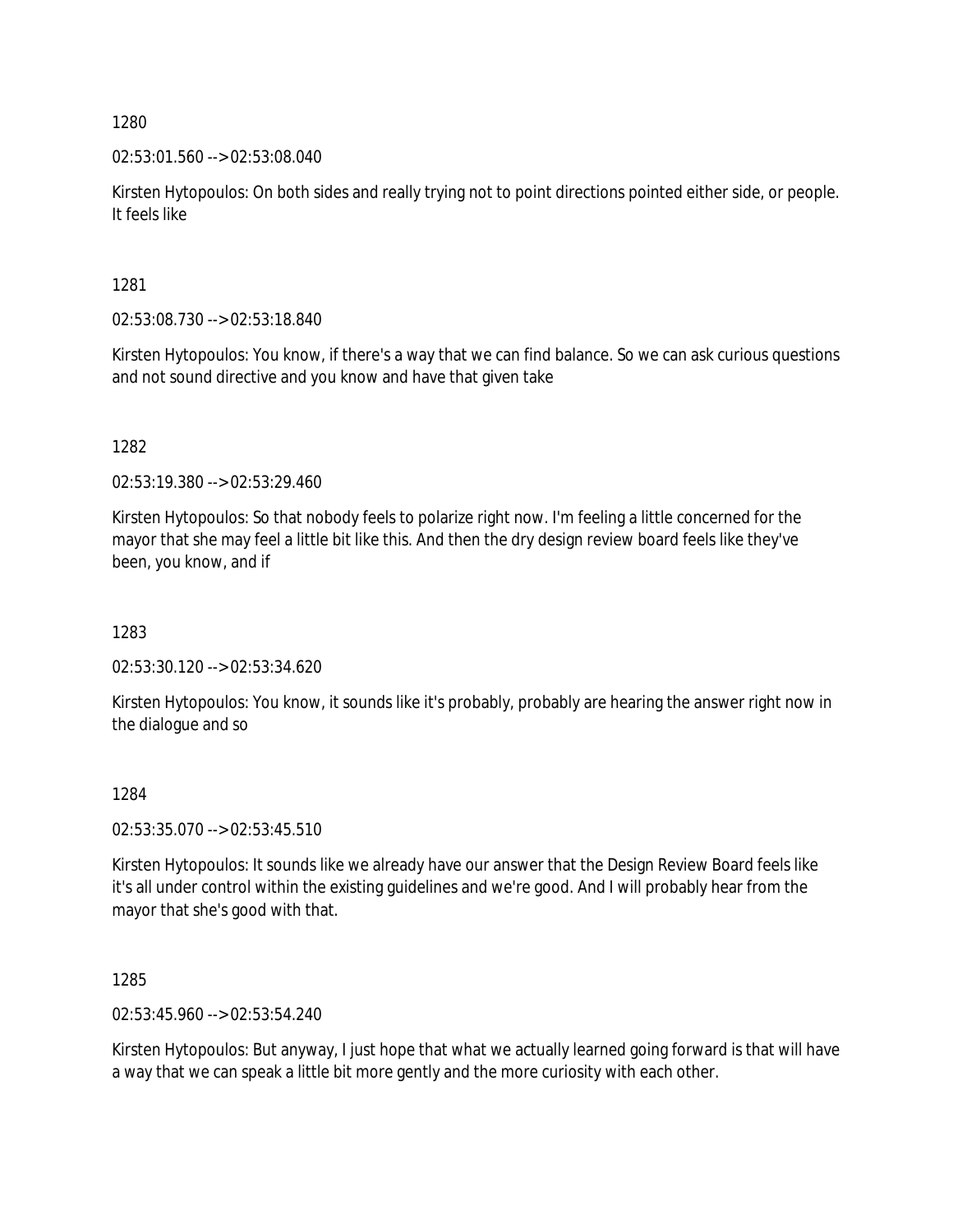1280

02:53:01.560 --> 02:53:08.040

Kirsten Hytopoulos: On both sides and really trying not to point directions pointed either side, or people. It feels like

1281

02:53:08.730 --> 02:53:18.840

Kirsten Hytopoulos: You know, if there's a way that we can find balance. So we can ask curious questions and not sound directive and you know and have that given take

1282

02:53:19.380 --> 02:53:29.460

Kirsten Hytopoulos: So that nobody feels to polarize right now. I'm feeling a little concerned for the mayor that she may feel a little bit like this. And then the dry design review board feels like they've been, you know, and if

1283

02:53:30.120 --> 02:53:34.620

Kirsten Hytopoulos: You know, it sounds like it's probably, probably are hearing the answer right now in the dialogue and so

1284

02:53:35.070 --> 02:53:45.510

Kirsten Hytopoulos: It sounds like we already have our answer that the Design Review Board feels like it's all under control within the existing guidelines and we're good. And I will probably hear from the mayor that she's good with that.

1285

02:53:45.960 --> 02:53:54.240

Kirsten Hytopoulos: But anyway, I just hope that what we actually learned going forward is that will have a way that we can speak a little bit more gently and the more curiosity with each other.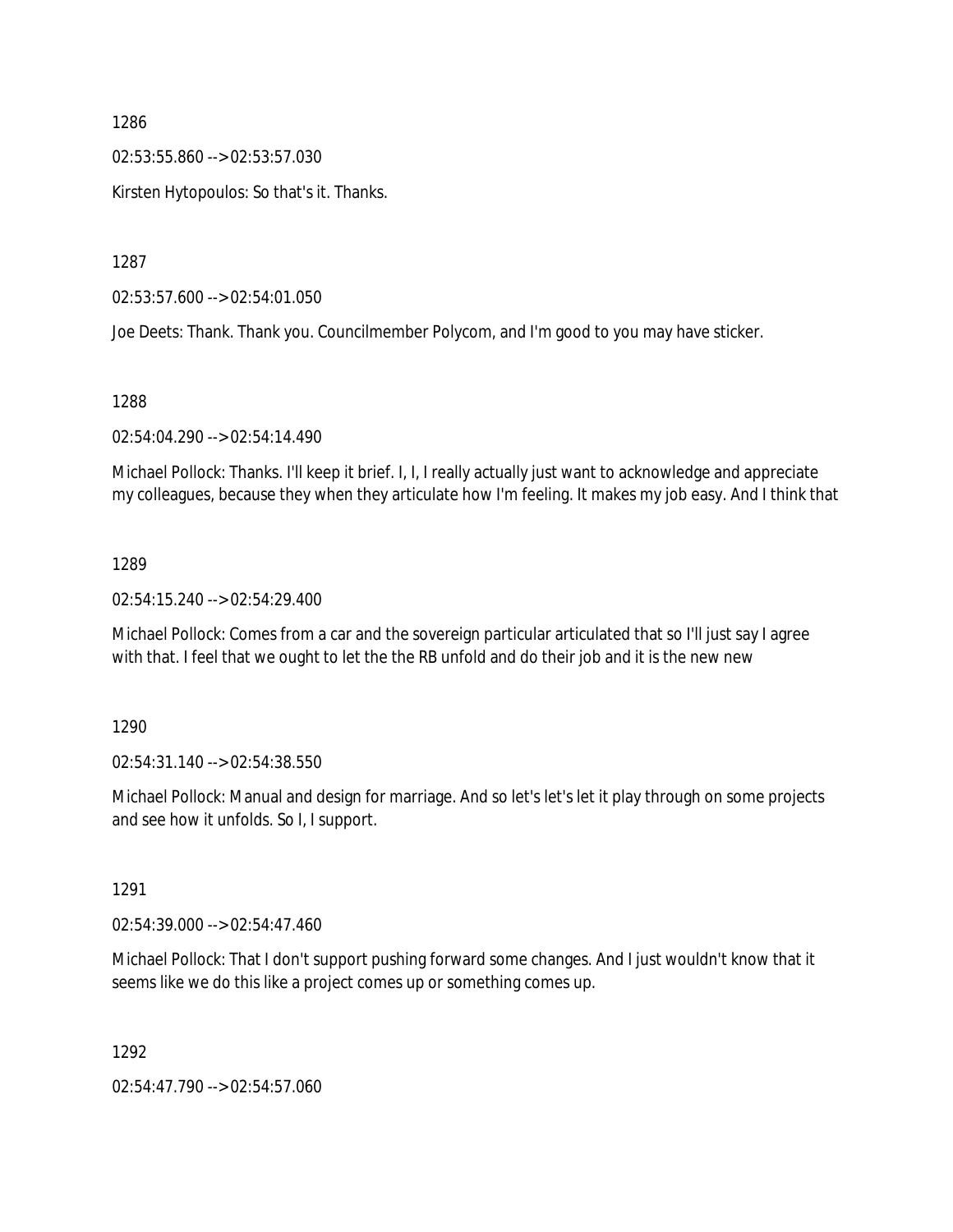1286

02:53:55.860 --> 02:53:57.030

Kirsten Hytopoulos: So that's it. Thanks.

1287

02:53:57.600 --> 02:54:01.050

Joe Deets: Thank. Thank you. Councilmember Polycom, and I'm good to you may have sticker.

1288

02:54:04.290 --> 02:54:14.490

Michael Pollock: Thanks. I'll keep it brief. I, I, I really actually just want to acknowledge and appreciate my colleagues, because they when they articulate how I'm feeling. It makes my job easy. And I think that

1289

02:54:15.240 --> 02:54:29.400

Michael Pollock: Comes from a car and the sovereign particular articulated that so I'll just say I agree with that. I feel that we ought to let the the RB unfold and do their job and it is the new new

1290

02:54:31.140 --> 02:54:38.550

Michael Pollock: Manual and design for marriage. And so let's let's let it play through on some projects and see how it unfolds. So I, I support.

1291

02:54:39.000 --> 02:54:47.460

Michael Pollock: That I don't support pushing forward some changes. And I just wouldn't know that it seems like we do this like a project comes up or something comes up.

1292

02:54:47.790 --> 02:54:57.060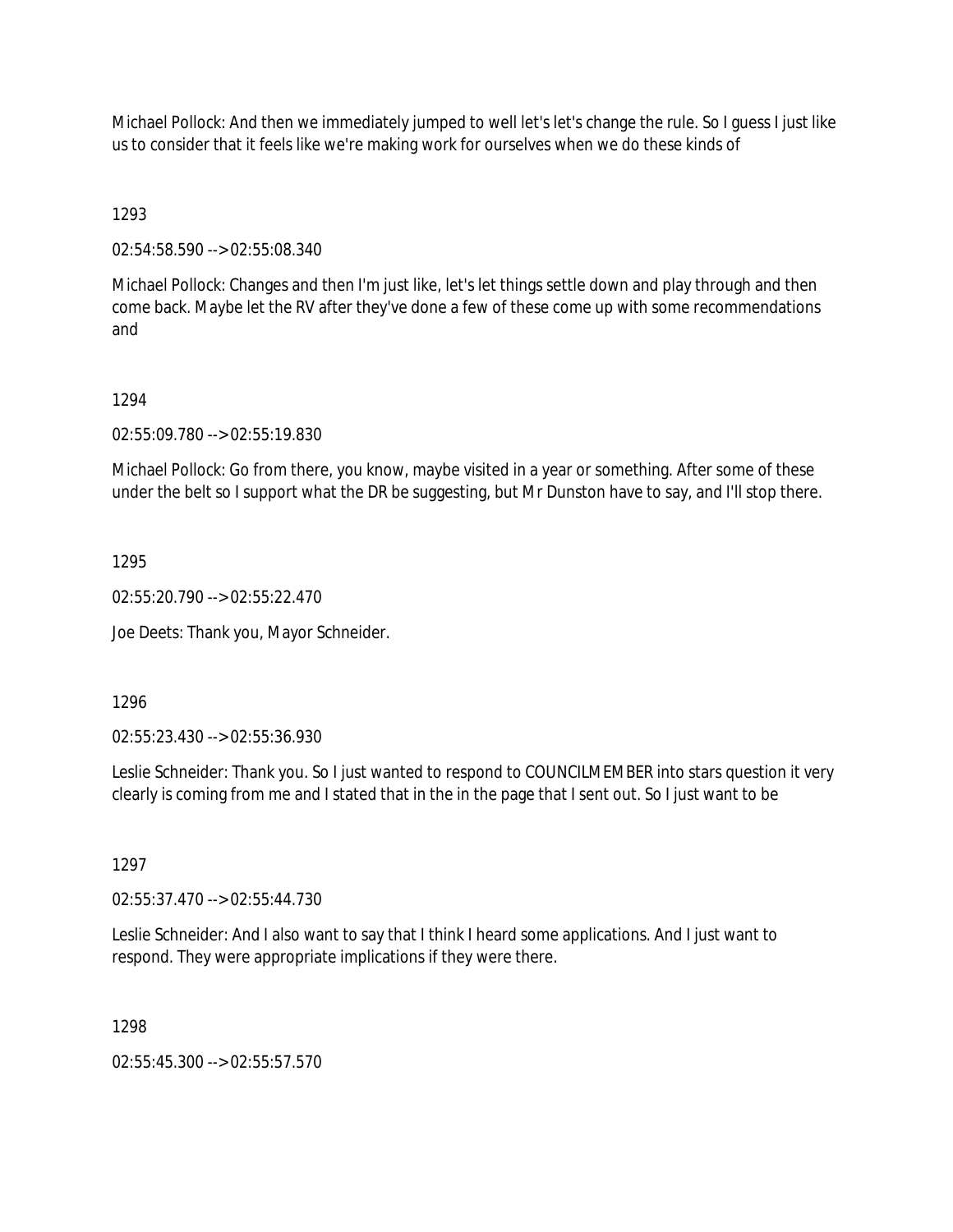Michael Pollock: And then we immediately jumped to well let's let's change the rule. So I guess I just like us to consider that it feels like we're making work for ourselves when we do these kinds of

1293

02:54:58.590 --> 02:55:08.340

Michael Pollock: Changes and then I'm just like, let's let things settle down and play through and then come back. Maybe let the RV after they've done a few of these come up with some recommendations and

1294

02:55:09.780 --> 02:55:19.830

Michael Pollock: Go from there, you know, maybe visited in a year or something. After some of these under the belt so I support what the DR be suggesting, but Mr Dunston have to say, and I'll stop there.

1295

02:55:20.790 --> 02:55:22.470

Joe Deets: Thank you, Mayor Schneider.

1296

02:55:23.430 --> 02:55:36.930

Leslie Schneider: Thank you. So I just wanted to respond to COUNCILMEMBER into stars question it very clearly is coming from me and I stated that in the in the page that I sent out. So I just want to be

1297

02:55:37.470 --> 02:55:44.730

Leslie Schneider: And I also want to say that I think I heard some applications. And I just want to respond. They were appropriate implications if they were there.

1298

02:55:45.300 --> 02:55:57.570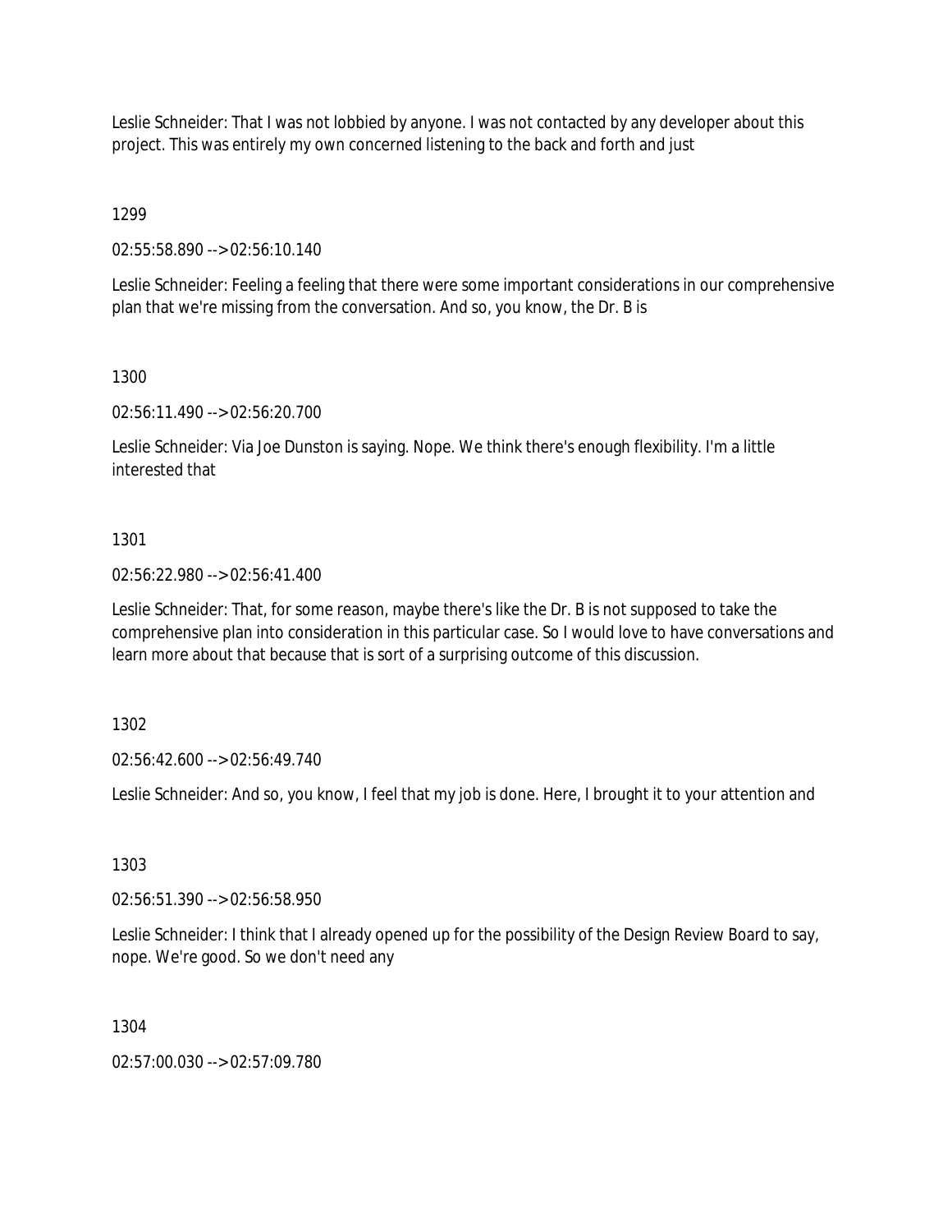Leslie Schneider: That I was not lobbied by anyone. I was not contacted by any developer about this project. This was entirely my own concerned listening to the back and forth and just

1299

02:55:58.890 --> 02:56:10.140

Leslie Schneider: Feeling a feeling that there were some important considerations in our comprehensive plan that we're missing from the conversation. And so, you know, the Dr. B is

1300

02:56:11.490 --> 02:56:20.700

Leslie Schneider: Via Joe Dunston is saying. Nope. We think there's enough flexibility. I'm a little interested that

1301

02:56:22.980 --> 02:56:41.400

Leslie Schneider: That, for some reason, maybe there's like the Dr. B is not supposed to take the comprehensive plan into consideration in this particular case. So I would love to have conversations and learn more about that because that is sort of a surprising outcome of this discussion.

1302

02:56:42.600 --> 02:56:49.740

Leslie Schneider: And so, you know, I feel that my job is done. Here, I brought it to your attention and

1303

02:56:51.390 --> 02:56:58.950

Leslie Schneider: I think that I already opened up for the possibility of the Design Review Board to say, nope. We're good. So we don't need any

1304

02:57:00.030 --> 02:57:09.780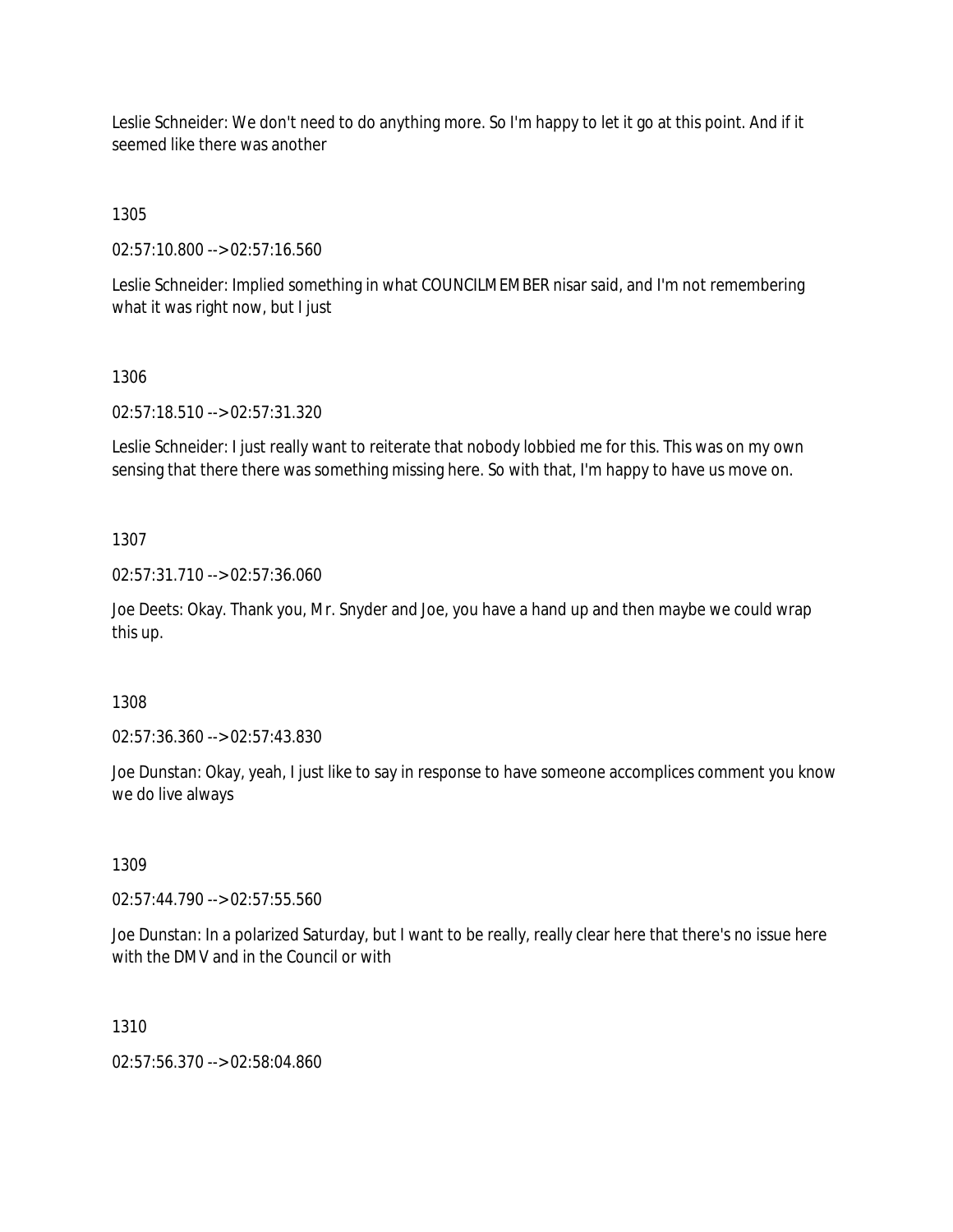Leslie Schneider: We don't need to do anything more. So I'm happy to let it go at this point. And if it seemed like there was another

1305

02:57:10.800 --> 02:57:16.560

Leslie Schneider: Implied something in what COUNCILMEMBER nisar said, and I'm not remembering what it was right now, but I just

1306

02:57:18.510 --> 02:57:31.320

Leslie Schneider: I just really want to reiterate that nobody lobbied me for this. This was on my own sensing that there there was something missing here. So with that, I'm happy to have us move on.

1307

02:57:31.710 --> 02:57:36.060

Joe Deets: Okay. Thank you, Mr. Snyder and Joe, you have a hand up and then maybe we could wrap this up.

1308

02:57:36.360 --> 02:57:43.830

Joe Dunstan: Okay, yeah, I just like to say in response to have someone accomplices comment you know we do live always

1309

02:57:44.790 --> 02:57:55.560

Joe Dunstan: In a polarized Saturday, but I want to be really, really clear here that there's no issue here with the DMV and in the Council or with

1310

02:57:56.370 --> 02:58:04.860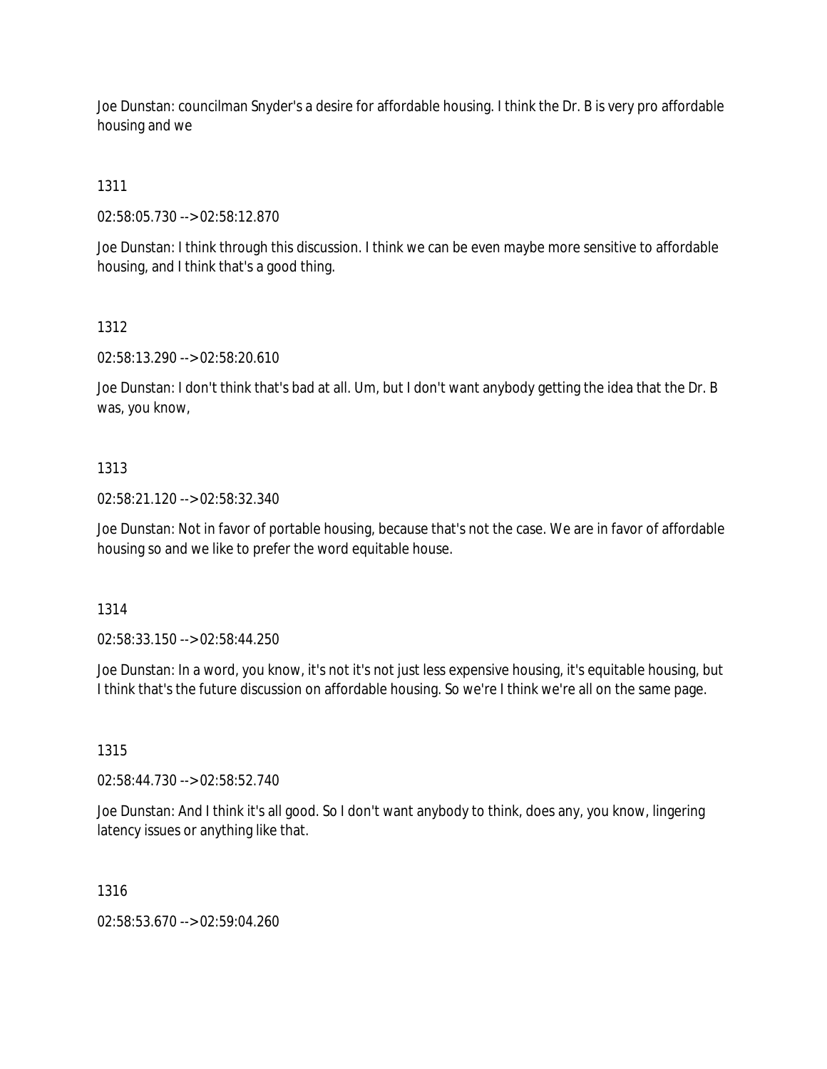Joe Dunstan: councilman Snyder's a desire for affordable housing. I think the Dr. B is very pro affordable housing and we

1311

02:58:05.730 --> 02:58:12.870

Joe Dunstan: I think through this discussion. I think we can be even maybe more sensitive to affordable housing, and I think that's a good thing.

1312

02:58:13.290 --> 02:58:20.610

Joe Dunstan: I don't think that's bad at all. Um, but I don't want anybody getting the idea that the Dr. B was, you know,

1313

02:58:21.120 --> 02:58:32.340

Joe Dunstan: Not in favor of portable housing, because that's not the case. We are in favor of affordable housing so and we like to prefer the word equitable house.

1314

02:58:33.150 --> 02:58:44.250

Joe Dunstan: In a word, you know, it's not it's not just less expensive housing, it's equitable housing, but I think that's the future discussion on affordable housing. So we're I think we're all on the same page.

1315

02:58:44.730 --> 02:58:52.740

Joe Dunstan: And I think it's all good. So I don't want anybody to think, does any, you know, lingering latency issues or anything like that.

1316

02:58:53.670 --> 02:59:04.260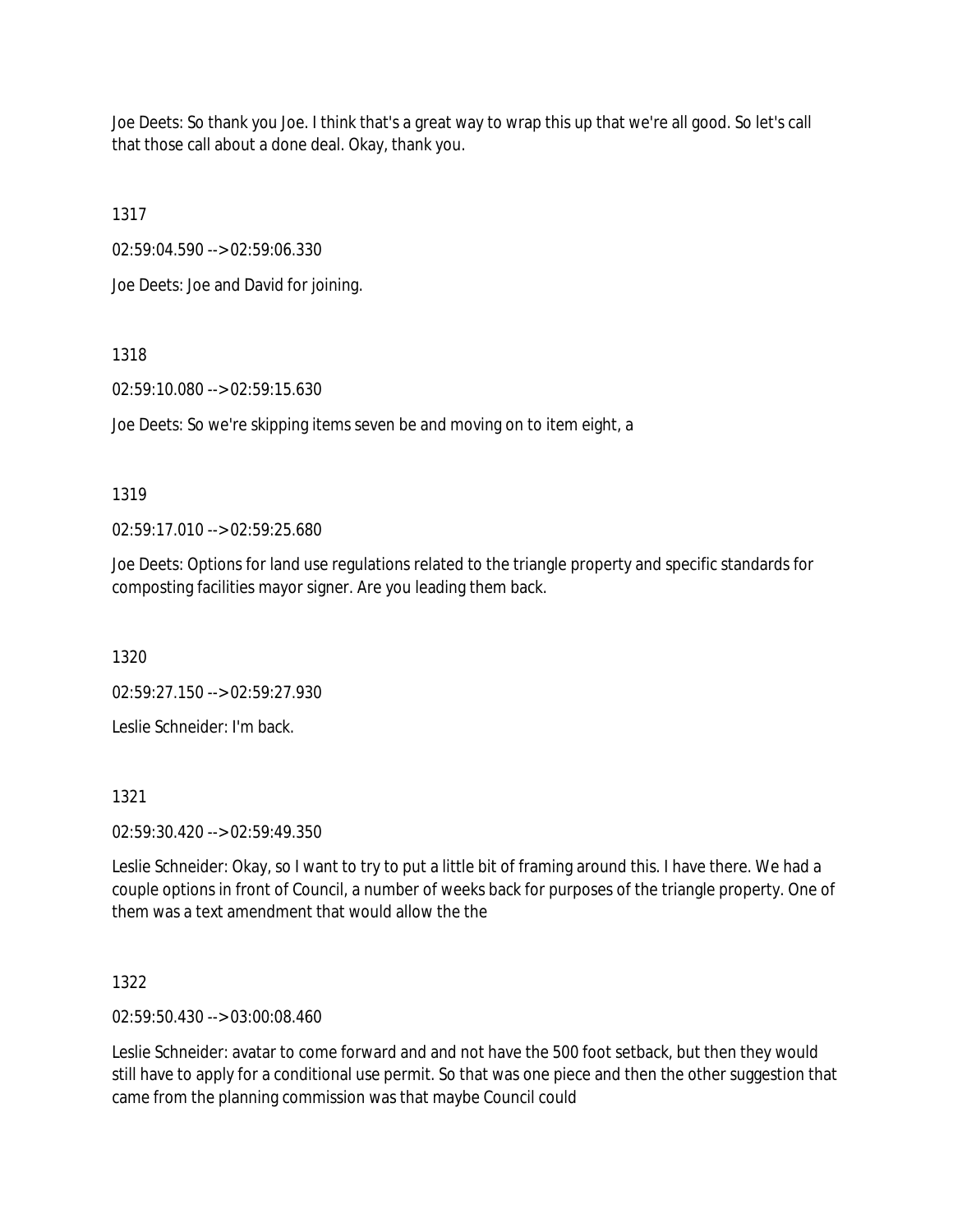Joe Deets: So thank you Joe. I think that's a great way to wrap this up that we're all good. So let's call that those call about a done deal. Okay, thank you.

1317

02:59:04.590 --> 02:59:06.330

Joe Deets: Joe and David for joining.

1318

02:59:10.080 --> 02:59:15.630

Joe Deets: So we're skipping items seven be and moving on to item eight, a

1319

02:59:17.010 --> 02:59:25.680

Joe Deets: Options for land use regulations related to the triangle property and specific standards for composting facilities mayor signer. Are you leading them back.

1320

02:59:27.150 --> 02:59:27.930

Leslie Schneider: I'm back.

1321

02:59:30.420 --> 02:59:49.350

Leslie Schneider: Okay, so I want to try to put a little bit of framing around this. I have there. We had a couple options in front of Council, a number of weeks back for purposes of the triangle property. One of them was a text amendment that would allow the the

1322

02:59:50.430 --> 03:00:08.460

Leslie Schneider: avatar to come forward and and not have the 500 foot setback, but then they would still have to apply for a conditional use permit. So that was one piece and then the other suggestion that came from the planning commission was that maybe Council could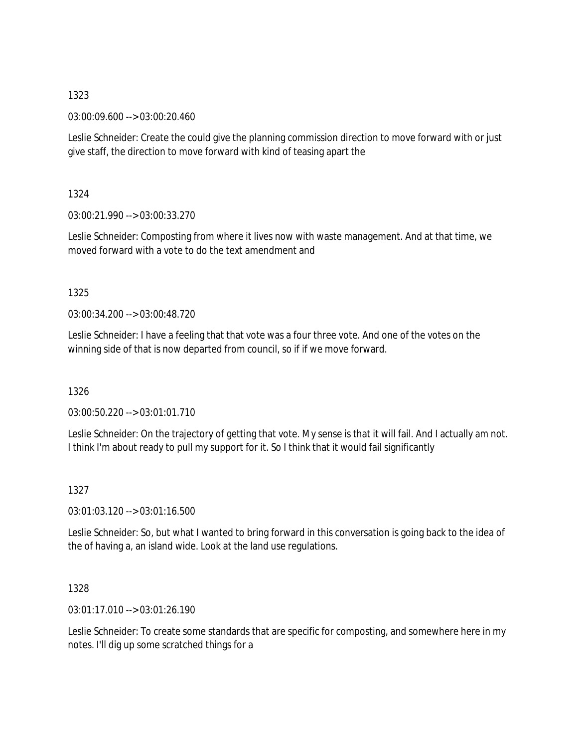1323

03:00:09.600 --> 03:00:20.460

Leslie Schneider: Create the could give the planning commission direction to move forward with or just give staff, the direction to move forward with kind of teasing apart the

1324

03:00:21.990 --> 03:00:33.270

Leslie Schneider: Composting from where it lives now with waste management. And at that time, we moved forward with a vote to do the text amendment and

1325

03:00:34.200 --> 03:00:48.720

Leslie Schneider: I have a feeling that that vote was a four three vote. And one of the votes on the winning side of that is now departed from council, so if if we move forward.

1326

03:00:50.220 --> 03:01:01.710

Leslie Schneider: On the trajectory of getting that vote. My sense is that it will fail. And I actually am not. I think I'm about ready to pull my support for it. So I think that it would fail significantly

1327

03:01:03.120 --> 03:01:16.500

Leslie Schneider: So, but what I wanted to bring forward in this conversation is going back to the idea of the of having a, an island wide. Look at the land use regulations.

1328

03:01:17.010 --> 03:01:26.190

Leslie Schneider: To create some standards that are specific for composting, and somewhere here in my notes. I'll dig up some scratched things for a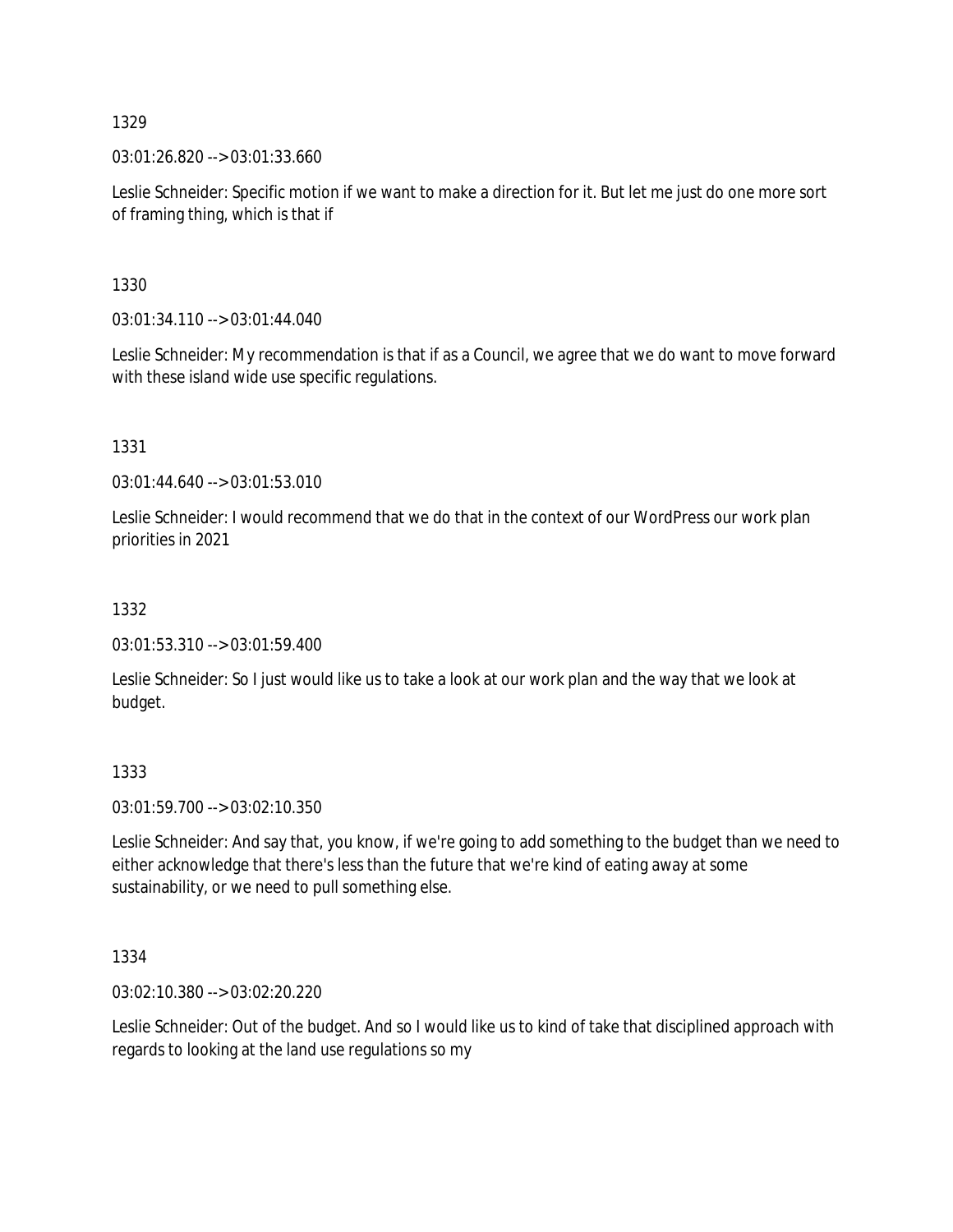1329

03:01:26.820 --> 03:01:33.660

Leslie Schneider: Specific motion if we want to make a direction for it. But let me just do one more sort of framing thing, which is that if

1330

03:01:34.110 --> 03:01:44.040

Leslie Schneider: My recommendation is that if as a Council, we agree that we do want to move forward with these island wide use specific regulations.

1331

03:01:44.640 --> 03:01:53.010

Leslie Schneider: I would recommend that we do that in the context of our WordPress our work plan priorities in 2021

1332

03:01:53.310 --> 03:01:59.400

Leslie Schneider: So I just would like us to take a look at our work plan and the way that we look at budget.

1333

03:01:59.700 --> 03:02:10.350

Leslie Schneider: And say that, you know, if we're going to add something to the budget than we need to either acknowledge that there's less than the future that we're kind of eating away at some sustainability, or we need to pull something else.

1334

03:02:10.380 --> 03:02:20.220

Leslie Schneider: Out of the budget. And so I would like us to kind of take that disciplined approach with regards to looking at the land use regulations so my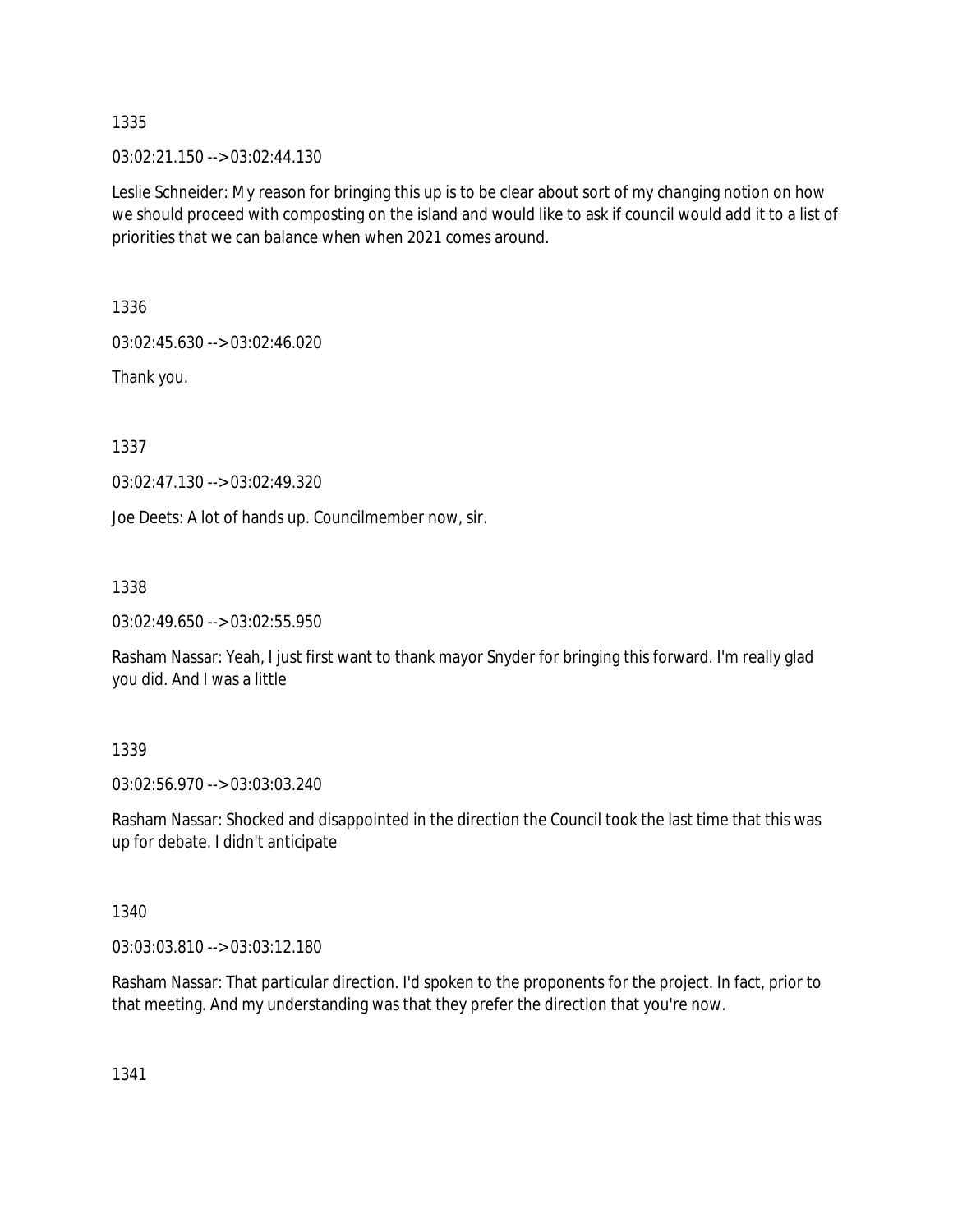1335

03:02:21.150 --> 03:02:44.130

Leslie Schneider: My reason for bringing this up is to be clear about sort of my changing notion on how we should proceed with composting on the island and would like to ask if council would add it to a list of priorities that we can balance when when 2021 comes around.

1336

03:02:45.630 --> 03:02:46.020

Thank you.

1337

03:02:47.130 --> 03:02:49.320

Joe Deets: A lot of hands up. Councilmember now, sir.

1338

03:02:49.650 --> 03:02:55.950

Rasham Nassar: Yeah, I just first want to thank mayor Snyder for bringing this forward. I'm really glad you did. And I was a little

1339

03:02:56.970 --> 03:03:03.240

Rasham Nassar: Shocked and disappointed in the direction the Council took the last time that this was up for debate. I didn't anticipate

1340

03:03:03.810 --> 03:03:12.180

Rasham Nassar: That particular direction. I'd spoken to the proponents for the project. In fact, prior to that meeting. And my understanding was that they prefer the direction that you're now.

1341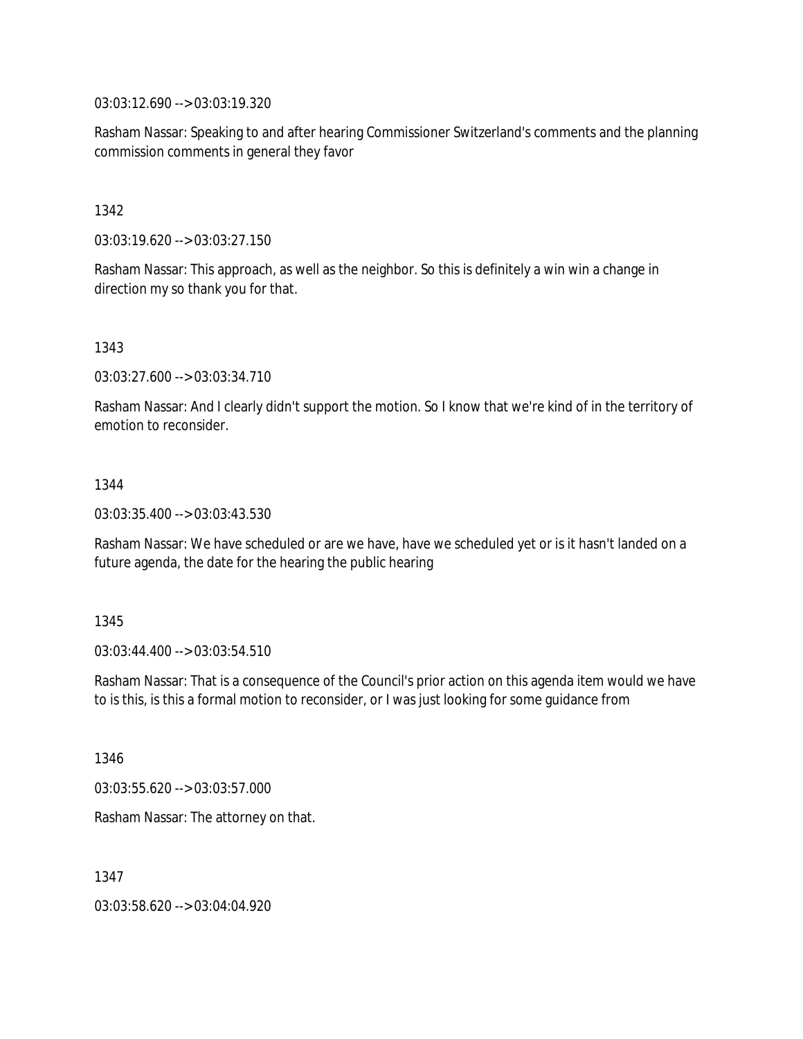03:03:12.690 --> 03:03:19.320

Rasham Nassar: Speaking to and after hearing Commissioner Switzerland's comments and the planning commission comments in general they favor

1342

03:03:19.620 --> 03:03:27.150

Rasham Nassar: This approach, as well as the neighbor. So this is definitely a win win a change in direction my so thank you for that.

1343

03:03:27.600 --> 03:03:34.710

Rasham Nassar: And I clearly didn't support the motion. So I know that we're kind of in the territory of emotion to reconsider.

1344

03:03:35.400 --> 03:03:43.530

Rasham Nassar: We have scheduled or are we have, have we scheduled yet or is it hasn't landed on a future agenda, the date for the hearing the public hearing

1345

03:03:44.400 --> 03:03:54.510

Rasham Nassar: That is a consequence of the Council's prior action on this agenda item would we have to is this, is this a formal motion to reconsider, or I was just looking for some guidance from

1346

03:03:55.620 --> 03:03:57.000

Rasham Nassar: The attorney on that.

1347

03:03:58.620 --> 03:04:04.920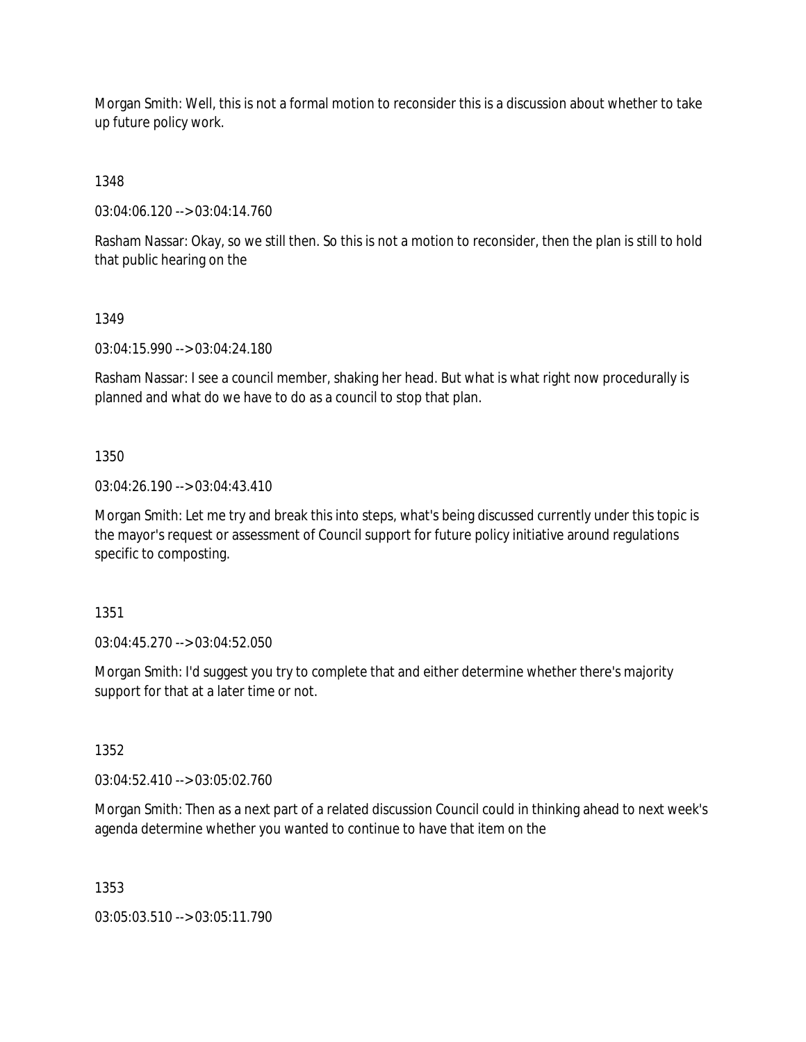Morgan Smith: Well, this is not a formal motion to reconsider this is a discussion about whether to take up future policy work.

1348

03:04:06.120 --> 03:04:14.760

Rasham Nassar: Okay, so we still then. So this is not a motion to reconsider, then the plan is still to hold that public hearing on the

1349

03:04:15.990 --> 03:04:24.180

Rasham Nassar: I see a council member, shaking her head. But what is what right now procedurally is planned and what do we have to do as a council to stop that plan.

1350

03:04:26.190 --> 03:04:43.410

Morgan Smith: Let me try and break this into steps, what's being discussed currently under this topic is the mayor's request or assessment of Council support for future policy initiative around regulations specific to composting.

1351

03:04:45.270 --> 03:04:52.050

Morgan Smith: I'd suggest you try to complete that and either determine whether there's majority support for that at a later time or not.

1352

03:04:52.410 --> 03:05:02.760

Morgan Smith: Then as a next part of a related discussion Council could in thinking ahead to next week's agenda determine whether you wanted to continue to have that item on the

1353

03:05:03.510 --> 03:05:11.790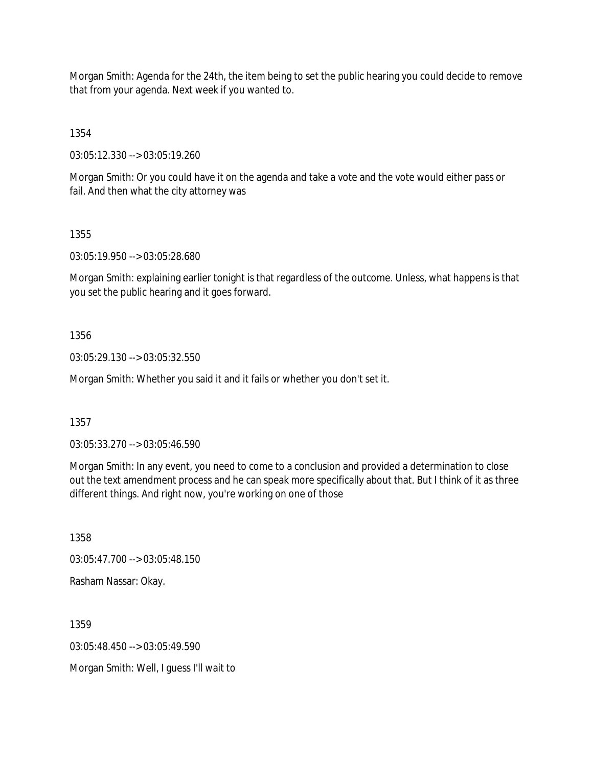Morgan Smith: Agenda for the 24th, the item being to set the public hearing you could decide to remove that from your agenda. Next week if you wanted to.

1354

03:05:12.330 --> 03:05:19.260

Morgan Smith: Or you could have it on the agenda and take a vote and the vote would either pass or fail. And then what the city attorney was

1355

03:05:19.950 --> 03:05:28.680

Morgan Smith: explaining earlier tonight is that regardless of the outcome. Unless, what happens is that you set the public hearing and it goes forward.

1356

03:05:29.130 --> 03:05:32.550

Morgan Smith: Whether you said it and it fails or whether you don't set it.

1357

03:05:33.270 --> 03:05:46.590

Morgan Smith: In any event, you need to come to a conclusion and provided a determination to close out the text amendment process and he can speak more specifically about that. But I think of it as three different things. And right now, you're working on one of those

1358

03:05:47.700 --> 03:05:48.150

Rasham Nassar: Okay.

1359

03:05:48.450 --> 03:05:49.590

Morgan Smith: Well, I guess I'll wait to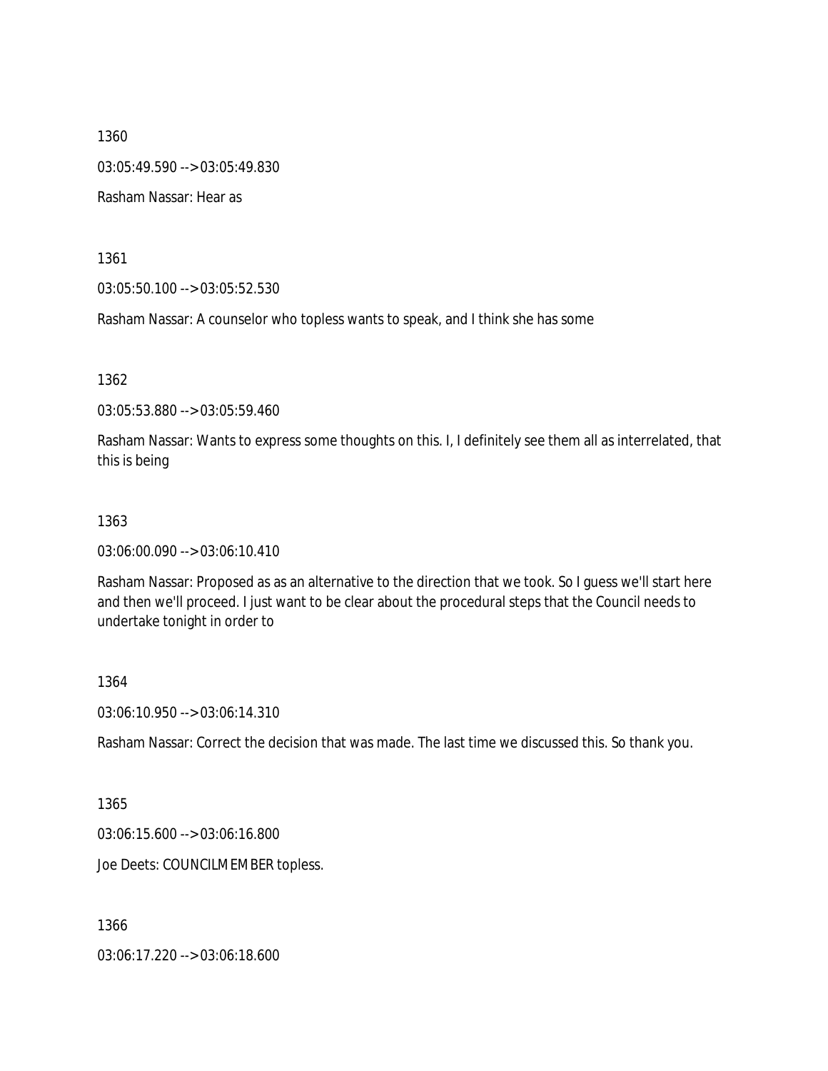1360

03:05:49.590 --> 03:05:49.830

Rasham Nassar: Hear as

1361

03:05:50.100 --> 03:05:52.530

Rasham Nassar: A counselor who topless wants to speak, and I think she has some

1362

03:05:53.880 --> 03:05:59.460

Rasham Nassar: Wants to express some thoughts on this. I, I definitely see them all as interrelated, that this is being

1363

03:06:00.090 --> 03:06:10.410

Rasham Nassar: Proposed as as an alternative to the direction that we took. So I guess we'll start here and then we'll proceed. I just want to be clear about the procedural steps that the Council needs to undertake tonight in order to

1364

03:06:10.950 --> 03:06:14.310

Rasham Nassar: Correct the decision that was made. The last time we discussed this. So thank you.

1365

03:06:15.600 --> 03:06:16.800

Joe Deets: COUNCILMEMBER topless.

1366

03:06:17.220 --> 03:06:18.600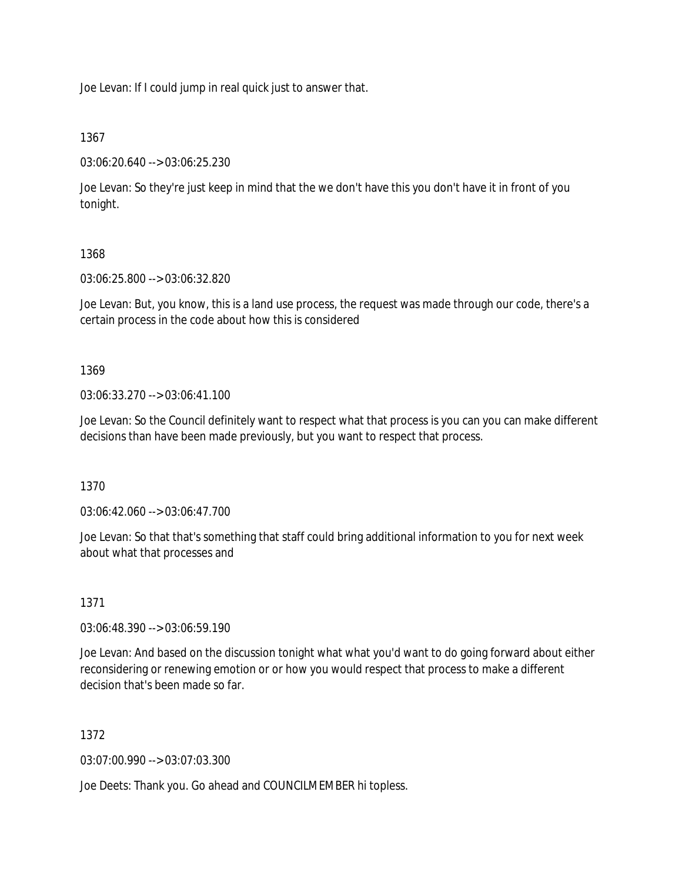Joe Levan: If I could jump in real quick just to answer that.

1367

03:06:20.640 --> 03:06:25.230

Joe Levan: So they're just keep in mind that the we don't have this you don't have it in front of you tonight.

1368

03:06:25.800 --> 03:06:32.820

Joe Levan: But, you know, this is a land use process, the request was made through our code, there's a certain process in the code about how this is considered

1369

03:06:33.270 --> 03:06:41.100

Joe Levan: So the Council definitely want to respect what that process is you can you can make different decisions than have been made previously, but you want to respect that process.

1370

03:06:42.060 --> 03:06:47.700

Joe Levan: So that that's something that staff could bring additional information to you for next week about what that processes and

1371

03:06:48.390 --> 03:06:59.190

Joe Levan: And based on the discussion tonight what what you'd want to do going forward about either reconsidering or renewing emotion or or how you would respect that process to make a different decision that's been made so far.

1372

03:07:00.990 --> 03:07:03.300

Joe Deets: Thank you. Go ahead and COUNCILMEMBER hi topless.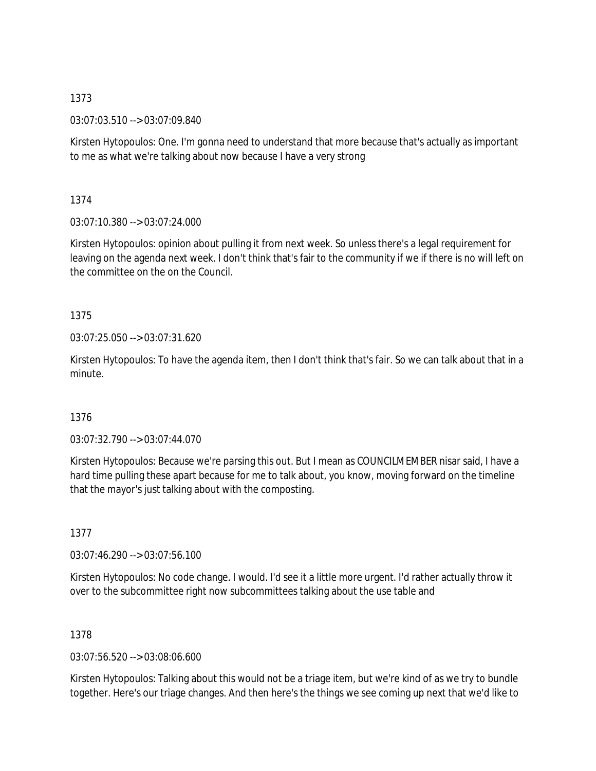1373

03:07:03.510 --> 03:07:09.840

Kirsten Hytopoulos: One. I'm gonna need to understand that more because that's actually as important to me as what we're talking about now because I have a very strong

1374

03:07:10.380 --> 03:07:24.000

Kirsten Hytopoulos: opinion about pulling it from next week. So unless there's a legal requirement for leaving on the agenda next week. I don't think that's fair to the community if we if there is no will left on the committee on the on the Council.

1375

03:07:25.050 --> 03:07:31.620

Kirsten Hytopoulos: To have the agenda item, then I don't think that's fair. So we can talk about that in a minute.

1376

03:07:32.790 --> 03:07:44.070

Kirsten Hytopoulos: Because we're parsing this out. But I mean as COUNCILMEMBER nisar said, I have a hard time pulling these apart because for me to talk about, you know, moving forward on the timeline that the mayor's just talking about with the composting.

1377

03:07:46.290 --> 03:07:56.100

Kirsten Hytopoulos: No code change. I would. I'd see it a little more urgent. I'd rather actually throw it over to the subcommittee right now subcommittees talking about the use table and

1378

03:07:56.520 --> 03:08:06.600

Kirsten Hytopoulos: Talking about this would not be a triage item, but we're kind of as we try to bundle together. Here's our triage changes. And then here's the things we see coming up next that we'd like to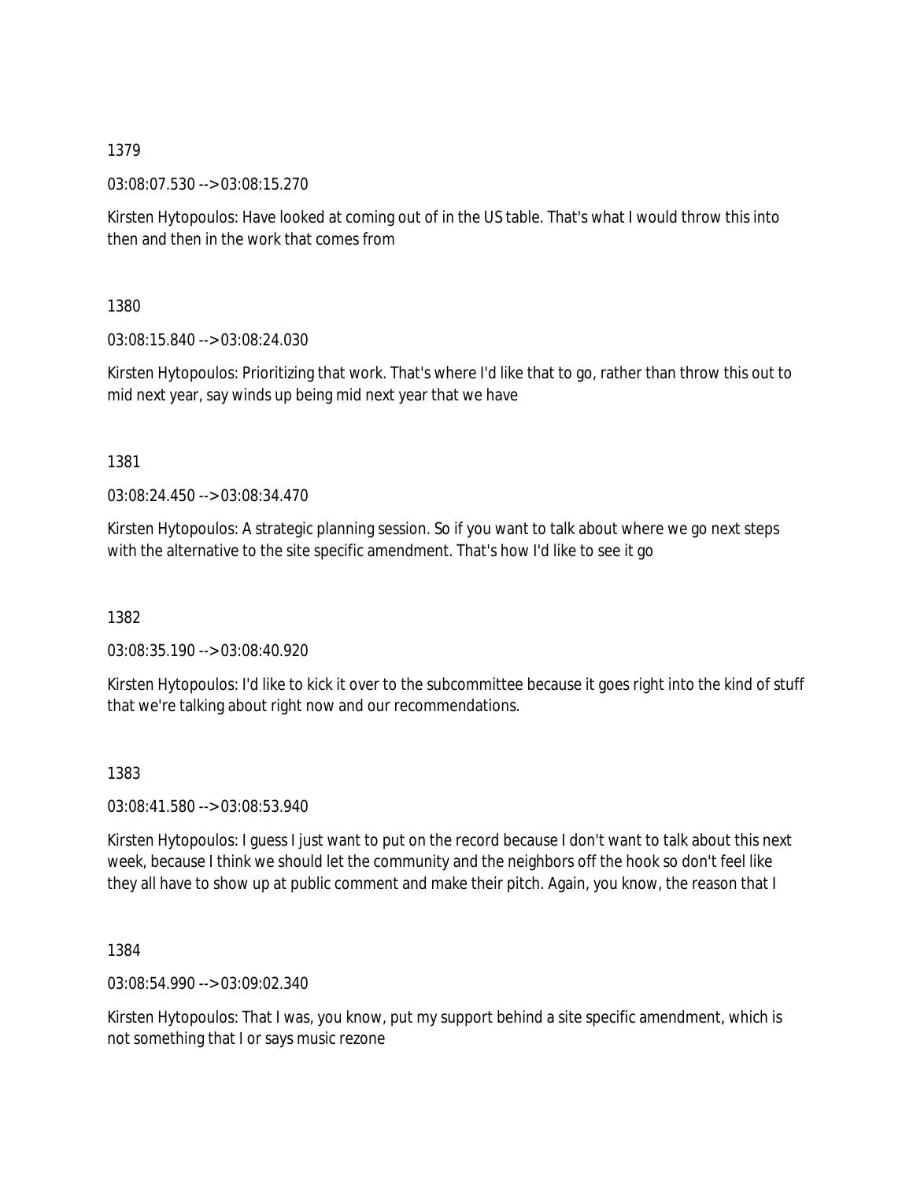1379

03:08:07.530 --> 03:08:15.270

Kirsten Hytopoulos: Have looked at coming out of in the US table. That's what I would throw this into then and then in the work that comes from

1380

03:08:15.840 --> 03:08:24.030

Kirsten Hytopoulos: Prioritizing that work. That's where I'd like that to go, rather than throw this out to mid next year, say winds up being mid next year that we have

1381

03:08:24.450 --> 03:08:34.470

Kirsten Hytopoulos: A strategic planning session. So if you want to talk about where we go next steps with the alternative to the site specific amendment. That's how I'd like to see it go

1382

03:08:35.190 --> 03:08:40.920

Kirsten Hytopoulos: I'd like to kick it over to the subcommittee because it goes right into the kind of stuff that we're talking about right now and our recommendations.

1383

03:08:41.580 --> 03:08:53.940

Kirsten Hytopoulos: I guess I just want to put on the record because I don't want to talk about this next week, because I think we should let the community and the neighbors off the hook so don't feel like they all have to show up at public comment and make their pitch. Again, you know, the reason that I

1384

03:08:54.990 --> 03:09:02.340

Kirsten Hytopoulos: That I was, you know, put my support behind a site specific amendment, which is not something that I or says music rezone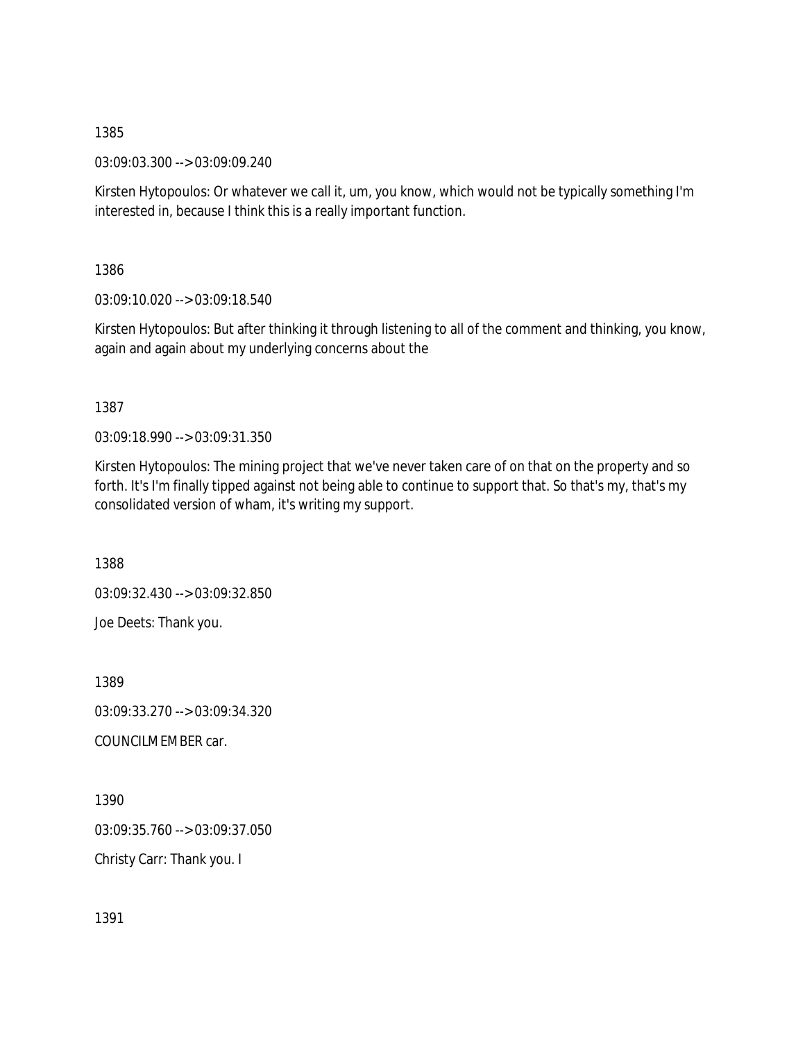1385

03:09:03.300 --> 03:09:09.240

Kirsten Hytopoulos: Or whatever we call it, um, you know, which would not be typically something I'm interested in, because I think this is a really important function.

1386

03:09:10.020 --> 03:09:18.540

Kirsten Hytopoulos: But after thinking it through listening to all of the comment and thinking, you know, again and again about my underlying concerns about the

1387

03:09:18.990 --> 03:09:31.350

Kirsten Hytopoulos: The mining project that we've never taken care of on that on the property and so forth. It's I'm finally tipped against not being able to continue to support that. So that's my, that's my consolidated version of wham, it's writing my support.

1388

03:09:32.430 --> 03:09:32.850

Joe Deets: Thank you.

1389

03:09:33.270 --> 03:09:34.320

COUNCILMEMBER car.

1390

03:09:35.760 --> 03:09:37.050

Christy Carr: Thank you. I

1391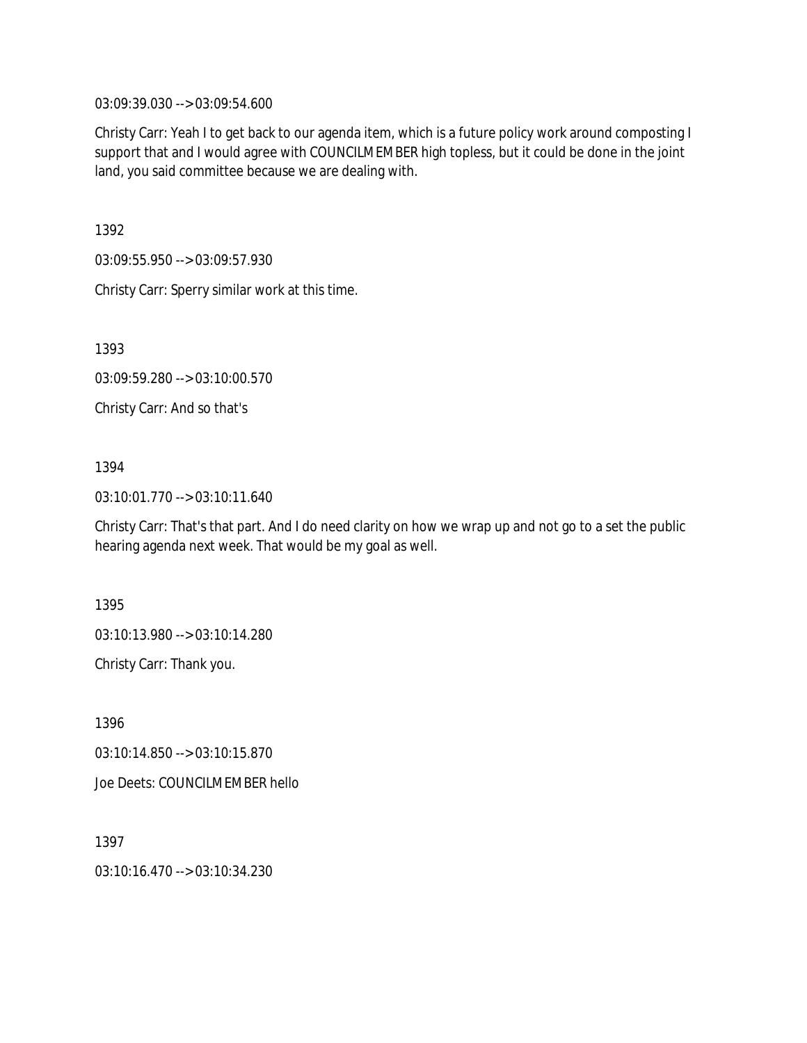03:09:39.030 --> 03:09:54.600

Christy Carr: Yeah I to get back to our agenda item, which is a future policy work around composting I support that and I would agree with COUNCILMEMBER high topless, but it could be done in the joint land, you said committee because we are dealing with.

1392

03:09:55.950 --> 03:09:57.930

Christy Carr: Sperry similar work at this time.

1393

03:09:59.280 --> 03:10:00.570

Christy Carr: And so that's

1394

03:10:01.770 --> 03:10:11.640

Christy Carr: That's that part. And I do need clarity on how we wrap up and not go to a set the public hearing agenda next week. That would be my goal as well.

1395

03:10:13.980 --> 03:10:14.280

Christy Carr: Thank you.

1396

03:10:14.850 --> 03:10:15.870

Joe Deets: COUNCILMEMBER hello

1397

03:10:16.470 --> 03:10:34.230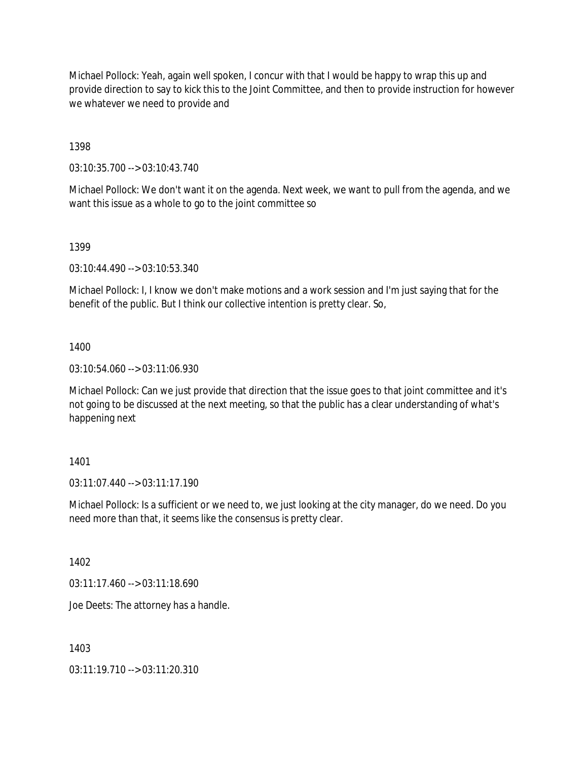Michael Pollock: Yeah, again well spoken, I concur with that I would be happy to wrap this up and provide direction to say to kick this to the Joint Committee, and then to provide instruction for however we whatever we need to provide and

1398

03:10:35.700 --> 03:10:43.740

Michael Pollock: We don't want it on the agenda. Next week, we want to pull from the agenda, and we want this issue as a whole to go to the joint committee so

1399

03:10:44.490 --> 03:10:53.340

Michael Pollock: I, I know we don't make motions and a work session and I'm just saying that for the benefit of the public. But I think our collective intention is pretty clear. So,

1400

03:10:54.060 --> 03:11:06.930

Michael Pollock: Can we just provide that direction that the issue goes to that joint committee and it's not going to be discussed at the next meeting, so that the public has a clear understanding of what's happening next

1401

03:11:07.440 --> 03:11:17.190

Michael Pollock: Is a sufficient or we need to, we just looking at the city manager, do we need. Do you need more than that, it seems like the consensus is pretty clear.

1402

03:11:17.460 --> 03:11:18.690

Joe Deets: The attorney has a handle.

1403

03:11:19.710 --> 03:11:20.310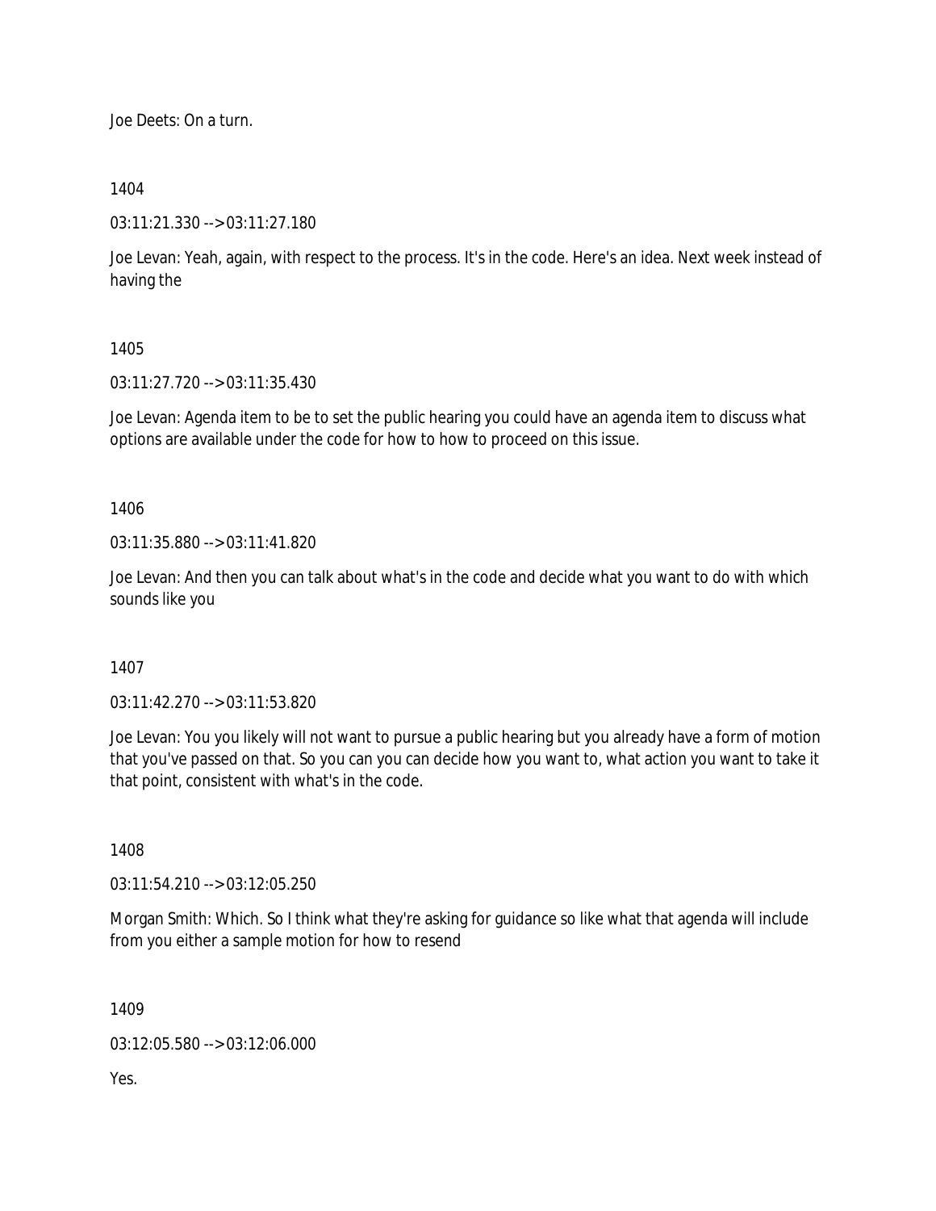Joe Deets: On a turn.

1404

03:11:21.330 --> 03:11:27.180

Joe Levan: Yeah, again, with respect to the process. It's in the code. Here's an idea. Next week instead of having the

1405

03:11:27.720 --> 03:11:35.430

Joe Levan: Agenda item to be to set the public hearing you could have an agenda item to discuss what options are available under the code for how to how to proceed on this issue.

1406

03:11:35.880 --> 03:11:41.820

Joe Levan: And then you can talk about what's in the code and decide what you want to do with which sounds like you

1407

03:11:42.270 --> 03:11:53.820

Joe Levan: You you likely will not want to pursue a public hearing but you already have a form of motion that you've passed on that. So you can you can decide how you want to, what action you want to take it that point, consistent with what's in the code.

1408

03:11:54.210 --> 03:12:05.250

Morgan Smith: Which. So I think what they're asking for guidance so like what that agenda will include from you either a sample motion for how to resend

1409

03:12:05.580 --> 03:12:06.000

Yes.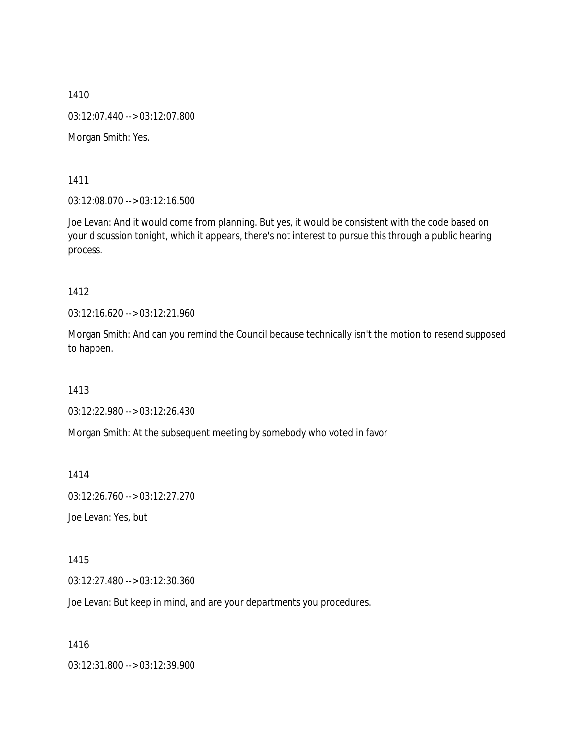1410

03:12:07.440 --> 03:12:07.800

Morgan Smith: Yes.

1411

03:12:08.070 --> 03:12:16.500

Joe Levan: And it would come from planning. But yes, it would be consistent with the code based on your discussion tonight, which it appears, there's not interest to pursue this through a public hearing process.

1412

03:12:16.620 --> 03:12:21.960

Morgan Smith: And can you remind the Council because technically isn't the motion to resend supposed to happen.

1413

03:12:22.980 --> 03:12:26.430

Morgan Smith: At the subsequent meeting by somebody who voted in favor

1414

03:12:26.760 --> 03:12:27.270

Joe Levan: Yes, but

1415

03:12:27.480 --> 03:12:30.360

Joe Levan: But keep in mind, and are your departments you procedures.

1416

03:12:31.800 --> 03:12:39.900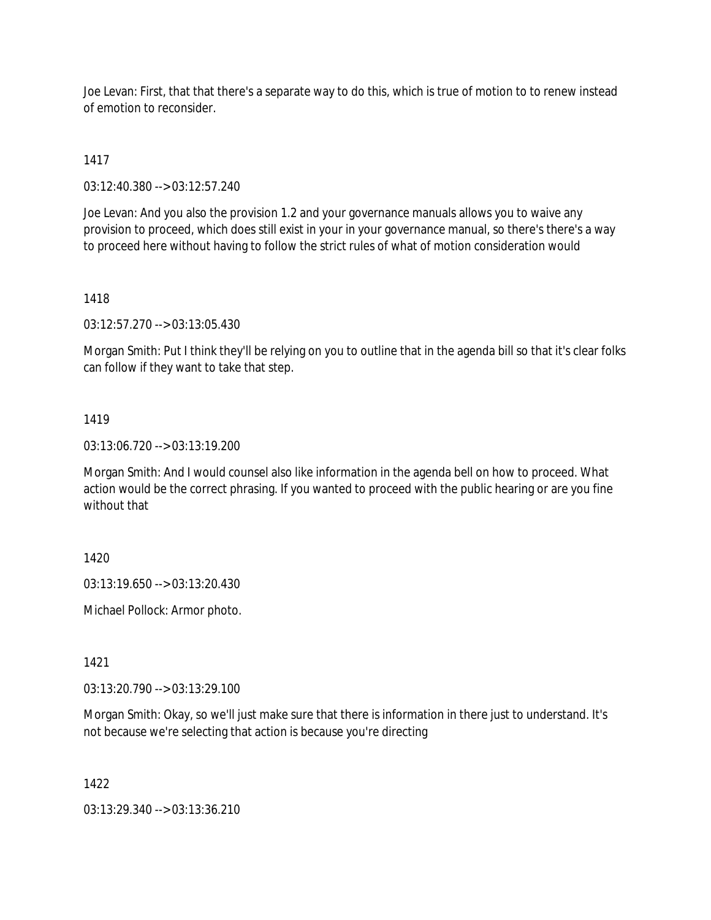Joe Levan: First, that that there's a separate way to do this, which is true of motion to to renew instead of emotion to reconsider.

1417

03:12:40.380 --> 03:12:57.240

Joe Levan: And you also the provision 1.2 and your governance manuals allows you to waive any provision to proceed, which does still exist in your in your governance manual, so there's there's a way to proceed here without having to follow the strict rules of what of motion consideration would

1418

03:12:57.270 --> 03:13:05.430

Morgan Smith: Put I think they'll be relying on you to outline that in the agenda bill so that it's clear folks can follow if they want to take that step.

1419

03:13:06.720 --> 03:13:19.200

Morgan Smith: And I would counsel also like information in the agenda bell on how to proceed. What action would be the correct phrasing. If you wanted to proceed with the public hearing or are you fine without that

1420

03:13:19.650 --> 03:13:20.430

Michael Pollock: Armor photo.

1421

03:13:20.790 --> 03:13:29.100

Morgan Smith: Okay, so we'll just make sure that there is information in there just to understand. It's not because we're selecting that action is because you're directing

1422

03:13:29.340 --> 03:13:36.210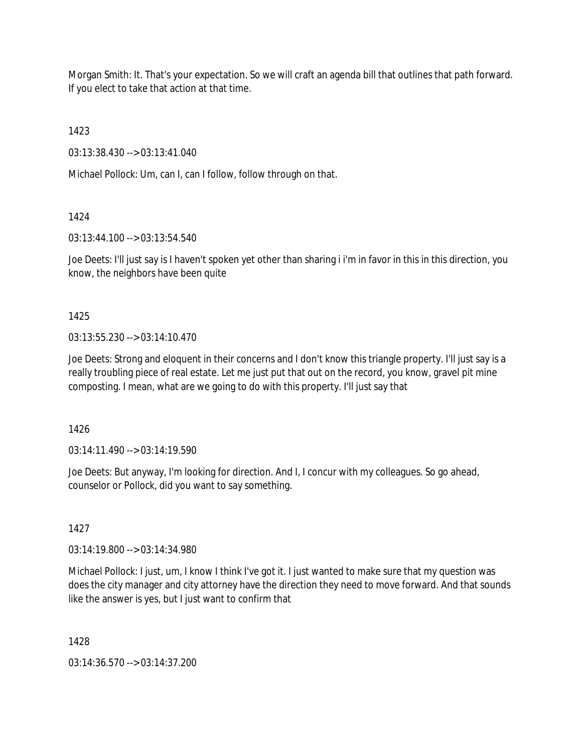Morgan Smith: It. That's your expectation. So we will craft an agenda bill that outlines that path forward. If you elect to take that action at that time.

1423

03:13:38.430 --> 03:13:41.040

Michael Pollock: Um, can I, can I follow, follow through on that.

1424

03:13:44.100 --> 03:13:54.540

Joe Deets: I'll just say is I haven't spoken yet other than sharing i i'm in favor in this in this direction, you know, the neighbors have been quite

1425

03:13:55.230 --> 03:14:10.470

Joe Deets: Strong and eloquent in their concerns and I don't know this triangle property. I'll just say is a really troubling piece of real estate. Let me just put that out on the record, you know, gravel pit mine composting. I mean, what are we going to do with this property. I'll just say that

1426

03:14:11.490 --> 03:14:19.590

Joe Deets: But anyway, I'm looking for direction. And I, I concur with my colleagues. So go ahead, counselor or Pollock, did you want to say something.

1427

03:14:19.800 --> 03:14:34.980

Michael Pollock: I just, um, I know I think I've got it. I just wanted to make sure that my question was does the city manager and city attorney have the direction they need to move forward. And that sounds like the answer is yes, but I just want to confirm that

1428

03:14:36.570 --> 03:14:37.200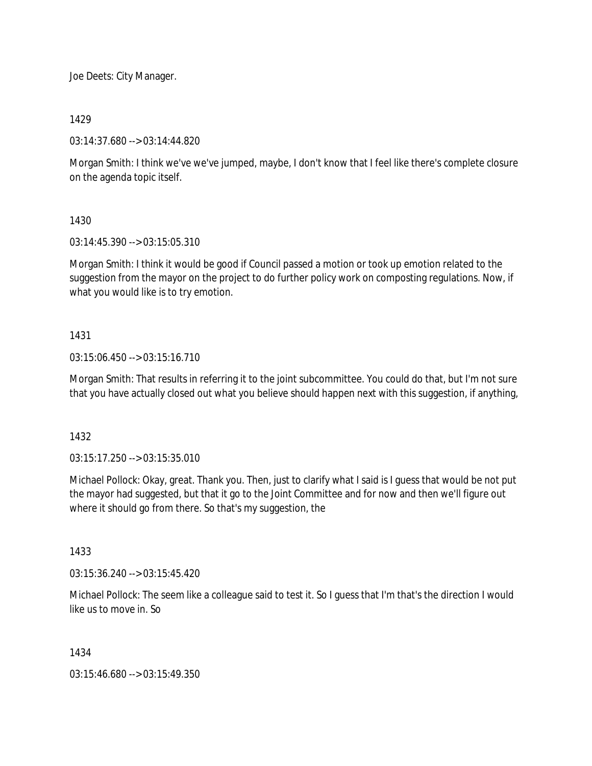Joe Deets: City Manager.

1429

03:14:37.680 --> 03:14:44.820

Morgan Smith: I think we've we've jumped, maybe, I don't know that I feel like there's complete closure on the agenda topic itself.

1430

03:14:45.390 --> 03:15:05.310

Morgan Smith: I think it would be good if Council passed a motion or took up emotion related to the suggestion from the mayor on the project to do further policy work on composting regulations. Now, if what you would like is to try emotion.

1431

03:15:06.450 --> 03:15:16.710

Morgan Smith: That results in referring it to the joint subcommittee. You could do that, but I'm not sure that you have actually closed out what you believe should happen next with this suggestion, if anything,

1432

03:15:17.250 --> 03:15:35.010

Michael Pollock: Okay, great. Thank you. Then, just to clarify what I said is I guess that would be not put the mayor had suggested, but that it go to the Joint Committee and for now and then we'll figure out where it should go from there. So that's my suggestion, the

1433

03:15:36.240 --> 03:15:45.420

Michael Pollock: The seem like a colleague said to test it. So I guess that I'm that's the direction I would like us to move in. So

1434

03:15:46.680 --> 03:15:49.350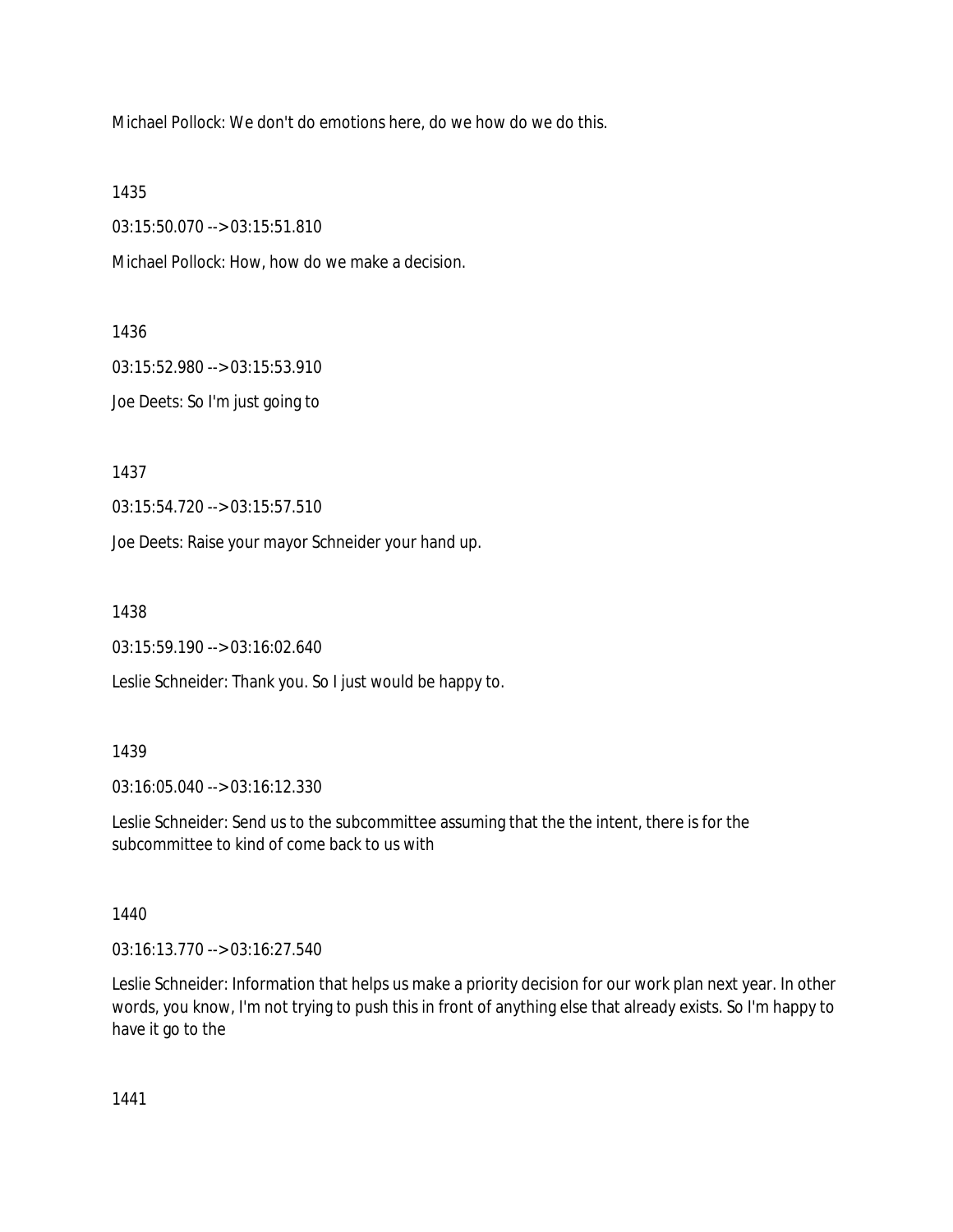Michael Pollock: We don't do emotions here, do we how do we do this.

1435

03:15:50.070 --> 03:15:51.810

Michael Pollock: How, how do we make a decision.

1436

03:15:52.980 --> 03:15:53.910

Joe Deets: So I'm just going to

1437

03:15:54.720 --> 03:15:57.510

Joe Deets: Raise your mayor Schneider your hand up.

1438

03:15:59.190 --> 03:16:02.640

Leslie Schneider: Thank you. So I just would be happy to.

1439

03:16:05.040 --> 03:16:12.330

Leslie Schneider: Send us to the subcommittee assuming that the the intent, there is for the subcommittee to kind of come back to us with

1440

03:16:13.770 --> 03:16:27.540

Leslie Schneider: Information that helps us make a priority decision for our work plan next year. In other words, you know, I'm not trying to push this in front of anything else that already exists. So I'm happy to have it go to the

1441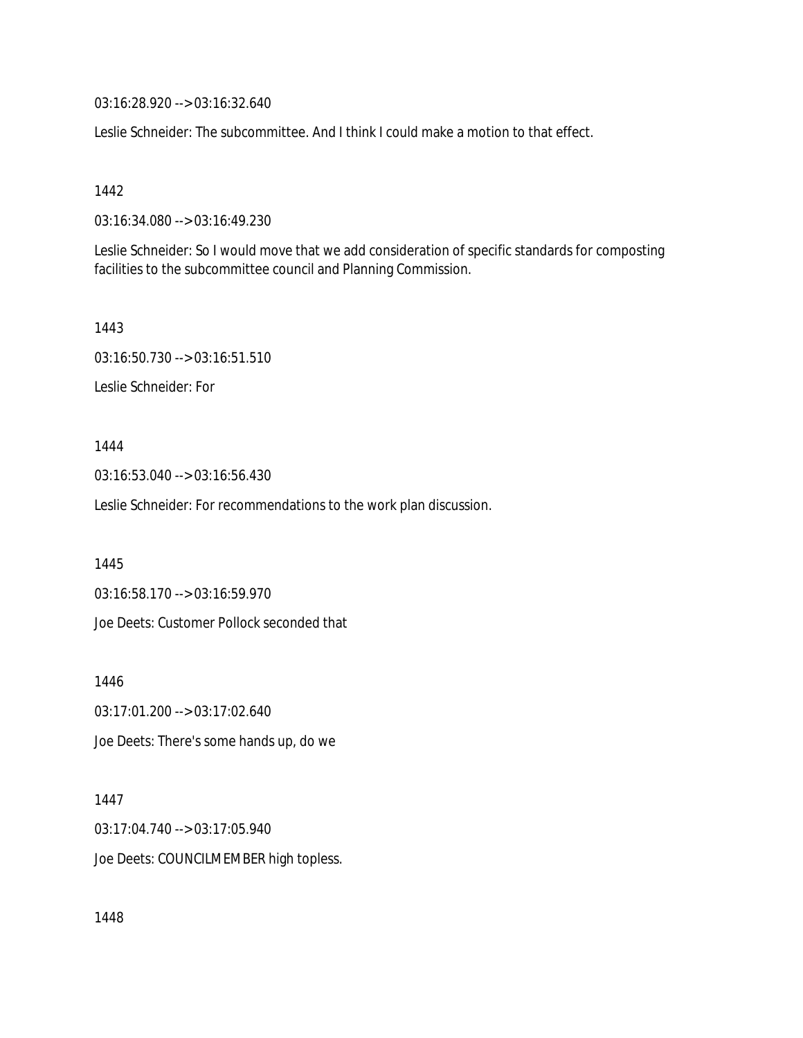03:16:28.920 --> 03:16:32.640

Leslie Schneider: The subcommittee. And I think I could make a motion to that effect.

1442

03:16:34.080 --> 03:16:49.230

Leslie Schneider: So I would move that we add consideration of specific standards for composting facilities to the subcommittee council and Planning Commission.

1443

03:16:50.730 --> 03:16:51.510

Leslie Schneider: For

1444

03:16:53.040 --> 03:16:56.430

Leslie Schneider: For recommendations to the work plan discussion.

1445

03:16:58.170 --> 03:16:59.970

Joe Deets: Customer Pollock seconded that

1446

03:17:01.200 --> 03:17:02.640

Joe Deets: There's some hands up, do we

1447

03:17:04.740 --> 03:17:05.940

Joe Deets: COUNCILMEMBER high topless.

1448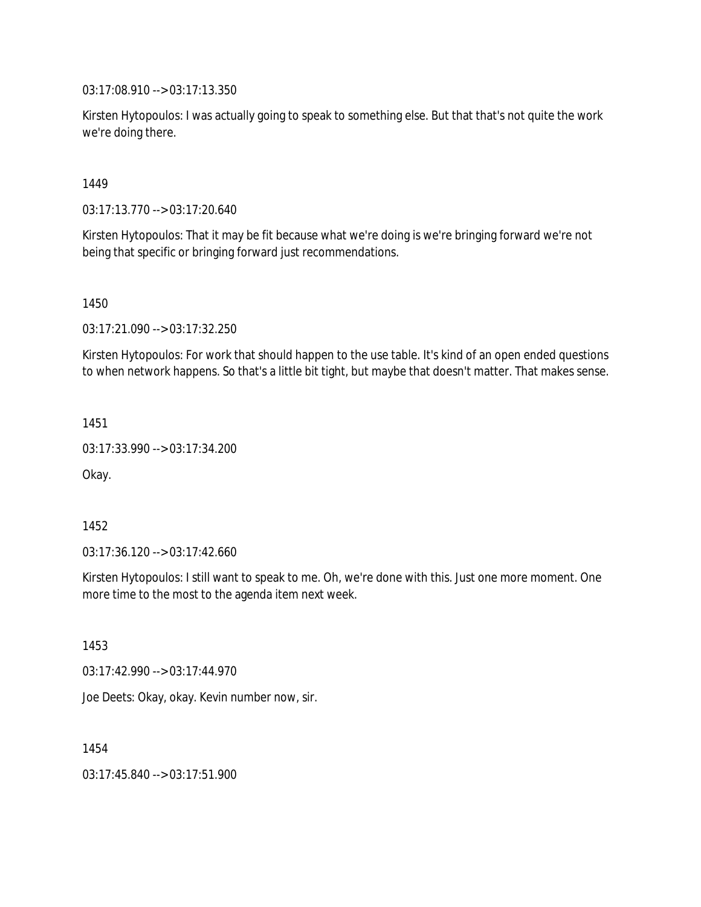03:17:08.910 --> 03:17:13.350

Kirsten Hytopoulos: I was actually going to speak to something else. But that that's not quite the work we're doing there.

1449

03:17:13.770 --> 03:17:20.640

Kirsten Hytopoulos: That it may be fit because what we're doing is we're bringing forward we're not being that specific or bringing forward just recommendations.

1450

03:17:21.090 --> 03:17:32.250

Kirsten Hytopoulos: For work that should happen to the use table. It's kind of an open ended questions to when network happens. So that's a little bit tight, but maybe that doesn't matter. That makes sense.

1451

03:17:33.990 --> 03:17:34.200

Okay.

1452

03:17:36.120 --> 03:17:42.660

Kirsten Hytopoulos: I still want to speak to me. Oh, we're done with this. Just one more moment. One more time to the most to the agenda item next week.

1453

03:17:42.990 --> 03:17:44.970

Joe Deets: Okay, okay. Kevin number now, sir.

1454

03:17:45.840 --> 03:17:51.900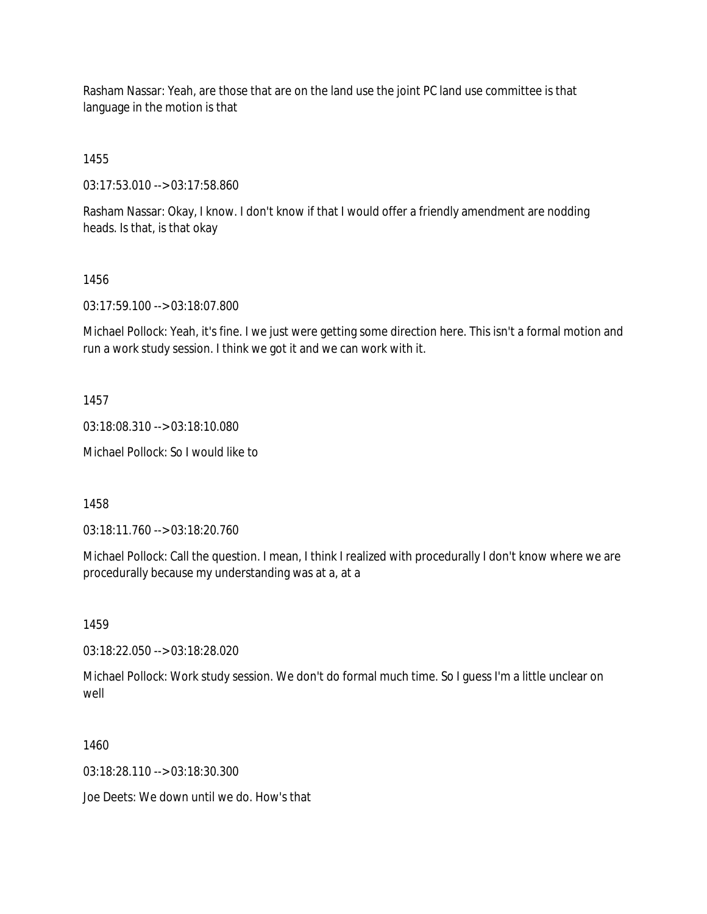Rasham Nassar: Yeah, are those that are on the land use the joint PC land use committee is that language in the motion is that

1455

03:17:53.010 --> 03:17:58.860

Rasham Nassar: Okay, I know. I don't know if that I would offer a friendly amendment are nodding heads. Is that, is that okay

1456

03:17:59.100 --> 03:18:07.800

Michael Pollock: Yeah, it's fine. I we just were getting some direction here. This isn't a formal motion and run a work study session. I think we got it and we can work with it.

1457

03:18:08.310 --> 03:18:10.080

Michael Pollock: So I would like to

1458

03:18:11.760 --> 03:18:20.760

Michael Pollock: Call the question. I mean, I think I realized with procedurally I don't know where we are procedurally because my understanding was at a, at a

1459

03:18:22.050 --> 03:18:28.020

Michael Pollock: Work study session. We don't do formal much time. So I guess I'm a little unclear on well

1460

03:18:28.110 --> 03:18:30.300

Joe Deets: We down until we do. How's that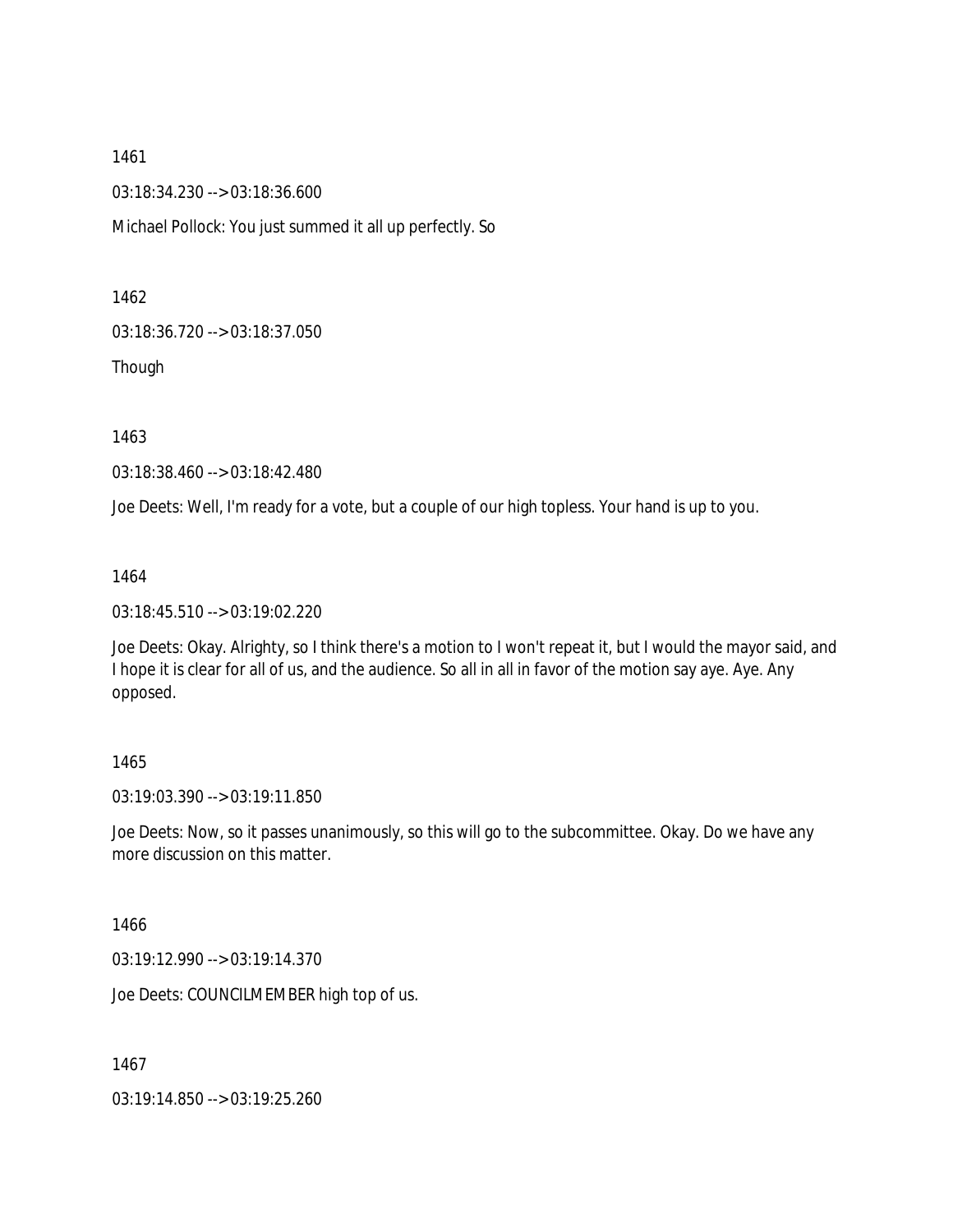1461

03:18:34.230 --> 03:18:36.600

Michael Pollock: You just summed it all up perfectly. So

1462

03:18:36.720 --> 03:18:37.050

Though

1463

03:18:38.460 --> 03:18:42.480

Joe Deets: Well, I'm ready for a vote, but a couple of our high topless. Your hand is up to you.

1464

03:18:45.510 --> 03:19:02.220

Joe Deets: Okay. Alrighty, so I think there's a motion to I won't repeat it, but I would the mayor said, and I hope it is clear for all of us, and the audience. So all in all in favor of the motion say aye. Aye. Any opposed.

1465

03:19:03.390 --> 03:19:11.850

Joe Deets: Now, so it passes unanimously, so this will go to the subcommittee. Okay. Do we have any more discussion on this matter.

1466

03:19:12.990 --> 03:19:14.370

Joe Deets: COUNCILMEMBER high top of us.

1467

03:19:14.850 --> 03:19:25.260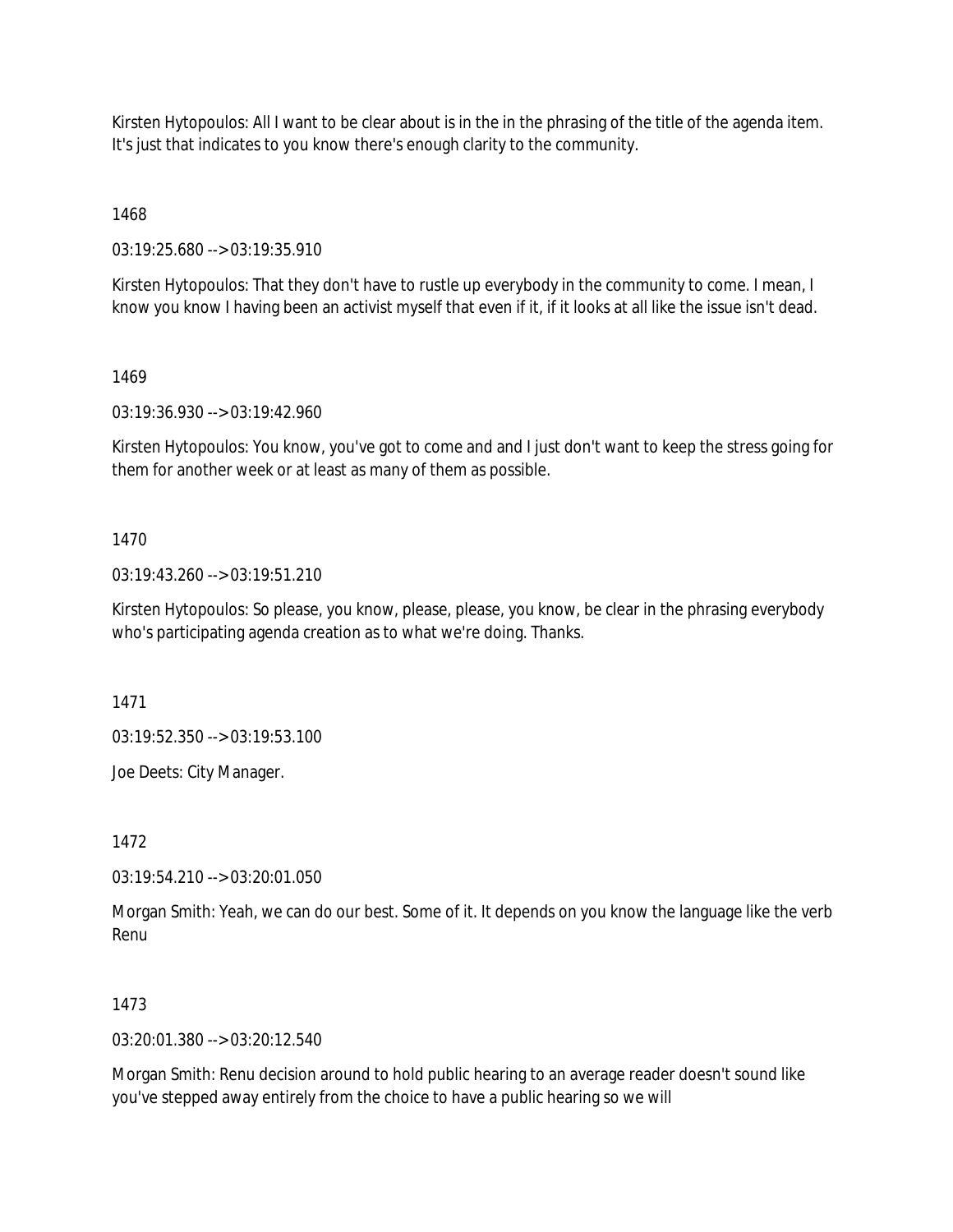Kirsten Hytopoulos: All I want to be clear about is in the in the phrasing of the title of the agenda item. It's just that indicates to you know there's enough clarity to the community.

1468

03:19:25.680 --> 03:19:35.910

Kirsten Hytopoulos: That they don't have to rustle up everybody in the community to come. I mean, I know you know I having been an activist myself that even if it, if it looks at all like the issue isn't dead.

1469

03:19:36.930 --> 03:19:42.960

Kirsten Hytopoulos: You know, you've got to come and and I just don't want to keep the stress going for them for another week or at least as many of them as possible.

1470

03:19:43.260 --> 03:19:51.210

Kirsten Hytopoulos: So please, you know, please, please, you know, be clear in the phrasing everybody who's participating agenda creation as to what we're doing. Thanks.

1471

03:19:52.350 --> 03:19:53.100

Joe Deets: City Manager.

1472

03:19:54.210 --> 03:20:01.050

Morgan Smith: Yeah, we can do our best. Some of it. It depends on you know the language like the verb Renu

1473

03:20:01.380 --> 03:20:12.540

Morgan Smith: Renu decision around to hold public hearing to an average reader doesn't sound like you've stepped away entirely from the choice to have a public hearing so we will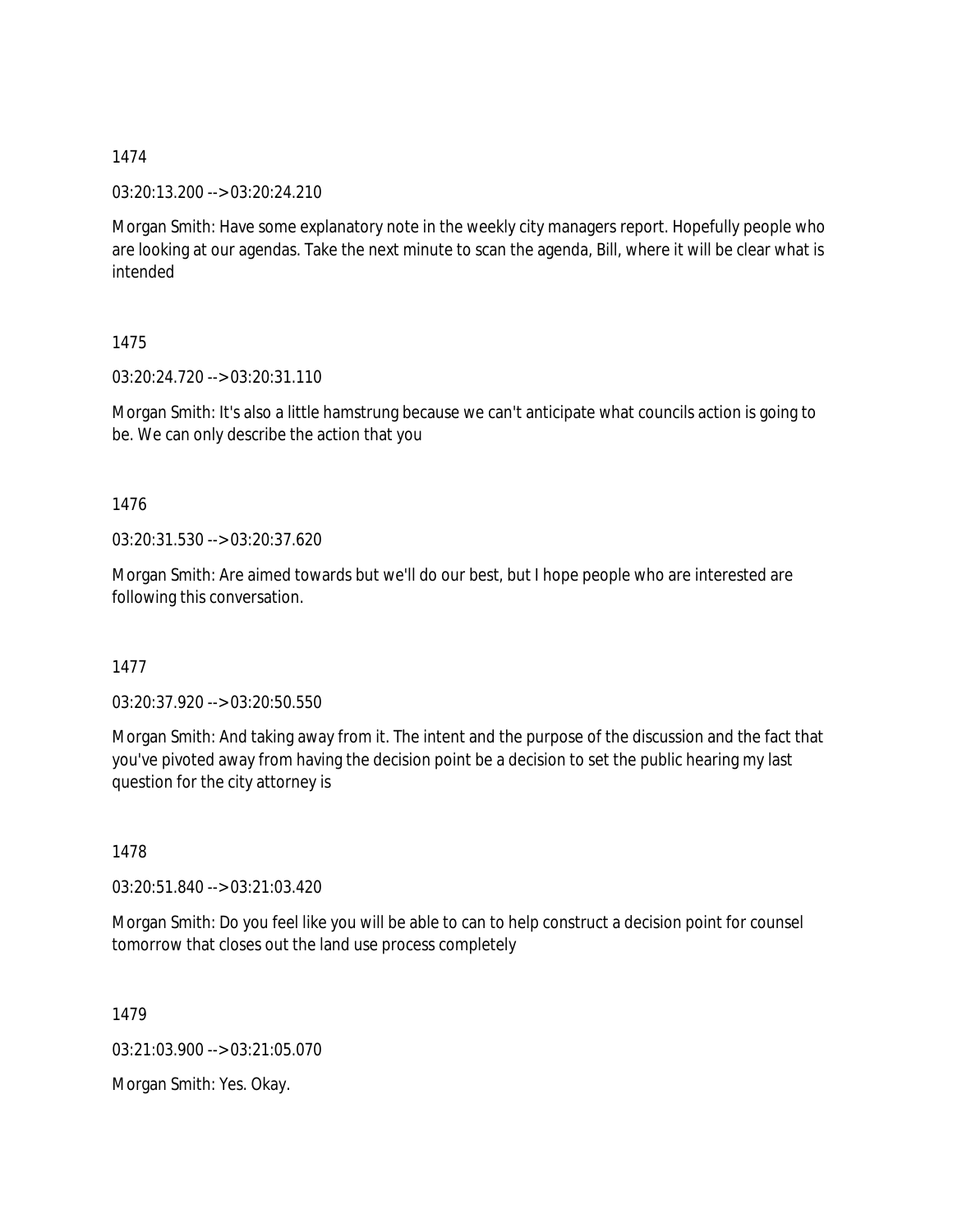1474

03:20:13.200 --> 03:20:24.210

Morgan Smith: Have some explanatory note in the weekly city managers report. Hopefully people who are looking at our agendas. Take the next minute to scan the agenda, Bill, where it will be clear what is intended

1475

03:20:24.720 --> 03:20:31.110

Morgan Smith: It's also a little hamstrung because we can't anticipate what councils action is going to be. We can only describe the action that you

1476

03:20:31.530 --> 03:20:37.620

Morgan Smith: Are aimed towards but we'll do our best, but I hope people who are interested are following this conversation.

1477

03:20:37.920 --> 03:20:50.550

Morgan Smith: And taking away from it. The intent and the purpose of the discussion and the fact that you've pivoted away from having the decision point be a decision to set the public hearing my last question for the city attorney is

1478

03:20:51.840 --> 03:21:03.420

Morgan Smith: Do you feel like you will be able to can to help construct a decision point for counsel tomorrow that closes out the land use process completely

1479

03:21:03.900 --> 03:21:05.070

Morgan Smith: Yes. Okay.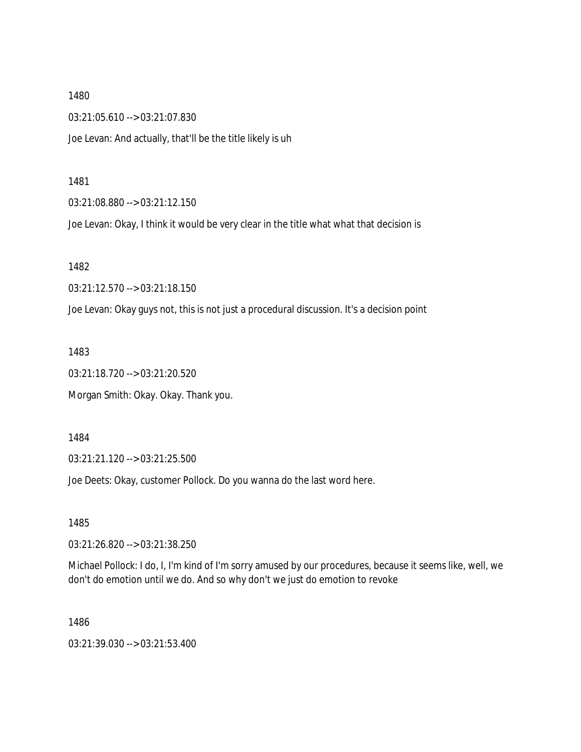1480

03:21:05.610 --> 03:21:07.830

Joe Levan: And actually, that'll be the title likely is uh

1481

03:21:08.880 --> 03:21:12.150

Joe Levan: Okay, I think it would be very clear in the title what what that decision is

1482

03:21:12.570 --> 03:21:18.150

Joe Levan: Okay guys not, this is not just a procedural discussion. It's a decision point

1483

03:21:18.720 --> 03:21:20.520

Morgan Smith: Okay. Okay. Thank you.

1484

03:21:21.120 --> 03:21:25.500

Joe Deets: Okay, customer Pollock. Do you wanna do the last word here.

1485

03:21:26.820 --> 03:21:38.250

Michael Pollock: I do, I, I'm kind of I'm sorry amused by our procedures, because it seems like, well, we don't do emotion until we do. And so why don't we just do emotion to revoke

1486

03:21:39.030 --> 03:21:53.400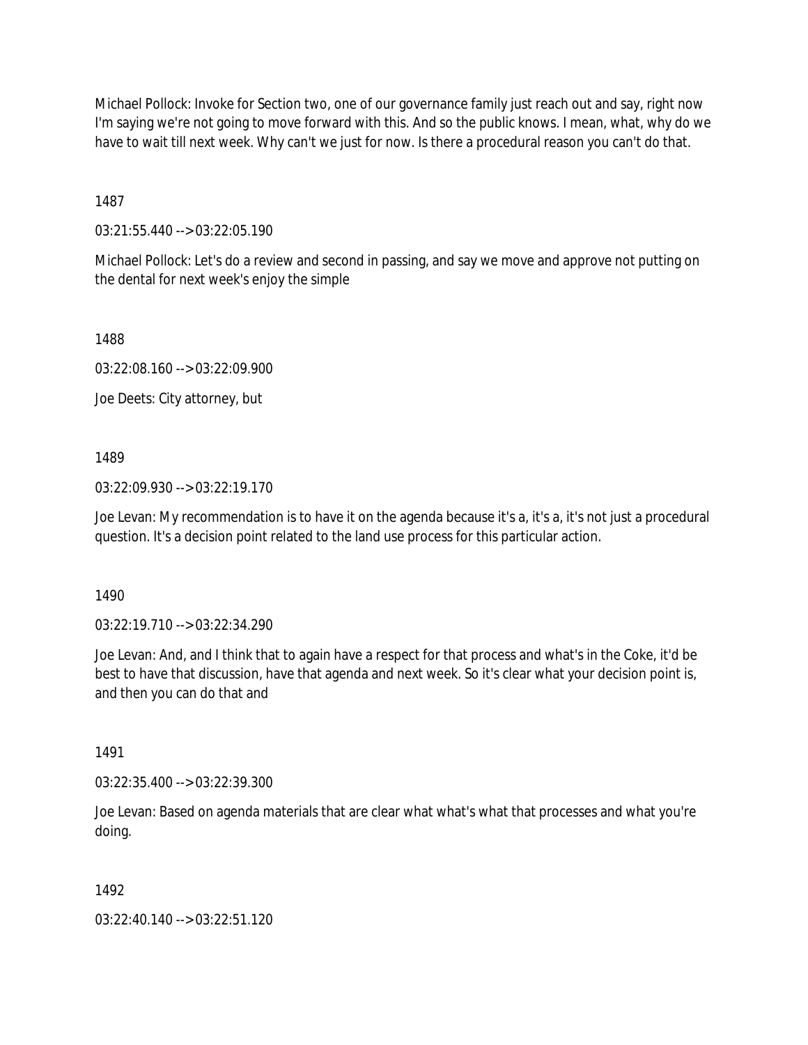Michael Pollock: Invoke for Section two, one of our governance family just reach out and say, right now I'm saying we're not going to move forward with this. And so the public knows. I mean, what, why do we have to wait till next week. Why can't we just for now. Is there a procedural reason you can't do that.

1487

03:21:55.440 --> 03:22:05.190

Michael Pollock: Let's do a review and second in passing, and say we move and approve not putting on the dental for next week's enjoy the simple

1488

03:22:08.160 --> 03:22:09.900

Joe Deets: City attorney, but

1489

03:22:09.930 --> 03:22:19.170

Joe Levan: My recommendation is to have it on the agenda because it's a, it's a, it's not just a procedural question. It's a decision point related to the land use process for this particular action.

1490

03:22:19.710 --> 03:22:34.290

Joe Levan: And, and I think that to again have a respect for that process and what's in the Coke, it'd be best to have that discussion, have that agenda and next week. So it's clear what your decision point is, and then you can do that and

1491

03:22:35.400 --> 03:22:39.300

Joe Levan: Based on agenda materials that are clear what what's what that processes and what you're doing.

1492

03:22:40.140 --> 03:22:51.120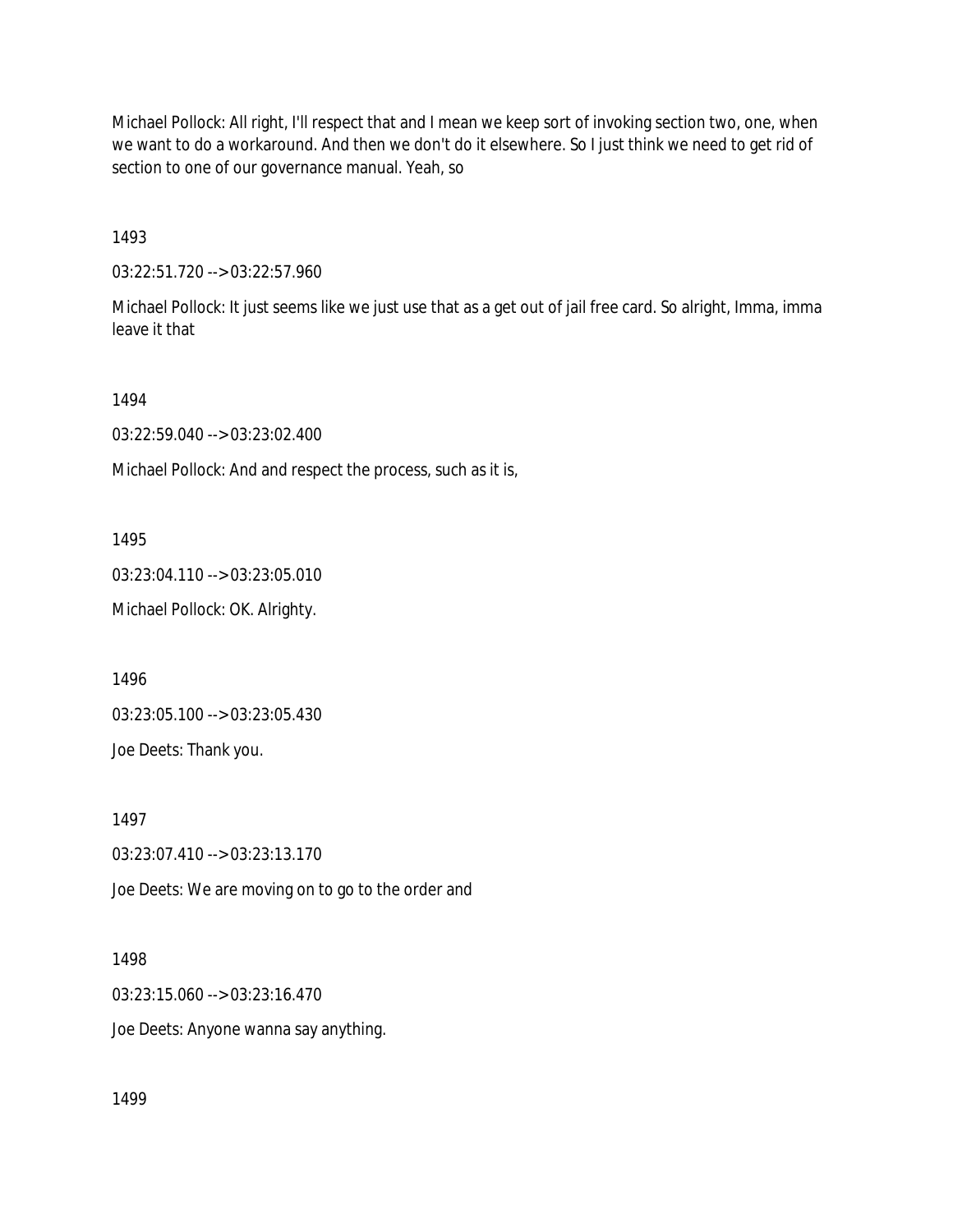Michael Pollock: All right, I'll respect that and I mean we keep sort of invoking section two, one, when we want to do a workaround. And then we don't do it elsewhere. So I just think we need to get rid of section to one of our governance manual. Yeah, so

1493

03:22:51.720 --> 03:22:57.960

Michael Pollock: It just seems like we just use that as a get out of jail free card. So alright, Imma, imma leave it that

1494

03:22:59.040 --> 03:23:02.400

Michael Pollock: And and respect the process, such as it is,

1495

03:23:04.110 --> 03:23:05.010

Michael Pollock: OK. Alrighty.

1496

03:23:05.100 --> 03:23:05.430

Joe Deets: Thank you.

1497

03:23:07.410 --> 03:23:13.170

Joe Deets: We are moving on to go to the order and

1498

03:23:15.060 --> 03:23:16.470

Joe Deets: Anyone wanna say anything.

1499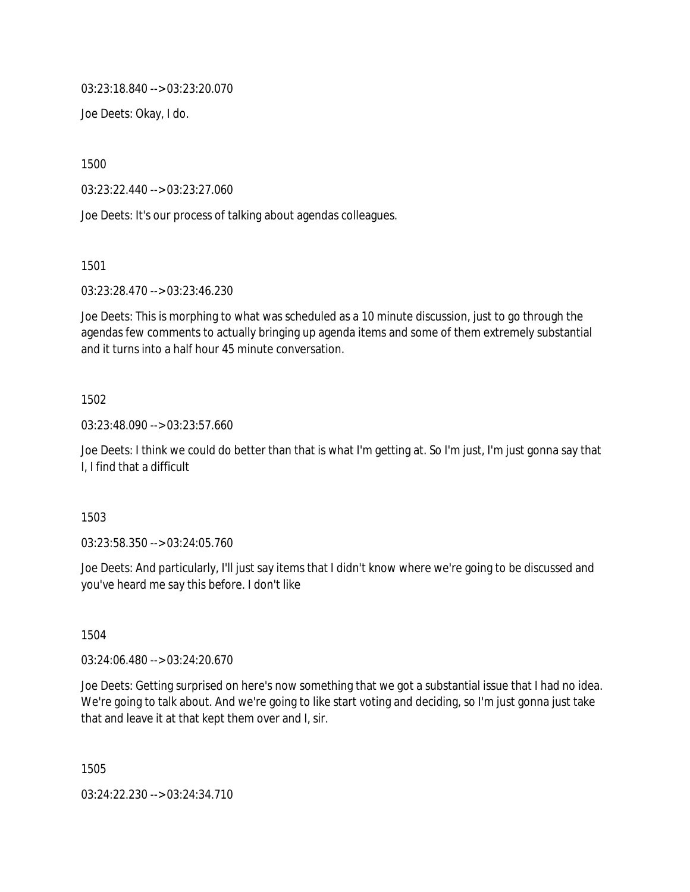03:23:18.840 --> 03:23:20.070

Joe Deets: Okay, I do.

1500

03:23:22.440 --> 03:23:27.060

Joe Deets: It's our process of talking about agendas colleagues.

1501

03:23:28.470 --> 03:23:46.230

Joe Deets: This is morphing to what was scheduled as a 10 minute discussion, just to go through the agendas few comments to actually bringing up agenda items and some of them extremely substantial and it turns into a half hour 45 minute conversation.

1502

03:23:48.090 --> 03:23:57.660

Joe Deets: I think we could do better than that is what I'm getting at. So I'm just, I'm just gonna say that I, I find that a difficult

1503

03:23:58.350 --> 03:24:05.760

Joe Deets: And particularly, I'll just say items that I didn't know where we're going to be discussed and you've heard me say this before. I don't like

1504

03:24:06.480 --> 03:24:20.670

Joe Deets: Getting surprised on here's now something that we got a substantial issue that I had no idea. We're going to talk about. And we're going to like start voting and deciding, so I'm just gonna just take that and leave it at that kept them over and I, sir.

1505

03:24:22.230 --> 03:24:34.710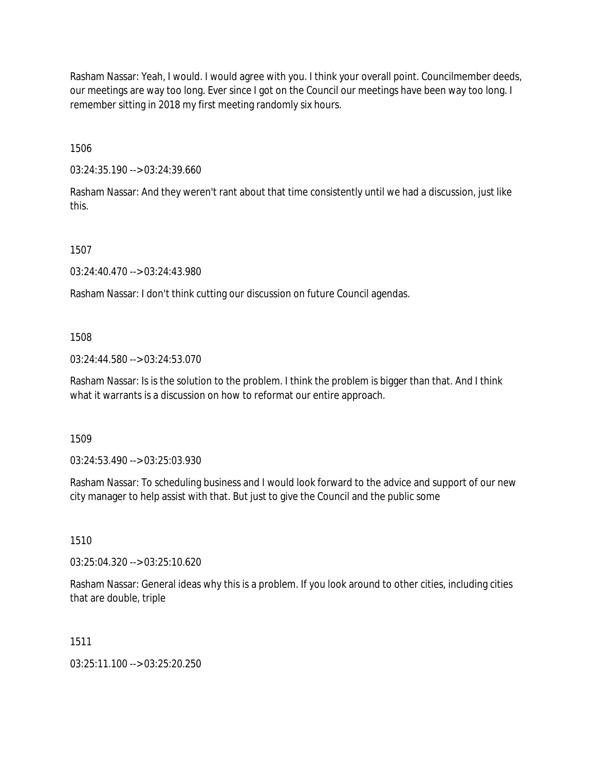Rasham Nassar: Yeah, I would. I would agree with you. I think your overall point. Councilmember deeds, our meetings are way too long. Ever since I got on the Council our meetings have been way too long. I remember sitting in 2018 my first meeting randomly six hours.

1506

03:24:35.190 --> 03:24:39.660

Rasham Nassar: And they weren't rant about that time consistently until we had a discussion, just like this.

1507

03:24:40.470 --> 03:24:43.980

Rasham Nassar: I don't think cutting our discussion on future Council agendas.

1508

03:24:44.580 --> 03:24:53.070

Rasham Nassar: Is is the solution to the problem. I think the problem is bigger than that. And I think what it warrants is a discussion on how to reformat our entire approach.

1509

03:24:53.490 --> 03:25:03.930

Rasham Nassar: To scheduling business and I would look forward to the advice and support of our new city manager to help assist with that. But just to give the Council and the public some

1510

03:25:04.320 --> 03:25:10.620

Rasham Nassar: General ideas why this is a problem. If you look around to other cities, including cities that are double, triple

1511

03:25:11.100 --> 03:25:20.250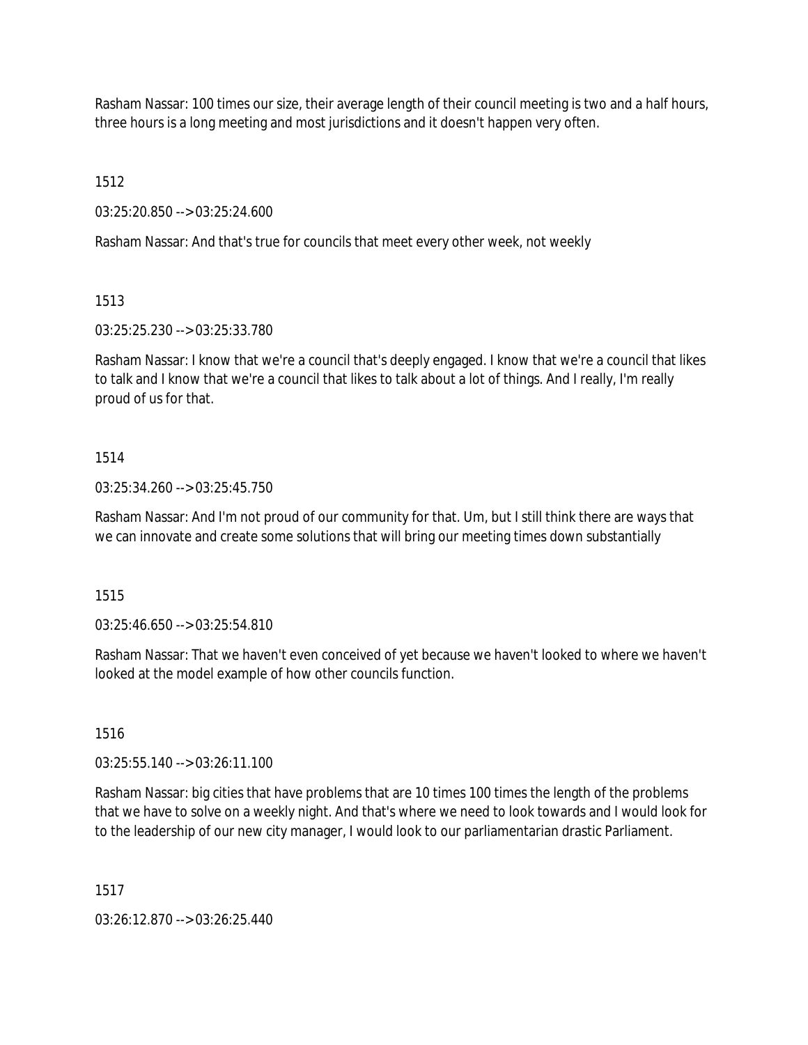Rasham Nassar: 100 times our size, their average length of their council meeting is two and a half hours, three hours is a long meeting and most jurisdictions and it doesn't happen very often.

1512

03:25:20.850 --> 03:25:24.600

Rasham Nassar: And that's true for councils that meet every other week, not weekly

1513

03:25:25.230 --> 03:25:33.780

Rasham Nassar: I know that we're a council that's deeply engaged. I know that we're a council that likes to talk and I know that we're a council that likes to talk about a lot of things. And I really, I'm really proud of us for that.

1514

03:25:34.260 --> 03:25:45.750

Rasham Nassar: And I'm not proud of our community for that. Um, but I still think there are ways that we can innovate and create some solutions that will bring our meeting times down substantially

1515

03:25:46.650 --> 03:25:54.810

Rasham Nassar: That we haven't even conceived of yet because we haven't looked to where we haven't looked at the model example of how other councils function.

1516

03:25:55.140 --> 03:26:11.100

Rasham Nassar: big cities that have problems that are 10 times 100 times the length of the problems that we have to solve on a weekly night. And that's where we need to look towards and I would look for to the leadership of our new city manager, I would look to our parliamentarian drastic Parliament.

1517

03:26:12.870 --> 03:26:25.440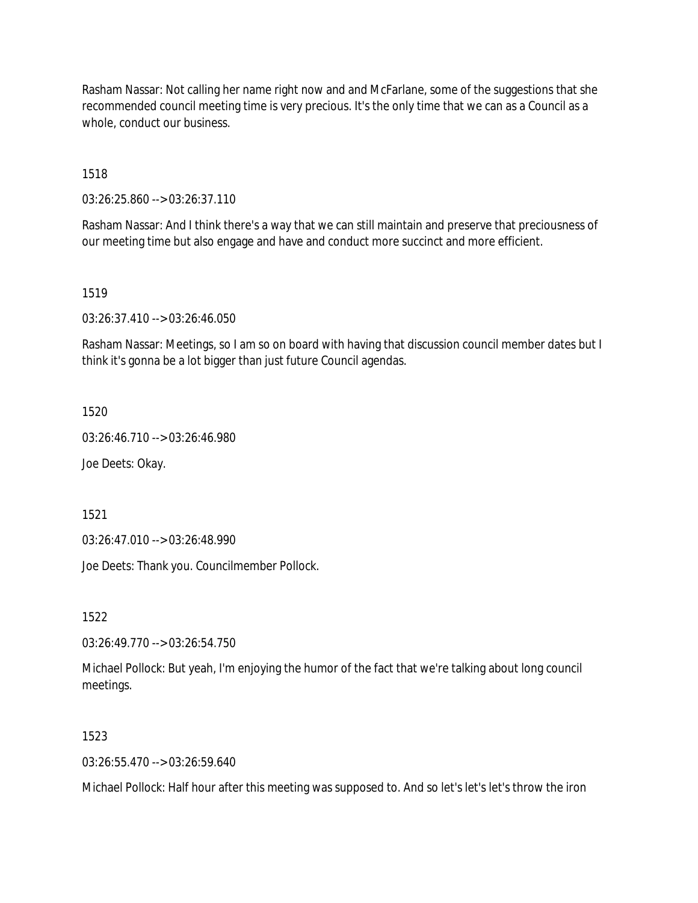Rasham Nassar: Not calling her name right now and and McFarlane, some of the suggestions that she recommended council meeting time is very precious. It's the only time that we can as a Council as a whole, conduct our business.

1518

03:26:25.860 --> 03:26:37.110

Rasham Nassar: And I think there's a way that we can still maintain and preserve that preciousness of our meeting time but also engage and have and conduct more succinct and more efficient.

1519

03:26:37.410 --> 03:26:46.050

Rasham Nassar: Meetings, so I am so on board with having that discussion council member dates but I think it's gonna be a lot bigger than just future Council agendas.

1520

03:26:46.710 --> 03:26:46.980

Joe Deets: Okay.

1521

03:26:47.010 --> 03:26:48.990

Joe Deets: Thank you. Councilmember Pollock.

1522

03:26:49.770 --> 03:26:54.750

Michael Pollock: But yeah, I'm enjoying the humor of the fact that we're talking about long council meetings.

1523

03:26:55.470 --> 03:26:59.640

Michael Pollock: Half hour after this meeting was supposed to. And so let's let's let's throw the iron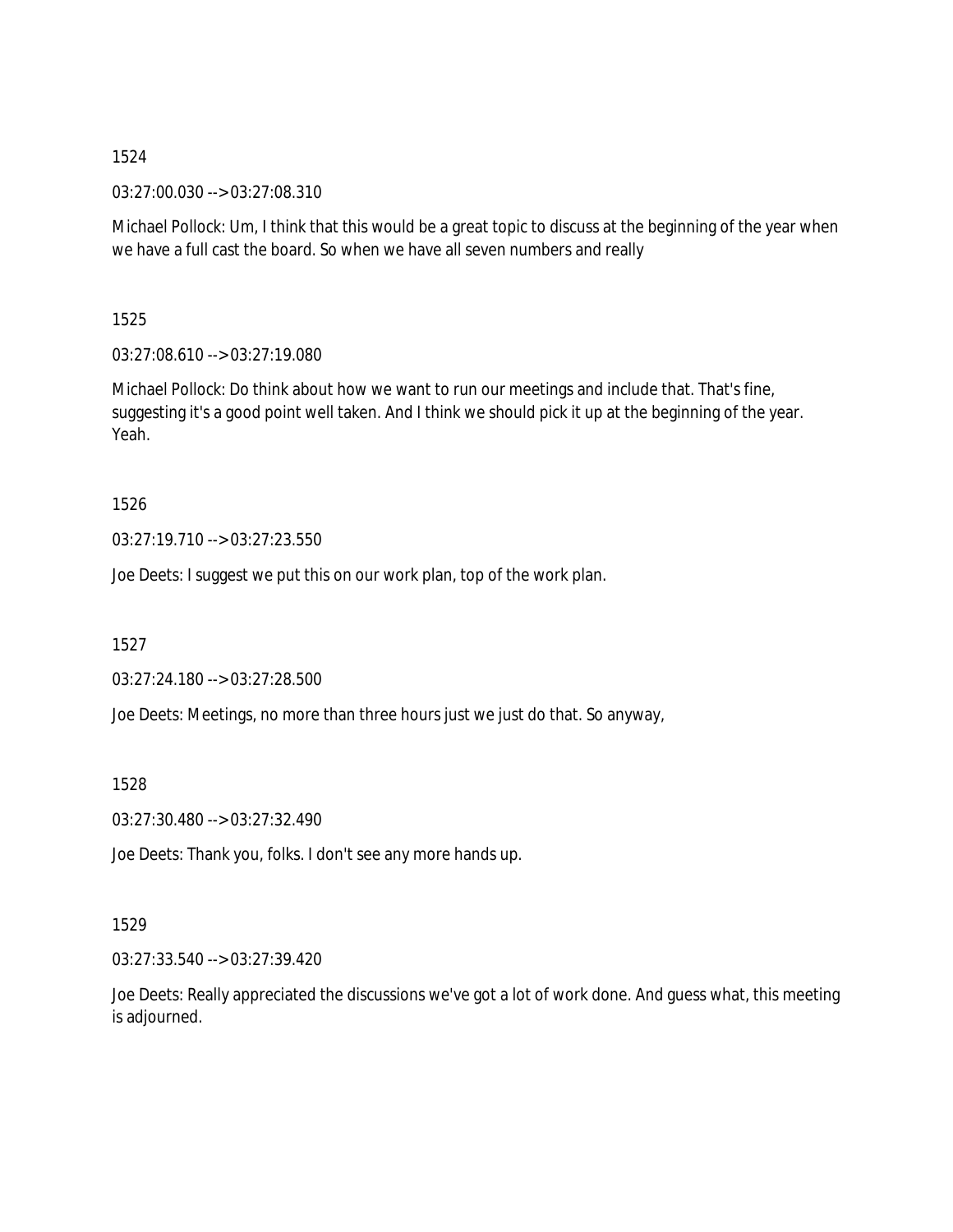1524

03:27:00.030 --> 03:27:08.310

Michael Pollock: Um, I think that this would be a great topic to discuss at the beginning of the year when we have a full cast the board. So when we have all seven numbers and really

1525

03:27:08.610 --> 03:27:19.080

Michael Pollock: Do think about how we want to run our meetings and include that. That's fine, suggesting it's a good point well taken. And I think we should pick it up at the beginning of the year. Yeah.

1526

03:27:19.710 --> 03:27:23.550

Joe Deets: I suggest we put this on our work plan, top of the work plan.

1527

03:27:24.180 --> 03:27:28.500

Joe Deets: Meetings, no more than three hours just we just do that. So anyway,

1528

03:27:30.480 --> 03:27:32.490

Joe Deets: Thank you, folks. I don't see any more hands up.

1529

03:27:33.540 --> 03:27:39.420

Joe Deets: Really appreciated the discussions we've got a lot of work done. And guess what, this meeting is adjourned.